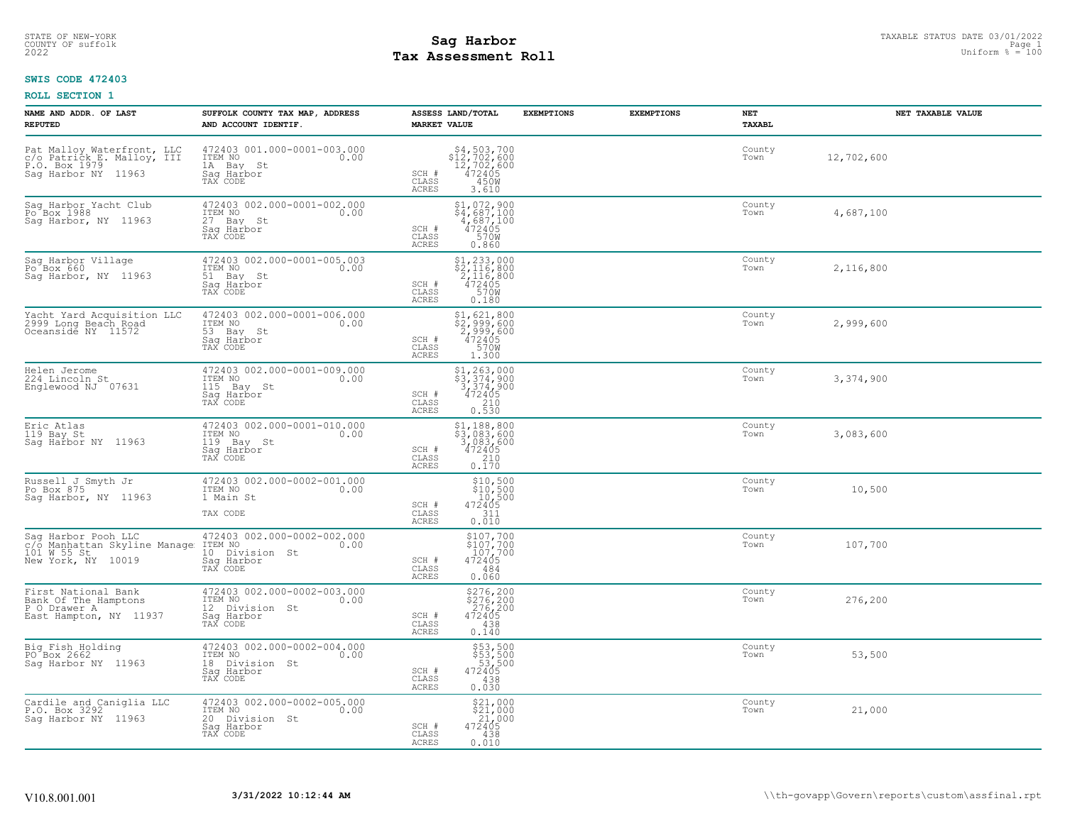STATE OF NEW-YORK
COUNTY OF suffolk
2022

# Sag Harbor
# Tax Assessment Roll

TAXABLE STATUS DATE 03/01/2022
Uniform % = 100

**SWIS CODE 472403**

**ROLL SECTION 1**

| NAME AND ADDR. OF LAST REPUTED | SUFFOLK COUNTY TAX MAP, ADDRESS AND ACCOUNT IDENTIF. | ASSESS LAND/TOTAL MARKET VALUE | EXEMPTIONS | EXEMPTIONS | NET TAXABL | NET TAXABLE VALUE |
|---|---|---|---|---|---|---|
| Pat Malloy Waterfront, LLC<br>c/o Patrick E. Malloy, III<br>P.O. Box 1979<br>Sag Harbor NY 11963 | 472403 001.000-0001-003.000<br>ITEM NO 0.00<br>1A Bay St<br>Sag Harbor<br>TAX CODE | $4,503,700<br>$12,702,600<br>12,702,600<br>SCH # 472405<br>CLASS 450W<br>ACRES 3.610 | | | County<br>Town | 12,702,600 |
| Sag Harbor Yacht Club<br>Po Box 1988<br>Sag Harbor, NY 11963 | 472403 002.000-0001-002.000<br>ITEM NO 0.00<br>27 Bay St<br>Sag Harbor<br>TAX CODE | $1,072,900<br>$4,687,100<br>4,687,100<br>SCH # 472405<br>CLASS 570W<br>ACRES 0.860 | | | County<br>Town | 4,687,100 |
| Sag Harbor Village<br>Po Box 660<br>Sag Harbor, NY 11963 | 472403 002.000-0001-005.003<br>ITEM NO 0.00<br>51 Bay St<br>Sag Harbor<br>TAX CODE | $1,233,000<br>$2,116,800<br>2,116,800<br>SCH # 472405<br>CLASS 570W<br>ACRES 0.180 | | | County<br>Town | 2,116,800 |
| Yacht Yard Acquisition LLC<br>2999 Long Beach Road<br>Oceanside NY 11572 | 472403 002.000-0001-006.000<br>ITEM NO 0.00<br>53 Bay St<br>Sag Harbor<br>TAX CODE | $1,621,800<br>$2,999,600<br>2,999,600<br>SCH # 472405<br>CLASS 570W<br>ACRES 1.300 | | | County<br>Town | 2,999,600 |
| Helen Jerome<br>224 Lincoln St<br>Englewood NJ 07631 | 472403 002.000-0001-009.000<br>ITEM NO 0.00<br>115 Bay St<br>Sag Harbor<br>TAX CODE | $1,263,000<br>$3,374,900<br>3,374,900<br>SCH # 472405<br>CLASS 210<br>ACRES 0.530 | | | County<br>Town | 3,374,900 |
| Eric Atlas<br>119 Bay St<br>Sag Harbor NY 11963 | 472403 002.000-0001-010.000<br>ITEM NO 0.00<br>119 Bay St<br>Sag Harbor<br>TAX CODE | $1,188,800<br>$3,083,600<br>3,083,600<br>SCH # 472405<br>CLASS 210<br>ACRES 0.170 | | | County<br>Town | 3,083,600 |
| Russell J Smyth Jr<br>Po Box 875<br>Sag Harbor, NY 11963 | 472403 002.000-0002-001.000<br>ITEM NO 0.00<br>1 Main St<br>TAX CODE | $10,500<br>$10,500<br>10,500<br>SCH # 472405<br>CLASS 311<br>ACRES 0.010 | | | County<br>Town | 10,500 |
| Sag Harbor Pooh LLC<br>c/o Manhattan Skyline Manage<br>101 W 55 St<br>New York, NY 10019 | 472403 002.000-0002-002.000<br>ITEM NO 0.00<br>10 Division St<br>Sag Harbor<br>TAX CODE | $107,700<br>$107,700<br>107,700<br>SCH # 472405<br>CLASS 484<br>ACRES 0.060 | | | County<br>Town | 107,700 |
| First National Bank<br>Bank Of The Hamptons<br>P O Drawer A<br>East Hampton, NY 11937 | 472403 002.000-0002-003.000<br>ITEM NO 0.00<br>12 Division St<br>Sag Harbor<br>TAX CODE | $276,200<br>$276,200<br>276,200<br>SCH # 472405<br>CLASS 438<br>ACRES 0.140 | | | County<br>Town | 276,200 |
| Big Fish Holding<br>PO Box 2662<br>Sag Harbor NY 11963 | 472403 002.000-0002-004.000<br>ITEM NO 0.00<br>18 Division St<br>Sag Harbor<br>TAX CODE | $53,500<br>$53,500<br>53,500<br>SCH # 472405<br>CLASS 438<br>ACRES 0.030 | | | County<br>Town | 53,500 |
| Cardile and Caniglia LLC<br>P.O. Box 3292<br>Sag Harbor NY 11963 | 472403 002.000-0002-005.000<br>ITEM NO 0.00<br>20 Division St<br>Sag Harbor<br>TAX CODE | $21,000<br>$21,000<br>21,000<br>SCH # 472405<br>CLASS 438<br>ACRES 0.010 | | | County<br>Town | 21,000 |

V10.8.001.001 3/31/2022 10:12:44 AM \\th-govapp\Govern\reports\custom\assfinal.rpt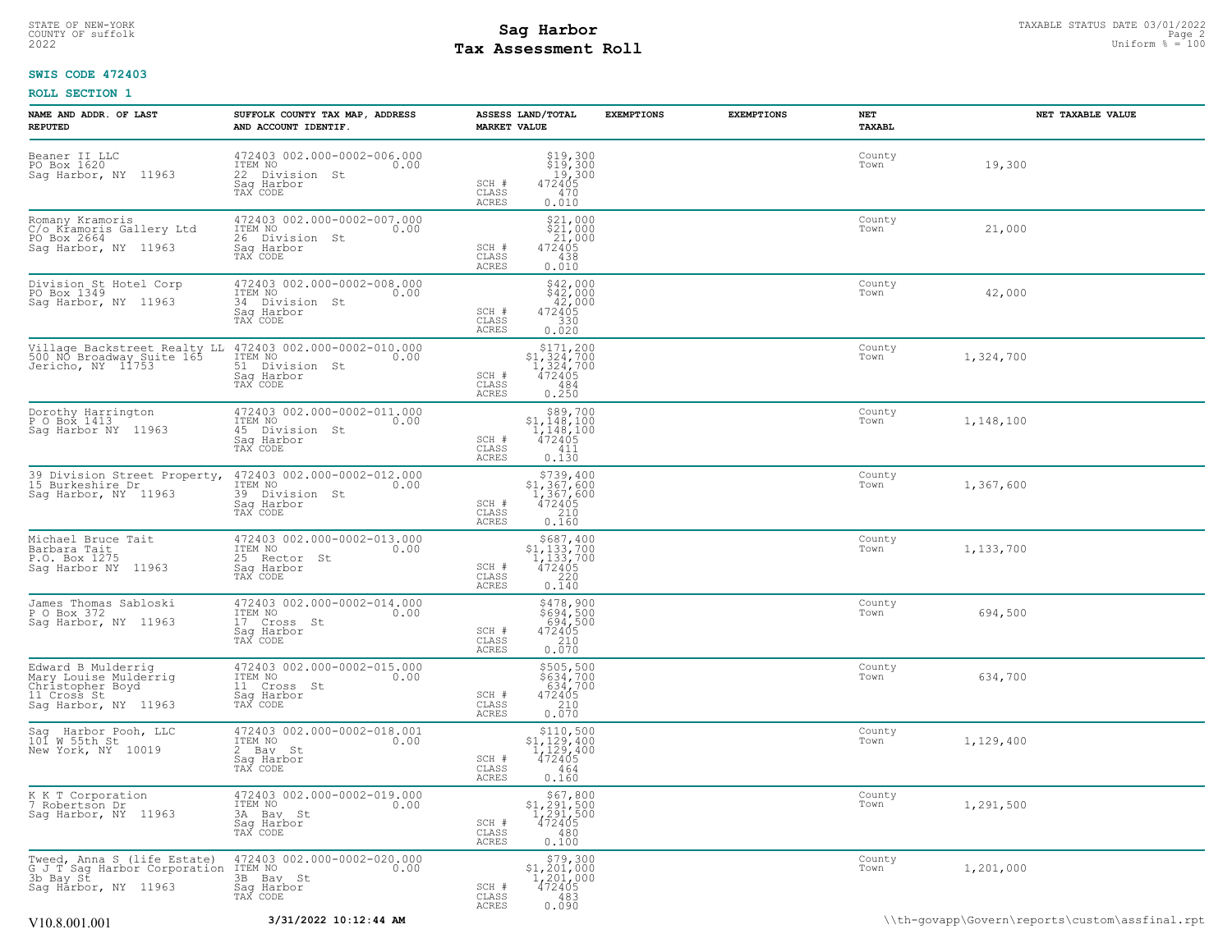STATE OF NEW-YORK
COUNTY OF suffolk
2022

# Sag Harbor
# Tax Assessment Roll

TAXABLE STATUS DATE 03/01/2022
Uniform % = 100

**SWIS CODE 472403**

**ROLL SECTION 1**

| NAME AND ADDR. OF LAST REPUTED | SUFFOLK COUNTY TAX MAP, ADDRESS AND ACCOUNT IDENTIF. | ASSESS LAND/TOTAL MARKET VALUE | EXEMPTIONS | EXEMPTIONS | NET TAXABL | NET TAXABLE VALUE |
|---|---|---|---|---|---|---|
| Beaner II LLC<br>PO Box 1620<br>Sag Harbor, NY 11963 | 472403 002.000-0002-006.000<br>ITEM NO 0.00<br>22 Division St<br>Sag Harbor<br>TAX CODE | $19,300<br>$19,300<br>19,300<br>SCH # 472405<br>CLASS 470<br>ACRES 0.010 | | | County<br>Town | 19,300 |
| Romany Kramoris<br>C/o Kramoris Gallery Ltd<br>PO Box 2664<br>Sag Harbor, NY 11963 | 472403 002.000-0002-007.000<br>ITEM NO 0.00<br>26 Division St<br>Sag Harbor<br>TAX CODE | $21,000<br>$21,000<br>21,000<br>SCH # 472405<br>CLASS 438<br>ACRES 0.010 | | | County<br>Town | 21,000 |
| Division St Hotel Corp<br>PO Box 1349<br>Sag Harbor, NY 11963 | 472403 002.000-0002-008.000<br>ITEM NO 0.00<br>34 Division St<br>Sag Harbor<br>TAX CODE | $42,000<br>$42,000<br>42,000<br>SCH # 472405<br>CLASS 330<br>ACRES 0.020 | | | County<br>Town | 42,000 |
| Village Backstreet Realty LL<br>500 NO Broadway Suite 165<br>Jericho, NY 11753 | 472403 002.000-0002-010.000<br>ITEM NO 0.00<br>51 Division St<br>Sag Harbor<br>TAX CODE | $171,200<br>$1,324,700<br>1,324,700<br>SCH # 472405<br>CLASS 484<br>ACRES 0.250 | | | County<br>Town | 1,324,700 |
| Dorothy Harrington<br>P O Box 1413<br>Sag Harbor NY 11963 | 472403 002.000-0002-011.000<br>ITEM NO 0.00<br>45 Division St<br>Sag Harbor<br>TAX CODE | $89,700<br>$1,148,100<br>1,148,100<br>SCH # 472405<br>CLASS 411<br>ACRES 0.130 | | | County<br>Town | 1,148,100 |
| 39 Division Street Property,<br>15 Burkeshire Dr<br>Sag Harbor, NY 11963 | 472403 002.000-0002-012.000<br>ITEM NO 0.00<br>39 Division St<br>Sag Harbor<br>TAX CODE | $739,400<br>$1,367,600<br>1,367,600<br>SCH # 472405<br>CLASS 210<br>ACRES 0.160 | | | County<br>Town | 1,367,600 |
| Michael Bruce Tait<br>Barbara Tait<br>P.O. Box 1275<br>Sag Harbor NY 11963 | 472403 002.000-0002-013.000<br>ITEM NO 0.00<br>25 Rector St<br>Sag Harbor<br>TAX CODE | $687,400<br>$1,133,700<br>1,133,700<br>SCH # 472405<br>CLASS 220<br>ACRES 0.140 | | | County<br>Town | 1,133,700 |
| James Thomas Sabloski<br>P O Box 372<br>Sag Harbor, NY 11963 | 472403 002.000-0002-014.000<br>ITEM NO 0.00<br>17 Cross St<br>Sag Harbor<br>TAX CODE | $478,900<br>$694,500<br>694,500<br>SCH # 472405<br>CLASS 210<br>ACRES 0.070 | | | County<br>Town | 694,500 |
| Edward B Mulderrig<br>Mary Louise Mulderrig<br>Christopher Boyd<br>11 Cross St<br>Sag Harbor, NY 11963 | 472403 002.000-0002-015.000<br>ITEM NO 0.00<br>11 Cross St<br>Sag Harbor<br>TAX CODE | $505,500<br>$634,700<br>634,700<br>SCH # 472405<br>CLASS 210<br>ACRES 0.070 | | | County<br>Town | 634,700 |
| Sag Harbor Pooh, LLC<br>101 W 55th St<br>New York, NY 10019 | 472403 002.000-0002-018.001<br>ITEM NO 0.00<br>2 Bay St<br>Sag Harbor<br>TAX CODE | $110,500<br>$1,129,400<br>1,129,400<br>SCH # 472405<br>CLASS 464<br>ACRES 0.160 | | | County<br>Town | 1,129,400 |
| K K T Corporation<br>7 Robertson Dr<br>Sag Harbor, NY 11963 | 472403 002.000-0002-019.000<br>ITEM NO 0.00<br>3A Bay St<br>Sag Harbor<br>TAX CODE | $67,800<br>$1,291,500<br>1,291,500<br>SCH # 472405<br>CLASS 480<br>ACRES 0.100 | | | County<br>Town | 1,291,500 |
| Tweed, Anna S (life Estate)<br>G J T Sag Harbor Corporation<br>3b Bay St<br>Sag Harbor, NY 11963 | 472403 002.000-0002-020.000<br>ITEM NO 0.00<br>3B Bay St<br>Sag Harbor<br>TAX CODE | $79,300<br>$1,201,000<br>1,201,000<br>SCH # 472405<br>CLASS 483<br>ACRES 0.090 | | | County<br>Town | 1,201,000 |

V10.8.001.001 3/31/2022 10:12:44 AM \\th-govapp\Govern\reports\custom\assfinal.rpt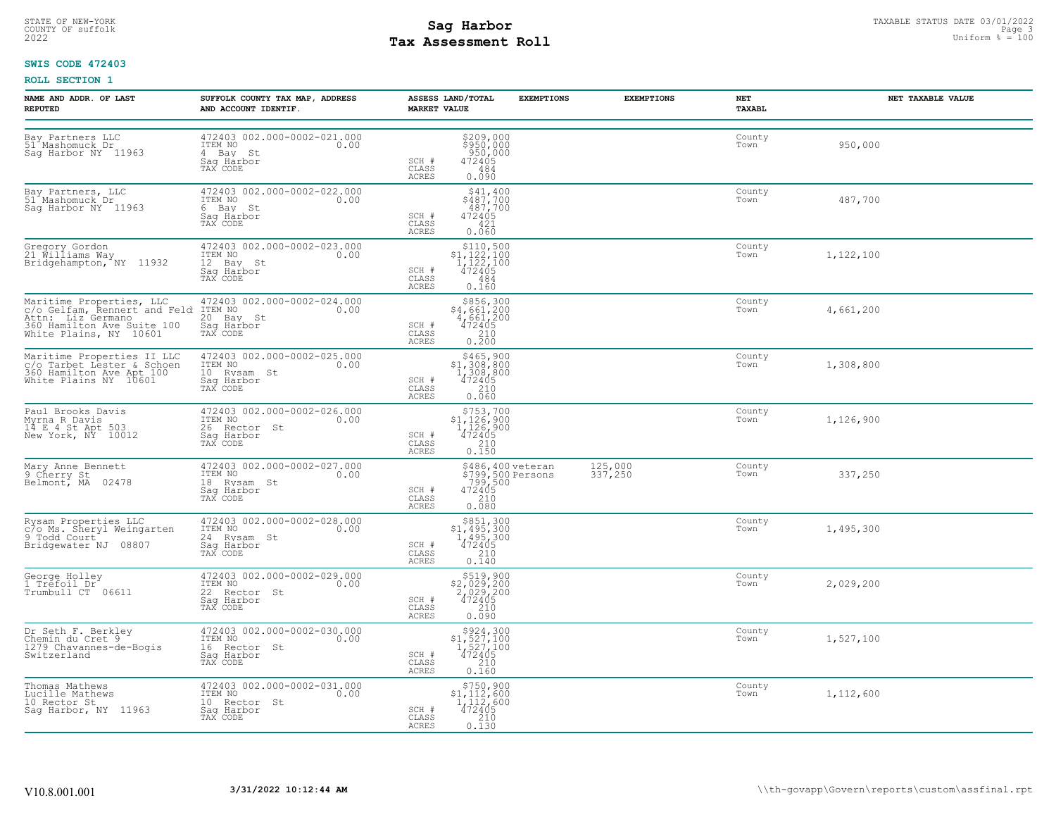STATE OF NEW-YORK
COUNTY OF suffolk
2022

# Sag Harbor
## Tax Assessment Roll

TAXABLE STATUS DATE 03/01/2022
Uniform % = 100

**SWIS CODE 472403**

**ROLL SECTION 1**

| NAME AND ADDR. OF LAST REPUTED | SUFFOLK COUNTY TAX MAP, ADDRESS AND ACCOUNT IDENTIF. | ASSESS LAND/TOTAL MARKET VALUE | EXEMPTIONS | EXEMPTIONS | NET TAXABL | NET TAXABLE VALUE |
|---|---|---|---|---|---|---|
| Bay Partners LLC<br>51 Mashomuck Dr<br>Sag Harbor NY 11963 | 472403 002.000-0002-021.000<br>ITEM NO 0.00<br>4 Bay St<br>Sag Harbor<br>TAX CODE | $209,000<br>$950,000<br>950,000<br>SCH # 472405<br>CLASS 484<br>ACRES 0.090 | | | County<br>Town | 950,000 |
| Bay Partners, LLC<br>51 Mashomuck Dr<br>Sag Harbor NY 11963 | 472403 002.000-0002-022.000<br>ITEM NO 0.00<br>6 Bay St<br>Sag Harbor<br>TAX CODE | $41,400<br>$487,700<br>487,700<br>SCH # 472405<br>CLASS 421<br>ACRES 0.060 | | | County<br>Town | 487,700 |
| Gregory Gordon<br>21 Williams Way<br>Bridgehampton, NY 11932 | 472403 002.000-0002-023.000<br>ITEM NO 0.00<br>12 Bay St<br>Sag Harbor<br>TAX CODE | $110,500<br>$1,122,100<br>1,122,100<br>SCH # 472405<br>CLASS 484<br>ACRES 0.160 | | | County<br>Town | 1,122,100 |
| Maritime Properties, LLC<br>c/o Gelfam, Rennert and Feld<br>Attn: Liz Germano<br>360 Hamilton Ave Suite 100<br>White Plains, NY 10601 | 472403 002.000-0002-024.000<br>ITEM NO 0.00<br>20 Bay St<br>Sag Harbor<br>TAX CODE | $856,300<br>$4,661,200<br>4,661,200<br>SCH # 472405<br>CLASS 210<br>ACRES 0.200 | | | County<br>Town | 4,661,200 |
| Maritime Properties II LLC<br>c/o Tarbet Lester & Schoen<br>360 Hamilton Ave Apt 100<br>White Plains NY 10601 | 472403 002.000-0002-025.000<br>ITEM NO 0.00<br>10 Rysam St<br>Sag Harbor<br>TAX CODE | $465,900<br>$1,308,800<br>1,308,800<br>SCH # 472405<br>CLASS 210<br>ACRES 0.060 | | | County<br>Town | 1,308,800 |
| Paul Brooks Davis<br>Myrna R Davis<br>14 E 4 St Apt 503<br>New York, NY 10012 | 472403 002.000-0002-026.000<br>ITEM NO 0.00<br>26 Rector St<br>Sag Harbor<br>TAX CODE | $753,700<br>$1,126,900<br>1,126,900<br>SCH # 472405<br>CLASS 210<br>ACRES 0.150 | | | County<br>Town | 1,126,900 |
| Mary Anne Bennett<br>9 Cherry St<br>Belmont, MA 02478 | 472403 002.000-0002-027.000<br>ITEM NO 0.00<br>18 Rysam St<br>Sag Harbor<br>TAX CODE | $486,400<br>$799,500<br>799,500<br>SCH # 472405<br>CLASS 210<br>ACRES 0.080 | veteran<br>Persons | 125,000<br>337,250 | County<br>Town | 337,250 |
| Rysam Properties LLC<br>c/o Ms. Sheryl Weingarten<br>9 Todd Court<br>Bridgewater NJ 08807 | 472403 002.000-0002-028.000<br>ITEM NO 0.00<br>24 Rysam St<br>Sag Harbor<br>TAX CODE | $851,300<br>$1,495,300<br>1,495,300<br>SCH # 472405<br>CLASS 210<br>ACRES 0.140 | | | County<br>Town | 1,495,300 |
| George Holley<br>1 Trefoil Dr<br>Trumbull CT 06611 | 472403 002.000-0002-029.000<br>ITEM NO 0.00<br>22 Rector St<br>Sag Harbor<br>TAX CODE | $519,900<br>$2,029,200<br>2,029,200<br>SCH # 472405<br>CLASS 210<br>ACRES 0.090 | | | County<br>Town | 2,029,200 |
| Dr Seth F. Berkley<br>Chemin du Cret 9<br>1279 Chavannes-de-Bogis<br>Switzerland | 472403 002.000-0002-030.000<br>ITEM NO 0.00<br>16 Rector St<br>Sag Harbor<br>TAX CODE | $924,300<br>$1,527,100<br>1,527,100<br>SCH # 472405<br>CLASS 210<br>ACRES 0.160 | | | County<br>Town | 1,527,100 |
| Thomas Mathews<br>Lucille Mathews<br>10 Rector St<br>Sag Harbor, NY 11963 | 472403 002.000-0002-031.000<br>ITEM NO 0.00<br>10 Rector St<br>Sag Harbor<br>TAX CODE | $750,900<br>$1,112,600<br>1,112,600<br>SCH # 472405<br>CLASS 210<br>ACRES 0.130 | | | County<br>Town | 1,112,600 |

V10.8.001.001    3/31/2022 10:12:44 AM    \\th-govapp\Govern\reports\custom\assfinal.rpt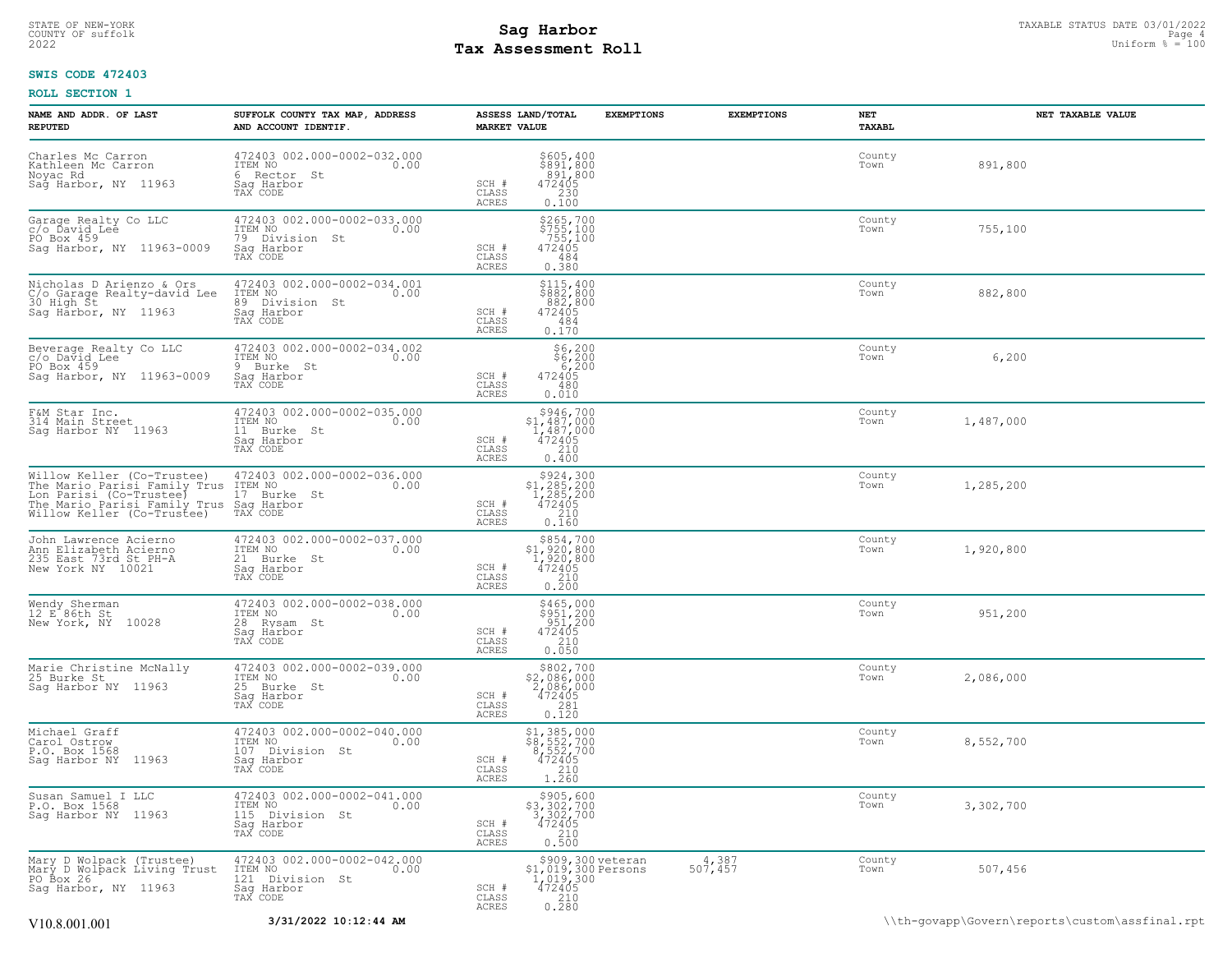STATE OF NEW-YORK
COUNTY OF suffolk
2022

# Sag Harbor
## Tax Assessment Roll

TAXABLE STATUS DATE 03/01/2022
Uniform % = 100

**SWIS CODE 472403**

**ROLL SECTION 1**

| NAME AND ADDR. OF LAST REPUTED | SUFFOLK COUNTY TAX MAP, ADDRESS AND ACCOUNT IDENTIF. | ASSESS LAND/TOTAL MARKET VALUE | EXEMPTIONS | EXEMPTIONS | NET TAXABL | NET TAXABLE VALUE |
|---|---|---|---|---|---|---|
| Charles Mc Carron<br>Kathleen Mc Carron<br>Noyac Rd<br>Sag Harbor, NY 11963 | 472403 002.000-0002-032.000<br>ITEM NO 0.00<br>6 Rector St<br>Sag Harbor<br>TAX CODE | $605,400<br>$891,800<br>891,800<br>SCH # 472405<br>CLASS 230<br>ACRES 0.100 | | | County<br>Town | 891,800 |
| Garage Realty Co LLC<br>c/o David Lee<br>PO Box 459<br>Sag Harbor, NY 11963-0009 | 472403 002.000-0002-033.000<br>ITEM NO 0.00<br>79 Division St<br>Sag Harbor<br>TAX CODE | $265,700<br>$755,100<br>755,100<br>SCH # 472405<br>CLASS 484<br>ACRES 0.380 | | | County<br>Town | 755,100 |
| Nicholas D Arienzo & Ors<br>C/o Garage Realty-david Lee<br>30 High St<br>Sag Harbor, NY 11963 | 472403 002.000-0002-034.001<br>ITEM NO 0.00<br>89 Division St<br>Sag Harbor<br>TAX CODE | $115,400<br>$882,800<br>882,800<br>SCH # 472405<br>CLASS 484<br>ACRES 0.170 | | | County<br>Town | 882,800 |
| Beverage Realty Co LLC<br>c/o David Lee<br>PO Box 459<br>Sag Harbor, NY 11963-0009 | 472403 002.000-0002-034.002<br>ITEM NO 0.00<br>9 Burke St<br>Sag Harbor<br>TAX CODE | $6,200<br>$6,200<br>6,200<br>SCH # 472405<br>CLASS 480<br>ACRES 0.010 | | | County<br>Town | 6,200 |
| F&M Star Inc.<br>314 Main Street<br>Sag Harbor NY 11963 | 472403 002.000-0002-035.000<br>ITEM NO 0.00<br>11 Burke St<br>Sag Harbor<br>TAX CODE | $946,700<br>$1,487,000<br>1,487,000<br>SCH # 472405<br>CLASS 210<br>ACRES 0.400 | | | County<br>Town | 1,487,000 |
| Willow Keller (Co-Trustee)<br>The Mario Parisi Family Trus<br>Lon Parisi (Co-Trustee)<br>The Mario Parisi Family Trus<br>Willow Keller (Co-Trustee) | 472403 002.000-0002-036.000<br>ITEM NO 0.00<br>17 Burke St<br>Sag Harbor<br>TAX CODE | $924,300<br>$1,285,200<br>1,285,200<br>SCH # 472405<br>CLASS 210<br>ACRES 0.160 | | | County<br>Town | 1,285,200 |
| John Lawrence Acierno<br>Ann Elizabeth Acierno<br>235 East 73rd St PH-A<br>New York NY 10021 | 472403 002.000-0002-037.000<br>ITEM NO 0.00<br>21 Burke St<br>Sag Harbor<br>TAX CODE | $854,700<br>$1,920,800<br>1,920,800<br>SCH # 472405<br>CLASS 210<br>ACRES 0.200 | | | County<br>Town | 1,920,800 |
| Wendy Sherman<br>12 E 86th St<br>New York, NY 10028 | 472403 002.000-0002-038.000<br>ITEM NO 0.00<br>28 Rysam St<br>Sag Harbor<br>TAX CODE | $465,000<br>$951,200<br>951,200<br>SCH # 472405<br>CLASS 210<br>ACRES 0.050 | | | County<br>Town | 951,200 |
| Marie Christine McNally<br>25 Burke St<br>Sag Harbor NY 11963 | 472403 002.000-0002-039.000<br>ITEM NO 0.00<br>25 Burke St<br>Sag Harbor<br>TAX CODE | $802,700<br>$2,086,000<br>2,086,000<br>SCH # 472405<br>CLASS 281<br>ACRES 0.120 | | | County<br>Town | 2,086,000 |
| Michael Graff<br>Carol Ostrow<br>P.O. Box 1568<br>Sag Harbor NY 11963 | 472403 002.000-0002-040.000<br>ITEM NO 0.00<br>107 Division St<br>Sag Harbor<br>TAX CODE | $1,385,000<br>$8,552,700<br>8,552,700<br>SCH # 472405<br>CLASS 210<br>ACRES 1.260 | | | County<br>Town | 8,552,700 |
| Susan Samuel I LLC<br>P.O. Box 1568<br>Sag Harbor NY 11963 | 472403 002.000-0002-041.000<br>ITEM NO 0.00<br>115 Division St<br>Sag Harbor<br>TAX CODE | $905,600<br>$3,302,700<br>3,302,700<br>SCH # 472405<br>CLASS 210<br>ACRES 0.500 | | | County<br>Town | 3,302,700 |
| Mary D Wolpack (Trustee)<br>Mary D Wolpack Living Trust<br>PO Box 26<br>Sag Harbor, NY 11963 | 472403 002.000-0002-042.000<br>ITEM NO 0.00<br>121 Division St<br>Sag Harbor<br>TAX CODE | $909,300<br>$1,019,300<br>1,019,300<br>SCH # 472405<br>CLASS 210<br>ACRES 0.280 | veteran<br>Persons | 4,387<br>507,457 | County<br>Town | 507,456 |

V10.8.001.001 | 3/31/2022 10:12:44 AM | \\th-govapp\Govern\reports\custom\assfinal.rpt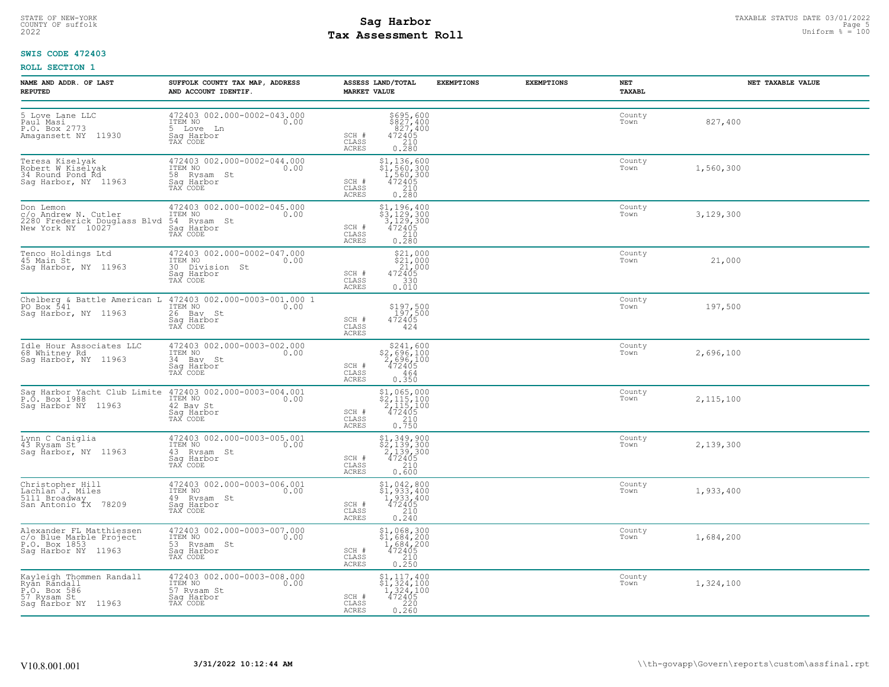STATE OF NEW-YORK
COUNTY OF suffolk
2022

# Sag Harbor
# Tax Assessment Roll

TAXABLE STATUS DATE 03/01/2022
Uniform % = 100

**SWIS CODE 472403**

**ROLL SECTION 1**

| NAME AND ADDR. OF LAST REPUTED | SUFFOLK COUNTY TAX MAP, ADDRESS AND ACCOUNT IDENTIF. | | ASSESS LAND/TOTAL MARKET VALUE | EXEMPTIONS | EXEMPTIONS | NET TAXABL | NET TAXABLE VALUE |
|---|---|---|---|---|---|---|---|
| 5 Love Lane LLC<br>Paul Masi<br>P.O. Box 2773<br>Amagansett NY 11930 | 472403 002.000-0002-043.000<br>ITEM NO 0.00<br>5 Love Ln<br>Sag Harbor<br>TAX CODE | SCH #<br>CLASS<br>ACRES | $695,600<br>$827,400<br>827,400<br>472405<br>210<br>0.280 | | | County<br>Town | 827,400 |
| Teresa Kiselyak<br>Robert W Kiselyak<br>34 Round Pond Rd<br>Sag Harbor, NY 11963 | 472403 002.000-0002-044.000<br>ITEM NO 0.00<br>58 Rysam St<br>Sag Harbor<br>TAX CODE | SCH #<br>CLASS<br>ACRES | $1,136,600<br>$1,560,300<br>1,560,300<br>472405<br>210<br>0.280 | | | County<br>Town | 1,560,300 |
| Don Lemon<br>c/o Andrew N. Cutler<br>2280 Frederick Douglass Blvd<br>New York NY 10027 | 472403 002.000-0002-045.000<br>ITEM NO 0.00<br>54 Rysam St<br>Sag Harbor<br>TAX CODE | SCH #<br>CLASS<br>ACRES | $1,196,400<br>$3,129,300<br>3,129,300<br>472405<br>210<br>0.280 | | | County<br>Town | 3,129,300 |
| Tenco Holdings Ltd<br>45 Main St<br>Sag Harbor, NY 11963 | 472403 002.000-0002-047.000<br>ITEM NO 0.00<br>30 Division St<br>Sag Harbor<br>TAX CODE | SCH #<br>CLASS<br>ACRES | $21,000<br>$21,000<br>21,000<br>472405<br>330<br>0.010 | | | County<br>Town | 21,000 |
| Chelberg & Battle American L<br>PO Box 541<br>Sag Harbor, NY 11963 | 472403 002.000-0003-001.000 1<br>ITEM NO 0.00<br>26 Bay St<br>Sag Harbor<br>TAX CODE | SCH #<br>CLASS<br>ACRES | $197,500<br>197,500<br>472405<br>424 | | | County<br>Town | 197,500 |
| Idle Hour Associates LLC<br>68 Whitney Rd<br>Sag Harbor, NY 11963 | 472403 002.000-0003-002.000<br>ITEM NO 0.00<br>34 Bay St<br>Sag Harbor<br>TAX CODE | SCH #<br>CLASS<br>ACRES | $241,600<br>$2,696,100<br>2,696,100<br>472405<br>464<br>0.350 | | | County<br>Town | 2,696,100 |
| Sag Harbor Yacht Club Limite<br>P.O. Box 1988<br>Sag Harbor NY 11963 | 472403 002.000-0003-004.001<br>ITEM NO 0.00<br>42 Bay St<br>Sag Harbor<br>TAX CODE | SCH #<br>CLASS<br>ACRES | $1,065,000<br>$2,115,100<br>2,115,100<br>472405<br>210<br>0.750 | | | County<br>Town | 2,115,100 |
| Lynn C Caniglia<br>43 Rysam St<br>Sag Harbor, NY 11963 | 472403 002.000-0003-005.001<br>ITEM NO 0.00<br>43 Rysam St<br>Sag Harbor<br>TAX CODE | SCH #<br>CLASS<br>ACRES | $1,349,900<br>$2,139,300<br>2,139,300<br>472405<br>210<br>0.600 | | | County<br>Town | 2,139,300 |
| Christopher Hill<br>Lachlan J. Miles<br>5111 Broadway<br>San Antonio TX 78209 | 472403 002.000-0003-006.001<br>ITEM NO 0.00<br>49 Rysam St<br>Sag Harbor<br>TAX CODE | SCH #<br>CLASS<br>ACRES | $1,042,800<br>$1,933,400<br>1,933,400<br>472405<br>210<br>0.240 | | | County<br>Town | 1,933,400 |
| Alexander FL Matthiessen<br>c/o Blue Marble Project<br>P.O. Box 1853<br>Sag Harbor NY 11963 | 472403 002.000-0003-007.000<br>ITEM NO 0.00<br>53 Rysam St<br>Sag Harbor<br>TAX CODE | SCH #<br>CLASS<br>ACRES | $1,068,300<br>$1,684,200<br>1,684,200<br>472405<br>210<br>0.250 | | | County<br>Town | 1,684,200 |
| Kayleigh Thommen Randall<br>Ryan Randall<br>P.O. Box 586<br>57 Rysam St<br>Sag Harbor NY 11963 | 472403 002.000-0003-008.000<br>ITEM NO 0.00<br>57 Rysam St<br>Sag Harbor<br>TAX CODE | SCH #<br>CLASS<br>ACRES | $1,117,400<br>$1,324,100<br>1,324,100<br>472405<br>220<br>0.260 | | | County<br>Town | 1,324,100 |

V10.8.001.001 3/31/2022 10:12:44 AM \\th-govapp\Govern\reports\custom\assfinal.rpt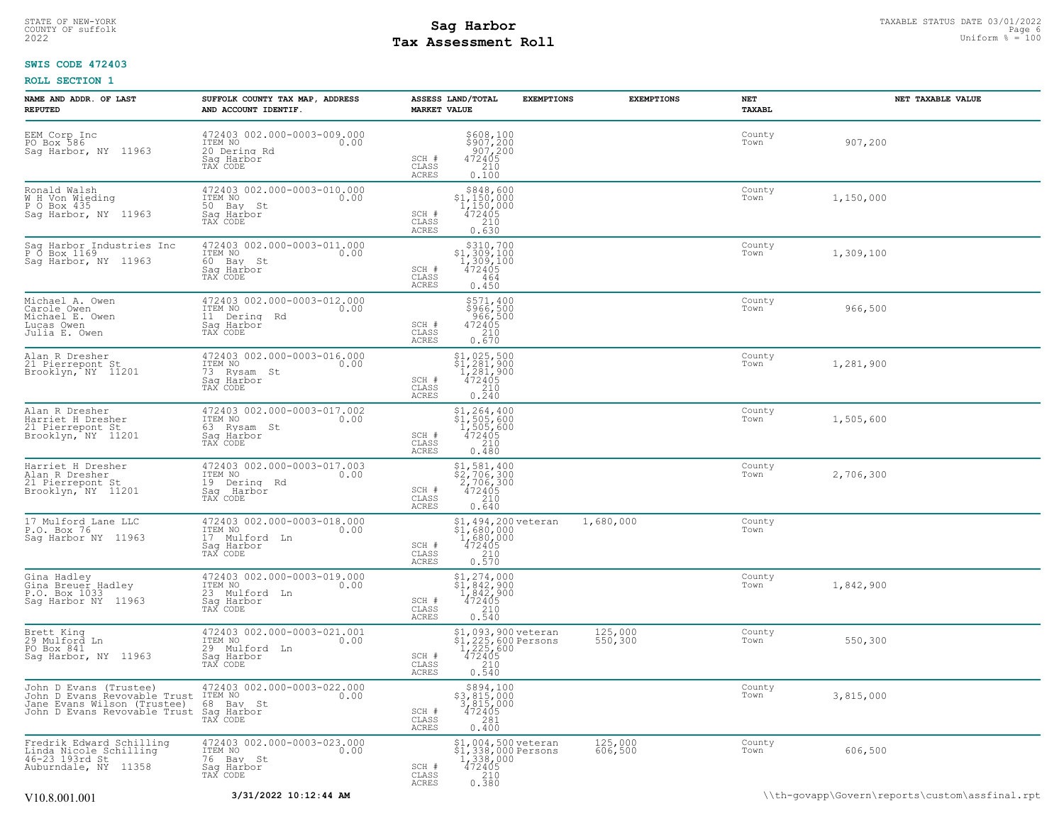STATE OF NEW-YORK
COUNTY OF suffolk
2022

# Sag Harbor
# Tax Assessment Roll

TAXABLE STATUS DATE 03/01/2022
Uniform % = 100

**SWIS CODE 472403**

**ROLL SECTION 1**

| NAME AND ADDR. OF LAST REPUTED | SUFFOLK COUNTY TAX MAP, ADDRESS AND ACCOUNT IDENTIF. | | ASSESS LAND/TOTAL MARKET VALUE | EXEMPTIONS | EXEMPTIONS | NET TAXABL | NET TAXABLE VALUE |
|---|---|---|---|---|---|---|---|
| EEM Corp Inc<br>PO Box 586<br>Sag Harbor, NY 11963 | 472403 002.000-0003-009.000<br>ITEM NO 0.00<br>20 Dering Rd<br>Sag Harbor<br>TAX CODE | SCH #<br>CLASS<br>ACRES | $608,100<br>$907,200<br>907,200<br>472405<br>210<br>0.100 | | | County<br>Town | 907,200 |
| Ronald Walsh<br>W H Von Wieding<br>P O Box 435<br>Sag Harbor, NY 11963 | 472403 002.000-0003-010.000<br>ITEM NO 0.00<br>50 Bay St<br>Sag Harbor<br>TAX CODE | SCH #<br>CLASS<br>ACRES | $848,600<br>$1,150,000<br>1,150,000<br>472405<br>210<br>0.630 | | | County<br>Town | 1,150,000 |
| Sag Harbor Industries Inc<br>P O Box 1169<br>Sag Harbor, NY 11963 | 472403 002.000-0003-011.000<br>ITEM NO 0.00<br>60 Bay St<br>Sag Harbor<br>TAX CODE | SCH #<br>CLASS<br>ACRES | $310,700<br>$1,309,100<br>1,309,100<br>472405<br>464<br>0.450 | | | County<br>Town | 1,309,100 |
| Michael A. Owen<br>Carole Owen<br>Michael E. Owen<br>Lucas Owen<br>Julia E. Owen | 472403 002.000-0003-012.000<br>ITEM NO 0.00<br>11 Dering Rd<br>Sag Harbor<br>TAX CODE | SCH #<br>CLASS<br>ACRES | $571,400<br>$966,500<br>966,500<br>472405<br>210<br>0.670 | | | County<br>Town | 966,500 |
| Alan R Dresher<br>21 Pierrepont St<br>Brooklyn, NY 11201 | 472403 002.000-0003-016.000<br>ITEM NO 0.00<br>73 Rysam St<br>Sag Harbor<br>TAX CODE | SCH #<br>CLASS<br>ACRES | $1,025,500<br>$1,281,900<br>1,281,900<br>472405<br>210<br>0.240 | | | County<br>Town | 1,281,900 |
| Alan R Dresher<br>Harriet H Dresher<br>21 Pierrepont St<br>Brooklyn, NY 11201 | 472403 002.000-0003-017.002<br>ITEM NO 0.00<br>63 Rysam St<br>Sag Harbor<br>TAX CODE | SCH #<br>CLASS<br>ACRES | $1,264,400<br>$1,505,600<br>1,505,600<br>472405<br>210<br>0.480 | | | County<br>Town | 1,505,600 |
| Harriet H Dresher<br>Alan R Dresher<br>21 Pierrepont St<br>Brooklyn, NY 11201 | 472403 002.000-0003-017.003<br>ITEM NO 0.00<br>19 Dering Rd<br>Sag Harbor<br>TAX CODE | SCH #<br>CLASS<br>ACRES | $1,581,400<br>$2,706,300<br>2,706,300<br>472405<br>210<br>0.640 | | | County<br>Town | 2,706,300 |
| 17 Mulford Lane LLC<br>P.O. Box 76<br>Sag Harbor NY 11963 | 472403 002.000-0003-018.000<br>ITEM NO 0.00<br>17 Mulford Ln<br>Sag Harbor<br>TAX CODE | SCH #<br>CLASS<br>ACRES | $1,494,200<br>$1,680,000<br>1,680,000<br>472405<br>210<br>0.570 | veteran | 1,680,000 | County<br>Town | |
| Gina Hadley<br>Gina Breuer Hadley<br>P.O. Box 1033<br>Sag Harbor NY 11963 | 472403 002.000-0003-019.000<br>ITEM NO 0.00<br>23 Mulford Ln<br>Sag Harbor<br>TAX CODE | SCH #<br>CLASS<br>ACRES | $1,274,000<br>$1,842,900<br>1,842,900<br>472405<br>210<br>0.540 | | | County<br>Town | 1,842,900 |
| Brett King<br>29 Mulford Ln<br>PO Box 841<br>Sag Harbor, NY 11963 | 472403 002.000-0003-021.001<br>ITEM NO 0.00<br>29 Mulford Ln<br>Sag Harbor<br>TAX CODE | SCH #<br>CLASS<br>ACRES | $1,093,900<br>$1,225,600<br>1,225,600<br>472405<br>210<br>0.540 | veteran<br>Persons | 125,000<br>550,300 | County<br>Town | 550,300 |
| John D Evans (Trustee)<br>John D Evans Revovable Trust<br>Jane Evans Wilson (Trustee)<br>John D Evans Revovable Trust | 472403 002.000-0003-022.000<br>ITEM NO 0.00<br>68 Bay St<br>Sag Harbor<br>TAX CODE | SCH #<br>CLASS<br>ACRES | $894,100<br>$3,815,000<br>3,815,000<br>472405<br>281<br>0.400 | | | County<br>Town | 3,815,000 |
| Fredrik Edward Schilling<br>Linda Nicole Schilling<br>46-23 193rd St<br>Auburndale, NY 11358 | 472403 002.000-0003-023.000<br>ITEM NO 0.00<br>76 Bay St<br>Sag Harbor<br>TAX CODE | SCH #<br>CLASS<br>ACRES | $1,004,500<br>$1,338,000<br>1,338,000<br>472405<br>210<br>0.380 | veteran<br>Persons | 125,000<br>606,500 | County<br>Town | 606,500 |

V10.8.001.001 3/31/2022 10:12:44 AM \\th-govapp\Govern\reports\custom\assfinal.rpt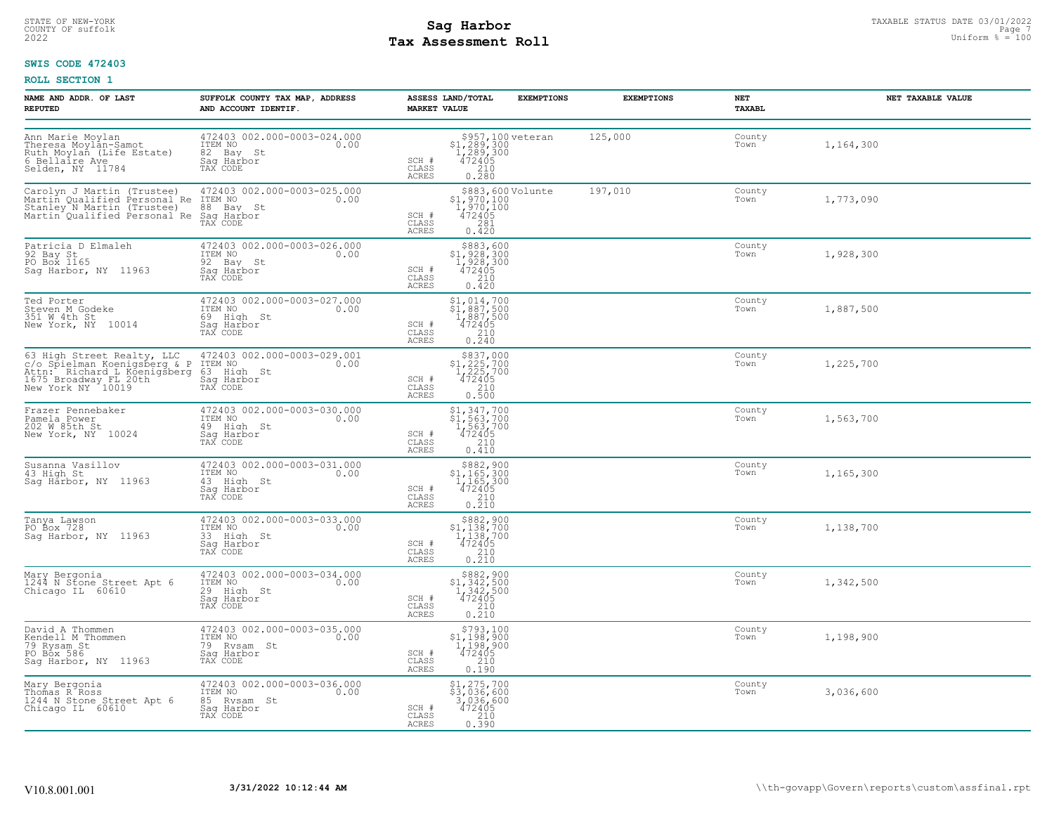STATE OF NEW-YORK
COUNTY OF suffolk
2022

# Sag Harbor
# Tax Assessment Roll

TAXABLE STATUS DATE 03/01/2022
Uniform % = 100

**SWIS CODE 472403**

**ROLL SECTION 1**

| NAME AND ADDR. OF LAST REPUTED | SUFFOLK COUNTY TAX MAP, ADDRESS AND ACCOUNT IDENTIF. | ASSESS LAND/TOTAL MARKET VALUE | EXEMPTIONS | EXEMPTIONS | NET TAXABL | NET TAXABLE VALUE |
|---|---|---|---|---|---|---|
| Ann Marie Moylan<br>Theresa Moylan-Samot<br>Ruth Moylan (Life Estate)<br>6 Bellaire Ave<br>Selden, NY 11784 | 472403 002.000-0003-024.000<br>ITEM NO 0.00<br>82 Bay St<br>Sag Harbor<br>TAX CODE | $957,100<br>$1,289,300<br>1,289,300<br>SCH # 472405<br>CLASS 210<br>ACRES 0.280 | veteran | 125,000 | County<br>Town | 1,164,300 |
| Carolyn J Martin (Trustee)<br>Martin Qualified Personal Re<br>Stanley N Martin (Trustee)<br>Martin Qualified Personal Re | 472403 002.000-0003-025.000<br>ITEM NO 0.00<br>88 Bay St<br>Sag Harbor<br>TAX CODE | $883,600<br>$1,970,100<br>1,970,100<br>SCH # 472405<br>CLASS 281<br>ACRES 0.420 | Volunte | 197,010 | County<br>Town | 1,773,090 |
| Patricia D Elmaleh<br>92 Bay St<br>PO Box 1165<br>Sag Harbor, NY 11963 | 472403 002.000-0003-026.000<br>ITEM NO 0.00<br>92 Bay St<br>Sag Harbor<br>TAX CODE | $883,600<br>$1,928,300<br>1,928,300<br>SCH # 472405<br>CLASS 210<br>ACRES 0.420 | | | County<br>Town | 1,928,300 |
| Ted Porter<br>Steven M Godeke<br>351 W 4th St<br>New York, NY 10014 | 472403 002.000-0003-027.000<br>ITEM NO 0.00<br>69 High St<br>Sag Harbor<br>TAX CODE | $1,014,700<br>$1,887,500<br>1,887,500<br>SCH # 472405<br>CLASS 210<br>ACRES 0.240 | | | County<br>Town | 1,887,500 |
| 63 High Street Realty, LLC<br>c/o Spielman Koenigsberg & P<br>Attn: Richard L Koenigsberg<br>1675 Broadway FL 20th<br>New York NY 10019 | 472403 002.000-0003-029.001<br>ITEM NO 0.00<br>63 High St<br>Sag Harbor<br>TAX CODE | $837,000<br>$1,225,700<br>1,225,700<br>SCH # 472405<br>CLASS 210<br>ACRES 0.500 | | | County<br>Town | 1,225,700 |
| Frazer Pennebaker<br>Pamela Power<br>202 W 85th St<br>New York, NY 10024 | 472403 002.000-0003-030.000<br>ITEM NO 0.00<br>49 High St<br>Sag Harbor<br>TAX CODE | $1,347,700<br>$1,563,700<br>1,563,700<br>SCH # 472405<br>CLASS 210<br>ACRES 0.410 | | | County<br>Town | 1,563,700 |
| Susanna Vasillov<br>43 High St<br>Sag Harbor, NY 11963 | 472403 002.000-0003-031.000<br>ITEM NO 0.00<br>43 High St<br>Sag Harbor<br>TAX CODE | $882,900<br>$1,165,300<br>1,165,300<br>SCH # 472405<br>CLASS 210<br>ACRES 0.210 | | | County<br>Town | 1,165,300 |
| Tanya Lawson<br>PO Box 728<br>Sag Harbor, NY 11963 | 472403 002.000-0003-033.000<br>ITEM NO 0.00<br>33 High St<br>Sag Harbor<br>TAX CODE | $882,900<br>$1,138,700<br>1,138,700<br>SCH # 472405<br>CLASS 210<br>ACRES 0.210 | | | County<br>Town | 1,138,700 |
| Mary Bergonia<br>1244 N Stone Street Apt 6<br>Chicago IL 60610 | 472403 002.000-0003-034.000<br>ITEM NO 0.00<br>29 High St<br>Sag Harbor<br>TAX CODE | $882,900<br>$1,342,500<br>1,342,500<br>SCH # 472405<br>CLASS 210<br>ACRES 0.210 | | | County<br>Town | 1,342,500 |
| David A Thommen<br>Kendell M Thommen<br>79 Rysam St<br>PO Box 586<br>Sag Harbor, NY 11963 | 472403 002.000-0003-035.000<br>ITEM NO 0.00<br>79 Rysam St<br>Sag Harbor<br>TAX CODE | $793,100<br>$1,198,900<br>1,198,900<br>SCH # 472405<br>CLASS 210<br>ACRES 0.190 | | | County<br>Town | 1,198,900 |
| Mary Bergonia<br>Thomas R Ross<br>1244 N Stone Street Apt 6<br>Chicago IL 60610 | 472403 002.000-0003-036.000<br>ITEM NO 0.00<br>85 Rysam St<br>Sag Harbor<br>TAX CODE | $1,275,700<br>$3,036,600<br>3,036,600<br>SCH # 472405<br>CLASS 210<br>ACRES 0.390 | | | County<br>Town | 3,036,600 |

V10.8.001.001 3/31/2022 10:12:44 AM \\th-govapp\Govern\reports\custom\assfinal.rpt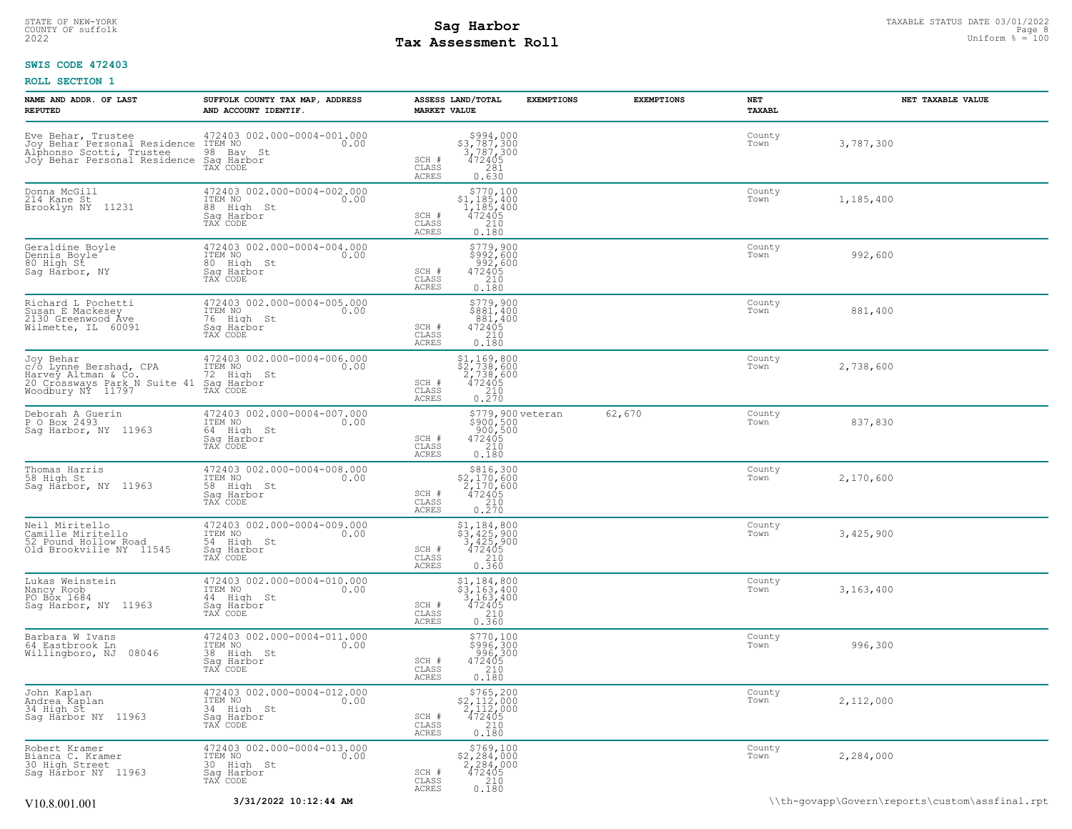STATE OF NEW-YORK
COUNTY OF suffolk
2022

# Sag Harbor
# Tax Assessment Roll

TAXABLE STATUS DATE 03/01/2022
Uniform % = 100

**SWIS CODE 472403**

**ROLL SECTION 1**

| NAME AND ADDR. OF LAST REPUTED | SUFFOLK COUNTY TAX MAP, ADDRESS AND ACCOUNT IDENTIF. | ASSESS LAND/TOTAL MARKET VALUE | EXEMPTIONS | EXEMPTIONS | NET TAXABL | NET TAXABLE VALUE |
|---|---|---|---|---|---|---|
| Eve Behar, Trustee<br>Joy Behar Personal Residence<br>Alphonso Scotti, Trustee<br>Joy Behar Personal Residence | 472403 002.000-0004-001.000<br>ITEM NO 0.00<br>98 Bay St<br>Sag Harbor<br>TAX CODE | $994,000<br>$3,787,300<br>3,787,300<br>SCH # 472405<br>CLASS 281<br>ACRES 0.630 | | | County<br>Town | 3,787,300 |
| Donna McGill<br>214 Kane St<br>Brooklyn NY 11231 | 472403 002.000-0004-002.000<br>ITEM NO 0.00<br>88 High St<br>Sag Harbor<br>TAX CODE | $770,100<br>$1,185,400<br>1,185,400<br>SCH # 472405<br>CLASS 210<br>ACRES 0.180 | | | County<br>Town | 1,185,400 |
| Geraldine Boyle<br>Dennis Boyle<br>80 High St<br>Sag Harbor, NY | 472403 002.000-0004-004.000<br>ITEM NO 0.00<br>80 High St<br>Sag Harbor<br>TAX CODE | $779,900<br>$992,600<br>992,600<br>SCH # 472405<br>CLASS 210<br>ACRES 0.180 | | | County<br>Town | 992,600 |
| Richard L Pochetti<br>Susan E Mackesey<br>2130 Greenwood Ave<br>Wilmette, IL 60091 | 472403 002.000-0004-005.000<br>ITEM NO 0.00<br>76 High St<br>Sag Harbor<br>TAX CODE | $779,900<br>$881,400<br>881,400<br>SCH # 472405<br>CLASS 210<br>ACRES 0.180 | | | County<br>Town | 881,400 |
| Joy Behar<br>c/o Lynne Bershad, CPA<br>Harvey Altman & Co.<br>20 Crossways Park N Suite 41<br>Woodbury NY 11797 | 472403 002.000-0004-006.000<br>ITEM NO 0.00<br>72 High St<br>Sag Harbor<br>TAX CODE | $1,169,800<br>$2,738,600<br>2,738,600<br>SCH # 472405<br>CLASS 210<br>ACRES 0.270 | | | County<br>Town | 2,738,600 |
| Deborah A Guerin<br>P O Box 2493<br>Sag Harbor, NY 11963 | 472403 002.000-0004-007.000<br>ITEM NO 0.00<br>64 High St<br>Sag Harbor<br>TAX CODE | $779,900<br>$900,500<br>900,500<br>SCH # 472405<br>CLASS 210<br>ACRES 0.180 | veteran | 62,670 | County<br>Town | 837,830 |
| Thomas Harris<br>58 High St<br>Sag Harbor, NY 11963 | 472403 002.000-0004-008.000<br>ITEM NO 0.00<br>58 High St<br>Sag Harbor<br>TAX CODE | $816,300<br>$2,170,600<br>2,170,600<br>SCH # 472405<br>CLASS 210<br>ACRES 0.270 | | | County<br>Town | 2,170,600 |
| Neil Miritello<br>Camille Miritello<br>52 Pound Hollow Road<br>Old Brookville NY 11545 | 472403 002.000-0004-009.000<br>ITEM NO 0.00<br>54 High St<br>Sag Harbor<br>TAX CODE | $1,184,800<br>$3,425,900<br>3,425,900<br>SCH # 472405<br>CLASS 210<br>ACRES 0.360 | | | County<br>Town | 3,425,900 |
| Lukas Weinstein<br>Nancy Roob<br>PO Box 1684<br>Sag Harbor, NY 11963 | 472403 002.000-0004-010.000<br>ITEM NO 0.00<br>44 High St<br>Sag Harbor<br>TAX CODE | $1,184,800<br>$3,163,400<br>3,163,400<br>SCH # 472405<br>CLASS 210<br>ACRES 0.360 | | | County<br>Town | 3,163,400 |
| Barbara W Ivans<br>64 Eastbrook Ln<br>Willingboro, NJ 08046 | 472403 002.000-0004-011.000<br>ITEM NO 0.00<br>38 High St<br>Sag Harbor<br>TAX CODE | $770,100<br>$996,300<br>996,300<br>SCH # 472405<br>CLASS 210<br>ACRES 0.180 | | | County<br>Town | 996,300 |
| John Kaplan<br>Andrea Kaplan<br>34 High St<br>Sag Harbor NY 11963 | 472403 002.000-0004-012.000<br>ITEM NO 0.00<br>34 High St<br>Sag Harbor<br>TAX CODE | $765,200<br>$2,112,000<br>2,112,000<br>SCH # 472405<br>CLASS 210<br>ACRES 0.180 | | | County<br>Town | 2,112,000 |
| Robert Kramer<br>Bianca C. Kramer<br>30 High Street<br>Sag Harbor NY 11963 | 472403 002.000-0004-013.000<br>ITEM NO 0.00<br>30 High St<br>Sag Harbor<br>TAX CODE | $769,100<br>$2,284,000<br>2,284,000<br>SCH # 472405<br>CLASS 210<br>ACRES 0.180 | | | County<br>Town | 2,284,000 |

V10.8.001.001 3/31/2022 10:12:44 AM \\th-govapp\Govern\reports\custom\assfinal.rpt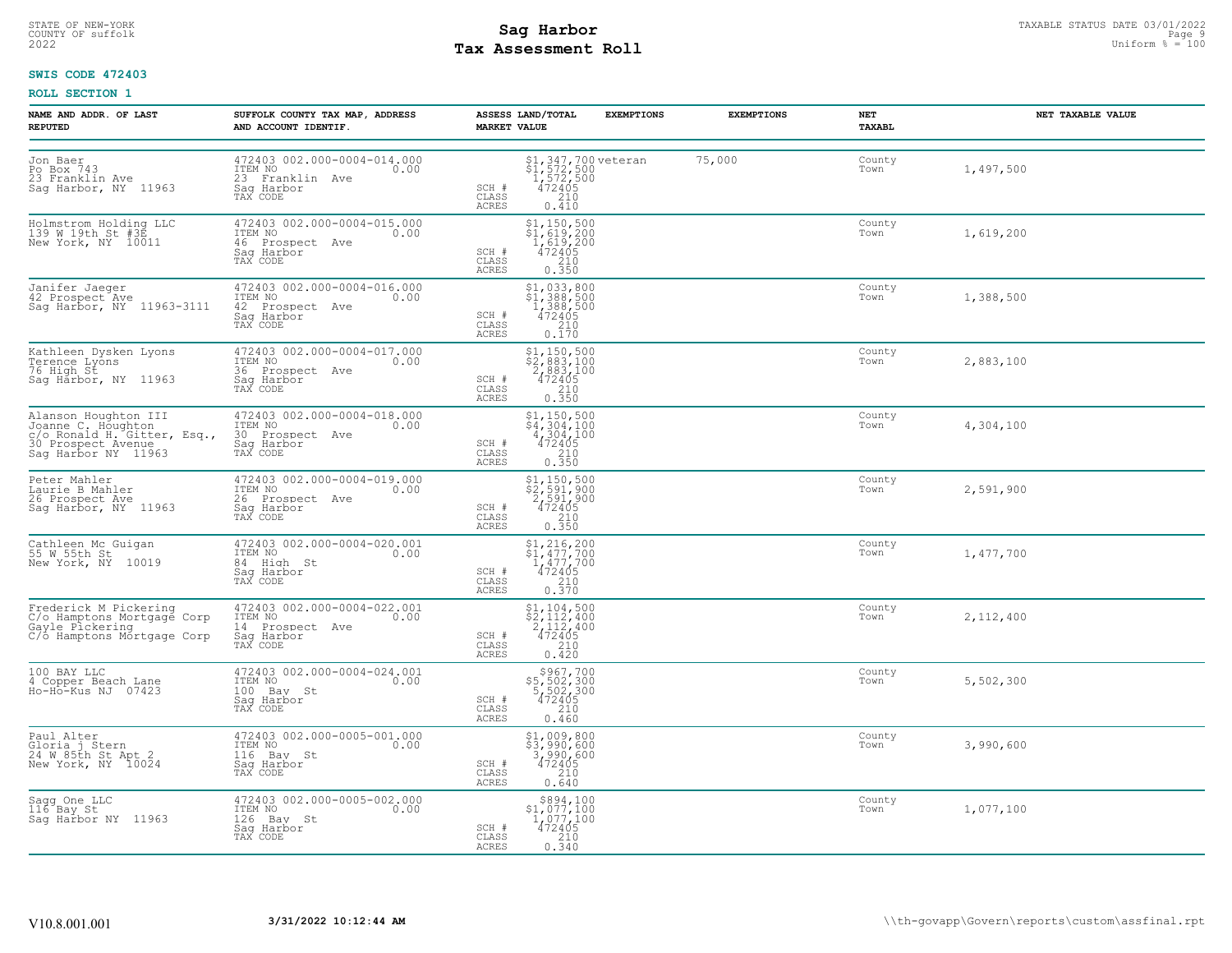STATE OF NEW-YORK
COUNTY OF suffolk
2022

# Sag Harbor
# Tax Assessment Roll

TAXABLE STATUS DATE 03/01/2022
Uniform % = 100

**SWIS CODE 472403**

**ROLL SECTION 1**

| NAME AND ADDR. OF LAST REPUTED | SUFFOLK COUNTY TAX MAP, ADDRESS AND ACCOUNT IDENTIF. | | ASSESS LAND/TOTAL MARKET VALUE | EXEMPTIONS | EXEMPTIONS | NET TAXABL | NET TAXABLE VALUE |
|---|---|---|---|---|---|---|---|
| Jon Baer<br>Po Box 743<br>23 Franklin Ave<br>Sag Harbor, NY 11963 | 472403 002.000-0004-014.000<br>ITEM NO 0.00<br>23 Franklin Ave<br>Sag Harbor<br>TAX CODE | SCH #<br>CLASS<br>ACRES | $1,347,700<br>$1,572,500<br>1,572,500<br>472405<br>210<br>0.410 | veteran | 75,000 | County<br>Town | 1,497,500 |
| Holmstrom Holding LLC<br>139 W 19th St #3E<br>New York, NY 10011 | 472403 002.000-0004-015.000<br>ITEM NO 0.00<br>46 Prospect Ave<br>Sag Harbor<br>TAX CODE | SCH #<br>CLASS<br>ACRES | $1,150,500<br>$1,619,200<br>1,619,200<br>472405<br>210<br>0.350 | | | County<br>Town | 1,619,200 |
| Janifer Jaeger<br>42 Prospect Ave<br>Sag Harbor, NY 11963-3111 | 472403 002.000-0004-016.000<br>ITEM NO 0.00<br>42 Prospect Ave<br>Sag Harbor<br>TAX CODE | SCH #<br>CLASS<br>ACRES | $1,033,800<br>$1,388,500<br>1,388,500<br>472405<br>210<br>0.170 | | | County<br>Town | 1,388,500 |
| Kathleen Dysken Lyons<br>Terence Lyons<br>76 High St<br>Sag Harbor, NY 11963 | 472403 002.000-0004-017.000<br>ITEM NO 0.00<br>36 Prospect Ave<br>Sag Harbor<br>TAX CODE | SCH #<br>CLASS<br>ACRES | $1,150,500<br>$2,883,100<br>2,883,100<br>472405<br>210<br>0.350 | | | County<br>Town | 2,883,100 |
| Alanson Houghton III<br>Joanne C. Houghton<br>c/o Ronald H. Gitter, Esq.,<br>30 Prospect Avenue<br>Sag Harbor NY 11963 | 472403 002.000-0004-018.000<br>ITEM NO 0.00<br>30 Prospect Ave<br>Sag Harbor<br>TAX CODE | SCH #<br>CLASS<br>ACRES | $1,150,500<br>$4,304,100<br>4,304,100<br>472405<br>210<br>0.350 | | | County<br>Town | 4,304,100 |
| Peter Mahler<br>Laurie B Mahler<br>26 Prospect Ave<br>Sag Harbor, NY 11963 | 472403 002.000-0004-019.000<br>ITEM NO 0.00<br>26 Prospect Ave<br>Sag Harbor<br>TAX CODE | SCH #<br>CLASS<br>ACRES | $1,150,500<br>$2,591,900<br>2,591,900<br>472405<br>210<br>0.350 | | | County<br>Town | 2,591,900 |
| Cathleen Mc Guigan<br>55 W 55th St<br>New York, NY 10019 | 472403 002.000-0004-020.001<br>ITEM NO 0.00<br>84 High St<br>Sag Harbor<br>TAX CODE | SCH #<br>CLASS<br>ACRES | $1,216,200<br>$1,477,700<br>1,477,700<br>472405<br>210<br>0.370 | | | County<br>Town | 1,477,700 |
| Frederick M Pickering<br>C/o Hamptons Mortgage Corp<br>Gayle Pickering<br>C/o Hamptons Mortgage Corp | 472403 002.000-0004-022.001<br>ITEM NO 0.00<br>14 Prospect Ave<br>Sag Harbor<br>TAX CODE | SCH #<br>CLASS<br>ACRES | $1,104,500<br>$2,112,400<br>2,112,400<br>472405<br>210<br>0.420 | | | County<br>Town | 2,112,400 |
| 100 BAY LLC<br>4 Copper Beach Lane<br>Ho-Ho-Kus NJ 07423 | 472403 002.000-0004-024.001<br>ITEM NO 0.00<br>100 Bay St<br>Sag Harbor<br>TAX CODE | SCH #<br>CLASS<br>ACRES | $967,700<br>$5,502,300<br>5,502,300<br>472405<br>210<br>0.460 | | | County<br>Town | 5,502,300 |
| Paul Alter<br>Gloria j Stern<br>24 W 85th St Apt 2<br>New York, NY 10024 | 472403 002.000-0005-001.000<br>ITEM NO 0.00<br>116 Bay St<br>Sag Harbor<br>TAX CODE | SCH #<br>CLASS<br>ACRES | $1,009,800<br>$3,990,600<br>3,990,600<br>472405<br>210<br>0.640 | | | County<br>Town | 3,990,600 |
| Sagg One LLC<br>116 Bay St<br>Sag Harbor NY 11963 | 472403 002.000-0005-002.000<br>ITEM NO 0.00<br>126 Bay St<br>Sag Harbor<br>TAX CODE | SCH #<br>CLASS<br>ACRES | $894,100<br>$1,077,100<br>1,077,100<br>472405<br>210<br>0.340 | | | County<br>Town | 1,077,100 |

V10.8.001.001 3/31/2022 10:12:44 AM \\th-govapp\Govern\reports\custom\assfinal.rpt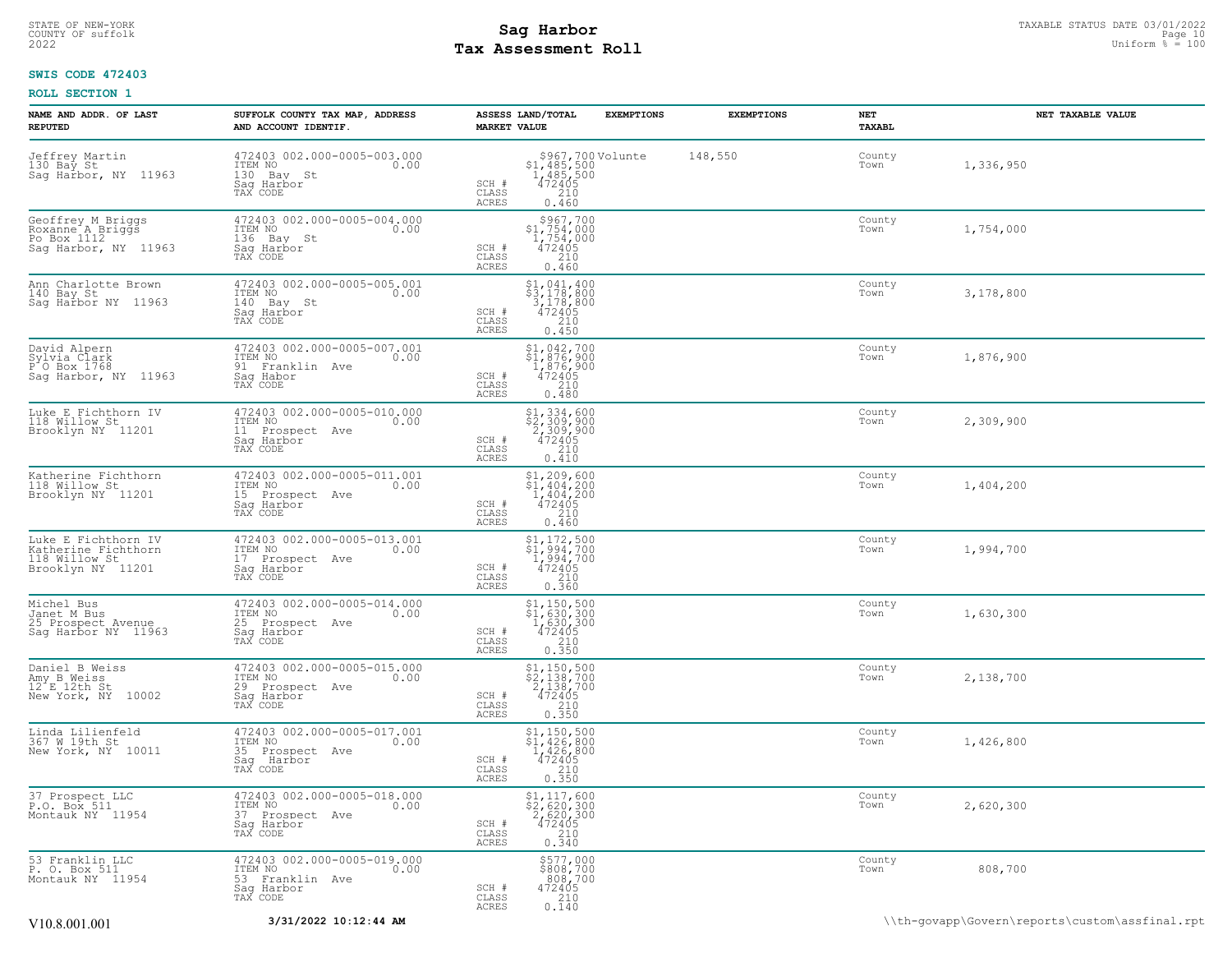STATE OF NEW-YORK
COUNTY OF suffolk
2022

# Sag Harbor
# Tax Assessment Roll

TAXABLE STATUS DATE 03/01/2022
Uniform % = 100

**SWIS CODE 472403**

**ROLL SECTION 1**

| NAME AND ADDR. OF LAST REPUTED | SUFFOLK COUNTY TAX MAP, ADDRESS AND ACCOUNT IDENTIF. | | ASSESS LAND/TOTAL MARKET VALUE | EXEMPTIONS | EXEMPTIONS | NET TAXABL | NET TAXABLE VALUE |
|---|---|---|---|---|---|---|---|
| Jeffrey Martin<br>130 Bay St<br>Sag Harbor, NY 11963 | 472403 002.000-0005-003.000<br>ITEM NO 0.00<br>130 Bay St<br>Sag Harbor<br>TAX CODE | SCH #<br>CLASS<br>ACRES | $967,700<br>$1,485,500<br>1,485,500<br>472405<br>210<br>0.460 | Volunte | 148,550 | County<br>Town | 1,336,950 |
| Geoffrey M Briggs<br>Roxanne A Briggs<br>Po Box 1112<br>Sag Harbor, NY 11963 | 472403 002.000-0005-004.000<br>ITEM NO 0.00<br>136 Bay St<br>Sag Harbor<br>TAX CODE | SCH #<br>CLASS<br>ACRES | $967,700<br>$1,754,000<br>1,754,000<br>472405<br>210<br>0.460 | | | County<br>Town | 1,754,000 |
| Ann Charlotte Brown<br>140 Bay St<br>Sag Harbor NY 11963 | 472403 002.000-0005-005.001<br>ITEM NO 0.00<br>140 Bay St<br>Sag Harbor<br>TAX CODE | SCH #<br>CLASS<br>ACRES | $1,041,400<br>$3,178,800<br>3,178,800<br>472405<br>210<br>0.450 | | | County<br>Town | 3,178,800 |
| David Alpern<br>Sylvia Clark<br>P O Box 1768<br>Sag Harbor, NY 11963 | 472403 002.000-0005-007.001<br>ITEM NO 0.00<br>91 Franklin Ave<br>Sag Habor<br>TAX CODE | SCH #<br>CLASS<br>ACRES | $1,042,700<br>$1,876,900<br>1,876,900<br>472405<br>210<br>0.480 | | | County<br>Town | 1,876,900 |
| Luke E Fichthorn IV<br>118 Willow St<br>Brooklyn NY 11201 | 472403 002.000-0005-010.000<br>ITEM NO 0.00<br>11 Prospect Ave<br>Sag Harbor<br>TAX CODE | SCH #<br>CLASS<br>ACRES | $1,334,600<br>$2,309,900<br>2,309,900<br>472405<br>210<br>0.410 | | | County<br>Town | 2,309,900 |
| Katherine Fichthorn<br>118 Willow St<br>Brooklyn NY 11201 | 472403 002.000-0005-011.001<br>ITEM NO 0.00<br>15 Prospect Ave<br>Sag Harbor<br>TAX CODE | SCH #<br>CLASS<br>ACRES | $1,209,600<br>$1,404,200<br>1,404,200<br>472405<br>210<br>0.460 | | | County<br>Town | 1,404,200 |
| Luke E Fichthorn IV<br>Katherine Fichthorn<br>118 Willow St<br>Brooklyn NY 11201 | 472403 002.000-0005-013.001<br>ITEM NO 0.00<br>17 Prospect Ave<br>Sag Harbor<br>TAX CODE | SCH #<br>CLASS<br>ACRES | $1,172,500<br>$1,994,700<br>1,994,700<br>472405<br>210<br>0.360 | | | County<br>Town | 1,994,700 |
| Michel Bus<br>Janet M Bus<br>25 Prospect Avenue<br>Sag Harbor NY 11963 | 472403 002.000-0005-014.000<br>ITEM NO 0.00<br>25 Prospect Ave<br>Sag Harbor<br>TAX CODE | SCH #<br>CLASS<br>ACRES | $1,150,500<br>$1,630,300<br>1,630,300<br>472405<br>210<br>0.350 | | | County<br>Town | 1,630,300 |
| Daniel B Weiss<br>Amy B Weiss<br>12 E 12th St<br>New York, NY 10002 | 472403 002.000-0005-015.000<br>ITEM NO 0.00<br>29 Prospect Ave<br>Sag Harbor<br>TAX CODE | SCH #<br>CLASS<br>ACRES | $1,150,500<br>$2,138,700<br>2,138,700<br>472405<br>210<br>0.350 | | | County<br>Town | 2,138,700 |
| Linda Lilienfeld<br>367 W 19th St<br>New York, NY 10011 | 472403 002.000-0005-017.001<br>ITEM NO 0.00<br>35 Prospect Ave<br>Sag Harbor<br>TAX CODE | SCH #<br>CLASS<br>ACRES | $1,150,500<br>$1,426,800<br>1,426,800<br>472405<br>210<br>0.350 | | | County<br>Town | 1,426,800 |
| 37 Prospect LLC<br>P.O. Box 511<br>Montauk NY 11954 | 472403 002.000-0005-018.000<br>ITEM NO 0.00<br>37 Prospect Ave<br>Sag Harbor<br>TAX CODE | SCH #<br>CLASS<br>ACRES | $1,117,600<br>$2,620,300<br>2,620,300<br>472405<br>210<br>0.340 | | | County<br>Town | 2,620,300 |
| 53 Franklin LLC<br>P. O. Box 511<br>Montauk NY 11954 | 472403 002.000-0005-019.000<br>ITEM NO 0.00<br>53 Franklin Ave<br>Sag Harbor<br>TAX CODE | SCH #<br>CLASS<br>ACRES | $577,000<br>$808,700<br>808,700<br>472405<br>210<br>0.140 | | | County<br>Town | 808,700 |

V10.8.001.001 **3/31/2022 10:12:44 AM** \\th-govapp\Govern\reports\custom\assfinal.rpt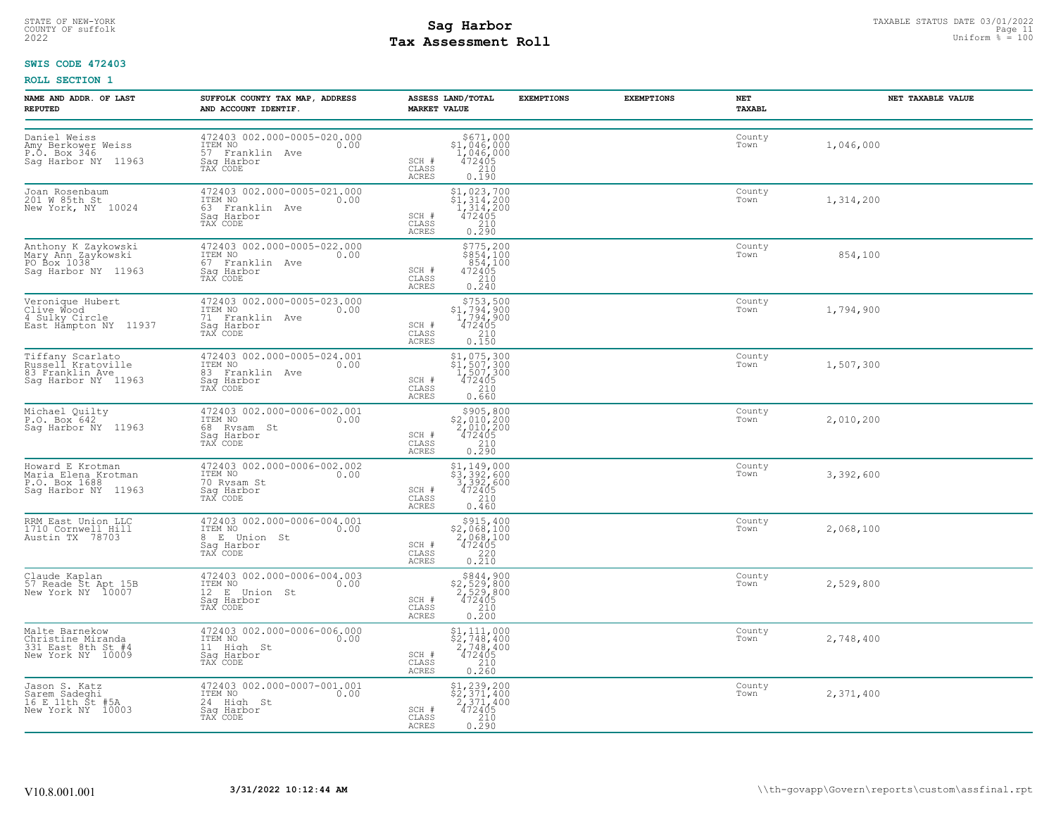STATE OF NEW-YORK
COUNTY OF suffolk
2022

# Sag Harbor
## Tax Assessment Roll

TAXABLE STATUS DATE 03/01/2022
Uniform % = 100

**SWIS CODE 472403**

**ROLL SECTION 1**

| NAME AND ADDR. OF LAST REPUTED | SUFFOLK COUNTY TAX MAP, ADDRESS AND ACCOUNT IDENTIF. | ASSESS LAND/TOTAL MARKET VALUE | EXEMPTIONS | EXEMPTIONS | NET TAXABL | NET TAXABLE VALUE |
|---|---|---|---|---|---|---|
| Daniel Weiss<br>Amy Berkower Weiss<br>P.O. Box 346<br>Sag Harbor NY 11963 | 472403 002.000-0005-020.000<br>ITEM NO 0.00<br>57 Franklin Ave<br>Sag Harbor<br>TAX CODE | $671,000<br>$1,046,000<br>1,046,000<br>SCH # 472405<br>CLASS 210<br>ACRES 0.190 | | | County<br>Town | 1,046,000 |
| Joan Rosenbaum<br>201 W 85th St<br>New York, NY 10024 | 472403 002.000-0005-021.000<br>ITEM NO 0.00<br>63 Franklin Ave<br>Sag Harbor<br>TAX CODE | $1,023,700<br>$1,314,200<br>1,314,200<br>SCH # 472405<br>CLASS 210<br>ACRES 0.290 | | | County<br>Town | 1,314,200 |
| Anthony K Zaykowski<br>Mary Ann Zaykowski<br>PO Box 1038<br>Sag Harbor NY 11963 | 472403 002.000-0005-022.000<br>ITEM NO 0.00<br>67 Franklin Ave<br>Sag Harbor<br>TAX CODE | $775,200<br>$854,100<br>854,100<br>SCH # 472405<br>CLASS 210<br>ACRES 0.240 | | | County<br>Town | 854,100 |
| Veronique Hubert<br>Clive Wood<br>4 Sulky Circle<br>East Hampton NY 11937 | 472403 002.000-0005-023.000<br>ITEM NO 0.00<br>71 Franklin Ave<br>Sag Harbor<br>TAX CODE | $753,500<br>$1,794,900<br>1,794,900<br>SCH # 472405<br>CLASS 210<br>ACRES 0.150 | | | County<br>Town | 1,794,900 |
| Tiffany Scarlato<br>Russell Kratoville<br>83 Franklin Ave<br>Sag Harbor NY 11963 | 472403 002.000-0005-024.001<br>ITEM NO 0.00<br>83 Franklin Ave<br>Sag Harbor<br>TAX CODE | $1,075,300<br>$1,507,300<br>1,507,300<br>SCH # 472405<br>CLASS 210<br>ACRES 0.660 | | | County<br>Town | 1,507,300 |
| Michael Quilty<br>P.O. Box 642<br>Sag Harbor NY 11963 | 472403 002.000-0006-002.001<br>ITEM NO 0.00<br>68 Rysam St<br>Sag Harbor<br>TAX CODE | $905,800<br>$2,010,200<br>2,010,200<br>SCH # 472405<br>CLASS 210<br>ACRES 0.290 | | | County<br>Town | 2,010,200 |
| Howard E Krotman<br>Maria Elena Krotman<br>P.O. Box 1688<br>Sag Harbor NY 11963 | 472403 002.000-0006-002.002<br>ITEM NO 0.00<br>70 Rysam St<br>Sag Harbor<br>TAX CODE | $1,149,000<br>$3,392,600<br>3,392,600<br>SCH # 472405<br>CLASS 210<br>ACRES 0.460 | | | County<br>Town | 3,392,600 |
| RRM East Union LLC<br>1710 Cornwell Hill<br>Austin TX 78703 | 472403 002.000-0006-004.001<br>ITEM NO 0.00<br>8 E Union St<br>Sag Harbor<br>TAX CODE | $915,400<br>$2,068,100<br>2,068,100<br>SCH # 472405<br>CLASS 220<br>ACRES 0.210 | | | County<br>Town | 2,068,100 |
| Claude Kaplan<br>57 Reade St Apt 15B<br>New York NY 10007 | 472403 002.000-0006-004.003<br>ITEM NO 0.00<br>12 E Union St<br>Sag Harbor<br>TAX CODE | $844,900<br>$2,529,800<br>2,529,800<br>SCH # 472405<br>CLASS 210<br>ACRES 0.200 | | | County<br>Town | 2,529,800 |
| Malte Barnekow<br>Christine Miranda<br>331 East 8th St #4<br>New York NY 10009 | 472403 002.000-0006-006.000<br>ITEM NO 0.00<br>11 High St<br>Sag Harbor<br>TAX CODE | $1,111,000<br>$2,748,400<br>2,748,400<br>SCH # 472405<br>CLASS 210<br>ACRES 0.260 | | | County<br>Town | 2,748,400 |
| Jason S. Katz<br>Sarem Sadeghi<br>16 E 11th St #5A<br>New York NY 10003 | 472403 002.000-0007-001.001<br>ITEM NO 0.00<br>24 High St<br>Sag Harbor<br>TAX CODE | $1,239,200<br>$2,371,400<br>2,371,400<br>SCH # 472405<br>CLASS 210<br>ACRES 0.290 | | | County<br>Town | 2,371,400 |

V10.8.001.001 **3/31/2022 10:12:44 AM** \\th-govapp\Govern\reports\custom\assfinal.rpt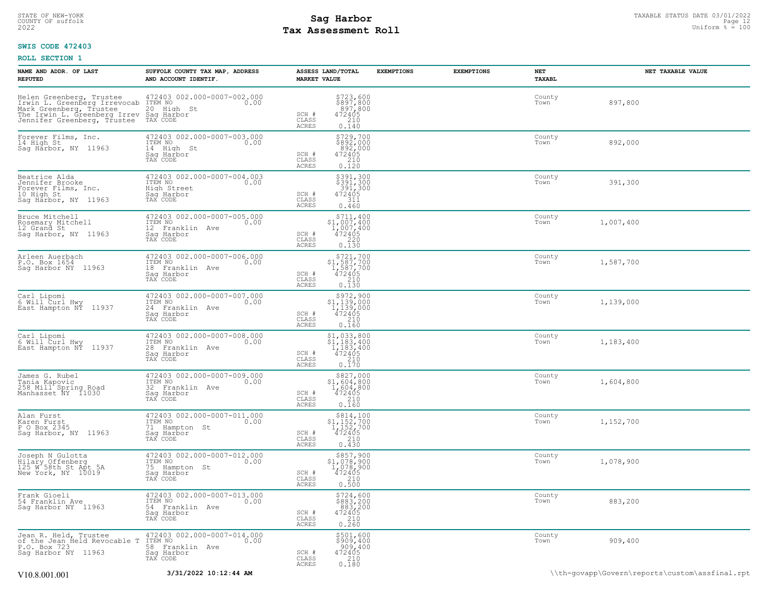STATE OF NEW-YORK
COUNTY OF suffolk
2022

# Sag Harbor
## Tax Assessment Roll

TAXABLE STATUS DATE 03/01/2022
Uniform % = 100

**SWIS CODE 472403**

**ROLL SECTION 1**

| NAME AND ADDR. OF LAST REPUTED | SUFFOLK COUNTY TAX MAP, ADDRESS AND ACCOUNT IDENTIF. | ASSESS LAND/TOTAL MARKET VALUE | EXEMPTIONS | EXEMPTIONS | NET TAXABL | NET TAXABLE VALUE |
|---|---|---|---|---|---|---|
| Helen Greenberg, Trustee<br>Irwin L. Greenberg Irrevocab<br>Mark Greenberg, Trustee<br>The Irwin L. Greenberg Irrev<br>Jennifer Greenberg, Trustee | 472403 002.000-0007-002.000<br>ITEM NO 0.00<br>20 High St<br>Sag Harbor<br>TAX CODE | $723,600<br>$897,800<br>897,800<br>SCH # 472405<br>CLASS 210<br>ACRES 0.140 | | | County<br>Town | 897,800 |
| Forever Films, Inc.<br>14 High St<br>Sag Harbor, NY 11963 | 472403 002.000-0007-003.000<br>ITEM NO 0.00<br>14 High St<br>Sag Harbor<br>TAX CODE | $729,700<br>$892,000<br>892,000<br>SCH # 472405<br>CLASS 210<br>ACRES 0.120 | | | County<br>Town | 892,000 |
| Beatrice Alda<br>Jennifer Brooke<br>Forever Films, Inc.<br>10 High St<br>Sag Harbor, NY 11963 | 472403 002.000-0007-004.003<br>ITEM NO 0.00<br>High Street<br>Sag Harbor<br>TAX CODE | $391,300<br>$391,300<br>391,300<br>SCH # 472405<br>CLASS 311<br>ACRES 0.460 | | | County<br>Town | 391,300 |
| Bruce Mitchell<br>Rosemary Mitchell<br>12 Grand St<br>Sag Harbor, NY 11963 | 472403 002.000-0007-005.000<br>ITEM NO 0.00<br>12 Franklin Ave<br>Sag Harbor<br>TAX CODE | $711,400<br>$1,007,400<br>1,007,400<br>SCH # 472405<br>CLASS 220<br>ACRES 0.130 | | | County<br>Town | 1,007,400 |
| Arleen Auerbach<br>P.O. Box 1654<br>Sag Harbor NY 11963 | 472403 002.000-0007-006.000<br>ITEM NO 0.00<br>18 Franklin Ave<br>Sag Harbor<br>TAX CODE | $721,700<br>$1,587,700<br>1,587,700<br>SCH # 472405<br>CLASS 210<br>ACRES 0.130 | | | County<br>Town | 1,587,700 |
| Carl Lipomi<br>6 Will Curl Hwy<br>East Hampton NY 11937 | 472403 002.000-0007-007.000<br>ITEM NO 0.00<br>24 Franklin Ave<br>Sag Harbor<br>TAX CODE | $972,900<br>$1,139,000<br>1,139,000<br>SCH # 472405<br>CLASS 210<br>ACRES 0.160 | | | County<br>Town | 1,139,000 |
| Carl Lipomi<br>6 Will Curl Hwy<br>East Hampton NY 11937 | 472403 002.000-0007-008.000<br>ITEM NO 0.00<br>28 Franklin Ave<br>Sag Harbor<br>TAX CODE | $1,033,800<br>$1,183,400<br>1,183,400<br>SCH # 472405<br>CLASS 210<br>ACRES 0.170 | | | County<br>Town | 1,183,400 |
| James G. Rubel<br>Tania Kapovic<br>258 Mill Spring Road<br>Manhasset NY 11030 | 472403 002.000-0007-009.000<br>ITEM NO 0.00<br>32 Franklin Ave<br>Sag Harbor<br>TAX CODE | $827,000<br>$1,604,800<br>1,604,800<br>SCH # 472405<br>CLASS 210<br>ACRES 0.160 | | | County<br>Town | 1,604,800 |
| Alan Furst<br>Karen Furst<br>P O Box 2345<br>Sag Harbor, NY 11963 | 472403 002.000-0007-011.000<br>ITEM NO 0.00<br>71 Hampton St<br>Sag Harbor<br>TAX CODE | $814,100<br>$1,152,700<br>1,152,700<br>SCH # 472405<br>CLASS 210<br>ACRES 0.430 | | | County<br>Town | 1,152,700 |
| Joseph N Gulotta<br>Hilary Offenberg<br>125 W 58th St Apt 5A<br>New York, NY 10019 | 472403 002.000-0007-012.000<br>ITEM NO 0.00<br>75 Hampton St<br>Sag Harbor<br>TAX CODE | $857,900<br>$1,078,900<br>1,078,900<br>SCH # 472405<br>CLASS 210<br>ACRES 0.500 | | | County<br>Town | 1,078,900 |
| Frank Gioeli<br>54 Franklin Ave<br>Sag Harbor NY 11963 | 472403 002.000-0007-013.000<br>ITEM NO 0.00<br>54 Franklin Ave<br>Sag Harbor<br>TAX CODE | $724,600<br>$883,200<br>883,200<br>SCH # 472405<br>CLASS 210<br>ACRES 0.260 | | | County<br>Town | 883,200 |
| Jean R. Held, Trustee<br>of the Jean Held Revocable T<br>P.O. Box 723<br>Sag Harbor NY 11963 | 472403 002.000-0007-014.000<br>ITEM NO 0.00<br>58 Franklin Ave<br>Sag Harbor<br>TAX CODE | $501,600<br>$909,400<br>909,400<br>SCH # 472405<br>CLASS 210<br>ACRES 0.180 | | | County<br>Town | 909,400 |

V10.8.001.001 3/31/2022 10:12:44 AM \\th-govapp\Govern\reports\custom\assfinal.rpt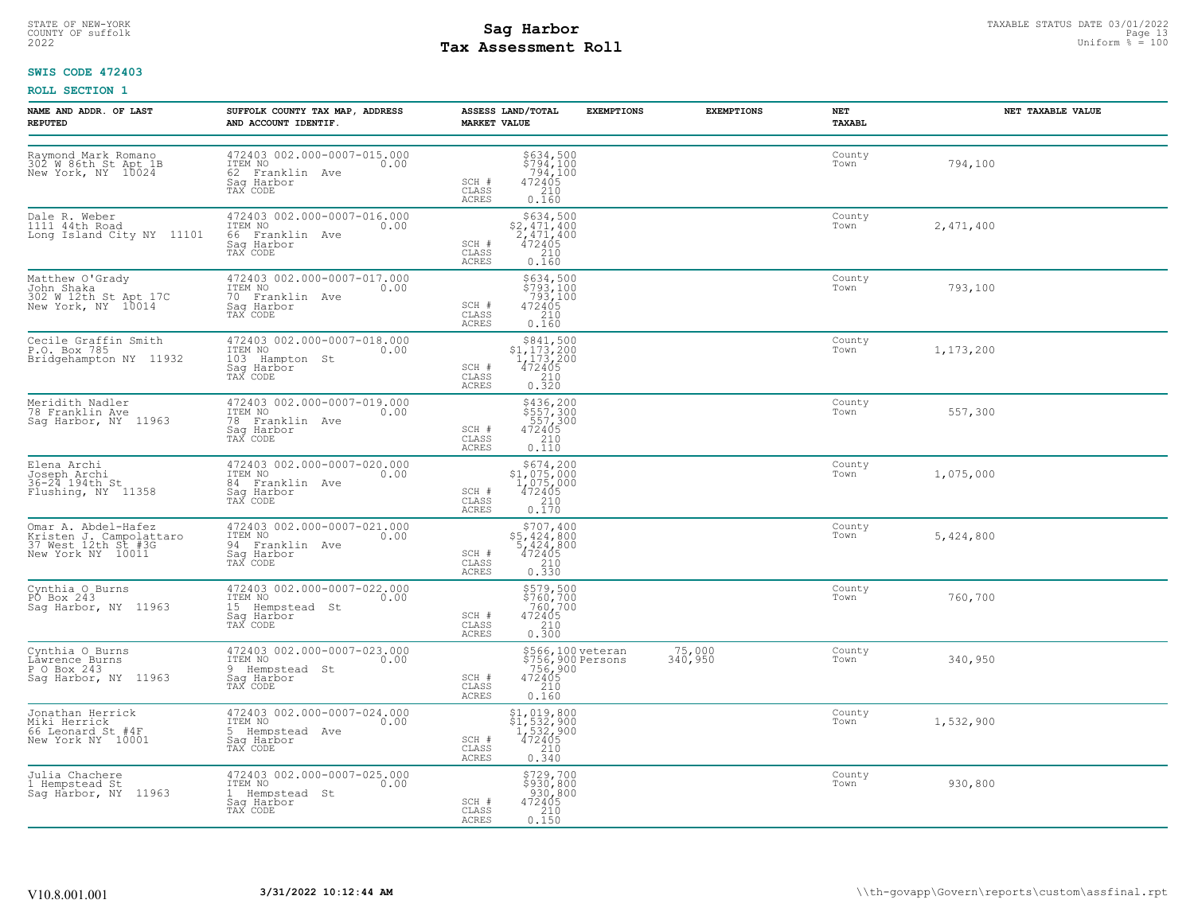STATE OF NEW-YORK
COUNTY OF suffolk
2022

# Sag Harbor
# Tax Assessment Roll

TAXABLE STATUS DATE 03/01/2022
Uniform % = 100

**SWIS CODE 472403**

**ROLL SECTION 1**

| NAME AND ADDR. OF LAST REPUTED | SUFFOLK COUNTY TAX MAP, ADDRESS AND ACCOUNT IDENTIF. | ASSESS LAND/TOTAL MARKET VALUE | EXEMPTIONS | EXEMPTIONS | NET TAXABL | NET TAXABLE VALUE |
|---|---|---|---|---|---|---|
| Raymond Mark Romano<br>302 W 86th St Apt 1B<br>New York, NY 10024 | 472403 002.000-0007-015.000<br>ITEM NO 0.00<br>62 Franklin Ave<br>Sag Harbor<br>TAX CODE | $634,500<br>$794,100<br>794,100<br>SCH # 472405<br>CLASS 210<br>ACRES 0.160 | | | County<br>Town | 794,100 |
| Dale R. Weber<br>1111 44th Road<br>Long Island City NY 11101 | 472403 002.000-0007-016.000<br>ITEM NO 0.00<br>66 Franklin Ave<br>Sag Harbor<br>TAX CODE | $634,500<br>$2,471,400<br>2,471,400<br>SCH # 472405<br>CLASS 210<br>ACRES 0.160 | | | County<br>Town | 2,471,400 |
| Matthew O'Grady<br>John Shaka<br>302 W 12th St Apt 17C<br>New York, NY 10014 | 472403 002.000-0007-017.000<br>ITEM NO 0.00<br>70 Franklin Ave<br>Sag Harbor<br>TAX CODE | $634,500<br>$793,100<br>793,100<br>SCH # 472405<br>CLASS 210<br>ACRES 0.160 | | | County<br>Town | 793,100 |
| Cecile Graffin Smith<br>P.O. Box 785<br>Bridgehampton NY 11932 | 472403 002.000-0007-018.000<br>ITEM NO 0.00<br>103 Hampton St<br>Sag Harbor<br>TAX CODE | $841,500<br>$1,173,200<br>1,173,200<br>SCH # 472405<br>CLASS 210<br>ACRES 0.320 | | | County<br>Town | 1,173,200 |
| Meridith Nadler<br>78 Franklin Ave<br>Sag Harbor, NY 11963 | 472403 002.000-0007-019.000<br>ITEM NO 0.00<br>78 Franklin Ave<br>Sag Harbor<br>TAX CODE | $436,200<br>$557,300<br>557,300<br>SCH # 472405<br>CLASS 210<br>ACRES 0.110 | | | County<br>Town | 557,300 |
| Elena Archi<br>Joseph Archi<br>36-24 194th St<br>Flushing, NY 11358 | 472403 002.000-0007-020.000<br>ITEM NO 0.00<br>84 Franklin Ave<br>Sag Harbor<br>TAX CODE | $674,200<br>$1,075,000<br>1,075,000<br>SCH # 472405<br>CLASS 210<br>ACRES 0.170 | | | County<br>Town | 1,075,000 |
| Omar A. Abdel-Hafez<br>Kristen J. Campolattaro<br>37 West 12th St #3G<br>New York NY 10011 | 472403 002.000-0007-021.000<br>ITEM NO 0.00<br>94 Franklin Ave<br>Sag Harbor<br>TAX CODE | $707,400<br>$5,424,800<br>5,424,800<br>SCH # 472405<br>CLASS 210<br>ACRES 0.330 | | | County<br>Town | 5,424,800 |
| Cynthia O Burns<br>PO Box 243<br>Sag Harbor, NY 11963 | 472403 002.000-0007-022.000<br>ITEM NO 0.00<br>15 Hempstead St<br>Sag Harbor<br>TAX CODE | $579,500<br>$760,700<br>760,700<br>SCH # 472405<br>CLASS 210<br>ACRES 0.300 | | | County<br>Town | 760,700 |
| Cynthia O Burns<br>Lawrence Burns<br>P O Box 243<br>Sag Harbor, NY 11963 | 472403 002.000-0007-023.000<br>ITEM NO 0.00<br>9 Hempstead St<br>Sag Harbor<br>TAX CODE | $566,100<br>$756,900<br>756,900<br>SCH # 472405<br>CLASS 210<br>ACRES 0.160 | veteran<br>Persons | 75,000<br>340,950 | County<br>Town | 340,950 |
| Jonathan Herrick<br>Miki Herrick<br>66 Leonard St #4F<br>New York NY 10001 | 472403 002.000-0007-024.000<br>ITEM NO 0.00<br>5 Hempstead Ave<br>Sag Harbor<br>TAX CODE | $1,019,800<br>$1,532,900<br>1,532,900<br>SCH # 472405<br>CLASS 210<br>ACRES 0.340 | | | County<br>Town | 1,532,900 |
| Julia Chachere<br>1 Hempstead St<br>Sag Harbor, NY 11963 | 472403 002.000-0007-025.000<br>ITEM NO 0.00<br>1 Hempstead St<br>Sag Harbor<br>TAX CODE | $729,700<br>$930,800<br>930,800<br>SCH # 472405<br>CLASS 210<br>ACRES 0.150 | | | County<br>Town | 930,800 |

V10.8.001.001 **3/31/2022 10:12:44 AM** \\th-govapp\Govern\reports\custom\assfinal.rpt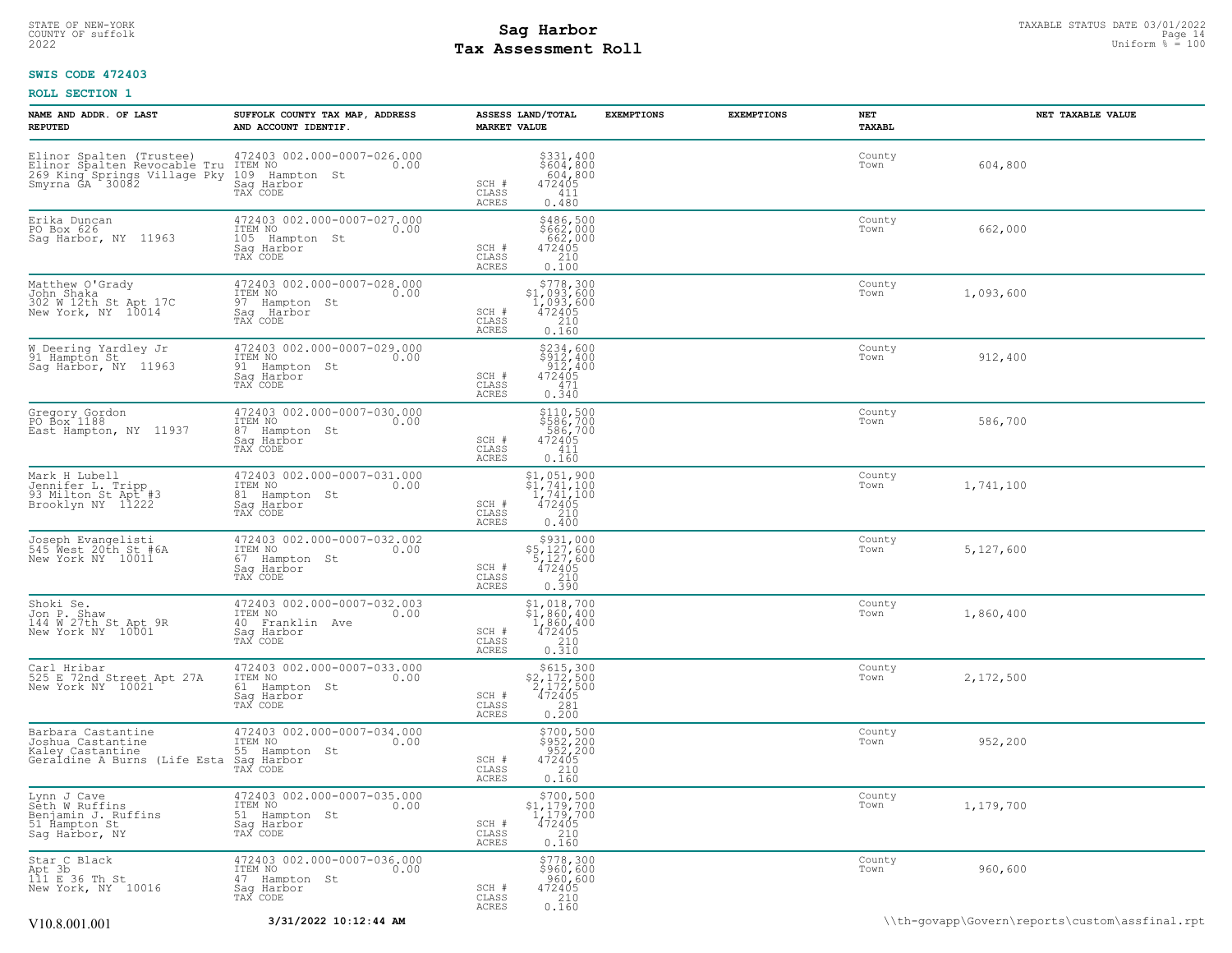STATE OF NEW-YORK
COUNTY OF suffolk
2022

# Sag Harbor
## Tax Assessment Roll

TAXABLE STATUS DATE 03/01/2022
Uniform % = 100

**SWIS CODE 472403**

**ROLL SECTION 1**

| NAME AND ADDR. OF LAST REPUTED | SUFFOLK COUNTY TAX MAP, ADDRESS AND ACCOUNT IDENTIF. | ASSESS LAND/TOTAL MARKET VALUE | EXEMPTIONS | EXEMPTIONS | NET TAXABL | NET TAXABLE VALUE |
|---|---|---|---|---|---|---|
| Elinor Spalten (Trustee)<br>Elinor Spalten Revocable Tru<br>269 King Springs Village Pky<br>Smyrna GA 30082 | 472403 002.000-0007-026.000<br>ITEM NO 0.00<br>109 Hampton St<br>Sag Harbor<br>TAX CODE | $331,400<br>$604,800<br>604,800<br>SCH # 472405<br>CLASS 411<br>ACRES 0.480 | | | County<br>Town | 604,800 |
| Erika Duncan<br>PO Box 626<br>Sag Harbor, NY 11963 | 472403 002.000-0007-027.000<br>ITEM NO 0.00<br>105 Hampton St<br>Sag Harbor<br>TAX CODE | $486,500<br>$662,000<br>662,000<br>SCH # 472405<br>CLASS 210<br>ACRES 0.100 | | | County<br>Town | 662,000 |
| Matthew O'Grady<br>John Shaka<br>302 W 12th St Apt 17C<br>New York, NY 10014 | 472403 002.000-0007-028.000<br>ITEM NO 0.00<br>97 Hampton St<br>Sag Harbor<br>TAX CODE | $778,300<br>$1,093,600<br>1,093,600<br>SCH # 472405<br>CLASS 210<br>ACRES 0.160 | | | County<br>Town | 1,093,600 |
| W Deering Yardley Jr<br>91 Hampton St<br>Sag Harbor, NY 11963 | 472403 002.000-0007-029.000<br>ITEM NO 0.00<br>91 Hampton St<br>Sag Harbor<br>TAX CODE | $234,600<br>$912,400<br>912,400<br>SCH # 472405<br>CLASS 471<br>ACRES 0.340 | | | County<br>Town | 912,400 |
| Gregory Gordon<br>PO Box 1188<br>East Hampton, NY 11937 | 472403 002.000-0007-030.000<br>ITEM NO 0.00<br>87 Hampton St<br>Sag Harbor<br>TAX CODE | $110,500<br>$586,700<br>586,700<br>SCH # 472405<br>CLASS 411<br>ACRES 0.160 | | | County<br>Town | 586,700 |
| Mark H Lubell<br>Jennifer L. Tripp<br>93 Milton St Apt #3<br>Brooklyn NY 11222 | 472403 002.000-0007-031.000<br>ITEM NO 0.00<br>81 Hampton St<br>Sag Harbor<br>TAX CODE | $1,051,900<br>$1,741,100<br>1,741,100<br>SCH # 472405<br>CLASS 210<br>ACRES 0.400 | | | County<br>Town | 1,741,100 |
| Joseph Evangelisti<br>545 West 20th St #6A<br>New York NY 10011 | 472403 002.000-0007-032.002<br>ITEM NO 0.00<br>67 Hampton St<br>Sag Harbor<br>TAX CODE | $931,000<br>$5,127,600<br>5,127,600<br>SCH # 472405<br>CLASS 210<br>ACRES 0.390 | | | County<br>Town | 5,127,600 |
| Shoki Se.<br>Jon P. Shaw<br>144 W 27th St Apt 9R<br>New York NY 10001 | 472403 002.000-0007-032.003<br>ITEM NO 0.00<br>40 Franklin Ave<br>Sag Harbor<br>TAX CODE | $1,018,700<br>$1,860,400<br>1,860,400<br>SCH # 472405<br>CLASS 210<br>ACRES 0.310 | | | County<br>Town | 1,860,400 |
| Carl Hribar<br>525 E 72nd Street Apt 27A<br>New York NY 10021 | 472403 002.000-0007-033.000<br>ITEM NO 0.00<br>61 Hampton St<br>Sag Harbor<br>TAX CODE | $615,300<br>$2,172,500<br>2,172,500<br>SCH # 472405<br>CLASS 281<br>ACRES 0.200 | | | County<br>Town | 2,172,500 |
| Barbara Castantine<br>Joshua Castantine<br>Kaley Castantine<br>Geraldine A Burns (Life Esta | 472403 002.000-0007-034.000<br>ITEM NO 0.00<br>55 Hampton St<br>Sag Harbor<br>TAX CODE | $700,500<br>$952,200<br>952,200<br>SCH # 472405<br>CLASS 210<br>ACRES 0.160 | | | County<br>Town | 952,200 |
| Lynn J Cave<br>Seth W Ruffins<br>Benjamin J. Ruffins<br>51 Hampton St<br>Sag Harbor, NY | 472403 002.000-0007-035.000<br>ITEM NO 0.00<br>51 Hampton St<br>Sag Harbor<br>TAX CODE | $700,500<br>$1,179,700<br>1,179,700<br>SCH # 472405<br>CLASS 210<br>ACRES 0.160 | | | County<br>Town | 1,179,700 |
| Star C Black<br>Apt 3b<br>111 E 36 Th St<br>New York, NY 10016 | 472403 002.000-0007-036.000<br>ITEM NO 0.00<br>47 Hampton St<br>Sag Harbor<br>TAX CODE | $778,300<br>$960,600<br>960,600<br>SCH # 472405<br>CLASS 210<br>ACRES 0.160 | | | County<br>Town | 960,600 |

V10.8.001.001 **3/31/2022 10:12:44 AM** \\th-govapp\Govern\reports\custom\assfinal.rpt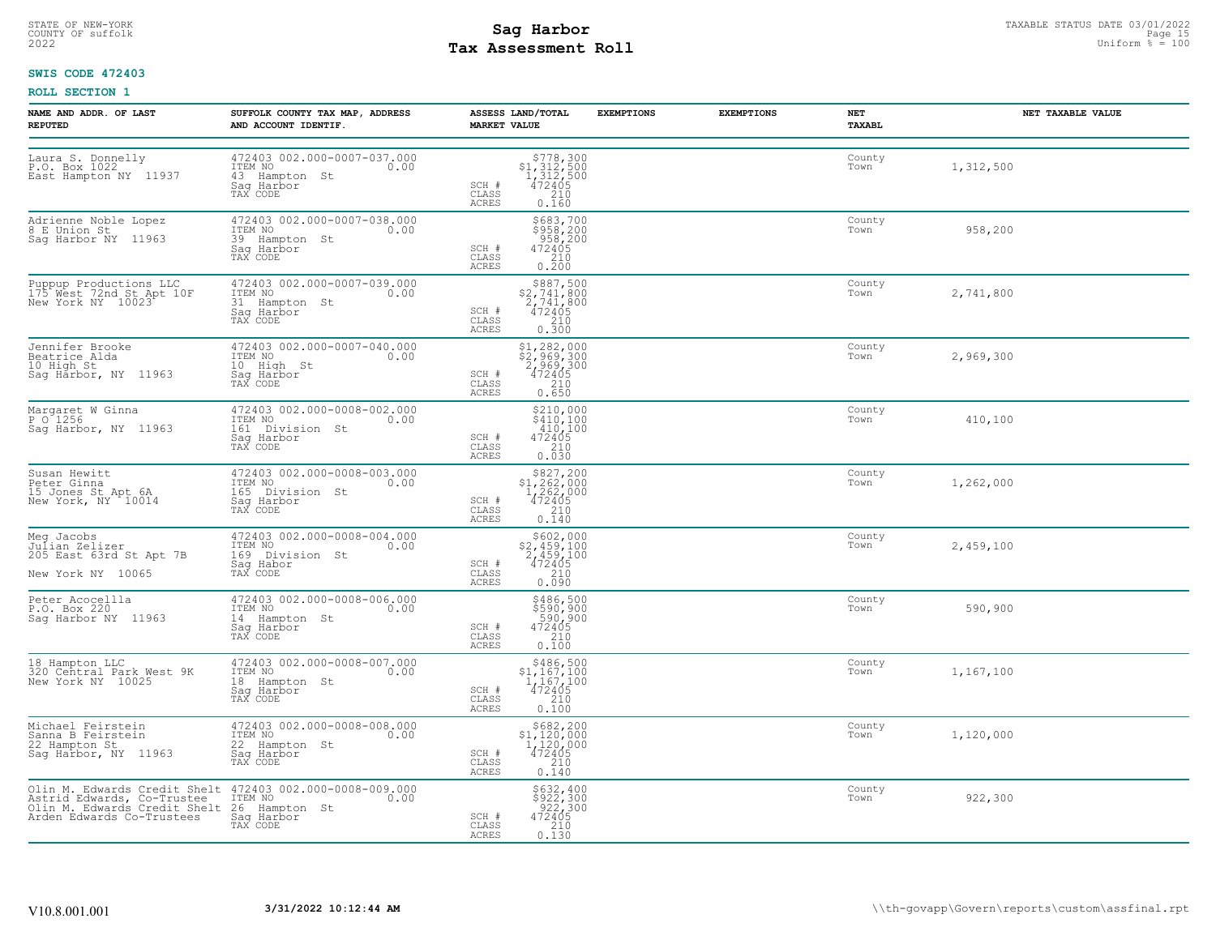STATE OF NEW-YORK
COUNTY OF suffolk
2022

# Sag Harbor
# Tax Assessment Roll

TAXABLE STATUS DATE 03/01/2022
Uniform % = 100

**SWIS CODE 472403**

**ROLL SECTION 1**

| NAME AND ADDR. OF LAST REPUTED | SUFFOLK COUNTY TAX MAP, ADDRESS AND ACCOUNT IDENTIF. | ASSESS LAND/TOTAL MARKET VALUE | EXEMPTIONS | EXEMPTIONS | NET TAXABL | NET TAXABLE VALUE |
|---|---|---|---|---|---|---|
| Laura S. Donnelly<br>P.O. Box 1022<br>East Hampton NY 11937 | 472403 002.000-0007-037.000<br>ITEM NO 0.00<br>43 Hampton St<br>Sag Harbor<br>TAX CODE | $778,300<br>$1,312,500<br>1,312,500<br>SCH # 472405<br>CLASS 210<br>ACRES 0.160 | | | County<br>Town | 1,312,500 |
| Adrienne Noble Lopez<br>8 E Union St<br>Sag Harbor NY 11963 | 472403 002.000-0007-038.000<br>ITEM NO 0.00<br>39 Hampton St<br>Sag Harbor<br>TAX CODE | $683,700<br>$958,200<br>958,200<br>SCH # 472405<br>CLASS 210<br>ACRES 0.200 | | | County<br>Town | 958,200 |
| Puppup Productions LLC<br>175 West 72nd St Apt 10F<br>New York NY 10023 | 472403 002.000-0007-039.000<br>ITEM NO 0.00<br>31 Hampton St<br>Sag Harbor<br>TAX CODE | $887,500<br>$2,741,800<br>2,741,800<br>SCH # 472405<br>CLASS 210<br>ACRES 0.300 | | | County<br>Town | 2,741,800 |
| Jennifer Brooke<br>Beatrice Alda<br>10 High St<br>Sag Harbor, NY 11963 | 472403 002.000-0007-040.000<br>ITEM NO 0.00<br>10 High St<br>Sag Harbor<br>TAX CODE | $1,282,000<br>$2,969,300<br>2,969,300<br>SCH # 472405<br>CLASS 210<br>ACRES 0.650 | | | County<br>Town | 2,969,300 |
| Margaret W Ginna<br>P O 1256<br>Sag Harbor, NY 11963 | 472403 002.000-0008-002.000<br>ITEM NO 0.00<br>161 Division St<br>Sag Harbor<br>TAX CODE | $210,000<br>$410,100<br>410,100<br>SCH # 472405<br>CLASS 210<br>ACRES 0.030 | | | County<br>Town | 410,100 |
| Susan Hewitt<br>Peter Ginna<br>15 Jones St Apt 6A<br>New York, NY 10014 | 472403 002.000-0008-003.000<br>ITEM NO 0.00<br>165 Division St<br>Sag Harbor<br>TAX CODE | $827,200<br>$1,262,000<br>1,262,000<br>SCH # 472405<br>CLASS 210<br>ACRES 0.140 | | | County<br>Town | 1,262,000 |
| Meg Jacobs<br>Julian Zelizer<br>205 East 63rd St Apt 7B<br><br>New York NY 10065 | 472403 002.000-0008-004.000<br>ITEM NO 0.00<br>169 Division St<br>Sag Habor<br>TAX CODE | $602,000<br>$2,459,100<br>2,459,100<br>SCH # 472405<br>CLASS 210<br>ACRES 0.090 | | | County<br>Town | 2,459,100 |
| Peter Acocellla<br>P.O. Box 220<br>Sag Harbor NY 11963 | 472403 002.000-0008-006.000<br>ITEM NO 0.00<br>14 Hampton St<br>Sag Harbor<br>TAX CODE | $486,500<br>$590,900<br>590,900<br>SCH # 472405<br>CLASS 210<br>ACRES 0.100 | | | County<br>Town | 590,900 |
| 18 Hampton LLC<br>320 Central Park West 9K<br>New York NY 10025 | 472403 002.000-0008-007.000<br>ITEM NO 0.00<br>18 Hampton St<br>Sag Harbor<br>TAX CODE | $486,500<br>$1,167,100<br>1,167,100<br>SCH # 472405<br>CLASS 210<br>ACRES 0.100 | | | County<br>Town | 1,167,100 |
| Michael Feirstein<br>Sanna B Feirstein<br>22 Hampton St<br>Sag Harbor, NY 11963 | 472403 002.000-0008-008.000<br>ITEM NO 0.00<br>22 Hampton St<br>Sag Harbor<br>TAX CODE | $682,200<br>$1,120,000<br>1,120,000<br>SCH # 472405<br>CLASS 210<br>ACRES 0.140 | | | County<br>Town | 1,120,000 |
| Olin M. Edwards Credit Shelt<br>Astrid Edwards, Co-Trustee<br>Olin M. Edwards Credit Shelt<br>Arden Edwards Co-Trustees | 472403 002.000-0008-009.000<br>ITEM NO 0.00<br>26 Hampton St<br>Sag Harbor<br>TAX CODE | $632,400<br>$922,300<br>922,300<br>SCH # 472405<br>CLASS 210<br>ACRES 0.130 | | | County<br>Town | 922,300 |

V10.8.001.001 3/31/2022 10:12:44 AM \\th-govapp\Govern\reports\custom\assfinal.rpt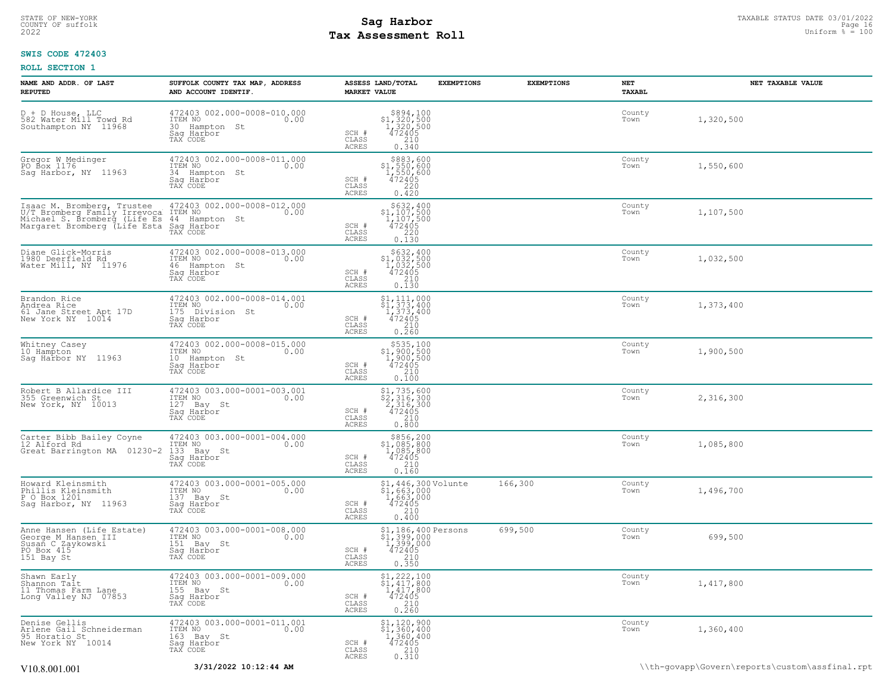**SWIS CODE 472403**

**ROLL SECTION 1**

| NAME AND ADDR. OF LAST REPUTED | SUFFOLK COUNTY TAX MAP, ADDRESS AND ACCOUNT IDENTIF. | ASSESS LAND/TOTAL MARKET VALUE | EXEMPTIONS | EXEMPTIONS | NET TAXABL | NET TAXABLE VALUE |
|---|---|---|---|---|---|---|
| D + D House, LLC<br>582 Water Mill Towd Rd<br>Southampton NY 11968 | 472403 002.000-0008-010.000<br>ITEM NO 0.00<br>30 Hampton St<br>Sag Harbor<br>TAX CODE | $894,100<br>$1,320,500<br>1,320,500<br>SCH # 472405<br>CLASS 210<br>ACRES 0.340 | | | County<br>Town | 1,320,500 |
| Gregor W Medinger<br>PO Box 1176<br>Sag Harbor, NY 11963 | 472403 002.000-0008-011.000<br>ITEM NO 0.00<br>34 Hampton St<br>Sag Harbor<br>TAX CODE | $883,600<br>$1,550,600<br>1,550,600<br>SCH # 472405<br>CLASS 220<br>ACRES 0.420 | | | County<br>Town | 1,550,600 |
| Isaac M. Bromberg, Trustee<br>U/T Bromberg Family Irrevoca<br>Michael S. Bromberg (Life Es<br>Margaret Bromberg (Life Esta | 472403 002.000-0008-012.000<br>ITEM NO 0.00<br>44 Hampton St<br>Sag Harbor<br>TAX CODE | $632,400<br>$1,107,500<br>1,107,500<br>SCH # 472405<br>CLASS 220<br>ACRES 0.130 | | | County<br>Town | 1,107,500 |
| Diane Glick-Morris<br>1980 Deerfield Rd<br>Water Mill, NY 11976 | 472403 002.000-0008-013.000<br>ITEM NO 0.00<br>46 Hampton St<br>Sag Harbor<br>TAX CODE | $632,400<br>$1,032,500<br>1,032,500<br>SCH # 472405<br>CLASS 210<br>ACRES 0.130 | | | County<br>Town | 1,032,500 |
| Brandon Rice<br>Andrea Rice<br>61 Jane Street Apt 17D<br>New York NY 10014 | 472403 002.000-0008-014.001<br>ITEM NO 0.00<br>175 Division St<br>Sag Harbor<br>TAX CODE | $1,111,000<br>$1,373,400<br>1,373,400<br>SCH # 472405<br>CLASS 210<br>ACRES 0.260 | | | County<br>Town | 1,373,400 |
| Whitney Casey<br>10 Hampton<br>Sag Harbor NY 11963 | 472403 002.000-0008-015.000<br>ITEM NO 0.00<br>10 Hampton St<br>Sag Harbor<br>TAX CODE | $535,100<br>$1,900,500<br>1,900,500<br>SCH # 472405<br>CLASS 210<br>ACRES 0.100 | | | County<br>Town | 1,900,500 |
| Robert B Allardice III<br>355 Greenwich St<br>New York, NY 10013 | 472403 003.000-0001-003.001<br>ITEM NO 0.00<br>127 Bay St<br>Sag Harbor<br>TAX CODE | $1,735,600<br>$2,316,300<br>2,316,300<br>SCH # 472405<br>CLASS 210<br>ACRES 0.800 | | | County<br>Town | 2,316,300 |
| Carter Bibb Bailey Coyne<br>12 Alford Rd<br>Great Barrington MA 01230-2 | 472403 003.000-0001-004.000<br>ITEM NO 0.00<br>133 Bay St<br>Sag Harbor<br>TAX CODE | $856,200<br>$1,085,800<br>1,085,800<br>SCH # 472405<br>CLASS 210<br>ACRES 0.160 | | | County<br>Town | 1,085,800 |
| Howard Kleinsmith<br>Phillis Kleinsmith<br>P O Box 1201<br>Sag Harbor, NY 11963 | 472403 003.000-0001-005.000<br>ITEM NO 0.00<br>137 Bay St<br>Sag Harbor<br>TAX CODE | $1,446,300<br>$1,663,000<br>1,663,000<br>SCH # 472405<br>CLASS 210<br>ACRES 0.400 | Volunte | 166,300 | County<br>Town | 1,496,700 |
| Anne Hansen (Life Estate)<br>George M Hansen III<br>Susan C Zaykowski<br>PO Box 415<br>151 Bay St | 472403 003.000-0001-008.000<br>ITEM NO 0.00<br>151 Bay St<br>Sag Harbor<br>TAX CODE | $1,186,400<br>$1,399,000<br>1,399,000<br>SCH # 472405<br>CLASS 210<br>ACRES 0.350 | Persons | 699,500 | County<br>Town | 699,500 |
| Shawn Early<br>Shannon Tait<br>11 Thomas Farm Lane<br>Long Valley NJ 07853 | 472403 003.000-0001-009.000<br>ITEM NO 0.00<br>155 Bay St<br>Sag Harbor<br>TAX CODE | $1,222,100<br>$1,417,800<br>1,417,800<br>SCH # 472405<br>CLASS 210<br>ACRES 0.260 | | | County<br>Town | 1,417,800 |
| Denise Gellis<br>Arlene Gail Schneiderman<br>95 Horatio St<br>New York NY 10014 | 472403 003.000-0001-011.001<br>ITEM NO 0.00<br>163 Bay St<br>Sag Harbor<br>TAX CODE | $1,120,900<br>$1,360,400<br>1,360,400<br>SCH # 472405<br>CLASS 210<br>ACRES 0.310 | | | County<br>Town | 1,360,400 |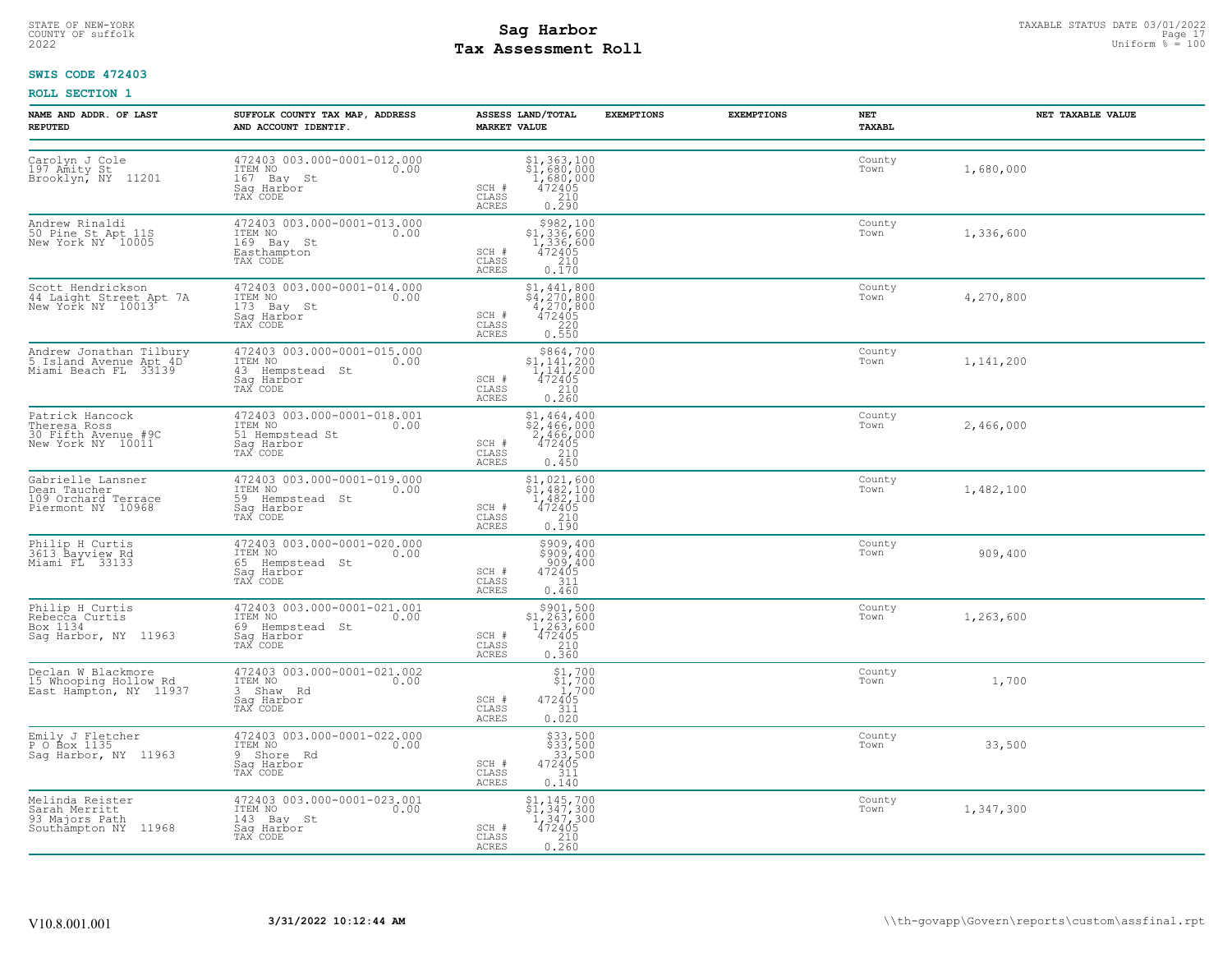STATE OF NEW-YORK
COUNTY OF suffolk
2022

# Sag Harbor
# Tax Assessment Roll

TAXABLE STATUS DATE 03/01/2022
Uniform % = 100

**SWIS CODE 472403**

**ROLL SECTION 1**

| NAME AND ADDR. OF LAST REPUTED | SUFFOLK COUNTY TAX MAP, ADDRESS AND ACCOUNT IDENTIF. | ASSESS LAND/TOTAL MARKET VALUE | EXEMPTIONS | EXEMPTIONS | NET TAXABL | NET TAXABLE VALUE |
|---|---|---|---|---|---|---|
| Carolyn J Cole<br>197 Amity St<br>Brooklyn, NY 11201 | 472403 003.000-0001-012.000<br>ITEM NO 0.00<br>167 Bay St<br>Sag Harbor<br>TAX CODE | $1,363,100<br>$1,680,000<br>1,680,000<br>SCH # 472405<br>CLASS 210<br>ACRES 0.290 | | | County<br>Town | 1,680,000 |
| Andrew Rinaldi<br>50 Pine St Apt 11S<br>New York NY 10005 | 472403 003.000-0001-013.000<br>ITEM NO 0.00<br>169 Bay St<br>Easthampton<br>TAX CODE | $982,100<br>$1,336,600<br>1,336,600<br>SCH # 472405<br>CLASS 210<br>ACRES 0.170 | | | County<br>Town | 1,336,600 |
| Scott Hendrickson<br>44 Laight Street Apt 7A<br>New York NY 10013 | 472403 003.000-0001-014.000<br>ITEM NO 0.00<br>173 Bay St<br>Sag Harbor<br>TAX CODE | $1,441,800<br>$4,270,800<br>4,270,800<br>SCH # 472405<br>CLASS 220<br>ACRES 0.550 | | | County<br>Town | 4,270,800 |
| Andrew Jonathan Tilbury<br>5 Island Avenue Apt 4D<br>Miami Beach FL 33139 | 472403 003.000-0001-015.000<br>ITEM NO 0.00<br>43 Hempstead St<br>Sag Harbor<br>TAX CODE | $864,700<br>$1,141,200<br>1,141,200<br>SCH # 472405<br>CLASS 210<br>ACRES 0.260 | | | County<br>Town | 1,141,200 |
| Patrick Hancock<br>Theresa Ross<br>30 Fifth Avenue #9C<br>New York NY 10011 | 472403 003.000-0001-018.001<br>ITEM NO 0.00<br>51 Hempstead St<br>Sag Harbor<br>TAX CODE | $1,464,400<br>$2,466,000<br>2,466,000<br>SCH # 472405<br>CLASS 210<br>ACRES 0.450 | | | County<br>Town | 2,466,000 |
| Gabrielle Lansner<br>Dean Taucher<br>109 Orchard Terrace<br>Piermont NY 10968 | 472403 003.000-0001-019.000<br>ITEM NO 0.00<br>59 Hempstead St<br>Sag Harbor<br>TAX CODE | $1,021,600<br>$1,482,100<br>1,482,100<br>SCH # 472405<br>CLASS 210<br>ACRES 0.190 | | | County<br>Town | 1,482,100 |
| Philip H Curtis<br>3613 Bayview Rd<br>Miami FL 33133 | 472403 003.000-0001-020.000<br>ITEM NO 0.00<br>65 Hempstead St<br>Sag Harbor<br>TAX CODE | $909,400<br>$909,400<br>909,400<br>SCH # 472405<br>CLASS 311<br>ACRES 0.460 | | | County<br>Town | 909,400 |
| Philip H Curtis<br>Rebecca Curtis<br>Box 1134<br>Sag Harbor, NY 11963 | 472403 003.000-0001-021.001<br>ITEM NO 0.00<br>69 Hempstead St<br>Sag Harbor<br>TAX CODE | $901,500<br>$1,263,600<br>1,263,600<br>SCH # 472405<br>CLASS 210<br>ACRES 0.360 | | | County<br>Town | 1,263,600 |
| Declan W Blackmore<br>15 Whooping Hollow Rd<br>East Hampton, NY 11937 | 472403 003.000-0001-021.002<br>ITEM NO 0.00<br>3 Shaw Rd<br>Sag Harbor<br>TAX CODE | $1,700<br>$1,700<br>1,700<br>SCH # 472405<br>CLASS 311<br>ACRES 0.020 | | | County<br>Town | 1,700 |
| Emily J Fletcher<br>P O Box 1135<br>Sag Harbor, NY 11963 | 472403 003.000-0001-022.000<br>ITEM NO 0.00<br>9 Shore Rd<br>Sag Harbor<br>TAX CODE | $33,500<br>$33,500<br>33,500<br>SCH # 472405<br>CLASS 311<br>ACRES 0.140 | | | County<br>Town | 33,500 |
| Melinda Reister<br>Sarah Merritt<br>93 Majors Path<br>Southampton NY 11968 | 472403 003.000-0001-023.001<br>ITEM NO 0.00<br>143 Bay St<br>Sag Harbor<br>TAX CODE | $1,145,700<br>$1,347,300<br>1,347,300<br>SCH # 472405<br>CLASS 210<br>ACRES 0.260 | | | County<br>Town | 1,347,300 |

V10.8.001.001 3/31/2022 10:12:44 AM \\th-govapp\Govern\reports\custom\assfinal.rpt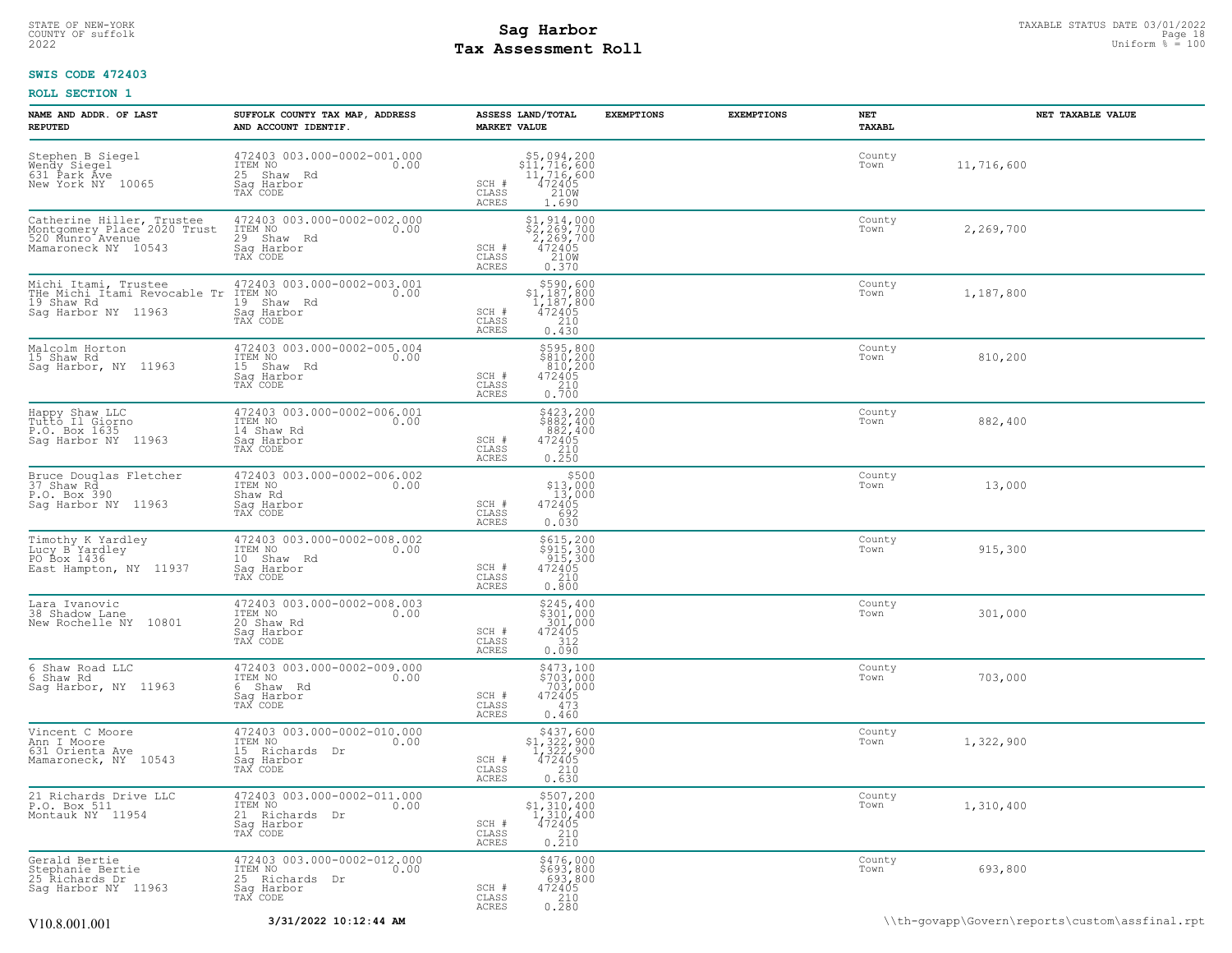STATE OF NEW-YORK
COUNTY OF suffolk
2022

# Sag Harbor
# Tax Assessment Roll

TAXABLE STATUS DATE 03/01/2022
Uniform % = 100

**SWIS CODE 472403**

**ROLL SECTION 1**

| NAME AND ADDR. OF LAST REPUTED | SUFFOLK COUNTY TAX MAP, ADDRESS AND ACCOUNT IDENTIF. | ASSESS LAND/TOTAL MARKET VALUE | EXEMPTIONS | EXEMPTIONS | NET TAXABL | NET TAXABLE VALUE |
|---|---|---|---|---|---|---|
| Stephen B Siegel<br>Wendy Siegel<br>631 Park Ave<br>New York NY 10065 | 472403 003.000-0002-001.000<br>ITEM NO 0.00<br>25 Shaw Rd<br>Sag Harbor<br>TAX CODE | $5,094,200<br>$11,716,600<br>11,716,600<br>SCH # 472405<br>CLASS 210W<br>ACRES 1.690 | | | County<br>Town | 11,716,600 |
| Catherine Hiller, Trustee<br>Montgomery Place 2020 Trust<br>520 Munro Avenue<br>Mamaroneck NY 10543 | 472403 003.000-0002-002.000<br>ITEM NO 0.00<br>29 Shaw Rd<br>Sag Harbor<br>TAX CODE | $1,914,000<br>$2,269,700<br>2,269,700<br>SCH # 472405<br>CLASS 210W<br>ACRES 0.370 | | | County<br>Town | 2,269,700 |
| Michi Itami, Trustee<br>THe Michi Itami Revocable Tr<br>19 Shaw Rd<br>Sag Harbor NY 11963 | 472403 003.000-0002-003.001<br>ITEM NO 0.00<br>19 Shaw Rd<br>Sag Harbor<br>TAX CODE | $590,600<br>$1,187,800<br>1,187,800<br>SCH # 472405<br>CLASS 210<br>ACRES 0.430 | | | County<br>Town | 1,187,800 |
| Malcolm Horton<br>15 Shaw Rd<br>Sag Harbor, NY 11963 | 472403 003.000-0002-005.004<br>ITEM NO 0.00<br>15 Shaw Rd<br>Sag Harbor<br>TAX CODE | $595,800<br>$810,200<br>810,200<br>SCH # 472405<br>CLASS 210<br>ACRES 0.700 | | | County<br>Town | 810,200 |
| Happy Shaw LLC<br>Tutto Il Giorno<br>P.O. Box 1635<br>Sag Harbor NY 11963 | 472403 003.000-0002-006.001<br>ITEM NO 0.00<br>14 Shaw Rd<br>Sag Harbor<br>TAX CODE | $423,200<br>$882,400<br>882,400<br>SCH # 472405<br>CLASS 210<br>ACRES 0.250 | | | County<br>Town | 882,400 |
| Bruce Douglas Fletcher<br>37 Shaw Rd<br>P.O. Box 390<br>Sag Harbor NY 11963 | 472403 003.000-0002-006.002<br>ITEM NO 0.00<br>Shaw Rd<br>Sag Harbor<br>TAX CODE | $500<br>$13,000<br>13,000<br>SCH # 472405<br>CLASS 692<br>ACRES 0.030 | | | County<br>Town | 13,000 |
| Timothy K Yardley<br>Lucy B Yardley<br>PO Box 1436<br>East Hampton, NY 11937 | 472403 003.000-0002-008.002<br>ITEM NO 0.00<br>10 Shaw Rd<br>Sag Harbor<br>TAX CODE | $615,200<br>$915,300<br>915,300<br>SCH # 472405<br>CLASS 210<br>ACRES 0.800 | | | County<br>Town | 915,300 |
| Lara Ivanovic<br>38 Shadow Lane<br>New Rochelle NY 10801 | 472403 003.000-0002-008.003<br>ITEM NO 0.00<br>20 Shaw Rd<br>Sag Harbor<br>TAX CODE | $245,400<br>$301,000<br>301,000<br>SCH # 472405<br>CLASS 312<br>ACRES 0.090 | | | County<br>Town | 301,000 |
| 6 Shaw Road LLC<br>6 Shaw Rd<br>Sag Harbor, NY 11963 | 472403 003.000-0002-009.000<br>ITEM NO 0.00<br>6 Shaw Rd<br>Sag Harbor<br>TAX CODE | $473,100<br>$703,000<br>703,000<br>SCH # 472405<br>CLASS 473<br>ACRES 0.460 | | | County<br>Town | 703,000 |
| Vincent C Moore<br>Ann I Moore<br>631 Orienta Ave<br>Mamaroneck, NY 10543 | 472403 003.000-0002-010.000<br>ITEM NO 0.00<br>15 Richards Dr<br>Sag Harbor<br>TAX CODE | $437,600<br>$1,322,900<br>1,322,900<br>SCH # 472405<br>CLASS 210<br>ACRES 0.630 | | | County<br>Town | 1,322,900 |
| 21 Richards Drive LLC<br>P.O. Box 511<br>Montauk NY 11954 | 472403 003.000-0002-011.000<br>ITEM NO 0.00<br>21 Richards Dr<br>Sag Harbor<br>TAX CODE | $507,200<br>$1,310,400<br>1,310,400<br>SCH # 472405<br>CLASS 210<br>ACRES 0.210 | | | County<br>Town | 1,310,400 |
| Gerald Bertie<br>Stephanie Bertie<br>25 Richards Dr<br>Sag Harbor NY 11963 | 472403 003.000-0002-012.000<br>ITEM NO 0.00<br>25 Richards Dr<br>Sag Harbor<br>TAX CODE | $476,000<br>$693,800<br>693,800<br>SCH # 472405<br>CLASS 210<br>ACRES 0.280 | | | County<br>Town | 693,800 |

V10.8.001.001 &nbsp;&nbsp; **3/31/2022 10:12:44 AM** &nbsp;&nbsp; \\th-govapp\Govern\reports\custom\assfinal.rpt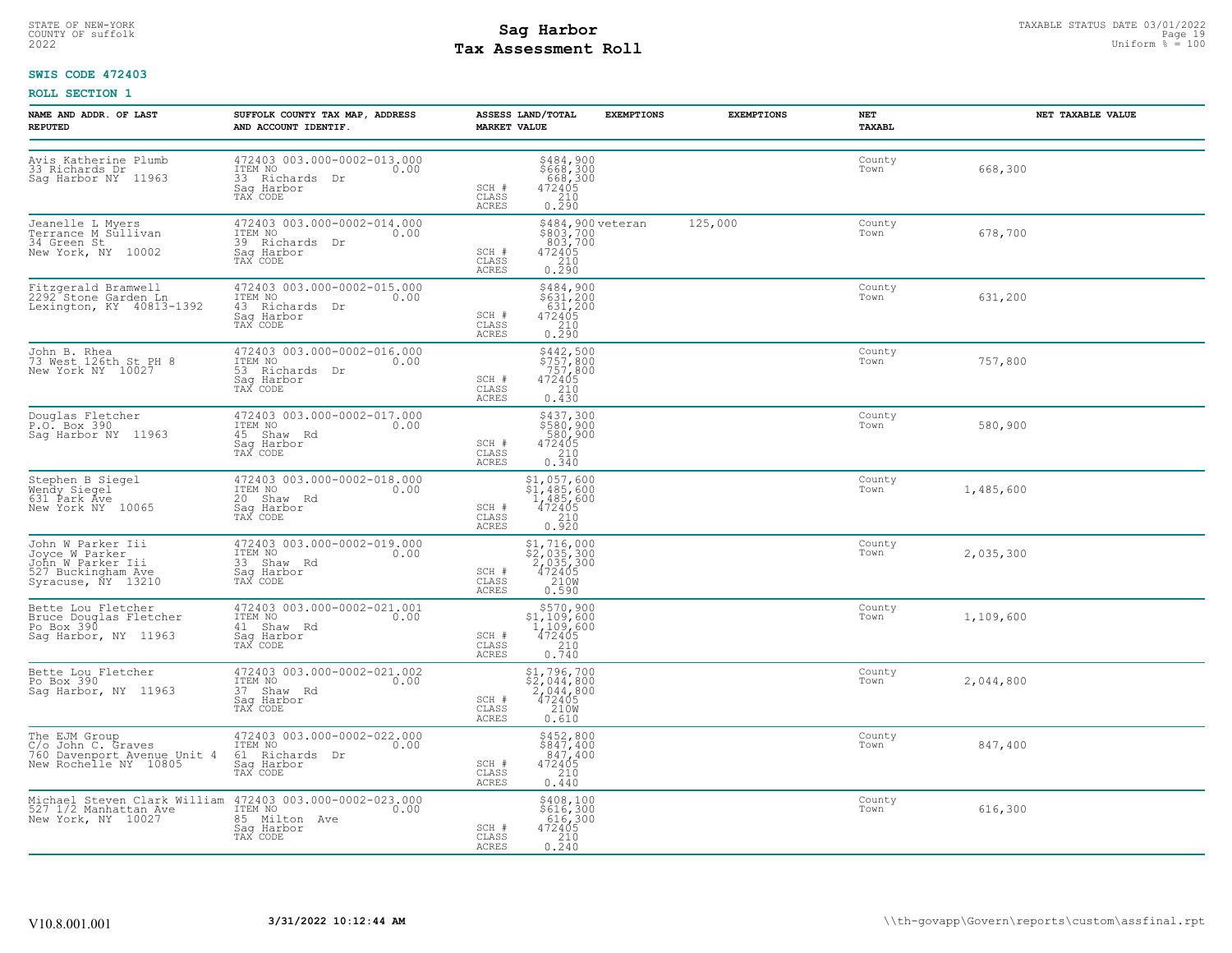STATE OF NEW-YORK
COUNTY OF suffolk
2022

# Sag Harbor
# Tax Assessment Roll

TAXABLE STATUS DATE 03/01/2022
Uniform % = 100

**SWIS CODE 472403**

**ROLL SECTION 1**

| NAME AND ADDR. OF LAST REPUTED | SUFFOLK COUNTY TAX MAP, ADDRESS AND ACCOUNT IDENTIF. | ASSESS LAND/TOTAL MARKET VALUE | EXEMPTIONS | EXEMPTIONS | NET TAXABL | NET TAXABLE VALUE |
|---|---|---|---|---|---|---|
| Avis Katherine Plumb<br>33 Richards Dr<br>Sag Harbor NY 11963 | 472403 003.000-0002-013.000<br>ITEM NO 0.00<br>33 Richards Dr<br>Sag Harbor<br>TAX CODE | $484,900<br>$668,300<br>668,300<br>SCH # 472405<br>CLASS 210<br>ACRES 0.290 | | | County<br>Town | 668,300 |
| Jeanelle L Myers<br>Terrance M Sullivan<br>34 Green St<br>New York, NY 10002 | 472403 003.000-0002-014.000<br>ITEM NO 0.00<br>39 Richards Dr<br>Sag Harbor<br>TAX CODE | $484,900<br>$803,700<br>803,700<br>SCH # 472405<br>CLASS 210<br>ACRES 0.290 | veteran | 125,000 | County<br>Town | 678,700 |
| Fitzgerald Bramwell<br>2292 Stone Garden Ln<br>Lexington, KY 40813-1392 | 472403 003.000-0002-015.000<br>ITEM NO 0.00<br>43 Richards Dr<br>Sag Harbor<br>TAX CODE | $484,900<br>$631,200<br>631,200<br>SCH # 472405<br>CLASS 210<br>ACRES 0.290 | | | County<br>Town | 631,200 |
| John B. Rhea<br>73 West 126th St PH 8<br>New York NY 10027 | 472403 003.000-0002-016.000<br>ITEM NO 0.00<br>53 Richards Dr<br>Sag Harbor<br>TAX CODE | $442,500<br>$757,800<br>757,800<br>SCH # 472405<br>CLASS 210<br>ACRES 0.430 | | | County<br>Town | 757,800 |
| Douglas Fletcher<br>P.O. Box 390<br>Sag Harbor NY 11963 | 472403 003.000-0002-017.000<br>ITEM NO 0.00<br>45 Shaw Rd<br>Sag Harbor<br>TAX CODE | $437,300<br>$580,900<br>580,900<br>SCH # 472405<br>CLASS 210<br>ACRES 0.340 | | | County<br>Town | 580,900 |
| Stephen B Siegel<br>Wendy Siegel<br>631 Park Ave<br>New York NY 10065 | 472403 003.000-0002-018.000<br>ITEM NO 0.00<br>20 Shaw Rd<br>Sag Harbor<br>TAX CODE | $1,057,600<br>$1,485,600<br>1,485,600<br>SCH # 472405<br>CLASS 210<br>ACRES 0.920 | | | County<br>Town | 1,485,600 |
| John W Parker Iii<br>Joyce W Parker<br>John W Parker Iii<br>527 Buckingham Ave<br>Syracuse, NY 13210 | 472403 003.000-0002-019.000<br>ITEM NO 0.00<br>33 Shaw Rd<br>Sag Harbor<br>TAX CODE | $1,716,000<br>$2,035,300<br>2,035,300<br>SCH # 472405<br>CLASS 210W<br>ACRES 0.590 | | | County<br>Town | 2,035,300 |
| Bette Lou Fletcher<br>Bruce Douglas Fletcher<br>Po Box 390<br>Sag Harbor, NY 11963 | 472403 003.000-0002-021.001<br>ITEM NO 0.00<br>41 Shaw Rd<br>Sag Harbor<br>TAX CODE | $570,900<br>$1,109,600<br>1,109,600<br>SCH # 472405<br>CLASS 210<br>ACRES 0.740 | | | County<br>Town | 1,109,600 |
| Bette Lou Fletcher<br>Po Box 390<br>Sag Harbor, NY 11963 | 472403 003.000-0002-021.002<br>ITEM NO 0.00<br>37 Shaw Rd<br>Sag Harbor<br>TAX CODE | $1,796,700<br>$2,044,800<br>2,044,800<br>SCH # 472405<br>CLASS 210W<br>ACRES 0.610 | | | County<br>Town | 2,044,800 |
| The EJM Group<br>C/o John C. Graves<br>760 Davenport Avenue Unit 4<br>New Rochelle NY 10805 | 472403 003.000-0002-022.000<br>ITEM NO 0.00<br>61 Richards Dr<br>Sag Harbor<br>TAX CODE | $452,800<br>$847,400<br>847,400<br>SCH # 472405<br>CLASS 210<br>ACRES 0.440 | | | County<br>Town | 847,400 |
| Michael Steven Clark William<br>527 1/2 Manhattan Ave<br>New York, NY 10027 | 472403 003.000-0002-023.000<br>ITEM NO 0.00<br>85 Milton Ave<br>Sag Harbor<br>TAX CODE | $408,100<br>$616,300<br>616,300<br>SCH # 472405<br>CLASS 210<br>ACRES 0.240 | | | County<br>Town | 616,300 |

V10.8.001.001 **3/31/2022 10:12:44 AM** \\th-govapp\Govern\reports\custom\assfinal.rpt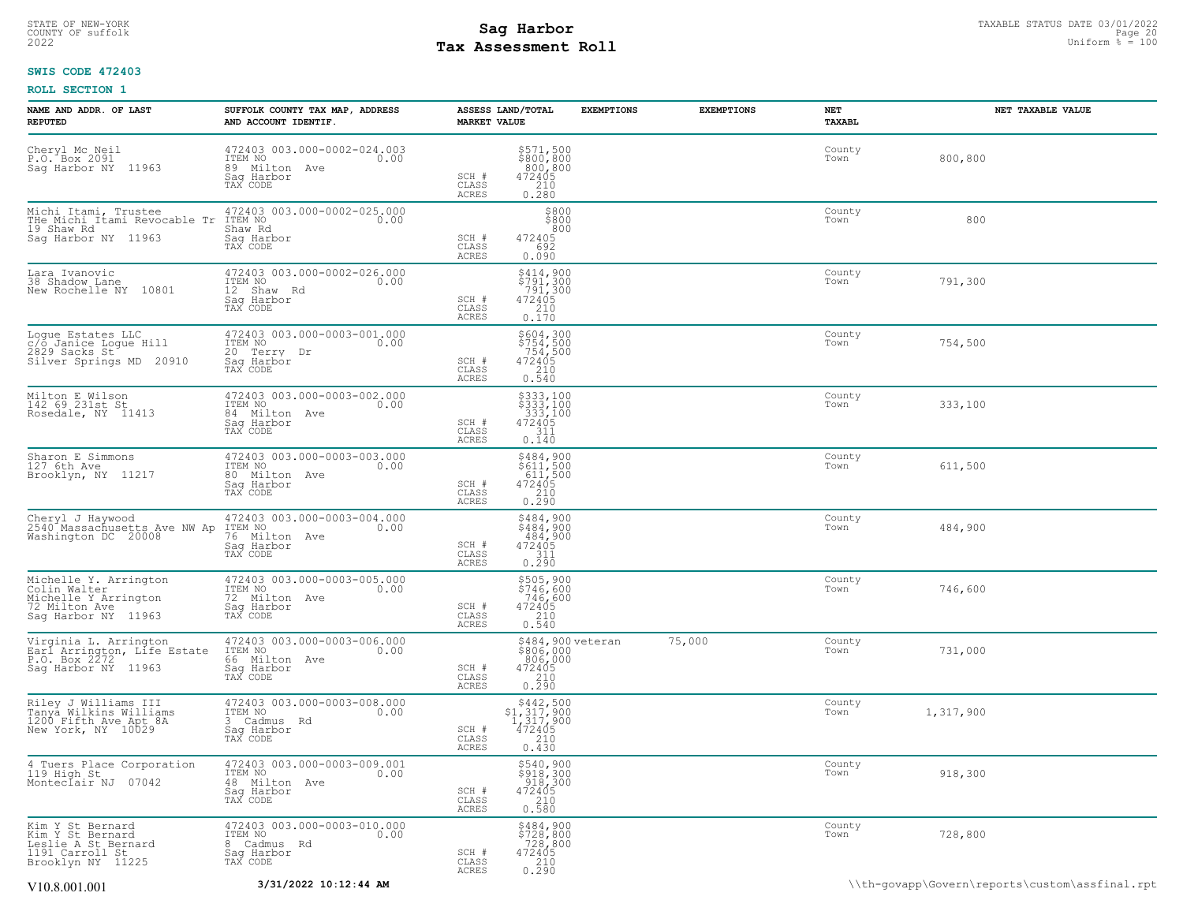STATE OF NEW-YORK
COUNTY OF suffolk
2022

# Sag Harbor
## Tax Assessment Roll

TAXABLE STATUS DATE 03/01/2022
Uniform % = 100

**SWIS CODE 472403**

**ROLL SECTION 1**

| NAME AND ADDR. OF LAST REPUTED | SUFFOLK COUNTY TAX MAP, ADDRESS AND ACCOUNT IDENTIF. | ASSESS LAND/TOTAL MARKET VALUE | EXEMPTIONS | EXEMPTIONS | NET TAXABL | NET TAXABLE VALUE |
|---|---|---|---|---|---|---|
| Cheryl Mc Neil<br>P.O. Box 2091<br>Sag Harbor NY 11963 | 472403 003.000-0002-024.003<br>ITEM NO 0.00<br>89 Milton Ave<br>Sag Harbor<br>TAX CODE | $571,500<br>$800,800<br>800,800<br>SCH # 472405<br>CLASS 210<br>ACRES 0.280 | | | County<br>Town | 800,800 |
| Michi Itami, Trustee<br>THe Michi Itami Revocable Tr<br>19 Shaw Rd<br>Sag Harbor NY 11963 | 472403 003.000-0002-025.000<br>ITEM NO 0.00<br>Shaw Rd<br>Sag Harbor<br>TAX CODE | $800<br>$800<br>800<br>SCH # 472405<br>CLASS 692<br>ACRES 0.090 | | | County<br>Town | 800 |
| Lara Ivanovic<br>38 Shadow Lane<br>New Rochelle NY 10801 | 472403 003.000-0002-026.000<br>ITEM NO 0.00<br>12 Shaw Rd<br>Sag Harbor<br>TAX CODE | $414,900<br>$791,300<br>791,300<br>SCH # 472405<br>CLASS 210<br>ACRES 0.170 | | | County<br>Town | 791,300 |
| Logue Estates LLC<br>c/o Janice Logue Hill<br>2829 Sacks St<br>Silver Springs MD 20910 | 472403 003.000-0003-001.000<br>ITEM NO 0.00<br>20 Terry Dr<br>Sag Harbor<br>TAX CODE | $604,300<br>$754,500<br>754,500<br>SCH # 472405<br>CLASS 210<br>ACRES 0.540 | | | County<br>Town | 754,500 |
| Milton E Wilson<br>142 69 231st St<br>Rosedale, NY 11413 | 472403 003.000-0003-002.000<br>ITEM NO 0.00<br>84 Milton Ave<br>Sag Harbor<br>TAX CODE | $333,100<br>$333,100<br>333,100<br>SCH # 472405<br>CLASS 311<br>ACRES 0.140 | | | County<br>Town | 333,100 |
| Sharon E Simmons<br>127 6th Ave<br>Brooklyn, NY 11217 | 472403 003.000-0003-003.000<br>ITEM NO 0.00<br>80 Milton Ave<br>Sag Harbor<br>TAX CODE | $484,900<br>$611,500<br>611,500<br>SCH # 472405<br>CLASS 210<br>ACRES 0.290 | | | County<br>Town | 611,500 |
| Cheryl J Haywood<br>2540 Massachusetts Ave NW Ap<br>Washington DC 20008 | 472403 003.000-0003-004.000<br>ITEM NO 0.00<br>76 Milton Ave<br>Sag Harbor<br>TAX CODE | $484,900<br>$484,900<br>484,900<br>SCH # 472405<br>CLASS 311<br>ACRES 0.290 | | | County<br>Town | 484,900 |
| Michelle Y. Arrington<br>Colin Walter<br>Michelle Y Arrington<br>72 Milton Ave<br>Sag Harbor NY 11963 | 472403 003.000-0003-005.000<br>ITEM NO 0.00<br>72 Milton Ave<br>Sag Harbor<br>TAX CODE | $505,900<br>$746,600<br>746,600<br>SCH # 472405<br>CLASS 210<br>ACRES 0.540 | | | County<br>Town | 746,600 |
| Virginia L. Arrington<br>Earl Arrington, Life Estate<br>P.O. Box 2272<br>Sag Harbor NY 11963 | 472403 003.000-0003-006.000<br>ITEM NO 0.00<br>66 Milton Ave<br>Sag Harbor<br>TAX CODE | $484,900<br>$806,000<br>806,000<br>SCH # 472405<br>CLASS 210<br>ACRES 0.290 | veteran | 75,000 | County<br>Town | 731,000 |
| Riley J Williams III<br>Tanya Wilkins Williams<br>1200 Fifth Ave Apt 8A<br>New York, NY 10029 | 472403 003.000-0003-008.000<br>ITEM NO 0.00<br>3 Cadmus Rd<br>Sag Harbor<br>TAX CODE | $442,500<br>$1,317,900<br>1,317,900<br>SCH # 472405<br>CLASS 210<br>ACRES 0.430 | | | County<br>Town | 1,317,900 |
| 4 Tuers Place Corporation<br>119 High St<br>Monteclair NJ 07042 | 472403 003.000-0003-009.001<br>ITEM NO 0.00<br>48 Milton Ave<br>Sag Harbor<br>TAX CODE | $540,900<br>$918,300<br>918,300<br>SCH # 472405<br>CLASS 210<br>ACRES 0.580 | | | County<br>Town | 918,300 |
| Kim Y St Bernard<br>Kim Y St Bernard<br>Leslie A St Bernard<br>1191 Carroll St<br>Brooklyn NY 11225 | 472403 003.000-0003-010.000<br>ITEM NO 0.00<br>8 Cadmus Rd<br>Sag Harbor<br>TAX CODE | $484,900<br>$728,800<br>728,800<br>SCH # 472405<br>CLASS 210<br>ACRES 0.290 | | | County<br>Town | 728,800 |

V10.8.001.001 **3/31/2022 10:12:44 AM** \\th-govapp\Govern\reports\custom\assfinal.rpt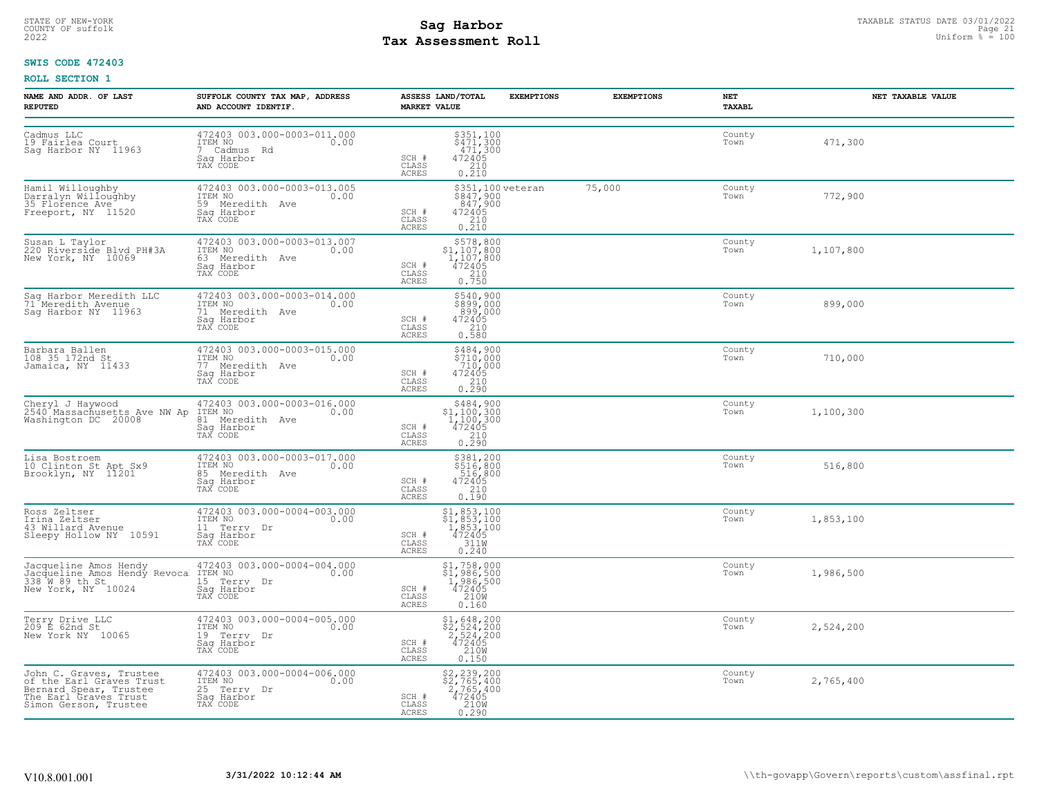STATE OF NEW-YORK
COUNTY OF suffolk
2022

# Sag Harbor
## Tax Assessment Roll

TAXABLE STATUS DATE 03/01/2022
Uniform % = 100

**SWIS CODE 472403**

**ROLL SECTION 1**

| NAME AND ADDR. OF LAST REPUTED | SUFFOLK COUNTY TAX MAP, ADDRESS AND ACCOUNT IDENTIF. | ASSESS LAND/TOTAL MARKET VALUE | EXEMPTIONS | EXEMPTIONS | NET TAXABL | NET TAXABLE VALUE |
|---|---|---|---|---|---|---|
| Cadmus LLC<br>19 Fairlea Court<br>Sag Harbor NY 11963 | 472403 003.000-0003-011.000<br>ITEM NO 0.00<br>7 Cadmus Rd<br>Sag Harbor<br>TAX CODE | $351,100<br>$471,300<br>471,300<br>SCH # 472405<br>CLASS 210<br>ACRES 0.210 | | | County<br>Town | 471,300 |
| Hamil Willoughby<br>Darralyn Willoughby<br>35 Florence Ave<br>Freeport, NY 11520 | 472403 003.000-0003-013.005<br>ITEM NO 0.00<br>59 Meredith Ave<br>Sag Harbor<br>TAX CODE | $351,100<br>$847,900<br>847,900<br>SCH # 472405<br>CLASS 210<br>ACRES 0.210 | veteran | 75,000 | County<br>Town | 772,900 |
| Susan L Taylor<br>220 Riverside Blvd PH#3A<br>New York, NY 10069 | 472403 003.000-0003-013.007<br>ITEM NO 0.00<br>63 Meredith Ave<br>Sag Harbor<br>TAX CODE | $578,800<br>$1,107,800<br>1,107,800<br>SCH # 472405<br>CLASS 210<br>ACRES 0.750 | | | County<br>Town | 1,107,800 |
| Sag Harbor Meredith LLC<br>71 Meredith Avenue<br>Sag Harbor NY 11963 | 472403 003.000-0003-014.000<br>ITEM NO 0.00<br>71 Meredith Ave<br>Sag Harbor<br>TAX CODE | $540,900<br>$899,000<br>899,000<br>SCH # 472405<br>CLASS 210<br>ACRES 0.580 | | | County<br>Town | 899,000 |
| Barbara Ballen<br>108 35 172nd St<br>Jamaica, NY 11433 | 472403 003.000-0003-015.000<br>ITEM NO 0.00<br>77 Meredith Ave<br>Sag Harbor<br>TAX CODE | $484,900<br>$710,000<br>710,000<br>SCH # 472405<br>CLASS 210<br>ACRES 0.290 | | | County<br>Town | 710,000 |
| Cheryl J Haywood<br>2540 Massachusetts Ave NW Ap<br>Washington DC 20008 | 472403 003.000-0003-016.000<br>ITEM NO 0.00<br>81 Meredith Ave<br>Sag Harbor<br>TAX CODE | $484,900<br>$1,100,300<br>1,100,300<br>SCH # 472405<br>CLASS 210<br>ACRES 0.290 | | | County<br>Town | 1,100,300 |
| Lisa Bostroem<br>10 Clinton St Apt Sx9<br>Brooklyn, NY 11201 | 472403 003.000-0003-017.000<br>ITEM NO 0.00<br>85 Meredith Ave<br>Sag Harbor<br>TAX CODE | $381,200<br>$516,800<br>516,800<br>SCH # 472405<br>CLASS 210<br>ACRES 0.190 | | | County<br>Town | 516,800 |
| Ross Zeltser<br>Irina Zeltser<br>43 Willard Avenue<br>Sleepy Hollow NY 10591 | 472403 003.000-0004-003.000<br>ITEM NO 0.00<br>11 Terry Dr<br>Sag Harbor<br>TAX CODE | $1,853,100<br>$1,853,100<br>1,853,100<br>SCH # 472405<br>CLASS 311W<br>ACRES 0.240 | | | County<br>Town | 1,853,100 |
| Jacqueline Amos Hendy<br>Jacqueline Amos Hendy Revoca<br>338 W 89 th St<br>New York, NY 10024 | 472403 003.000-0004-004.000<br>ITEM NO 0.00<br>15 Terry Dr<br>Sag Harbor<br>TAX CODE | $1,758,000<br>$1,986,500<br>1,986,500<br>SCH # 472405<br>CLASS 210W<br>ACRES 0.160 | | | County<br>Town | 1,986,500 |
| Terry Drive LLC<br>209 E 62nd St<br>New York NY 10065 | 472403 003.000-0004-005.000<br>ITEM NO 0.00<br>19 Terry Dr<br>Sag Harbor<br>TAX CODE | $1,648,200<br>$2,524,200<br>2,524,200<br>SCH # 472405<br>CLASS 210W<br>ACRES 0.150 | | | County<br>Town | 2,524,200 |
| John C. Graves, Trustee<br>of the Earl Graves Trust<br>Bernard Spear, Trustee<br>The Earl Graves Trust<br>Simon Gerson, Trustee | 472403 003.000-0004-006.000<br>ITEM NO 0.00<br>25 Terry Dr<br>Sag Harbor<br>TAX CODE | $2,239,200<br>$2,765,400<br>2,765,400<br>SCH # 472405<br>CLASS 210W<br>ACRES 0.290 | | | County<br>Town | 2,765,400 |

V10.8.001.001 **3/31/2022 10:12:44 AM** \\th-govapp\Govern\reports\custom\assfinal.rpt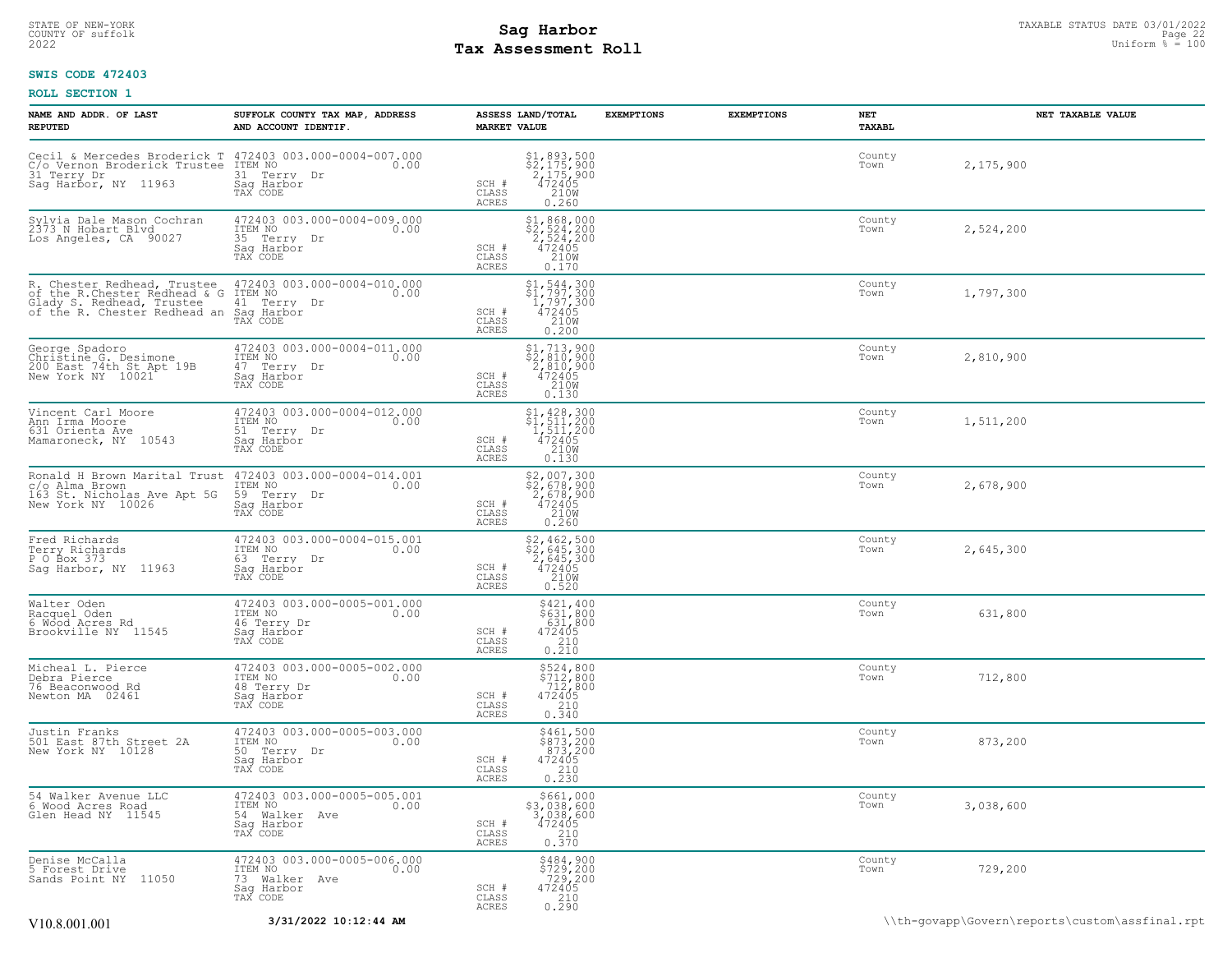STATE OF NEW-YORK
COUNTY OF suffolk
2022

# Sag Harbor
## Tax Assessment Roll

TAXABLE STATUS DATE 03/01/2022
Uniform % = 100

**SWIS CODE 472403**

**ROLL SECTION 1**

| NAME AND ADDR. OF LAST REPUTED | SUFFOLK COUNTY TAX MAP, ADDRESS AND ACCOUNT IDENTIF. | ASSESS LAND/TOTAL MARKET VALUE | EXEMPTIONS | EXEMPTIONS | NET TAXABL | NET TAXABLE VALUE |
|---|---|---|---|---|---|---|
| Cecil & Mercedes Broderick T<br>C/o Vernon Broderick Trustee<br>31 Terry Dr<br>Sag Harbor, NY 11963 | 472403 003.000-0004-007.000<br>ITEM NO 0.00<br>31 Terry Dr<br>Sag Harbor<br>TAX CODE | $1,893,500<br>$2,175,900<br>2,175,900<br>SCH # 472405<br>CLASS 210W<br>ACRES 0.260 | | | County<br>Town | 2,175,900 |
| Sylvia Dale Mason Cochran<br>2373 N Hobart Blvd<br>Los Angeles, CA 90027 | 472403 003.000-0004-009.000<br>ITEM NO 0.00<br>35 Terry Dr<br>Sag Harbor<br>TAX CODE | $1,868,000<br>$2,524,200<br>2,524,200<br>SCH # 472405<br>CLASS 210W<br>ACRES 0.170 | | | County<br>Town | 2,524,200 |
| R. Chester Redhead, Trustee<br>of the R.Chester Redhead & G<br>Glady S. Redhead, Trustee<br>of the R. Chester Redhead an | 472403 003.000-0004-010.000<br>ITEM NO 0.00<br>41 Terry Dr<br>Sag Harbor<br>TAX CODE | $1,544,300<br>$1,797,300<br>1,797,300<br>SCH # 472405<br>CLASS 210W<br>ACRES 0.200 | | | County<br>Town | 1,797,300 |
| George Spadoro<br>Christine G. Desimone<br>200 East 74th St Apt 19B<br>New York NY 10021 | 472403 003.000-0004-011.000<br>ITEM NO 0.00<br>47 Terry Dr<br>Sag Harbor<br>TAX CODE | $1,713,900<br>$2,810,900<br>2,810,900<br>SCH # 472405<br>CLASS 210W<br>ACRES 0.130 | | | County<br>Town | 2,810,900 |
| Vincent Carl Moore<br>Ann Irma Moore<br>631 Orienta Ave<br>Mamaroneck, NY 10543 | 472403 003.000-0004-012.000<br>ITEM NO 0.00<br>51 Terry Dr<br>Sag Harbor<br>TAX CODE | $1,428,300<br>$1,511,200<br>1,511,200<br>SCH # 472405<br>CLASS 210W<br>ACRES 0.130 | | | County<br>Town | 1,511,200 |
| Ronald H Brown Marital Trust<br>c/o Alma Brown<br>163 St. Nicholas Ave Apt 5G<br>New York NY 10026 | 472403 003.000-0004-014.001<br>ITEM NO 0.00<br>59 Terry Dr<br>Sag Harbor<br>TAX CODE | $2,007,300<br>$2,678,900<br>2,678,900<br>SCH # 472405<br>CLASS 210W<br>ACRES 0.260 | | | County<br>Town | 2,678,900 |
| Fred Richards<br>Terry Richards<br>P O Box 373<br>Sag Harbor, NY 11963 | 472403 003.000-0004-015.001<br>ITEM NO 0.00<br>63 Terry Dr<br>Sag Harbor<br>TAX CODE | $2,462,500<br>$2,645,300<br>2,645,300<br>SCH # 472405<br>CLASS 210W<br>ACRES 0.520 | | | County<br>Town | 2,645,300 |
| Walter Oden<br>Racquel Oden<br>6 Wood Acres Rd<br>Brookville NY 11545 | 472403 003.000-0005-001.000<br>ITEM NO 0.00<br>46 Terry Dr<br>Sag Harbor<br>TAX CODE | $421,400<br>$631,800<br>631,800<br>SCH # 472405<br>CLASS 210<br>ACRES 0.210 | | | County<br>Town | 631,800 |
| Micheal L. Pierce<br>Debra Pierce<br>76 Beaconwood Rd<br>Newton MA 02461 | 472403 003.000-0005-002.000<br>ITEM NO 0.00<br>48 Terry Dr<br>Sag Harbor<br>TAX CODE | $524,800<br>$712,800<br>712,800<br>SCH # 472405<br>CLASS 210<br>ACRES 0.340 | | | County<br>Town | 712,800 |
| Justin Franks<br>501 East 87th Street 2A<br>New York NY 10128 | 472403 003.000-0005-003.000<br>ITEM NO 0.00<br>50 Terry Dr<br>Sag Harbor<br>TAX CODE | $461,500<br>$873,200<br>873,200<br>SCH # 472405<br>CLASS 210<br>ACRES 0.230 | | | County<br>Town | 873,200 |
| 54 Walker Avenue LLC<br>6 Wood Acres Road<br>Glen Head NY 11545 | 472403 003.000-0005-005.001<br>ITEM NO 0.00<br>54 Walker Ave<br>Sag Harbor<br>TAX CODE | $661,000<br>$3,038,600<br>3,038,600<br>SCH # 472405<br>CLASS 210<br>ACRES 0.370 | | | County<br>Town | 3,038,600 |
| Denise McCalla<br>5 Forest Drive<br>Sands Point NY 11050 | 472403 003.000-0005-006.000<br>ITEM NO 0.00<br>73 Walker Ave<br>Sag Harbor<br>TAX CODE | $484,900<br>$729,200<br>729,200<br>SCH # 472405<br>CLASS 210<br>ACRES 0.290 | | | County<br>Town | 729,200 |

V10.8.001.001 3/31/2022 10:12:44 AM \\th-govapp\Govern\reports\custom\assfinal.rpt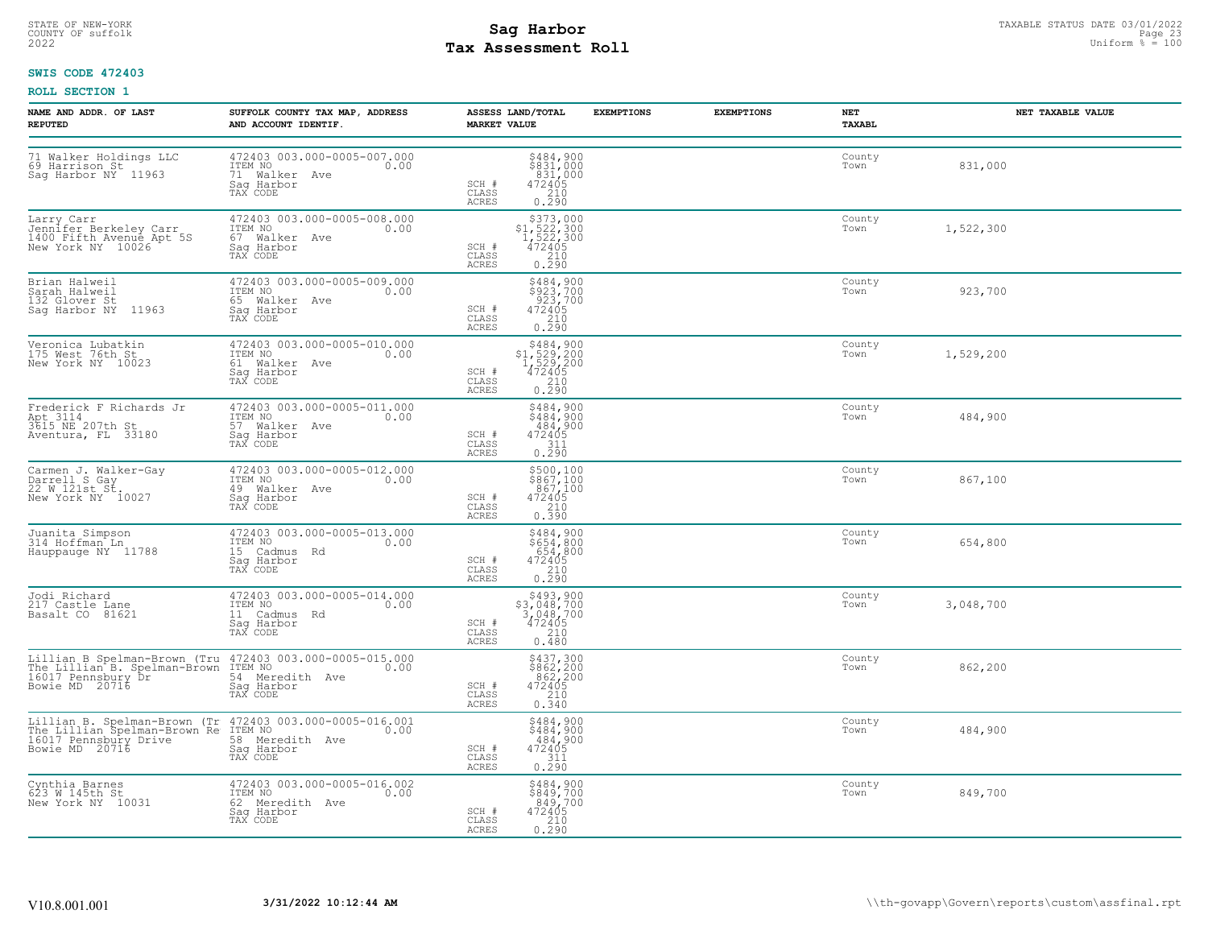STATE OF NEW-YORK
COUNTY OF suffolk
2022

# Sag Harbor
# Tax Assessment Roll

TAXABLE STATUS DATE 03/01/2022
Uniform % = 100

**SWIS CODE 472403**

**ROLL SECTION 1**

| NAME AND ADDR. OF LAST REPUTED | SUFFOLK COUNTY TAX MAP, ADDRESS AND ACCOUNT IDENTIF. | ASSESS LAND/TOTAL MARKET VALUE | EXEMPTIONS | EXEMPTIONS | NET TAXABL | NET TAXABLE VALUE |
|---|---|---|---|---|---|---|
| 71 Walker Holdings LLC<br>69 Harrison St<br>Sag Harbor NY 11963 | 472403 003.000-0005-007.000<br>ITEM NO 0.00<br>71 Walker Ave<br>Sag Harbor<br>TAX CODE | $484,900<br>$831,000<br>831,000<br>SCH # 472405<br>CLASS 210<br>ACRES 0.290 | | | County<br>Town | 831,000 |
| Larry Carr<br>Jennifer Berkeley Carr<br>1400 Fifth Avenue Apt 5S<br>New York NY 10026 | 472403 003.000-0005-008.000<br>ITEM NO 0.00<br>67 Walker Ave<br>Sag Harbor<br>TAX CODE | $373,000<br>$1,522,300<br>1,522,300<br>SCH # 472405<br>CLASS 210<br>ACRES 0.290 | | | County<br>Town | 1,522,300 |
| Brian Halweil<br>Sarah Halweil<br>132 Glover St<br>Sag Harbor NY 11963 | 472403 003.000-0005-009.000<br>ITEM NO 0.00<br>65 Walker Ave<br>Sag Harbor<br>TAX CODE | $484,900<br>$923,700<br>923,700<br>SCH # 472405<br>CLASS 210<br>ACRES 0.290 | | | County<br>Town | 923,700 |
| Veronica Lubatkin<br>175 West 76th St<br>New York NY 10023 | 472403 003.000-0005-010.000<br>ITEM NO 0.00<br>61 Walker Ave<br>Sag Harbor<br>TAX CODE | $484,900<br>$1,529,200<br>1,529,200<br>SCH # 472405<br>CLASS 210<br>ACRES 0.290 | | | County<br>Town | 1,529,200 |
| Frederick F Richards Jr<br>Apt 3114<br>3615 NE 207th St<br>Aventura, FL 33180 | 472403 003.000-0005-011.000<br>ITEM NO 0.00<br>57 Walker Ave<br>Sag Harbor<br>TAX CODE | $484,900<br>$484,900<br>484,900<br>SCH # 472405<br>CLASS 311<br>ACRES 0.290 | | | County<br>Town | 484,900 |
| Carmen J. Walker-Gay<br>Darrell S Gay<br>22 W 121st St.<br>New York NY 10027 | 472403 003.000-0005-012.000<br>ITEM NO 0.00<br>49 Walker Ave<br>Sag Harbor<br>TAX CODE | $500,100<br>$867,100<br>867,100<br>SCH # 472405<br>CLASS 210<br>ACRES 0.390 | | | County<br>Town | 867,100 |
| Juanita Simpson<br>314 Hoffman Ln<br>Hauppauge NY 11788 | 472403 003.000-0005-013.000<br>ITEM NO 0.00<br>15 Cadmus Rd<br>Sag Harbor<br>TAX CODE | $484,900<br>$654,800<br>654,800<br>SCH # 472405<br>CLASS 210<br>ACRES 0.290 | | | County<br>Town | 654,800 |
| Jodi Richard<br>217 Castle Lane<br>Basalt CO 81621 | 472403 003.000-0005-014.000<br>ITEM NO 0.00<br>11 Cadmus Rd<br>Sag Harbor<br>TAX CODE | $493,900<br>$3,048,700<br>3,048,700<br>SCH # 472405<br>CLASS 210<br>ACRES 0.480 | | | County<br>Town | 3,048,700 |
| Lillian B Spelman-Brown (Tru<br>The Lillian B. Spelman-Brown<br>16017 Pennsbury Dr<br>Bowie MD 20716 | 472403 003.000-0005-015.000<br>ITEM NO 0.00<br>54 Meredith Ave<br>Sag Harbor<br>TAX CODE | $437,300<br>$862,200<br>862,200<br>SCH # 472405<br>CLASS 210<br>ACRES 0.340 | | | County<br>Town | 862,200 |
| Lillian B. Spelman-Brown (Tr<br>The Lillian Spelman-Brown Re<br>16017 Pennsbury Drive<br>Bowie MD 20716 | 472403 003.000-0005-016.001<br>ITEM NO 0.00<br>58 Meredith Ave<br>Sag Harbor<br>TAX CODE | $484,900<br>$484,900<br>484,900<br>SCH # 472405<br>CLASS 311<br>ACRES 0.290 | | | County<br>Town | 484,900 |
| Cynthia Barnes<br>623 W 145th St<br>New York NY 10031 | 472403 003.000-0005-016.002<br>ITEM NO 0.00<br>62 Meredith Ave<br>Sag Harbor<br>TAX CODE | $484,900<br>$849,700<br>849,700<br>SCH # 472405<br>CLASS 210<br>ACRES 0.290 | | | County<br>Town | 849,700 |

V10.8.001.001 **3/31/2022 10:12:44 AM** \\th-govapp\Govern\reports\custom\assfinal.rpt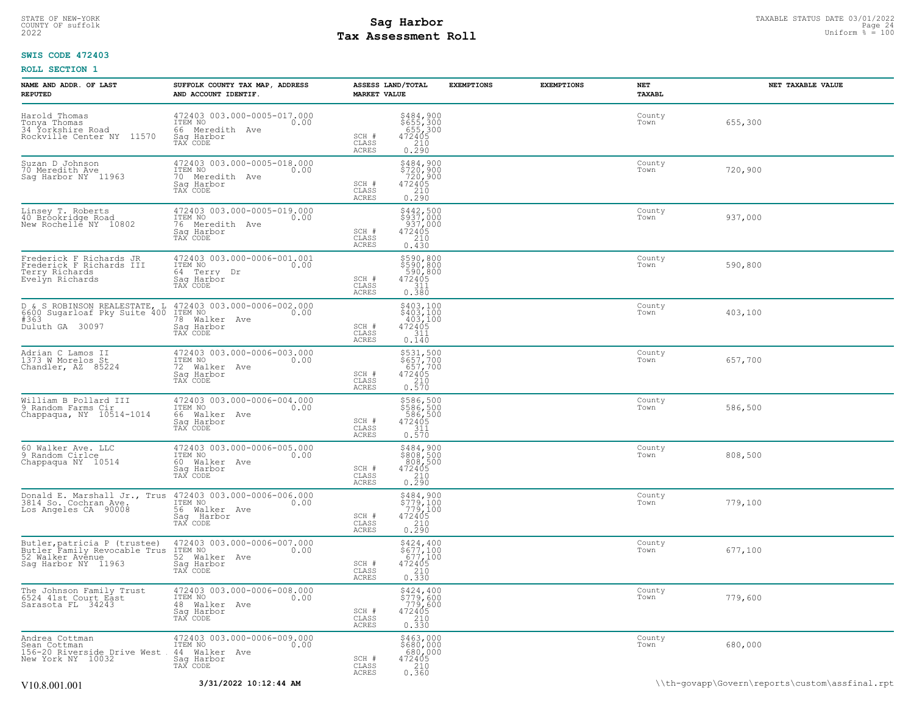STATE OF NEW-YORK
COUNTY OF suffolk
2022

# Sag Harbor
# Tax Assessment Roll

TAXABLE STATUS DATE 03/01/2022
Uniform % = 100

**SWIS CODE 472403**

**ROLL SECTION 1**

| NAME AND ADDR. OF LAST REPUTED | SUFFOLK COUNTY TAX MAP, ADDRESS AND ACCOUNT IDENTIF. | ASSESS LAND/TOTAL MARKET VALUE | EXEMPTIONS | EXEMPTIONS | NET TAXABL | NET TAXABLE VALUE |
|---|---|---|---|---|---|---|
| Harold Thomas<br>Tonya Thomas<br>34 Yorkshire Road<br>Rockville Center NY 11570 | 472403 003.000-0005-017.000<br>ITEM NO 0.00<br>66 Meredith Ave<br>Sag Harbor<br>TAX CODE | $484,900<br>$655,300<br>655,300<br>SCH # 472405<br>CLASS 210<br>ACRES 0.290 | | | County<br>Town | 655,300 |
| Suzan D Johnson<br>70 Meredith Ave<br>Sag Harbor NY 11963 | 472403 003.000-0005-018.000<br>ITEM NO 0.00<br>70 Meredith Ave<br>Sag Harbor<br>TAX CODE | $484,900<br>$720,900<br>720,900<br>SCH # 472405<br>CLASS 210<br>ACRES 0.290 | | | County<br>Town | 720,900 |
| Linsey T. Roberts<br>40 Brookridge Road<br>New Rochelle NY 10802 | 472403 003.000-0005-019.000<br>ITEM NO 0.00<br>76 Meredith Ave<br>Sag Harbor<br>TAX CODE | $442,500<br>$937,000<br>937,000<br>SCH # 472405<br>CLASS 210<br>ACRES 0.430 | | | County<br>Town | 937,000 |
| Frederick F Richards JR<br>Frederick F Richards III<br>Terry Richards<br>Evelyn Richards | 472403 003.000-0006-001.001<br>ITEM NO 0.00<br>64 Terry Dr<br>Sag Harbor<br>TAX CODE | $590,800<br>$590,800<br>590,800<br>SCH # 472405<br>CLASS 311<br>ACRES 0.380 | | | County<br>Town | 590,800 |
| D & S ROBINSON REALESTATE, L<br>6600 Sugarloaf Pky Suite 400<br>#363<br>Duluth GA 30097 | 472403 003.000-0006-002.000<br>ITEM NO 0.00<br>78 Walker Ave<br>Sag Harbor<br>TAX CODE | $403,100<br>$403,100<br>403,100<br>SCH # 472405<br>CLASS 311<br>ACRES 0.140 | | | County<br>Town | 403,100 |
| Adrian C Lamos II<br>1373 W Morelos St<br>Chandler, AZ 85224 | 472403 003.000-0006-003.000<br>ITEM NO 0.00<br>72 Walker Ave<br>Sag Harbor<br>TAX CODE | $531,500<br>$657,700<br>657,700<br>SCH # 472405<br>CLASS 210<br>ACRES 0.570 | | | County<br>Town | 657,700 |
| William B Pollard III<br>9 Random Farms Cir<br>Chappaqua, NY 10514-1014 | 472403 003.000-0006-004.000<br>ITEM NO 0.00<br>66 Walker Ave<br>Sag Harbor<br>TAX CODE | $586,500<br>$586,500<br>586,500<br>SCH # 472405<br>CLASS 311<br>ACRES 0.570 | | | County<br>Town | 586,500 |
| 60 Walker Ave. LLC<br>9 Random Cirlce<br>Chappaqua NY 10514 | 472403 003.000-0006-005.000<br>ITEM NO 0.00<br>60 Walker Ave<br>Sag Harbor<br>TAX CODE | $484,900<br>$808,500<br>808,500<br>SCH # 472405<br>CLASS 210<br>ACRES 0.290 | | | County<br>Town | 808,500 |
| Donald E. Marshall Jr., Trus<br>3814 So. Cochran Ave.<br>Los Angeles CA 90008 | 472403 003.000-0006-006.000<br>ITEM NO 0.00<br>56 Walker Ave<br>Sag Harbor<br>TAX CODE | $484,900<br>$779,100<br>779,100<br>SCH # 472405<br>CLASS 210<br>ACRES 0.290 | | | County<br>Town | 779,100 |
| Butler,patricia P (trustee)<br>Butler Family Revocable Trus<br>52 Walker Avenue<br>Sag Harbor NY 11963 | 472403 003.000-0006-007.000<br>ITEM NO 0.00<br>52 Walker Ave<br>Sag Harbor<br>TAX CODE | $424,400<br>$677,100<br>677,100<br>SCH # 472405<br>CLASS 210<br>ACRES 0.330 | | | County<br>Town | 677,100 |
| The Johnson Family Trust<br>6524 41st Court East<br>Sarasota FL 34243 | 472403 003.000-0006-008.000<br>ITEM NO 0.00<br>48 Walker Ave<br>Sag Harbor<br>TAX CODE | $424,400<br>$779,600<br>779,600<br>SCH # 472405<br>CLASS 210<br>ACRES 0.330 | | | County<br>Town | 779,600 |
| Andrea Cottman<br>Sean Cottman<br>156-20 Riverside Drive West<br>New York NY 10032 | 472403 003.000-0006-009.000<br>ITEM NO 0.00<br>44 Walker Ave<br>Sag Harbor<br>TAX CODE | $463,000<br>$680,000<br>680,000<br>SCH # 472405<br>CLASS 210<br>ACRES 0.360 | | | County<br>Town | 680,000 |

V10.8.001.001 **3/31/2022 10:12:44 AM** \\th-govapp\Govern\reports\custom\assfinal.rpt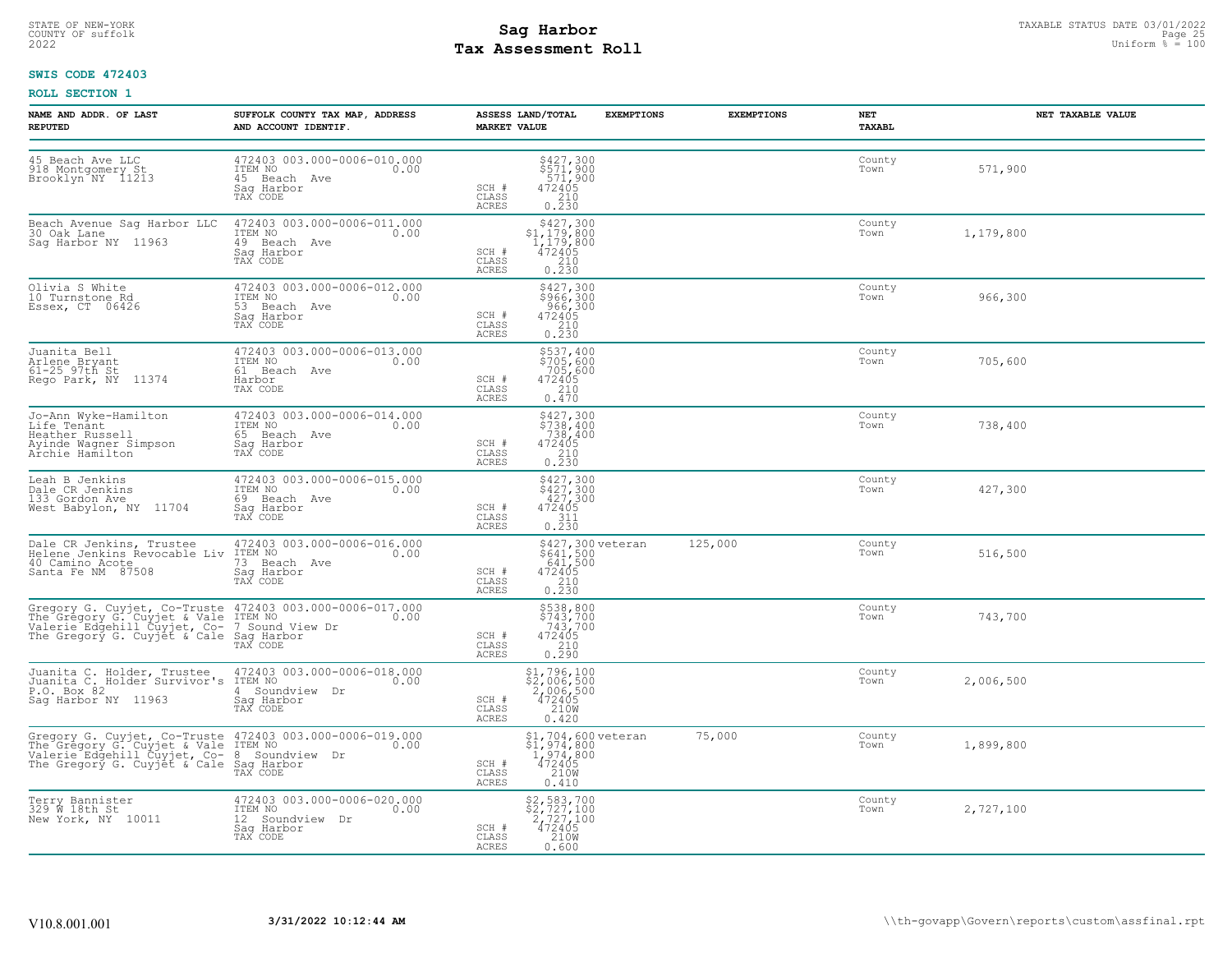STATE OF NEW-YORK
COUNTY OF suffolk
2022

# Sag Harbor
# Tax Assessment Roll

TAXABLE STATUS DATE 03/01/2022
Uniform % = 100

**SWIS CODE 472403**

**ROLL SECTION 1**

| NAME AND ADDR. OF LAST REPUTED | SUFFOLK COUNTY TAX MAP, ADDRESS AND ACCOUNT IDENTIF. | ASSESS LAND/TOTAL MARKET VALUE | EXEMPTIONS | EXEMPTIONS | NET TAXABL | NET TAXABLE VALUE |
|---|---|---|---|---|---|---|
| 45 Beach Ave LLC<br>918 Montgomery St<br>Brooklyn NY 11213 | 472403 003.000-0006-010.000<br>ITEM NO 0.00<br>45 Beach Ave<br>Sag Harbor<br>TAX CODE | $427,300<br>$571,900<br>571,900<br>SCH # 472405<br>CLASS 210<br>ACRES 0.230 | | | County<br>Town | 571,900 |
| Beach Avenue Sag Harbor LLC<br>30 Oak Lane<br>Sag Harbor NY 11963 | 472403 003.000-0006-011.000<br>ITEM NO 0.00<br>49 Beach Ave<br>Sag Harbor<br>TAX CODE | $427,300<br>$1,179,800<br>1,179,800<br>SCH # 472405<br>CLASS 210<br>ACRES 0.230 | | | County<br>Town | 1,179,800 |
| Olivia S White<br>10 Turnstone Rd<br>Essex, CT 06426 | 472403 003.000-0006-012.000<br>ITEM NO 0.00<br>53 Beach Ave<br>Sag Harbor<br>TAX CODE | $427,300<br>$966,300<br>966,300<br>SCH # 472405<br>CLASS 210<br>ACRES 0.230 | | | County<br>Town | 966,300 |
| Juanita Bell<br>Arlene Bryant<br>61-25 97th St<br>Rego Park, NY 11374 | 472403 003.000-0006-013.000<br>ITEM NO 0.00<br>61 Beach Ave<br>Harbor<br>TAX CODE | $537,400<br>$705,600<br>705,600<br>SCH # 472405<br>CLASS 210<br>ACRES 0.470 | | | County<br>Town | 705,600 |
| Jo-Ann Wyke-Hamilton<br>Life Tenant<br>Heather Russell<br>Ayinde Wagner Simpson<br>Archie Hamilton | 472403 003.000-0006-014.000<br>ITEM NO 0.00<br>65 Beach Ave<br>Sag Harbor<br>TAX CODE | $427,300<br>$738,400<br>738,400<br>SCH # 472405<br>CLASS 210<br>ACRES 0.230 | | | County<br>Town | 738,400 |
| Leah B Jenkins<br>Dale CR Jenkins<br>133 Gordon Ave<br>West Babylon, NY 11704 | 472403 003.000-0006-015.000<br>ITEM NO 0.00<br>69 Beach Ave<br>Sag Harbor<br>TAX CODE | $427,300<br>$427,300<br>427,300<br>SCH # 472405<br>CLASS 311<br>ACRES 0.230 | | | County<br>Town | 427,300 |
| Dale CR Jenkins, Trustee<br>Helene Jenkins Revocable Liv<br>40 Camino Acote<br>Santa Fe NM 87508 | 472403 003.000-0006-016.000<br>ITEM NO 0.00<br>73 Beach Ave<br>Sag Harbor<br>TAX CODE | $427,300<br>$641,500<br>641,500<br>SCH # 472405<br>CLASS 210<br>ACRES 0.230 | veteran | 125,000 | County<br>Town | 516,500 |
| Gregory G. Cuyjet, Co-Truste<br>The Gregory G. Cuyjet & Vale<br>Valerie Edgehill Cuyjet, Co-<br>The Gregory G. Cuyjet & Cale | 472403 003.000-0006-017.000<br>ITEM NO 0.00<br>7 Sound View Dr<br>Sag Harbor<br>TAX CODE | $538,800<br>$743,700<br>743,700<br>SCH # 472405<br>CLASS 210<br>ACRES 0.290 | | | County<br>Town | 743,700 |
| Juanita C. Holder, Trustee<br>Juanita C. Holder Survivor's<br>P.O. Box 82<br>Sag Harbor NY 11963 | 472403 003.000-0006-018.000<br>ITEM NO 0.00<br>4 Soundview Dr<br>Sag Harbor<br>TAX CODE | $1,796,100<br>$2,006,500<br>2,006,500<br>SCH # 472405<br>CLASS 210W<br>ACRES 0.420 | | | County<br>Town | 2,006,500 |
| Gregory G. Cuyjet, Co-Truste<br>The Gregory G. Cuyjet & Vale<br>Valerie Edgehill Cuyjet, Co-<br>The Gregory G. Cuyjet & Cale | 472403 003.000-0006-019.000<br>ITEM NO 0.00<br>8 Soundview Dr<br>Sag Harbor<br>TAX CODE | $1,704,600<br>$1,974,800<br>1,974,800<br>SCH # 472405<br>CLASS 210W<br>ACRES 0.410 | veteran | 75,000 | County<br>Town | 1,899,800 |
| Terry Bannister<br>329 W 18th St<br>New York, NY 10011 | 472403 003.000-0006-020.000<br>ITEM NO 0.00<br>12 Soundview Dr<br>Sag Harbor<br>TAX CODE | $2,583,700<br>$2,727,100<br>2,727,100<br>SCH # 472405<br>CLASS 210W<br>ACRES 0.600 | | | County<br>Town | 2,727,100 |

V10.8.001.001 3/31/2022 10:12:44 AM \\th-govapp\Govern\reports\custom\assfinal.rpt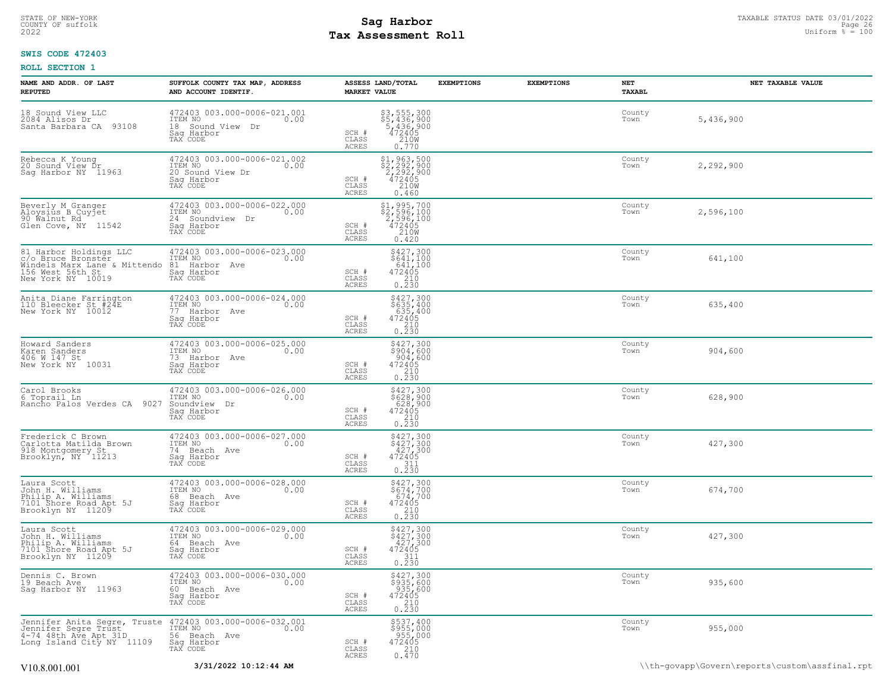STATE OF NEW-YORK
COUNTY OF suffolk
2022

# Sag Harbor
# Tax Assessment Roll

TAXABLE STATUS DATE 03/01/2022
Uniform % = 100

**SWIS CODE 472403**

**ROLL SECTION 1**

| NAME AND ADDR. OF LAST REPUTED | SUFFOLK COUNTY TAX MAP, ADDRESS AND ACCOUNT IDENTIF. | | ASSESS LAND/TOTAL MARKET VALUE | EXEMPTIONS | EXEMPTIONS | NET TAXABL | NET TAXABLE VALUE |
|---|---|---|---|---|---|---|---|
| 18 Sound View LLC<br>2084 Alisos Dr<br>Santa Barbara CA 93108 | 472403 003.000-0006-021.001<br>ITEM NO 0.00<br>18 Sound View Dr<br>Sag Harbor<br>TAX CODE | SCH #<br>CLASS<br>ACRES | $3,555,300<br>$5,436,900<br>5,436,900<br>472405<br>210W<br>0.770 | | | County<br>Town | 5,436,900 |
| Rebecca K Young<br>20 Sound View Dr<br>Sag Harbor NY 11963 | 472403 003.000-0006-021.002<br>ITEM NO 0.00<br>20 Sound View Dr<br>Sag Harbor<br>TAX CODE | SCH #<br>CLASS<br>ACRES | $1,963,500<br>$2,292,900<br>2,292,900<br>472405<br>210W<br>0.460 | | | County<br>Town | 2,292,900 |
| Beverly M Granger<br>Aloysius B Cuyjet<br>90 Walnut Rd<br>Glen Cove, NY 11542 | 472403 003.000-0006-022.000<br>ITEM NO 0.00<br>24 Soundview Dr<br>Sag Harbor<br>TAX CODE | SCH #<br>CLASS<br>ACRES | $1,995,700<br>$2,596,100<br>2,596,100<br>472405<br>210W<br>0.420 | | | County<br>Town | 2,596,100 |
| 81 Harbor Holdings LLC<br>c/o Bruce Bronster<br>Windels Marx Lane & Mittendo<br>156 West 56th St<br>New York NY 10019 | 472403 003.000-0006-023.000<br>ITEM NO 0.00<br>81 Harbor Ave<br>Sag Harbor<br>TAX CODE | SCH #<br>CLASS<br>ACRES | $427,300<br>$641,100<br>641,100<br>472405<br>210<br>0.230 | | | County<br>Town | 641,100 |
| Anita Diane Farrington<br>110 Bleecker St #24E<br>New York NY 10012 | 472403 003.000-0006-024.000<br>ITEM NO 0.00<br>77 Harbor Ave<br>Sag Harbor<br>TAX CODE | SCH #<br>CLASS<br>ACRES | $427,300<br>$635,400<br>635,400<br>472405<br>210<br>0.230 | | | County<br>Town | 635,400 |
| Howard Sanders<br>Karen Sanders<br>406 W 147 St<br>New York NY 10031 | 472403 003.000-0006-025.000<br>ITEM NO 0.00<br>73 Harbor Ave<br>Sag Harbor<br>TAX CODE | SCH #<br>CLASS<br>ACRES | $427,300<br>$904,600<br>904,600<br>472405<br>210<br>0.230 | | | County<br>Town | 904,600 |
| Carol Brooks<br>6 Toprail Ln<br>Rancho Palos Verdes CA 9027 | 472403 003.000-0006-026.000<br>ITEM NO 0.00<br>Soundview Dr<br>Sag Harbor<br>TAX CODE | SCH #<br>CLASS<br>ACRES | $427,300<br>$628,900<br>628,900<br>472405<br>210<br>0.230 | | | County<br>Town | 628,900 |
| Frederick C Brown<br>Carlotta Matilda Brown<br>918 Montgomery St<br>Brooklyn, NY 11213 | 472403 003.000-0006-027.000<br>ITEM NO 0.00<br>74 Beach Ave<br>Sag Harbor<br>TAX CODE | SCH #<br>CLASS<br>ACRES | $427,300<br>$427,300<br>427,300<br>472405<br>311<br>0.230 | | | County<br>Town | 427,300 |
| Laura Scott<br>John H. Williams<br>Philip A. Williams<br>7101 Shore Road Apt 5J<br>Brooklyn NY 11209 | 472403 003.000-0006-028.000<br>ITEM NO 0.00<br>68 Beach Ave<br>Sag Harbor<br>TAX CODE | SCH #<br>CLASS<br>ACRES | $427,300<br>$674,700<br>674,700<br>472405<br>210<br>0.230 | | | County<br>Town | 674,700 |
| Laura Scott<br>John H. Williams<br>Philip A. Williams<br>7101 Shore Road Apt 5J<br>Brooklyn NY 11209 | 472403 003.000-0006-029.000<br>ITEM NO 0.00<br>64 Beach Ave<br>Sag Harbor<br>TAX CODE | SCH #<br>CLASS<br>ACRES | $427,300<br>$427,300<br>427,300<br>472405<br>311<br>0.230 | | | County<br>Town | 427,300 |
| Dennis C. Brown<br>19 Beach Ave<br>Sag Harbor NY 11963 | 472403 003.000-0006-030.000<br>ITEM NO 0.00<br>60 Beach Ave<br>Sag Harbor<br>TAX CODE | SCH #<br>CLASS<br>ACRES | $427,300<br>$935,600<br>935,600<br>472405<br>210<br>0.230 | | | County<br>Town | 935,600 |
| Jennifer Anita Segre, Truste<br>Jennifer Segre Trust<br>4-74 48th Ave Apt 31D<br>Long Island City NY 11109 | 472403 003.000-0006-032.001<br>ITEM NO 0.00<br>56 Beach Ave<br>Sag Harbor<br>TAX CODE | SCH #<br>CLASS<br>ACRES | $537,400<br>$955,000<br>955,000<br>472405<br>210<br>0.470 | | | County<br>Town | 955,000 |

V10.8.001.001 **3/31/2022 10:12:44 AM** \\th-govapp\Govern\reports\custom\assfinal.rpt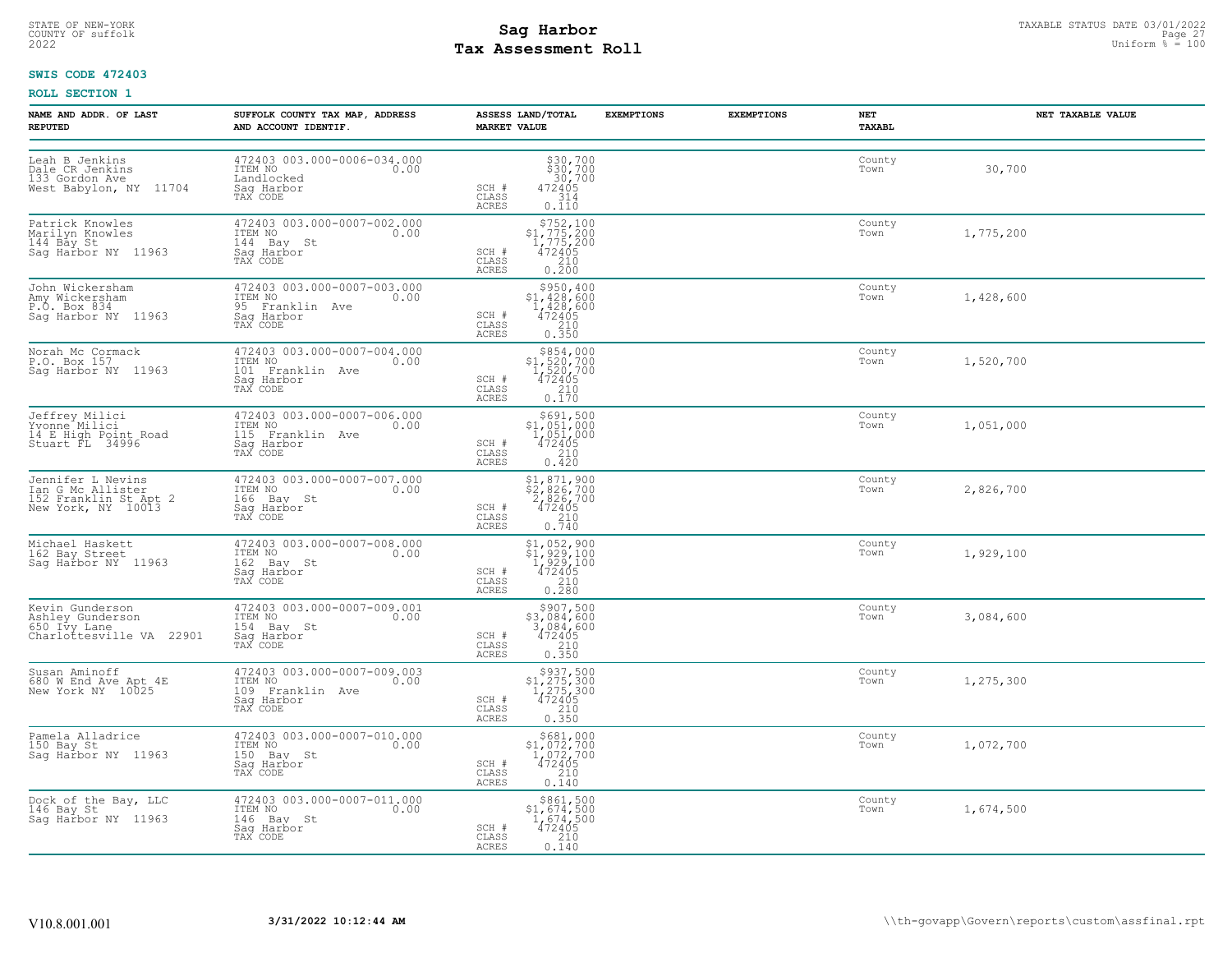STATE OF NEW-YORK
COUNTY OF suffolk
2022

# Sag Harbor
# Tax Assessment Roll

TAXABLE STATUS DATE 03/01/2022
Uniform % = 100

**SWIS CODE 472403**

**ROLL SECTION 1**

| NAME AND ADDR. OF LAST REPUTED | SUFFOLK COUNTY TAX MAP, ADDRESS AND ACCOUNT IDENTIF. | ASSESS LAND/TOTAL MARKET VALUE | EXEMPTIONS | EXEMPTIONS | NET TAXABL | NET TAXABLE VALUE |
|---|---|---|---|---|---|---|
| Leah B Jenkins<br>Dale CR Jenkins<br>133 Gordon Ave<br>West Babylon, NY 11704 | 472403 003.000-0006-034.000<br>ITEM NO 0.00<br>Landlocked<br>Sag Harbor<br>TAX CODE | \$30,700<br>\$30,700<br>30,700<br>SCH # 472405<br>CLASS 314<br>ACRES 0.110 | | | County<br>Town | 30,700 |
| Patrick Knowles<br>Marilyn Knowles<br>144 Bay St<br>Sag Harbor NY 11963 | 472403 003.000-0007-002.000<br>ITEM NO 0.00<br>144 Bay St<br>Sag Harbor<br>TAX CODE | \$752,100<br>\$1,775,200<br>1,775,200<br>SCH # 472405<br>CLASS 210<br>ACRES 0.200 | | | County<br>Town | 1,775,200 |
| John Wickersham<br>Amy Wickersham<br>P.O. Box 834<br>Sag Harbor NY 11963 | 472403 003.000-0007-003.000<br>ITEM NO 0.00<br>95 Franklin Ave<br>Sag Harbor<br>TAX CODE | \$950,400<br>\$1,428,600<br>1,428,600<br>SCH # 472405<br>CLASS 210<br>ACRES 0.350 | | | County<br>Town | 1,428,600 |
| Norah Mc Cormack<br>P.O. Box 157<br>Sag Harbor NY 11963 | 472403 003.000-0007-004.000<br>ITEM NO 0.00<br>101 Franklin Ave<br>Sag Harbor<br>TAX CODE | \$854,000<br>\$1,520,700<br>1,520,700<br>SCH # 472405<br>CLASS 210<br>ACRES 0.170 | | | County<br>Town | 1,520,700 |
| Jeffrey Milici<br>Yvonne Milici<br>14 E High Point Road<br>Stuart FL 34996 | 472403 003.000-0007-006.000<br>ITEM NO 0.00<br>115 Franklin Ave<br>Sag Harbor<br>TAX CODE | \$691,500<br>\$1,051,000<br>1,051,000<br>SCH # 472405<br>CLASS 210<br>ACRES 0.420 | | | County<br>Town | 1,051,000 |
| Jennifer L Nevins<br>Ian G Mc Allister<br>152 Franklin St Apt 2<br>New York, NY 10013 | 472403 003.000-0007-007.000<br>ITEM NO 0.00<br>166 Bay St<br>Sag Harbor<br>TAX CODE | \$1,871,900<br>\$2,826,700<br>2,826,700<br>SCH # 472405<br>CLASS 210<br>ACRES 0.740 | | | County<br>Town | 2,826,700 |
| Michael Haskett<br>162 Bay Street<br>Sag Harbor NY 11963 | 472403 003.000-0007-008.000<br>ITEM NO 0.00<br>162 Bay St<br>Sag Harbor<br>TAX CODE | \$1,052,900<br>\$1,929,100<br>1,929,100<br>SCH # 472405<br>CLASS 210<br>ACRES 0.280 | | | County<br>Town | 1,929,100 |
| Kevin Gunderson<br>Ashley Gunderson<br>650 Ivy Lane<br>Charlottesville VA 22901 | 472403 003.000-0007-009.001<br>ITEM NO 0.00<br>154 Bay St<br>Sag Harbor<br>TAX CODE | \$907,500<br>\$3,084,600<br>3,084,600<br>SCH # 472405<br>CLASS 210<br>ACRES 0.350 | | | County<br>Town | 3,084,600 |
| Susan Aminoff<br>680 W End Ave Apt 4E<br>New York NY 10025 | 472403 003.000-0007-009.003<br>ITEM NO 0.00<br>109 Franklin Ave<br>Sag Harbor<br>TAX CODE | \$937,500<br>\$1,275,300<br>1,275,300<br>SCH # 472405<br>CLASS 210<br>ACRES 0.350 | | | County<br>Town | 1,275,300 |
| Pamela Alladrice<br>150 Bay St<br>Sag Harbor NY 11963 | 472403 003.000-0007-010.000<br>ITEM NO 0.00<br>150 Bay St<br>Sag Harbor<br>TAX CODE | \$681,000<br>\$1,072,700<br>1,072,700<br>SCH # 472405<br>CLASS 210<br>ACRES 0.140 | | | County<br>Town | 1,072,700 |
| Dock of the Bay, LLC<br>146 Bay St<br>Sag Harbor NY 11963 | 472403 003.000-0007-011.000<br>ITEM NO 0.00<br>146 Bay St<br>Sag Harbor<br>TAX CODE | \$861,500<br>\$1,674,500<br>1,674,500<br>SCH # 472405<br>CLASS 210<br>ACRES 0.140 | | | County<br>Town | 1,674,500 |

V10.8.001.001 3/31/2022 10:12:44 AM \\th-govapp\Govern\reports\custom\assfinal.rpt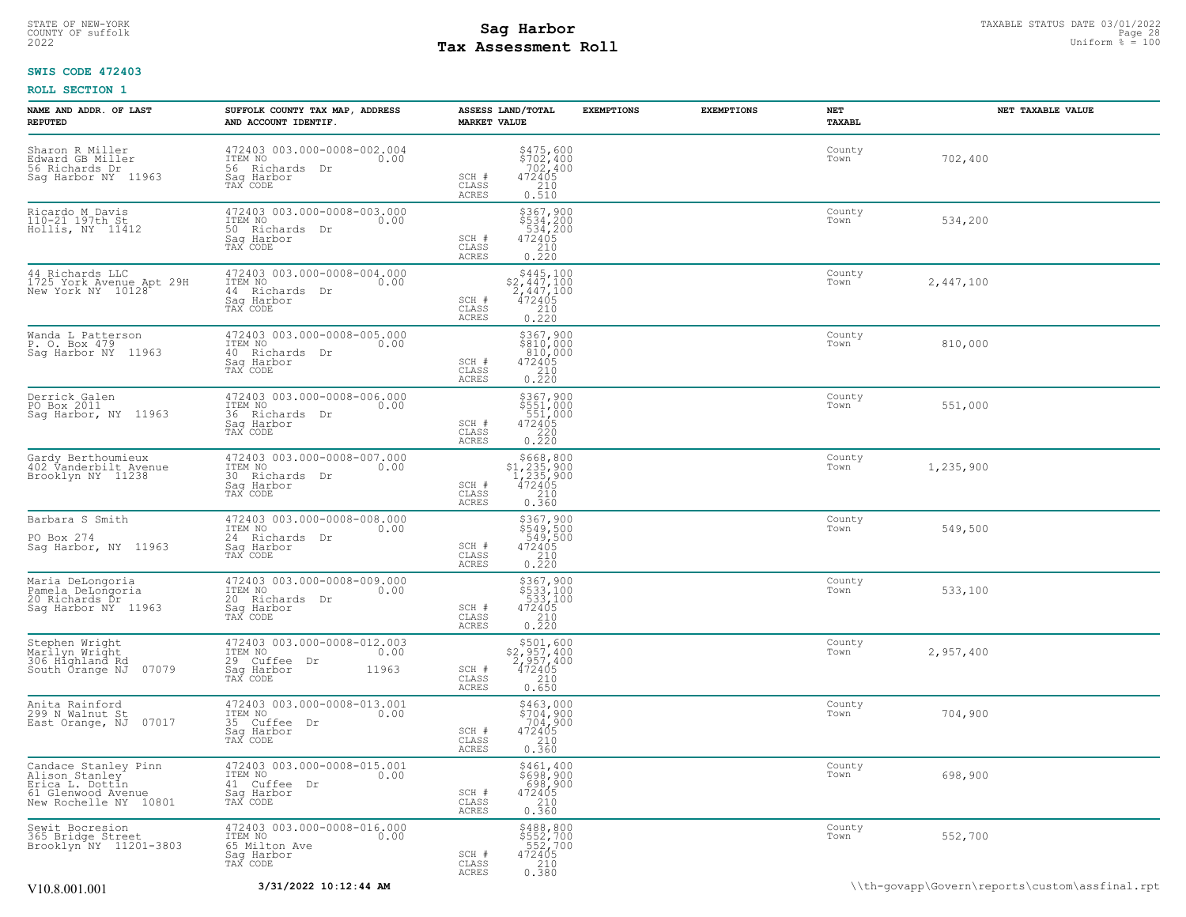STATE OF NEW-YORK
COUNTY OF suffolk
2022

# Sag Harbor
# Tax Assessment Roll

TAXABLE STATUS DATE 03/01/2022
Uniform % = 100

**SWIS CODE 472403**

**ROLL SECTION 1**

| NAME AND ADDR. OF LAST REPUTED | SUFFOLK COUNTY TAX MAP, ADDRESS AND ACCOUNT IDENTIF. | ASSESS LAND/TOTAL MARKET VALUE | EXEMPTIONS | EXEMPTIONS | NET TAXABL | NET TAXABLE VALUE |
|---|---|---|---|---|---|---|
| Sharon R Miller<br>Edward GB Miller<br>56 Richards Dr<br>Sag Harbor NY 11963 | 472403 003.000-0008-002.004<br>ITEM NO 0.00<br>56 Richards Dr<br>Sag Harbor<br>TAX CODE | $475,600<br>$702,400<br>702,400<br>SCH # 472405<br>CLASS 210<br>ACRES 0.510 | | | County<br>Town | 702,400 |
| Ricardo M Davis<br>110-21 197th St<br>Hollis, NY 11412 | 472403 003.000-0008-003.000<br>ITEM NO 0.00<br>50 Richards Dr<br>Sag Harbor<br>TAX CODE | $367,900<br>$534,200<br>534,200<br>SCH # 472405<br>CLASS 210<br>ACRES 0.220 | | | County<br>Town | 534,200 |
| 44 Richards LLC<br>1725 York Avenue Apt 29H<br>New York NY 10128 | 472403 003.000-0008-004.000<br>ITEM NO 0.00<br>44 Richards Dr<br>Sag Harbor<br>TAX CODE | $445,100<br>$2,447,100<br>2,447,100<br>SCH # 472405<br>CLASS 210<br>ACRES 0.220 | | | County<br>Town | 2,447,100 |
| Wanda L Patterson<br>P. O. Box 479<br>Sag Harbor NY 11963 | 472403 003.000-0008-005.000<br>ITEM NO 0.00<br>40 Richards Dr<br>Sag Harbor<br>TAX CODE | $367,900<br>$810,000<br>810,000<br>SCH # 472405<br>CLASS 210<br>ACRES 0.220 | | | County<br>Town | 810,000 |
| Derrick Galen<br>PO Box 2011<br>Sag Harbor, NY 11963 | 472403 003.000-0008-006.000<br>ITEM NO 0.00<br>36 Richards Dr<br>Sag Harbor<br>TAX CODE | $367,900<br>$551,000<br>551,000<br>SCH # 472405<br>CLASS 220<br>ACRES 0.220 | | | County<br>Town | 551,000 |
| Gardy Berthoumieux<br>402 Vanderbilt Avenue<br>Brooklyn NY 11238 | 472403 003.000-0008-007.000<br>ITEM NO 0.00<br>30 Richards Dr<br>Sag Harbor<br>TAX CODE | $668,800<br>$1,235,900<br>1,235,900<br>SCH # 472405<br>CLASS 210<br>ACRES 0.360 | | | County<br>Town | 1,235,900 |
| Barbara S Smith<br><br>PO Box 274<br>Sag Harbor, NY 11963 | 472403 003.000-0008-008.000<br>ITEM NO 0.00<br>24 Richards Dr<br>Sag Harbor<br>TAX CODE | $367,900<br>$549,500<br>549,500<br>SCH # 472405<br>CLASS 210<br>ACRES 0.220 | | | County<br>Town | 549,500 |
| Maria DeLongoria<br>Pamela DeLongoria<br>20 Richards Dr<br>Sag Harbor NY 11963 | 472403 003.000-0008-009.000<br>ITEM NO 0.00<br>20 Richards Dr<br>Sag Harbor<br>TAX CODE | $367,900<br>$533,100<br>533,100<br>SCH # 472405<br>CLASS 210<br>ACRES 0.220 | | | County<br>Town | 533,100 |
| Stephen Wright<br>Marilyn Wright<br>306 Highland Rd<br>South Orange NJ 07079 | 472403 003.000-0008-012.003<br>ITEM NO 0.00<br>29 Cuffee Dr<br>Sag Harbor 11963<br>TAX CODE | $501,600<br>$2,957,400<br>2,957,400<br>SCH # 472405<br>CLASS 210<br>ACRES 0.650 | | | County<br>Town | 2,957,400 |
| Anita Rainford<br>299 N Walnut St<br>East Orange, NJ 07017 | 472403 003.000-0008-013.001<br>ITEM NO 0.00<br>35 Cuffee Dr<br>Sag Harbor<br>TAX CODE | $463,000<br>$704,900<br>704,900<br>SCH # 472405<br>CLASS 210<br>ACRES 0.360 | | | County<br>Town | 704,900 |
| Candace Stanley Pinn<br>Alison Stanley<br>Erica L. Dottin<br>61 Glenwood Avenue<br>New Rochelle NY 10801 | 472403 003.000-0008-015.001<br>ITEM NO 0.00<br>41 Cuffee Dr<br>Sag Harbor<br>TAX CODE | $461,400<br>$698,900<br>698,900<br>SCH # 472405<br>CLASS 210<br>ACRES 0.360 | | | County<br>Town | 698,900 |
| Sewit Bocresion<br>365 Bridge Street<br>Brooklyn NY 11201-3803 | 472403 003.000-0008-016.000<br>ITEM NO 0.00<br>65 Milton Ave<br>Sag Harbor<br>TAX CODE | $488,800<br>$552,700<br>552,700<br>SCH # 472405<br>CLASS 210<br>ACRES 0.380 | | | County<br>Town | 552,700 |

V10.8.001.001 **3/31/2022 10:12:44 AM** \\th-govapp\Govern\reports\custom\assfinal.rpt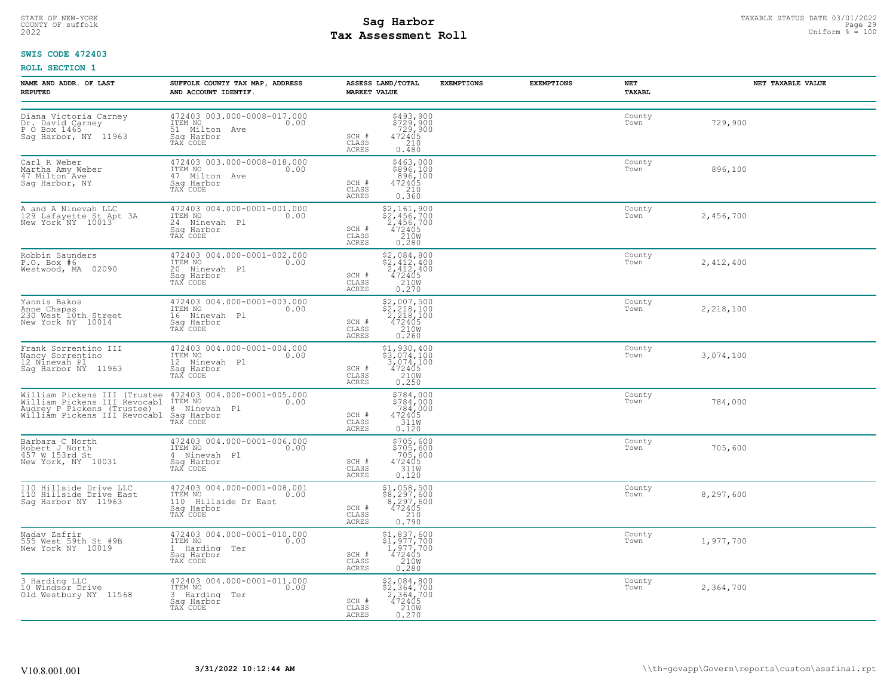STATE OF NEW-YORK
COUNTY OF suffolk
2022

# Sag Harbor
# Tax Assessment Roll

TAXABLE STATUS DATE 03/01/2022
Uniform % = 100

**SWIS CODE 472403**

**ROLL SECTION 1**

| NAME AND ADDR. OF LAST REPUTED | SUFFOLK COUNTY TAX MAP, ADDRESS AND ACCOUNT IDENTIF. | ASSESS LAND/TOTAL MARKET VALUE | EXEMPTIONS | EXEMPTIONS | NET TAXABL | NET TAXABLE VALUE |
|---|---|---|---|---|---|---|
| Diana Victoria Carney<br>Dr. David Carney<br>P O Box 1465<br>Sag Harbor, NY 11963 | 472403 003.000-0008-017.000<br>ITEM NO 0.00<br>51 Milton Ave<br>Sag Harbor<br>TAX CODE | $493,900<br>$729,900<br>729,900<br>SCH # 472405<br>CLASS 210<br>ACRES 0.480 | | | County<br>Town | 729,900 |
| Carl R Weber<br>Martha Amy Weber<br>47 Milton Ave<br>Sag Harbor, NY | 472403 003.000-0008-018.000<br>ITEM NO 0.00<br>47 Milton Ave<br>Sag Harbor<br>TAX CODE | $463,000<br>$896,100<br>896,100<br>SCH # 472405<br>CLASS 210<br>ACRES 0.360 | | | County<br>Town | 896,100 |
| A and A Ninevah LLC<br>129 Lafayette St Apt 3A<br>New York NY 10013 | 472403 004.000-0001-001.000<br>ITEM NO 0.00<br>24 Ninevah Pl<br>Sag Harbor<br>TAX CODE | $2,161,900<br>$2,456,700<br>2,456,700<br>SCH # 472405<br>CLASS 210W<br>ACRES 0.280 | | | County<br>Town | 2,456,700 |
| Robbin Saunders<br>P.O. Box #6<br>Westwood, MA 02090 | 472403 004.000-0001-002.000<br>ITEM NO 0.00<br>20 Ninevah Pl<br>Sag Harbor<br>TAX CODE | $2,084,800<br>$2,412,400<br>2,412,400<br>SCH # 472405<br>CLASS 210W<br>ACRES 0.270 | | | County<br>Town | 2,412,400 |
| Yannis Bakos<br>Anne Chapas<br>230 West 10th Street<br>New York NY 10014 | 472403 004.000-0001-003.000<br>ITEM NO 0.00<br>16 Ninevah Pl<br>Sag Harbor<br>TAX CODE | $2,007,500<br>$2,218,100<br>2,218,100<br>SCH # 472405<br>CLASS 210W<br>ACRES 0.260 | | | County<br>Town | 2,218,100 |
| Frank Sorrentino III<br>Nancy Sorrentino<br>12 Ninevah Pl<br>Sag Harbor NY 11963 | 472403 004.000-0001-004.000<br>ITEM NO 0.00<br>12 Ninevah Pl<br>Sag Harbor<br>TAX CODE | $1,930,400<br>$3,074,100<br>3,074,100<br>SCH # 472405<br>CLASS 210W<br>ACRES 0.250 | | | County<br>Town | 3,074,100 |
| William Pickens III (Trustee<br>William Pickens III Revocabl<br>Audrey P Pickens (Trustee)<br>William Pickens III Revocabl | 472403 004.000-0001-005.000<br>ITEM NO 0.00<br>8 Ninevah Pl<br>Sag Harbor<br>TAX CODE | $784,000<br>$784,000<br>784,000<br>SCH # 472405<br>CLASS 311W<br>ACRES 0.120 | | | County<br>Town | 784,000 |
| Barbara C North<br>Robert J North<br>457 W 153rd St<br>New York, NY 10031 | 472403 004.000-0001-006.000<br>ITEM NO 0.00<br>4 Ninevah Pl<br>Sag Harbor<br>TAX CODE | $705,600<br>$705,600<br>705,600<br>SCH # 472405<br>CLASS 311W<br>ACRES 0.120 | | | County<br>Town | 705,600 |
| 110 Hillside Drive LLC<br>110 Hillside Drive East<br>Sag Harbor NY 11963 | 472403 004.000-0001-008.001<br>ITEM NO 0.00<br>110 Hillside Dr East<br>Sag Harbor<br>TAX CODE | $1,058,500<br>$8,297,600<br>8,297,600<br>SCH # 472405<br>CLASS 210<br>ACRES 0.790 | | | County<br>Town | 8,297,600 |
| Nadav Zafrir<br>555 West 59th St #9B<br>New York NY 10019 | 472403 004.000-0001-010.000<br>ITEM NO 0.00<br>1 Harding Ter<br>Sag Harbor<br>TAX CODE | $1,837,600<br>$1,977,700<br>1,977,700<br>SCH # 472405<br>CLASS 210W<br>ACRES 0.280 | | | County<br>Town | 1,977,700 |
| 3 Harding LLC<br>10 Windsor Drive<br>Old Westbury NY 11568 | 472403 004.000-0001-011.000<br>ITEM NO 0.00<br>3 Harding Ter<br>Sag Harbor<br>TAX CODE | $2,084,800<br>$2,364,700<br>2,364,700<br>SCH # 472405<br>CLASS 210W<br>ACRES 0.270 | | | County<br>Town | 2,364,700 |

V10.8.001.001 **3/31/2022 10:12:44 AM** \\th-govapp\Govern\reports\custom\assfinal.rpt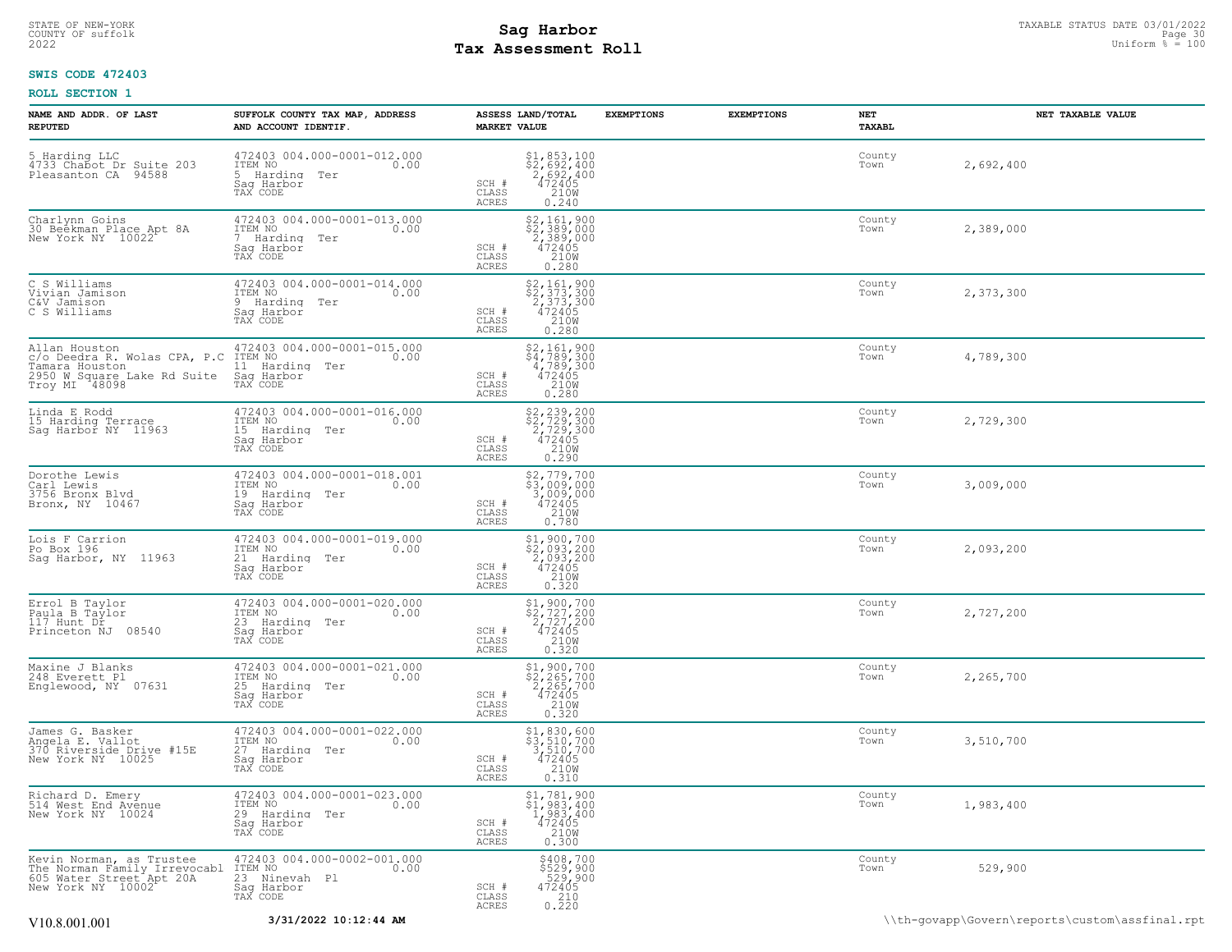STATE OF NEW-YORK
COUNTY OF suffolk
2022

# Sag Harbor
## Tax Assessment Roll

TAXABLE STATUS DATE 03/01/2022
Uniform % = 100

**SWIS CODE 472403**

**ROLL SECTION 1**

| NAME AND ADDR. OF LAST REPUTED | SUFFOLK COUNTY TAX MAP, ADDRESS AND ACCOUNT IDENTIF. | ASSESS LAND/TOTAL MARKET VALUE | EXEMPTIONS | EXEMPTIONS | NET TAXABL | NET TAXABLE VALUE |
|---|---|---|---|---|---|---|
| 5 Harding LLC<br>4733 Chabot Dr Suite 203<br>Pleasanton CA 94588 | 472403 004.000-0001-012.000<br>ITEM NO 0.00<br>5 Harding Ter<br>Sag Harbor<br>TAX CODE | $1,853,100<br>$2,692,400<br>2,692,400<br>SCH # 472405<br>CLASS 210W<br>ACRES 0.240 | | | County<br>Town | 2,692,400 |
| Charlynn Goins<br>30 Beekman Place Apt 8A<br>New York NY 10022 | 472403 004.000-0001-013.000<br>ITEM NO 0.00<br>7 Harding Ter<br>Sag Harbor<br>TAX CODE | $2,161,900<br>$2,389,000<br>2,389,000<br>SCH # 472405<br>CLASS 210W<br>ACRES 0.280 | | | County<br>Town | 2,389,000 |
| C S Williams<br>Vivian Jamison<br>C&V Jamison<br>C S Williams | 472403 004.000-0001-014.000<br>ITEM NO 0.00<br>9 Harding Ter<br>Sag Harbor<br>TAX CODE | $2,161,900<br>$2,373,300<br>2,373,300<br>SCH # 472405<br>CLASS 210W<br>ACRES 0.280 | | | County<br>Town | 2,373,300 |
| Allan Houston<br>c/o Deedra R. Wolas CPA, P.C<br>Tamara Houston<br>2950 W Square Lake Rd Suite<br>Troy MI 48098 | 472403 004.000-0001-015.000<br>ITEM NO 0.00<br>11 Harding Ter<br>Sag Harbor<br>TAX CODE | $2,161,900<br>$4,789,300<br>4,789,300<br>SCH # 472405<br>CLASS 210W<br>ACRES 0.280 | | | County<br>Town | 4,789,300 |
| Linda E Rodd<br>15 Harding Terrace<br>Sag Harbor NY 11963 | 472403 004.000-0001-016.000<br>ITEM NO 0.00<br>15 Harding Ter<br>Sag Harbor<br>TAX CODE | $2,239,200<br>$2,729,300<br>2,729,300<br>SCH # 472405<br>CLASS 210W<br>ACRES 0.290 | | | County<br>Town | 2,729,300 |
| Dorothe Lewis<br>Carl Lewis<br>3756 Bronx Blvd<br>Bronx, NY 10467 | 472403 004.000-0001-018.001<br>ITEM NO 0.00<br>19 Harding Ter<br>Sag Harbor<br>TAX CODE | $2,779,700<br>$3,009,000<br>3,009,000<br>SCH # 472405<br>CLASS 210W<br>ACRES 0.780 | | | County<br>Town | 3,009,000 |
| Lois F Carrion<br>Po Box 196<br>Sag Harbor, NY 11963 | 472403 004.000-0001-019.000<br>ITEM NO 0.00<br>21 Harding Ter<br>Sag Harbor<br>TAX CODE | $1,900,700<br>$2,093,200<br>2,093,200<br>SCH # 472405<br>CLASS 210W<br>ACRES 0.320 | | | County<br>Town | 2,093,200 |
| Errol B Taylor<br>Paula B Taylor<br>117 Hunt Dr<br>Princeton NJ 08540 | 472403 004.000-0001-020.000<br>ITEM NO 0.00<br>23 Harding Ter<br>Sag Harbor<br>TAX CODE | $1,900,700<br>$2,727,200<br>2,727,200<br>SCH # 472405<br>CLASS 210W<br>ACRES 0.320 | | | County<br>Town | 2,727,200 |
| Maxine J Blanks<br>248 Everett Pl<br>Englewood, NY 07631 | 472403 004.000-0001-021.000<br>ITEM NO 0.00<br>25 Harding Ter<br>Sag Harbor<br>TAX CODE | $1,900,700<br>$2,265,700<br>2,265,700<br>SCH # 472405<br>CLASS 210W<br>ACRES 0.320 | | | County<br>Town | 2,265,700 |
| James G. Basker<br>Angela E. Vallot<br>370 Riverside Drive #15E<br>New York NY 10025 | 472403 004.000-0001-022.000<br>ITEM NO 0.00<br>27 Harding Ter<br>Sag Harbor<br>TAX CODE | $1,830,600<br>$3,510,700<br>3,510,700<br>SCH # 472405<br>CLASS 210W<br>ACRES 0.310 | | | County<br>Town | 3,510,700 |
| Richard D. Emery<br>514 West End Avenue<br>New York NY 10024 | 472403 004.000-0001-023.000<br>ITEM NO 0.00<br>29 Harding Ter<br>Sag Harbor<br>TAX CODE | $1,781,900<br>$1,983,400<br>1,983,400<br>SCH # 472405<br>CLASS 210W<br>ACRES 0.300 | | | County<br>Town | 1,983,400 |
| Kevin Norman, as Trustee<br>The Norman Family Irrevocabl<br>605 Water Street Apt 20A<br>New York NY 10002 | 472403 004.000-0002-001.000<br>ITEM NO 0.00<br>23 Ninevah Pl<br>Sag Harbor<br>TAX CODE | $408,700<br>$529,900<br>529,900<br>SCH # 472405<br>CLASS 210<br>ACRES 0.220 | | | County<br>Town | 529,900 |

V10.8.001.001 **3/31/2022 10:12:44 AM** \\th-govapp\Govern\reports\custom\assfinal.rpt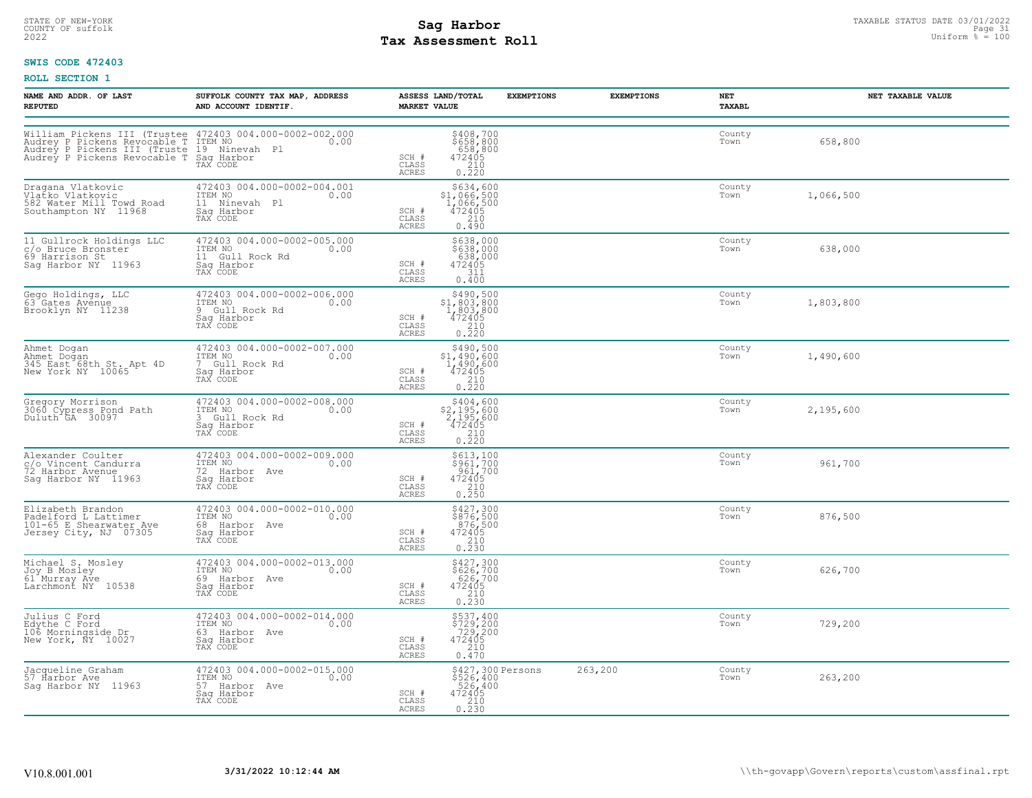STATE OF NEW-YORK
COUNTY OF suffolk
2022

# Sag Harbor
# Tax Assessment Roll

TAXABLE STATUS DATE 03/01/2022
Uniform % = 100

**SWIS CODE 472403**

**ROLL SECTION 1**

| NAME AND ADDR. OF LAST REPUTED | SUFFOLK COUNTY TAX MAP, ADDRESS AND ACCOUNT IDENTIF. | ASSESS LAND/TOTAL MARKET VALUE | EXEMPTIONS | EXEMPTIONS | NET TAXABL | NET TAXABLE VALUE |
|---|---|---|---|---|---|---|
| William Pickens III (Trustee<br>Audrey P Pickens Revocable T<br>Audrey P Pickens III (Truste<br>Audrey P Pickens Revocable T | 472403 004.000-0002-002.000<br>ITEM NO 0.00<br>19 Ninevah Pl<br>Sag Harbor<br>TAX CODE | $408,700<br>$658,800<br>658,800<br>SCH # 472405<br>CLASS 210<br>ACRES 0.220 | | | County<br>Town | 658,800 |
| Dragana Vlatkovic<br>Vlatko Vlatkovic<br>582 Water Mill Towd Road<br>Southampton NY 11968 | 472403 004.000-0002-004.001<br>ITEM NO 0.00<br>11 Ninevah Pl<br>Sag Harbor<br>TAX CODE | $634,600<br>$1,066,500<br>1,066,500<br>SCH # 472405<br>CLASS 210<br>ACRES 0.490 | | | County<br>Town | 1,066,500 |
| 11 Gullrock Holdings LLC<br>c/o Bruce Bronster<br>69 Harrison St<br>Sag Harbor NY 11963 | 472403 004.000-0002-005.000<br>ITEM NO 0.00<br>11 Gull Rock Rd<br>Sag Harbor<br>TAX CODE | $638,000<br>$638,000<br>638,000<br>SCH # 472405<br>CLASS 311<br>ACRES 0.400 | | | County<br>Town | 638,000 |
| Gego Holdings, LLC<br>63 Gates Avenue<br>Brooklyn NY 11238 | 472403 004.000-0002-006.000<br>ITEM NO 0.00<br>9 Gull Rock Rd<br>Sag Harbor<br>TAX CODE | $490,500<br>$1,803,800<br>1,803,800<br>SCH # 472405<br>CLASS 210<br>ACRES 0.220 | | | County<br>Town | 1,803,800 |
| Ahmet Dogan<br>Ahmet Dogan<br>345 East 68th St. Apt 4D<br>New York NY 10065 | 472403 004.000-0002-007.000<br>ITEM NO 0.00<br>7 Gull Rock Rd<br>Sag Harbor<br>TAX CODE | $490,500<br>$1,490,600<br>1,490,600<br>SCH # 472405<br>CLASS 210<br>ACRES 0.220 | | | County<br>Town | 1,490,600 |
| Gregory Morrison<br>3060 Cypress Pond Path<br>Duluth GA 30097 | 472403 004.000-0002-008.000<br>ITEM NO 0.00<br>3 Gull Rock Rd<br>Sag Harbor<br>TAX CODE | $404,600<br>$2,195,600<br>2,195,600<br>SCH # 472405<br>CLASS 210<br>ACRES 0.220 | | | County<br>Town | 2,195,600 |
| Alexander Coulter<br>c/o Vincent Candurra<br>72 Harbor Avenue<br>Sag Harbor NY 11963 | 472403 004.000-0002-009.000<br>ITEM NO 0.00<br>72 Harbor Ave<br>Sag Harbor<br>TAX CODE | $613,100<br>$961,700<br>961,700<br>SCH # 472405<br>CLASS 210<br>ACRES 0.250 | | | County<br>Town | 961,700 |
| Elizabeth Brandon<br>Padelford L Lattimer<br>101-65 E Shearwater Ave<br>Jersey City, NJ 07305 | 472403 004.000-0002-010.000<br>ITEM NO 0.00<br>68 Harbor Ave<br>Sag Harbor<br>TAX CODE | $427,300<br>$876,500<br>876,500<br>SCH # 472405<br>CLASS 210<br>ACRES 0.230 | | | County<br>Town | 876,500 |
| Michael S. Mosley<br>Joy B Mosley<br>61 Murray Ave<br>Larchmont NY 10538 | 472403 004.000-0002-013.000<br>ITEM NO 0.00<br>69 Harbor Ave<br>Sag Harbor<br>TAX CODE | $427,300<br>$626,700<br>626,700<br>SCH # 472405<br>CLASS 210<br>ACRES 0.230 | | | County<br>Town | 626,700 |
| Julius C Ford<br>Edythe C Ford<br>106 Morningside Dr<br>New York, NY 10027 | 472403 004.000-0002-014.000<br>ITEM NO 0.00<br>63 Harbor Ave<br>Sag Harbor<br>TAX CODE | $537,400<br>$729,200<br>729,200<br>SCH # 472405<br>CLASS 210<br>ACRES 0.470 | | | County<br>Town | 729,200 |
| Jacqueline Graham<br>57 Harbor Ave<br>Sag Harbor NY 11963 | 472403 004.000-0002-015.000<br>ITEM NO 0.00<br>57 Harbor Ave<br>Sag Harbor<br>TAX CODE | $427,300<br>$526,400<br>526,400<br>SCH # 472405<br>CLASS 210<br>ACRES 0.230 | Persons | 263,200 | County<br>Town | 263,200 |

V10.8.001.001 **3/31/2022 10:12:44 AM** \\th-govapp\Govern\reports\custom\assfinal.rpt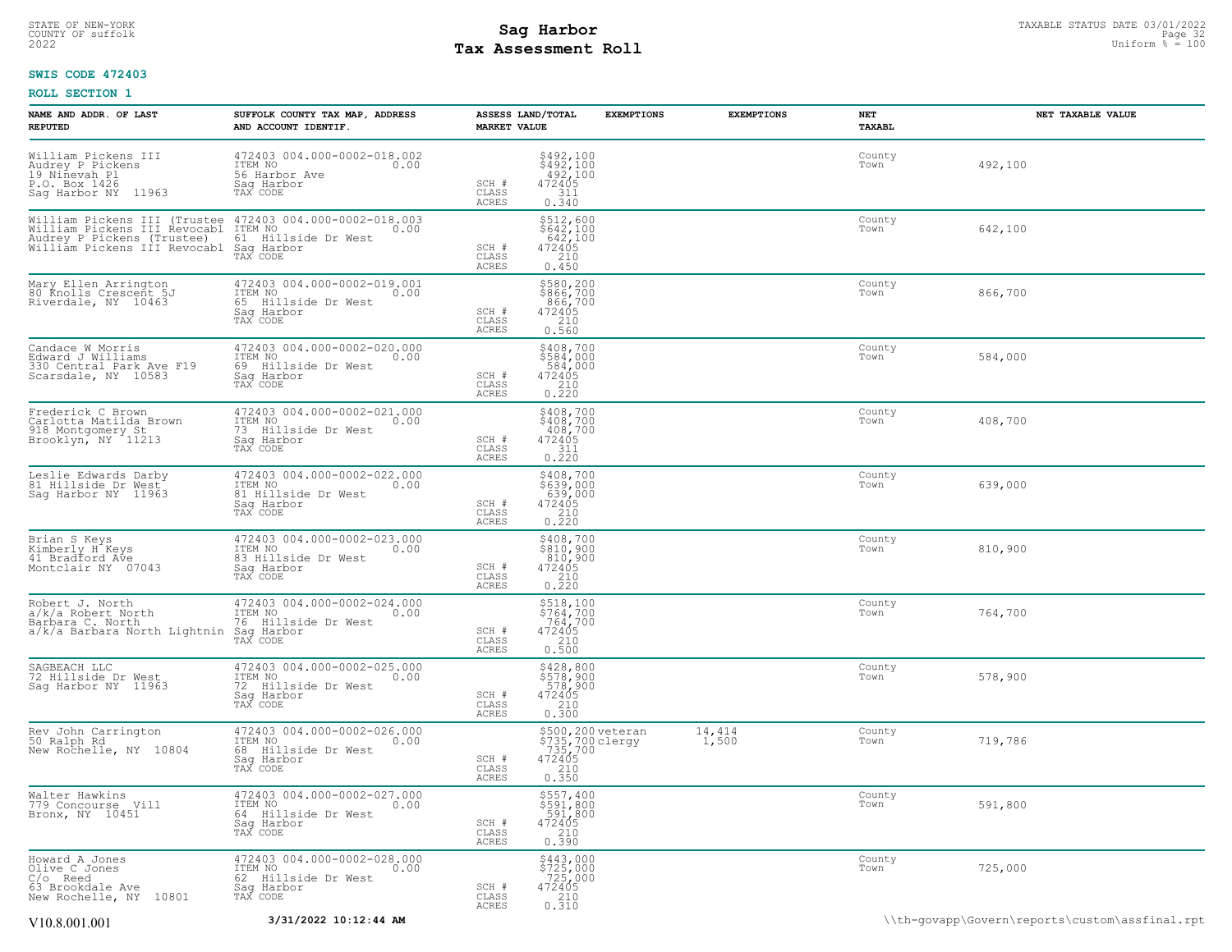# Sag Harbor
## Tax Assessment Roll

STATE OF NEW-YORK
COUNTY OF suffolk
2022

TAXABLE STATUS DATE 03/01/2022
Uniform % = 100

**SWIS CODE 472403**

**ROLL SECTION 1**

| NAME AND ADDR. OF LAST REPUTED | SUFFOLK COUNTY TAX MAP, ADDRESS AND ACCOUNT IDENTIF. | ASSESS LAND/TOTAL MARKET VALUE | EXEMPTIONS | EXEMPTIONS | NET TAXABL | NET TAXABLE VALUE |
|---|---|---|---|---|---|---|
| William Pickens III<br>Audrey P Pickens<br>19 Ninevah Pl<br>P.O. Box 1426<br>Sag Harbor NY 11963 | 472403 004.000-0002-018.002<br>ITEM NO 0.00<br>56 Harbor Ave<br>Sag Harbor<br>TAX CODE | $492,100<br>$492,100<br>492,100<br>SCH # 472405<br>CLASS 311<br>ACRES 0.340 | | | County<br>Town | 492,100 |
| William Pickens III (Trustee<br>William Pickens III Revocabl<br>Audrey P Pickens (Trustee)<br>William Pickens III Revocabl | 472403 004.000-0002-018.003<br>ITEM NO 0.00<br>61 Hillside Dr West<br>Sag Harbor<br>TAX CODE | $512,600<br>$642,100<br>642,100<br>SCH # 472405<br>CLASS 210<br>ACRES 0.450 | | | County<br>Town | 642,100 |
| Mary Ellen Arrington<br>80 Knolls Crescent 5J<br>Riverdale, NY 10463 | 472403 004.000-0002-019.001<br>ITEM NO 0.00<br>65 Hillside Dr West<br>Sag Harbor<br>TAX CODE | $580,200<br>$866,700<br>866,700<br>SCH # 472405<br>CLASS 210<br>ACRES 0.560 | | | County<br>Town | 866,700 |
| Candace W Morris<br>Edward J Williams<br>330 Central Park Ave F19<br>Scarsdale, NY 10583 | 472403 004.000-0002-020.000<br>ITEM NO 0.00<br>69 Hillside Dr West<br>Sag Harbor<br>TAX CODE | $408,700<br>$584,000<br>584,000<br>SCH # 472405<br>CLASS 210<br>ACRES 0.220 | | | County<br>Town | 584,000 |
| Frederick C Brown<br>Carlotta Matilda Brown<br>918 Montgomery St<br>Brooklyn, NY 11213 | 472403 004.000-0002-021.000<br>ITEM NO 0.00<br>73 Hillside Dr West<br>Sag Harbor<br>TAX CODE | $408,700<br>$408,700<br>408,700<br>SCH # 472405<br>CLASS 311<br>ACRES 0.220 | | | County<br>Town | 408,700 |
| Leslie Edwards Darby<br>81 Hillside Dr West<br>Sag Harbor NY 11963 | 472403 004.000-0002-022.000<br>ITEM NO 0.00<br>81 Hillside Dr West<br>Sag Harbor<br>TAX CODE | $408,700<br>$639,000<br>639,000<br>SCH # 472405<br>CLASS 210<br>ACRES 0.220 | | | County<br>Town | 639,000 |
| Brian S Keys<br>Kimberly H Keys<br>41 Bradford Ave<br>Montclair NY 07043 | 472403 004.000-0002-023.000<br>ITEM NO 0.00<br>83 Hillside Dr West<br>Sag Harbor<br>TAX CODE | $408,700<br>$810,900<br>810,900<br>SCH # 472405<br>CLASS 210<br>ACRES 0.220 | | | County<br>Town | 810,900 |
| Robert J. North<br>a/k/a Robert North<br>Barbara C. North<br>a/k/a Barbara North Lightnin | 472403 004.000-0002-024.000<br>ITEM NO 0.00<br>76 Hillside Dr West<br>Sag Harbor<br>TAX CODE | $518,100<br>$764,700<br>764,700<br>SCH # 472405<br>CLASS 210<br>ACRES 0.500 | | | County<br>Town | 764,700 |
| SAGBEACH LLC<br>72 Hillside Dr West<br>Sag Harbor NY 11963 | 472403 004.000-0002-025.000<br>ITEM NO 0.00<br>72 Hillside Dr West<br>Sag Harbor<br>TAX CODE | $428,800<br>$578,900<br>578,900<br>SCH # 472405<br>CLASS 210<br>ACRES 0.300 | | | County<br>Town | 578,900 |
| Rev John Carrington<br>50 Ralph Rd<br>New Rochelle, NY 10804 | 472403 004.000-0002-026.000<br>ITEM NO 0.00<br>68 Hillside Dr West<br>Sag Harbor<br>TAX CODE | $500,200<br>$735,700<br>735,700<br>SCH # 472405<br>CLASS 210<br>ACRES 0.350 | veteran<br>clergy | 14,414<br>1,500 | County<br>Town | 719,786 |
| Walter Hawkins<br>779 Concourse Vill<br>Bronx, NY 10451 | 472403 004.000-0002-027.000<br>ITEM NO 0.00<br>64 Hillside Dr West<br>Sag Harbor<br>TAX CODE | $557,400<br>$591,800<br>591,800<br>SCH # 472405<br>CLASS 210<br>ACRES 0.390 | | | County<br>Town | 591,800 |
| Howard A Jones<br>Olive C Jones<br>C/o Reed<br>63 Brookdale Ave<br>New Rochelle, NY 10801 | 472403 004.000-0002-028.000<br>ITEM NO 0.00<br>62 Hillside Dr West<br>Sag Harbor<br>TAX CODE | $443,000<br>$725,000<br>725,000<br>SCH # 472405<br>CLASS 210<br>ACRES 0.310 | | | County<br>Town | 725,000 |

V10.8.001.001 3/31/2022 10:12:44 AM \\th-govapp\Govern\reports\custom\assfinal.rpt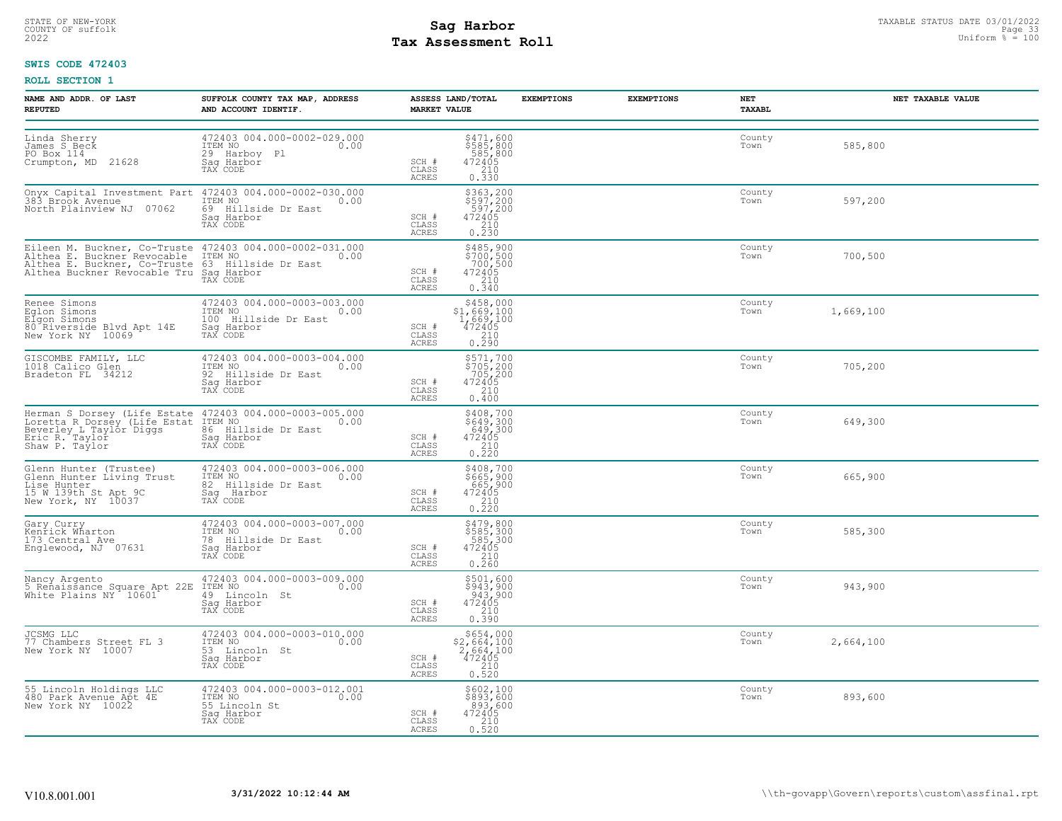STATE OF NEW-YORK
COUNTY OF suffolk
2022

# Sag Harbor
# Tax Assessment Roll

TAXABLE STATUS DATE 03/01/2022
Uniform % = 100

**SWIS CODE 472403**

**ROLL SECTION 1**

| NAME AND ADDR. OF LAST REPUTED | SUFFOLK COUNTY TAX MAP, ADDRESS AND ACCOUNT IDENTIF. | ASSESS LAND/TOTAL MARKET VALUE | EXEMPTIONS | EXEMPTIONS | NET TAXABL | NET TAXABLE VALUE |
|---|---|---|---|---|---|---|
| Linda Sherry<br>James S Beck<br>PO Box 114<br>Crumpton, MD 21628 | 472403 004.000-0002-029.000<br>ITEM NO 0.00<br>29 Harboy Pl<br>Sag Harbor<br>TAX CODE | \$471,600<br>\$585,800<br>585,800<br>SCH # 472405<br>CLASS 210<br>ACRES 0.330 | | | County<br>Town | 585,800 |
| Onyx Capital Investment Part<br>383 Brook Avenue<br>North Plainview NJ 07062 | 472403 004.000-0002-030.000<br>ITEM NO 0.00<br>69 Hillside Dr East<br>Sag Harbor<br>TAX CODE | \$363,200<br>\$597,200<br>597,200<br>SCH # 472405<br>CLASS 210<br>ACRES 0.230 | | | County<br>Town | 597,200 |
| Eileen M. Buckner, Co-Truste<br>Althea E. Buckner Revocable<br>Althea E. Buckner, Co-Truste<br>Althea Buckner Revocable Tru | 472403 004.000-0002-031.000<br>ITEM NO 0.00<br>63 Hillside Dr East<br>Sag Harbor<br>TAX CODE | \$485,900<br>\$700,500<br>700,500<br>SCH # 472405<br>CLASS 210<br>ACRES 0.340 | | | County<br>Town | 700,500 |
| Renee Simons<br>Eglon Simons<br>Elgon Simons<br>80 Riverside Blvd Apt 14E<br>New York NY 10069 | 472403 004.000-0003-003.000<br>ITEM NO 0.00<br>100 Hillside Dr East<br>Sag Harbor<br>TAX CODE | \$458,000<br>\$1,669,100<br>1,669,100<br>SCH # 472405<br>CLASS 210<br>ACRES 0.290 | | | County<br>Town | 1,669,100 |
| GISCOMBE FAMILY, LLC<br>1018 Calico Glen<br>Bradeton FL 34212 | 472403 004.000-0003-004.000<br>ITEM NO 0.00<br>92 Hillside Dr East<br>Sag Harbor<br>TAX CODE | \$571,700<br>\$705,200<br>705,200<br>SCH # 472405<br>CLASS 210<br>ACRES 0.400 | | | County<br>Town | 705,200 |
| Herman S Dorsey (Life Estate<br>Loretta R Dorsey (Life Estat<br>Beverley L Taylor Diggs<br>Eric R. Taylor<br>Shaw P. Taylor | 472403 004.000-0003-005.000<br>ITEM NO 0.00<br>86 Hillside Dr East<br>Sag Harbor<br>TAX CODE | \$408,700<br>\$649,300<br>649,300<br>SCH # 472405<br>CLASS 210<br>ACRES 0.220 | | | County<br>Town | 649,300 |
| Glenn Hunter (Trustee)<br>Glenn Hunter Living Trust<br>Lise Hunter<br>15 W 139th St Apt 9C<br>New York, NY 10037 | 472403 004.000-0003-006.000<br>ITEM NO 0.00<br>82 Hillside Dr East<br>Sag Harbor<br>TAX CODE | \$408,700<br>\$665,900<br>665,900<br>SCH # 472405<br>CLASS 210<br>ACRES 0.220 | | | County<br>Town | 665,900 |
| Gary Curry<br>Kenrick Wharton<br>173 Central Ave<br>Englewood, NJ 07631 | 472403 004.000-0003-007.000<br>ITEM NO 0.00<br>78 Hillside Dr East<br>Sag Harbor<br>TAX CODE | \$479,800<br>\$585,300<br>585,300<br>SCH # 472405<br>CLASS 210<br>ACRES 0.260 | | | County<br>Town | 585,300 |
| Nancy Argento<br>5 Renaissance Square Apt 22E<br>White Plains NY 10601 | 472403 004.000-0003-009.000<br>ITEM NO 0.00<br>49 Lincoln St<br>Sag Harbor<br>TAX CODE | \$501,600<br>\$943,900<br>943,900<br>SCH # 472405<br>CLASS 210<br>ACRES 0.390 | | | County<br>Town | 943,900 |
| JCSMG LLC<br>77 Chambers Street FL 3<br>New York NY 10007 | 472403 004.000-0003-010.000<br>ITEM NO 0.00<br>53 Lincoln St<br>Sag Harbor<br>TAX CODE | \$654,000<br>\$2,664,100<br>2,664,100<br>SCH # 472405<br>CLASS 210<br>ACRES 0.520 | | | County<br>Town | 2,664,100 |
| 55 Lincoln Holdings LLC<br>480 Park Avenue Apt 4E<br>New York NY 10022 | 472403 004.000-0003-012.001<br>ITEM NO 0.00<br>55 Lincoln St<br>Sag Harbor<br>TAX CODE | \$602,100<br>\$893,600<br>893,600<br>SCH # 472405<br>CLASS 210<br>ACRES 0.520 | | | County<br>Town | 893,600 |

V10.8.001.001 3/31/2022 10:12:44 AM \\th-govapp\Govern\reports\custom\assfinal.rpt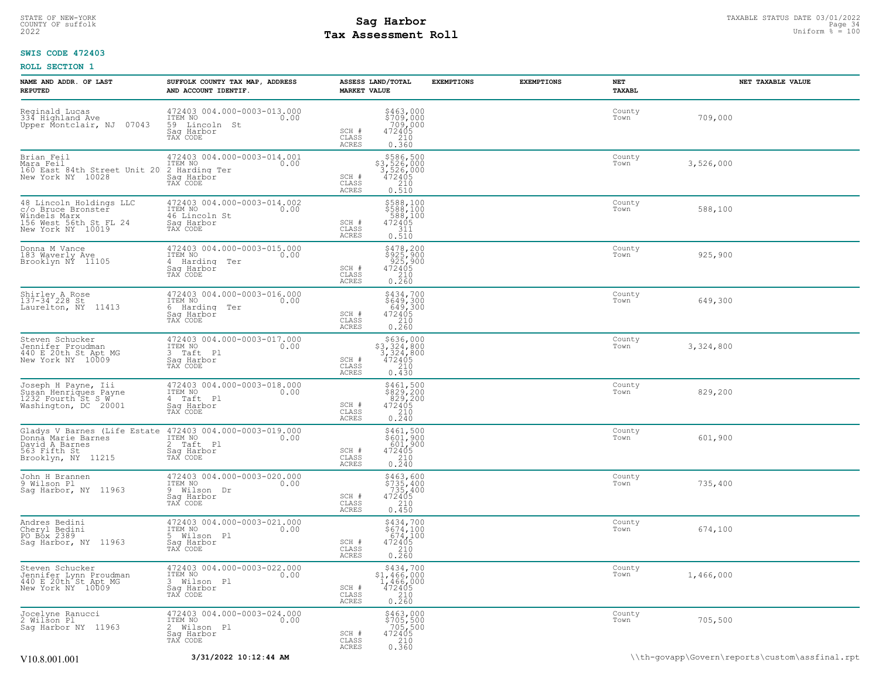STATE OF NEW-YORK
COUNTY OF suffolk
2022

# Sag Harbor
## Tax Assessment Roll

TAXABLE STATUS DATE 03/01/2022
Uniform % = 100

**SWIS CODE 472403**

**ROLL SECTION 1**

| NAME AND ADDR. OF LAST REPUTED | SUFFOLK COUNTY TAX MAP, ADDRESS AND ACCOUNT IDENTIF. | ASSESS LAND/TOTAL MARKET VALUE | EXEMPTIONS | EXEMPTIONS | NET TAXABL | NET TAXABLE VALUE |
|---|---|---|---|---|---|---|
| Reginald Lucas<br>334 Highland Ave<br>Upper Montclair, NJ 07043 | 472403 004.000-0003-013.000<br>ITEM NO 0.00<br>59 Lincoln St<br>Sag Harbor<br>TAX CODE | $463,000<br>$709,000<br>709,000<br>SCH # 472405<br>CLASS 210<br>ACRES 0.360 | | | County<br>Town | 709,000 |
| Brian Feil<br>Mara Feil<br>160 East 84th Street Unit 20<br>New York NY 10028 | 472403 004.000-0003-014.001<br>ITEM NO 0.00<br>2 Harding Ter<br>Sag Harbor<br>TAX CODE | $586,500<br>$3,526,000<br>3,526,000<br>SCH # 472405<br>CLASS 210<br>ACRES 0.510 | | | County<br>Town | 3,526,000 |
| 48 Lincoln Holdings LLC<br>c/o Bruce Bronster<br>Windels Marx<br>156 West 56th St FL 24<br>New York NY 10019 | 472403 004.000-0003-014.002<br>ITEM NO 0.00<br>46 Lincoln St<br>Sag Harbor<br>TAX CODE | $588,100<br>$588,100<br>588,100<br>SCH # 472405<br>CLASS 311<br>ACRES 0.510 | | | County<br>Town | 588,100 |
| Donna M Vance<br>183 Waverly Ave<br>Brooklyn NY 11105 | 472403 004.000-0003-015.000<br>ITEM NO 0.00<br>4 Harding Ter<br>Sag Harbor<br>TAX CODE | $478,200<br>$925,900<br>925,900<br>SCH # 472405<br>CLASS 210<br>ACRES 0.260 | | | County<br>Town | 925,900 |
| Shirley A Rose<br>137-34 228 St<br>Laurelton, NY 11413 | 472403 004.000-0003-016.000<br>ITEM NO 0.00<br>6 Harding Ter<br>Sag Harbor<br>TAX CODE | $434,700<br>$649,300<br>649,300<br>SCH # 472405<br>CLASS 210<br>ACRES 0.260 | | | County<br>Town | 649,300 |
| Steven Schucker<br>Jennifer Proudman<br>440 E 20th St Apt MG<br>New York NY 10009 | 472403 004.000-0003-017.000<br>ITEM NO 0.00<br>3 Taft Pl<br>Sag Harbor<br>TAX CODE | $636,000<br>$3,324,800<br>3,324,800<br>SCH # 472405<br>CLASS 210<br>ACRES 0.430 | | | County<br>Town | 3,324,800 |
| Joseph H Payne, Iii<br>Susan Henriques Payne<br>1232 Fourth St S W<br>Washington, DC 20001 | 472403 004.000-0003-018.000<br>ITEM NO 0.00<br>4 Taft Pl<br>Sag Harbor<br>TAX CODE | $461,500<br>$829,200<br>829,200<br>SCH # 472405<br>CLASS 210<br>ACRES 0.240 | | | County<br>Town | 829,200 |
| Gladys V Barnes (Life Estate<br>Donna Marie Barnes<br>David A Barnes<br>563 Fifth St<br>Brooklyn, NY 11215 | 472403 004.000-0003-019.000<br>ITEM NO 0.00<br>2 Taft Pl<br>Sag Harbor<br>TAX CODE | $461,500<br>$601,900<br>601,900<br>SCH # 472405<br>CLASS 210<br>ACRES 0.240 | | | County<br>Town | 601,900 |
| John H Brannen<br>9 Wilson Pl<br>Sag Harbor, NY 11963 | 472403 004.000-0003-020.000<br>ITEM NO 0.00<br>9 Wilson Dr<br>Sag Harbor<br>TAX CODE | $463,600<br>$735,400<br>735,400<br>SCH # 472405<br>CLASS 210<br>ACRES 0.450 | | | County<br>Town | 735,400 |
| Andres Bedini<br>Cheryl Bedini<br>PO Box 2389<br>Sag Harbor, NY 11963 | 472403 004.000-0003-021.000<br>ITEM NO 0.00<br>5 Wilson Pl<br>Sag Harbor<br>TAX CODE | $434,700<br>$674,100<br>674,100<br>SCH # 472405<br>CLASS 210<br>ACRES 0.260 | | | County<br>Town | 674,100 |
| Steven Schucker<br>Jennifer Lynn Proudman<br>440 E 20th St Apt MG<br>New York NY 10009 | 472403 004.000-0003-022.000<br>ITEM NO 0.00<br>3 Wilson Pl<br>Sag Harbor<br>TAX CODE | $434,700<br>$1,466,000<br>1,466,000<br>SCH # 472405<br>CLASS 210<br>ACRES 0.260 | | | County<br>Town | 1,466,000 |
| Jocelyne Ranucci<br>2 Wilson Pl<br>Sag Harbor NY 11963 | 472403 004.000-0003-024.000<br>ITEM NO 0.00<br>2 Wilson Pl<br>Sag Harbor<br>TAX CODE | $463,000<br>$705,500<br>705,500<br>SCH # 472405<br>CLASS 210<br>ACRES 0.360 | | | County<br>Town | 705,500 |

V10.8.001.001 **3/31/2022 10:12:44 AM** \\th-govapp\Govern\reports\custom\assfinal.rpt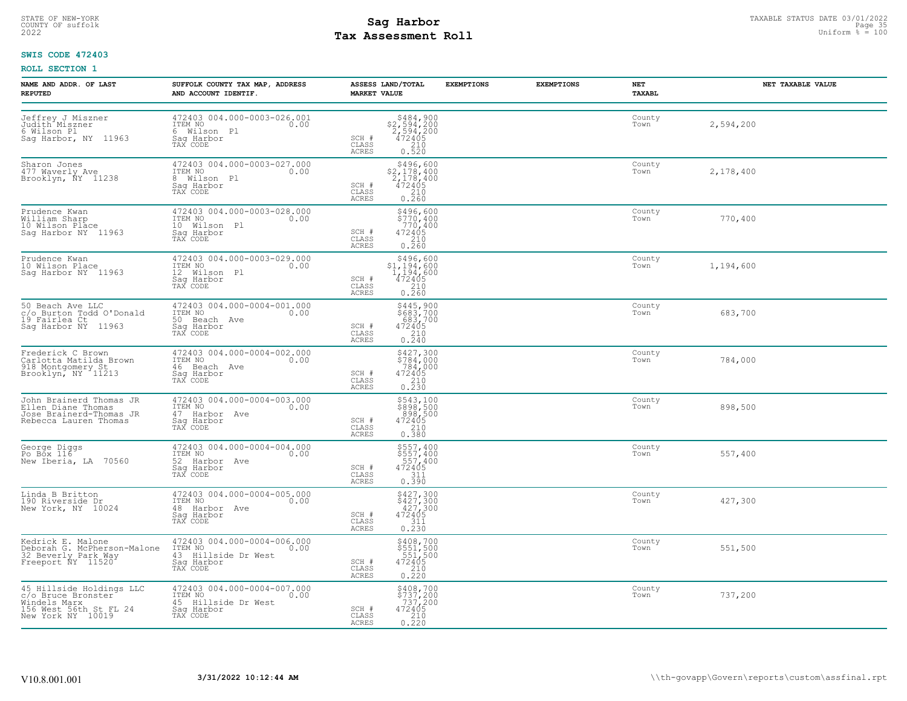STATE OF NEW-YORK
COUNTY OF suffolk
2022

# Sag Harbor
# Tax Assessment Roll

TAXABLE STATUS DATE 03/01/2022
Uniform % = 100

**SWIS CODE 472403**

**ROLL SECTION 1**

| NAME AND ADDR. OF LAST REPUTED | SUFFOLK COUNTY TAX MAP, ADDRESS AND ACCOUNT IDENTIF. | | ASSESS LAND/TOTAL MARKET VALUE | EXEMPTIONS | EXEMPTIONS | NET TAXABL | NET TAXABLE VALUE |
|---|---|---|---|---|---|---|---|
| Jeffrey J Miszner<br>Judith Miszner<br>6 Wilson Pl<br>Sag Harbor, NY 11963 | 472403 004.000-0003-026.001<br>ITEM NO 0.00<br>6 Wilson Pl<br>Sag Harbor<br>TAX CODE | SCH #<br>CLASS<br>ACRES | $484,900<br>$2,594,200<br>2,594,200<br>472405<br>210<br>0.520 | | | County<br>Town | 2,594,200 |
| Sharon Jones<br>477 Waverly Ave<br>Brooklyn, NY 11238 | 472403 004.000-0003-027.000<br>ITEM NO 0.00<br>8 Wilson Pl<br>Sag Harbor<br>TAX CODE | SCH #<br>CLASS<br>ACRES | $496,600<br>$2,178,400<br>2,178,400<br>472405<br>210<br>0.260 | | | County<br>Town | 2,178,400 |
| Prudence Kwan<br>William Sharp<br>10 Wilson Place<br>Sag Harbor NY 11963 | 472403 004.000-0003-028.000<br>ITEM NO 0.00<br>10 Wilson Pl<br>Sag Harbor<br>TAX CODE | SCH #<br>CLASS<br>ACRES | $496,600<br>$770,400<br>770,400<br>472405<br>210<br>0.260 | | | County<br>Town | 770,400 |
| Prudence Kwan<br>10 Wilson Place<br>Sag Harbor NY 11963 | 472403 004.000-0003-029.000<br>ITEM NO 0.00<br>12 Wilson Pl<br>Sag Harbor<br>TAX CODE | SCH #<br>CLASS<br>ACRES | $496,600<br>$1,194,600<br>1,194,600<br>472405<br>210<br>0.260 | | | County<br>Town | 1,194,600 |
| 50 Beach Ave LLC<br>c/o Burton Todd O'Donald<br>19 Fairlea Ct<br>Sag Harbor NY 11963 | 472403 004.000-0004-001.000<br>ITEM NO 0.00<br>50 Beach Ave<br>Sag Harbor<br>TAX CODE | SCH #<br>CLASS<br>ACRES | $445,900<br>$683,700<br>683,700<br>472405<br>210<br>0.240 | | | County<br>Town | 683,700 |
| Frederick C Brown<br>Carlotta Matilda Brown<br>918 Montgomery St<br>Brooklyn, NY 11213 | 472403 004.000-0004-002.000<br>ITEM NO 0.00<br>46 Beach Ave<br>Sag Harbor<br>TAX CODE | SCH #<br>CLASS<br>ACRES | $427,300<br>$784,000<br>784,000<br>472405<br>210<br>0.230 | | | County<br>Town | 784,000 |
| John Brainerd Thomas JR<br>Ellen Diane Thomas<br>Jose Brainerd-Thomas JR<br>Rebecca Lauren Thomas | 472403 004.000-0004-003.000<br>ITEM NO 0.00<br>47 Harbor Ave<br>Sag Harbor<br>TAX CODE | SCH #<br>CLASS<br>ACRES | $543,100<br>$898,500<br>898,500<br>472405<br>210<br>0.380 | | | County<br>Town | 898,500 |
| George Diggs<br>Po Box 116<br>New Iberia, LA 70560 | 472403 004.000-0004-004.000<br>ITEM NO 0.00<br>52 Harbor Ave<br>Sag Harbor<br>TAX CODE | SCH #<br>CLASS<br>ACRES | $557,400<br>$557,400<br>557,400<br>472405<br>311<br>0.390 | | | County<br>Town | 557,400 |
| Linda B Britton<br>190 Riverside Dr<br>New York, NY 10024 | 472403 004.000-0004-005.000<br>ITEM NO 0.00<br>48 Harbor Ave<br>Sag Harbor<br>TAX CODE | SCH #<br>CLASS<br>ACRES | $427,300<br>$427,300<br>427,300<br>472405<br>311<br>0.230 | | | County<br>Town | 427,300 |
| Kedrick E. Malone<br>Deborah G. McPherson-Malone<br>32 Beverly Park Way<br>Freeport NY 11520 | 472403 004.000-0004-006.000<br>ITEM NO 0.00<br>43 Hillside Dr West<br>Sag Harbor<br>TAX CODE | SCH #<br>CLASS<br>ACRES | $408,700<br>$551,500<br>551,500<br>472405<br>210<br>0.220 | | | County<br>Town | 551,500 |
| 45 Hillside Holdings LLC<br>c/o Bruce Bronster<br>Windels Marx<br>156 West 56th St FL 24<br>New York NY 10019 | 472403 004.000-0004-007.000<br>ITEM NO 0.00<br>45 Hillside Dr West<br>Sag Harbor<br>TAX CODE | SCH #<br>CLASS<br>ACRES | $408,700<br>$737,200<br>737,200<br>472405<br>210<br>0.220 | | | County<br>Town | 737,200 |

V10.8.001.001 3/31/2022 10:12:44 AM \\th-govapp\Govern\reports\custom\assfinal.rpt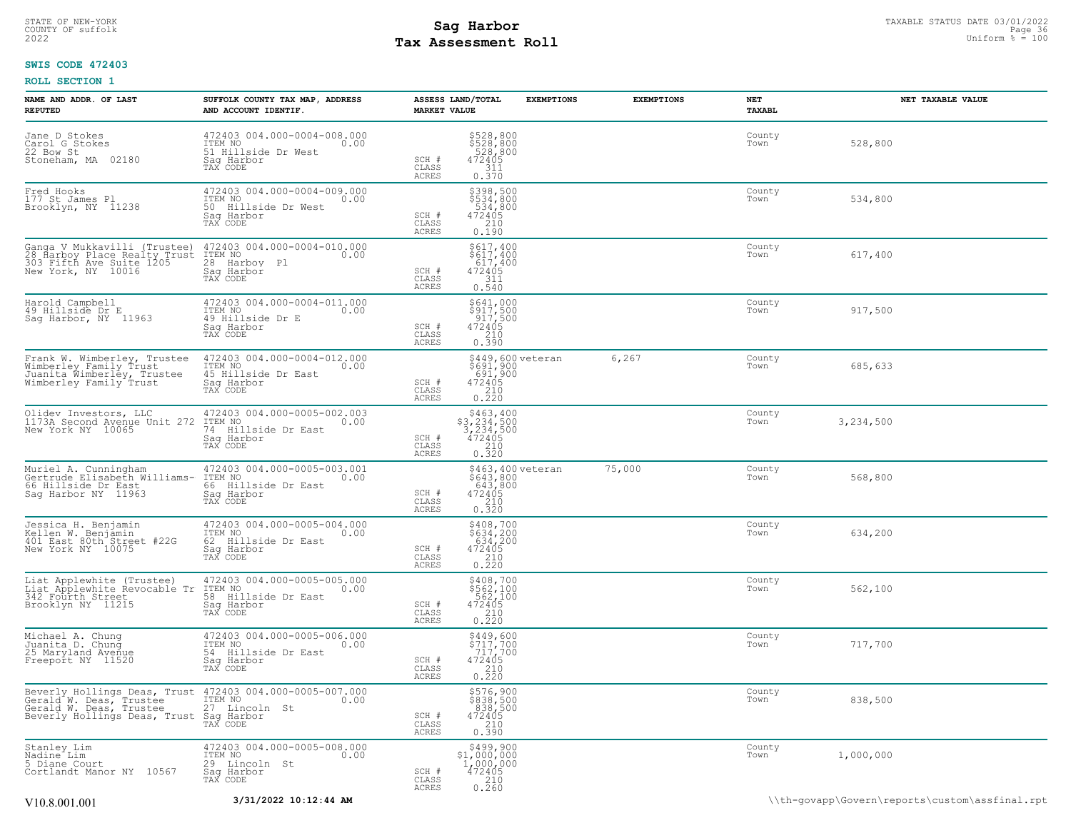STATE OF NEW-YORK
COUNTY OF suffolk
2022

# Sag Harbor
## Tax Assessment Roll

TAXABLE STATUS DATE 03/01/2022
Uniform % = 100

**SWIS CODE 472403**

**ROLL SECTION 1**

| NAME AND ADDR. OF LAST REPUTED | SUFFOLK COUNTY TAX MAP, ADDRESS AND ACCOUNT IDENTIF. | ASSESS LAND/TOTAL MARKET VALUE | EXEMPTIONS | EXEMPTIONS | NET TAXABL | NET TAXABLE VALUE |
|---|---|---|---|---|---|---|
| Jane D Stokes<br>Carol G Stokes<br>22 Bow St<br>Stoneham, MA 02180 | 472403 004.000-0004-008.000<br>ITEM NO 0.00<br>51 Hillside Dr West<br>Sag Harbor<br>TAX CODE | $528,800<br>$528,800<br>528,800<br>SCH # 472405<br>CLASS 311<br>ACRES 0.370 | | | County<br>Town | 528,800 |
| Fred Hooks<br>177 St James Pl<br>Brooklyn, NY 11238 | 472403 004.000-0004-009.000<br>ITEM NO 0.00<br>50 Hillside Dr West<br>Sag Harbor<br>TAX CODE | $398,500<br>$534,800<br>534,800<br>SCH # 472405<br>CLASS 210<br>ACRES 0.190 | | | County<br>Town | 534,800 |
| Ganga V Mukkavilli (Trustee)<br>28 Harboy Place Realty Trust<br>303 Fifth Ave Suite 1205<br>New York, NY 10016 | 472403 004.000-0004-010.000<br>ITEM NO 0.00<br>28 Harboy Pl<br>Sag Harbor<br>TAX CODE | $617,400<br>$617,400<br>617,400<br>SCH # 472405<br>CLASS 311<br>ACRES 0.540 | | | County<br>Town | 617,400 |
| Harold Campbell<br>49 Hillside Dr E<br>Sag Harbor, NY 11963 | 472403 004.000-0004-011.000<br>ITEM NO 0.00<br>49 Hillside Dr E<br>Sag Harbor<br>TAX CODE | $641,000<br>$917,500<br>917,500<br>SCH # 472405<br>CLASS 210<br>ACRES 0.390 | | | County<br>Town | 917,500 |
| Frank W. Wimberley, Trustee<br>Wimberley Family Trust<br>Juanita Wimberley, Trustee<br>Wimberley Family Trust | 472403 004.000-0004-012.000<br>ITEM NO 0.00<br>45 Hillside Dr East<br>Sag Harbor<br>TAX CODE | $449,600<br>$691,900<br>691,900<br>SCH # 472405<br>CLASS 210<br>ACRES 0.220 | veteran | 6,267 | County<br>Town | 685,633 |
| Olidev Investors, LLC<br>1173A Second Avenue Unit 272<br>New York NY 10065 | 472403 004.000-0005-002.003<br>ITEM NO 0.00<br>74 Hillside Dr East<br>Sag Harbor<br>TAX CODE | $463,400<br>$3,234,500<br>3,234,500<br>SCH # 472405<br>CLASS 210<br>ACRES 0.320 | | | County<br>Town | 3,234,500 |
| Muriel A. Cunningham<br>Gertrude Elisabeth Williams-<br>66 Hillside Dr East<br>Sag Harbor NY 11963 | 472403 004.000-0005-003.001<br>ITEM NO 0.00<br>66 Hillside Dr East<br>Sag Harbor<br>TAX CODE | $463,400<br>$643,800<br>643,800<br>SCH # 472405<br>CLASS 210<br>ACRES 0.320 | veteran | 75,000 | County<br>Town | 568,800 |
| Jessica H. Benjamin<br>Kellen W. Benjamin<br>401 East 80th Street #22G<br>New York NY 10075 | 472403 004.000-0005-004.000<br>ITEM NO 0.00<br>62 Hillside Dr East<br>Sag Harbor<br>TAX CODE | $408,700<br>$634,200<br>634,200<br>SCH # 472405<br>CLASS 210<br>ACRES 0.220 | | | County<br>Town | 634,200 |
| Liat Applewhite (Trustee)<br>Liat Applewhite Revocable Tr<br>342 Fourth Street<br>Brooklyn NY 11215 | 472403 004.000-0005-005.000<br>ITEM NO 0.00<br>58 Hillside Dr East<br>Sag Harbor<br>TAX CODE | $408,700<br>$562,100<br>562,100<br>SCH # 472405<br>CLASS 210<br>ACRES 0.220 | | | County<br>Town | 562,100 |
| Michael A. Chung<br>Juanita D. Chung<br>25 Maryland Avenue<br>Freeport NY 11520 | 472403 004.000-0005-006.000<br>ITEM NO 0.00<br>54 Hillside Dr East<br>Sag Harbor<br>TAX CODE | $449,600<br>$717,700<br>717,700<br>SCH # 472405<br>CLASS 210<br>ACRES 0.220 | | | County<br>Town | 717,700 |
| Beverly Hollings Deas, Trust<br>Gerald W. Deas, Trustee<br>Gerald W. Deas, Trustee<br>Beverly Hollings Deas, Trust | 472403 004.000-0005-007.000<br>ITEM NO 0.00<br>27 Lincoln St<br>Sag Harbor<br>TAX CODE | $576,900<br>$838,500<br>838,500<br>SCH # 472405<br>CLASS 210<br>ACRES 0.390 | | | County<br>Town | 838,500 |
| Stanley Lim<br>Nadine Lim<br>5 Diane Court<br>Cortlandt Manor NY 10567 | 472403 004.000-0005-008.000<br>ITEM NO 0.00<br>29 Lincoln St<br>Sag Harbor<br>TAX CODE | $499,900<br>$1,000,000<br>1,000,000<br>SCH # 472405<br>CLASS 210<br>ACRES 0.260 | | | County<br>Town | 1,000,000 |

V10.8.001.001 **3/31/2022 10:12:44 AM** \\th-govapp\Govern\reports\custom\assfinal.rpt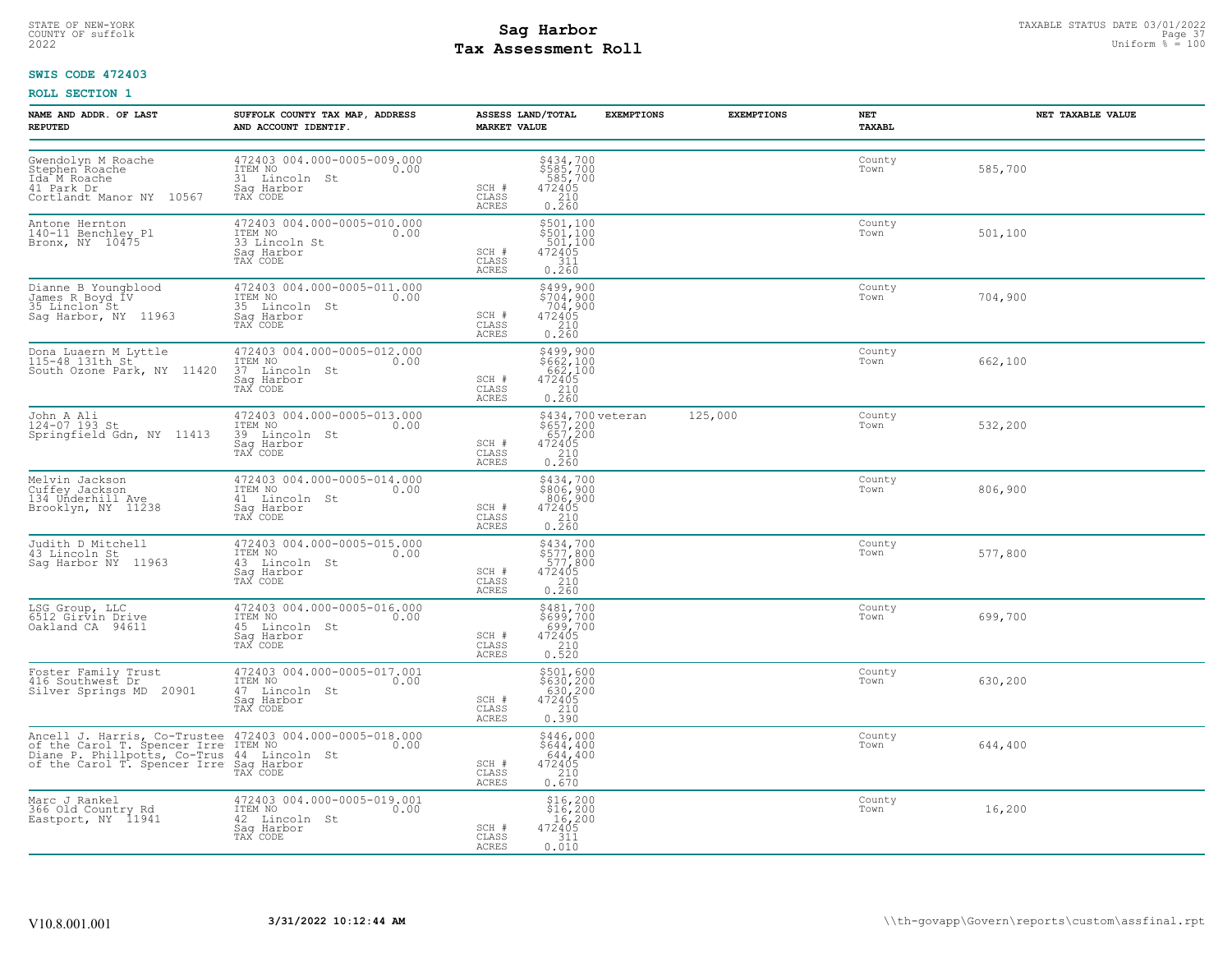STATE OF NEW-YORK
COUNTY OF suffolk
2022

# Sag Harbor
# Tax Assessment Roll

TAXABLE STATUS DATE 03/01/2022
Uniform % = 100

**SWIS CODE 472403**

**ROLL SECTION 1**

| NAME AND ADDR. OF LAST REPUTED | SUFFOLK COUNTY TAX MAP, ADDRESS AND ACCOUNT IDENTIF. | | ASSESS LAND/TOTAL MARKET VALUE | EXEMPTIONS | EXEMPTIONS | NET TAXABL | NET TAXABLE VALUE |
|---|---|---|---|---|---|---|---|
| Gwendolyn M Roache<br>Stephen Roache<br>Ida M Roache<br>41 Park Dr<br>Cortlandt Manor NY 10567 | 472403 004.000-0005-009.000<br>ITEM NO 0.00<br>31 Lincoln St<br>Sag Harbor<br>TAX CODE | SCH #<br>CLASS<br>ACRES | $434,700<br>$585,700<br>585,700<br>472405<br>210<br>0.260 | | | County<br>Town | 585,700 |
| Antone Hernton<br>140-11 Benchley Pl<br>Bronx, NY 10475 | 472403 004.000-0005-010.000<br>ITEM NO 0.00<br>33 Lincoln St<br>Sag Harbor<br>TAX CODE | SCH #<br>CLASS<br>ACRES | $501,100<br>$501,100<br>501,100<br>472405<br>311<br>0.260 | | | County<br>Town | 501,100 |
| Dianne B Youngblood<br>James R Boyd IV<br>35 Linclon St<br>Sag Harbor, NY 11963 | 472403 004.000-0005-011.000<br>ITEM NO 0.00<br>35 Lincoln St<br>Sag Harbor<br>TAX CODE | SCH #<br>CLASS<br>ACRES | $499,900<br>$704,900<br>704,900<br>472405<br>210<br>0.260 | | | County<br>Town | 704,900 |
| Dona Luaern M Lyttle<br>115-48 131th St<br>South Ozone Park, NY 11420 | 472403 004.000-0005-012.000<br>ITEM NO 0.00<br>37 Lincoln St<br>Sag Harbor<br>TAX CODE | SCH #<br>CLASS<br>ACRES | $499,900<br>$662,100<br>662,100<br>472405<br>210<br>0.260 | | | County<br>Town | 662,100 |
| John A Ali<br>124-07 193 St<br>Springfield Gdn, NY 11413 | 472403 004.000-0005-013.000<br>ITEM NO 0.00<br>39 Lincoln St<br>Sag Harbor<br>TAX CODE | SCH #<br>CLASS<br>ACRES | $434,700<br>$657,200<br>657,200<br>472405<br>210<br>0.260 | veteran | 125,000 | County<br>Town | 532,200 |
| Melvin Jackson<br>Cuffey Jackson<br>134 Underhill Ave<br>Brooklyn, NY 11238 | 472403 004.000-0005-014.000<br>ITEM NO 0.00<br>41 Lincoln St<br>Sag Harbor<br>TAX CODE | SCH #<br>CLASS<br>ACRES | $434,700<br>$806,900<br>806,900<br>472405<br>210<br>0.260 | | | County<br>Town | 806,900 |
| Judith D Mitchell<br>43 Lincoln St<br>Sag Harbor NY 11963 | 472403 004.000-0005-015.000<br>ITEM NO 0.00<br>43 Lincoln St<br>Sag Harbor<br>TAX CODE | SCH #<br>CLASS<br>ACRES | $434,700<br>$577,800<br>577,800<br>472405<br>210<br>0.260 | | | County<br>Town | 577,800 |
| LSG Group, LLC<br>6512 Girvin Drive<br>Oakland CA 94611 | 472403 004.000-0005-016.000<br>ITEM NO 0.00<br>45 Lincoln St<br>Sag Harbor<br>TAX CODE | SCH #<br>CLASS<br>ACRES | $481,700<br>$699,700<br>699,700<br>472405<br>210<br>0.520 | | | County<br>Town | 699,700 |
| Foster Family Trust<br>416 Southwest Dr<br>Silver Springs MD 20901 | 472403 004.000-0005-017.001<br>ITEM NO 0.00<br>47 Lincoln St<br>Sag Harbor<br>TAX CODE | SCH #<br>CLASS<br>ACRES | $501,600<br>$630,200<br>630,200<br>472405<br>210<br>0.390 | | | County<br>Town | 630,200 |
| Ancell J. Harris, Co-Trustee<br>of the Carol T. Spencer Irre<br>Diane P. Phillpotts, Co-Trus<br>of the Carol T. Spencer Irre | 472403 004.000-0005-018.000<br>ITEM NO 0.00<br>44 Lincoln St<br>Sag Harbor<br>TAX CODE | SCH #<br>CLASS<br>ACRES | $446,000<br>$644,400<br>644,400<br>472405<br>210<br>0.670 | | | County<br>Town | 644,400 |
| Marc J Rankel<br>366 Old Country Rd<br>Eastport, NY 11941 | 472403 004.000-0005-019.001<br>ITEM NO 0.00<br>42 Lincoln St<br>Sag Harbor<br>TAX CODE | SCH #<br>CLASS<br>ACRES | $16,200<br>$16,200<br>16,200<br>472405<br>311<br>0.010 | | | County<br>Town | 16,200 |

V10.8.001.001 3/31/2022 10:12:44 AM \\th-govapp\Govern\reports\custom\assfinal.rpt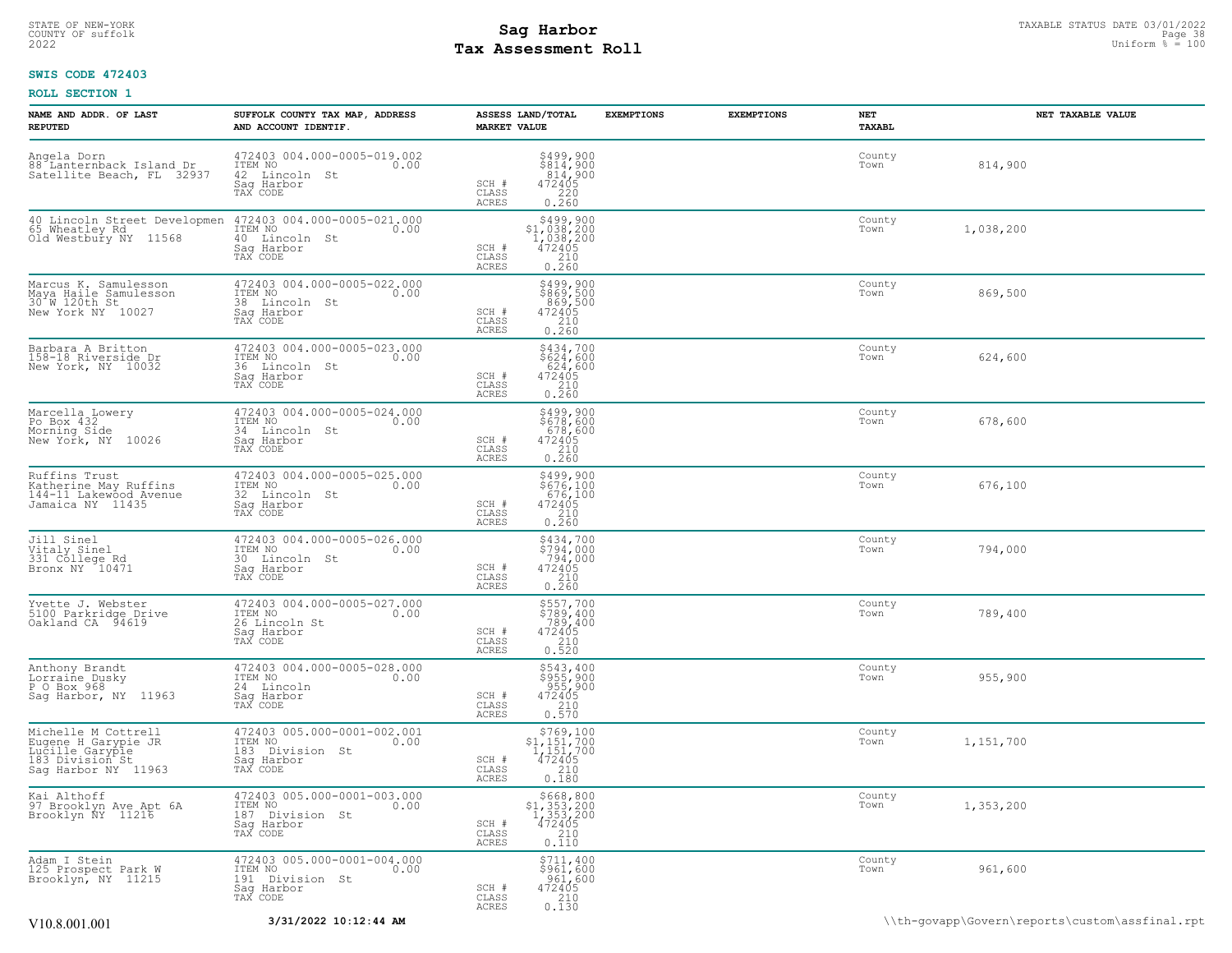STATE OF NEW-YORK
COUNTY OF suffolk
2022

# Sag Harbor
# Tax Assessment Roll

TAXABLE STATUS DATE 03/01/2022
Uniform % = 100

**SWIS CODE 472403**

**ROLL SECTION 1**

| NAME AND ADDR. OF LAST REPUTED | SUFFOLK COUNTY TAX MAP, ADDRESS AND ACCOUNT IDENTIF. | ASSESS LAND/TOTAL MARKET VALUE | EXEMPTIONS | EXEMPTIONS | NET TAXABL | NET TAXABLE VALUE |
|---|---|---|---|---|---|---|
| Angela Dorn<br>88 Lanternback Island Dr<br>Satellite Beach, FL 32937 | 472403 004.000-0005-019.002<br>ITEM NO 0.00<br>42 Lincoln St<br>Sag Harbor<br>TAX CODE | $499,900<br>$814,900<br>814,900<br>SCH # 472405<br>CLASS 220<br>ACRES 0.260 | | | County<br>Town | 814,900 |
| 40 Lincoln Street Developmen<br>65 Wheatley Rd<br>Old Westbury NY 11568 | 472403 004.000-0005-021.000<br>ITEM NO 0.00<br>40 Lincoln St<br>Sag Harbor<br>TAX CODE | $499,900<br>$1,038,200<br>1,038,200<br>SCH # 472405<br>CLASS 210<br>ACRES 0.260 | | | County<br>Town | 1,038,200 |
| Marcus K. Samulesson<br>Maya Haile Samulesson<br>30 W 120th St<br>New York NY 10027 | 472403 004.000-0005-022.000<br>ITEM NO 0.00<br>38 Lincoln St<br>Sag Harbor<br>TAX CODE | $499,900<br>$869,500<br>869,500<br>SCH # 472405<br>CLASS 210<br>ACRES 0.260 | | | County<br>Town | 869,500 |
| Barbara A Britton<br>158-18 Riverside Dr<br>New York, NY 10032 | 472403 004.000-0005-023.000<br>ITEM NO 0.00<br>36 Lincoln St<br>Sag Harbor<br>TAX CODE | $434,700<br>$624,600<br>624,600<br>SCH # 472405<br>CLASS 210<br>ACRES 0.260 | | | County<br>Town | 624,600 |
| Marcella Lowery<br>Po Box 432<br>Morning Side<br>New York, NY 10026 | 472403 004.000-0005-024.000<br>ITEM NO 0.00<br>34 Lincoln St<br>Sag Harbor<br>TAX CODE | $499,900<br>$678,600<br>678,600<br>SCH # 472405<br>CLASS 210<br>ACRES 0.260 | | | County<br>Town | 678,600 |
| Ruffins Trust<br>Katherine May Ruffins<br>144-11 Lakewood Avenue<br>Jamaica NY 11435 | 472403 004.000-0005-025.000<br>ITEM NO 0.00<br>32 Lincoln St<br>Sag Harbor<br>TAX CODE | $499,900<br>$676,100<br>676,100<br>SCH # 472405<br>CLASS 210<br>ACRES 0.260 | | | County<br>Town | 676,100 |
| Jill Sinel<br>Vitaly Sinel<br>331 College Rd<br>Bronx NY 10471 | 472403 004.000-0005-026.000<br>ITEM NO 0.00<br>30 Lincoln St<br>Sag Harbor<br>TAX CODE | $434,700<br>$794,000<br>794,000<br>SCH # 472405<br>CLASS 210<br>ACRES 0.260 | | | County<br>Town | 794,000 |
| Yvette J. Webster<br>5100 Parkridge Drive<br>Oakland CA 94619 | 472403 004.000-0005-027.000<br>ITEM NO 0.00<br>26 Lincoln St<br>Sag Harbor<br>TAX CODE | $557,700<br>$789,400<br>789,400<br>SCH # 472405<br>CLASS 210<br>ACRES 0.520 | | | County<br>Town | 789,400 |
| Anthony Brandt<br>Lorraine Dusky<br>P O Box 968<br>Sag Harbor, NY 11963 | 472403 004.000-0005-028.000<br>ITEM NO 0.00<br>24 Lincoln<br>Sag Harbor<br>TAX CODE | $543,400<br>$955,900<br>955,900<br>SCH # 472405<br>CLASS 210<br>ACRES 0.570 | | | County<br>Town | 955,900 |
| Michelle M Cottrell<br>Eugene H Garypie JR<br>Lucille Garypie<br>183 Division St<br>Sag Harbor NY 11963 | 472403 005.000-0001-002.001<br>ITEM NO 0.00<br>183 Division St<br>Sag Harbor<br>TAX CODE | $769,100<br>$1,151,700<br>1,151,700<br>SCH # 472405<br>CLASS 210<br>ACRES 0.180 | | | County<br>Town | 1,151,700 |
| Kai Althoff<br>97 Brooklyn Ave Apt 6A<br>Brooklyn NY 11216 | 472403 005.000-0001-003.000<br>ITEM NO 0.00<br>187 Division St<br>Sag Harbor<br>TAX CODE | $668,800<br>$1,353,200<br>1,353,200<br>SCH # 472405<br>CLASS 210<br>ACRES 0.110 | | | County<br>Town | 1,353,200 |
| Adam I Stein<br>125 Prospect Park W<br>Brooklyn, NY 11215 | 472403 005.000-0001-004.000<br>ITEM NO 0.00<br>191 Division St<br>Sag Harbor<br>TAX CODE | $711,400<br>$961,600<br>961,600<br>SCH # 472405<br>CLASS 210<br>ACRES 0.130 | | | County<br>Town | 961,600 |

V10.8.001.001 **3/31/2022 10:12:44 AM** \\th-govapp\Govern\reports\custom\assfinal.rpt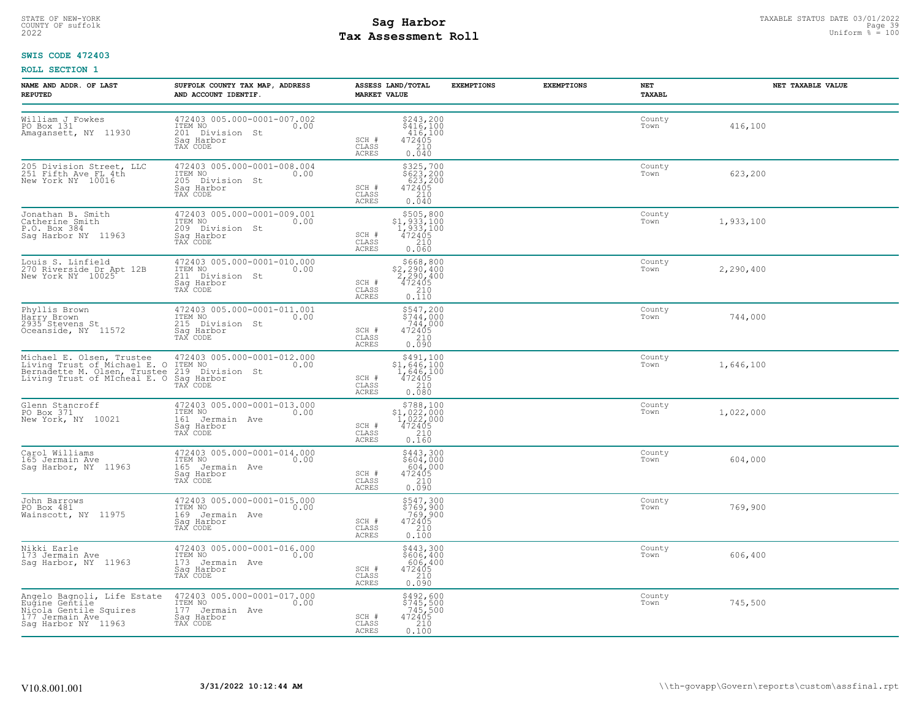STATE OF NEW-YORK
COUNTY OF suffolk
2022

# Sag Harbor
# Tax Assessment Roll

TAXABLE STATUS DATE 03/01/2022
Uniform % = 100

**SWIS CODE 472403**

**ROLL SECTION 1**

| NAME AND ADDR. OF LAST REPUTED | SUFFOLK COUNTY TAX MAP, ADDRESS AND ACCOUNT IDENTIF. | ASSESS LAND/TOTAL MARKET VALUE | EXEMPTIONS | EXEMPTIONS | NET TAXABL | NET TAXABLE VALUE |
|---|---|---|---|---|---|---|
| William J Fowkes<br>PO Box 131<br>Amagansett, NY 11930 | 472403 005.000-0001-007.002<br>ITEM NO 0.00<br>201 Division St<br>Sag Harbor<br>TAX CODE | $243,200<br>$416,100<br>416,100<br>SCH # 472405<br>CLASS 210<br>ACRES 0.040 | | | County<br>Town | 416,100 |
| 205 Division Street, LLC<br>251 Fifth Ave FL 4th<br>New York NY 10016 | 472403 005.000-0001-008.004<br>ITEM NO 0.00<br>205 Division St<br>Sag Harbor<br>TAX CODE | $325,700<br>$623,200<br>623,200<br>SCH # 472405<br>CLASS 210<br>ACRES 0.040 | | | County<br>Town | 623,200 |
| Jonathan B. Smith<br>Catherine Smith<br>P.O. Box 384<br>Sag Harbor NY 11963 | 472403 005.000-0001-009.001<br>ITEM NO 0.00<br>209 Division St<br>Sag Harbor<br>TAX CODE | $505,800<br>$1,933,100<br>1,933,100<br>SCH # 472405<br>CLASS 210<br>ACRES 0.060 | | | County<br>Town | 1,933,100 |
| Louis S. Linfield<br>270 Riverside Dr Apt 12B<br>New York NY 10025 | 472403 005.000-0001-010.000<br>ITEM NO 0.00<br>211 Division St<br>Sag Harbor<br>TAX CODE | $668,800<br>$2,290,400<br>2,290,400<br>SCH # 472405<br>CLASS 210<br>ACRES 0.110 | | | County<br>Town | 2,290,400 |
| Phyllis Brown<br>Harry Brown<br>2935 Stevens St<br>Oceanside, NY 11572 | 472403 005.000-0001-011.001<br>ITEM NO 0.00<br>215 Division St<br>Sag Harbor<br>TAX CODE | $547,200<br>$744,000<br>744,000<br>SCH # 472405<br>CLASS 210<br>ACRES 0.090 | | | County<br>Town | 744,000 |
| Michael E. Olsen, Trustee<br>Living Trust of Michael E. O<br>Bernadette M. Olsen, Trustee<br>Living Trust of MIcheal E. O | 472403 005.000-0001-012.000<br>ITEM NO 0.00<br>219 Division St<br>Sag Harbor<br>TAX CODE | $491,100<br>$1,646,100<br>1,646,100<br>SCH # 472405<br>CLASS 210<br>ACRES 0.080 | | | County<br>Town | 1,646,100 |
| Glenn Stancroff<br>PO Box 371<br>New York, NY 10021 | 472403 005.000-0001-013.000<br>ITEM NO 0.00<br>161 Jermain Ave<br>Sag Harbor<br>TAX CODE | $788,100<br>$1,022,000<br>1,022,000<br>SCH # 472405<br>CLASS 210<br>ACRES 0.160 | | | County<br>Town | 1,022,000 |
| Carol Williams<br>165 Jermain Ave<br>Sag Harbor, NY 11963 | 472403 005.000-0001-014.000<br>ITEM NO 0.00<br>165 Jermain Ave<br>Sag Harbor<br>TAX CODE | $443,300<br>$604,000<br>604,000<br>SCH # 472405<br>CLASS 210<br>ACRES 0.090 | | | County<br>Town | 604,000 |
| John Barrows<br>PO Box 481<br>Wainscott, NY 11975 | 472403 005.000-0001-015.000<br>ITEM NO 0.00<br>169 Jermain Ave<br>Sag Harbor<br>TAX CODE | $547,300<br>$769,900<br>769,900<br>SCH # 472405<br>CLASS 210<br>ACRES 0.100 | | | County<br>Town | 769,900 |
| Nikki Earle<br>173 Jermain Ave<br>Sag Harbor, NY 11963 | 472403 005.000-0001-016.000<br>ITEM NO 0.00<br>173 Jermain Ave<br>Sag Harbor<br>TAX CODE | $443,300<br>$606,400<br>606,400<br>SCH # 472405<br>CLASS 210<br>ACRES 0.090 | | | County<br>Town | 606,400 |
| Angelo Bagnoli, Life Estate<br>Eugine Gentile<br>Nicola Gentile Squires<br>177 Jermain Ave<br>Sag Harbor NY 11963 | 472403 005.000-0001-017.000<br>ITEM NO 0.00<br>177 Jermain Ave<br>Sag Harbor<br>TAX CODE | $492,600<br>$745,500<br>745,500<br>SCH # 472405<br>CLASS 210<br>ACRES 0.100 | | | County<br>Town | 745,500 |

V10.8.001.001 | 3/31/2022 10:12:44 AM | \\th-govapp\Govern\reports\custom\assfinal.rpt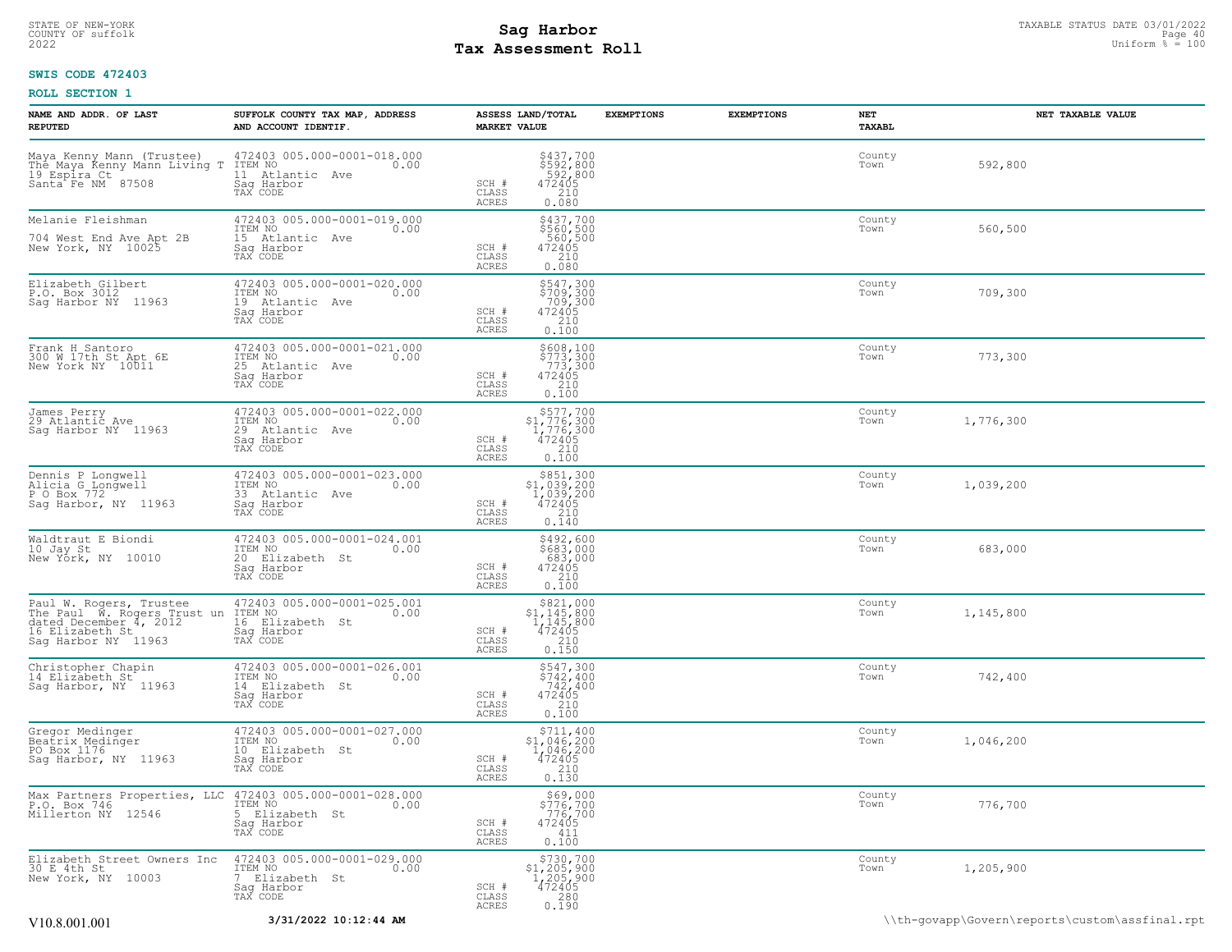STATE OF NEW-YORK
COUNTY OF suffolk
2022

# Sag Harbor
# Tax Assessment Roll

TAXABLE STATUS DATE 03/01/2022
Uniform % = 100

**SWIS CODE 472403**

**ROLL SECTION 1**

| NAME AND ADDR. OF LAST REPUTED | SUFFOLK COUNTY TAX MAP, ADDRESS AND ACCOUNT IDENTIF. | ASSESS LAND/TOTAL MARKET VALUE | EXEMPTIONS | EXEMPTIONS | NET TAXABL | NET TAXABLE VALUE |
|---|---|---|---|---|---|---|
| Maya Kenny Mann (Trustee)<br>The Maya Kenny Mann Living T<br>19 Espira Ct<br>Santa Fe NM 87508 | 472403 005.000-0001-018.000<br>ITEM NO 0.00<br>11 Atlantic Ave<br>Sag Harbor<br>TAX CODE | $437,700<br>$592,800<br>592,800<br>SCH # 472405<br>CLASS 210<br>ACRES 0.080 | | | County<br>Town | 592,800 |
| Melanie Fleishman<br><br>704 West End Ave Apt 2B<br>New York, NY 10025 | 472403 005.000-0001-019.000<br>ITEM NO 0.00<br>15 Atlantic Ave<br>Sag Harbor<br>TAX CODE | $437,700<br>$560,500<br>560,500<br>SCH # 472405<br>CLASS 210<br>ACRES 0.080 | | | County<br>Town | 560,500 |
| Elizabeth Gilbert<br>P.O. Box 3012<br>Sag Harbor NY 11963 | 472403 005.000-0001-020.000<br>ITEM NO 0.00<br>19 Atlantic Ave<br>Sag Harbor<br>TAX CODE | $547,300<br>$709,300<br>709,300<br>SCH # 472405<br>CLASS 210<br>ACRES 0.100 | | | County<br>Town | 709,300 |
| Frank H Santoro<br>300 W 17th St Apt 6E<br>New York NY 10011 | 472403 005.000-0001-021.000<br>ITEM NO 0.00<br>25 Atlantic Ave<br>Sag Harbor<br>TAX CODE | $608,100<br>$773,300<br>773,300<br>SCH # 472405<br>CLASS 210<br>ACRES 0.100 | | | County<br>Town | 773,300 |
| James Perry<br>29 Atlantic Ave<br>Sag Harbor NY 11963 | 472403 005.000-0001-022.000<br>ITEM NO 0.00<br>29 Atlantic Ave<br>Sag Harbor<br>TAX CODE | $577,700<br>$1,776,300<br>1,776,300<br>SCH # 472405<br>CLASS 210<br>ACRES 0.100 | | | County<br>Town | 1,776,300 |
| Dennis P Longwell<br>Alicia G Longwell<br>P O Box 772<br>Sag Harbor, NY 11963 | 472403 005.000-0001-023.000<br>ITEM NO 0.00<br>33 Atlantic Ave<br>Sag Harbor<br>TAX CODE | $851,300<br>$1,039,200<br>1,039,200<br>SCH # 472405<br>CLASS 210<br>ACRES 0.140 | | | County<br>Town | 1,039,200 |
| Waldtraut E Biondi<br>10 Jay St<br>New York, NY 10010 | 472403 005.000-0001-024.001<br>ITEM NO 0.00<br>20 Elizabeth St<br>Sag Harbor<br>TAX CODE | $492,600<br>$683,000<br>683,000<br>SCH # 472405<br>CLASS 210<br>ACRES 0.100 | | | County<br>Town | 683,000 |
| Paul W. Rogers, Trustee<br>The Paul W. Rogers Trust un<br>dated December 4, 2012<br>16 Elizabeth St<br>Sag Harbor NY 11963 | 472403 005.000-0001-025.001<br>ITEM NO 0.00<br>16 Elizabeth St<br>Sag Harbor<br>TAX CODE | $821,000<br>$1,145,800<br>1,145,800<br>SCH # 472405<br>CLASS 210<br>ACRES 0.150 | | | County<br>Town | 1,145,800 |
| Christopher Chapin<br>14 Elizabeth St<br>Sag Harbor, NY 11963 | 472403 005.000-0001-026.001<br>ITEM NO 0.00<br>14 Elizabeth St<br>Sag Harbor<br>TAX CODE | $547,300<br>$742,400<br>742,400<br>SCH # 472405<br>CLASS 210<br>ACRES 0.100 | | | County<br>Town | 742,400 |
| Gregor Medinger<br>Beatrix Medinger<br>PO Box 1176<br>Sag Harbor, NY 11963 | 472403 005.000-0001-027.000<br>ITEM NO 0.00<br>10 Elizabeth St<br>Sag Harbor<br>TAX CODE | $711,400<br>$1,046,200<br>1,046,200<br>SCH # 472405<br>CLASS 210<br>ACRES 0.130 | | | County<br>Town | 1,046,200 |
| Max Partners Properties, LLC<br>P.O. Box 746<br>Millerton NY 12546 | 472403 005.000-0001-028.000<br>ITEM NO 0.00<br>5 Elizabeth St<br>Sag Harbor<br>TAX CODE | $69,000<br>$776,700<br>776,700<br>SCH # 472405<br>CLASS 411<br>ACRES 0.100 | | | County<br>Town | 776,700 |
| Elizabeth Street Owners Inc<br>30 E 4th St<br>New York, NY 10003 | 472403 005.000-0001-029.000<br>ITEM NO 0.00<br>7 Elizabeth St<br>Sag Harbor<br>TAX CODE | $730,700<br>$1,205,900<br>1,205,900<br>SCH # 472405<br>CLASS 280<br>ACRES 0.190 | | | County<br>Town | 1,205,900 |

V10.8.001.001 3/31/2022 10:12:44 AM \\th-govapp\Govern\reports\custom\assfinal.rpt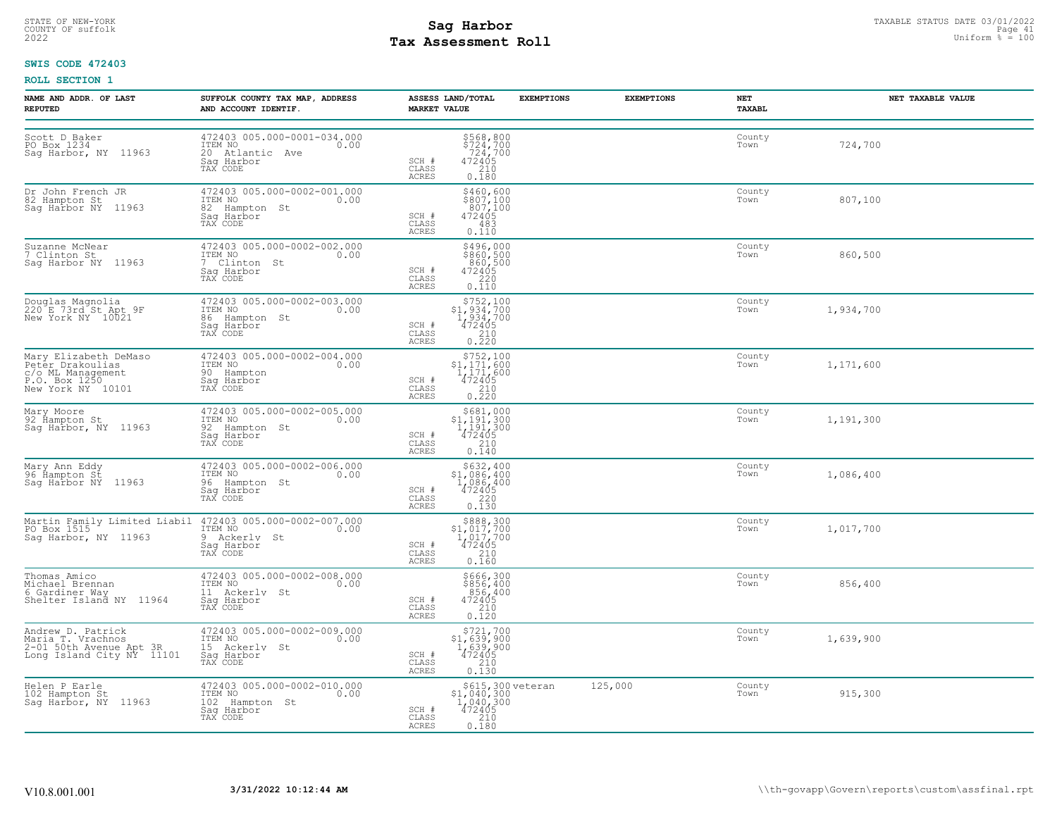STATE OF NEW-YORK
COUNTY OF suffolk
2022

# Sag Harbor
# Tax Assessment Roll

TAXABLE STATUS DATE 03/01/2022
Uniform % = 100

**SWIS CODE 472403**

**ROLL SECTION 1**

| NAME AND ADDR. OF LAST REPUTED | SUFFOLK COUNTY TAX MAP, ADDRESS AND ACCOUNT IDENTIF. | ASSESS LAND/TOTAL MARKET VALUE | EXEMPTIONS | EXEMPTIONS | NET TAXABL | NET TAXABLE VALUE |
|---|---|---|---|---|---|---|
| Scott D Baker<br>PO Box 1234<br>Sag Harbor, NY 11963 | 472403 005.000-0001-034.000<br>ITEM NO 0.00<br>20 Atlantic Ave<br>Sag Harbor<br>TAX CODE | $568,800<br>$724,700<br>724,700<br>SCH # 472405<br>CLASS 210<br>ACRES 0.180 | | | County<br>Town | 724,700 |
| Dr John French JR<br>82 Hampton St<br>Sag Harbor NY 11963 | 472403 005.000-0002-001.000<br>ITEM NO 0.00<br>82 Hampton St<br>Sag Harbor<br>TAX CODE | $460,600<br>$807,100<br>807,100<br>SCH # 472405<br>CLASS 483<br>ACRES 0.110 | | | County<br>Town | 807,100 |
| Suzanne McNear<br>7 Clinton St<br>Sag Harbor NY 11963 | 472403 005.000-0002-002.000<br>ITEM NO 0.00<br>7 Clinton St<br>Sag Harbor<br>TAX CODE | $496,000<br>$860,500<br>860,500<br>SCH # 472405<br>CLASS 220<br>ACRES 0.110 | | | County<br>Town | 860,500 |
| Douglas Magnolia<br>220 E 73rd St Apt 9F<br>New York NY 10021 | 472403 005.000-0002-003.000<br>ITEM NO 0.00<br>86 Hampton St<br>Sag Harbor<br>TAX CODE | $752,100<br>$1,934,700<br>1,934,700<br>SCH # 472405<br>CLASS 210<br>ACRES 0.220 | | | County<br>Town | 1,934,700 |
| Mary Elizabeth DeMaso<br>Peter Drakoulias<br>c/o ML Management<br>P.O. Box 1250<br>New York NY 10101 | 472403 005.000-0002-004.000<br>ITEM NO 0.00<br>90 Hampton<br>Sag Harbor<br>TAX CODE | $752,100<br>$1,171,600<br>1,171,600<br>SCH # 472405<br>CLASS 210<br>ACRES 0.220 | | | County<br>Town | 1,171,600 |
| Mary Moore<br>92 Hampton St<br>Sag Harbor, NY 11963 | 472403 005.000-0002-005.000<br>ITEM NO 0.00<br>92 Hampton St<br>Sag Harbor<br>TAX CODE | $681,000<br>$1,191,300<br>1,191,300<br>SCH # 472405<br>CLASS 210<br>ACRES 0.140 | | | County<br>Town | 1,191,300 |
| Mary Ann Eddy<br>96 Hampton St<br>Sag Harbor NY 11963 | 472403 005.000-0002-006.000<br>ITEM NO 0.00<br>96 Hampton St<br>Sag Harbor<br>TAX CODE | $632,400<br>$1,086,400<br>1,086,400<br>SCH # 472405<br>CLASS 220<br>ACRES 0.130 | | | County<br>Town | 1,086,400 |
| Martin Family Limited Liabil<br>PO Box 1515<br>Sag Harbor, NY 11963 | 472403 005.000-0002-007.000<br>ITEM NO 0.00<br>9 Ackerly St<br>Sag Harbor<br>TAX CODE | $888,300<br>$1,017,700<br>1,017,700<br>SCH # 472405<br>CLASS 210<br>ACRES 0.160 | | | County<br>Town | 1,017,700 |
| Thomas Amico<br>Michael Brennan<br>6 Gardiner Way<br>Shelter Island NY 11964 | 472403 005.000-0002-008.000<br>ITEM NO 0.00<br>11 Ackerly St<br>Sag Harbor<br>TAX CODE | $666,300<br>$856,400<br>856,400<br>SCH # 472405<br>CLASS 210<br>ACRES 0.120 | | | County<br>Town | 856,400 |
| Andrew D. Patrick<br>Maria T. Vrachnos<br>2-01 50th Avenue Apt 3R<br>Long Island City NY 11101 | 472403 005.000-0002-009.000<br>ITEM NO 0.00<br>15 Ackerly St<br>Sag Harbor<br>TAX CODE | $721,700<br>$1,639,900<br>1,639,900<br>SCH # 472405<br>CLASS 210<br>ACRES 0.130 | | | County<br>Town | 1,639,900 |
| Helen P Earle<br>102 Hampton St<br>Sag Harbor, NY 11963 | 472403 005.000-0002-010.000<br>ITEM NO 0.00<br>102 Hampton St<br>Sag Harbor<br>TAX CODE | $615,300<br>$1,040,300<br>1,040,300<br>SCH # 472405<br>CLASS 210<br>ACRES 0.180 | veteran | 125,000 | County<br>Town | 915,300 |

V10.8.001.001 **3/31/2022 10:12:44 AM** \\th-govapp\Govern\reports\custom\assfinal.rpt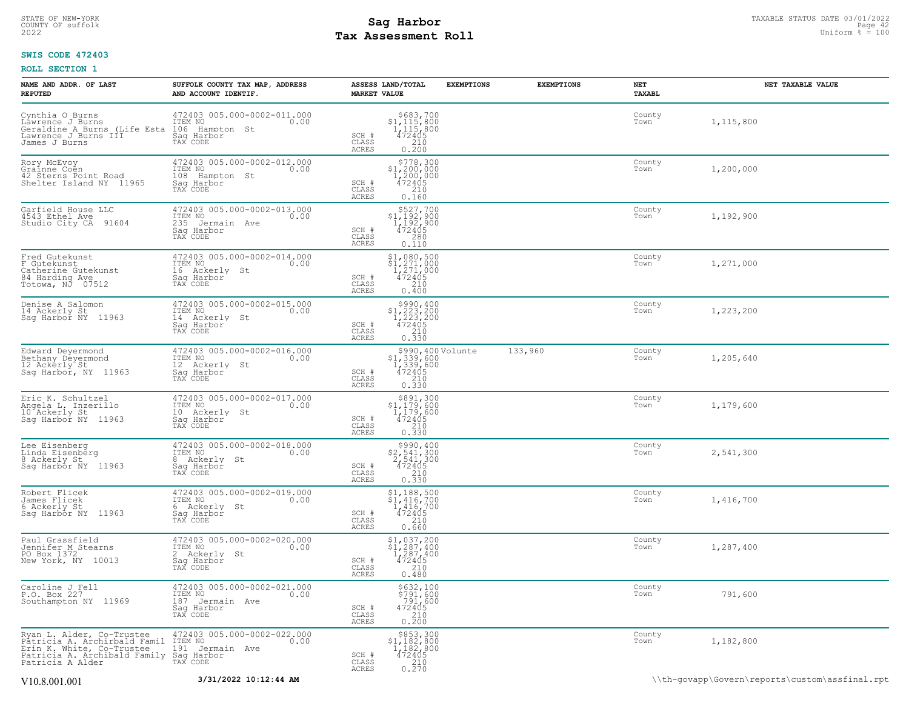**SWIS CODE 472403**

**ROLL SECTION 1**

| NAME AND ADDR. OF LAST REPUTED | SUFFOLK COUNTY TAX MAP, ADDRESS AND ACCOUNT IDENTIF. | ASSESS LAND/TOTAL MARKET VALUE | EXEMPTIONS | EXEMPTIONS | NET TAXABL | NET TAXABLE VALUE |
|---|---|---|---|---|---|---|
| Cynthia O Burns<br>Lawrence J Burns<br>Geraldine A Burns (Life Esta<br>Lawrence J Burns III<br>James J Burns | 472403 005.000-0002-011.000<br>ITEM NO 0.00<br>106 Hampton St<br>Sag Harbor<br>TAX CODE | $683,700<br>$1,115,800<br>1,115,800<br>SCH # 472405<br>CLASS 210<br>ACRES 0.200 | | | County<br>Town | 1,115,800 |
| Rory McEvoy<br>Grainne Coen<br>42 Sterns Point Road<br>Shelter Island NY 11965 | 472403 005.000-0002-012.000<br>ITEM NO 0.00<br>108 Hampton St<br>Sag Harbor<br>TAX CODE | $778,300<br>$1,200,000<br>1,200,000<br>SCH # 472405<br>CLASS 210<br>ACRES 0.160 | | | County<br>Town | 1,200,000 |
| Garfield House LLC<br>4543 Ethel Ave<br>Studio City CA 91604 | 472403 005.000-0002-013.000<br>ITEM NO 0.00<br>235 Jermain Ave<br>Sag Harbor<br>TAX CODE | $527,700<br>$1,192,900<br>1,192,900<br>SCH # 472405<br>CLASS 280<br>ACRES 0.110 | | | County<br>Town | 1,192,900 |
| Fred Gutekunst<br>F Gutekunst<br>Catherine Gutekunst<br>84 Harding Ave<br>Totowa, NJ 07512 | 472403 005.000-0002-014.000<br>ITEM NO 0.00<br>16 Ackerly St<br>Sag Harbor<br>TAX CODE | $1,080,500<br>$1,271,000<br>1,271,000<br>SCH # 472405<br>CLASS 210<br>ACRES 0.400 | | | County<br>Town | 1,271,000 |
| Denise A Salomon<br>14 Ackerly St<br>Sag Harbor NY 11963 | 472403 005.000-0002-015.000<br>ITEM NO 0.00<br>14 Ackerly St<br>Sag Harbor<br>TAX CODE | $990,400<br>$1,223,200<br>1,223,200<br>SCH # 472405<br>CLASS 210<br>ACRES 0.330 | | | County<br>Town | 1,223,200 |
| Edward Deyermond<br>Bethany Deyermond<br>12 Ackerly St<br>Sag Harbor, NY 11963 | 472403 005.000-0002-016.000<br>ITEM NO 0.00<br>12 Ackerly St<br>Sag Harbor<br>TAX CODE | $990,400<br>$1,339,600<br>1,339,600<br>SCH # 472405<br>CLASS 210<br>ACRES 0.330 | Volunte | 133,960 | County<br>Town | 1,205,640 |
| Eric K. Schultzel<br>Angela L. Inzerillo<br>10 Ackerly St<br>Sag Harbor NY 11963 | 472403 005.000-0002-017.000<br>ITEM NO 0.00<br>10 Ackerly St<br>Sag Harbor<br>TAX CODE | $891,300<br>$1,179,600<br>1,179,600<br>SCH # 472405<br>CLASS 210<br>ACRES 0.330 | | | County<br>Town | 1,179,600 |
| Lee Eisenberg<br>Linda Eisenberg<br>8 Ackerly St<br>Sag Harbor NY 11963 | 472403 005.000-0002-018.000<br>ITEM NO 0.00<br>8 Ackerly St<br>Sag Harbor<br>TAX CODE | $990,400<br>$2,541,300<br>2,541,300<br>SCH # 472405<br>CLASS 210<br>ACRES 0.330 | | | County<br>Town | 2,541,300 |
| Robert Flicek<br>James Flicek<br>6 Ackerly St<br>Sag Harbor NY 11963 | 472403 005.000-0002-019.000<br>ITEM NO 0.00<br>6 Ackerly St<br>Sag Harbor<br>TAX CODE | $1,188,500<br>$1,416,700<br>1,416,700<br>SCH # 472405<br>CLASS 210<br>ACRES 0.660 | | | County<br>Town | 1,416,700 |
| Paul Grassfield<br>Jennifer M Stearns<br>PO Box 1372<br>New York, NY 10013 | 472403 005.000-0002-020.000<br>ITEM NO 0.00<br>2 Ackerly St<br>Sag Harbor<br>TAX CODE | $1,037,200<br>$1,287,400<br>1,287,400<br>SCH # 472405<br>CLASS 210<br>ACRES 0.480 | | | County<br>Town | 1,287,400 |
| Caroline J Fell<br>P.O. Box 227<br>Southampton NY 11969 | 472403 005.000-0002-021.000<br>ITEM NO 0.00<br>187 Jermain Ave<br>Sag Harbor<br>TAX CODE | $632,100<br>$791,600<br>791,600<br>SCH # 472405<br>CLASS 210<br>ACRES 0.200 | | | County<br>Town | 791,600 |
| Ryan L. Alder, Co-Trustee<br>Patricia A. Archirbald Famil<br>Erin K. White, Co-Trustee<br>Patricia A. Archibald Family<br>Patricia A Alder | 472403 005.000-0002-022.000<br>ITEM NO 0.00<br>191 Jermain Ave<br>Sag Harbor<br>TAX CODE | $853,300<br>$1,182,800<br>1,182,800<br>SCH # 472405<br>CLASS 210<br>ACRES 0.270 | | | County<br>Town | 1,182,800 |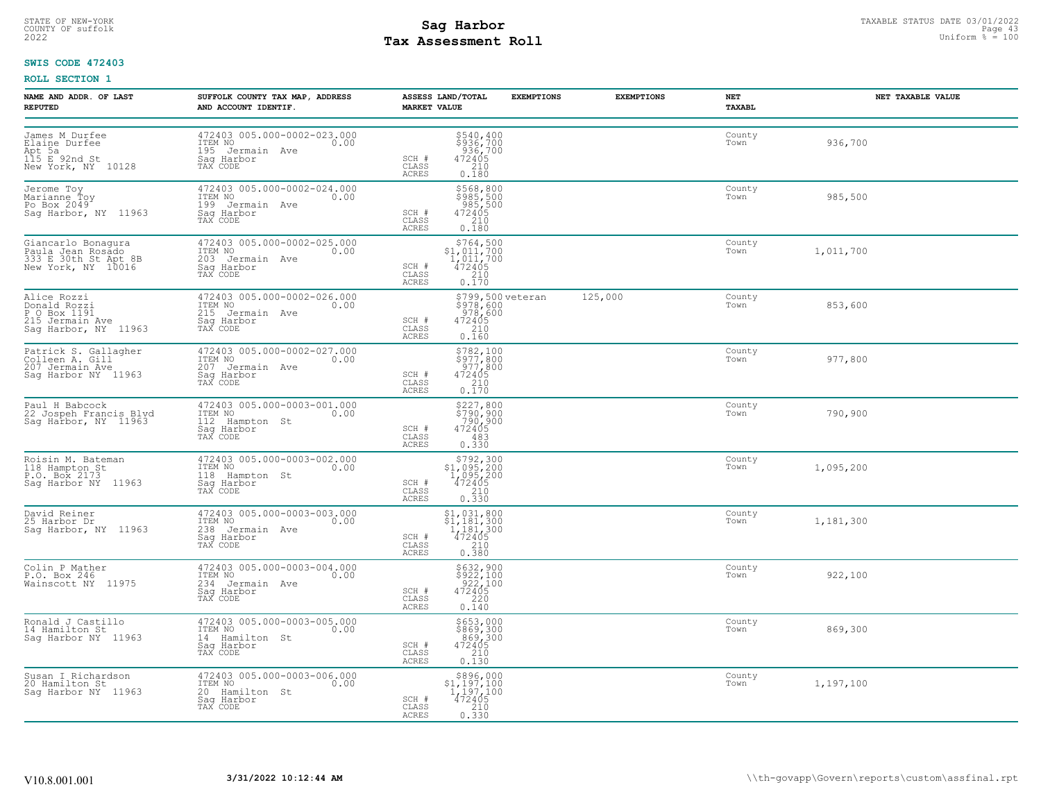STATE OF NEW-YORK
COUNTY OF suffolk
2022

# Sag Harbor
# Tax Assessment Roll

TAXABLE STATUS DATE 03/01/2022
Uniform % = 100

**SWIS CODE 472403**

**ROLL SECTION 1**

| NAME AND ADDR. OF LAST REPUTED | SUFFOLK COUNTY TAX MAP, ADDRESS AND ACCOUNT IDENTIF. | ASSESS LAND/TOTAL MARKET VALUE | EXEMPTIONS | EXEMPTIONS | NET TAXABL | NET TAXABLE VALUE |
|---|---|---|---|---|---|---|
| James M Durfee<br>Elaine Durfee<br>Apt 5a<br>115 E 92nd St<br>New York, NY 10128 | 472403 005.000-0002-023.000<br>ITEM NO 0.00<br>195 Jermain Ave<br>Sag Harbor<br>TAX CODE | $540,400<br>$936,700<br>936,700<br>SCH # 472405<br>CLASS 210<br>ACRES 0.180 | | | County<br>Town | 936,700 |
| Jerome Toy<br>Marianne Toy<br>Po Box 2049<br>Sag Harbor, NY 11963 | 472403 005.000-0002-024.000<br>ITEM NO 0.00<br>199 Jermain Ave<br>Sag Harbor<br>TAX CODE | $568,800<br>$985,500<br>985,500<br>SCH # 472405<br>CLASS 210<br>ACRES 0.180 | | | County<br>Town | 985,500 |
| Giancarlo Bonagura<br>Paula Jean Rosado<br>333 E 30th St Apt 8B<br>New York, NY 10016 | 472403 005.000-0002-025.000<br>ITEM NO 0.00<br>203 Jermain Ave<br>Sag Harbor<br>TAX CODE | $764,500<br>$1,011,700<br>1,011,700<br>SCH # 472405<br>CLASS 210<br>ACRES 0.170 | | | County<br>Town | 1,011,700 |
| Alice Rozzi<br>Donald Rozzi<br>P O Box 1191<br>215 Jermain Ave<br>Sag Harbor, NY 11963 | 472403 005.000-0002-026.000<br>ITEM NO 0.00<br>215 Jermain Ave<br>Sag Harbor<br>TAX CODE | $799,500<br>$978,600<br>978,600<br>SCH # 472405<br>CLASS 210<br>ACRES 0.160 | veteran | 125,000 | County<br>Town | 853,600 |
| Patrick S. Gallagher<br>Colleen A. Gill<br>207 Jermain Ave<br>Sag Harbor NY 11963 | 472403 005.000-0002-027.000<br>ITEM NO 0.00<br>207 Jermain Ave<br>Sag Harbor<br>TAX CODE | $782,100<br>$977,800<br>977,800<br>SCH # 472405<br>CLASS 210<br>ACRES 0.170 | | | County<br>Town | 977,800 |
| Paul H Babcock<br>22 Jospeh Francis Blvd<br>Sag Harbor, NY 11963 | 472403 005.000-0003-001.000<br>ITEM NO 0.00<br>112 Hampton St<br>Sag Harbor<br>TAX CODE | $227,800<br>$790,900<br>790,900<br>SCH # 472405<br>CLASS 483<br>ACRES 0.330 | | | County<br>Town | 790,900 |
| Roisin M. Bateman<br>118 Hampton St<br>P.O. Box 2173<br>Sag Harbor NY 11963 | 472403 005.000-0003-002.000<br>ITEM NO 0.00<br>118 Hampton St<br>Sag Harbor<br>TAX CODE | $792,300<br>$1,095,200<br>1,095,200<br>SCH # 472405<br>CLASS 210<br>ACRES 0.330 | | | County<br>Town | 1,095,200 |
| David Reiner<br>25 Harbor Dr<br>Sag Harbor, NY 11963 | 472403 005.000-0003-003.000<br>ITEM NO 0.00<br>238 Jermain Ave<br>Sag Harbor<br>TAX CODE | $1,031,800<br>$1,181,300<br>1,181,300<br>SCH # 472405<br>CLASS 210<br>ACRES 0.380 | | | County<br>Town | 1,181,300 |
| Colin P Mather<br>P.O. Box 246<br>Wainscott NY 11975 | 472403 005.000-0003-004.000<br>ITEM NO 0.00<br>234 Jermain Ave<br>Sag Harbor<br>TAX CODE | $632,900<br>$922,100<br>922,100<br>SCH # 472405<br>CLASS 220<br>ACRES 0.140 | | | County<br>Town | 922,100 |
| Ronald J Castillo<br>14 Hamilton St<br>Sag Harbor NY 11963 | 472403 005.000-0003-005.000<br>ITEM NO 0.00<br>14 Hamilton St<br>Sag Harbor<br>TAX CODE | $653,000<br>$869,300<br>869,300<br>SCH # 472405<br>CLASS 210<br>ACRES 0.130 | | | County<br>Town | 869,300 |
| Susan I Richardson<br>20 Hamilton St<br>Sag Harbor NY 11963 | 472403 005.000-0003-006.000<br>ITEM NO 0.00<br>20 Hamilton St<br>Sag Harbor<br>TAX CODE | $896,000<br>$1,197,100<br>1,197,100<br>SCH # 472405<br>CLASS 210<br>ACRES 0.330 | | | County<br>Town | 1,197,100 |

V10.8.001.001 3/31/2022 10:12:44 AM \\th-govapp\Govern\reports\custom\assfinal.rpt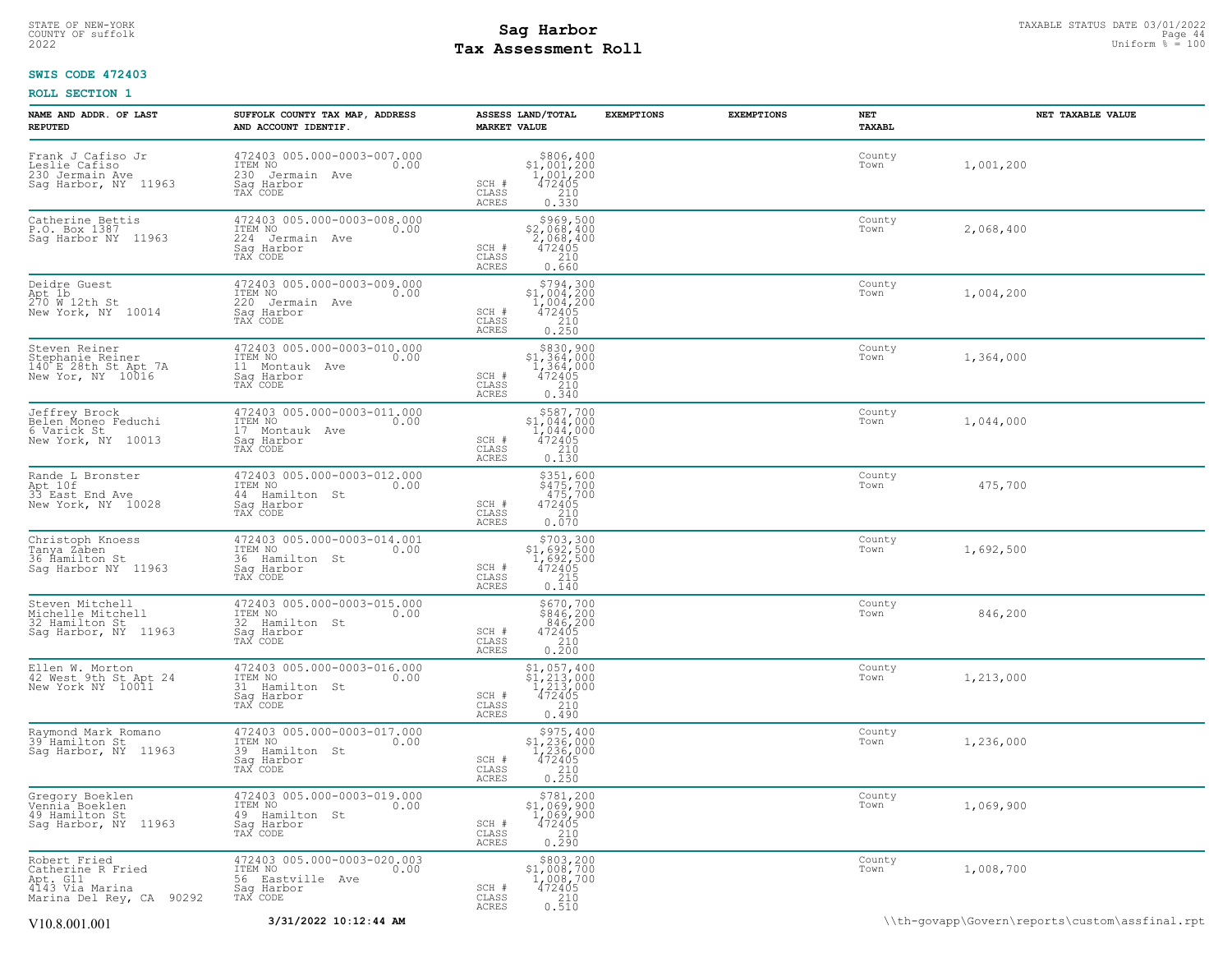STATE OF NEW-YORK
COUNTY OF suffolk
2022

# Sag Harbor
# Tax Assessment Roll

TAXABLE STATUS DATE 03/01/2022
Uniform % = 100

**SWIS CODE 472403**

**ROLL SECTION 1**

| NAME AND ADDR. OF LAST REPUTED | SUFFOLK COUNTY TAX MAP, ADDRESS AND ACCOUNT IDENTIF. | ASSESS LAND/TOTAL MARKET VALUE | EXEMPTIONS | EXEMPTIONS | NET TAXABL | NET TAXABLE VALUE |
|---|---|---|---|---|---|---|
| Frank J Cafiso Jr<br>Leslie Cafiso<br>230 Jermain Ave<br>Sag Harbor, NY 11963 | 472403 005.000-0003-007.000<br>ITEM NO 0.00<br>230 Jermain Ave<br>Sag Harbor<br>TAX CODE | $806,400<br>$1,001,200<br>1,001,200<br>SCH # 472405<br>CLASS 210<br>ACRES 0.330 | | | County<br>Town | 1,001,200 |
| Catherine Bettis<br>P.O. Box 1387<br>Sag Harbor NY 11963 | 472403 005.000-0003-008.000<br>ITEM NO 0.00<br>224 Jermain Ave<br>Sag Harbor<br>TAX CODE | $969,500<br>$2,068,400<br>2,068,400<br>SCH # 472405<br>CLASS 210<br>ACRES 0.660 | | | County<br>Town | 2,068,400 |
| Deidre Guest<br>Apt 1b<br>270 W 12th St<br>New York, NY 10014 | 472403 005.000-0003-009.000<br>ITEM NO 0.00<br>220 Jermain Ave<br>Sag Harbor<br>TAX CODE | $794,300<br>$1,004,200<br>1,004,200<br>SCH # 472405<br>CLASS 210<br>ACRES 0.250 | | | County<br>Town | 1,004,200 |
| Steven Reiner<br>Stephanie Reiner<br>140 E 28th St Apt 7A<br>New Yor, NY 10016 | 472403 005.000-0003-010.000<br>ITEM NO 0.00<br>11 Montauk Ave<br>Sag Harbor<br>TAX CODE | $830,900<br>$1,364,000<br>1,364,000<br>SCH # 472405<br>CLASS 210<br>ACRES 0.340 | | | County<br>Town | 1,364,000 |
| Jeffrey Brock<br>Belen Moneo Feduchi<br>6 Varick St<br>New York, NY 10013 | 472403 005.000-0003-011.000<br>ITEM NO 0.00<br>17 Montauk Ave<br>Sag Harbor<br>TAX CODE | $587,700<br>$1,044,000<br>1,044,000<br>SCH # 472405<br>CLASS 210<br>ACRES 0.130 | | | County<br>Town | 1,044,000 |
| Rande L Bronster<br>Apt 10f<br>33 East End Ave<br>New York, NY 10028 | 472403 005.000-0003-012.000<br>ITEM NO 0.00<br>44 Hamilton St<br>Sag Harbor<br>TAX CODE | $351,600<br>$475,700<br>475,700<br>SCH # 472405<br>CLASS 210<br>ACRES 0.070 | | | County<br>Town | 475,700 |
| Christoph Knoess<br>Tanya Zaben<br>36 Hamilton St<br>Sag Harbor NY 11963 | 472403 005.000-0003-014.001<br>ITEM NO 0.00<br>36 Hamilton St<br>Sag Harbor<br>TAX CODE | $703,300<br>$1,692,500<br>1,692,500<br>SCH # 472405<br>CLASS 215<br>ACRES 0.140 | | | County<br>Town | 1,692,500 |
| Steven Mitchell<br>Michelle Mitchell<br>32 Hamilton St<br>Sag Harbor, NY 11963 | 472403 005.000-0003-015.000<br>ITEM NO 0.00<br>32 Hamilton St<br>Sag Harbor<br>TAX CODE | $670,700<br>$846,200<br>846,200<br>SCH # 472405<br>CLASS 210<br>ACRES 0.200 | | | County<br>Town | 846,200 |
| Ellen W. Morton<br>42 West 9th St Apt 24<br>New York NY 10011 | 472403 005.000-0003-016.000<br>ITEM NO 0.00<br>31 Hamilton St<br>Sag Harbor<br>TAX CODE | $1,057,400<br>$1,213,000<br>1,213,000<br>SCH # 472405<br>CLASS 210<br>ACRES 0.490 | | | County<br>Town | 1,213,000 |
| Raymond Mark Romano<br>39 Hamilton St<br>Sag Harbor, NY 11963 | 472403 005.000-0003-017.000<br>ITEM NO 0.00<br>39 Hamilton St<br>Sag Harbor<br>TAX CODE | $975,400<br>$1,236,000<br>1,236,000<br>SCH # 472405<br>CLASS 210<br>ACRES 0.250 | | | County<br>Town | 1,236,000 |
| Gregory Boeklen<br>Vennia Boeklen<br>49 Hamilton St<br>Sag Harbor, NY 11963 | 472403 005.000-0003-019.000<br>ITEM NO 0.00<br>49 Hamilton St<br>Sag Harbor<br>TAX CODE | $781,200<br>$1,069,900<br>1,069,900<br>SCH # 472405<br>CLASS 210<br>ACRES 0.290 | | | County<br>Town | 1,069,900 |
| Robert Fried<br>Catherine R Fried<br>Apt. G11<br>4143 Via Marina<br>Marina Del Rey, CA 90292 | 472403 005.000-0003-020.003<br>ITEM NO 0.00<br>56 Eastville Ave<br>Sag Harbor<br>TAX CODE | $803,200<br>$1,008,700<br>1,008,700<br>SCH # 472405<br>CLASS 210<br>ACRES 0.510 | | | County<br>Town | 1,008,700 |

V10.8.001.001 &nbsp;&nbsp; 3/31/2022 10:12:44 AM &nbsp;&nbsp; \\th-govapp\Govern\reports\custom\assfinal.rpt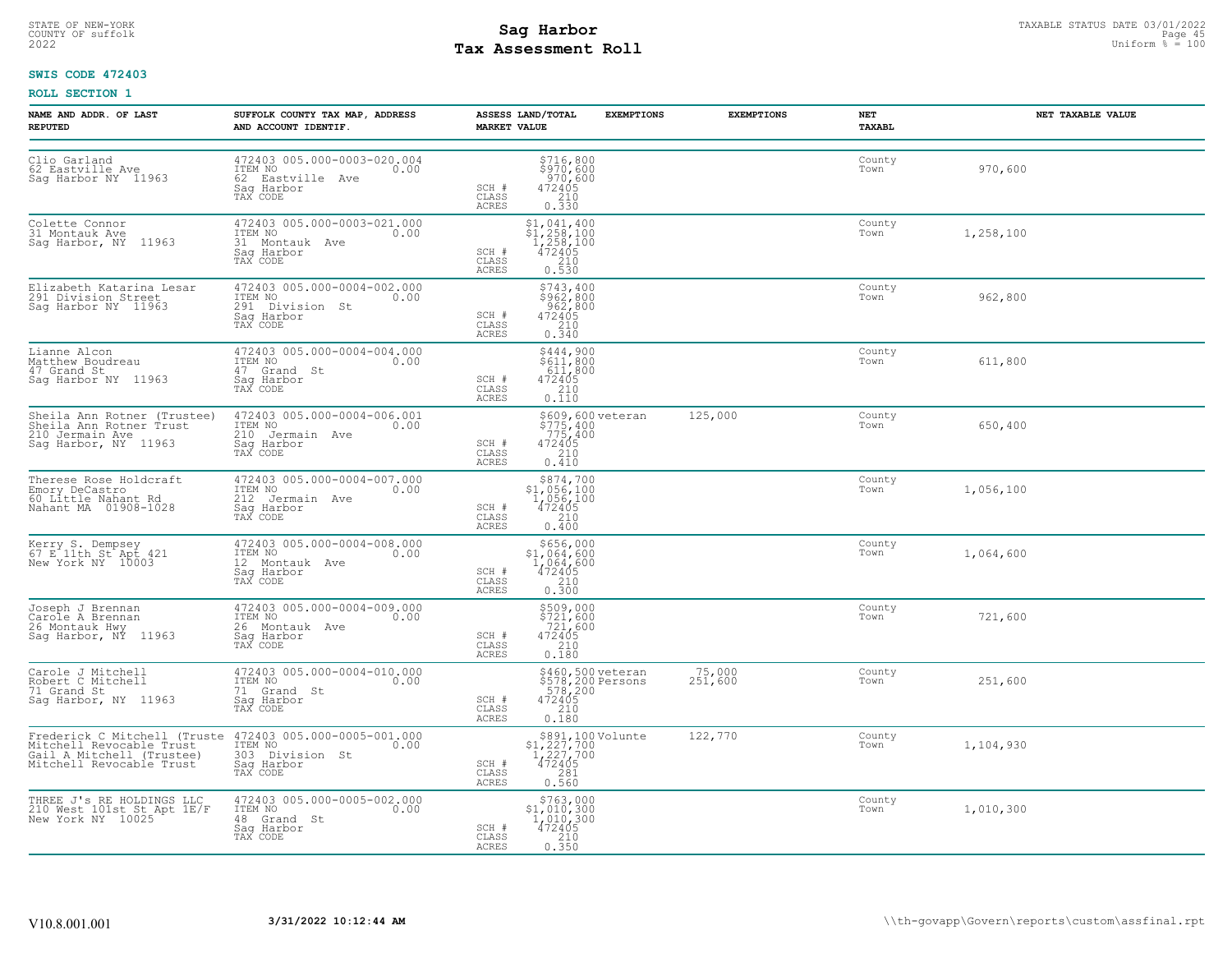# Sag Harbor
# Tax Assessment Roll

STATE OF NEW-YORK
COUNTY OF suffolk
2022

TAXABLE STATUS DATE 03/01/2022
Uniform % = 100

**SWIS CODE 472403**

**ROLL SECTION 1**

| NAME AND ADDR. OF LAST REPUTED | SUFFOLK COUNTY TAX MAP, ADDRESS AND ACCOUNT IDENTIF. | ASSESS LAND/TOTAL MARKET VALUE | EXEMPTIONS | EXEMPTIONS | NET TAXABL | NET TAXABLE VALUE |
|---|---|---|---|---|---|---|
| Clio Garland<br>62 Eastville Ave<br>Sag Harbor NY 11963 | 472403 005.000-0003-020.004<br>ITEM NO 0.00<br>62 Eastville Ave<br>Sag Harbor<br>TAX CODE | $716,800<br>$970,600<br>970,600<br>SCH # 472405<br>CLASS 210<br>ACRES 0.330 | | | County<br>Town | 970,600 |
| Colette Connor<br>31 Montauk Ave<br>Sag Harbor, NY 11963 | 472403 005.000-0003-021.000<br>ITEM NO 0.00<br>31 Montauk Ave<br>Sag Harbor<br>TAX CODE | $1,041,400<br>$1,258,100<br>1,258,100<br>SCH # 472405<br>CLASS 210<br>ACRES 0.530 | | | County<br>Town | 1,258,100 |
| Elizabeth Katarina Lesar<br>291 Division Street<br>Sag Harbor NY 11963 | 472403 005.000-0004-002.000<br>ITEM NO 0.00<br>291 Division St<br>Sag Harbor<br>TAX CODE | $743,400<br>$962,800<br>962,800<br>SCH # 472405<br>CLASS 210<br>ACRES 0.340 | | | County<br>Town | 962,800 |
| Lianne Alcon<br>Matthew Boudreau<br>47 Grand St<br>Sag Harbor NY 11963 | 472403 005.000-0004-004.000<br>ITEM NO 0.00<br>47 Grand St<br>Sag Harbor<br>TAX CODE | $444,900<br>$611,800<br>611,800<br>SCH # 472405<br>CLASS 210<br>ACRES 0.110 | | | County<br>Town | 611,800 |
| Sheila Ann Rotner (Trustee)<br>Sheila Ann Rotner Trust<br>210 Jermain Ave<br>Sag Harbor, NY 11963 | 472403 005.000-0004-006.001<br>ITEM NO 0.00<br>210 Jermain Ave<br>Sag Harbor<br>TAX CODE | $609,600<br>$775,400<br>775,400<br>SCH # 472405<br>CLASS 210<br>ACRES 0.410 | veteran | 125,000 | County<br>Town | 650,400 |
| Therese Rose Holdcraft<br>Emory DeCastro<br>60 Little Nahant Rd<br>Nahant MA 01908-1028 | 472403 005.000-0004-007.000<br>ITEM NO 0.00<br>212 Jermain Ave<br>Sag Harbor<br>TAX CODE | $874,700<br>$1,056,100<br>1,056,100<br>SCH # 472405<br>CLASS 210<br>ACRES 0.400 | | | County<br>Town | 1,056,100 |
| Kerry S. Dempsey<br>67 E 11th St Apt 421<br>New York NY 10003 | 472403 005.000-0004-008.000<br>ITEM NO 0.00<br>12 Montauk Ave<br>Sag Harbor<br>TAX CODE | $656,000<br>$1,064,600<br>1,064,600<br>SCH # 472405<br>CLASS 210<br>ACRES 0.300 | | | County<br>Town | 1,064,600 |
| Joseph J Brennan<br>Carole A Brennan<br>26 Montauk Hwy<br>Sag Harbor, NY 11963 | 472403 005.000-0004-009.000<br>ITEM NO 0.00<br>26 Montauk Ave<br>Sag Harbor<br>TAX CODE | $509,000<br>$721,600<br>721,600<br>SCH # 472405<br>CLASS 210<br>ACRES 0.180 | | | County<br>Town | 721,600 |
| Carole J Mitchell<br>Robert C Mitchell<br>71 Grand St<br>Sag Harbor, NY 11963 | 472403 005.000-0004-010.000<br>ITEM NO 0.00<br>71 Grand St<br>Sag Harbor<br>TAX CODE | $460,500<br>$578,200<br>578,200<br>SCH # 472405<br>CLASS 210<br>ACRES 0.180 | veteran<br>Persons | 75,000<br>251,600 | County<br>Town | 251,600 |
| Frederick C Mitchell (Truste<br>Mitchell Revocable Trust<br>Gail A Mitchell (Trustee)<br>Mitchell Revocable Trust | 472403 005.000-0005-001.000<br>ITEM NO 0.00<br>303 Division St<br>Sag Harbor<br>TAX CODE | $891,100<br>$1,227,700<br>1,227,700<br>SCH # 472405<br>CLASS 281<br>ACRES 0.560 | Volunte | 122,770 | County<br>Town | 1,104,930 |
| THREE J's RE HOLDINGS LLC<br>210 West 101st St Apt 1E/F<br>New York NY 10025 | 472403 005.000-0005-002.000<br>ITEM NO 0.00<br>48 Grand St<br>Sag Harbor<br>TAX CODE | $763,000<br>$1,010,300<br>1,010,300<br>SCH # 472405<br>CLASS 210<br>ACRES 0.350 | | | County<br>Town | 1,010,300 |

V10.8.001.001 3/31/2022 10:12:44 AM \\th-govapp\Govern\reports\custom\assfinal.rpt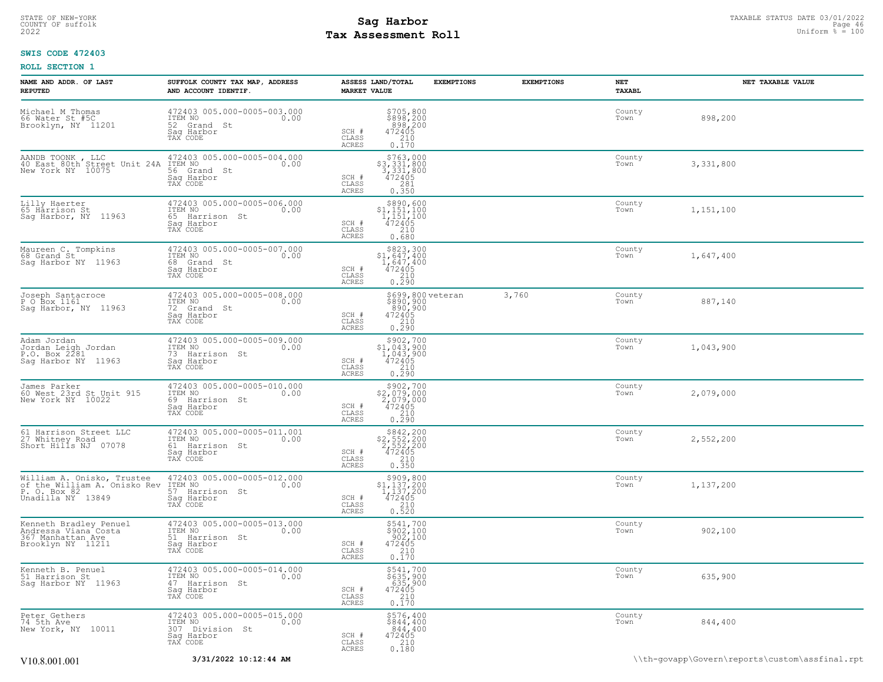**SWIS CODE 472403**

**ROLL SECTION 1**

| NAME AND ADDR. OF LAST REPUTED | SUFFOLK COUNTY TAX MAP, ADDRESS AND ACCOUNT IDENTIF. | ASSESS LAND/TOTAL MARKET VALUE | EXEMPTIONS | EXEMPTIONS | NET TAXABL | NET TAXABLE VALUE |
|---|---|---|---|---|---|---|
| Michael M Thomas<br>66 Water St #5C<br>Brooklyn, NY 11201 | 472403 005.000-0005-003.000<br>ITEM NO 0.00<br>52 Grand St<br>Sag Harbor<br>TAX CODE | $705,800<br>$898,200<br>898,200<br>SCH # 472405<br>CLASS 210<br>ACRES 0.170 | | | County<br>Town | 898,200 |
| AANDB TOONK , LLC<br>40 East 80th Street Unit 24A<br>New York NY 10075 | 472403 005.000-0005-004.000<br>ITEM NO 0.00<br>56 Grand St<br>Sag Harbor<br>TAX CODE | $763,000<br>$3,331,800<br>3,331,800<br>SCH # 472405<br>CLASS 281<br>ACRES 0.350 | | | County<br>Town | 3,331,800 |
| Lilly Haerter<br>65 Harrison St<br>Sag Harbor, NY 11963 | 472403 005.000-0005-006.000<br>ITEM NO 0.00<br>65 Harrison St<br>Sag Harbor<br>TAX CODE | $890,600<br>$1,151,100<br>1,151,100<br>SCH # 472405<br>CLASS 210<br>ACRES 0.680 | | | County<br>Town | 1,151,100 |
| Maureen C. Tompkins<br>68 Grand St<br>Sag Harbor NY 11963 | 472403 005.000-0005-007.000<br>ITEM NO 0.00<br>68 Grand St<br>Sag Harbor<br>TAX CODE | $823,300<br>$1,647,400<br>1,647,400<br>SCH # 472405<br>CLASS 210<br>ACRES 0.290 | | | County<br>Town | 1,647,400 |
| Joseph Santacroce<br>P O Box 1161<br>Sag Harbor, NY 11963 | 472403 005.000-0005-008.000<br>ITEM NO 0.00<br>72 Grand St<br>Sag Harbor<br>TAX CODE | $699,800<br>$890,900<br>890,900<br>SCH # 472405<br>CLASS 210<br>ACRES 0.290 | veteran | 3,760 | County<br>Town | 887,140 |
| Adam Jordan<br>Jordan Leigh Jordan<br>P.O. Box 2281<br>Sag Harbor NY 11963 | 472403 005.000-0005-009.000<br>ITEM NO 0.00<br>73 Harrison St<br>Sag Harbor<br>TAX CODE | $902,700<br>$1,043,900<br>1,043,900<br>SCH # 472405<br>CLASS 210<br>ACRES 0.290 | | | County<br>Town | 1,043,900 |
| James Parker<br>60 West 23rd St Unit 915<br>New York NY 10022 | 472403 005.000-0005-010.000<br>ITEM NO 0.00<br>69 Harrison St<br>Sag Harbor<br>TAX CODE | $902,700<br>$2,079,000<br>2,079,000<br>SCH # 472405<br>CLASS 210<br>ACRES 0.290 | | | County<br>Town | 2,079,000 |
| 61 Harrison Street LLC<br>27 Whitney Road<br>Short Hills NJ 07078 | 472403 005.000-0005-011.001<br>ITEM NO 0.00<br>61 Harrison St<br>Sag Harbor<br>TAX CODE | $842,200<br>$2,552,200<br>2,552,200<br>SCH # 472405<br>CLASS 210<br>ACRES 0.350 | | | County<br>Town | 2,552,200 |
| William A. Onisko, Trustee<br>of the William A. Onisko Rev<br>P. O. Box 82<br>Unadilla NY 13849 | 472403 005.000-0005-012.000<br>ITEM NO 0.00<br>57 Harrison St<br>Sag Harbor<br>TAX CODE | $909,800<br>$1,137,200<br>1,137,200<br>SCH # 472405<br>CLASS 210<br>ACRES 0.520 | | | County<br>Town | 1,137,200 |
| Kenneth Bradley Penuel<br>Andressa Viana Costa<br>367 Manhattan Ave<br>Brooklyn NY 11211 | 472403 005.000-0005-013.000<br>ITEM NO 0.00<br>51 Harrison St<br>Sag Harbor<br>TAX CODE | $541,700<br>$902,100<br>902,100<br>SCH # 472405<br>CLASS 210<br>ACRES 0.170 | | | County<br>Town | 902,100 |
| Kenneth B. Penuel<br>51 Harrison St<br>Sag Harbor NY 11963 | 472403 005.000-0005-014.000<br>ITEM NO 0.00<br>47 Harrison St<br>Sag Harbor<br>TAX CODE | $541,700<br>$635,900<br>635,900<br>SCH # 472405<br>CLASS 210<br>ACRES 0.170 | | | County<br>Town | 635,900 |
| Peter Gethers<br>74 5th Ave<br>New York, NY 10011 | 472403 005.000-0005-015.000<br>ITEM NO 0.00<br>307 Division St<br>Sag Harbor<br>TAX CODE | $576,400<br>$844,400<br>844,400<br>SCH # 472405<br>CLASS 210<br>ACRES 0.180 | | | County<br>Town | 844,400 |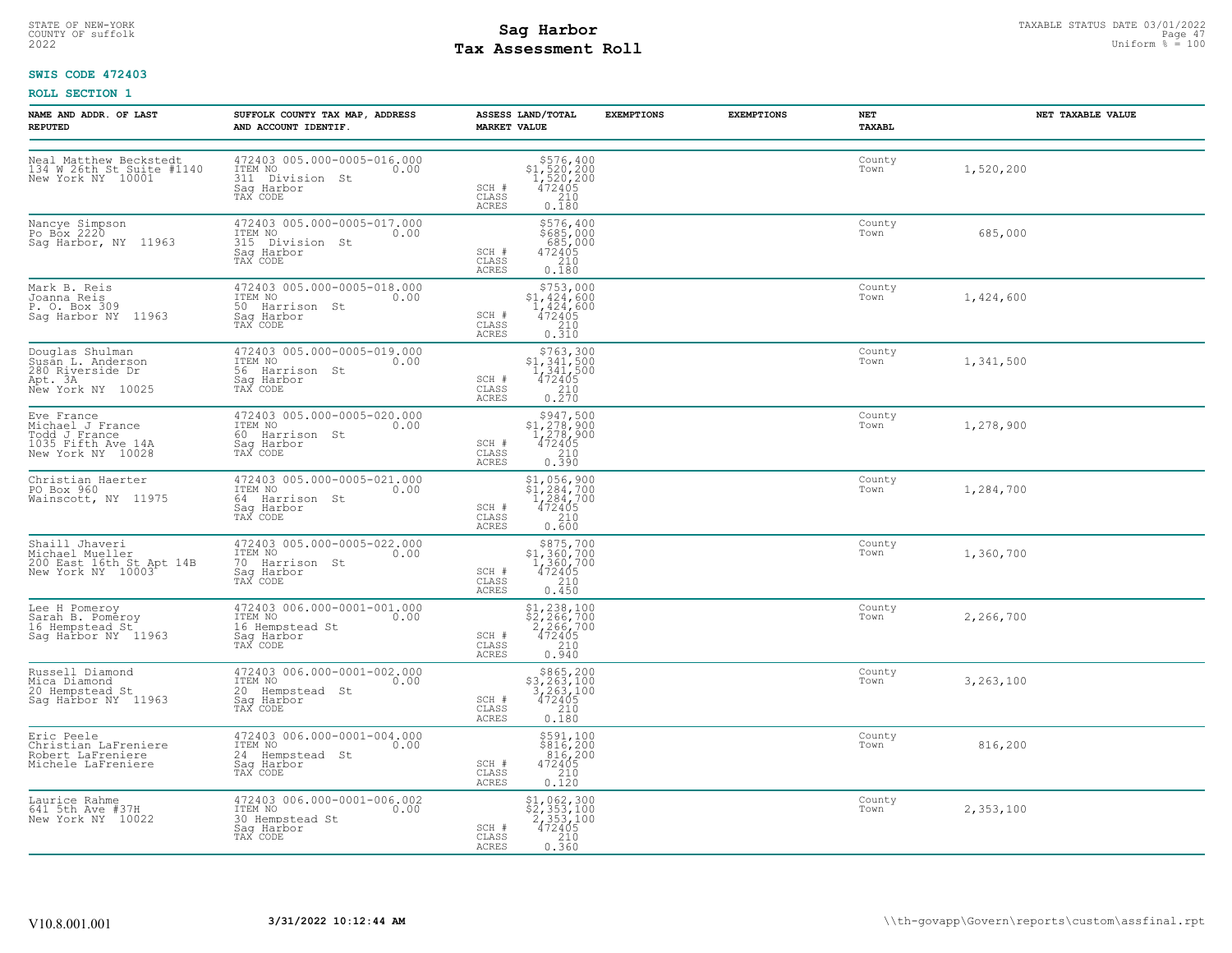STATE OF NEW-YORK
COUNTY OF suffolk
2022

# Sag Harbor
# Tax Assessment Roll

TAXABLE STATUS DATE 03/01/2022
Uniform % = 100

**SWIS CODE 472403**

**ROLL SECTION 1**

| NAME AND ADDR. OF LAST REPUTED | SUFFOLK COUNTY TAX MAP, ADDRESS AND ACCOUNT IDENTIF. | ASSESS LAND/TOTAL MARKET VALUE | EXEMPTIONS | EXEMPTIONS | NET TAXABL | NET TAXABLE VALUE |
|---|---|---|---|---|---|---|
| Neal Matthew Beckstedt<br>134 W 26th St Suite #1140<br>New York NY 10001 | 472403 005.000-0005-016.000<br>ITEM NO 0.00<br>311 Division St<br>Sag Harbor<br>TAX CODE | $576,400<br>$1,520,200<br>1,520,200<br>SCH # 472405<br>CLASS 210<br>ACRES 0.180 | | | County<br>Town | 1,520,200 |
| Nancye Simpson<br>Po Box 2220<br>Sag Harbor, NY 11963 | 472403 005.000-0005-017.000<br>ITEM NO 0.00<br>315 Division St<br>Sag Harbor<br>TAX CODE | $576,400<br>$685,000<br>685,000<br>SCH # 472405<br>CLASS 210<br>ACRES 0.180 | | | County<br>Town | 685,000 |
| Mark B. Reis<br>Joanna Reis<br>P. O. Box 309<br>Sag Harbor NY 11963 | 472403 005.000-0005-018.000<br>ITEM NO 0.00<br>50 Harrison St<br>Sag Harbor<br>TAX CODE | $753,000<br>$1,424,600<br>1,424,600<br>SCH # 472405<br>CLASS 210<br>ACRES 0.310 | | | County<br>Town | 1,424,600 |
| Douglas Shulman<br>Susan L. Anderson<br>280 Riverside Dr<br>Apt. 3A<br>New York NY 10025 | 472403 005.000-0005-019.000<br>ITEM NO 0.00<br>56 Harrison St<br>Sag Harbor<br>TAX CODE | $763,300<br>$1,341,500<br>1,341,500<br>SCH # 472405<br>CLASS 210<br>ACRES 0.270 | | | County<br>Town | 1,341,500 |
| Eve France<br>Michael J France<br>Todd J France<br>1035 Fifth Ave 14A<br>New York NY 10028 | 472403 005.000-0005-020.000<br>ITEM NO 0.00<br>60 Harrison St<br>Sag Harbor<br>TAX CODE | $947,500<br>$1,278,900<br>1,278,900<br>SCH # 472405<br>CLASS 210<br>ACRES 0.390 | | | County<br>Town | 1,278,900 |
| Christian Haerter<br>PO Box 960<br>Wainscott, NY 11975 | 472403 005.000-0005-021.000<br>ITEM NO 0.00<br>64 Harrison St<br>Sag Harbor<br>TAX CODE | $1,056,900<br>$1,284,700<br>1,284,700<br>SCH # 472405<br>CLASS 210<br>ACRES 0.600 | | | County<br>Town | 1,284,700 |
| Shaill Jhaveri<br>Michael Mueller<br>200 East 16th St Apt 14B<br>New York NY 10003 | 472403 005.000-0005-022.000<br>ITEM NO 0.00<br>70 Harrison St<br>Sag Harbor<br>TAX CODE | $875,700<br>$1,360,700<br>1,360,700<br>SCH # 472405<br>CLASS 210<br>ACRES 0.450 | | | County<br>Town | 1,360,700 |
| Lee H Pomeroy<br>Sarah B. Pomeroy<br>16 Hempstead St<br>Sag Harbor NY 11963 | 472403 006.000-0001-001.000<br>ITEM NO 0.00<br>16 Hempstead St<br>Sag Harbor<br>TAX CODE | $1,238,100<br>$2,266,700<br>2,266,700<br>SCH # 472405<br>CLASS 210<br>ACRES 0.940 | | | County<br>Town | 2,266,700 |
| Russell Diamond<br>Mica Diamond<br>20 Hempstead St<br>Sag Harbor NY 11963 | 472403 006.000-0001-002.000<br>ITEM NO 0.00<br>20 Hempstead St<br>Sag Harbor<br>TAX CODE | $865,200<br>$3,263,100<br>3,263,100<br>SCH # 472405<br>CLASS 210<br>ACRES 0.180 | | | County<br>Town | 3,263,100 |
| Eric Peele<br>Christian LaFreniere<br>Robert LaFreniere<br>Michele LaFreniere | 472403 006.000-0001-004.000<br>ITEM NO 0.00<br>24 Hempstead St<br>Sag Harbor<br>TAX CODE | $591,100<br>$816,200<br>816,200<br>SCH # 472405<br>CLASS 210<br>ACRES 0.120 | | | County<br>Town | 816,200 |
| Laurice Rahme<br>641 5th Ave #37H<br>New York NY 10022 | 472403 006.000-0001-006.002<br>ITEM NO 0.00<br>30 Hempstead St<br>Sag Harbor<br>TAX CODE | $1,062,300<br>$2,353,100<br>2,353,100<br>SCH # 472405<br>CLASS 210<br>ACRES 0.360 | | | County<br>Town | 2,353,100 |

V10.8.001.001 **3/31/2022 10:12:44 AM** \\th-govapp\Govern\reports\custom\assfinal.rpt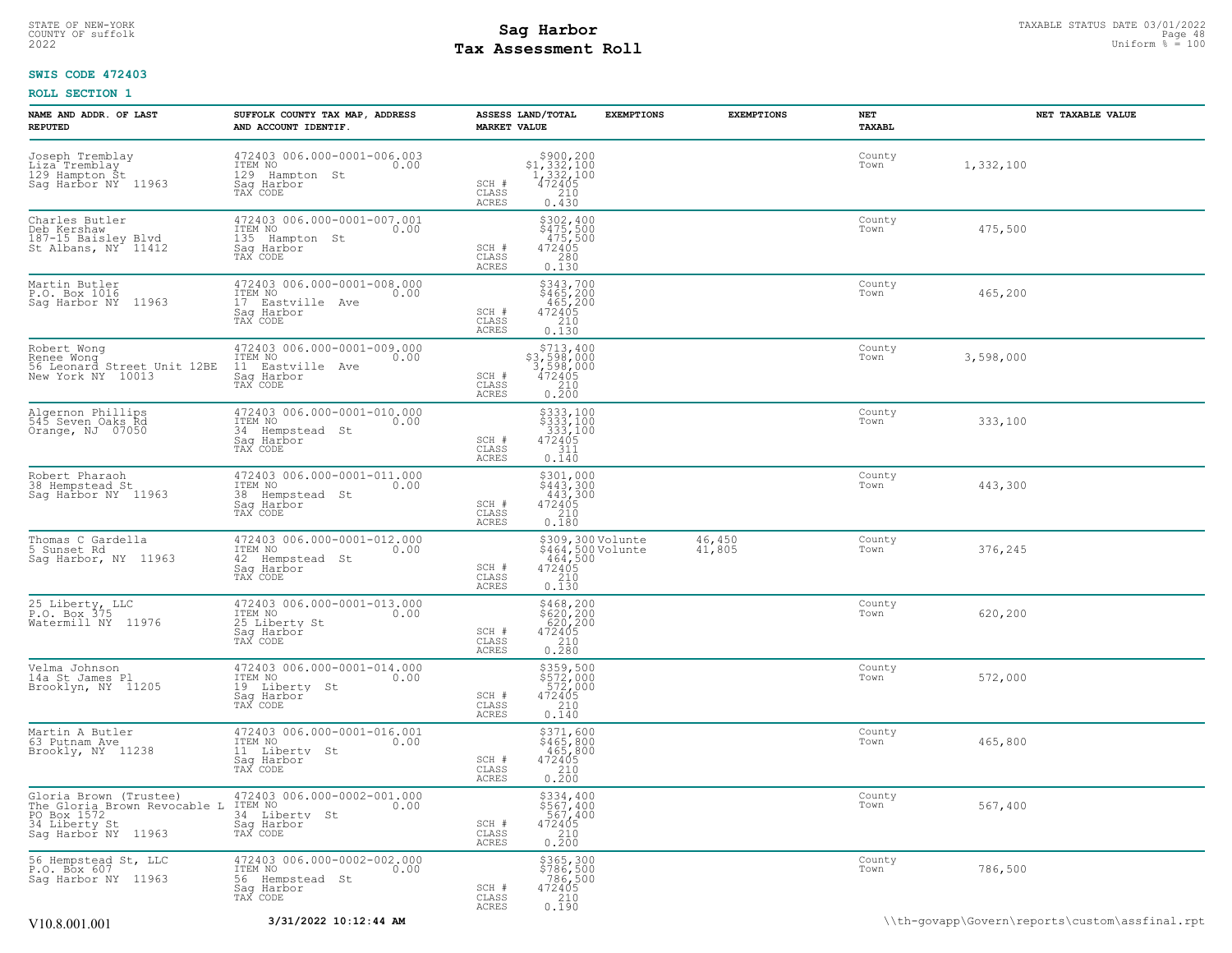# Sag Harbor
## Tax Assessment Roll

STATE OF NEW-YORK
COUNTY OF suffolk
2022

TAXABLE STATUS DATE 03/01/2022
Uniform % = 100

**SWIS CODE 472403**

**ROLL SECTION 1**

| NAME AND ADDR. OF LAST REPUTED | SUFFOLK COUNTY TAX MAP, ADDRESS AND ACCOUNT IDENTIF. | ASSESS LAND/TOTAL MARKET VALUE | EXEMPTIONS | EXEMPTIONS | NET TAXABL | NET TAXABLE VALUE |
|---|---|---|---|---|---|---|
| Joseph Tremblay<br>Liza Tremblay<br>129 Hampton St<br>Sag Harbor NY 11963 | 472403 006.000-0001-006.003<br>ITEM NO 0.00<br>129 Hampton St<br>Sag Harbor<br>TAX CODE | $900,200<br>$1,332,100<br>1,332,100<br>SCH # 472405<br>CLASS 210<br>ACRES 0.430 | | | County<br>Town | 1,332,100 |
| Charles Butler<br>Deb Kershaw<br>187-15 Baisley Blvd<br>St Albans, NY 11412 | 472403 006.000-0001-007.001<br>ITEM NO 0.00<br>135 Hampton St<br>Sag Harbor<br>TAX CODE | $302,400<br>$475,500<br>475,500<br>SCH # 472405<br>CLASS 280<br>ACRES 0.130 | | | County<br>Town | 475,500 |
| Martin Butler<br>P.O. Box 1016<br>Sag Harbor NY 11963 | 472403 006.000-0001-008.000<br>ITEM NO 0.00<br>17 Eastville Ave<br>Sag Harbor<br>TAX CODE | $343,700<br>$465,200<br>465,200<br>SCH # 472405<br>CLASS 210<br>ACRES 0.130 | | | County<br>Town | 465,200 |
| Robert Wong<br>Renee Wong<br>56 Leonard Street Unit 12BE<br>New York NY 10013 | 472403 006.000-0001-009.000<br>ITEM NO 0.00<br>11 Eastville Ave<br>Sag Harbor<br>TAX CODE | $713,400<br>$3,598,000<br>3,598,000<br>SCH # 472405<br>CLASS 210<br>ACRES 0.200 | | | County<br>Town | 3,598,000 |
| Algernon Phillips<br>545 Seven Oaks Rd<br>Orange, NJ 07050 | 472403 006.000-0001-010.000<br>ITEM NO 0.00<br>34 Hempstead St<br>Sag Harbor<br>TAX CODE | $333,100<br>$333,100<br>333,100<br>SCH # 472405<br>CLASS 311<br>ACRES 0.140 | | | County<br>Town | 333,100 |
| Robert Pharaoh<br>38 Hempstead St<br>Sag Harbor NY 11963 | 472403 006.000-0001-011.000<br>ITEM NO 0.00<br>38 Hempstead St<br>Sag Harbor<br>TAX CODE | $301,000<br>$443,300<br>443,300<br>SCH # 472405<br>CLASS 210<br>ACRES 0.180 | | | County<br>Town | 443,300 |
| Thomas C Gardella<br>5 Sunset Rd<br>Sag Harbor, NY 11963 | 472403 006.000-0001-012.000<br>ITEM NO 0.00<br>42 Hempstead St<br>Sag Harbor<br>TAX CODE | $309,300<br>$464,500<br>464,500<br>SCH # 472405<br>CLASS 210<br>ACRES 0.130 | Volunte<br>Volunte | 46,450<br>41,805 | County<br>Town | 376,245 |
| 25 Liberty, LLC<br>P.O. Box 375<br>Watermill NY 11976 | 472403 006.000-0001-013.000<br>ITEM NO 0.00<br>25 Liberty St<br>Sag Harbor<br>TAX CODE | $468,200<br>$620,200<br>620,200<br>SCH # 472405<br>CLASS 210<br>ACRES 0.280 | | | County<br>Town | 620,200 |
| Velma Johnson<br>14a St James Pl<br>Brooklyn, NY 11205 | 472403 006.000-0001-014.000<br>ITEM NO 0.00<br>19 Liberty St<br>Sag Harbor<br>TAX CODE | $359,500<br>$572,000<br>572,000<br>SCH # 472405<br>CLASS 210<br>ACRES 0.140 | | | County<br>Town | 572,000 |
| Martin A Butler<br>63 Putnam Ave<br>Brookly, NY 11238 | 472403 006.000-0001-016.001<br>ITEM NO 0.00<br>11 Liberty St<br>Sag Harbor<br>TAX CODE | $371,600<br>$465,800<br>465,800<br>SCH # 472405<br>CLASS 210<br>ACRES 0.200 | | | County<br>Town | 465,800 |
| Gloria Brown (Trustee)<br>The Gloria Brown Revocable L<br>PO Box 1572<br>34 Liberty St<br>Sag Harbor NY 11963 | 472403 006.000-0002-001.000<br>ITEM NO 0.00<br>34 Liberty St<br>Sag Harbor<br>TAX CODE | $334,400<br>$567,400<br>567,400<br>SCH # 472405<br>CLASS 210<br>ACRES 0.200 | | | County<br>Town | 567,400 |
| 56 Hempstead St, LLC<br>P.O. Box 607<br>Sag Harbor NY 11963 | 472403 006.000-0002-002.000<br>ITEM NO 0.00<br>56 Hempstead St<br>Sag Harbor<br>TAX CODE | $365,300<br>$786,500<br>786,500<br>SCH # 472405<br>CLASS 210<br>ACRES 0.190 | | | County<br>Town | 786,500 |

V10.8.001.001 3/31/2022 10:12:44 AM \\th-govapp\Govern\reports\custom\assfinal.rpt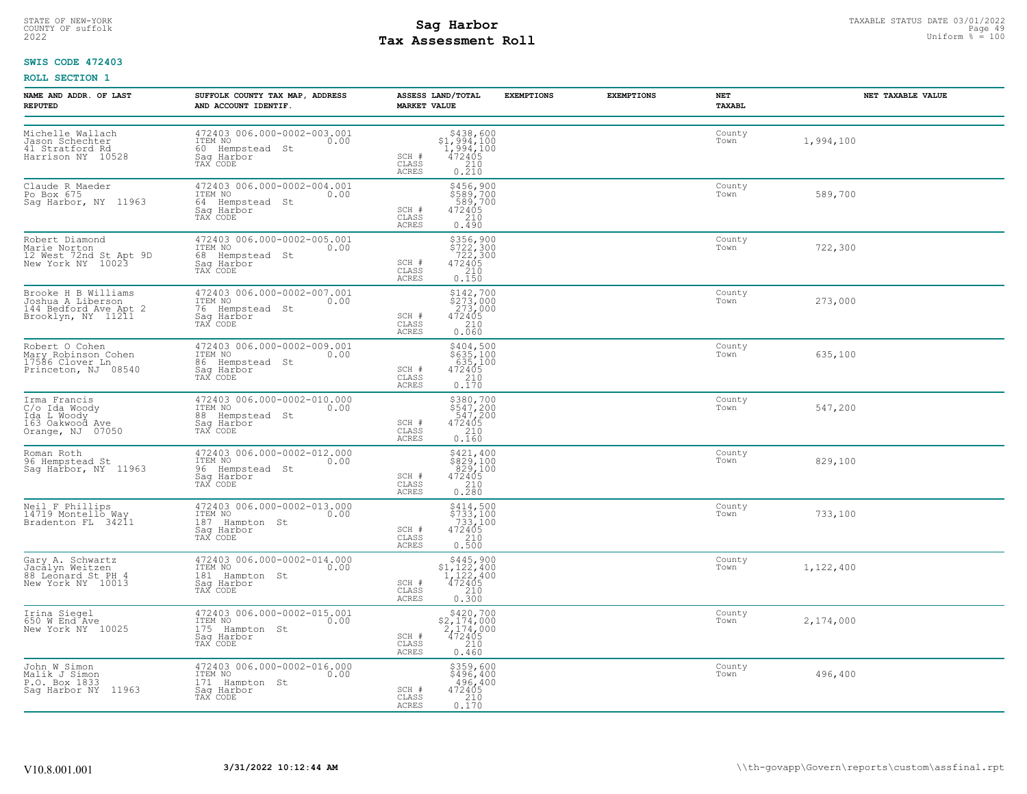STATE OF NEW-YORK
COUNTY OF suffolk
2022

# Sag Harbor
## Tax Assessment Roll

TAXABLE STATUS DATE 03/01/2022
Uniform % = 100

**SWIS CODE 472403**

**ROLL SECTION 1**

| NAME AND ADDR. OF LAST REPUTED | SUFFOLK COUNTY TAX MAP, ADDRESS AND ACCOUNT IDENTIF. | ASSESS LAND/TOTAL MARKET VALUE | EXEMPTIONS | EXEMPTIONS | NET TAXABL | NET TAXABLE VALUE |
|---|---|---|---|---|---|---|
| Michelle Wallach<br>Jason Schechter<br>41 Stratford Rd<br>Harrison NY 10528 | 472403 006.000-0002-003.001<br>ITEM NO 0.00<br>60 Hempstead St<br>Sag Harbor<br>TAX CODE | $438,600<br>$1,994,100<br>1,994,100<br>SCH # 472405<br>CLASS 210<br>ACRES 0.210 | | | County<br>Town | 1,994,100 |
| Claude R Maeder<br>Po Box 675<br>Sag Harbor, NY 11963 | 472403 006.000-0002-004.001<br>ITEM NO 0.00<br>64 Hempstead St<br>Sag Harbor<br>TAX CODE | $456,900<br>$589,700<br>589,700<br>SCH # 472405<br>CLASS 210<br>ACRES 0.490 | | | County<br>Town | 589,700 |
| Robert Diamond<br>Marie Norton<br>12 West 72nd St Apt 9D<br>New York NY 10023 | 472403 006.000-0002-005.001<br>ITEM NO 0.00<br>68 Hempstead St<br>Sag Harbor<br>TAX CODE | $356,900<br>$722,300<br>722,300<br>SCH # 472405<br>CLASS 210<br>ACRES 0.150 | | | County<br>Town | 722,300 |
| Brooke H B Williams<br>Joshua A Liberson<br>144 Bedford Ave Apt 2<br>Brooklyn, NY 11211 | 472403 006.000-0002-007.001<br>ITEM NO 0.00<br>76 Hempstead St<br>Sag Harbor<br>TAX CODE | $142,700<br>$273,000<br>273,000<br>SCH # 472405<br>CLASS 210<br>ACRES 0.060 | | | County<br>Town | 273,000 |
| Robert O Cohen<br>Mary Robinson Cohen<br>17586 Clover Ln<br>Princeton, NJ 08540 | 472403 006.000-0002-009.001<br>ITEM NO 0.00<br>86 Hempstead St<br>Sag Harbor<br>TAX CODE | $404,500<br>$635,100<br>635,100<br>SCH # 472405<br>CLASS 210<br>ACRES 0.170 | | | County<br>Town | 635,100 |
| Irma Francis<br>C/o Ida Woody<br>Ida L Woody<br>163 Oakwood Ave<br>Orange, NJ 07050 | 472403 006.000-0002-010.000<br>ITEM NO 0.00<br>88 Hempstead St<br>Sag Harbor<br>TAX CODE | $380,700<br>$547,200<br>547,200<br>SCH # 472405<br>CLASS 210<br>ACRES 0.160 | | | County<br>Town | 547,200 |
| Roman Roth<br>96 Hempstead St<br>Sag Harbor, NY 11963 | 472403 006.000-0002-012.000<br>ITEM NO 0.00<br>96 Hempstead St<br>Sag Harbor<br>TAX CODE | $421,400<br>$829,100<br>829,100<br>SCH # 472405<br>CLASS 210<br>ACRES 0.280 | | | County<br>Town | 829,100 |
| Neil F Phillips<br>14719 Montello Way<br>Bradenton FL 34211 | 472403 006.000-0002-013.000<br>ITEM NO 0.00<br>187 Hampton St<br>Sag Harbor<br>TAX CODE | $414,500<br>$733,100<br>733,100<br>SCH # 472405<br>CLASS 210<br>ACRES 0.500 | | | County<br>Town | 733,100 |
| Gary A. Schwartz<br>Jacalyn Weitzen<br>88 Leonard St PH 4<br>New York NY 10013 | 472403 006.000-0002-014.000<br>ITEM NO 0.00<br>181 Hampton St<br>Sag Harbor<br>TAX CODE | $445,900<br>$1,122,400<br>1,122,400<br>SCH # 472405<br>CLASS 210<br>ACRES 0.300 | | | County<br>Town | 1,122,400 |
| Irina Siegel<br>650 W End Ave<br>New York NY 10025 | 472403 006.000-0002-015.001<br>ITEM NO 0.00<br>175 Hampton St<br>Sag Harbor<br>TAX CODE | $420,700<br>$2,174,000<br>2,174,000<br>SCH # 472405<br>CLASS 210<br>ACRES 0.460 | | | County<br>Town | 2,174,000 |
| John W Simon<br>Malik J Simon<br>P.O. Box 1833<br>Sag Harbor NY 11963 | 472403 006.000-0002-016.000<br>ITEM NO 0.00<br>171 Hampton St<br>Sag Harbor<br>TAX CODE | $359,600<br>$496,400<br>496,400<br>SCH # 472405<br>CLASS 210<br>ACRES 0.170 | | | County<br>Town | 496,400 |

V10.8.001.001 **3/31/2022 10:12:44 AM** \\th-govapp\Govern\reports\custom\assfinal.rpt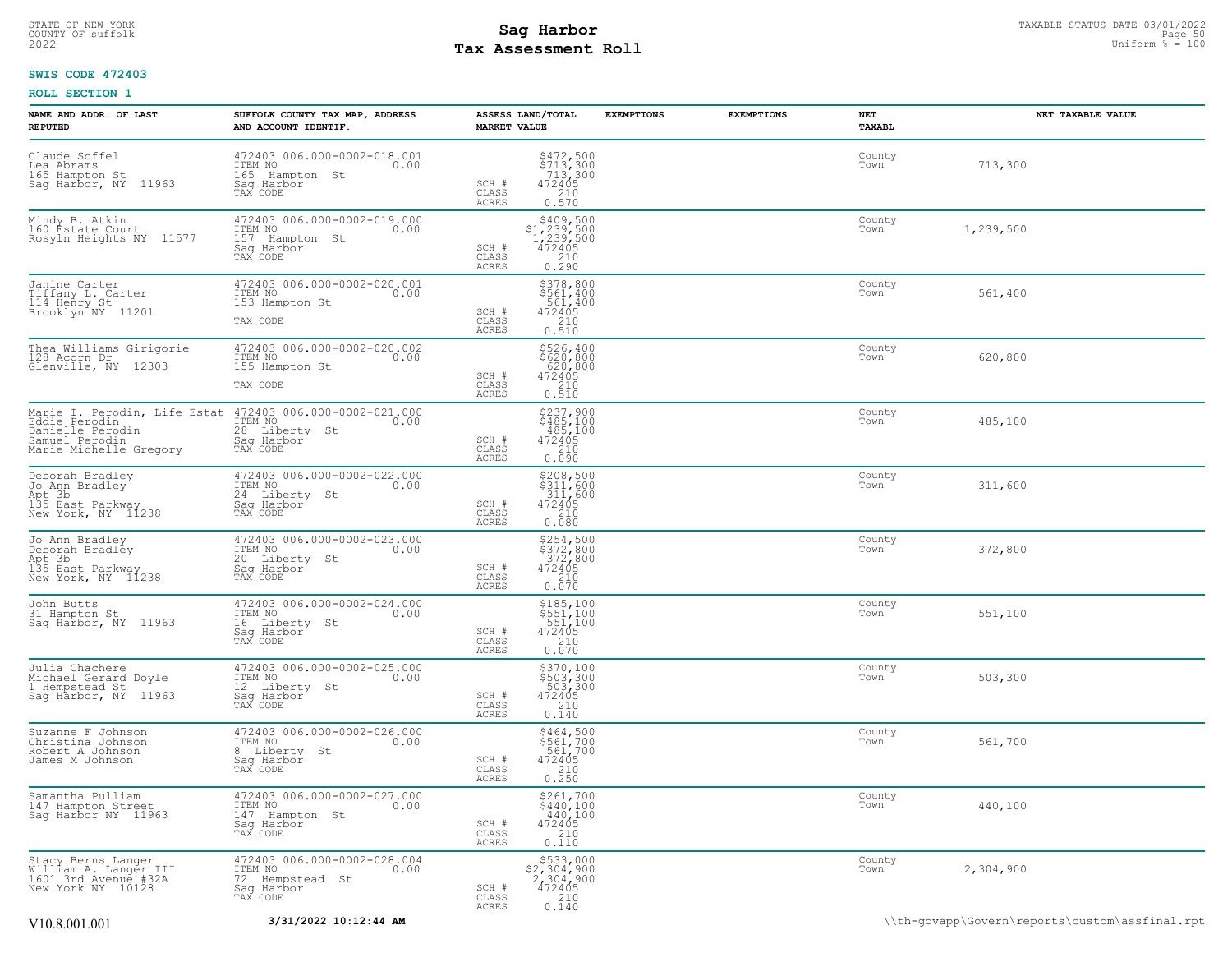STATE OF NEW-YORK
COUNTY OF suffolk
2022

# Sag Harbor
## Tax Assessment Roll

TAXABLE STATUS DATE 03/01/2022
Uniform % = 100

**SWIS CODE 472403**

**ROLL SECTION 1**

| NAME AND ADDR. OF LAST REPUTED | SUFFOLK COUNTY TAX MAP, ADDRESS AND ACCOUNT IDENTIF. | ASSESS LAND/TOTAL MARKET VALUE | EXEMPTIONS | EXEMPTIONS | NET TAXABL | NET TAXABLE VALUE |
|---|---|---|---|---|---|---|
| Claude Soffel<br>Lea Abrams<br>165 Hampton St<br>Sag Harbor, NY 11963 | 472403 006.000-0002-018.001<br>ITEM NO 0.00<br>165 Hampton St<br>Sag Harbor<br>TAX CODE | $472,500<br>$713,300<br>713,300<br>SCH # 472405<br>CLASS 210<br>ACRES 0.570 | | | County<br>Town | 713,300 |
| Mindy B. Atkin<br>160 Estate Court<br>Rosyln Heights NY 11577 | 472403 006.000-0002-019.000<br>ITEM NO 0.00<br>157 Hampton St<br>Sag Harbor<br>TAX CODE | $409,500<br>$1,239,500<br>1,239,500<br>SCH # 472405<br>CLASS 210<br>ACRES 0.290 | | | County<br>Town | 1,239,500 |
| Janine Carter<br>Tiffany L. Carter<br>114 Henry St<br>Brooklyn NY 11201 | 472403 006.000-0002-020.001<br>ITEM NO 0.00<br>153 Hampton St<br><br>TAX CODE | $378,800<br>$561,400<br>561,400<br>SCH # 472405<br>CLASS 210<br>ACRES 0.510 | | | County<br>Town | 561,400 |
| Thea Williams Girigorie<br>128 Acorn Dr<br>Glenville, NY 12303 | 472403 006.000-0002-020.002<br>ITEM NO 0.00<br>155 Hampton St<br><br>TAX CODE | $526,400<br>$620,800<br>620,800<br>SCH # 472405<br>CLASS 210<br>ACRES 0.510 | | | County<br>Town | 620,800 |
| Marie I. Perodin, Life Estat<br>Eddie Perodin<br>Danielle Perodin<br>Samuel Perodin<br>Marie Michelle Gregory | 472403 006.000-0002-021.000<br>ITEM NO 0.00<br>28 Liberty St<br>Sag Harbor<br>TAX CODE | $237,900<br>$485,100<br>485,100<br>SCH # 472405<br>CLASS 210<br>ACRES 0.090 | | | County<br>Town | 485,100 |
| Deborah Bradley<br>Jo Ann Bradley<br>Apt 3b<br>135 East Parkway<br>New York, NY 11238 | 472403 006.000-0002-022.000<br>ITEM NO 0.00<br>24 Liberty St<br>Sag Harbor<br>TAX CODE | $208,500<br>$311,600<br>311,600<br>SCH # 472405<br>CLASS 210<br>ACRES 0.080 | | | County<br>Town | 311,600 |
| Jo Ann Bradley<br>Deborah Bradley<br>Apt 3b<br>135 East Parkway<br>New York, NY 11238 | 472403 006.000-0002-023.000<br>ITEM NO 0.00<br>20 Liberty St<br>Sag Harbor<br>TAX CODE | $254,500<br>$372,800<br>372,800<br>SCH # 472405<br>CLASS 210<br>ACRES 0.070 | | | County<br>Town | 372,800 |
| John Butts<br>31 Hampton St<br>Sag Harbor, NY 11963 | 472403 006.000-0002-024.000<br>ITEM NO 0.00<br>16 Liberty St<br>Sag Harbor<br>TAX CODE | $185,100<br>$551,100<br>551,100<br>SCH # 472405<br>CLASS 210<br>ACRES 0.070 | | | County<br>Town | 551,100 |
| Julia Chachere<br>Michael Gerard Doyle<br>1 Hempstead St<br>Sag Harbor, NY 11963 | 472403 006.000-0002-025.000<br>ITEM NO 0.00<br>12 Liberty St<br>Sag Harbor<br>TAX CODE | $370,100<br>$503,300<br>503,300<br>SCH # 472405<br>CLASS 210<br>ACRES 0.140 | | | County<br>Town | 503,300 |
| Suzanne F Johnson<br>Christina Johnson<br>Robert A Johnson<br>James M Johnson | 472403 006.000-0002-026.000<br>ITEM NO 0.00<br>8 Liberty St<br>Sag Harbor<br>TAX CODE | $464,500<br>$561,700<br>561,700<br>SCH # 472405<br>CLASS 210<br>ACRES 0.250 | | | County<br>Town | 561,700 |
| Samantha Pulliam<br>147 Hampton Street<br>Sag Harbor NY 11963 | 472403 006.000-0002-027.000<br>ITEM NO 0.00<br>147 Hampton St<br>Sag Harbor<br>TAX CODE | $261,700<br>$440,100<br>440,100<br>SCH # 472405<br>CLASS 210<br>ACRES 0.110 | | | County<br>Town | 440,100 |
| Stacy Berns Langer<br>William A. Langer III<br>1601 3rd Avenue #32A<br>New York NY 10128 | 472403 006.000-0002-028.004<br>ITEM NO 0.00<br>72 Hempstead St<br>Sag Harbor<br>TAX CODE | $533,000<br>$2,304,900<br>2,304,900<br>SCH # 472405<br>CLASS 210<br>ACRES 0.140 | | | County<br>Town | 2,304,900 |

V10.8.001.001 **3/31/2022 10:12:44 AM** \\th-govapp\Govern\reports\custom\assfinal.rpt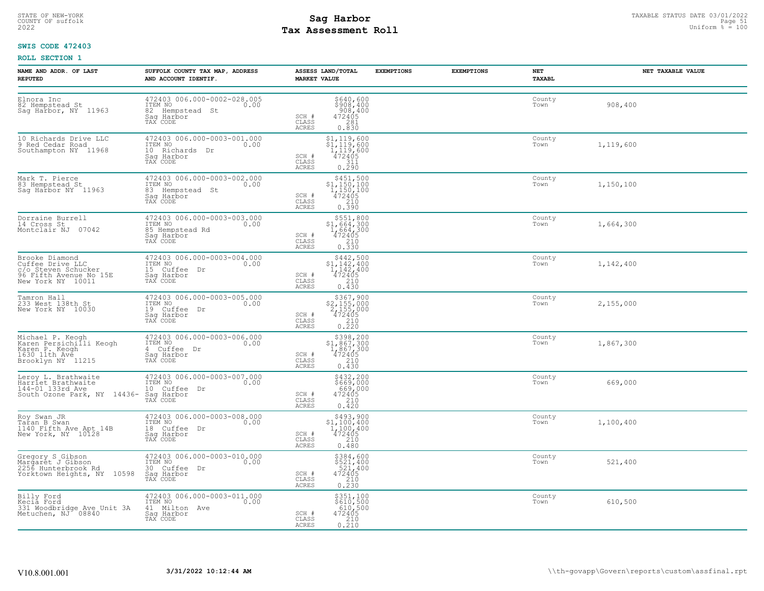STATE OF NEW-YORK
COUNTY OF suffolk
2022

# Sag Harbor
## Tax Assessment Roll

TAXABLE STATUS DATE 03/01/2022
Uniform % = 100

**SWIS CODE 472403**

**ROLL SECTION 1**

| NAME AND ADDR. OF LAST REPUTED | SUFFOLK COUNTY TAX MAP, ADDRESS AND ACCOUNT IDENTIF. | ASSESS LAND/TOTAL MARKET VALUE | EXEMPTIONS | EXEMPTIONS | NET TAXABL | NET TAXABLE VALUE |
|---|---|---|---|---|---|---|
| Elnora Inc<br>82 Hempstead St<br>Sag Harbor, NY 11963 | 472403 006.000-0002-028.005<br>ITEM NO 0.00<br>82 Hempstead St<br>Sag Harbor<br>TAX CODE | $640,600<br>$908,400<br>908,400<br>SCH # 472405<br>CLASS 281<br>ACRES 0.830 | | | County<br>Town | 908,400 |
| 10 Richards Drive LLC<br>9 Red Cedar Road<br>Southampton NY 11968 | 472403 006.000-0003-001.000<br>ITEM NO 0.00<br>10 Richards Dr<br>Sag Harbor<br>TAX CODE | $1,119,600<br>$1,119,600<br>1,119,600<br>SCH # 472405<br>CLASS 311<br>ACRES 0.290 | | | County<br>Town | 1,119,600 |
| Mark T. Pierce<br>83 Hempstead St<br>Sag Harbor NY 11963 | 472403 006.000-0003-002.000<br>ITEM NO 0.00<br>83 Hempstead St<br>Sag Harbor<br>TAX CODE | $451,500<br>$1,150,100<br>1,150,100<br>SCH # 472405<br>CLASS 210<br>ACRES 0.390 | | | County<br>Town | 1,150,100 |
| Dorraine Burrell<br>14 Cross St<br>Montclair NJ 07042 | 472403 006.000-0003-003.000<br>ITEM NO 0.00<br>85 Hempstead Rd<br>Sag Harbor<br>TAX CODE | $551,800<br>$1,664,300<br>1,664,300<br>SCH # 472405<br>CLASS 210<br>ACRES 0.330 | | | County<br>Town | 1,664,300 |
| Brooke Diamond<br>Cuffee Drive LLC<br>c/o Steven Schucker<br>96 Fifth Avenue No 15E<br>New York NY 10011 | 472403 006.000-0003-004.000<br>ITEM NO 0.00<br>15 Cuffee Dr<br>Sag Harbor<br>TAX CODE | $442,500<br>$1,142,400<br>1,142,400<br>SCH # 472405<br>CLASS 210<br>ACRES 0.430 | | | County<br>Town | 1,142,400 |
| Tamron Hall<br>233 West 138th St<br>New York NY 10030 | 472403 006.000-0003-005.000<br>ITEM NO 0.00<br>19 Cuffee Dr<br>Sag Harbor<br>TAX CODE | $367,900<br>$2,155,000<br>2,155,000<br>SCH # 472405<br>CLASS 210<br>ACRES 0.220 | | | County<br>Town | 2,155,000 |
| Michael P. Keogh<br>Karen Persichilli Keogh<br>Karen P. Keogh<br>1630 11th Ave<br>Brooklyn NY 11215 | 472403 006.000-0003-006.000<br>ITEM NO 0.00<br>4 Cuffee Dr<br>Sag Harbor<br>TAX CODE | $398,200<br>$1,867,300<br>1,867,300<br>SCH # 472405<br>CLASS 210<br>ACRES 0.430 | | | County<br>Town | 1,867,300 |
| Leroy L. Brathwaite<br>Harriet Brathwaite<br>144-01 133rd Ave<br>South Ozone Park, NY 14436- | 472403 006.000-0003-007.000<br>ITEM NO 0.00<br>10 Cuffee Dr<br>Sag Harbor<br>TAX CODE | $432,200<br>$669,000<br>669,000<br>SCH # 472405<br>CLASS 210<br>ACRES 0.420 | | | County<br>Town | 669,000 |
| Roy Swan JR<br>Taran B Swan<br>1140 Fifth Ave Apt 14B<br>New York, NY 10128 | 472403 006.000-0003-008.000<br>ITEM NO 0.00<br>18 Cuffee Dr<br>Sag Harbor<br>TAX CODE | $493,900<br>$1,100,400<br>1,100,400<br>SCH # 472405<br>CLASS 210<br>ACRES 0.480 | | | County<br>Town | 1,100,400 |
| Gregory S Gibson<br>Margaret J Gibson<br>2256 Hunterbrook Rd<br>Yorktown Heights, NY 10598 | 472403 006.000-0003-010.000<br>ITEM NO 0.00<br>30 Cuffee Dr<br>Sag Harbor<br>TAX CODE | $384,600<br>$521,400<br>521,400<br>SCH # 472405<br>CLASS 210<br>ACRES 0.230 | | | County<br>Town | 521,400 |
| Billy Ford<br>Kecia Ford<br>331 Woodbridge Ave Unit 3A<br>Metuchen, NJ 08840 | 472403 006.000-0003-011.000<br>ITEM NO 0.00<br>41 Milton Ave<br>Sag Harbor<br>TAX CODE | $351,100<br>$610,500<br>610,500<br>SCH # 472405<br>CLASS 210<br>ACRES 0.210 | | | County<br>Town | 610,500 |

V10.8.001.001 **3/31/2022 10:12:44 AM** \\th-govapp\Govern\reports\custom\assfinal.rpt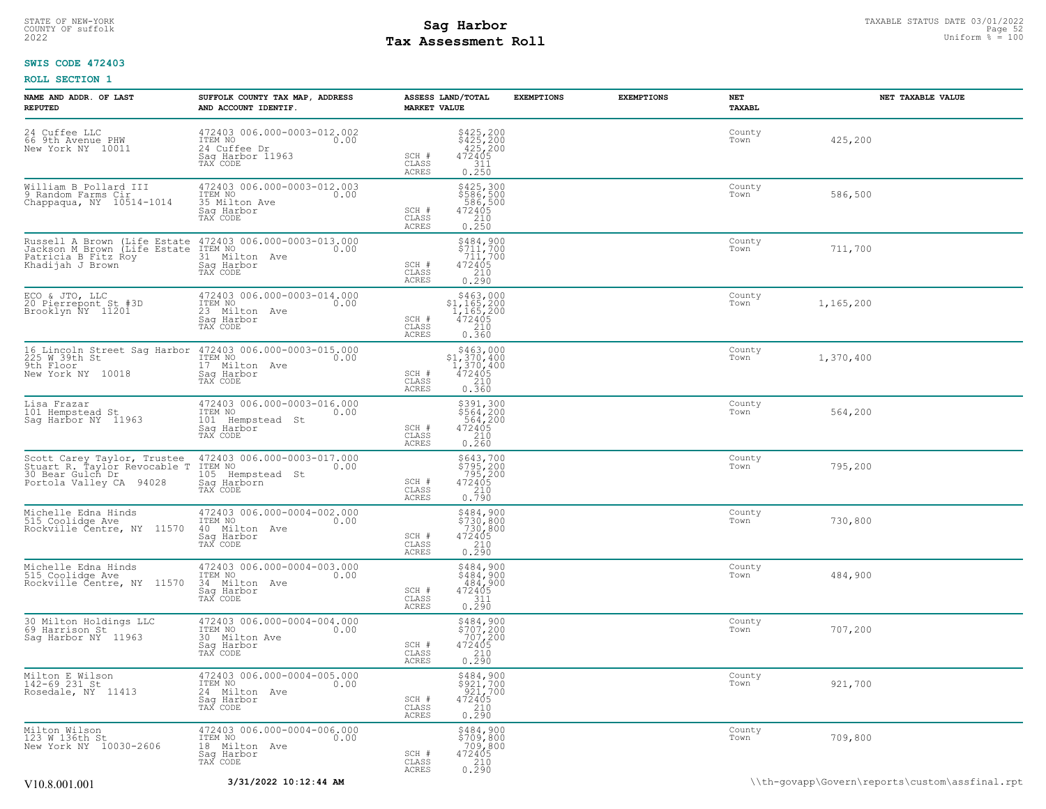STATE OF NEW-YORK
COUNTY OF suffolk
2022

# Sag Harbor
## Tax Assessment Roll

TAXABLE STATUS DATE 03/01/2022
Uniform % = 100

**SWIS CODE 472403**

**ROLL SECTION 1**

| NAME AND ADDR. OF LAST REPUTED | SUFFOLK COUNTY TAX MAP, ADDRESS AND ACCOUNT IDENTIF. | ASSESS LAND/TOTAL MARKET VALUE | EXEMPTIONS | EXEMPTIONS | NET TAXABL | NET TAXABLE VALUE |
|---|---|---|---|---|---|---|
| 24 Cuffee LLC<br>66 9th Avenue PHW<br>New York NY 10011 | 472403 006.000-0003-012.002<br>ITEM NO 0.00<br>24 Cuffee Dr<br>Sag Harbor 11963<br>TAX CODE | $425,200<br>$425,200<br>425,200<br>SCH # 472405<br>CLASS 311<br>ACRES 0.250 | | | County<br>Town | 425,200 |
| William B Pollard III<br>9 Random Farms Cir<br>Chappaqua, NY 10514-1014 | 472403 006.000-0003-012.003<br>ITEM NO 0.00<br>35 Milton Ave<br>Sag Harbor<br>TAX CODE | $425,300<br>$586,500<br>586,500<br>SCH # 472405<br>CLASS 210<br>ACRES 0.250 | | | County<br>Town | 586,500 |
| Russell A Brown (Life Estate<br>Jackson M Brown (Life Estate<br>Patricia B Fitz Roy<br>Khadijah J Brown | 472403 006.000-0003-013.000<br>ITEM NO 0.00<br>31 Milton Ave<br>Sag Harbor<br>TAX CODE | $484,900<br>$711,700<br>711,700<br>SCH # 472405<br>CLASS 210<br>ACRES 0.290 | | | County<br>Town | 711,700 |
| ECO & JTO, LLC<br>20 Pierrepont St #3D<br>Brooklyn NY 11201 | 472403 006.000-0003-014.000<br>ITEM NO 0.00<br>23 Milton Ave<br>Sag Harbor<br>TAX CODE | $463,000<br>$1,165,200<br>1,165,200<br>SCH # 472405<br>CLASS 210<br>ACRES 0.360 | | | County<br>Town | 1,165,200 |
| 16 Lincoln Street Sag Harbor<br>225 W 39th St<br>9th Floor<br>New York NY 10018 | 472403 006.000-0003-015.000<br>ITEM NO 0.00<br>17 Milton Ave<br>Sag Harbor<br>TAX CODE | $463,000<br>$1,370,400<br>1,370,400<br>SCH # 472405<br>CLASS 210<br>ACRES 0.360 | | | County<br>Town | 1,370,400 |
| Lisa Frazar<br>101 Hempstead St<br>Sag Harbor NY 11963 | 472403 006.000-0003-016.000<br>ITEM NO 0.00<br>101 Hempstead St<br>Sag Harbor<br>TAX CODE | $391,300<br>$564,200<br>564,200<br>SCH # 472405<br>CLASS 210<br>ACRES 0.260 | | | County<br>Town | 564,200 |
| Scott Carey Taylor, Trustee<br>Stuart R. Taylor Revocable T<br>30 Bear Gulch Dr<br>Portola Valley CA 94028 | 472403 006.000-0003-017.000<br>ITEM NO 0.00<br>105 Hempstead St<br>Sag Harborn<br>TAX CODE | $643,700<br>$795,200<br>795,200<br>SCH # 472405<br>CLASS 210<br>ACRES 0.790 | | | County<br>Town | 795,200 |
| Michelle Edna Hinds<br>515 Coolidge Ave<br>Rockville Centre, NY 11570 | 472403 006.000-0004-002.000<br>ITEM NO 0.00<br>40 Milton Ave<br>Sag Harbor<br>TAX CODE | $484,900<br>$730,800<br>730,800<br>SCH # 472405<br>CLASS 210<br>ACRES 0.290 | | | County<br>Town | 730,800 |
| Michelle Edna Hinds<br>515 Coolidge Ave<br>Rockville Centre, NY 11570 | 472403 006.000-0004-003.000<br>ITEM NO 0.00<br>34 Milton Ave<br>Sag Harbor<br>TAX CODE | $484,900<br>$484,900<br>484,900<br>SCH # 472405<br>CLASS 311<br>ACRES 0.290 | | | County<br>Town | 484,900 |
| 30 Milton Holdings LLC<br>69 Harrison St<br>Sag Harbor NY 11963 | 472403 006.000-0004-004.000<br>ITEM NO 0.00<br>30 Milton Ave<br>Sag Harbor<br>TAX CODE | $484,900<br>$707,200<br>707,200<br>SCH # 472405<br>CLASS 210<br>ACRES 0.290 | | | County<br>Town | 707,200 |
| Milton E Wilson<br>142-69 231 St<br>Rosedale, NY 11413 | 472403 006.000-0004-005.000<br>ITEM NO 0.00<br>24 Milton Ave<br>Sag Harbor<br>TAX CODE | $484,900<br>$921,700<br>921,700<br>SCH # 472405<br>CLASS 210<br>ACRES 0.290 | | | County<br>Town | 921,700 |
| Milton Wilson<br>123 W 136th St<br>New York NY 10030-2606 | 472403 006.000-0004-006.000<br>ITEM NO 0.00<br>18 Milton Ave<br>Sag Harbor<br>TAX CODE | $484,900<br>$709,800<br>709,800<br>SCH # 472405<br>CLASS 210<br>ACRES 0.290 | | | County<br>Town | 709,800 |

V10.8.001.001 **3/31/2022 10:12:44 AM** \\th-govapp\Govern\reports\custom\assfinal.rpt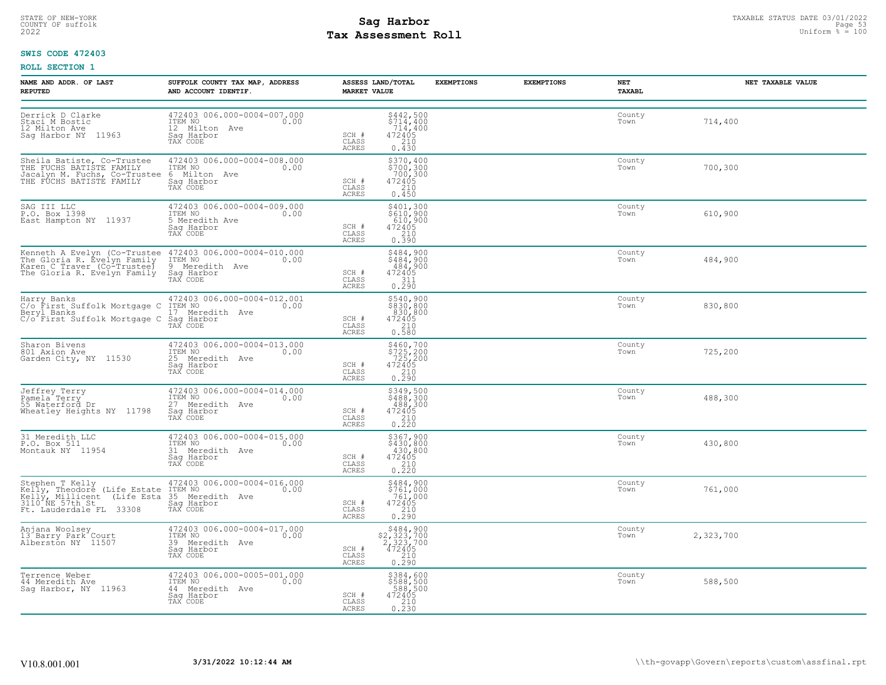STATE OF NEW-YORK
COUNTY OF suffolk
2022

# Sag Harbor
## Tax Assessment Roll

TAXABLE STATUS DATE 03/01/2022
Uniform % = 100

**SWIS CODE 472403**

**ROLL SECTION 1**

| NAME AND ADDR. OF LAST REPUTED | SUFFOLK COUNTY TAX MAP, ADDRESS AND ACCOUNT IDENTIF. | ASSESS LAND/TOTAL MARKET VALUE | EXEMPTIONS | EXEMPTIONS | NET TAXABL | NET TAXABLE VALUE |
|---|---|---|---|---|---|---|
| Derrick D Clarke<br>Staci M Bostic<br>12 Milton Ave<br>Sag Harbor NY 11963 | 472403 006.000-0004-007.000<br>ITEM NO 0.00<br>12 Milton Ave<br>Sag Harbor<br>TAX CODE | $442,500<br>$714,400<br>714,400<br>SCH # 472405<br>CLASS 210<br>ACRES 0.430 | | | County<br>Town | 714,400 |
| Sheila Batiste, Co-Trustee<br>THE FUCHS BATISTE FAMILY<br>Jacalyn M. Fuchs, Co-Trustee<br>THE FUCHS BATISTE FAMILY | 472403 006.000-0004-008.000<br>ITEM NO 0.00<br>6 Milton Ave<br>Sag Harbor<br>TAX CODE | $370,400<br>$700,300<br>700,300<br>SCH # 472405<br>CLASS 210<br>ACRES 0.450 | | | County<br>Town | 700,300 |
| SAG III LLC<br>P.O. Box 1398<br>East Hampton NY 11937 | 472403 006.000-0004-009.000<br>ITEM NO 0.00<br>5 Meredith Ave<br>Sag Harbor<br>TAX CODE | $401,300<br>$610,900<br>610,900<br>SCH # 472405<br>CLASS 210<br>ACRES 0.390 | | | County<br>Town | 610,900 |
| Kenneth A Evelyn (Co-Trustee<br>The Gloria R. Evelyn Family<br>Karen C Traver (Co-Trustee)<br>The Gloria R. Evelyn Family | 472403 006.000-0004-010.000<br>ITEM NO 0.00<br>9 Meredith Ave<br>Sag Harbor<br>TAX CODE | $484,900<br>$484,900<br>484,900<br>SCH # 472405<br>CLASS 311<br>ACRES 0.290 | | | County<br>Town | 484,900 |
| Harry Banks<br>C/o First Suffolk Mortgage C<br>Beryl Banks<br>C/o First Suffolk Mortgage C | 472403 006.000-0004-012.001<br>ITEM NO 0.00<br>17 Meredith Ave<br>Sag Harbor<br>TAX CODE | $540,900<br>$830,800<br>830,800<br>SCH # 472405<br>CLASS 210<br>ACRES 0.580 | | | County<br>Town | 830,800 |
| Sharon Bivens<br>801 Axion Ave<br>Garden City, NY 11530 | 472403 006.000-0004-013.000<br>ITEM NO 0.00<br>25 Meredith Ave<br>Sag Harbor<br>TAX CODE | $460,700<br>$725,200<br>725,200<br>SCH # 472405<br>CLASS 210<br>ACRES 0.290 | | | County<br>Town | 725,200 |
| Jeffrey Terry<br>Pamela Terry<br>55 Waterford Dr<br>Wheatley Heights NY 11798 | 472403 006.000-0004-014.000<br>ITEM NO 0.00<br>27 Meredith Ave<br>Sag Harbor<br>TAX CODE | $349,500<br>$488,300<br>488,300<br>SCH # 472405<br>CLASS 210<br>ACRES 0.220 | | | County<br>Town | 488,300 |
| 31 Meredith LLC<br>P.O. Box 511<br>Montauk NY 11954 | 472403 006.000-0004-015.000<br>ITEM NO 0.00<br>31 Meredith Ave<br>Sag Harbor<br>TAX CODE | $367,900<br>$430,800<br>430,800<br>SCH # 472405<br>CLASS 210<br>ACRES 0.220 | | | County<br>Town | 430,800 |
| Stephen T Kelly<br>Kelly, Theodore (Life Estate<br>Kelly, Millicent (Life Esta<br>3110 NE 57th St<br>Ft. Lauderdale FL 33308 | 472403 006.000-0004-016.000<br>ITEM NO 0.00<br>35 Meredith Ave<br>Sag Harbor<br>TAX CODE | $484,900<br>$761,000<br>761,000<br>SCH # 472405<br>CLASS 210<br>ACRES 0.290 | | | County<br>Town | 761,000 |
| Anjana Woolsey<br>13 Barry Park Court<br>Alberston NY 11507 | 472403 006.000-0004-017.000<br>ITEM NO 0.00<br>39 Meredith Ave<br>Sag Harbor<br>TAX CODE | $484,900<br>$2,323,700<br>2,323,700<br>SCH # 472405<br>CLASS 210<br>ACRES 0.290 | | | County<br>Town | 2,323,700 |
| Terrence Weber<br>44 Meredith Ave<br>Sag Harbor, NY 11963 | 472403 006.000-0005-001.000<br>ITEM NO 0.00<br>44 Meredith Ave<br>Sag Harbor<br>TAX CODE | $384,600<br>$588,500<br>588,500<br>SCH # 472405<br>CLASS 210<br>ACRES 0.230 | | | County<br>Town | 588,500 |

V10.8.001.001 3/31/2022 10:12:44 AM \\th-govapp\Govern\reports\custom\assfinal.rpt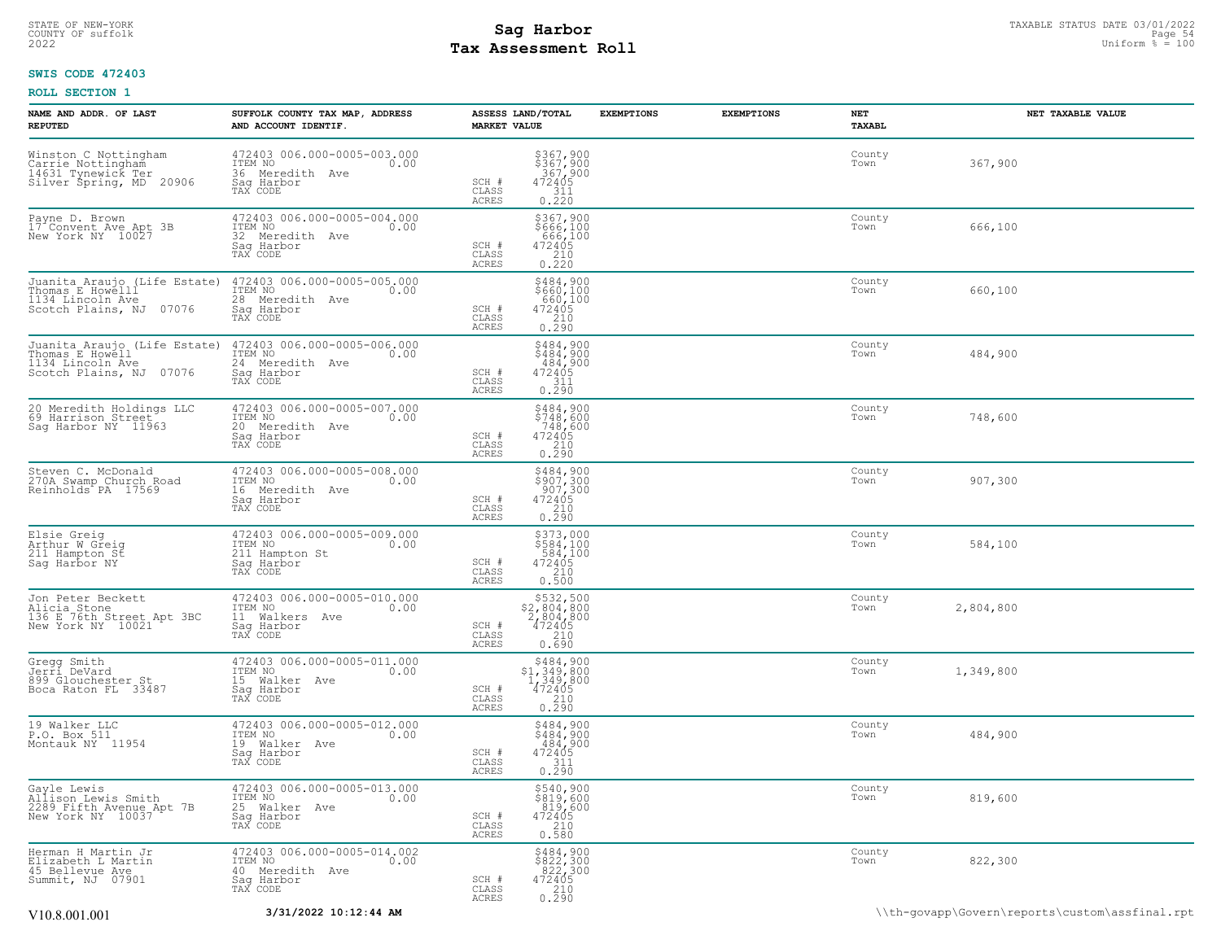STATE OF NEW-YORK
COUNTY OF suffolk
2022

# Sag Harbor
# Tax Assessment Roll

TAXABLE STATUS DATE 03/01/2022
Uniform % = 100

**SWIS CODE 472403**

**ROLL SECTION 1**

| NAME AND ADDR. OF LAST REPUTED | SUFFOLK COUNTY TAX MAP, ADDRESS AND ACCOUNT IDENTIF. | ASSESS LAND/TOTAL MARKET VALUE | EXEMPTIONS | EXEMPTIONS | NET TAXABL | NET TAXABLE VALUE |
|---|---|---|---|---|---|---|
| Winston C Nottingham<br>Carrie Nottingham<br>14631 Tynewick Ter<br>Silver Spring, MD 20906 | 472403 006.000-0005-003.000<br>ITEM NO 0.00<br>36 Meredith Ave<br>Sag Harbor<br>TAX CODE | $367,900<br>$367,900<br>367,900<br>SCH # 472405<br>CLASS 311<br>ACRES 0.220 | | | County<br>Town | 367,900 |
| Payne D. Brown<br>17 Convent Ave Apt 3B<br>New York NY 10027 | 472403 006.000-0005-004.000<br>ITEM NO 0.00<br>32 Meredith Ave<br>Sag Harbor<br>TAX CODE | $367,900<br>$666,100<br>666,100<br>SCH # 472405<br>CLASS 210<br>ACRES 0.220 | | | County<br>Town | 666,100 |
| Juanita Araujo (Life Estate)<br>Thomas E Howelll<br>1134 Lincoln Ave<br>Scotch Plains, NJ 07076 | 472403 006.000-0005-005.000<br>ITEM NO 0.00<br>28 Meredith Ave<br>Sag Harbor<br>TAX CODE | $484,900<br>$660,100<br>660,100<br>SCH # 472405<br>CLASS 210<br>ACRES 0.290 | | | County<br>Town | 660,100 |
| Juanita Araujo (Life Estate)<br>Thomas E Howell<br>1134 Lincoln Ave<br>Scotch Plains, NJ 07076 | 472403 006.000-0005-006.000<br>ITEM NO 0.00<br>24 Meredith Ave<br>Sag Harbor<br>TAX CODE | $484,900<br>$484,900<br>484,900<br>SCH # 472405<br>CLASS 311<br>ACRES 0.290 | | | County<br>Town | 484,900 |
| 20 Meredith Holdings LLC<br>69 Harrison Street<br>Sag Harbor NY 11963 | 472403 006.000-0005-007.000<br>ITEM NO 0.00<br>20 Meredith Ave<br>Sag Harbor<br>TAX CODE | $484,900<br>$748,600<br>748,600<br>SCH # 472405<br>CLASS 210<br>ACRES 0.290 | | | County<br>Town | 748,600 |
| Steven C. McDonald<br>270A Swamp Church Road<br>Reinholds PA 17569 | 472403 006.000-0005-008.000<br>ITEM NO 0.00<br>16 Meredith Ave<br>Sag Harbor<br>TAX CODE | $484,900<br>$907,300<br>907,300<br>SCH # 472405<br>CLASS 210<br>ACRES 0.290 | | | County<br>Town | 907,300 |
| Elsie Greig<br>Arthur W Greig<br>211 Hampton St<br>Sag Harbor NY | 472403 006.000-0005-009.000<br>ITEM NO 0.00<br>211 Hampton St<br>Sag Harbor<br>TAX CODE | $373,000<br>$584,100<br>584,100<br>SCH # 472405<br>CLASS 210<br>ACRES 0.500 | | | County<br>Town | 584,100 |
| Jon Peter Beckett<br>Alicia Stone<br>136 E 76th Street Apt 3BC<br>New York NY 10021 | 472403 006.000-0005-010.000<br>ITEM NO 0.00<br>11 Walkers Ave<br>Sag Harbor<br>TAX CODE | $532,500<br>$2,804,800<br>2,804,800<br>SCH # 472405<br>CLASS 210<br>ACRES 0.690 | | | County<br>Town | 2,804,800 |
| Gregg Smith<br>Jerri DeVard<br>899 Glouchester St<br>Boca Raton FL 33487 | 472403 006.000-0005-011.000<br>ITEM NO 0.00<br>15 Walker Ave<br>Sag Harbor<br>TAX CODE | $484,900<br>$1,349,800<br>1,349,800<br>SCH # 472405<br>CLASS 210<br>ACRES 0.290 | | | County<br>Town | 1,349,800 |
| 19 Walker LLC<br>P.O. Box 511<br>Montauk NY 11954 | 472403 006.000-0005-012.000<br>ITEM NO 0.00<br>19 Walker Ave<br>Sag Harbor<br>TAX CODE | $484,900<br>$484,900<br>484,900<br>SCH # 472405<br>CLASS 311<br>ACRES 0.290 | | | County<br>Town | 484,900 |
| Gayle Lewis<br>Allison Lewis Smith<br>2289 Fifth Avenue Apt 7B<br>New York NY 10037 | 472403 006.000-0005-013.000<br>ITEM NO 0.00<br>25 Walker Ave<br>Sag Harbor<br>TAX CODE | $540,900<br>$819,600<br>819,600<br>SCH # 472405<br>CLASS 210<br>ACRES 0.580 | | | County<br>Town | 819,600 |
| Herman H Martin Jr<br>Elizabeth L Martin<br>45 Bellevue Ave<br>Summit, NJ 07901 | 472403 006.000-0005-014.002<br>ITEM NO 0.00<br>40 Meredith Ave<br>Sag Harbor<br>TAX CODE | $484,900<br>$822,300<br>822,300<br>SCH # 472405<br>CLASS 210<br>ACRES 0.290 | | | County<br>Town | 822,300 |

V10.8.001.001 3/31/2022 10:12:44 AM \\th-govapp\Govern\reports\custom\assfinal.rpt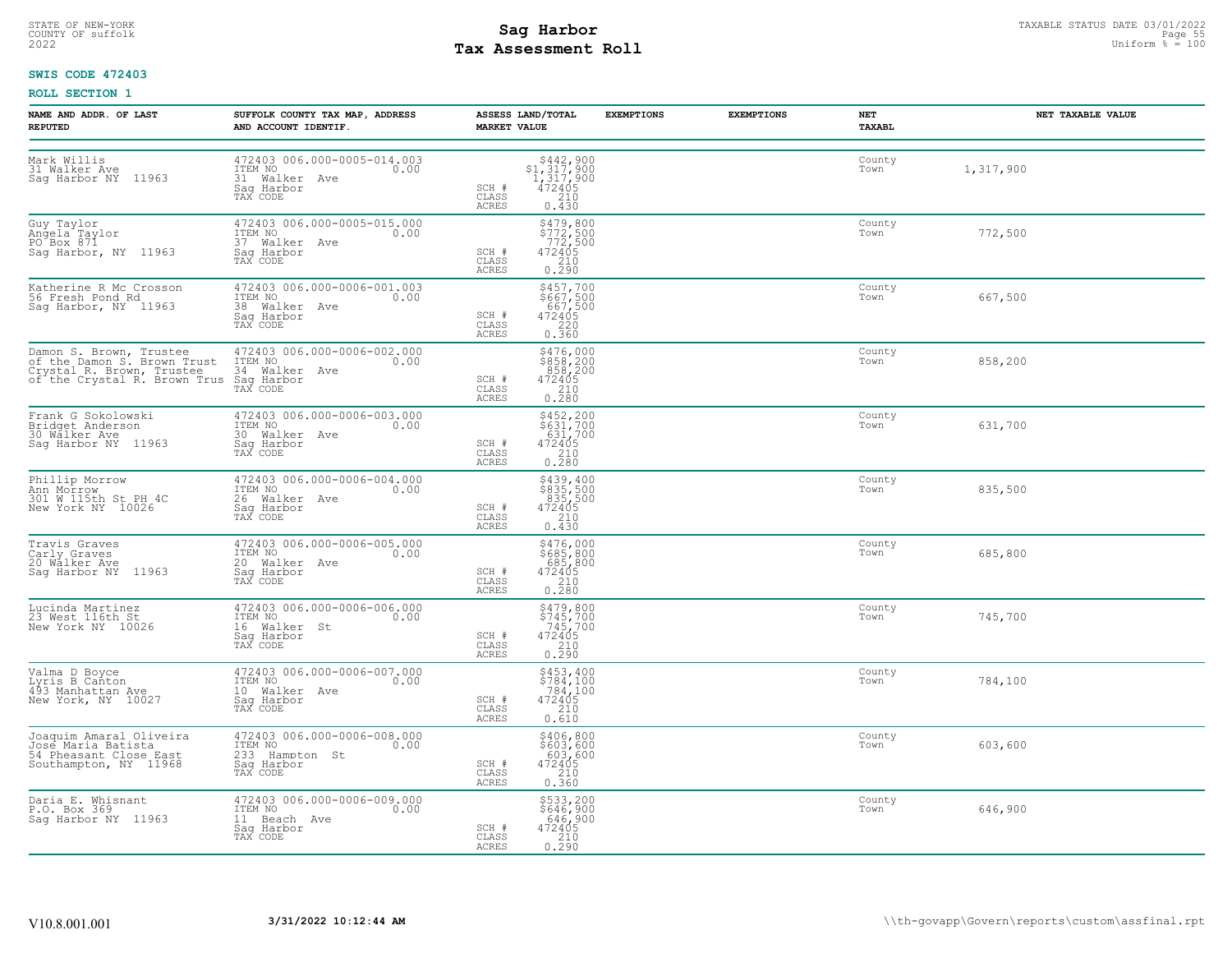STATE OF NEW-YORK
COUNTY OF suffolk
2022

# Sag Harbor
# Tax Assessment Roll

TAXABLE STATUS DATE 03/01/2022
Uniform % = 100

**SWIS CODE 472403**

**ROLL SECTION 1**

| NAME AND ADDR. OF LAST REPUTED | SUFFOLK COUNTY TAX MAP, ADDRESS AND ACCOUNT IDENTIF. | ASSESS LAND/TOTAL MARKET VALUE | EXEMPTIONS | EXEMPTIONS | NET TAXABL | NET TAXABLE VALUE |
|---|---|---|---|---|---|---|
| Mark Willis<br>31 Walker Ave<br>Sag Harbor NY 11963 | 472403 006.000-0005-014.003<br>ITEM NO 0.00<br>31 Walker Ave<br>Sag Harbor<br>TAX CODE | $442,900<br>$1,317,900<br>1,317,900<br>SCH # 472405<br>CLASS 210<br>ACRES 0.430 | | | County<br>Town | 1,317,900 |
| Guy Taylor<br>Angela Taylor<br>PO Box 871<br>Sag Harbor, NY 11963 | 472403 006.000-0005-015.000<br>ITEM NO 0.00<br>37 Walker Ave<br>Sag Harbor<br>TAX CODE | $479,800<br>$772,500<br>772,500<br>SCH # 472405<br>CLASS 210<br>ACRES 0.290 | | | County<br>Town | 772,500 |
| Katherine R Mc Crosson<br>56 Fresh Pond Rd<br>Sag Harbor, NY 11963 | 472403 006.000-0006-001.003<br>ITEM NO 0.00<br>38 Walker Ave<br>Sag Harbor<br>TAX CODE | $457,700<br>$667,500<br>667,500<br>SCH # 472405<br>CLASS 220<br>ACRES 0.360 | | | County<br>Town | 667,500 |
| Damon S. Brown, Trustee<br>of the Damon S. Brown Trust<br>Crystal R. Brown, Trustee<br>of the Crystal R. Brown Trus | 472403 006.000-0006-002.000<br>ITEM NO 0.00<br>34 Walker Ave<br>Sag Harbor<br>TAX CODE | $476,000<br>$858,200<br>858,200<br>SCH # 472405<br>CLASS 210<br>ACRES 0.280 | | | County<br>Town | 858,200 |
| Frank G Sokolowski<br>Bridget Anderson<br>30 Walker Ave<br>Sag Harbor NY 11963 | 472403 006.000-0006-003.000<br>ITEM NO 0.00<br>30 Walker Ave<br>Sag Harbor<br>TAX CODE | $452,200<br>$631,700<br>631,700<br>SCH # 472405<br>CLASS 210<br>ACRES 0.280 | | | County<br>Town | 631,700 |
| Phillip Morrow<br>Ann Morrow<br>301 W 115th St PH 4C<br>New York NY 10026 | 472403 006.000-0006-004.000<br>ITEM NO 0.00<br>26 Walker Ave<br>Sag Harbor<br>TAX CODE | $439,400<br>$835,500<br>835,500<br>SCH # 472405<br>CLASS 210<br>ACRES 0.430 | | | County<br>Town | 835,500 |
| Travis Graves<br>Carly Graves<br>20 Walker Ave<br>Sag Harbor NY 11963 | 472403 006.000-0006-005.000<br>ITEM NO 0.00<br>20 Walker Ave<br>Sag Harbor<br>TAX CODE | $476,000<br>$685,800<br>685,800<br>SCH # 472405<br>CLASS 210<br>ACRES 0.280 | | | County<br>Town | 685,800 |
| Lucinda Martinez<br>23 West 116th St<br>New York NY 10026 | 472403 006.000-0006-006.000<br>ITEM NO 0.00<br>16 Walker St<br>Sag Harbor<br>TAX CODE | $479,800<br>$745,700<br>745,700<br>SCH # 472405<br>CLASS 210<br>ACRES 0.290 | | | County<br>Town | 745,700 |
| Valma D Boyce<br>Lyris B Canton<br>493 Manhattan Ave<br>New York, NY 10027 | 472403 006.000-0006-007.000<br>ITEM NO 0.00<br>10 Walker Ave<br>Sag Harbor<br>TAX CODE | $453,400<br>$784,100<br>784,100<br>SCH # 472405<br>CLASS 210<br>ACRES 0.610 | | | County<br>Town | 784,100 |
| Joaquim Amaral Oliveira<br>Jose Maria Batista<br>54 Pheasant Close East<br>Southampton, NY 11968 | 472403 006.000-0006-008.000<br>ITEM NO 0.00<br>233 Hampton St<br>Sag Harbor<br>TAX CODE | $406,800<br>$603,600<br>603,600<br>SCH # 472405<br>CLASS 210<br>ACRES 0.360 | | | County<br>Town | 603,600 |
| Daria E. Whisnant<br>P.O. Box 369<br>Sag Harbor NY 11963 | 472403 006.000-0006-009.000<br>ITEM NO 0.00<br>11 Beach Ave<br>Sag Harbor<br>TAX CODE | $533,200<br>$646,900<br>646,900<br>SCH # 472405<br>CLASS 210<br>ACRES 0.290 | | | County<br>Town | 646,900 |

V10.8.001.001 3/31/2022 10:12:44 AM \\th-govapp\Govern\reports\custom\assfinal.rpt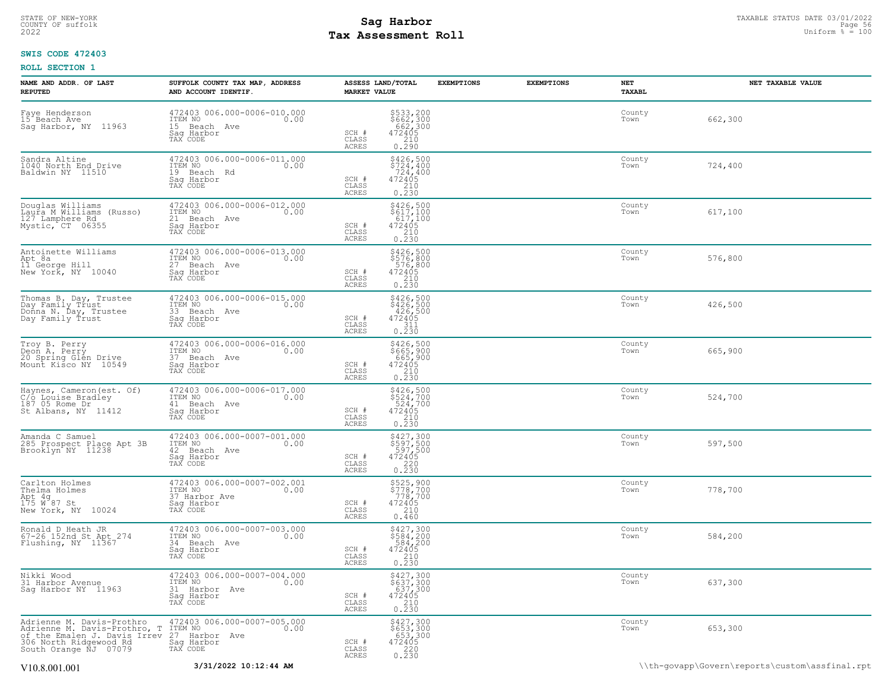STATE OF NEW-YORK
COUNTY OF suffolk
2022

# Sag Harbor
## Tax Assessment Roll

TAXABLE STATUS DATE 03/01/2022
Uniform % = 100

**SWIS CODE 472403**

**ROLL SECTION 1**

| NAME AND ADDR. OF LAST REPUTED | SUFFOLK COUNTY TAX MAP, ADDRESS AND ACCOUNT IDENTIF. | | ASSESS LAND/TOTAL MARKET VALUE | EXEMPTIONS | EXEMPTIONS | NET TAXABL | NET TAXABLE VALUE |
|---|---|---|---|---|---|---|---|
| Faye Henderson<br>15 Beach Ave<br>Sag Harbor, NY 11963 | 472403 006.000-0006-010.000<br>ITEM NO 0.00<br>15 Beach Ave<br>Sag Harbor<br>TAX CODE | SCH #<br>CLASS<br>ACRES | $533,200<br>$662,300<br>662,300<br>472405<br>210<br>0.290 | | | County<br>Town | 662,300 |
| Sandra Altine<br>1040 North End Drive<br>Baldwin NY 11510 | 472403 006.000-0006-011.000<br>ITEM NO 0.00<br>19 Beach Rd<br>Sag Harbor<br>TAX CODE | SCH #<br>CLASS<br>ACRES | $426,500<br>$724,400<br>724,400<br>472405<br>210<br>0.230 | | | County<br>Town | 724,400 |
| Douglas Williams<br>Laura M Williams (Russo)<br>127 Lamphere Rd<br>Mystic, CT 06355 | 472403 006.000-0006-012.000<br>ITEM NO 0.00<br>21 Beach Ave<br>Sag Harbor<br>TAX CODE | SCH #<br>CLASS<br>ACRES | $426,500<br>$617,100<br>617,100<br>472405<br>210<br>0.230 | | | County<br>Town | 617,100 |
| Antoinette Williams<br>Apt 8a<br>11 George Hill<br>New York, NY 10040 | 472403 006.000-0006-013.000<br>ITEM NO 0.00<br>27 Beach Ave<br>Sag Harbor<br>TAX CODE | SCH #<br>CLASS<br>ACRES | $426,500<br>$576,800<br>576,800<br>472405<br>210<br>0.230 | | | County<br>Town | 576,800 |
| Thomas B. Day, Trustee<br>Day Family Trust<br>Donna N. Day, Trustee<br>Day Family Trust | 472403 006.000-0006-015.000<br>ITEM NO 0.00<br>33 Beach Ave<br>Sag Harbor<br>TAX CODE | SCH #<br>CLASS<br>ACRES | $426,500<br>$426,500<br>426,500<br>472405<br>311<br>0.230 | | | County<br>Town | 426,500 |
| Troy B. Perry<br>Deon A. Perry<br>20 Spring Glen Drive<br>Mount Kisco NY 10549 | 472403 006.000-0006-016.000<br>ITEM NO 0.00<br>37 Beach Ave<br>Sag Harbor<br>TAX CODE | SCH #<br>CLASS<br>ACRES | $426,500<br>$665,900<br>665,900<br>472405<br>210<br>0.230 | | | County<br>Town | 665,900 |
| Haynes, Cameron(est. Of)<br>C/o Louise Bradley<br>187 05 Rome Dr<br>St Albans, NY 11412 | 472403 006.000-0006-017.000<br>ITEM NO 0.00<br>41 Beach Ave<br>Sag Harbor<br>TAX CODE | SCH #<br>CLASS<br>ACRES | $426,500<br>$524,700<br>524,700<br>472405<br>210<br>0.230 | | | County<br>Town | 524,700 |
| Amanda C Samuel<br>285 Prospect Place Apt 3B<br>Brooklyn NY 11238 | 472403 006.000-0007-001.000<br>ITEM NO 0.00<br>42 Beach Ave<br>Sag Harbor<br>TAX CODE | SCH #<br>CLASS<br>ACRES | $427,300<br>$597,500<br>597,500<br>472405<br>220<br>0.230 | | | County<br>Town | 597,500 |
| Carlton Holmes<br>Thelma Holmes<br>Apt 4g<br>175 W 87 St<br>New York, NY 10024 | 472403 006.000-0007-002.001<br>ITEM NO 0.00<br>37 Harbor Ave<br>Sag Harbor<br>TAX CODE | SCH #<br>CLASS<br>ACRES | $525,900<br>$778,700<br>778,700<br>472405<br>210<br>0.460 | | | County<br>Town | 778,700 |
| Ronald D Heath JR<br>67-26 152nd St Apt 274<br>Flushing, NY 11367 | 472403 006.000-0007-003.000<br>ITEM NO 0.00<br>34 Beach Ave<br>Sag Harbor<br>TAX CODE | SCH #<br>CLASS<br>ACRES | $427,300<br>$584,200<br>584,200<br>472405<br>210<br>0.230 | | | County<br>Town | 584,200 |
| Nikki Wood<br>31 Harbor Avenue<br>Sag Harbor NY 11963 | 472403 006.000-0007-004.000<br>ITEM NO 0.00<br>31 Harbor Ave<br>Sag Harbor<br>TAX CODE | SCH #<br>CLASS<br>ACRES | $427,300<br>$637,300<br>637,300<br>472405<br>210<br>0.230 | | | County<br>Town | 637,300 |
| Adrienne M. Davis-Prothro<br>Adrienne M. Davis-Prothro, T<br>of the Emalen J. Davis Irrev<br>306 North Ridgewood Rd<br>South Orange NJ 07079 | 472403 006.000-0007-005.000<br>ITEM NO 0.00<br>27 Harbor Ave<br>Sag Harbor<br>TAX CODE | SCH #<br>CLASS<br>ACRES | $427,300<br>$653,300<br>653,300<br>472405<br>220<br>0.230 | | | County<br>Town | 653,300 |

V10.8.001.001 **3/31/2022 10:12:44 AM** \\th-govapp\Govern\reports\custom\assfinal.rpt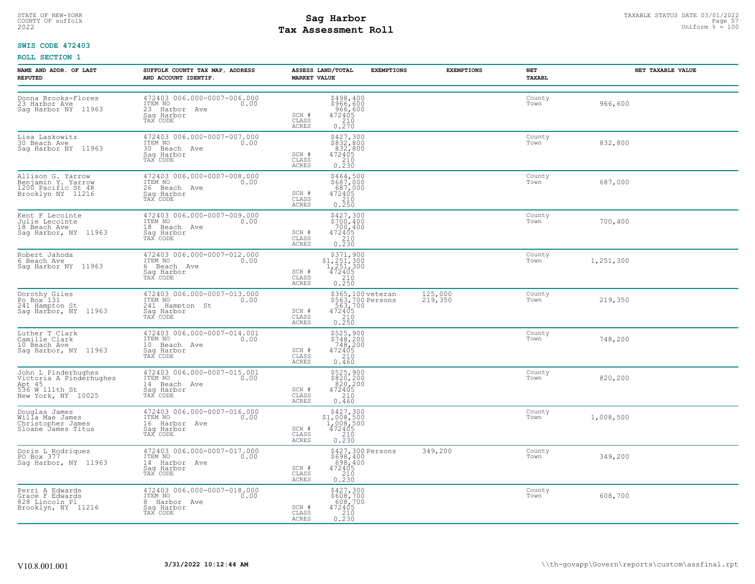STATE OF NEW-YORK
COUNTY OF suffolk
2022

# Sag Harbor
## Tax Assessment Roll

TAXABLE STATUS DATE 03/01/2022
Uniform % = 100

**SWIS CODE 472403**

**ROLL SECTION 1**

| NAME AND ADDR. OF LAST REPUTED | SUFFOLK COUNTY TAX MAP, ADDRESS AND ACCOUNT IDENTIF. | ASSESS LAND/TOTAL MARKET VALUE | EXEMPTIONS | EXEMPTIONS | NET TAXABL | NET TAXABLE VALUE |
|---|---|---|---|---|---|---|
| Donna Brooks-Flores<br>23 Harbor Ave<br>Sag Harbor NY 11963 | 472403 006.000-0007-006.000<br>ITEM NO 0.00<br>23 Harbor Ave<br>Sag Harbor<br>TAX CODE | $498,400<br>$966,600<br>966,600<br>SCH # 472405<br>CLASS 210<br>ACRES 0.270 | | | County<br>Town | 966,600 |
| Lisa Laskowitz<br>30 Beach Ave<br>Sag Harbor NY 11963 | 472403 006.000-0007-007.000<br>ITEM NO 0.00<br>30 Beach Ave<br>Sag Harbor<br>TAX CODE | $427,300<br>$832,800<br>832,800<br>SCH # 472405<br>CLASS 210<br>ACRES 0.230 | | | County<br>Town | 832,800 |
| Allison G. Yarrow<br>Benjamin Y. Yarrow<br>1200 Pacific St 4R<br>Brooklyn NY 11216 | 472403 006.000-0007-008.000<br>ITEM NO 0.00<br>26 Beach Ave<br>Sag Harbor<br>TAX CODE | $464,500<br>$687,000<br>687,000<br>SCH # 472405<br>CLASS 210<br>ACRES 0.250 | | | County<br>Town | 687,000 |
| Kent F Lecointe<br>Julie Lecointe<br>18 Beach Ave<br>Sag Harbor, NY 11963 | 472403 006.000-0007-009.000<br>ITEM NO 0.00<br>18 Beach Ave<br>Sag Harbor<br>TAX CODE | $427,300<br>$700,400<br>700,400<br>SCH # 472405<br>CLASS 210<br>ACRES 0.230 | | | County<br>Town | 700,400 |
| Robert Jahoda<br>6 Beach Ave<br>Sag Harbor NY 11963 | 472403 006.000-0007-012.000<br>ITEM NO 0.00<br>6 Beach Ave<br>Sag Harbor<br>TAX CODE | $371,900<br>$1,251,300<br>1,251,300<br>SCH # 472405<br>CLASS 210<br>ACRES 0.250 | | | County<br>Town | 1,251,300 |
| Dorothy Giles<br>Po Box 131<br>241 Hampton St<br>Sag Harbor, NY 11963 | 472403 006.000-0007-013.000<br>ITEM NO 0.00<br>241 Hampton St<br>Sag Harbor<br>TAX CODE | $365,100<br>$563,700<br>563,700<br>SCH # 472405<br>CLASS 210<br>ACRES 0.250 | veteran<br>Persons | 125,000<br>219,350 | County<br>Town | 219,350 |
| Luther T Clark<br>Camille Clark<br>10 Beach Ave<br>Sag Harbor, NY 11963 | 472403 006.000-0007-014.001<br>ITEM NO 0.00<br>10 Beach Ave<br>Sag Harbor<br>TAX CODE | $525,900<br>$748,200<br>748,200<br>SCH # 472405<br>CLASS 210<br>ACRES 0.460 | | | County<br>Town | 748,200 |
| John L Pinderhughes<br>Victoria A Pinderhughes<br>Apt 45<br>536 W 111th St<br>New York, NY 10025 | 472403 006.000-0007-015.001<br>ITEM NO 0.00<br>14 Beach Ave<br>Sag Harbor<br>TAX CODE | $525,900<br>$820,200<br>820,200<br>SCH # 472405<br>CLASS 210<br>ACRES 0.460 | | | County<br>Town | 820,200 |
| Douglas James<br>Willa Mae James<br>Christopher James<br>Sloane James Titus | 472403 006.000-0007-016.000<br>ITEM NO 0.00<br>16 Harbor Ave<br>Sag Harbor<br>TAX CODE | $427,300<br>$1,008,500<br>1,008,500<br>SCH # 472405<br>CLASS 210<br>ACRES 0.230 | | | County<br>Town | 1,008,500 |
| Doris L Rodriguez<br>PO Box 377<br>Sag Harbor, NY 11963 | 472403 006.000-0007-017.000<br>ITEM NO 0.00<br>14 Harbor Ave<br>Sag Harbor<br>TAX CODE | $427,300<br>$698,400<br>698,400<br>SCH # 472405<br>CLASS 210<br>ACRES 0.230 | Persons | 349,200 | County<br>Town | 349,200 |
| Perri A Edwards<br>Grace F Edwards<br>828 Lincoln Pl<br>Brooklyn, NY 11216 | 472403 006.000-0007-018.000<br>ITEM NO 0.00<br>8 Harbor Ave<br>Sag Harbor<br>TAX CODE | $427,300<br>$608,700<br>608,700<br>SCH # 472405<br>CLASS 210<br>ACRES 0.230 | | | County<br>Town | 608,700 |

V10.8.001.001 **3/31/2022 10:12:44 AM** \\th-govapp\Govern\reports\custom\assfinal.rpt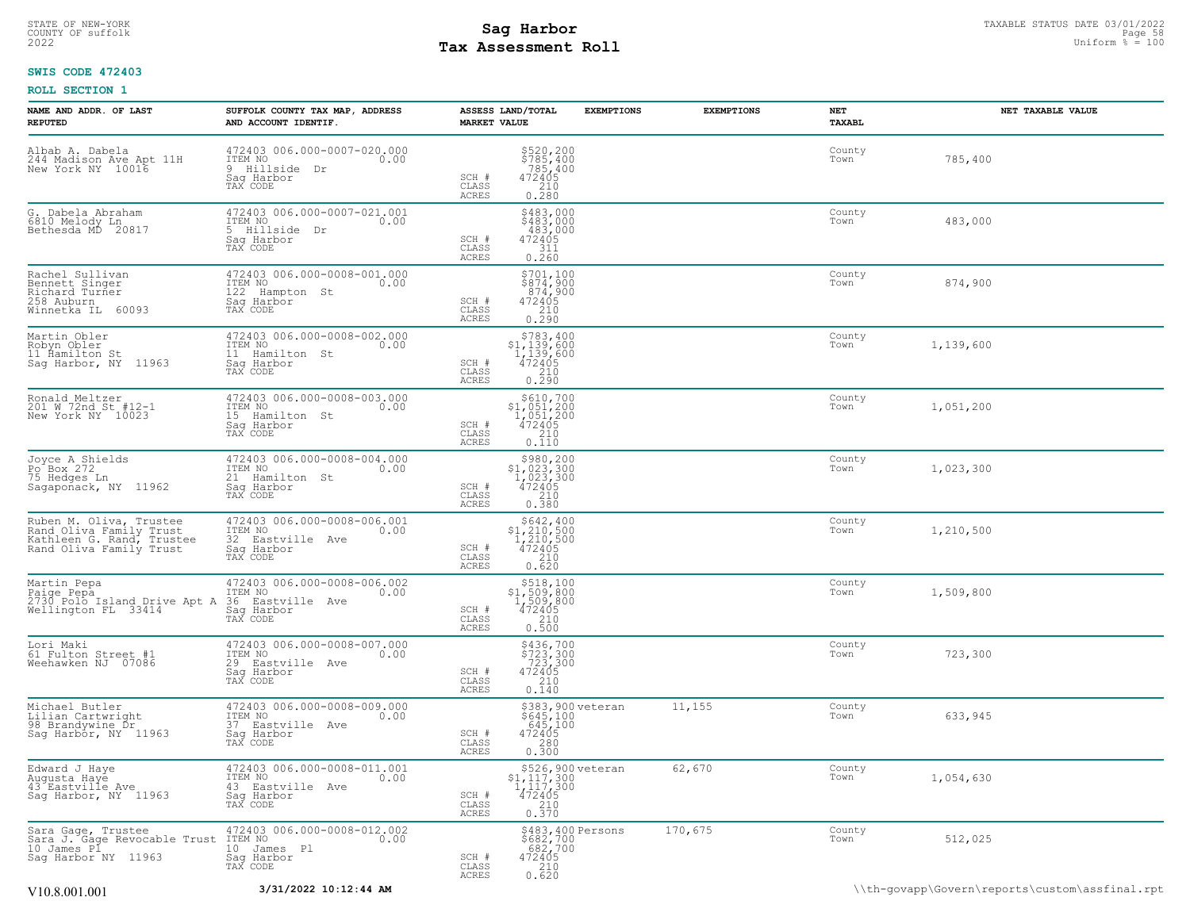STATE OF NEW-YORK
COUNTY OF suffolk
2022

# Sag Harbor
# Tax Assessment Roll

TAXABLE STATUS DATE 03/01/2022
Uniform % = 100

**SWIS CODE 472403**

**ROLL SECTION 1**

| NAME AND ADDR. OF LAST REPUTED | SUFFOLK COUNTY TAX MAP, ADDRESS AND ACCOUNT IDENTIF. | ASSESS LAND/TOTAL MARKET VALUE | EXEMPTIONS | EXEMPTIONS | NET TAXABL | NET TAXABLE VALUE |
|---|---|---|---|---|---|---|
| Albab A. Dabela<br>244 Madison Ave Apt 11H<br>New York NY 10016 | 472403 006.000-0007-020.000<br>ITEM NO 0.00<br>9 Hillside Dr<br>Sag Harbor<br>TAX CODE | $520,200<br>$785,400<br>785,400<br>SCH # 472405<br>CLASS 210<br>ACRES 0.280 | | | County<br>Town | 785,400 |
| G. Dabela Abraham<br>6810 Melody Ln<br>Bethesda MD 20817 | 472403 006.000-0007-021.001<br>ITEM NO 0.00<br>5 Hillside Dr<br>Sag Harbor<br>TAX CODE | $483,000<br>$483,000<br>483,000<br>SCH # 472405<br>CLASS 311<br>ACRES 0.260 | | | County<br>Town | 483,000 |
| Rachel Sullivan<br>Bennett Singer<br>Richard Turner<br>258 Auburn<br>Winnetka IL 60093 | 472403 006.000-0008-001.000<br>ITEM NO 0.00<br>122 Hampton St<br>Sag Harbor<br>TAX CODE | $701,100<br>$874,900<br>874,900<br>SCH # 472405<br>CLASS 210<br>ACRES 0.290 | | | County<br>Town | 874,900 |
| Martin Obler<br>Robyn Obler<br>11 Hamilton St<br>Sag Harbor, NY 11963 | 472403 006.000-0008-002.000<br>ITEM NO 0.00<br>11 Hamilton St<br>Sag Harbor<br>TAX CODE | $783,400<br>$1,139,600<br>1,139,600<br>SCH # 472405<br>CLASS 210<br>ACRES 0.290 | | | County<br>Town | 1,139,600 |
| Ronald Meltzer<br>201 W 72nd St #12-1<br>New York NY 10023 | 472403 006.000-0008-003.000<br>ITEM NO 0.00<br>15 Hamilton St<br>Sag Harbor<br>TAX CODE | $610,700<br>$1,051,200<br>1,051,200<br>SCH # 472405<br>CLASS 210<br>ACRES 0.110 | | | County<br>Town | 1,051,200 |
| Joyce A Shields<br>Po Box 272<br>75 Hedges Ln<br>Sagaponack, NY 11962 | 472403 006.000-0008-004.000<br>ITEM NO 0.00<br>21 Hamilton St<br>Sag Harbor<br>TAX CODE | $980,200<br>$1,023,300<br>1,023,300<br>SCH # 472405<br>CLASS 210<br>ACRES 0.380 | | | County<br>Town | 1,023,300 |
| Ruben M. Oliva, Trustee<br>Rand Oliva Family Trust<br>Kathleen G. Rand, Trustee<br>Rand Oliva Family Trust | 472403 006.000-0008-006.001<br>ITEM NO 0.00<br>32 Eastville Ave<br>Sag Harbor<br>TAX CODE | $642,400<br>$1,210,500<br>1,210,500<br>SCH # 472405<br>CLASS 210<br>ACRES 0.620 | | | County<br>Town | 1,210,500 |
| Martin Pepa<br>Paige Pepa<br>2730 Polo Island Drive Apt A<br>Wellington FL 33414 | 472403 006.000-0008-006.002<br>ITEM NO 0.00<br>36 Eastville Ave<br>Sag Harbor<br>TAX CODE | $518,100<br>$1,509,800<br>1,509,800<br>SCH # 472405<br>CLASS 210<br>ACRES 0.500 | | | County<br>Town | 1,509,800 |
| Lori Maki<br>61 Fulton Street #1<br>Weehawken NJ 07086 | 472403 006.000-0008-007.000<br>ITEM NO 0.00<br>29 Eastville Ave<br>Sag Harbor<br>TAX CODE | $436,700<br>$723,300<br>723,300<br>SCH # 472405<br>CLASS 210<br>ACRES 0.140 | | | County<br>Town | 723,300 |
| Michael Butler<br>Lilian Cartwright<br>98 Brandywine Dr<br>Sag Harbor, NY 11963 | 472403 006.000-0008-009.000<br>ITEM NO 0.00<br>37 Eastville Ave<br>Sag Harbor<br>TAX CODE | $383,900<br>$645,100<br>645,100<br>SCH # 472405<br>CLASS 280<br>ACRES 0.300 | veteran | 11,155 | County<br>Town | 633,945 |
| Edward J Haye<br>Augusta Haye<br>43 Eastville Ave<br>Sag Harbor, NY 11963 | 472403 006.000-0008-011.001<br>ITEM NO 0.00<br>43 Eastville Ave<br>Sag Harbor<br>TAX CODE | $526,900<br>$1,117,300<br>1,117,300<br>SCH # 472405<br>CLASS 210<br>ACRES 0.370 | veteran | 62,670 | County<br>Town | 1,054,630 |
| Sara Gage, Trustee<br>Sara J. Gage Revocable Trust<br>10 James Pl<br>Sag Harbor NY 11963 | 472403 006.000-0008-012.002<br>ITEM NO 0.00<br>10 James Pl<br>Sag Harbor<br>TAX CODE | $483,400<br>$682,700<br>682,700<br>SCH # 472405<br>CLASS 210<br>ACRES 0.620 | Persons | 170,675 | County<br>Town | 512,025 |

V10.8.001.001 3/31/2022 10:12:44 AM \\th-govapp\Govern\reports\custom\assfinal.rpt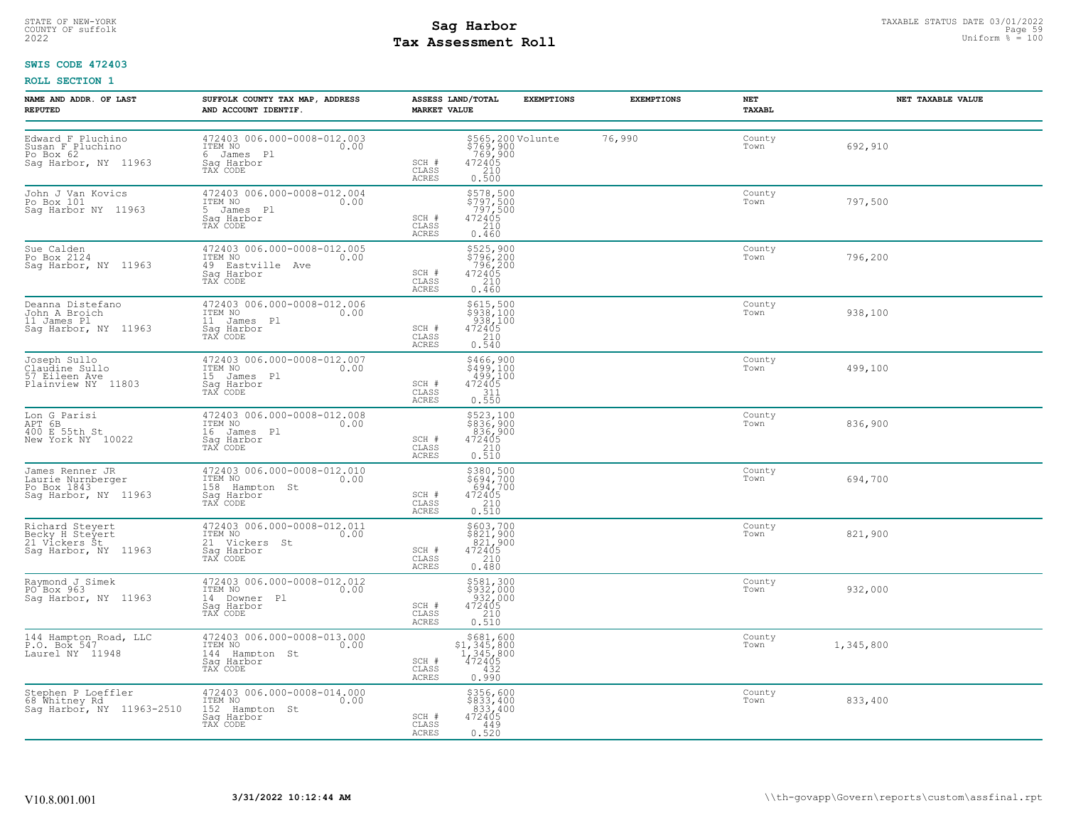STATE OF NEW-YORK
COUNTY OF suffolk
2022

# Sag Harbor
# Tax Assessment Roll

TAXABLE STATUS DATE 03/01/2022
Uniform % = 100

**SWIS CODE 472403**

**ROLL SECTION 1**

| NAME AND ADDR. OF LAST REPUTED | SUFFOLK COUNTY TAX MAP, ADDRESS AND ACCOUNT IDENTIF. | ASSESS LAND/TOTAL MARKET VALUE | EXEMPTIONS | EXEMPTIONS | NET TAXABL | NET TAXABLE VALUE |
|---|---|---|---|---|---|---|
| Edward F Pluchino<br>Susan F Pluchino<br>Po Box 62<br>Sag Harbor, NY 11963 | 472403 006.000-0008-012.003<br>ITEM NO 0.00<br>6 James Pl<br>Sag Harbor<br>TAX CODE | $565,200<br>$769,900<br>769,900<br>SCH # 472405<br>CLASS 210<br>ACRES 0.500 | Volunte | 76,990 | County<br>Town | 692,910 |
| John J Van Kovics<br>Po Box 101<br>Sag Harbor NY 11963 | 472403 006.000-0008-012.004<br>ITEM NO 0.00<br>5 James Pl<br>Sag Harbor<br>TAX CODE | $578,500<br>$797,500<br>797,500<br>SCH # 472405<br>CLASS 210<br>ACRES 0.460 | | | County<br>Town | 797,500 |
| Sue Calden<br>Po Box 2124<br>Sag Harbor, NY 11963 | 472403 006.000-0008-012.005<br>ITEM NO 0.00<br>49 Eastville Ave<br>Sag Harbor<br>TAX CODE | $525,900<br>$796,200<br>796,200<br>SCH # 472405<br>CLASS 210<br>ACRES 0.460 | | | County<br>Town | 796,200 |
| Deanna Distefano<br>John A Broich<br>11 James Pl<br>Sag Harbor, NY 11963 | 472403 006.000-0008-012.006<br>ITEM NO 0.00<br>11 James Pl<br>Sag Harbor<br>TAX CODE | $615,500<br>$938,100<br>938,100<br>SCH # 472405<br>CLASS 210<br>ACRES 0.540 | | | County<br>Town | 938,100 |
| Joseph Sullo<br>Claudine Sullo<br>57 Eileen Ave<br>Plainview NY 11803 | 472403 006.000-0008-012.007<br>ITEM NO 0.00<br>15 James Pl<br>Sag Harbor<br>TAX CODE | $466,900<br>$499,100<br>499,100<br>SCH # 472405<br>CLASS 311<br>ACRES 0.550 | | | County<br>Town | 499,100 |
| Lon G Parisi<br>APT 6B<br>400 E 55th St<br>New York NY 10022 | 472403 006.000-0008-012.008<br>ITEM NO 0.00<br>16 James Pl<br>Sag Harbor<br>TAX CODE | $523,100<br>$836,900<br>836,900<br>SCH # 472405<br>CLASS 210<br>ACRES 0.510 | | | County<br>Town | 836,900 |
| James Renner JR<br>Laurie Nurnberger<br>Po Box 1843<br>Sag Harbor, NY 11963 | 472403 006.000-0008-012.010<br>ITEM NO 0.00<br>158 Hampton St<br>Sag Harbor<br>TAX CODE | $380,500<br>$694,700<br>694,700<br>SCH # 472405<br>CLASS 210<br>ACRES 0.510 | | | County<br>Town | 694,700 |
| Richard Steyert<br>Becky H Steyert<br>21 Vickers St<br>Sag Harbor, NY 11963 | 472403 006.000-0008-012.011<br>ITEM NO 0.00<br>21 Vickers St<br>Sag Harbor<br>TAX CODE | $603,700<br>$821,900<br>821,900<br>SCH # 472405<br>CLASS 210<br>ACRES 0.480 | | | County<br>Town | 821,900 |
| Raymond J Simek<br>PO Box 963<br>Sag Harbor, NY 11963 | 472403 006.000-0008-012.012<br>ITEM NO 0.00<br>14 Downer Pl<br>Sag Harbor<br>TAX CODE | $581,300<br>$932,000<br>932,000<br>SCH # 472405<br>CLASS 210<br>ACRES 0.510 | | | County<br>Town | 932,000 |
| 144 Hampton Road, LLC<br>P.O. Box 547<br>Laurel NY 11948 | 472403 006.000-0008-013.000<br>ITEM NO 0.00<br>144 Hampton St<br>Sag Harbor<br>TAX CODE | $681,600<br>$1,345,800<br>1,345,800<br>SCH # 472405<br>CLASS 432<br>ACRES 0.990 | | | County<br>Town | 1,345,800 |
| Stephen P Loeffler<br>68 Whitney Rd<br>Sag Harbor, NY 11963-2510 | 472403 006.000-0008-014.000<br>ITEM NO 0.00<br>152 Hampton St<br>Sag Harbor<br>TAX CODE | $356,600<br>$833,400<br>833,400<br>SCH # 472405<br>CLASS 449<br>ACRES 0.520 | | | County<br>Town | 833,400 |

V10.8.001.001 **3/31/2022 10:12:44 AM** \\th-govapp\Govern\reports\custom\assfinal.rpt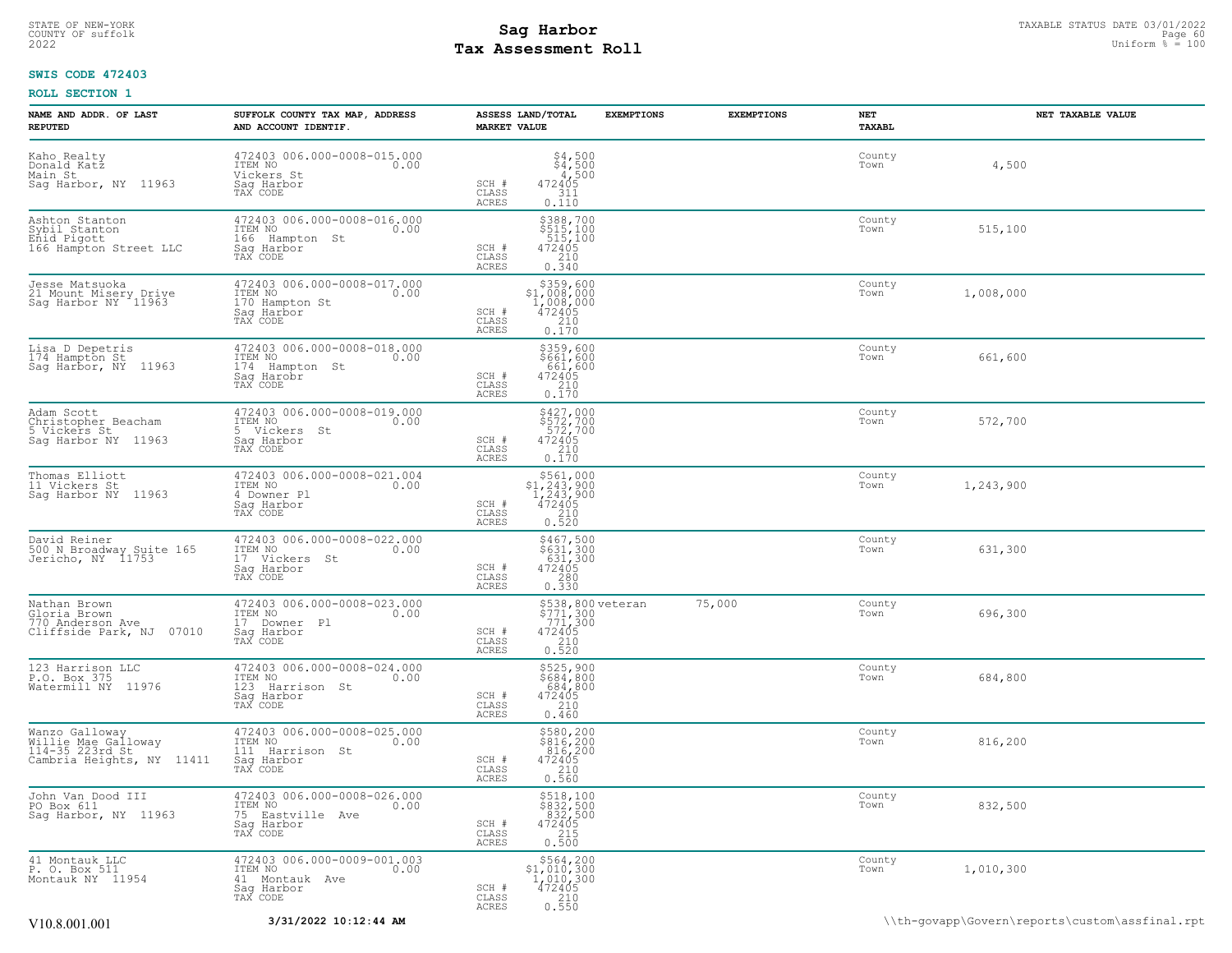**SWIS CODE 472403**

**ROLL SECTION 1**

| NAME AND ADDR. OF LAST REPUTED | SUFFOLK COUNTY TAX MAP, ADDRESS AND ACCOUNT IDENTIF. | ASSESS LAND/TOTAL MARKET VALUE | EXEMPTIONS | EXEMPTIONS | NET TAXABL | NET TAXABLE VALUE |
|---|---|---|---|---|---|---|
| Kaho Realty<br>Donald Katz<br>Main St<br>Sag Harbor, NY 11963 | 472403 006.000-0008-015.000<br>ITEM NO 0.00<br>Vickers St<br>Sag Harbor<br>TAX CODE | $4,500<br>$4,500<br>4,500<br>SCH # 472405<br>CLASS 311<br>ACRES 0.110 | | | County<br>Town | 4,500 |
| Ashton Stanton<br>Sybil Stanton<br>Enid Pigott<br>166 Hampton Street LLC | 472403 006.000-0008-016.000<br>ITEM NO 0.00<br>166 Hampton St<br>Sag Harbor<br>TAX CODE | $388,700<br>$515,100<br>515,100<br>SCH # 472405<br>CLASS 210<br>ACRES 0.340 | | | County<br>Town | 515,100 |
| Jesse Matsuoka<br>21 Mount Misery Drive<br>Sag Harbor NY 11963 | 472403 006.000-0008-017.000<br>ITEM NO 0.00<br>170 Hampton St<br>Sag Harbor<br>TAX CODE | $359,600<br>$1,008,000<br>1,008,000<br>SCH # 472405<br>CLASS 210<br>ACRES 0.170 | | | County<br>Town | 1,008,000 |
| Lisa D Depetris<br>174 Hampton St<br>Sag Harbor, NY 11963 | 472403 006.000-0008-018.000<br>ITEM NO 0.00<br>174 Hampton St<br>Sag Harobr<br>TAX CODE | $359,600<br>$661,600<br>661,600<br>SCH # 472405<br>CLASS 210<br>ACRES 0.170 | | | County<br>Town | 661,600 |
| Adam Scott<br>Christopher Beacham<br>5 Vickers St<br>Sag Harbor NY 11963 | 472403 006.000-0008-019.000<br>ITEM NO 0.00<br>5 Vickers St<br>Sag Harbor<br>TAX CODE | $427,000<br>$572,700<br>572,700<br>SCH # 472405<br>CLASS 210<br>ACRES 0.170 | | | County<br>Town | 572,700 |
| Thomas Elliott<br>11 Vickers St<br>Sag Harbor NY 11963 | 472403 006.000-0008-021.004<br>ITEM NO 0.00<br>4 Downer Pl<br>Sag Harbor<br>TAX CODE | $561,000<br>$1,243,900<br>1,243,900<br>SCH # 472405<br>CLASS 210<br>ACRES 0.520 | | | County<br>Town | 1,243,900 |
| David Reiner<br>500 N Broadway Suite 165<br>Jericho, NY 11753 | 472403 006.000-0008-022.000<br>ITEM NO 0.00<br>17 Vickers St<br>Sag Harbor<br>TAX CODE | $467,500<br>$631,300<br>631,300<br>SCH # 472405<br>CLASS 280<br>ACRES 0.330 | | | County<br>Town | 631,300 |
| Nathan Brown<br>Gloria Brown<br>770 Anderson Ave<br>Cliffside Park, NJ 07010 | 472403 006.000-0008-023.000<br>ITEM NO 0.00<br>17 Downer Pl<br>Sag Harbor<br>TAX CODE | $538,800<br>$771,300<br>771,300<br>SCH # 472405<br>CLASS 210<br>ACRES 0.520 | veteran | 75,000 | County<br>Town | 696,300 |
| 123 Harrison LLC<br>P.O. Box 375<br>Watermill NY 11976 | 472403 006.000-0008-024.000<br>ITEM NO 0.00<br>123 Harrison St<br>Sag Harbor<br>TAX CODE | $525,900<br>$684,800<br>684,800<br>SCH # 472405<br>CLASS 210<br>ACRES 0.460 | | | County<br>Town | 684,800 |
| Wanzo Galloway<br>Willie Mae Galloway<br>114-35 223rd St<br>Cambria Heights, NY 11411 | 472403 006.000-0008-025.000<br>ITEM NO 0.00<br>111 Harrison St<br>Sag Harbor<br>TAX CODE | $580,200<br>$816,200<br>816,200<br>SCH # 472405<br>CLASS 210<br>ACRES 0.560 | | | County<br>Town | 816,200 |
| John Van Dood III<br>PO Box 611<br>Sag Harbor, NY 11963 | 472403 006.000-0008-026.000<br>ITEM NO 0.00<br>75 Eastville Ave<br>Sag Harbor<br>TAX CODE | $518,100<br>$832,500<br>832,500<br>SCH # 472405<br>CLASS 215<br>ACRES 0.500 | | | County<br>Town | 832,500 |
| 41 Montauk LLC<br>P. O. Box 511<br>Montauk NY 11954 | 472403 006.000-0009-001.003<br>ITEM NO 0.00<br>41 Montauk Ave<br>Sag Harbor<br>TAX CODE | $564,200<br>$1,010,300<br>1,010,300<br>SCH # 472405<br>CLASS 210<br>ACRES 0.550 | | | County<br>Town | 1,010,300 |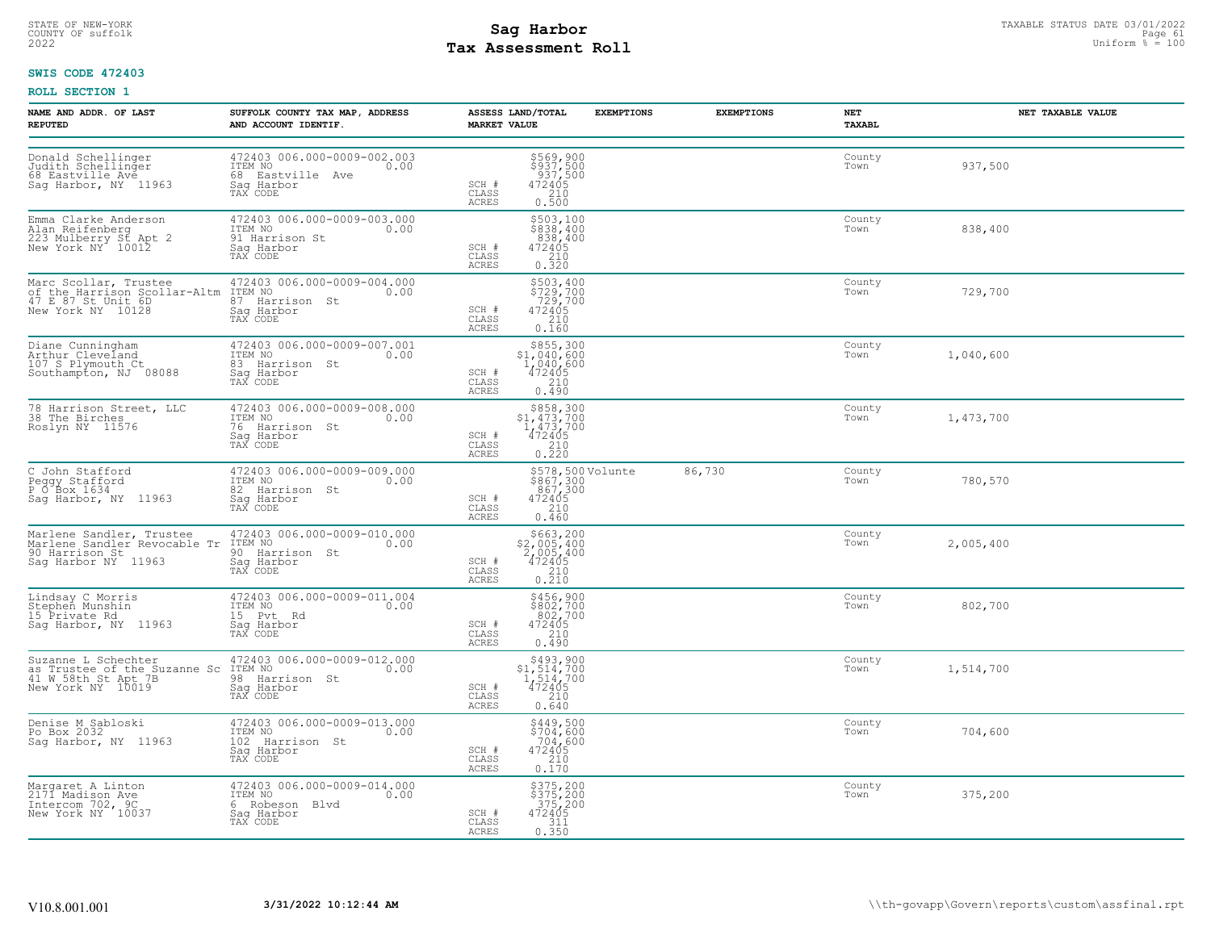STATE OF NEW-YORK
COUNTY OF suffolk
2022

# Sag Harbor
# Tax Assessment Roll

TAXABLE STATUS DATE 03/01/2022
Uniform % = 100

**SWIS CODE 472403**

**ROLL SECTION 1**

| NAME AND ADDR. OF LAST REPUTED | SUFFOLK COUNTY TAX MAP, ADDRESS AND ACCOUNT IDENTIF. | ASSESS LAND/TOTAL MARKET VALUE | EXEMPTIONS | EXEMPTIONS | NET TAXABL | NET TAXABLE VALUE |
|---|---|---|---|---|---|---|
| Donald Schellinger<br>Judith Schellinger<br>68 Eastville Ave<br>Sag Harbor, NY 11963 | 472403 006.000-0009-002.003<br>ITEM NO 0.00<br>68 Eastville Ave<br>Sag Harbor<br>TAX CODE | $569,900<br>$937,500<br>937,500<br>SCH # 472405<br>CLASS 210<br>ACRES 0.500 | | | County<br>Town | 937,500 |
| Emma Clarke Anderson<br>Alan Reifenberg<br>223 Mulberry St Apt 2<br>New York NY 10012 | 472403 006.000-0009-003.000<br>ITEM NO 0.00<br>91 Harrison St<br>Sag Harbor<br>TAX CODE | $503,100<br>$838,400<br>838,400<br>SCH # 472405<br>CLASS 210<br>ACRES 0.320 | | | County<br>Town | 838,400 |
| Marc Scollar, Trustee<br>of the Harrison Scollar-Altm<br>47 E 87 St Unit 6D<br>New York NY 10128 | 472403 006.000-0009-004.000<br>ITEM NO 0.00<br>87 Harrison St<br>Sag Harbor<br>TAX CODE | $503,400<br>$729,700<br>729,700<br>SCH # 472405<br>CLASS 210<br>ACRES 0.160 | | | County<br>Town | 729,700 |
| Diane Cunningham<br>Arthur Cleveland<br>107 S Plymouth Ct<br>Southampton, NJ 08088 | 472403 006.000-0009-007.001<br>ITEM NO 0.00<br>83 Harrison St<br>Sag Harbor<br>TAX CODE | $855,300<br>$1,040,600<br>1,040,600<br>SCH # 472405<br>CLASS 210<br>ACRES 0.490 | | | County<br>Town | 1,040,600 |
| 78 Harrison Street, LLC<br>38 The Birches<br>Roslyn NY 11576 | 472403 006.000-0009-008.000<br>ITEM NO 0.00<br>76 Harrison St<br>Sag Harbor<br>TAX CODE | $858,300<br>$1,473,700<br>1,473,700<br>SCH # 472405<br>CLASS 210<br>ACRES 0.220 | | | County<br>Town | 1,473,700 |
| C John Stafford<br>Peggy Stafford<br>P O Box 1634<br>Sag Harbor, NY 11963 | 472403 006.000-0009-009.000<br>ITEM NO 0.00<br>82 Harrison St<br>Sag Harbor<br>TAX CODE | $578,500<br>$867,300<br>867,300<br>SCH # 472405<br>CLASS 210<br>ACRES 0.460 | Volunte | 86,730 | County<br>Town | 780,570 |
| Marlene Sandler, Trustee<br>Marlene Sandler Revocable Tr<br>90 Harrison St<br>Sag Harbor NY 11963 | 472403 006.000-0009-010.000<br>ITEM NO 0.00<br>90 Harrison St<br>Sag Harbor<br>TAX CODE | $663,200<br>$2,005,400<br>2,005,400<br>SCH # 472405<br>CLASS 210<br>ACRES 0.210 | | | County<br>Town | 2,005,400 |
| Lindsay C Morris<br>Stephen Munshin<br>15 Private Rd<br>Sag Harbor, NY 11963 | 472403 006.000-0009-011.004<br>ITEM NO 0.00<br>15 Pvt Rd<br>Sag Harbor<br>TAX CODE | $456,900<br>$802,700<br>802,700<br>SCH # 472405<br>CLASS 210<br>ACRES 0.490 | | | County<br>Town | 802,700 |
| Suzanne L Schechter<br>as Trustee of the Suzanne Sc<br>41 W 58th St Apt 7B<br>New York NY 10019 | 472403 006.000-0009-012.000<br>ITEM NO 0.00<br>98 Harrison St<br>Sag Harbor<br>TAX CODE | $493,900<br>$1,514,700<br>1,514,700<br>SCH # 472405<br>CLASS 210<br>ACRES 0.640 | | | County<br>Town | 1,514,700 |
| Denise M Sabloski<br>Po Box 2032<br>Sag Harbor, NY 11963 | 472403 006.000-0009-013.000<br>ITEM NO 0.00<br>102 Harrison St<br>Sag Harbor<br>TAX CODE | $449,500<br>$704,600<br>704,600<br>SCH # 472405<br>CLASS 210<br>ACRES 0.170 | | | County<br>Town | 704,600 |
| Margaret A Linton<br>2171 Madison Ave<br>Intercom 702, 9C<br>New York NY 10037 | 472403 006.000-0009-014.000<br>ITEM NO 0.00<br>6 Robeson Blvd<br>Sag Harbor<br>TAX CODE | $375,200<br>$375,200<br>375,200<br>SCH # 472405<br>CLASS 311<br>ACRES 0.350 | | | County<br>Town | 375,200 |

V10.8.001.001 3/31/2022 10:12:44 AM \\th-govapp\Govern\reports\custom\assfinal.rpt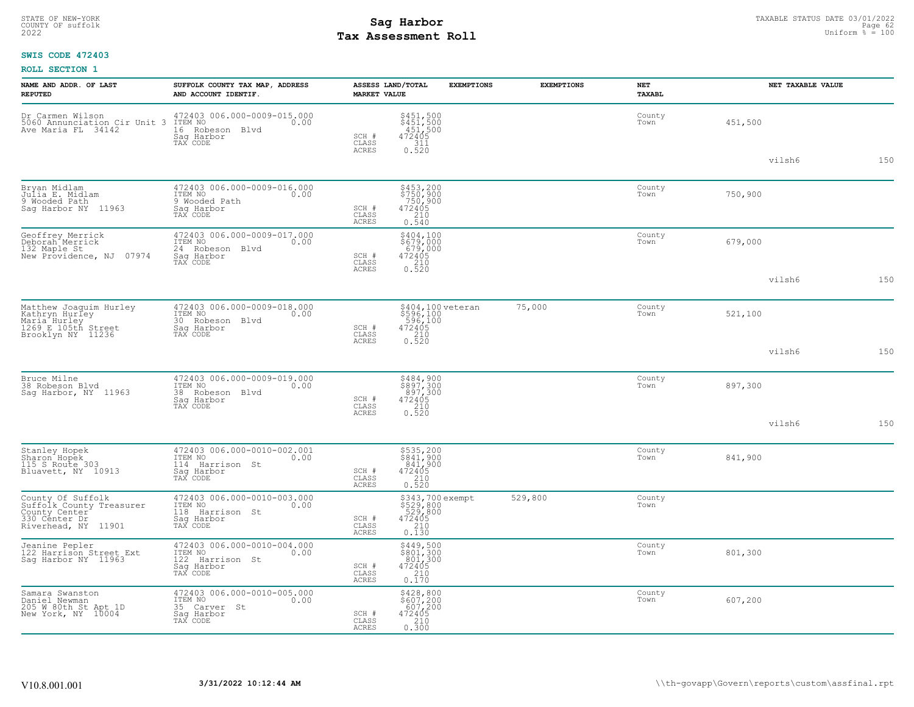STATE OF NEW-YORK
COUNTY OF suffolk
2022

# Sag Harbor
## Tax Assessment Roll

TAXABLE STATUS DATE 03/01/2022
Uniform % = 100

**SWIS CODE 472403**

**ROLL SECTION 1**

| NAME AND ADDR. OF LAST REPUTED | SUFFOLK COUNTY TAX MAP, ADDRESS AND ACCOUNT IDENTIF. | ASSESS LAND/TOTAL MARKET VALUE | EXEMPTIONS | EXEMPTIONS | NET TAXABL | NET TAXABLE VALUE | | |
|---|---|---|---|---|---|---|---|---|
| Dr Carmen Wilson<br>5060 Annunciation Cir Unit 3<br>Ave Maria FL 34142 | 472403 006.000-0009-015.000<br>ITEM NO 0.00<br>16 Robeson Blvd<br>Sag Harbor<br>TAX CODE | $451,500<br>$451,500<br>451,500<br>SCH # 472405<br>CLASS 311<br>ACRES 0.520 | | | County<br>Town | 451,500 | vilsh6 | 150 |
| Bryan Midlam<br>Julia E. Midlam<br>9 Wooded Path<br>Sag Harbor NY 11963 | 472403 006.000-0009-016.000<br>ITEM NO 0.00<br>9 Wooded Path<br>Sag Harbor<br>TAX CODE | $453,200<br>$750,900<br>750,900<br>SCH # 472405<br>CLASS 210<br>ACRES 0.540 | | | County<br>Town | 750,900 | | |
| Geoffrey Merrick<br>Deborah Merrick<br>132 Maple St<br>New Providence, NJ 07974 | 472403 006.000-0009-017.000<br>ITEM NO 0.00<br>24 Robeson Blvd<br>Sag Harbor<br>TAX CODE | $404,100<br>$679,000<br>679,000<br>SCH # 472405<br>CLASS 210<br>ACRES 0.520 | | | County<br>Town | 679,000 | vilsh6 | 150 |
| Matthew Joaquim Hurley<br>Kathryn Hurley<br>Maria Hurley<br>1269 E 105th Street<br>Brooklyn NY 11236 | 472403 006.000-0009-018.000<br>ITEM NO 0.00<br>30 Robeson Blvd<br>Sag Harbor<br>TAX CODE | $404,100<br>$596,100<br>596,100<br>SCH # 472405<br>CLASS 210<br>ACRES 0.520 | veteran | 75,000 | County<br>Town | 521,100 | vilsh6 | 150 |
| Bruce Milne<br>38 Robeson Blvd<br>Sag Harbor, NY 11963 | 472403 006.000-0009-019.000<br>ITEM NO 0.00<br>38 Robeson Blvd<br>Sag Harbor<br>TAX CODE | $484,900<br>$897,300<br>897,300<br>SCH # 472405<br>CLASS 210<br>ACRES 0.520 | | | County<br>Town | 897,300 | vilsh6 | 150 |
| Stanley Hopek<br>Sharon Hopek<br>115 S Route 303<br>Bluavett, NY 10913 | 472403 006.000-0010-002.001<br>ITEM NO 0.00<br>114 Harrison St<br>Sag Harbor<br>TAX CODE | $535,200<br>$841,900<br>841,900<br>SCH # 472405<br>CLASS 210<br>ACRES 0.520 | | | County<br>Town | 841,900 | | |
| County Of Suffolk<br>Suffolk County Treasurer<br>County Center<br>330 Center Dr<br>Riverhead, NY 11901 | 472403 006.000-0010-003.000<br>ITEM NO 0.00<br>118 Harrison St<br>Sag Harbor<br>TAX CODE | $343,700<br>$529,800<br>529,800<br>SCH # 472405<br>CLASS 210<br>ACRES 0.130 | exempt | 529,800 | County<br>Town | | | |
| Jeanine Pepler<br>122 Harrison Street Ext<br>Sag Harbor NY 11963 | 472403 006.000-0010-004.000<br>ITEM NO 0.00<br>122 Harrison St<br>Sag Harbor<br>TAX CODE | $449,500<br>$801,300<br>801,300<br>SCH # 472405<br>CLASS 210<br>ACRES 0.170 | | | County<br>Town | 801,300 | | |
| Samara Swanston<br>Daniel Newman<br>205 W 80th St Apt 1D<br>New York, NY 10004 | 472403 006.000-0010-005.000<br>ITEM NO 0.00<br>35 Carver St<br>Sag Harbor<br>TAX CODE | $428,800<br>$607,200<br>607,200<br>SCH # 472405<br>CLASS 210<br>ACRES 0.300 | | | County<br>Town | 607,200 | | |

V10.8.001.001 **3/31/2022 10:12:44 AM** \\th-govapp\Govern\reports\custom\assfinal.rpt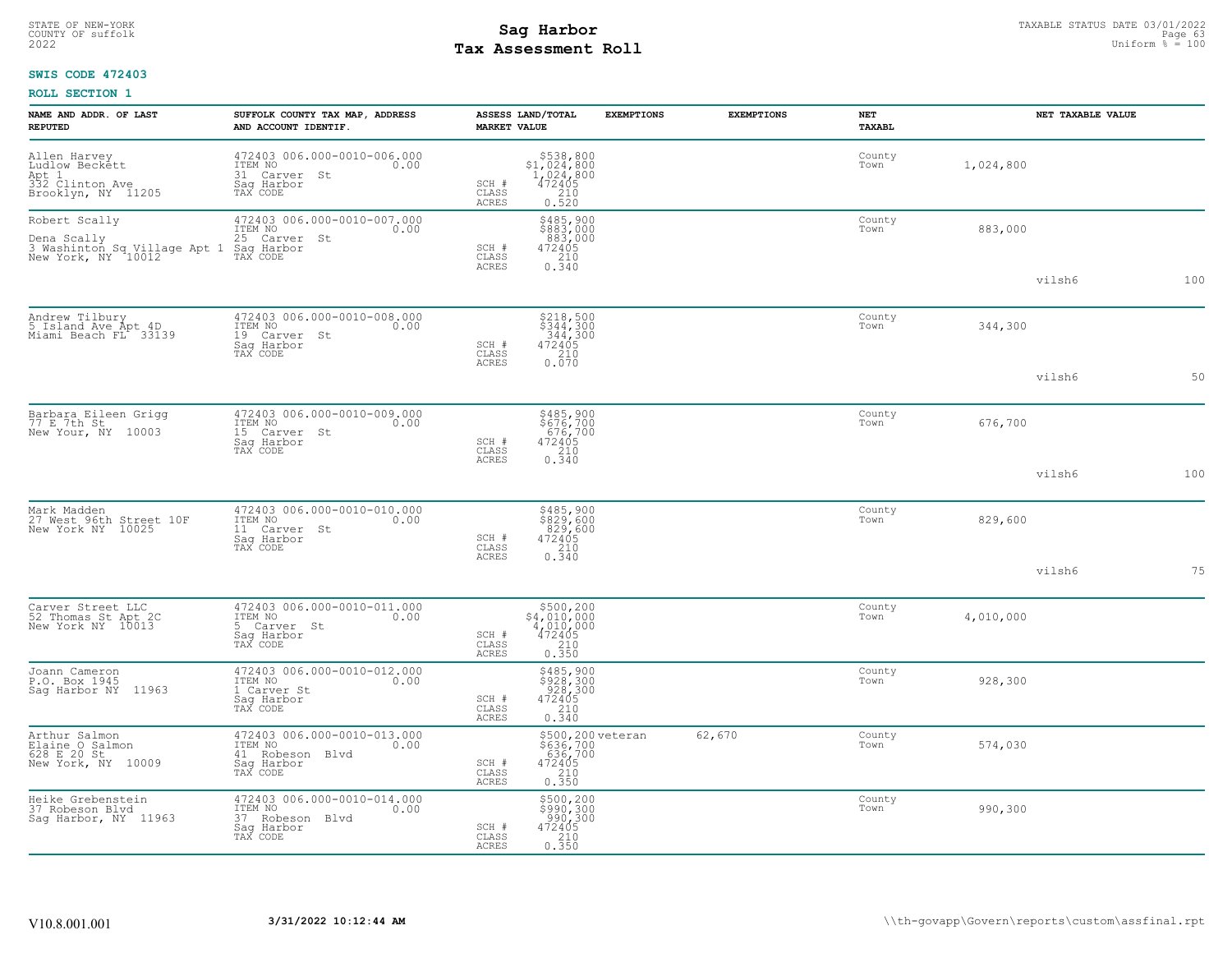STATE OF NEW-YORK
COUNTY OF suffolk
2022

# Sag Harbor
# Tax Assessment Roll

TAXABLE STATUS DATE 03/01/2022
Uniform % = 100

**SWIS CODE 472403**

**ROLL SECTION 1**

| NAME AND ADDR. OF LAST REPUTED | SUFFOLK COUNTY TAX MAP, ADDRESS AND ACCOUNT IDENTIF. | ASSESS LAND/TOTAL MARKET VALUE | EXEMPTIONS | EXEMPTIONS | NET TAXABL | NET TAXABLE VALUE | |
|---|---|---|---|---|---|---|---|
| Allen Harvey<br>Ludlow Beckett<br>Apt 1<br>332 Clinton Ave<br>Brooklyn, NY 11205 | 472403 006.000-0010-006.000<br>ITEM NO 0.00<br>31 Carver St<br>Sag Harbor<br>TAX CODE | $538,800<br>$1,024,800<br>1,024,800<br>SCH # 472405<br>CLASS 210<br>ACRES 0.520 | | | County<br>Town | 1,024,800 | |
| Robert Scally<br><br>Dena Scally<br>3 Washinton Sq Village Apt 1<br>New York, NY 10012 | 472403 006.000-0010-007.000<br>ITEM NO 0.00<br>25 Carver St<br>Sag Harbor<br>TAX CODE | $485,900<br>$883,000<br>883,000<br>SCH # 472405<br>CLASS 210<br>ACRES 0.340 | | | County<br>Town | 883,000<br><br>vilsh6 | <br><br>100 |
| Andrew Tilbury<br>5 Island Ave Apt 4D<br>Miami Beach FL 33139 | 472403 006.000-0010-008.000<br>ITEM NO 0.00<br>19 Carver St<br>Sag Harbor<br>TAX CODE | $218,500<br>$344,300<br>344,300<br>SCH # 472405<br>CLASS 210<br>ACRES 0.070 | | | County<br>Town | 344,300<br><br>vilsh6 | <br><br>50 |
| Barbara Eileen Grigg<br>77 E 7th St<br>New Your, NY 10003 | 472403 006.000-0010-009.000<br>ITEM NO 0.00<br>15 Carver St<br>Sag Harbor<br>TAX CODE | $485,900<br>$676,700<br>676,700<br>SCH # 472405<br>CLASS 210<br>ACRES 0.340 | | | County<br>Town | 676,700<br><br>vilsh6 | <br><br>100 |
| Mark Madden<br>27 West 96th Street 10F<br>New York NY 10025 | 472403 006.000-0010-010.000<br>ITEM NO 0.00<br>11 Carver St<br>Sag Harbor<br>TAX CODE | $485,900<br>$829,600<br>829,600<br>SCH # 472405<br>CLASS 210<br>ACRES 0.340 | | | County<br>Town | 829,600<br><br>vilsh6 | <br><br>75 |
| Carver Street LLC<br>52 Thomas St Apt 2C<br>New York NY 10013 | 472403 006.000-0010-011.000<br>ITEM NO 0.00<br>5 Carver St<br>Sag Harbor<br>TAX CODE | $500,200<br>$4,010,000<br>4,010,000<br>SCH # 472405<br>CLASS 210<br>ACRES 0.350 | | | County<br>Town | 4,010,000 | |
| Joann Cameron<br>P.O. Box 1945<br>Sag Harbor NY 11963 | 472403 006.000-0010-012.000<br>ITEM NO 0.00<br>1 Carver St<br>Sag Harbor<br>TAX CODE | $485,900<br>$928,300<br>928,300<br>SCH # 472405<br>CLASS 210<br>ACRES 0.340 | | | County<br>Town | 928,300 | |
| Arthur Salmon<br>Elaine O Salmon<br>628 E 20 St<br>New York, NY 10009 | 472403 006.000-0010-013.000<br>ITEM NO 0.00<br>41 Robeson Blvd<br>Sag Harbor<br>TAX CODE | $500,200<br>$636,700<br>636,700<br>SCH # 472405<br>CLASS 210<br>ACRES 0.350 | veteran | 62,670 | County<br>Town | 574,030 | |
| Heike Grebenstein<br>37 Robeson Blvd<br>Sag Harbor, NY 11963 | 472403 006.000-0010-014.000<br>ITEM NO 0.00<br>37 Robeson Blvd<br>Sag Harbor<br>TAX CODE | $500,200<br>$990,300<br>990,300<br>SCH # 472405<br>CLASS 210<br>ACRES 0.350 | | | County<br>Town | 990,300 | |

V10.8.001.001 **3/31/2022 10:12:44 AM** \\th-govapp\Govern\reports\custom\assfinal.rpt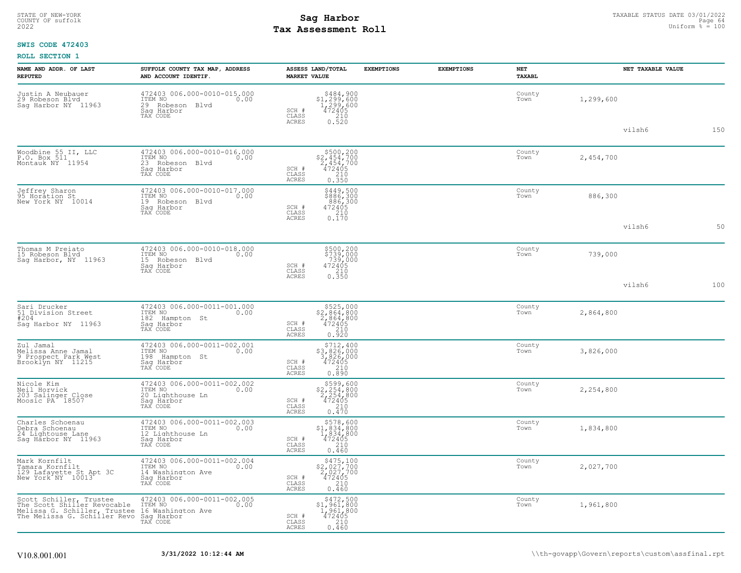STATE OF NEW-YORK
COUNTY OF suffolk
2022

# Sag Harbor
# Tax Assessment Roll

TAXABLE STATUS DATE 03/01/2022
Uniform % = 100

**SWIS CODE 472403**

**ROLL SECTION 1**

| NAME AND ADDR. OF LAST REPUTED | SUFFOLK COUNTY TAX MAP, ADDRESS AND ACCOUNT IDENTIF. | ASSESS LAND/TOTAL MARKET VALUE | EXEMPTIONS | EXEMPTIONS | NET TAXABL | NET TAXABLE VALUE | |
|---|---|---|---|---|---|---|---|
| Justin A Neubauer<br>29 Robeson Blvd<br>Sag Harbor NY 11963 | 472403 006.000-0010-015.000<br>ITEM NO 0.00<br>29 Robeson Blvd<br>Sag Harbor<br>TAX CODE | $484,900<br>$1,299,600<br>1,299,600<br>SCH # 472405<br>CLASS 210<br>ACRES 0.520 | | | County<br>Town | 1,299,600 | |
| | | | | | | vilsh6 | 150 |
| Woodbine 55 II, LLC<br>P.O. Box 511<br>Montauk NY 11954 | 472403 006.000-0010-016.000<br>ITEM NO 0.00<br>23 Robeson Blvd<br>Sag Harbor<br>TAX CODE | $500,200<br>$2,454,700<br>2,454,700<br>SCH # 472405<br>CLASS 210<br>ACRES 0.350 | | | County<br>Town | 2,454,700 | |
| Jeffrey Sharon<br>95 Horation St<br>New York NY 10014 | 472403 006.000-0010-017.000<br>ITEM NO 0.00<br>19 Robeson Blvd<br>Sag Harbor<br>TAX CODE | $449,500<br>$886,300<br>886,300<br>SCH # 472405<br>CLASS 210<br>ACRES 0.170 | | | County<br>Town | 886,300 | |
| | | | | | | vilsh6 | 50 |
| Thomas M Preiato<br>15 Robeson Blvd<br>Sag Harbor, NY 11963 | 472403 006.000-0010-018.000<br>ITEM NO 0.00<br>15 Robeson Blvd<br>Sag Harbor<br>TAX CODE | $500,200<br>$739,000<br>739,000<br>SCH # 472405<br>CLASS 210<br>ACRES 0.350 | | | County<br>Town | 739,000 | |
| | | | | | | vilsh6 | 100 |
| Sari Drucker<br>51 Division Street<br>#204<br>Sag Harbor NY 11963 | 472403 006.000-0011-001.000<br>ITEM NO 0.00<br>182 Hampton St<br>Sag Harbor<br>TAX CODE | $525,000<br>$2,864,800<br>2,864,800<br>SCH # 472405<br>CLASS 210<br>ACRES 0.920 | | | County<br>Town | 2,864,800 | |
| Zul Jamal<br>Melissa Anne Jamal<br>9 Prospect Park West<br>Brooklyn NY 11215 | 472403 006.000-0011-002.001<br>ITEM NO 0.00<br>198 Hampton St<br>Sag Harbor<br>TAX CODE | $712,400<br>$3,826,000<br>3,826,000<br>SCH # 472405<br>CLASS 210<br>ACRES 0.890 | | | County<br>Town | 3,826,000 | |
| Nicole Kim<br>Neil Horvick<br>203 Salinger Close<br>Moosic PA 18507 | 472403 006.000-0011-002.002<br>ITEM NO 0.00<br>20 Lighthouse Ln<br>Sag Harbor<br>TAX CODE | $599,600<br>$2,254,800<br>2,254,800<br>SCH # 472405<br>CLASS 210<br>ACRES 0.470 | | | County<br>Town | 2,254,800 | |
| Charles Schoenau<br>Debra Schoenau<br>24 Lightouse Lane<br>Sag Harbor NY 11963 | 472403 006.000-0011-002.003<br>ITEM NO 0.00<br>12 Lighthouse Ln<br>Sag Harbor<br>TAX CODE | $578,600<br>$1,834,800<br>1,834,800<br>SCH # 472405<br>CLASS 210<br>ACRES 0.460 | | | County<br>Town | 1,834,800 | |
| Mark Kornfilt<br>Tamara Kornfilt<br>129 Lafayette St Apt 3C<br>New York NY 10013 | 472403 006.000-0011-002.004<br>ITEM NO 0.00<br>14 Washington Ave<br>Sag Harbor<br>TAX CODE | $475,100<br>$2,027,700<br>2,027,700<br>SCH # 472405<br>CLASS 210<br>ACRES 0.460 | | | County<br>Town | 2,027,700 | |
| Scott Schiller, Trustee<br>The Scott Shiller Revocable<br>Melissa G. Schiller, Trustee<br>The Melissa G. Schiller Revo | 472403 006.000-0011-002.005<br>ITEM NO 0.00<br>16 Washington Ave<br>Sag Harbor<br>TAX CODE | $472,500<br>$1,961,800<br>1,961,800<br>SCH # 472405<br>CLASS 210<br>ACRES 0.460 | | | County<br>Town | 1,961,800 | |

V10.8.001.001 3/31/2022 10:12:44 AM \\th-govapp\Govern\reports\custom\assfinal.rpt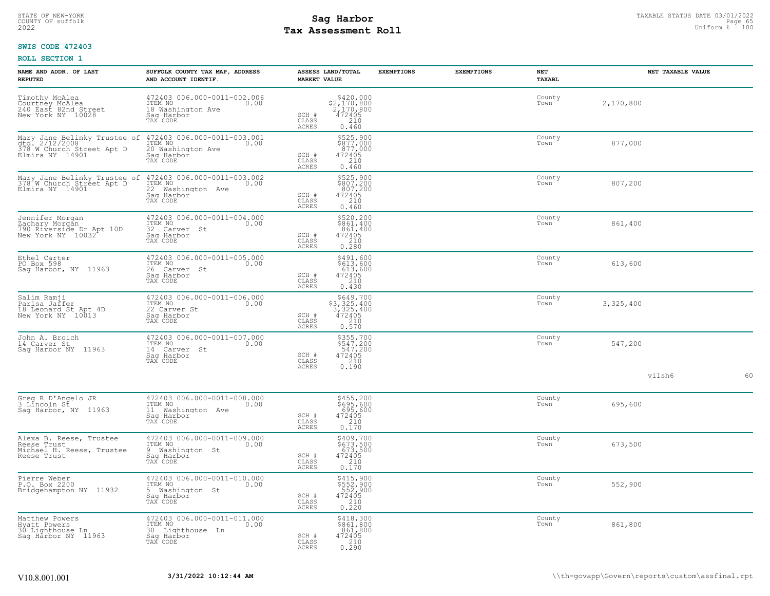**SWIS CODE 472403**

**ROLL SECTION 1**

| NAME AND ADDR. OF LAST REPUTED | SUFFOLK COUNTY TAX MAP, ADDRESS AND ACCOUNT IDENTIF. | ASSESS LAND/TOTAL MARKET VALUE | EXEMPTIONS | EXEMPTIONS | NET TAXABL | NET TAXABLE VALUE |
|---|---|---|---|---|---|---|
| Timothy McAlea<br>Courtney McAlea<br>240 East 82nd Street<br>New York NY 10028 | 472403 006.000-0011-002.006<br>ITEM NO 0.00<br>18 Washington Ave<br>Sag Harbor<br>TAX CODE | $420,000<br>$2,170,800<br>2,170,800<br>SCH # 472405<br>CLASS 210<br>ACRES 0.460 | | | County<br>Town | 2,170,800 |
| Mary Jane Belinky Trustee of<br>dtd. 2/12/2008<br>378 W Church Street Apt D<br>Elmira NY 14901 | 472403 006.000-0011-003.001<br>ITEM NO 0.00<br>20 Washington Ave<br>Sag Harbor<br>TAX CODE | $525,900<br>$877,000<br>877,000<br>SCH # 472405<br>CLASS 210<br>ACRES 0.460 | | | County<br>Town | 877,000 |
| Mary Jane Belinky Trustee of<br>378 W Church Street Apt D<br>Elmira NY 14901 | 472403 006.000-0011-003.002<br>ITEM NO 0.00<br>22 Washington Ave<br>Sag Harbor<br>TAX CODE | $525,900<br>$807,200<br>807,200<br>SCH # 472405<br>CLASS 210<br>ACRES 0.460 | | | County<br>Town | 807,200 |
| Jennifer Morgan<br>Zachary Morgan<br>790 Riverside Dr Apt 10D<br>New York NY 10032 | 472403 006.000-0011-004.000<br>ITEM NO 0.00<br>32 Carver St<br>Sag Harbor<br>TAX CODE | $520,200<br>$861,400<br>861,400<br>SCH # 472405<br>CLASS 210<br>ACRES 0.280 | | | County<br>Town | 861,400 |
| Ethel Carter<br>PO Box 598<br>Sag Harbor, NY 11963 | 472403 006.000-0011-005.000<br>ITEM NO 0.00<br>26 Carver St<br>Sag Harbor<br>TAX CODE | $491,600<br>$613,600<br>613,600<br>SCH # 472405<br>CLASS 210<br>ACRES 0.430 | | | County<br>Town | 613,600 |
| Salim Ramji<br>Parisa Jaffer<br>18 Leonard St Apt 4D<br>New York NY 10013 | 472403 006.000-0011-006.000<br>ITEM NO 0.00<br>22 Carver St<br>Sag Harbor<br>TAX CODE | $649,700<br>$3,325,400<br>3,325,400<br>SCH # 472405<br>CLASS 210<br>ACRES 0.570 | | | County<br>Town | 3,325,400 |
| John A. Broich<br>14 Carver St<br>Sag Harbor NY 11963 | 472403 006.000-0011-007.000<br>ITEM NO 0.00<br>14 Carver St<br>Sag Harbor<br>TAX CODE | $355,700<br>$547,200<br>547,200<br>SCH # 472405<br>CLASS 210<br>ACRES 0.190 | | | County<br>Town | 547,200 |
| Greg R D'Angelo JR<br>3 Lincoln St<br>Sag Harbor, NY 11963 | 472403 006.000-0011-008.000<br>ITEM NO 0.00<br>11 Washington Ave<br>Sag Harbor<br>TAX CODE | $455,200<br>$695,600<br>695,600<br>SCH # 472405<br>CLASS 210<br>ACRES 0.170 | | | County<br>Town | 695,600 |
| Alexa B. Reese, Trustee<br>Reese Trust<br>Michael H. Reese, Trustee<br>Reese Trust | 472403 006.000-0011-009.000<br>ITEM NO 0.00<br>9 Washington St<br>Sag Harbor<br>TAX CODE | $409,700<br>$673,500<br>673,500<br>SCH # 472405<br>CLASS 210<br>ACRES 0.170 | | | County<br>Town | 673,500 |
| Pierre Weber<br>P.O. Box 2200<br>Bridgehampton NY 11932 | 472403 006.000-0011-010.000<br>ITEM NO 0.00<br>5 Washington St<br>Sag Harbor<br>TAX CODE | $415,900<br>$552,900<br>552,900<br>SCH # 472405<br>CLASS 210<br>ACRES 0.220 | | | County<br>Town | 552,900 |
| Matthew Powers<br>Hyatt Powers<br>30 Lighthouse Ln<br>Sag Harbor NY 11963 | 472403 006.000-0011-011.000<br>ITEM NO 0.00<br>30 Lighthouse Ln<br>Sag Harbor<br>TAX CODE | $418,300<br>$861,800<br>861,800<br>SCH # 472405<br>CLASS 210<br>ACRES 0.290 | | | County<br>Town | 861,800 |

vilsh6 60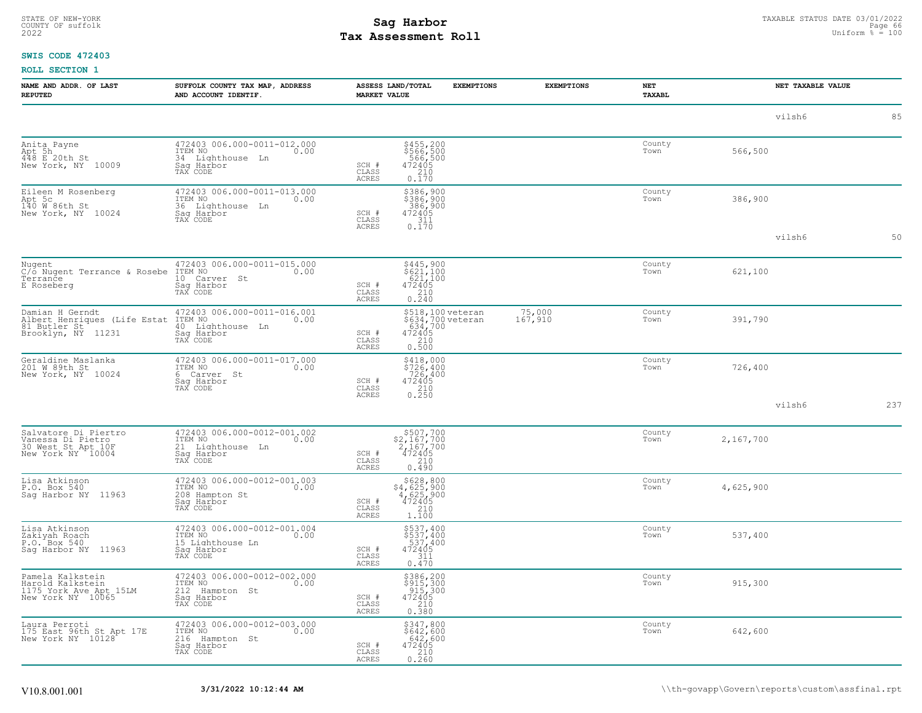STATE OF NEW-YORK
COUNTY OF suffolk
2022

# Sag Harbor
## Tax Assessment Roll

TAXABLE STATUS DATE 03/01/2022
Uniform % = 100

**SWIS CODE 472403**

**ROLL SECTION 1**

| NAME AND ADDR. OF LAST REPUTED | SUFFOLK COUNTY TAX MAP, ADDRESS AND ACCOUNT IDENTIF. | ASSESS LAND/TOTAL MARKET VALUE | EXEMPTIONS | EXEMPTIONS | NET TAXABL | NET TAXABLE VALUE | |
|---|---|---|---|---|---|---|---|
| | | | | | | vilsh6 | 85 |
| Anita Payne<br>Apt 5h<br>448 E 20th St<br>New York, NY 10009 | 472403 006.000-0011-012.000<br>ITEM NO 0.00<br>34 Lighthouse Ln<br>Sag Harbor<br>TAX CODE | $455,200<br>$566,500<br>566,500<br>SCH # 472405<br>CLASS 210<br>ACRES 0.170 | | | County<br>Town | 566,500 | |
| Eileen M Rosenberg<br>Apt 5c<br>140 W 86th St<br>New York, NY 10024 | 472403 006.000-0011-013.000<br>ITEM NO 0.00<br>36 Lighthouse Ln<br>Sag Harbor<br>TAX CODE | $386,900<br>$386,900<br>386,900<br>SCH # 472405<br>CLASS 311<br>ACRES 0.170 | | | County<br>Town | 386,900 | |
| | | | | | | vilsh6 | 50 |
| Nugent<br>C/o Nugent Terrance & Rosebe<br>Terrance<br>E Roseberg | 472403 006.000-0011-015.000<br>ITEM NO 0.00<br>10 Carver St<br>Sag Harbor<br>TAX CODE | $445,900<br>$621,100<br>621,100<br>SCH # 472405<br>CLASS 210<br>ACRES 0.240 | | | County<br>Town | 621,100 | |
| Damian H Gerndt<br>Albert Henriques (Life Estat<br>81 Butler St<br>Brooklyn, NY 11231 | 472403 006.000-0011-016.001<br>ITEM NO 0.00<br>40 Lighthouse Ln<br>Sag Harbor<br>TAX CODE | $518,100<br>$634,700<br>634,700<br>SCH # 472405<br>CLASS 210<br>ACRES 0.500 | veteran<br>veteran | 75,000<br>167,910 | County<br>Town | 391,790 | |
| Geraldine Maslanka<br>201 W 89th St<br>New York, NY 10024 | 472403 006.000-0011-017.000<br>ITEM NO 0.00<br>6 Carver St<br>Sag Harbor<br>TAX CODE | $418,000<br>$726,400<br>726,400<br>SCH # 472405<br>CLASS 210<br>ACRES 0.250 | | | County<br>Town | 726,400 | |
| | | | | | | vilsh6 | 237 |
| Salvatore Di Piertro<br>Vanessa Di Pietro<br>30 West St Apt 10F<br>New York NY 10004 | 472403 006.000-0012-001.002<br>ITEM NO 0.00<br>21 Lighthouse Ln<br>Sag Harbor<br>TAX CODE | $507,700<br>$2,167,700<br>2,167,700<br>SCH # 472405<br>CLASS 210<br>ACRES 0.490 | | | County<br>Town | 2,167,700 | |
| Lisa Atkinson<br>P.O. Box 540<br>Sag Harbor NY 11963 | 472403 006.000-0012-001.003<br>ITEM NO 0.00<br>208 Hampton St<br>Sag Harbor<br>TAX CODE | $628,800<br>$4,625,900<br>4,625,900<br>SCH # 472405<br>CLASS 210<br>ACRES 1.100 | | | County<br>Town | 4,625,900 | |
| Lisa Atkinson<br>Zakiyah Roach<br>P.O. Box 540<br>Sag Harbor NY 11963 | 472403 006.000-0012-001.004<br>ITEM NO 0.00<br>15 Lighthouse Ln<br>Sag Harbor<br>TAX CODE | $537,400<br>$537,400<br>537,400<br>SCH # 472405<br>CLASS 311<br>ACRES 0.470 | | | County<br>Town | 537,400 | |
| Pamela Kalkstein<br>Harold Kalkstein<br>1175 York Ave Apt 15LM<br>New York NY 10065 | 472403 006.000-0012-002.000<br>ITEM NO 0.00<br>212 Hampton St<br>Sag Harbor<br>TAX CODE | $386,200<br>$915,300<br>915,300<br>SCH # 472405<br>CLASS 210<br>ACRES 0.380 | | | County<br>Town | 915,300 | |
| Laura Perroti<br>175 East 96th St Apt 17E<br>New York NY 10128 | 472403 006.000-0012-003.000<br>ITEM NO 0.00<br>216 Hampton St<br>Sag Harbor<br>TAX CODE | $347,800<br>$642,600<br>642,600<br>SCH # 472405<br>CLASS 210<br>ACRES 0.260 | | | County<br>Town | 642,600 | |

V10.8.001.001 3/31/2022 10:12:44 AM \\th-govapp\Govern\reports\custom\assfinal.rpt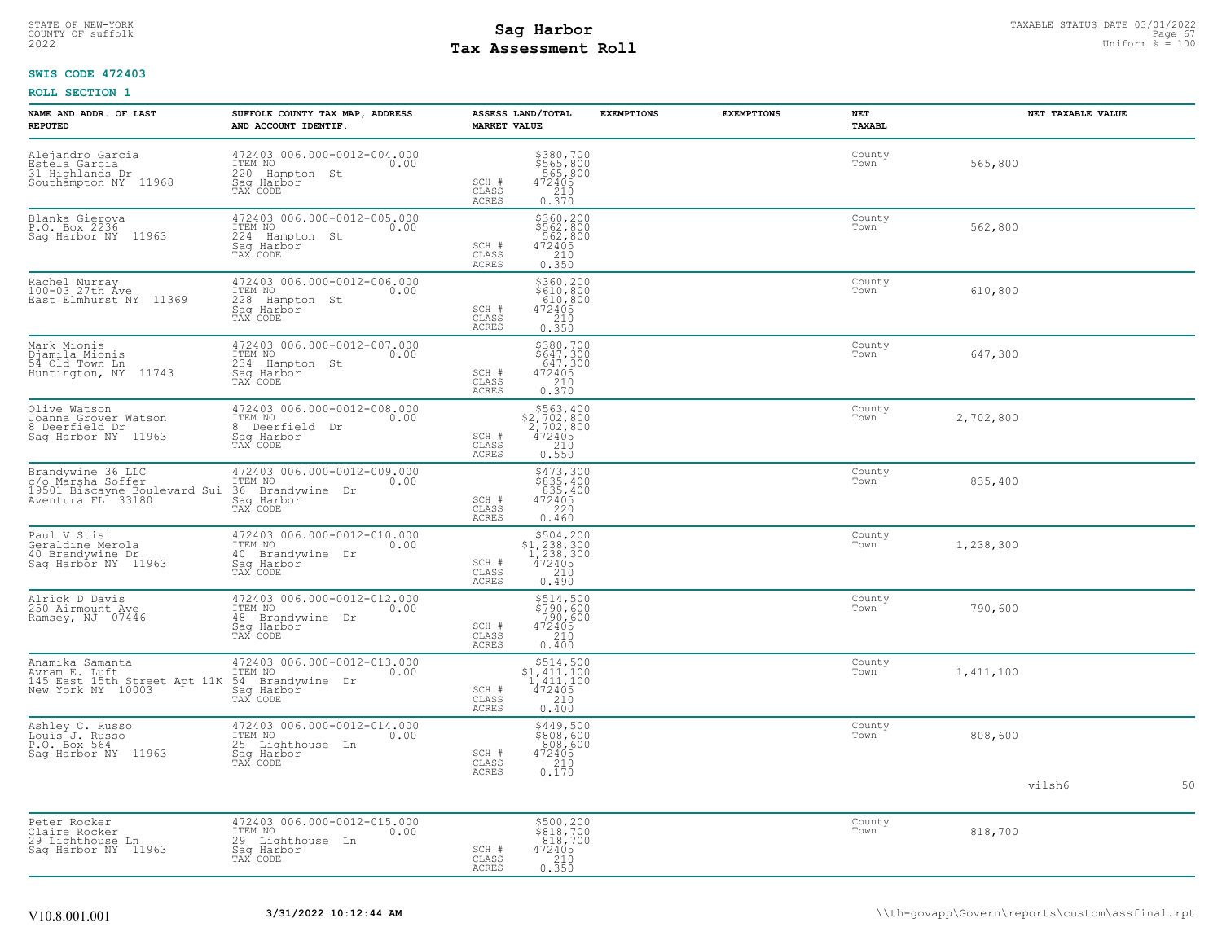**SWIS CODE 472403**

**ROLL SECTION 1**

| NAME AND ADDR. OF LAST REPUTED | SUFFOLK COUNTY TAX MAP, ADDRESS AND ACCOUNT IDENTIF. | ASSESS LAND/TOTAL MARKET VALUE | EXEMPTIONS | EXEMPTIONS | NET TAXABL | NET TAXABLE VALUE |
|---|---|---|---|---|---|---|
| Alejandro Garcia<br>Estela Garcia<br>31 Highlands Dr<br>Southampton NY 11968 | 472403 006.000-0012-004.000<br>ITEM NO 0.00<br>220 Hampton St<br>Sag Harbor<br>TAX CODE | $380,700<br>$565,800<br>565,800<br>SCH # 472405<br>CLASS 210<br>ACRES 0.370 | | | County<br>Town | 565,800 |
| Blanka Gierova<br>P.O. Box 2236<br>Sag Harbor NY 11963 | 472403 006.000-0012-005.000<br>ITEM NO 0.00<br>224 Hampton St<br>Sag Harbor<br>TAX CODE | $360,200<br>$562,800<br>562,800<br>SCH # 472405<br>CLASS 210<br>ACRES 0.350 | | | County<br>Town | 562,800 |
| Rachel Murray<br>100-03 27th Ave<br>East Elmhurst NY 11369 | 472403 006.000-0012-006.000<br>ITEM NO 0.00<br>228 Hampton St<br>Sag Harbor<br>TAX CODE | $360,200<br>$610,800<br>610,800<br>SCH # 472405<br>CLASS 210<br>ACRES 0.350 | | | County<br>Town | 610,800 |
| Mark Mionis<br>Djamila Mionis<br>54 Old Town Ln<br>Huntington, NY 11743 | 472403 006.000-0012-007.000<br>ITEM NO 0.00<br>234 Hampton St<br>Sag Harbor<br>TAX CODE | $380,700<br>$647,300<br>647,300<br>SCH # 472405<br>CLASS 210<br>ACRES 0.370 | | | County<br>Town | 647,300 |
| Olive Watson<br>Joanna Grover Watson<br>8 Deerfield Dr<br>Sag Harbor NY 11963 | 472403 006.000-0012-008.000<br>ITEM NO 0.00<br>8 Deerfield Dr<br>Sag Harbor<br>TAX CODE | $563,400<br>$2,702,800<br>2,702,800<br>SCH # 472405<br>CLASS 210<br>ACRES 0.550 | | | County<br>Town | 2,702,800 |
| Brandywine 36 LLC<br>c/o Marsha Soffer<br>19501 Biscayne Boulevard Sui<br>Aventura FL 33180 | 472403 006.000-0012-009.000<br>ITEM NO 0.00<br>36 Brandywine Dr<br>Sag Harbor<br>TAX CODE | $473,300<br>$835,400<br>835,400<br>SCH # 472405<br>CLASS 220<br>ACRES 0.460 | | | County<br>Town | 835,400 |
| Paul V Stisi<br>Geraldine Merola<br>40 Brandywine Dr<br>Sag Harbor NY 11963 | 472403 006.000-0012-010.000<br>ITEM NO 0.00<br>40 Brandywine Dr<br>Sag Harbor<br>TAX CODE | $504,200<br>$1,238,300<br>1,238,300<br>SCH # 472405<br>CLASS 210<br>ACRES 0.490 | | | County<br>Town | 1,238,300 |
| Alrick D Davis<br>250 Airmount Ave<br>Ramsey, NJ 07446 | 472403 006.000-0012-012.000<br>ITEM NO 0.00<br>48 Brandywine Dr<br>Sag Harbor<br>TAX CODE | $514,500<br>$790,600<br>790,600<br>SCH # 472405<br>CLASS 210<br>ACRES 0.400 | | | County<br>Town | 790,600 |
| Anamika Samanta<br>Avram E. Luft<br>145 East 15th Street Apt 11K<br>New York NY 10003 | 472403 006.000-0012-013.000<br>ITEM NO 0.00<br>54 Brandywine Dr<br>Sag Harbor<br>TAX CODE | $514,500<br>$1,411,100<br>1,411,100<br>SCH # 472405<br>CLASS 210<br>ACRES 0.400 | | | County<br>Town | 1,411,100 |
| Ashley C. Russo<br>Louis J. Russo<br>P.O. Box 564<br>Sag Harbor NY 11963 | 472403 006.000-0012-014.000<br>ITEM NO 0.00<br>25 Lighthouse Ln<br>Sag Harbor<br>TAX CODE | $449,500<br>$808,600<br>808,600<br>SCH # 472405<br>CLASS 210<br>ACRES 0.170 | | | County<br>Town | 808,600 |
| Peter Rocker<br>Claire Rocker<br>29 Lighthouse Ln<br>Sag Harbor NY 11963 | 472403 006.000-0012-015.000<br>ITEM NO 0.00<br>29 Lighthouse Ln<br>Sag Harbor<br>TAX CODE | $500,200<br>$818,700<br>818,700<br>SCH # 472405<br>CLASS 210<br>ACRES 0.350 | | | County<br>Town | 818,700 |

vilsh6 50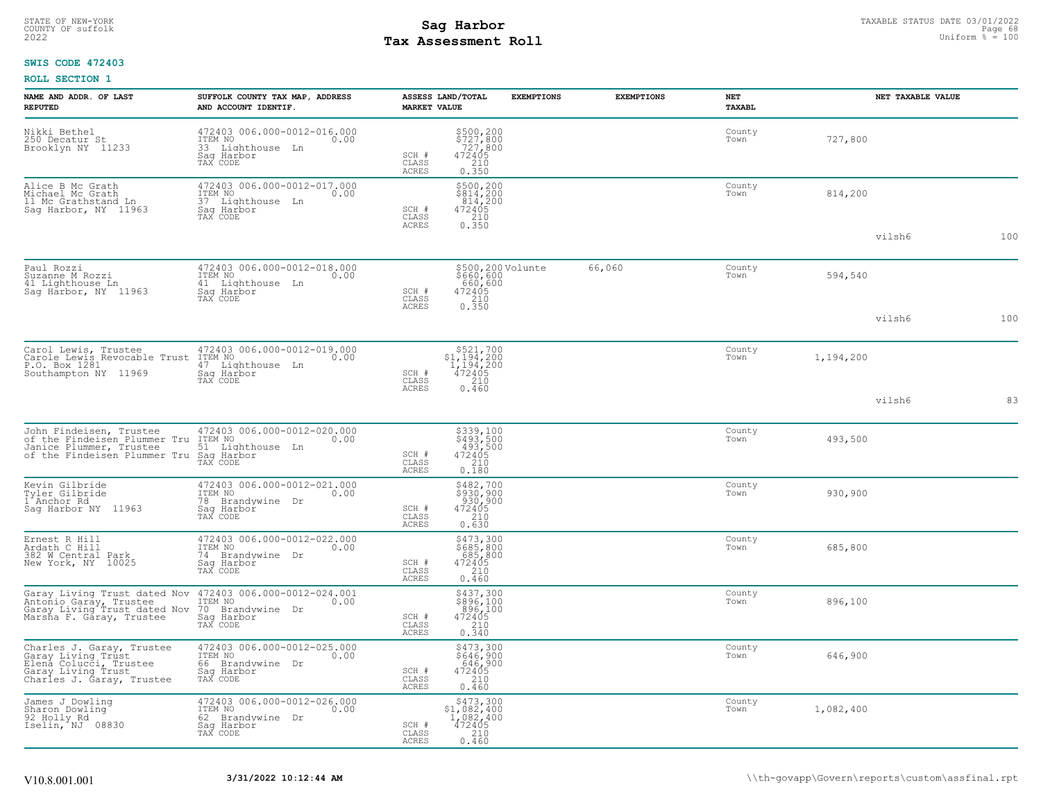STATE OF NEW-YORK
COUNTY OF suffolk
2022

# Sag Harbor
## Tax Assessment Roll

TAXABLE STATUS DATE 03/01/2022
Uniform % = 100

**SWIS CODE 472403**

**ROLL SECTION 1**

| NAME AND ADDR. OF LAST REPUTED | SUFFOLK COUNTY TAX MAP, ADDRESS AND ACCOUNT IDENTIF. | ASSESS LAND/TOTAL MARKET VALUE | EXEMPTIONS | EXEMPTIONS | NET TAXABL | NET TAXABLE VALUE | |
|---|---|---|---|---|---|---|---|
| Nikki Bethel<br>250 Decatur St<br>Brooklyn NY 11233 | 472403 006.000-0012-016.000<br>ITEM NO 0.00<br>33 Lighthouse Ln<br>Sag Harbor<br>TAX CODE | $500,200<br>$727,800<br>727,800<br>SCH # 472405<br>CLASS 210<br>ACRES 0.350 | | | County<br>Town | 727,800 | |
| Alice B Mc Grath<br>Michael Mc Grath<br>11 Mc Grathstand Ln<br>Sag Harbor, NY 11963 | 472403 006.000-0012-017.000<br>ITEM NO 0.00<br>37 Lighthouse Ln<br>Sag Harbor<br>TAX CODE | $500,200<br>$814,200<br>814,200<br>SCH # 472405<br>CLASS 210<br>ACRES 0.350 | | | County<br>Town | 814,200<br>vilsh6 | 100 |
| Paul Rozzi<br>Suzanne M Rozzi<br>41 Lighthouse Ln<br>Sag Harbor, NY 11963 | 472403 006.000-0012-018.000<br>ITEM NO 0.00<br>41 Lighthouse Ln<br>Sag Harbor<br>TAX CODE | $500,200<br>$660,600<br>660,600<br>SCH # 472405<br>CLASS 210<br>ACRES 0.350 | Volunte | 66,060 | County<br>Town | 594,540<br>vilsh6 | 100 |
| Carol Lewis, Trustee<br>Carole Lewis Revocable Trust<br>P.O. Box 1281<br>Southampton NY 11969 | 472403 006.000-0012-019.000<br>ITEM NO 0.00<br>47 Lighthouse Ln<br>Sag Harbor<br>TAX CODE | $521,700<br>$1,194,200<br>1,194,200<br>SCH # 472405<br>CLASS 210<br>ACRES 0.460 | | | County<br>Town | 1,194,200<br>vilsh6 | 83 |
| John Findeisen, Trustee<br>of the Findeisen Plummer Tru<br>Janice Plummer, Trustee<br>of the Findeisen Plummer Tru | 472403 006.000-0012-020.000<br>ITEM NO 0.00<br>51 Lighthouse Ln<br>Sag Harbor<br>TAX CODE | $339,100<br>$493,500<br>493,500<br>SCH # 472405<br>CLASS 210<br>ACRES 0.180 | | | County<br>Town | 493,500 | |
| Kevin Gilbride<br>Tyler Gilbride<br>1 Anchor Rd<br>Sag Harbor NY 11963 | 472403 006.000-0012-021.000<br>ITEM NO 0.00<br>78 Brandywine Dr<br>Sag Harbor<br>TAX CODE | $482,700<br>$930,900<br>930,900<br>SCH # 472405<br>CLASS 210<br>ACRES 0.630 | | | County<br>Town | 930,900 | |
| Ernest R Hill<br>Ardath C Hill<br>382 W Central Park<br>New York, NY 10025 | 472403 006.000-0012-022.000<br>ITEM NO 0.00<br>74 Brandywine Dr<br>Sag Harbor<br>TAX CODE | $473,300<br>$685,800<br>685,800<br>SCH # 472405<br>CLASS 210<br>ACRES 0.460 | | | County<br>Town | 685,800 | |
| Garay Living Trust dated Nov<br>Antonio Garay, Trustee<br>Garay Living Trust dated Nov<br>Marsha F. Garay, Trustee | 472403 006.000-0012-024.001<br>ITEM NO 0.00<br>70 Brandywine Dr<br>Sag Harbor<br>TAX CODE | $437,300<br>$896,100<br>896,100<br>SCH # 472405<br>CLASS 210<br>ACRES 0.340 | | | County<br>Town | 896,100 | |
| Charles J. Garay, Trustee<br>Garay Living Trust<br>Elena Colucci, Trustee<br>Garay Living Trust<br>Charles J. Garay, Trustee | 472403 006.000-0012-025.000<br>ITEM NO 0.00<br>66 Brandywine Dr<br>Sag Harbor<br>TAX CODE | $473,300<br>$646,900<br>646,900<br>SCH # 472405<br>CLASS 210<br>ACRES 0.460 | | | County<br>Town | 646,900 | |
| James J Dowling<br>Sharon Dowling<br>92 Holly Rd<br>Iselin, NJ 08830 | 472403 006.000-0012-026.000<br>ITEM NO 0.00<br>62 Brandywine Dr<br>Sag Harbor<br>TAX CODE | $473,300<br>$1,082,400<br>1,082,400<br>SCH # 472405<br>CLASS 210<br>ACRES 0.460 | | | County<br>Town | 1,082,400 | |

V10.8.001.001 3/31/2022 10:12:44 AM \\th-govapp\Govern\reports\custom\assfinal.rpt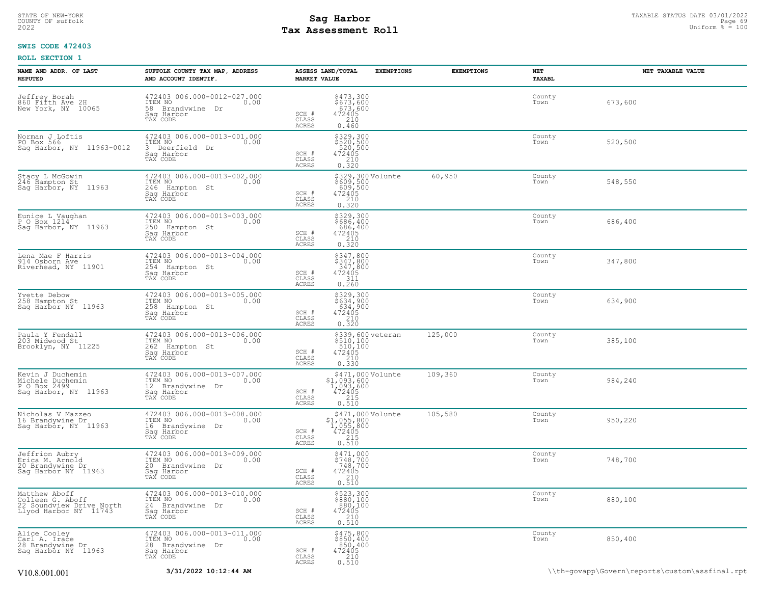STATE OF NEW-YORK
COUNTY OF suffolk
2022

# Sag Harbor
# Tax Assessment Roll

TAXABLE STATUS DATE 03/01/2022
Uniform % = 100

**SWIS CODE 472403**

**ROLL SECTION 1**

| NAME AND ADDR. OF LAST REPUTED | SUFFOLK COUNTY TAX MAP, ADDRESS AND ACCOUNT IDENTIF. | ASSESS LAND/TOTAL MARKET VALUE | EXEMPTIONS | EXEMPTIONS | NET TAXABL | NET TAXABLE VALUE |
|---|---|---|---|---|---|---|
| Jeffrey Borah<br>860 Fifth Ave 2H<br>New York, NY 10065 | 472403 006.000-0012-027.000<br>ITEM NO 0.00<br>58 Brandywine Dr<br>Sag Harbor<br>TAX CODE | $473,300<br>$673,600<br>673,600<br>SCH # 472405<br>CLASS 210<br>ACRES 0.460 | | | County<br>Town | 673,600 |
| Norman J Loftis<br>PO Box 566<br>Sag Harbor, NY 11963-0012 | 472403 006.000-0013-001.000<br>ITEM NO 0.00<br>3 Deerfield Dr<br>Sag Harbor<br>TAX CODE | $329,300<br>$520,500<br>520,500<br>SCH # 472405<br>CLASS 210<br>ACRES 0.320 | | | County<br>Town | 520,500 |
| Stacy L McGowin<br>246 Hampton St<br>Sag Harbor, NY 11963 | 472403 006.000-0013-002.000<br>ITEM NO 0.00<br>246 Hampton St<br>Sag Harbor<br>TAX CODE | $329,300<br>$609,500<br>609,500<br>SCH # 472405<br>CLASS 210<br>ACRES 0.320 | Volunte | 60,950 | County<br>Town | 548,550 |
| Eunice L Vaughan<br>P O Box 1214<br>Sag Harbor, NY 11963 | 472403 006.000-0013-003.000<br>ITEM NO 0.00<br>250 Hampton St<br>Sag Harbor<br>TAX CODE | $329,300<br>$686,400<br>686,400<br>SCH # 472405<br>CLASS 210<br>ACRES 0.320 | | | County<br>Town | 686,400 |
| Lena Mae F Harris<br>914 Osborn Ave<br>Riverhead, NY 11901 | 472403 006.000-0013-004.000<br>ITEM NO 0.00<br>254 Hampton St<br>Sag Harbor<br>TAX CODE | $347,800<br>$347,800<br>347,800<br>SCH # 472405<br>CLASS 311<br>ACRES 0.260 | | | County<br>Town | 347,800 |
| Yvette Debow<br>258 Hampton St<br>Sag Harbor NY 11963 | 472403 006.000-0013-005.000<br>ITEM NO 0.00<br>258 Hampton St<br>Sag Harbor<br>TAX CODE | $329,300<br>$634,900<br>634,900<br>SCH # 472405<br>CLASS 210<br>ACRES 0.320 | | | County<br>Town | 634,900 |
| Paula Y Fendall<br>203 Midwood St<br>Brooklyn, NY 11225 | 472403 006.000-0013-006.000<br>ITEM NO 0.00<br>262 Hampton St<br>Sag Harbor<br>TAX CODE | $339,600<br>$510,100<br>510,100<br>SCH # 472405<br>CLASS 210<br>ACRES 0.330 | veteran | 125,000 | County<br>Town | 385,100 |
| Kevin J Duchemin<br>Michele Duchemin<br>P O Box 2499<br>Sag Harbor, NY 11963 | 472403 006.000-0013-007.000<br>ITEM NO 0.00<br>12 Brandywine Dr<br>Sag Harbor<br>TAX CODE | $471,000<br>$1,093,600<br>1,093,600<br>SCH # 472405<br>CLASS 215<br>ACRES 0.510 | Volunte | 109,360 | County<br>Town | 984,240 |
| Nicholas V Mazzeo<br>16 Brandywine Dr<br>Sag Harbor, NY 11963 | 472403 006.000-0013-008.000<br>ITEM NO 0.00<br>16 Brandywine Dr<br>Sag Harbor<br>TAX CODE | $471,000<br>$1,055,800<br>1,055,800<br>SCH # 472405<br>CLASS 215<br>ACRES 0.510 | Volunte | 105,580 | County<br>Town | 950,220 |
| Jeffrion Aubry<br>Erica M. Arnold<br>20 Brandywine Dr<br>Sag Harbor NY 11963 | 472403 006.000-0013-009.000<br>ITEM NO 0.00<br>20 Brandywine Dr<br>Sag Harbor<br>TAX CODE | $471,000<br>$748,700<br>748,700<br>SCH # 472405<br>CLASS 210<br>ACRES 0.510 | | | County<br>Town | 748,700 |
| Matthew Aboff<br>Colleen G. Aboff<br>22 Soundview Drive North<br>Llyod Harbor NY 11743 | 472403 006.000-0013-010.000<br>ITEM NO 0.00<br>24 Brandywine Dr<br>Sag Harbor<br>TAX CODE | $523,300<br>$880,100<br>880,100<br>SCH # 472405<br>CLASS 210<br>ACRES 0.510 | | | County<br>Town | 880,100 |
| Alice Cooley<br>Carl A. Irace<br>28 Brandywine Dr<br>Sag Harbor NY 11963 | 472403 006.000-0013-011.000<br>ITEM NO 0.00<br>28 Brandywine Dr<br>Sag Harbor<br>TAX CODE | $475,800<br>$850,400<br>850,400<br>SCH # 472405<br>CLASS 210<br>ACRES 0.510 | | | County<br>Town | 850,400 |

V10.8.001.001 **3/31/2022 10:12:44 AM** \\th-govapp\Govern\reports\custom\assfinal.rpt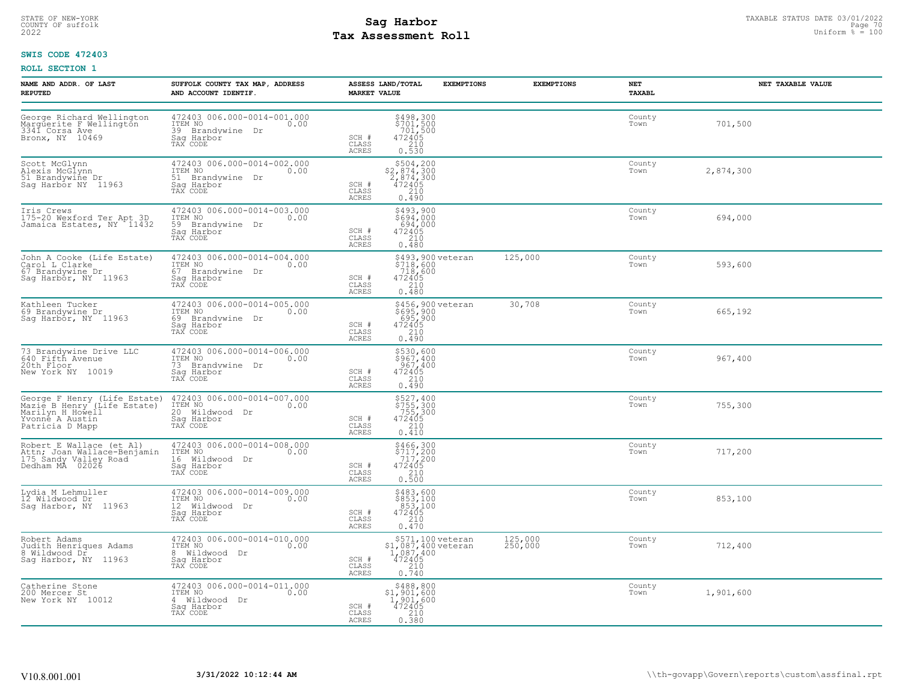STATE OF NEW-YORK
COUNTY OF suffolk
2022

# Sag Harbor
# Tax Assessment Roll

TAXABLE STATUS DATE 03/01/2022
Uniform % = 100

**SWIS CODE 472403**

**ROLL SECTION 1**

| NAME AND ADDR. OF LAST REPUTED | SUFFOLK COUNTY TAX MAP, ADDRESS AND ACCOUNT IDENTIF. | ASSESS LAND/TOTAL MARKET VALUE | EXEMPTIONS | EXEMPTIONS | NET TAXABL | NET TAXABLE VALUE |
|---|---|---|---|---|---|---|
| George Richard Wellington<br>Marguerite F Wellington<br>3341 Corsa Ave<br>Bronx, NY 10469 | 472403 006.000-0014-001.000<br>ITEM NO 0.00<br>39 Brandywine Dr<br>Sag Harbor<br>TAX CODE | $498,300<br>$701,500<br>701,500<br>SCH # 472405<br>CLASS 210<br>ACRES 0.530 | | | County<br>Town | 701,500 |
| Scott McGlynn<br>Alexis McGlynn<br>51 Brandywine Dr<br>Sag Harbor NY 11963 | 472403 006.000-0014-002.000<br>ITEM NO 0.00<br>51 Brandywine Dr<br>Sag Harbor<br>TAX CODE | $504,200<br>$2,874,300<br>2,874,300<br>SCH # 472405<br>CLASS 210<br>ACRES 0.490 | | | County<br>Town | 2,874,300 |
| Iris Crews<br>175-20 Wexford Ter Apt 3D<br>Jamaica Estates, NY 11432 | 472403 006.000-0014-003.000<br>ITEM NO 0.00<br>59 Brandywine Dr<br>Sag Harbor<br>TAX CODE | $493,900<br>$694,000<br>694,000<br>SCH # 472405<br>CLASS 210<br>ACRES 0.480 | | | County<br>Town | 694,000 |
| John A Cooke (Life Estate)<br>Carol L Clarke<br>67 Brandywine Dr<br>Sag Harbor, NY 11963 | 472403 006.000-0014-004.000<br>ITEM NO 0.00<br>67 Brandywine Dr<br>Sag Harbor<br>TAX CODE | $493,900<br>$718,600<br>718,600<br>SCH # 472405<br>CLASS 210<br>ACRES 0.480 | veteran | 125,000 | County<br>Town | 593,600 |
| Kathleen Tucker<br>69 Brandywine Dr<br>Sag Harbor, NY 11963 | 472403 006.000-0014-005.000<br>ITEM NO 0.00<br>69 Brandywine Dr<br>Sag Harbor<br>TAX CODE | $456,900<br>$695,900<br>695,900<br>SCH # 472405<br>CLASS 210<br>ACRES 0.490 | veteran | 30,708 | County<br>Town | 665,192 |
| 73 Brandywine Drive LLC<br>640 Fifth Avenue<br>20th Floor<br>New York NY 10019 | 472403 006.000-0014-006.000<br>ITEM NO 0.00<br>73 Brandywine Dr<br>Sag Harbor<br>TAX CODE | $530,600<br>$967,400<br>967,400<br>SCH # 472405<br>CLASS 210<br>ACRES 0.490 | | | County<br>Town | 967,400 |
| George F Henry (Life Estate)<br>Mazie B Henry (Life Estate)<br>Marilyn H Howell<br>Yvonne A Austin<br>Patricia D Mapp | 472403 006.000-0014-007.000<br>ITEM NO 0.00<br>20 Wildwood Dr<br>Sag Harbor<br>TAX CODE | $527,400<br>$755,300<br>755,300<br>SCH # 472405<br>CLASS 210<br>ACRES 0.410 | | | County<br>Town | 755,300 |
| Robert E Wallace (et Al)<br>Attn; Joan Wallace-Benjamin<br>175 Sandy Valley Road<br>Dedham MA 02026 | 472403 006.000-0014-008.000<br>ITEM NO 0.00<br>16 Wildwood Dr<br>Sag Harbor<br>TAX CODE | $466,300<br>$717,200<br>717,200<br>SCH # 472405<br>CLASS 210<br>ACRES 0.500 | | | County<br>Town | 717,200 |
| Lydia M Lehmuller<br>12 Wildwood Dr<br>Sag Harbor, NY 11963 | 472403 006.000-0014-009.000<br>ITEM NO 0.00<br>12 Wildwood Dr<br>Sag Harbor<br>TAX CODE | $483,600<br>$853,100<br>853,100<br>SCH # 472405<br>CLASS 210<br>ACRES 0.470 | | | County<br>Town | 853,100 |
| Robert Adams<br>Judith Henriques Adams<br>8 Wildwood Dr<br>Sag Harbor, NY 11963 | 472403 006.000-0014-010.000<br>ITEM NO 0.00<br>8 Wildwood Dr<br>Sag Harbor<br>TAX CODE | $571,100<br>$1,087,400<br>1,087,400<br>SCH # 472405<br>CLASS 210<br>ACRES 0.740 | veteran<br>veteran | 125,000<br>250,000 | County<br>Town | 712,400 |
| Catherine Stone<br>200 Mercer St<br>New York NY 10012 | 472403 006.000-0014-011.000<br>ITEM NO 0.00<br>4 Wildwood Dr<br>Sag Harbor<br>TAX CODE | $488,800<br>$1,901,600<br>1,901,600<br>SCH # 472405<br>CLASS 210<br>ACRES 0.380 | | | County<br>Town | 1,901,600 |

V10.8.001.001 3/31/2022 10:12:44 AM \\th-govapp\Govern\reports\custom\assfinal.rpt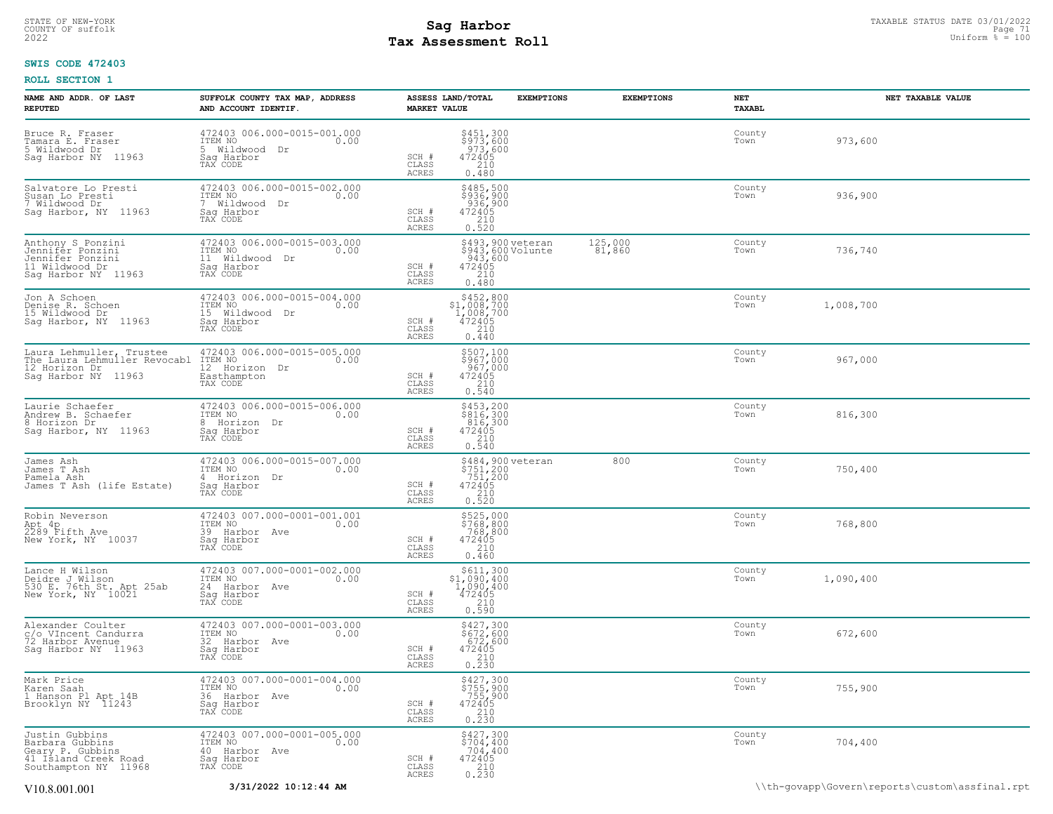STATE OF NEW-YORK
COUNTY OF suffolk
2022

# Sag Harbor
# Tax Assessment Roll

TAXABLE STATUS DATE 03/01/2022
Uniform % = 100

**SWIS CODE 472403**

**ROLL SECTION 1**

| NAME AND ADDR. OF LAST REPUTED | SUFFOLK COUNTY TAX MAP, ADDRESS AND ACCOUNT IDENTIF. | ASSESS LAND/TOTAL MARKET VALUE | EXEMPTIONS | EXEMPTIONS | NET TAXABL | NET TAXABLE VALUE |
|---|---|---|---|---|---|---|
| Bruce R. Fraser<br>Tamara E. Fraser<br>5 Wildwood Dr<br>Sag Harbor NY 11963 | 472403 006.000-0015-001.000<br>ITEM NO 0.00<br>5 Wildwood Dr<br>Sag Harbor<br>TAX CODE | $451,300<br>$973,600<br>973,600<br>SCH # 472405<br>CLASS 210<br>ACRES 0.480 | | | County<br>Town | 973,600 |
| Salvatore Lo Presti<br>Susan Lo Presti<br>7 Wildwood Dr<br>Sag Harbor, NY 11963 | 472403 006.000-0015-002.000<br>ITEM NO 0.00<br>7 Wildwood Dr<br>Sag Harbor<br>TAX CODE | $485,500<br>$936,900<br>936,900<br>SCH # 472405<br>CLASS 210<br>ACRES 0.520 | | | County<br>Town | 936,900 |
| Anthony S Ponzini<br>Jennifer Ponzini<br>Jennifer Ponzini<br>11 Wildwood Dr<br>Sag Harbor NY 11963 | 472403 006.000-0015-003.000<br>ITEM NO 0.00<br>11 Wildwood Dr<br>Sag Harbor<br>TAX CODE | $493,900<br>$943,600<br>943,600<br>SCH # 472405<br>CLASS 210<br>ACRES 0.480 | veteran<br>Volunte | 125,000<br>81,860 | County<br>Town | 736,740 |
| Jon A Schoen<br>Denise R. Schoen<br>15 Wildwood Dr<br>Sag Harbor, NY 11963 | 472403 006.000-0015-004.000<br>ITEM NO 0.00<br>15 Wildwood Dr<br>Sag Harbor<br>TAX CODE | $452,800<br>$1,008,700<br>1,008,700<br>SCH # 472405<br>CLASS 210<br>ACRES 0.440 | | | County<br>Town | 1,008,700 |
| Laura Lehmuller, Trustee<br>The Laura Lehmuller Revocabl<br>12 Horizon Dr<br>Sag Harbor NY 11963 | 472403 006.000-0015-005.000<br>ITEM NO 0.00<br>12 Horizon Dr<br>Easthampton<br>TAX CODE | $507,100<br>$967,000<br>967,000<br>SCH # 472405<br>CLASS 210<br>ACRES 0.540 | | | County<br>Town | 967,000 |
| Laurie Schaefer<br>Andrew B. Schaefer<br>8 Horizon Dr<br>Sag Harbor, NY 11963 | 472403 006.000-0015-006.000<br>ITEM NO 0.00<br>8 Horizon Dr<br>Sag Harbor<br>TAX CODE | $453,200<br>$816,300<br>816,300<br>SCH # 472405<br>CLASS 210<br>ACRES 0.540 | | | County<br>Town | 816,300 |
| James Ash<br>James T Ash<br>Pamela Ash<br>James T Ash (life Estate) | 472403 006.000-0015-007.000<br>ITEM NO 0.00<br>4 Horizon Dr<br>Sag Harbor<br>TAX CODE | $484,900<br>$751,200<br>751,200<br>SCH # 472405<br>CLASS 210<br>ACRES 0.520 | veteran | 800 | County<br>Town | 750,400 |
| Robin Neverson<br>Apt 4p<br>2289 Fifth Ave<br>New York, NY 10037 | 472403 007.000-0001-001.001<br>ITEM NO 0.00<br>39 Harbor Ave<br>Sag Harbor<br>TAX CODE | $525,000<br>$768,800<br>768,800<br>SCH # 472405<br>CLASS 210<br>ACRES 0.460 | | | County<br>Town | 768,800 |
| Lance H Wilson<br>Deidre J Wilson<br>530 E. 76th St. Apt 25ab<br>New York, NY 10021 | 472403 007.000-0001-002.000<br>ITEM NO 0.00<br>24 Harbor Ave<br>Sag Harbor<br>TAX CODE | $611,300<br>$1,090,400<br>1,090,400<br>SCH # 472405<br>CLASS 210<br>ACRES 0.590 | | | County<br>Town | 1,090,400 |
| Alexander Coulter<br>c/o VIncent Candurra<br>72 Harbor Avenue<br>Sag Harbor NY 11963 | 472403 007.000-0001-003.000<br>ITEM NO 0.00<br>32 Harbor Ave<br>Sag Harbor<br>TAX CODE | $427,300<br>$672,600<br>672,600<br>SCH # 472405<br>CLASS 210<br>ACRES 0.230 | | | County<br>Town | 672,600 |
| Mark Price<br>Karen Saah<br>1 Hanson Pl Apt 14B<br>Brooklyn NY 11243 | 472403 007.000-0001-004.000<br>ITEM NO 0.00<br>36 Harbor Ave<br>Sag Harbor<br>TAX CODE | $427,300<br>$755,900<br>755,900<br>SCH # 472405<br>CLASS 210<br>ACRES 0.230 | | | County<br>Town | 755,900 |
| Justin Gubbins<br>Barbara Gubbins<br>Geary P. Gubbins<br>41 Island Creek Road<br>Southampton NY 11968 | 472403 007.000-0001-005.000<br>ITEM NO 0.00<br>40 Harbor Ave<br>Sag Harbor<br>TAX CODE | $427,300<br>$704,400<br>704,400<br>SCH # 472405<br>CLASS 210<br>ACRES 0.230 | | | County<br>Town | 704,400 |

V10.8.001.001 **3/31/2022 10:12:44 AM** \\th-govapp\Govern\reports\custom\assfinal.rpt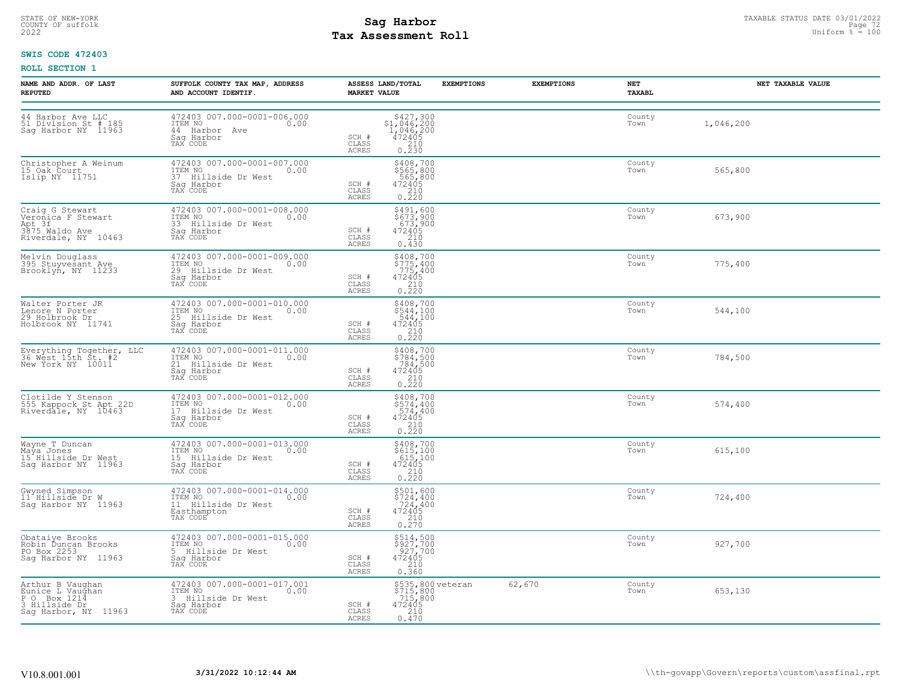STATE OF NEW-YORK
COUNTY OF suffolk
2022

# Sag Harbor
# Tax Assessment Roll

TAXABLE STATUS DATE 03/01/2022
Uniform % = 100

**SWIS CODE 472403**

**ROLL SECTION 1**

| NAME AND ADDR. OF LAST REPUTED | SUFFOLK COUNTY TAX MAP, ADDRESS AND ACCOUNT IDENTIF. | ASSESS LAND/TOTAL MARKET VALUE | EXEMPTIONS | EXEMPTIONS | NET TAXABL | NET TAXABLE VALUE |
|---|---|---|---|---|---|---|
| 44 Harbor Ave LLC<br>51 Division St # 185<br>Sag Harbor NY 11963 | 472403 007.000-0001-006.000<br>ITEM NO 0.00<br>44 Harbor Ave<br>Sag Harbor<br>TAX CODE | $427,300<br>$1,046,200<br>1,046,200<br>SCH # 472405<br>CLASS 210<br>ACRES 0.230 | | | County<br>Town | 1,046,200 |
| Christopher A Weinum<br>15 Oak Court<br>Islip NY 11751 | 472403 007.000-0001-007.000<br>ITEM NO 0.00<br>37 Hillside Dr West<br>Sag Harbor<br>TAX CODE | $408,700<br>$565,800<br>565,800<br>SCH # 472405<br>CLASS 210<br>ACRES 0.220 | | | County<br>Town | 565,800 |
| Craig G Stewart<br>Veronica F Stewart<br>Apt 3f<br>3875 Waldo Ave<br>Riverdale, NY 10463 | 472403 007.000-0001-008.000<br>ITEM NO 0.00<br>33 Hillside Dr West<br>Sag Harbor<br>TAX CODE | $491,600<br>$673,900<br>673,900<br>SCH # 472405<br>CLASS 210<br>ACRES 0.430 | | | County<br>Town | 673,900 |
| Melvin Douglass<br>395 Stuyvesant Ave<br>Brooklyn, NY 11233 | 472403 007.000-0001-009.000<br>ITEM NO 0.00<br>29 Hillside Dr West<br>Sag Harbor<br>TAX CODE | $408,700<br>$775,400<br>775,400<br>SCH # 472405<br>CLASS 210<br>ACRES 0.220 | | | County<br>Town | 775,400 |
| Walter Porter JR<br>Lenore N Porter<br>29 Holbrook Dr<br>Holbrook NY 11741 | 472403 007.000-0001-010.000<br>ITEM NO 0.00<br>25 Hillside Dr West<br>Sag Harbor<br>TAX CODE | $408,700<br>$544,100<br>544,100<br>SCH # 472405<br>CLASS 210<br>ACRES 0.220 | | | County<br>Town | 544,100 |
| Everything Together, LLC<br>36 West 15th St. #2<br>New York NY 10011 | 472403 007.000-0001-011.000<br>ITEM NO 0.00<br>21 Hillside Dr West<br>Sag Harbor<br>TAX CODE | $408,700<br>$784,500<br>784,500<br>SCH # 472405<br>CLASS 210<br>ACRES 0.220 | | | County<br>Town | 784,500 |
| Clotilde Y Stenson<br>555 Kappock St Apt 22D<br>Riverdale, NY 10463 | 472403 007.000-0001-012.000<br>ITEM NO 0.00<br>17 Hillside Dr West<br>Sag Harbor<br>TAX CODE | $408,700<br>$574,400<br>574,400<br>SCH # 472405<br>CLASS 210<br>ACRES 0.220 | | | County<br>Town | 574,400 |
| Wayne T Duncan<br>Maya Jones<br>15 Hillside Dr West<br>Sag Harbor NY 11963 | 472403 007.000-0001-013.000<br>ITEM NO 0.00<br>15 Hillside Dr West<br>Sag Harbor<br>TAX CODE | $408,700<br>$615,100<br>615,100<br>SCH # 472405<br>CLASS 210<br>ACRES 0.220 | | | County<br>Town | 615,100 |
| Gwyned Simpson<br>11 Hillside Dr W<br>Sag Harbor NY 11963 | 472403 007.000-0001-014.000<br>ITEM NO 0.00<br>11 Hillside Dr West<br>Easthampton<br>TAX CODE | $501,600<br>$724,400<br>724,400<br>SCH # 472405<br>CLASS 210<br>ACRES 0.270 | | | County<br>Town | 724,400 |
| Obataiye Brooks<br>Robin Duncan Brooks<br>PO Box 2253<br>Sag Harbor NY 11963 | 472403 007.000-0001-015.000<br>ITEM NO 0.00<br>5 Hillside Dr West<br>Sag Harbor<br>TAX CODE | $514,500<br>$927,700<br>927,700<br>SCH # 472405<br>CLASS 210<br>ACRES 0.360 | | | County<br>Town | 927,700 |
| Arthur B Vaughan<br>Eunice L Vaughan<br>P O Box 1214<br>3 Hillside Dr<br>Sag Harbor, NY 11963 | 472403 007.000-0001-017.001<br>ITEM NO 0.00<br>3 Hillside Dr West<br>Sag Harbor<br>TAX CODE | $535,800<br>$715,800<br>715,800<br>SCH # 472405<br>CLASS 210<br>ACRES 0.470 | veteran | 62,670 | County<br>Town | 653,130 |

V10.8.001.001 **3/31/2022 10:12:44 AM** \\th-govapp\Govern\reports\custom\assfinal.rpt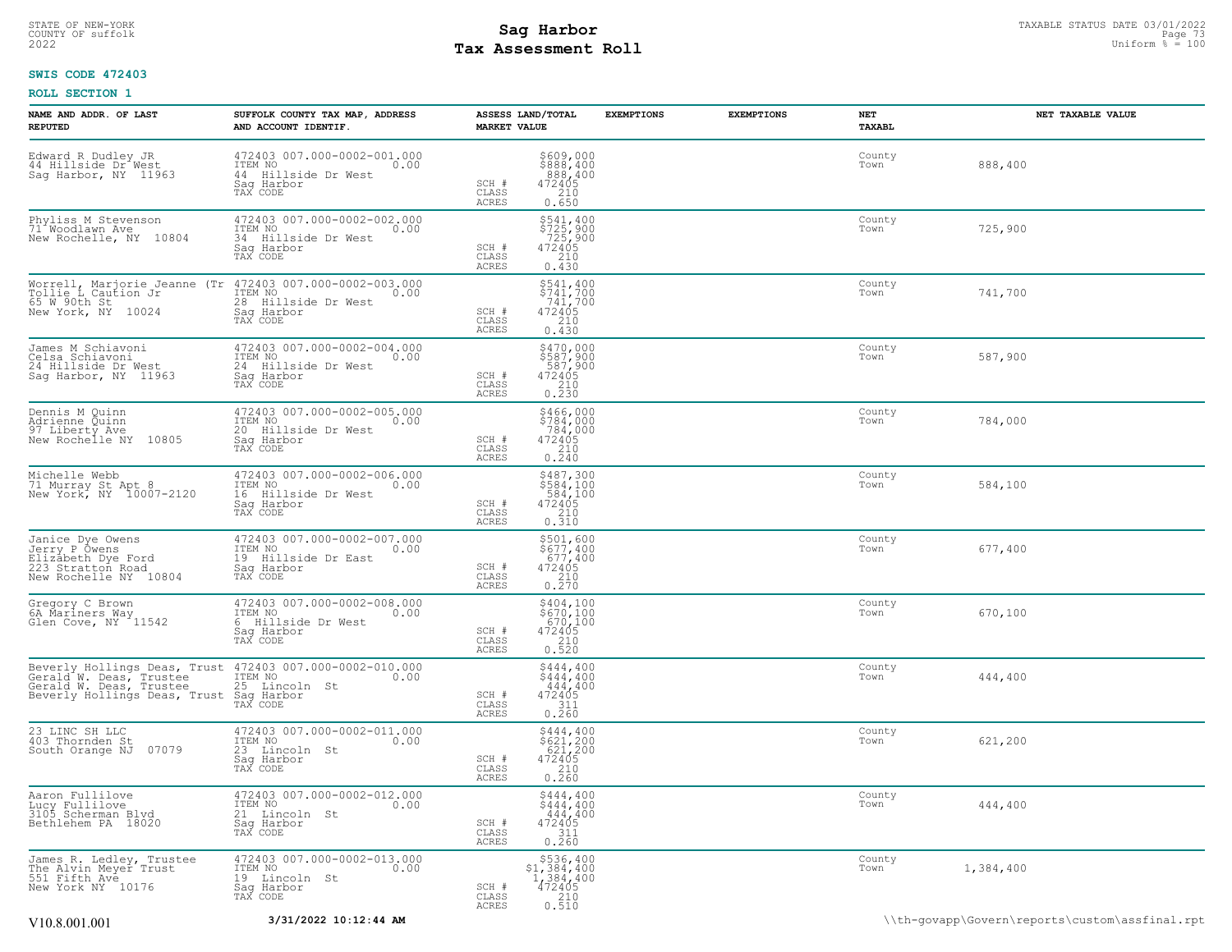STATE OF NEW-YORK
COUNTY OF suffolk
2022

# Sag Harbor
# Tax Assessment Roll

TAXABLE STATUS DATE 03/01/2022
Uniform % = 100

**SWIS CODE 472403**

**ROLL SECTION 1**

| NAME AND ADDR. OF LAST REPUTED | SUFFOLK COUNTY TAX MAP, ADDRESS AND ACCOUNT IDENTIF. | ASSESS LAND/TOTAL MARKET VALUE | EXEMPTIONS | EXEMPTIONS | NET TAXABL | NET TAXABLE VALUE |
|---|---|---|---|---|---|---|
| Edward R Dudley JR<br>44 Hillside Dr West<br>Sag Harbor, NY 11963 | 472403 007.000-0002-001.000<br>ITEM NO 0.00<br>44 Hillside Dr West<br>Sag Harbor<br>TAX CODE | $609,000<br>$888,400<br>888,400<br>SCH # 472405<br>CLASS 210<br>ACRES 0.650 | | | County<br>Town | 888,400 |
| Phyliss M Stevenson<br>71 Woodlawn Ave<br>New Rochelle, NY 10804 | 472403 007.000-0002-002.000<br>ITEM NO 0.00<br>34 Hillside Dr West<br>Sag Harbor<br>TAX CODE | $541,400<br>$725,900<br>725,900<br>SCH # 472405<br>CLASS 210<br>ACRES 0.430 | | | County<br>Town | 725,900 |
| Worrell, Marjorie Jeanne (Tr<br>Tollie L Caution Jr<br>65 W 90th St<br>New York, NY 10024 | 472403 007.000-0002-003.000<br>ITEM NO 0.00<br>28 Hillside Dr West<br>Sag Harbor<br>TAX CODE | $541,400<br>$741,700<br>741,700<br>SCH # 472405<br>CLASS 210<br>ACRES 0.430 | | | County<br>Town | 741,700 |
| James M Schiavoni<br>Celsa Schiavoni<br>24 Hillside Dr West<br>Sag Harbor, NY 11963 | 472403 007.000-0002-004.000<br>ITEM NO 0.00<br>24 Hillside Dr West<br>Sag Harbor<br>TAX CODE | $470,000<br>$587,900<br>587,900<br>SCH # 472405<br>CLASS 210<br>ACRES 0.230 | | | County<br>Town | 587,900 |
| Dennis M Quinn<br>Adrienne Quinn<br>97 Liberty Ave<br>New Rochelle NY 10805 | 472403 007.000-0002-005.000<br>ITEM NO 0.00<br>20 Hillside Dr West<br>Sag Harbor<br>TAX CODE | $466,000<br>$784,000<br>784,000<br>SCH # 472405<br>CLASS 210<br>ACRES 0.240 | | | County<br>Town | 784,000 |
| Michelle Webb<br>71 Murray St Apt 8<br>New York, NY 10007-2120 | 472403 007.000-0002-006.000<br>ITEM NO 0.00<br>16 Hillside Dr West<br>Sag Harbor<br>TAX CODE | $487,300<br>$584,100<br>584,100<br>SCH # 472405<br>CLASS 210<br>ACRES 0.310 | | | County<br>Town | 584,100 |
| Janice Dye Owens<br>Jerry P Owens<br>Elizabeth Dye Ford<br>223 Stratton Road<br>New Rochelle NY 10804 | 472403 007.000-0002-007.000<br>ITEM NO 0.00<br>19 Hillside Dr East<br>Sag Harbor<br>TAX CODE | $501,600<br>$677,400<br>677,400<br>SCH # 472405<br>CLASS 210<br>ACRES 0.270 | | | County<br>Town | 677,400 |
| Gregory C Brown<br>6A Mariners Way<br>Glen Cove, NY 11542 | 472403 007.000-0002-008.000<br>ITEM NO 0.00<br>6 Hillside Dr West<br>Sag Harbor<br>TAX CODE | $404,100<br>$670,100<br>670,100<br>SCH # 472405<br>CLASS 210<br>ACRES 0.520 | | | County<br>Town | 670,100 |
| Beverly Hollings Deas, Trust<br>Gerald W. Deas, Trustee<br>Gerald W. Deas, Trustee<br>Beverly Hollings Deas, Trust | 472403 007.000-0002-010.000<br>ITEM NO 0.00<br>25 Lincoln St<br>Sag Harbor<br>TAX CODE | $444,400<br>$444,400<br>444,400<br>SCH # 472405<br>CLASS 311<br>ACRES 0.260 | | | County<br>Town | 444,400 |
| 23 LINC SH LLC<br>403 Thornden St<br>South Orange NJ 07079 | 472403 007.000-0002-011.000<br>ITEM NO 0.00<br>23 Lincoln St<br>Sag Harbor<br>TAX CODE | $444,400<br>$621,200<br>621,200<br>SCH # 472405<br>CLASS 210<br>ACRES 0.260 | | | County<br>Town | 621,200 |
| Aaron Fullilove<br>Lucy Fullilove<br>3105 Scherman Blvd<br>Bethlehem PA 18020 | 472403 007.000-0002-012.000<br>ITEM NO 0.00<br>21 Lincoln St<br>Sag Harbor<br>TAX CODE | $444,400<br>$444,400<br>444,400<br>SCH # 472405<br>CLASS 311<br>ACRES 0.260 | | | County<br>Town | 444,400 |
| James R. Ledley, Trustee<br>The Alvin Meyer Trust<br>551 Fifth Ave<br>New York NY 10176 | 472403 007.000-0002-013.000<br>ITEM NO 0.00<br>19 Lincoln St<br>Sag Harbor<br>TAX CODE | $536,400<br>$1,384,400<br>1,384,400<br>SCH # 472405<br>CLASS 210<br>ACRES 0.510 | | | County<br>Town | 1,384,400 |

V10.8.001.001 3/31/2022 10:12:44 AM \\th-govapp\Govern\reports\custom\assfinal.rpt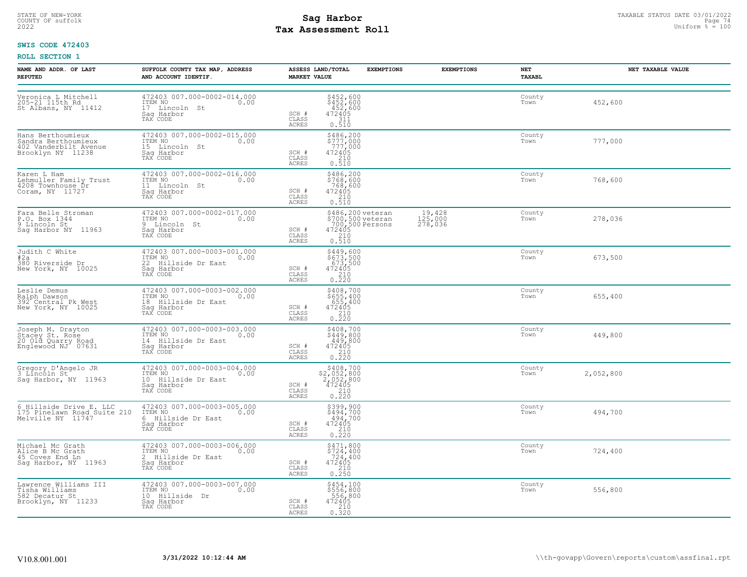STATE OF NEW-YORK
COUNTY OF suffolk
2022

# Sag Harbor
# Tax Assessment Roll

TAXABLE STATUS DATE 03/01/2022
Uniform % = 100

**SWIS CODE 472403**

**ROLL SECTION 1**

| NAME AND ADDR. OF LAST REPUTED | SUFFOLK COUNTY TAX MAP, ADDRESS AND ACCOUNT IDENTIF. | ASSESS LAND/TOTAL MARKET VALUE | EXEMPTIONS | EXEMPTIONS | NET TAXABL | NET TAXABLE VALUE |
|---|---|---|---|---|---|---|
| Veronica L Mitchell<br>205-21 115th Rd<br>St Albans, NY 11412 | 472403 007.000-0002-014.000<br>ITEM NO 0.00<br>17 Lincoln St<br>Sag Harbor<br>TAX CODE | $452,600<br>$452,600<br>452,600<br>SCH # 472405<br>CLASS 311<br>ACRES 0.510 | | | County<br>Town | 452,600 |
| Hans Berthoumieux<br>Sandra Berthoumieux<br>402 Vanderbilt Avenue<br>Brooklyn NY 11238 | 472403 007.000-0002-015.000<br>ITEM NO 0.00<br>15 Lincoln St<br>Sag Harbor<br>TAX CODE | $486,200<br>$777,000<br>777,000<br>SCH # 472405<br>CLASS 210<br>ACRES 0.510 | | | County<br>Town | 777,000 |
| Karen L Ham<br>Lehmuller Family Trust<br>4208 Townhouse Dr<br>Coram, NY 11727 | 472403 007.000-0002-016.000<br>ITEM NO 0.00<br>11 Lincoln St<br>Sag Harbor<br>TAX CODE | $486,200<br>$768,600<br>768,600<br>SCH # 472405<br>CLASS 210<br>ACRES 0.510 | | | County<br>Town | 768,600 |
| Fara Belle Stroman<br>P.O. Box 1344<br>9 Lincoln St<br>Sag Harbor NY 11963 | 472403 007.000-0002-017.000<br>ITEM NO 0.00<br>9 Lincoln St<br>Sag Harbor<br>TAX CODE | $486,200<br>$700,500<br>700,500<br>SCH # 472405<br>CLASS 210<br>ACRES 0.510 | veteran<br>veteran<br>Persons | 19,428<br>125,000<br>278,036 | County<br>Town | 278,036 |
| Judith C White<br>#2a<br>380 Riverside Dr<br>New York, NY 10025 | 472403 007.000-0003-001.000<br>ITEM NO 0.00<br>22 Hillside Dr East<br>Sag Harbor<br>TAX CODE | $449,600<br>$673,500<br>673,500<br>SCH # 472405<br>CLASS 210<br>ACRES 0.220 | | | County<br>Town | 673,500 |
| Leslie Demus<br>Ralph Dawson<br>392 Central Pk West<br>New York, NY 10025 | 472403 007.000-0003-002.000<br>ITEM NO 0.00<br>18 Hillside Dr East<br>Sag Harbor<br>TAX CODE | $408,700<br>$655,400<br>655,400<br>SCH # 472405<br>CLASS 210<br>ACRES 0.220 | | | County<br>Town | 655,400 |
| Joseph M. Drayton<br>Stacey St. Rose<br>20 Old Quarry Road<br>Englewood NJ 07631 | 472403 007.000-0003-003.000<br>ITEM NO 0.00<br>14 Hillside Dr East<br>Sag Harbor<br>TAX CODE | $408,700<br>$449,800<br>449,800<br>SCH # 472405<br>CLASS 210<br>ACRES 0.220 | | | County<br>Town | 449,800 |
| Gregory D'Angelo JR<br>3 Lincoln St<br>Sag Harbor, NY 11963 | 472403 007.000-0003-004.000<br>ITEM NO 0.00<br>10 Hillside Dr East<br>Sag Harbor<br>TAX CODE | $408,700<br>$2,052,800<br>2,052,800<br>SCH # 472405<br>CLASS 210<br>ACRES 0.220 | | | County<br>Town | 2,052,800 |
| 6 Hillside Drive E. LLC<br>175 Pinelawn Road Suite 210<br>Melville NY 11747 | 472403 007.000-0003-005.000<br>ITEM NO 0.00<br>6 Hillside Dr East<br>Sag Harbor<br>TAX CODE | $399,900<br>$494,700<br>494,700<br>SCH # 472405<br>CLASS 210<br>ACRES 0.220 | | | County<br>Town | 494,700 |
| Michael Mc Grath<br>Alice B Mc Grath<br>45 Coves End Ln<br>Sag Harbor, NY 11963 | 472403 007.000-0003-006.000<br>ITEM NO 0.00<br>2 Hillside Dr East<br>Sag Harbor<br>TAX CODE | $471,800<br>$724,400<br>724,400<br>SCH # 472405<br>CLASS 210<br>ACRES 0.250 | | | County<br>Town | 724,400 |
| Lawrence Williams III<br>Tisha Williams<br>582 Decatur St<br>Brooklyn, NY 11233 | 472403 007.000-0003-007.000<br>ITEM NO 0.00<br>10 Hillside Dr<br>Sag Harbor<br>TAX CODE | $454,100<br>$556,800<br>556,800<br>SCH # 472405<br>CLASS 210<br>ACRES 0.320 | | | County<br>Town | 556,800 |

V10.8.001.001 3/31/2022 10:12:44 AM \\th-govapp\Govern\reports\custom\assfinal.rpt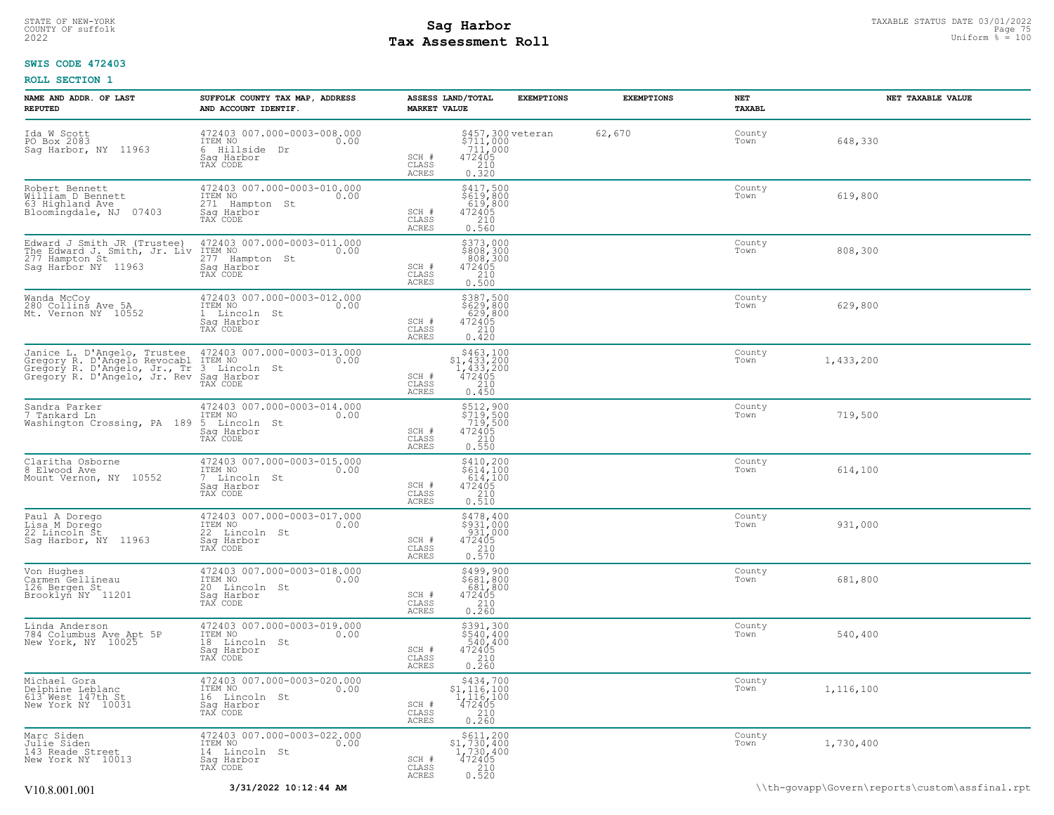STATE OF NEW-YORK
COUNTY OF suffolk
2022

# Sag Harbor
# Tax Assessment Roll

TAXABLE STATUS DATE 03/01/2022
Uniform % = 100

**SWIS CODE 472403**

**ROLL SECTION 1**

| NAME AND ADDR. OF LAST REPUTED | SUFFOLK COUNTY TAX MAP, ADDRESS AND ACCOUNT IDENTIF. | ASSESS LAND/TOTAL MARKET VALUE | EXEMPTIONS | EXEMPTIONS | NET TAXABL | NET TAXABLE VALUE |
|---|---|---|---|---|---|---|
| Ida W Scott<br>PO Box 2083<br>Sag Harbor, NY 11963 | 472403 007.000-0003-008.000<br>ITEM NO 0.00<br>6 Hillside Dr<br>Sag Harbor<br>TAX CODE | $457,300<br>$711,000<br>711,000<br>SCH # 472405<br>CLASS 210<br>ACRES 0.320 | veteran | 62,670 | County<br>Town | 648,330 |
| Robert Bennett<br>William D Bennett<br>63 Highland Ave<br>Bloomingdale, NJ 07403 | 472403 007.000-0003-010.000<br>ITEM NO 0.00<br>271 Hampton St<br>Sag Harbor<br>TAX CODE | $417,500<br>$619,800<br>619,800<br>SCH # 472405<br>CLASS 210<br>ACRES 0.560 | | | County<br>Town | 619,800 |
| Edward J Smith JR (Trustee)<br>The Edward J. Smith, Jr. Liv<br>277 Hampton St<br>Sag Harbor NY 11963 | 472403 007.000-0003-011.000<br>ITEM NO 0.00<br>277 Hampton St<br>Sag Harbor<br>TAX CODE | $373,000<br>$808,300<br>808,300<br>SCH # 472405<br>CLASS 210<br>ACRES 0.500 | | | County<br>Town | 808,300 |
| Wanda McCoy<br>280 Collins Ave 5A<br>Mt. Vernon NY 10552 | 472403 007.000-0003-012.000<br>ITEM NO 0.00<br>1 Lincoln St<br>Sag Harbor<br>TAX CODE | $387,500<br>$629,800<br>629,800<br>SCH # 472405<br>CLASS 210<br>ACRES 0.420 | | | County<br>Town | 629,800 |
| Janice L. D'Angelo, Trustee<br>Gregory R. D'Angelo Revocabl<br>Gregory R. D'Angelo, Jr., Tr<br>Gregory R. D'Angelo, Jr. Rev | 472403 007.000-0003-013.000<br>ITEM NO 0.00<br>3 Lincoln St<br>Sag Harbor<br>TAX CODE | $463,100<br>$1,433,200<br>1,433,200<br>SCH # 472405<br>CLASS 210<br>ACRES 0.450 | | | County<br>Town | 1,433,200 |
| Sandra Parker<br>7 Tankard Ln<br>Washington Crossing, PA 189 | 472403 007.000-0003-014.000<br>ITEM NO 0.00<br>5 Lincoln St<br>Sag Harbor<br>TAX CODE | $512,900<br>$719,500<br>719,500<br>SCH # 472405<br>CLASS 210<br>ACRES 0.550 | | | County<br>Town | 719,500 |
| Claritha Osborne<br>8 Elwood Ave<br>Mount Vernon, NY 10552 | 472403 007.000-0003-015.000<br>ITEM NO 0.00<br>7 Lincoln St<br>Sag Harbor<br>TAX CODE | $410,200<br>$614,100<br>614,100<br>SCH # 472405<br>CLASS 210<br>ACRES 0.510 | | | County<br>Town | 614,100 |
| Paul A Dorego<br>Lisa M Dorego<br>22 Lincoln St<br>Sag Harbor, NY 11963 | 472403 007.000-0003-017.000<br>ITEM NO 0.00<br>22 Lincoln St<br>Sag Harbor<br>TAX CODE | $478,400<br>$931,000<br>931,000<br>SCH # 472405<br>CLASS 210<br>ACRES 0.570 | | | County<br>Town | 931,000 |
| Von Hughes<br>Carmen Gellineau<br>126 Bergen St<br>Brooklyn NY 11201 | 472403 007.000-0003-018.000<br>ITEM NO 0.00<br>20 Lincoln St<br>Sag Harbor<br>TAX CODE | $499,900<br>$681,800<br>681,800<br>SCH # 472405<br>CLASS 210<br>ACRES 0.260 | | | County<br>Town | 681,800 |
| Linda Anderson<br>784 Columbus Ave Apt 5P<br>New York, NY 10025 | 472403 007.000-0003-019.000<br>ITEM NO 0.00<br>18 Lincoln St<br>Sag Harbor<br>TAX CODE | $391,300<br>$540,400<br>540,400<br>SCH # 472405<br>CLASS 210<br>ACRES 0.260 | | | County<br>Town | 540,400 |
| Michael Gora<br>Delphine Leblanc<br>613 West 147th St<br>New York NY 10031 | 472403 007.000-0003-020.000<br>ITEM NO 0.00<br>16 Lincoln St<br>Sag Harbor<br>TAX CODE | $434,700<br>$1,116,100<br>1,116,100<br>SCH # 472405<br>CLASS 210<br>ACRES 0.260 | | | County<br>Town | 1,116,100 |
| Marc Siden<br>Julie Siden<br>143 Reade Street<br>New York NY 10013 | 472403 007.000-0003-022.000<br>ITEM NO 0.00<br>14 Lincoln St<br>Sag Harbor<br>TAX CODE | $611,200<br>$1,730,400<br>1,730,400<br>SCH # 472405<br>CLASS 210<br>ACRES 0.520 | | | County<br>Town | 1,730,400 |

V10.8.001.001 **3/31/2022 10:12:44 AM** \\th-govapp\Govern\reports\custom\assfinal.rpt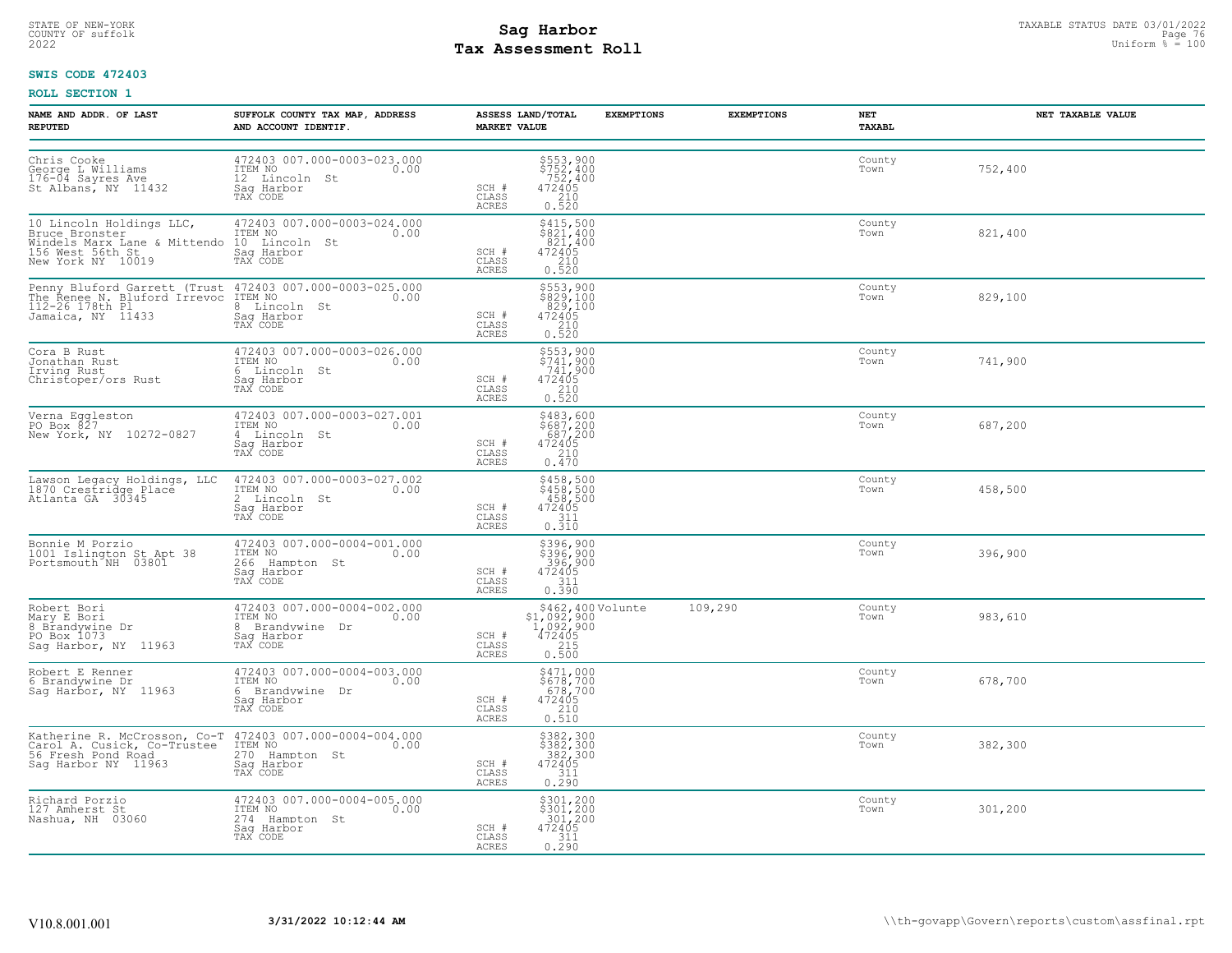STATE OF NEW-YORK
COUNTY OF suffolk
2022

# Sag Harbor
# Tax Assessment Roll

TAXABLE STATUS DATE 03/01/2022
Uniform % = 100

**SWIS CODE 472403**

**ROLL SECTION 1**

| NAME AND ADDR. OF LAST REPUTED | SUFFOLK COUNTY TAX MAP, ADDRESS AND ACCOUNT IDENTIF. | ASSESS LAND/TOTAL MARKET VALUE | EXEMPTIONS | EXEMPTIONS | NET TAXABL | NET TAXABLE VALUE |
|---|---|---|---|---|---|---|
| Chris Cooke<br>George L Williams<br>176-04 Sayres Ave<br>St Albans, NY 11432 | 472403 007.000-0003-023.000<br>ITEM NO 0.00<br>12 Lincoln St<br>Sag Harbor<br>TAX CODE | $553,900<br>$752,400<br>752,400<br>SCH # 472405<br>CLASS 210<br>ACRES 0.520 | | | County<br>Town | 752,400 |
| 10 Lincoln Holdings LLC,<br>Bruce Bronster<br>Windels Marx Lane & Mittendo<br>156 West 56th St<br>New York NY 10019 | 472403 007.000-0003-024.000<br>ITEM NO 0.00<br>10 Lincoln St<br>Sag Harbor<br>TAX CODE | $415,500<br>$821,400<br>821,400<br>SCH # 472405<br>CLASS 210<br>ACRES 0.520 | | | County<br>Town | 821,400 |
| Penny Bluford Garrett (Trust<br>The Renee N. Bluford Irrevoc<br>112-26 178th Pl<br>Jamaica, NY 11433 | 472403 007.000-0003-025.000<br>ITEM NO 0.00<br>8 Lincoln St<br>Sag Harbor<br>TAX CODE | $553,900<br>$829,100<br>829,100<br>SCH # 472405<br>CLASS 210<br>ACRES 0.520 | | | County<br>Town | 829,100 |
| Cora B Rust<br>Jonathan Rust<br>Irving Rust<br>Christoper/ors Rust | 472403 007.000-0003-026.000<br>ITEM NO 0.00<br>6 Lincoln St<br>Sag Harbor<br>TAX CODE | $553,900<br>$741,900<br>741,900<br>SCH # 472405<br>CLASS 210<br>ACRES 0.520 | | | County<br>Town | 741,900 |
| Verna Eggleston<br>PO Box 827<br>New York, NY 10272-0827 | 472403 007.000-0003-027.001<br>ITEM NO 0.00<br>4 Lincoln St<br>Sag Harbor<br>TAX CODE | $483,600<br>$687,200<br>687,200<br>SCH # 472405<br>CLASS 210<br>ACRES 0.470 | | | County<br>Town | 687,200 |
| Lawson Legacy Holdings, LLC<br>1870 Crestridge Place<br>Atlanta GA 30345 | 472403 007.000-0003-027.002<br>ITEM NO 0.00<br>2 Lincoln St<br>Sag Harbor<br>TAX CODE | $458,500<br>$458,500<br>458,500<br>SCH # 472405<br>CLASS 311<br>ACRES 0.310 | | | County<br>Town | 458,500 |
| Bonnie M Porzio<br>1001 Islington St Apt 38<br>Portsmouth NH 03801 | 472403 007.000-0004-001.000<br>ITEM NO 0.00<br>266 Hampton St<br>Sag Harbor<br>TAX CODE | $396,900<br>$396,900<br>396,900<br>SCH # 472405<br>CLASS 311<br>ACRES 0.390 | | | County<br>Town | 396,900 |
| Robert Bori<br>Mary E Bori<br>8 Brandywine Dr<br>PO Box 1073<br>Sag Harbor, NY 11963 | 472403 007.000-0004-002.000<br>ITEM NO 0.00<br>8 Brandywine Dr<br>Sag Harbor<br>TAX CODE | $462,400<br>$1,092,900<br>1,092,900<br>SCH # 472405<br>CLASS 215<br>ACRES 0.500 | Volunte | 109,290 | County<br>Town | 983,610 |
| Robert E Renner<br>6 Brandywine Dr<br>Sag Harbor, NY 11963 | 472403 007.000-0004-003.000<br>ITEM NO 0.00<br>6 Brandywine Dr<br>Sag Harbor<br>TAX CODE | $471,000<br>$678,700<br>678,700<br>SCH # 472405<br>CLASS 210<br>ACRES 0.510 | | | County<br>Town | 678,700 |
| Katherine R. McCrosson, Co-T<br>Carol A. Cusick, Co-Trustee<br>56 Fresh Pond Road<br>Sag Harbor NY 11963 | 472403 007.000-0004-004.000<br>ITEM NO 0.00<br>270 Hampton St<br>Sag Harbor<br>TAX CODE | $382,300<br>$382,300<br>382,300<br>SCH # 472405<br>CLASS 311<br>ACRES 0.290 | | | County<br>Town | 382,300 |
| Richard Porzio<br>127 Amherst St<br>Nashua, NH 03060 | 472403 007.000-0004-005.000<br>ITEM NO 0.00<br>274 Hampton St<br>Sag Harbor<br>TAX CODE | $301,200<br>$301,200<br>301,200<br>SCH # 472405<br>CLASS 311<br>ACRES 0.290 | | | County<br>Town | 301,200 |

V10.8.001.001 3/31/2022 10:12:44 AM \\th-govapp\Govern\reports\custom\assfinal.rpt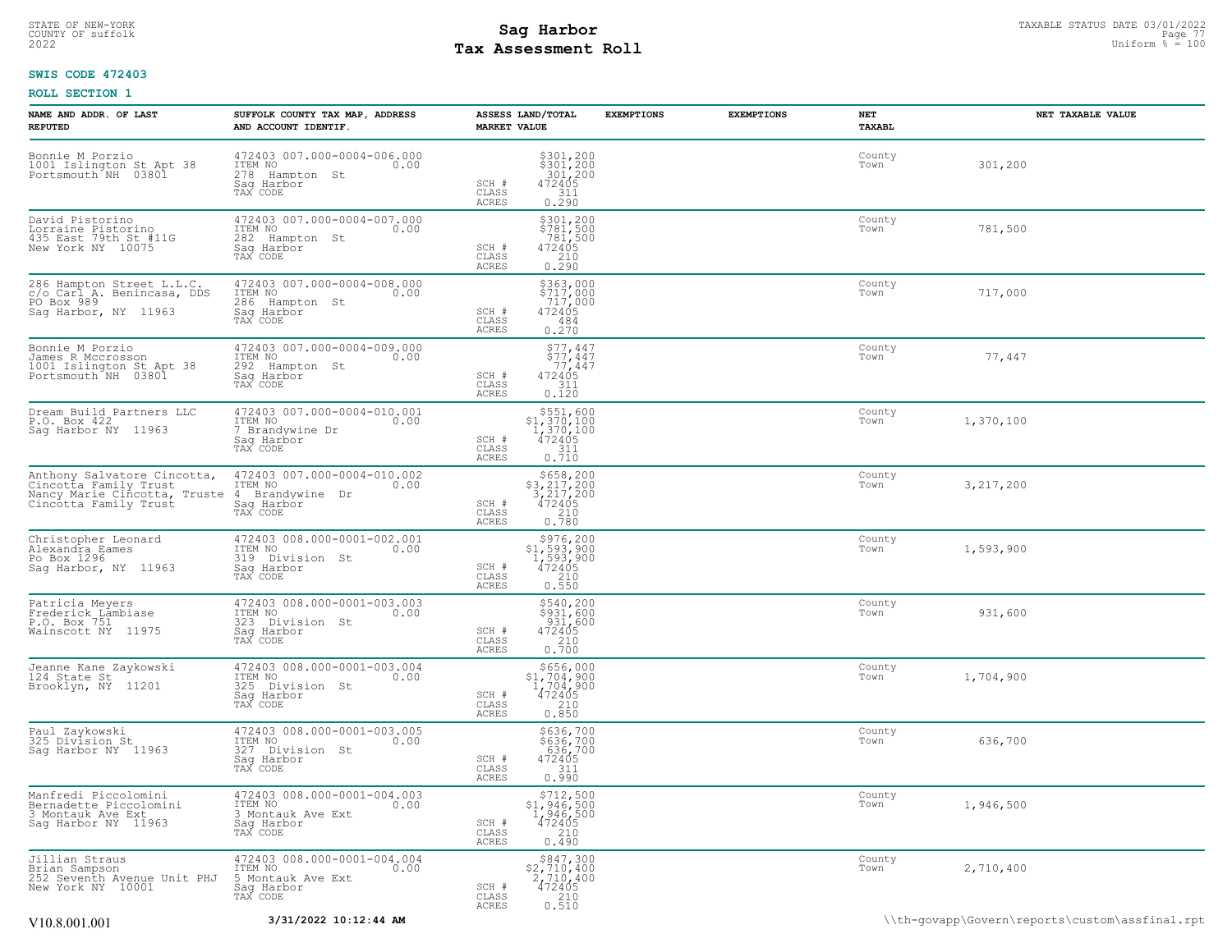STATE OF NEW-YORK
COUNTY OF suffolk
2022

# Sag Harbor
# Tax Assessment Roll

TAXABLE STATUS DATE 03/01/2022
Uniform % = 100

**SWIS CODE 472403**

**ROLL SECTION 1**

| NAME AND ADDR. OF LAST REPUTED | SUFFOLK COUNTY TAX MAP, ADDRESS AND ACCOUNT IDENTIF. | ASSESS LAND/TOTAL MARKET VALUE | EXEMPTIONS | EXEMPTIONS | NET TAXABL | NET TAXABLE VALUE |
|---|---|---|---|---|---|---|
| Bonnie M Porzio<br>1001 Islington St Apt 38<br>Portsmouth NH 03801 | 472403 007.000-0004-006.000<br>ITEM NO 0.00<br>278 Hampton St<br>Sag Harbor<br>TAX CODE | $301,200<br>$301,200<br>301,200<br>SCH # 472405<br>CLASS 311<br>ACRES 0.290 | | | County<br>Town | 301,200 |
| David Pistorino<br>Lorraine Pistorino<br>435 East 79th St #11G<br>New York NY 10075 | 472403 007.000-0004-007.000<br>ITEM NO 0.00<br>282 Hampton St<br>Sag Harbor<br>TAX CODE | $301,200<br>$781,500<br>781,500<br>SCH # 472405<br>CLASS 210<br>ACRES 0.290 | | | County<br>Town | 781,500 |
| 286 Hampton Street L.L.C.<br>c/o Carl A. Benincasa, DDS<br>PO Box 989<br>Sag Harbor, NY 11963 | 472403 007.000-0004-008.000<br>ITEM NO 0.00<br>286 Hampton St<br>Sag Harbor<br>TAX CODE | $363,000<br>$717,000<br>717,000<br>SCH # 472405<br>CLASS 484<br>ACRES 0.270 | | | County<br>Town | 717,000 |
| Bonnie M Porzio<br>James R Mccrosson<br>1001 Islington St Apt 38<br>Portsmouth NH 03801 | 472403 007.000-0004-009.000<br>ITEM NO 0.00<br>292 Hampton St<br>Sag Harbor<br>TAX CODE | $77,447<br>$77,447<br>77,447<br>SCH # 472405<br>CLASS 311<br>ACRES 0.120 | | | County<br>Town | 77,447 |
| Dream Build Partners LLC<br>P.O. Box 422<br>Sag Harbor NY 11963 | 472403 007.000-0004-010.001<br>ITEM NO 0.00<br>7 Brandywine Dr<br>Sag Harbor<br>TAX CODE | $551,600<br>$1,370,100<br>1,370,100<br>SCH # 472405<br>CLASS 311<br>ACRES 0.710 | | | County<br>Town | 1,370,100 |
| Anthony Salvatore Cincotta,<br>Cincotta Family Trust<br>Nancy Marie Cincotta, Truste<br>Cincotta Family Trust | 472403 007.000-0004-010.002<br>ITEM NO 0.00<br>4 Brandywine Dr<br>Sag Harbor<br>TAX CODE | $658,200<br>$3,217,200<br>3,217,200<br>SCH # 472405<br>CLASS 210<br>ACRES 0.780 | | | County<br>Town | 3,217,200 |
| Christopher Leonard<br>Alexandra Eames<br>Po Box 1296<br>Sag Harbor, NY 11963 | 472403 008.000-0001-002.001<br>ITEM NO 0.00<br>319 Division St<br>Sag Harbor<br>TAX CODE | $976,200<br>$1,593,900<br>1,593,900<br>SCH # 472405<br>CLASS 210<br>ACRES 0.550 | | | County<br>Town | 1,593,900 |
| Patricia Meyers<br>Frederick Lambiase<br>P.O. Box 751<br>Wainscott NY 11975 | 472403 008.000-0001-003.003<br>ITEM NO 0.00<br>323 Division St<br>Sag Harbor<br>TAX CODE | $540,200<br>$931,600<br>931,600<br>SCH # 472405<br>CLASS 210<br>ACRES 0.700 | | | County<br>Town | 931,600 |
| Jeanne Kane Zaykowski<br>124 State St<br>Brooklyn, NY 11201 | 472403 008.000-0001-003.004<br>ITEM NO 0.00<br>325 Division St<br>Sag Harbor<br>TAX CODE | $656,000<br>$1,704,900<br>1,704,900<br>SCH # 472405<br>CLASS 210<br>ACRES 0.850 | | | County<br>Town | 1,704,900 |
| Paul Zaykowski<br>325 Division St<br>Sag Harbor NY 11963 | 472403 008.000-0001-003.005<br>ITEM NO 0.00<br>327 Division St<br>Sag Harbor<br>TAX CODE | $636,700<br>$636,700<br>636,700<br>SCH # 472405<br>CLASS 311<br>ACRES 0.990 | | | County<br>Town | 636,700 |
| Manfredi Piccolomini<br>Bernadette Piccolomini<br>3 Montauk Ave Ext<br>Sag Harbor NY 11963 | 472403 008.000-0001-004.003<br>ITEM NO 0.00<br>3 Montauk Ave Ext<br>Sag Harbor<br>TAX CODE | $712,500<br>$1,946,500<br>1,946,500<br>SCH # 472405<br>CLASS 210<br>ACRES 0.490 | | | County<br>Town | 1,946,500 |
| Jillian Straus<br>Brian Sampson<br>252 Seventh Avenue Unit PHJ<br>New York NY 10001 | 472403 008.000-0001-004.004<br>ITEM NO 0.00<br>5 Montauk Ave Ext<br>Sag Harbor<br>TAX CODE | $847,300<br>$2,710,400<br>2,710,400<br>SCH # 472405<br>CLASS 210<br>ACRES 0.510 | | | County<br>Town | 2,710,400 |

V10.8.001.001 3/31/2022 10:12:44 AM \\th-govapp\Govern\reports\custom\assfinal.rpt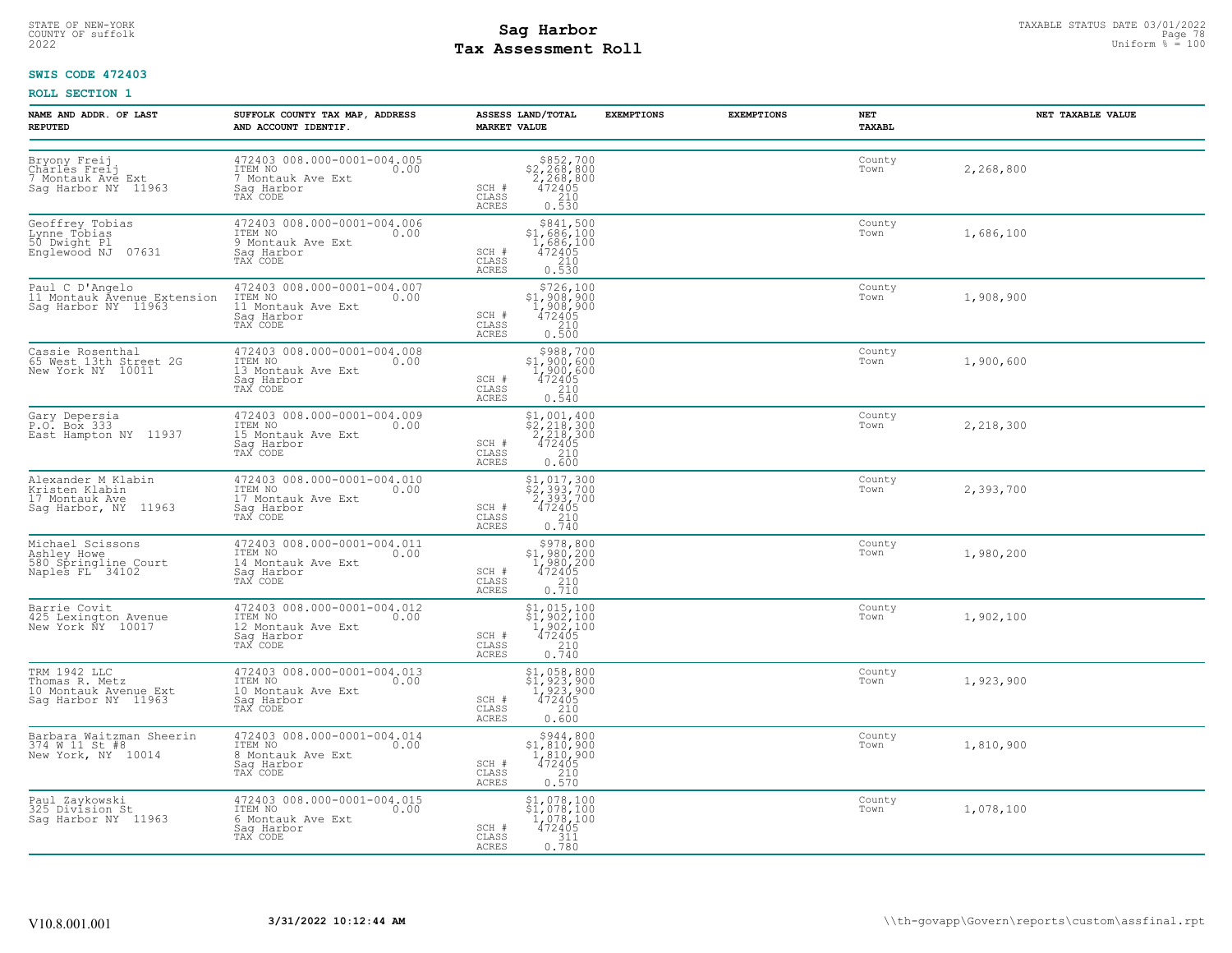STATE OF NEW-YORK
COUNTY OF suffolk
2022

# Sag Harbor
# Tax Assessment Roll

TAXABLE STATUS DATE 03/01/2022
Uniform % = 100

**SWIS CODE 472403**

**ROLL SECTION 1**

| NAME AND ADDR. OF LAST REPUTED | SUFFOLK COUNTY TAX MAP, ADDRESS AND ACCOUNT IDENTIF. | ASSESS LAND/TOTAL MARKET VALUE | EXEMPTIONS | EXEMPTIONS | NET TAXABL | NET TAXABLE VALUE |
|---|---|---|---|---|---|---|
| Bryony Freij<br>Charles Freij<br>7 Montauk Ave Ext<br>Sag Harbor NY 11963 | 472403 008.000-0001-004.005<br>ITEM NO 0.00<br>7 Montauk Ave Ext<br>Sag Harbor<br>TAX CODE | $852,700<br>$2,268,800<br>2,268,800<br>SCH # 472405<br>CLASS 210<br>ACRES 0.530 | | | County<br>Town | 2,268,800 |
| Geoffrey Tobias<br>Lynne Tobias<br>50 Dwight Pl<br>Englewood NJ 07631 | 472403 008.000-0001-004.006<br>ITEM NO 0.00<br>9 Montauk Ave Ext<br>Sag Harbor<br>TAX CODE | $841,500<br>$1,686,100<br>1,686,100<br>SCH # 472405<br>CLASS 210<br>ACRES 0.530 | | | County<br>Town | 1,686,100 |
| Paul C D'Angelo<br>11 Montauk Avenue Extension<br>Sag Harbor NY 11963 | 472403 008.000-0001-004.007<br>ITEM NO 0.00<br>11 Montauk Ave Ext<br>Sag Harbor<br>TAX CODE | $726,100<br>$1,908,900<br>1,908,900<br>SCH # 472405<br>CLASS 210<br>ACRES 0.500 | | | County<br>Town | 1,908,900 |
| Cassie Rosenthal<br>65 West 13th Street 2G<br>New York NY 10011 | 472403 008.000-0001-004.008<br>ITEM NO 0.00<br>13 Montauk Ave Ext<br>Sag Harbor<br>TAX CODE | $988,700<br>$1,900,600<br>1,900,600<br>SCH # 472405<br>CLASS 210<br>ACRES 0.540 | | | County<br>Town | 1,900,600 |
| Gary Depersia<br>P.O. Box 333<br>East Hampton NY 11937 | 472403 008.000-0001-004.009<br>ITEM NO 0.00<br>15 Montauk Ave Ext<br>Sag Harbor<br>TAX CODE | $1,001,400<br>$2,218,300<br>2,218,300<br>SCH # 472405<br>CLASS 210<br>ACRES 0.600 | | | County<br>Town | 2,218,300 |
| Alexander M Klabin<br>Kristen Klabin<br>17 Montauk Ave<br>Sag Harbor, NY 11963 | 472403 008.000-0001-004.010<br>ITEM NO 0.00<br>17 Montauk Ave Ext<br>Sag Harbor<br>TAX CODE | $1,017,300<br>$2,393,700<br>2,393,700<br>SCH # 472405<br>CLASS 210<br>ACRES 0.740 | | | County<br>Town | 2,393,700 |
| Michael Scissons<br>Ashley Howe<br>580 Springline Court<br>Naples FL 34102 | 472403 008.000-0001-004.011<br>ITEM NO 0.00<br>14 Montauk Ave Ext<br>Sag Harbor<br>TAX CODE | $978,800<br>$1,980,200<br>1,980,200<br>SCH # 472405<br>CLASS 210<br>ACRES 0.710 | | | County<br>Town | 1,980,200 |
| Barrie Covit<br>425 Lexington Avenue<br>New York NY 10017 | 472403 008.000-0001-004.012<br>ITEM NO 0.00<br>12 Montauk Ave Ext<br>Sag Harbor<br>TAX CODE | $1,015,100<br>$1,902,100<br>1,902,100<br>SCH # 472405<br>CLASS 210<br>ACRES 0.740 | | | County<br>Town | 1,902,100 |
| TRM 1942 LLC<br>Thomas R. Metz<br>10 Montauk Avenue Ext<br>Sag Harbor NY 11963 | 472403 008.000-0001-004.013<br>ITEM NO 0.00<br>10 Montauk Ave Ext<br>Sag Harbor<br>TAX CODE | $1,058,800<br>$1,923,900<br>1,923,900<br>SCH # 472405<br>CLASS 210<br>ACRES 0.600 | | | County<br>Town | 1,923,900 |
| Barbara Waitzman Sheerin<br>374 W 11 St #8<br>New York, NY 10014 | 472403 008.000-0001-004.014<br>ITEM NO 0.00<br>8 Montauk Ave Ext<br>Sag Harbor<br>TAX CODE | $944,800<br>$1,810,900<br>1,810,900<br>SCH # 472405<br>CLASS 210<br>ACRES 0.570 | | | County<br>Town | 1,810,900 |
| Paul Zaykowski<br>325 Division St<br>Sag Harbor NY 11963 | 472403 008.000-0001-004.015<br>ITEM NO 0.00<br>6 Montauk Ave Ext<br>Sag Harbor<br>TAX CODE | $1,078,100<br>$1,078,100<br>1,078,100<br>SCH # 472405<br>CLASS 311<br>ACRES 0.780 | | | County<br>Town | 1,078,100 |

V10.8.001.001 3/31/2022 10:12:44 AM \\th-govapp\Govern\reports\custom\assfinal.rpt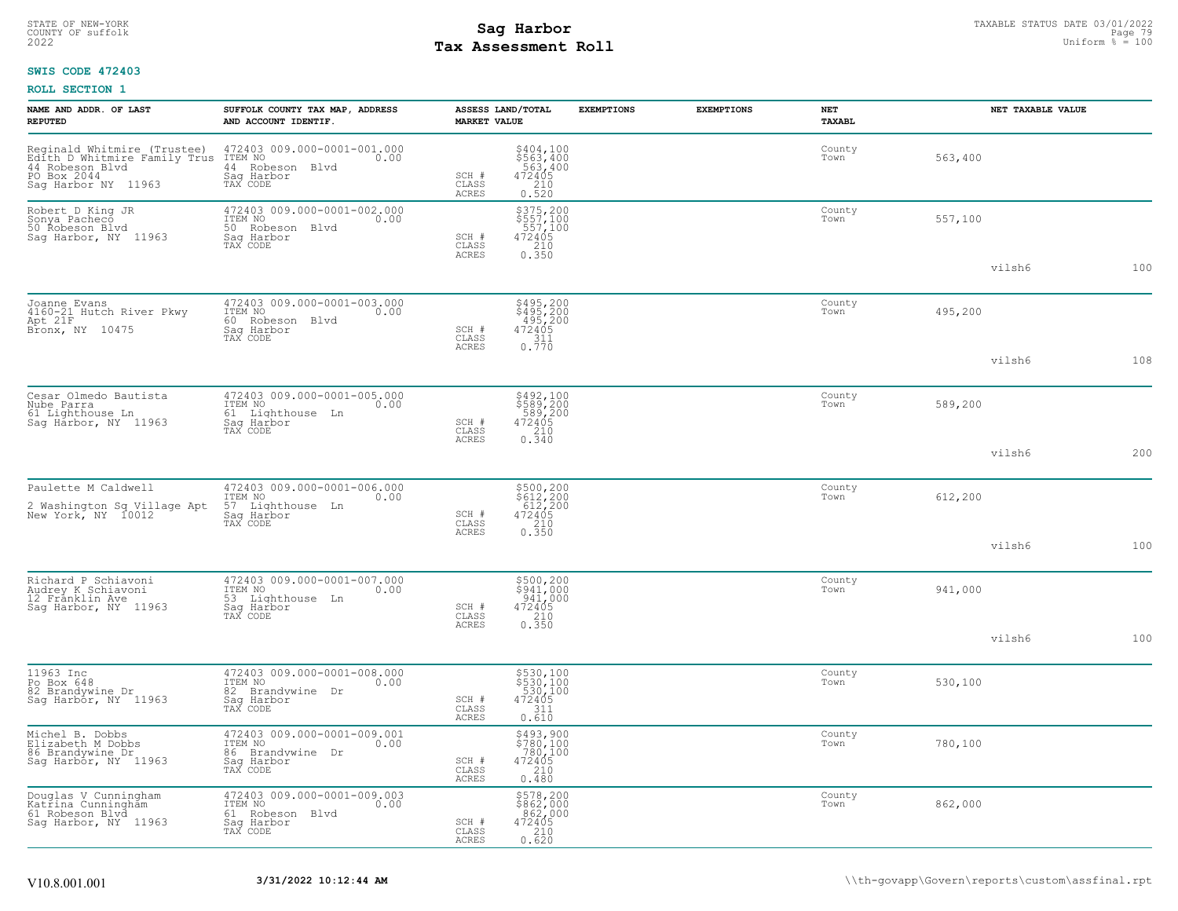STATE OF NEW-YORK
COUNTY OF suffolk
2022

# Sag Harbor
# Tax Assessment Roll

TAXABLE STATUS DATE 03/01/2022
Uniform % = 100

**SWIS CODE 472403**

**ROLL SECTION 1**

| NAME AND ADDR. OF LAST REPUTED | SUFFOLK COUNTY TAX MAP, ADDRESS AND ACCOUNT IDENTIF. | ASSESS LAND/TOTAL MARKET VALUE | EXEMPTIONS | EXEMPTIONS | NET TAXABL | NET TAXABLE VALUE | | |
|---|---|---|---|---|---|---|---|---|
| Reginald Whitmire (Trustee)<br>Edith D Whitmire Family Trus<br>44 Robeson Blvd<br>PO Box 2044<br>Sag Harbor NY 11963 | 472403 009.000-0001-001.000<br>ITEM NO 0.00<br>44 Robeson Blvd<br>Sag Harbor<br>TAX CODE | $404,100<br>$563,400<br>563,400<br>SCH # 472405<br>CLASS 210<br>ACRES 0.520 | | | County<br>Town | 563,400 | | |
| Robert D King JR<br>Sonya Pacheco<br>50 Robeson Blvd<br>Sag Harbor, NY 11963 | 472403 009.000-0001-002.000<br>ITEM NO 0.00<br>50 Robeson Blvd<br>Sag Harbor<br>TAX CODE | $375,200<br>$557,100<br>557,100<br>SCH # 472405<br>CLASS 210<br>ACRES 0.350 | | | County<br>Town | 557,100 | vilsh6 | 100 |
| Joanne Evans<br>4160-21 Hutch River Pkwy<br>Apt 21F<br>Bronx, NY 10475 | 472403 009.000-0001-003.000<br>ITEM NO 0.00<br>60 Robeson Blvd<br>Sag Harbor<br>TAX CODE | $495,200<br>$495,200<br>495,200<br>SCH # 472405<br>CLASS 311<br>ACRES 0.770 | | | County<br>Town | 495,200 | vilsh6 | 108 |
| Cesar Olmedo Bautista<br>Nube Parra<br>61 Lighthouse Ln<br>Sag Harbor, NY 11963 | 472403 009.000-0001-005.000<br>ITEM NO 0.00<br>61 Lighthouse Ln<br>Sag Harbor<br>TAX CODE | $492,100<br>$589,200<br>589,200<br>SCH # 472405<br>CLASS 210<br>ACRES 0.340 | | | County<br>Town | 589,200 | vilsh6 | 200 |
| Paulette M Caldwell<br><br>2 Washington Sq Village Apt<br>New York, NY 10012 | 472403 009.000-0001-006.000<br>ITEM NO 0.00<br>57 Lighthouse Ln<br>Sag Harbor<br>TAX CODE | $500,200<br>$612,200<br>612,200<br>SCH # 472405<br>CLASS 210<br>ACRES 0.350 | | | County<br>Town | 612,200 | vilsh6 | 100 |
| Richard P Schiavoni<br>Audrey K Schiavoni<br>12 Franklin Ave<br>Sag Harbor, NY 11963 | 472403 009.000-0001-007.000<br>ITEM NO 0.00<br>53 Lighthouse Ln<br>Sag Harbor<br>TAX CODE | $500,200<br>$941,000<br>941,000<br>SCH # 472405<br>CLASS 210<br>ACRES 0.350 | | | County<br>Town | 941,000 | vilsh6 | 100 |
| 11963 Inc<br>Po Box 648<br>82 Brandywine Dr<br>Sag Harbor, NY 11963 | 472403 009.000-0001-008.000<br>ITEM NO 0.00<br>82 Brandywine Dr<br>Sag Harbor<br>TAX CODE | $530,100<br>$530,100<br>530,100<br>SCH # 472405<br>CLASS 311<br>ACRES 0.610 | | | County<br>Town | 530,100 | | |
| Michel B. Dobbs<br>Elizabeth M Dobbs<br>86 Brandywine Dr<br>Sag Harbor, NY 11963 | 472403 009.000-0001-009.001<br>ITEM NO 0.00<br>86 Brandywine Dr<br>Sag Harbor<br>TAX CODE | $493,900<br>$780,100<br>780,100<br>SCH # 472405<br>CLASS 210<br>ACRES 0.480 | | | County<br>Town | 780,100 | | |
| Douglas V Cunningham<br>Katrina Cunningham<br>61 Robeson Blvd<br>Sag Harbor, NY 11963 | 472403 009.000-0001-009.003<br>ITEM NO 0.00<br>61 Robeson Blvd<br>Sag Harbor<br>TAX CODE | $578,200<br>$862,000<br>862,000<br>SCH # 472405<br>CLASS 210<br>ACRES 0.620 | | | County<br>Town | 862,000 | | |

V10.8.001.001 **3/31/2022 10:12:44 AM** \\th-govapp\Govern\reports\custom\assfinal.rpt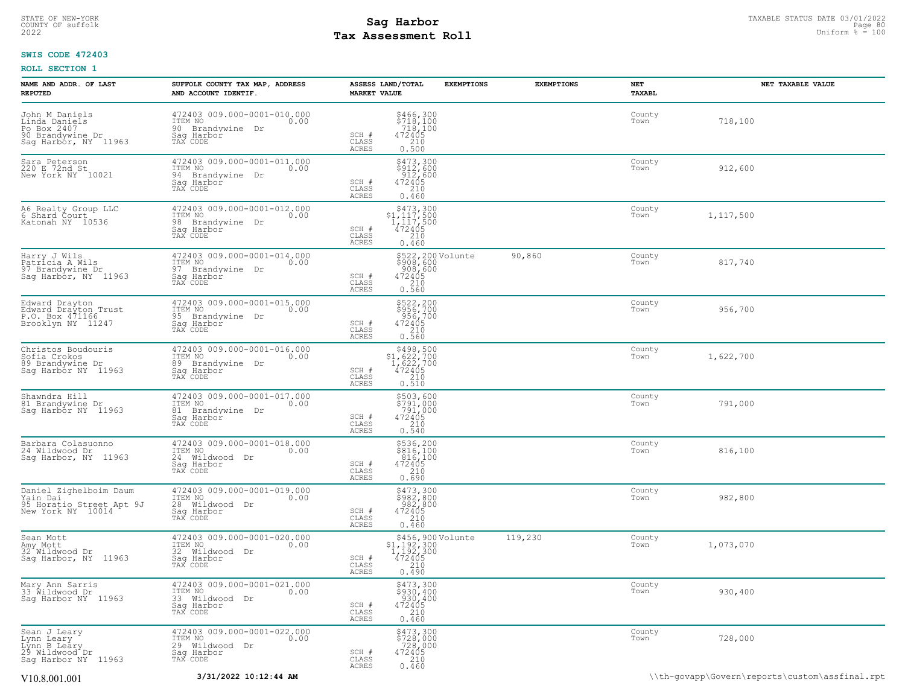STATE OF NEW-YORK
COUNTY OF suffolk
2022

# Sag Harbor
# Tax Assessment Roll

TAXABLE STATUS DATE 03/01/2022
Uniform % = 100

**SWIS CODE 472403**

**ROLL SECTION 1**

| NAME AND ADDR. OF LAST REPUTED | SUFFOLK COUNTY TAX MAP, ADDRESS AND ACCOUNT IDENTIF. | ASSESS LAND/TOTAL MARKET VALUE | EXEMPTIONS | EXEMPTIONS | NET TAXABL | NET TAXABLE VALUE |
|---|---|---|---|---|---|---|
| John M Daniels<br>Linda Daniels<br>Po Box 2407<br>90 Brandywine Dr<br>Sag Harbor, NY 11963 | 472403 009.000-0001-010.000<br>ITEM NO 0.00<br>90 Brandywine Dr<br>Sag Harbor<br>TAX CODE | $466,300<br>$718,100<br>718,100<br>SCH # 472405<br>CLASS 210<br>ACRES 0.500 | | | County<br>Town | 718,100 |
| Sara Peterson<br>220 E 72nd St<br>New York NY 10021 | 472403 009.000-0001-011.000<br>ITEM NO 0.00<br>94 Brandywine Dr<br>Sag Harbor<br>TAX CODE | $473,300<br>$912,600<br>912,600<br>SCH # 472405<br>CLASS 210<br>ACRES 0.460 | | | County<br>Town | 912,600 |
| A6 Realty Group LLC<br>6 Shard Court<br>Katonah NY 10536 | 472403 009.000-0001-012.000<br>ITEM NO 0.00<br>98 Brandywine Dr<br>Sag Harbor<br>TAX CODE | $473,300<br>$1,117,500<br>1,117,500<br>SCH # 472405<br>CLASS 210<br>ACRES 0.460 | | | County<br>Town | 1,117,500 |
| Harry J Wils<br>Patricia A Wils<br>97 Brandywine Dr<br>Sag Harbor, NY 11963 | 472403 009.000-0001-014.000<br>ITEM NO 0.00<br>97 Brandywine Dr<br>Sag Harbor<br>TAX CODE | $522,200<br>$908,600<br>908,600<br>SCH # 472405<br>CLASS 210<br>ACRES 0.560 | Volunte | 90,860 | County<br>Town | 817,740 |
| Edward Drayton<br>Edward Drayton Trust<br>P.O. Box 471166<br>Brooklyn NY 11247 | 472403 009.000-0001-015.000<br>ITEM NO 0.00<br>95 Brandywine Dr<br>Sag Harbor<br>TAX CODE | $522,200<br>$956,700<br>956,700<br>SCH # 472405<br>CLASS 210<br>ACRES 0.560 | | | County<br>Town | 956,700 |
| Christos Boudouris<br>Sofia Crokos<br>89 Brandywine Dr<br>Sag Harbor NY 11963 | 472403 009.000-0001-016.000<br>ITEM NO 0.00<br>89 Brandywine Dr<br>Sag Harbor<br>TAX CODE | $498,500<br>$1,622,700<br>1,622,700<br>SCH # 472405<br>CLASS 210<br>ACRES 0.510 | | | County<br>Town | 1,622,700 |
| Shawndra Hill<br>81 Brandywine Dr<br>Sag Harbor NY 11963 | 472403 009.000-0001-017.000<br>ITEM NO 0.00<br>81 Brandywine Dr<br>Sag Harbor<br>TAX CODE | $503,600<br>$791,000<br>791,000<br>SCH # 472405<br>CLASS 210<br>ACRES 0.540 | | | County<br>Town | 791,000 |
| Barbara Colasuonno<br>24 Wildwood Dr<br>Sag Harbor, NY 11963 | 472403 009.000-0001-018.000<br>ITEM NO 0.00<br>24 Wildwood Dr<br>Sag Harbor<br>TAX CODE | $536,200<br>$816,100<br>816,100<br>SCH # 472405<br>CLASS 210<br>ACRES 0.690 | | | County<br>Town | 816,100 |
| Daniel Zighelboim Daum<br>Yaln Dai<br>95 Horatio Street Apt 9J<br>New York NY 10014 | 472403 009.000-0001-019.000<br>ITEM NO 0.00<br>28 Wildwood Dr<br>Sag Harbor<br>TAX CODE | $473,300<br>$982,800<br>982,800<br>SCH # 472405<br>CLASS 210<br>ACRES 0.460 | | | County<br>Town | 982,800 |
| Sean Mott<br>Amy Mott<br>32 Wildwood Dr<br>Sag Harbor, NY 11963 | 472403 009.000-0001-020.000<br>ITEM NO 0.00<br>32 Wildwood Dr<br>Sag Harbor<br>TAX CODE | $456,900<br>$1,192,300<br>1,192,300<br>SCH # 472405<br>CLASS 210<br>ACRES 0.490 | Volunte | 119,230 | County<br>Town | 1,073,070 |
| Mary Ann Sarris<br>33 Wildwood Dr<br>Sag Harbor NY 11963 | 472403 009.000-0001-021.000<br>ITEM NO 0.00<br>33 Wildwood Dr<br>Sag Harbor<br>TAX CODE | $473,300<br>$930,400<br>930,400<br>SCH # 472405<br>CLASS 210<br>ACRES 0.460 | | | County<br>Town | 930,400 |
| Sean J Leary<br>Lynn Leary<br>Lynn B Leary<br>29 Wildwood Dr<br>Sag Harbor NY 11963 | 472403 009.000-0001-022.000<br>ITEM NO 0.00<br>29 Wildwood Dr<br>Sag Harbor<br>TAX CODE | $473,300<br>$728,000<br>728,000<br>SCH # 472405<br>CLASS 210<br>ACRES 0.460 | | | County<br>Town | 728,000 |

V10.8.001.001 3/31/2022 10:12:44 AM \\th-govapp\Govern\reports\custom\assfinal.rpt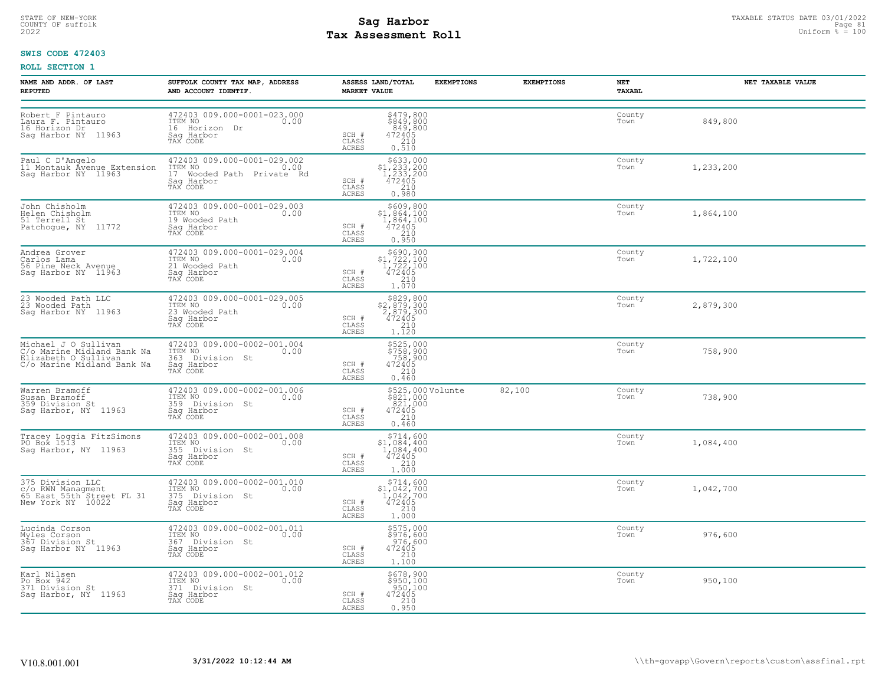STATE OF NEW-YORK
COUNTY OF suffolk
2022

# Sag Harbor
# Tax Assessment Roll

TAXABLE STATUS DATE 03/01/2022
Uniform % = 100

**SWIS CODE 472403**

**ROLL SECTION 1**

| NAME AND ADDR. OF LAST REPUTED | SUFFOLK COUNTY TAX MAP, ADDRESS AND ACCOUNT IDENTIF. | ASSESS LAND/TOTAL MARKET VALUE | EXEMPTIONS | EXEMPTIONS | NET TAXABL | NET TAXABLE VALUE |
|---|---|---|---|---|---|---|
| Robert F Pintauro<br>Laura F. Pintauro<br>16 Horizon Dr<br>Sag Harbor NY 11963 | 472403 009.000-0001-023.000<br>ITEM NO 0.00<br>16 Horizon Dr<br>Sag Harbor<br>TAX CODE | $479,800<br>$849,800<br>849,800<br>SCH # 472405<br>CLASS 210<br>ACRES 0.510 | | | County<br>Town | 849,800 |
| Paul C D'Angelo<br>11 Montauk Avenue Extension<br>Sag Harbor NY 11963 | 472403 009.000-0001-029.002<br>ITEM NO 0.00<br>17 Wooded Path Private Rd<br>Sag Harbor<br>TAX CODE | $633,000<br>$1,233,200<br>1,233,200<br>SCH # 472405<br>CLASS 210<br>ACRES 0.980 | | | County<br>Town | 1,233,200 |
| John Chisholm<br>Helen Chisholm<br>51 Terrell St<br>Patchogue, NY 11772 | 472403 009.000-0001-029.003<br>ITEM NO 0.00<br>19 Wooded Path<br>Sag Harbor<br>TAX CODE | $609,800<br>$1,864,100<br>1,864,100<br>SCH # 472405<br>CLASS 210<br>ACRES 0.950 | | | County<br>Town | 1,864,100 |
| Andrea Grover<br>Carlos Lama<br>56 Pine Neck Avenue<br>Sag Harbor NY 11963 | 472403 009.000-0001-029.004<br>ITEM NO 0.00<br>21 Wooded Path<br>Sag Harbor<br>TAX CODE | $690,300<br>$1,722,100<br>1,722,100<br>SCH # 472405<br>CLASS 210<br>ACRES 1.070 | | | County<br>Town | 1,722,100 |
| 23 Wooded Path LLC<br>23 Wooded Path<br>Sag Harbor NY 11963 | 472403 009.000-0001-029.005<br>ITEM NO 0.00<br>23 Wooded Path<br>Sag Harbor<br>TAX CODE | $829,800<br>$2,879,300<br>2,879,300<br>SCH # 472405<br>CLASS 210<br>ACRES 1.120 | | | County<br>Town | 2,879,300 |
| Michael J O Sullivan<br>C/o Marine Midland Bank Na<br>Elizabeth O Sullivan<br>C/o Marine Midland Bank Na | 472403 009.000-0002-001.004<br>ITEM NO 0.00<br>363 Division St<br>Sag Harbor<br>TAX CODE | $525,000<br>$758,900<br>758,900<br>SCH # 472405<br>CLASS 210<br>ACRES 0.460 | | | County<br>Town | 758,900 |
| Warren Bramoff<br>Susan Bramoff<br>359 Division St<br>Sag Harbor, NY 11963 | 472403 009.000-0002-001.006<br>ITEM NO 0.00<br>359 Division St<br>Sag Harbor<br>TAX CODE | $525,000<br>$821,000<br>821,000<br>SCH # 472405<br>CLASS 210<br>ACRES 0.460 | Volunte | 82,100 | County<br>Town | 738,900 |
| Tracey Loggia FitzSimons<br>PO Box 1513<br>Sag Harbor, NY 11963 | 472403 009.000-0002-001.008<br>ITEM NO 0.00<br>355 Division St<br>Sag Harbor<br>TAX CODE | $714,600<br>$1,084,400<br>1,084,400<br>SCH # 472405<br>CLASS 210<br>ACRES 1.000 | | | County<br>Town | 1,084,400 |
| 375 Division LLC<br>c/o RWN Managment<br>65 East 55th Street FL 31<br>New York NY 10022 | 472403 009.000-0002-001.010<br>ITEM NO 0.00<br>375 Division St<br>Sag Harbor<br>TAX CODE | $714,600<br>$1,042,700<br>1,042,700<br>SCH # 472405<br>CLASS 210<br>ACRES 1.000 | | | County<br>Town | 1,042,700 |
| Lucinda Corson<br>Myles Corson<br>367 Division St<br>Sag Harbor NY 11963 | 472403 009.000-0002-001.011<br>ITEM NO 0.00<br>367 Division St<br>Sag Harbor<br>TAX CODE | $575,000<br>$976,600<br>976,600<br>SCH # 472405<br>CLASS 210<br>ACRES 1.100 | | | County<br>Town | 976,600 |
| Karl Nilsen<br>Po Box 942<br>371 Division St<br>Sag Harbor, NY 11963 | 472403 009.000-0002-001.012<br>ITEM NO 0.00<br>371 Division St<br>Sag Harbor<br>TAX CODE | $678,900<br>$950,100<br>950,100<br>SCH # 472405<br>CLASS 210<br>ACRES 0.950 | | | County<br>Town | 950,100 |

V10.8.001.001 3/31/2022 10:12:44 AM \\th-govapp\Govern\reports\custom\assfinal.rpt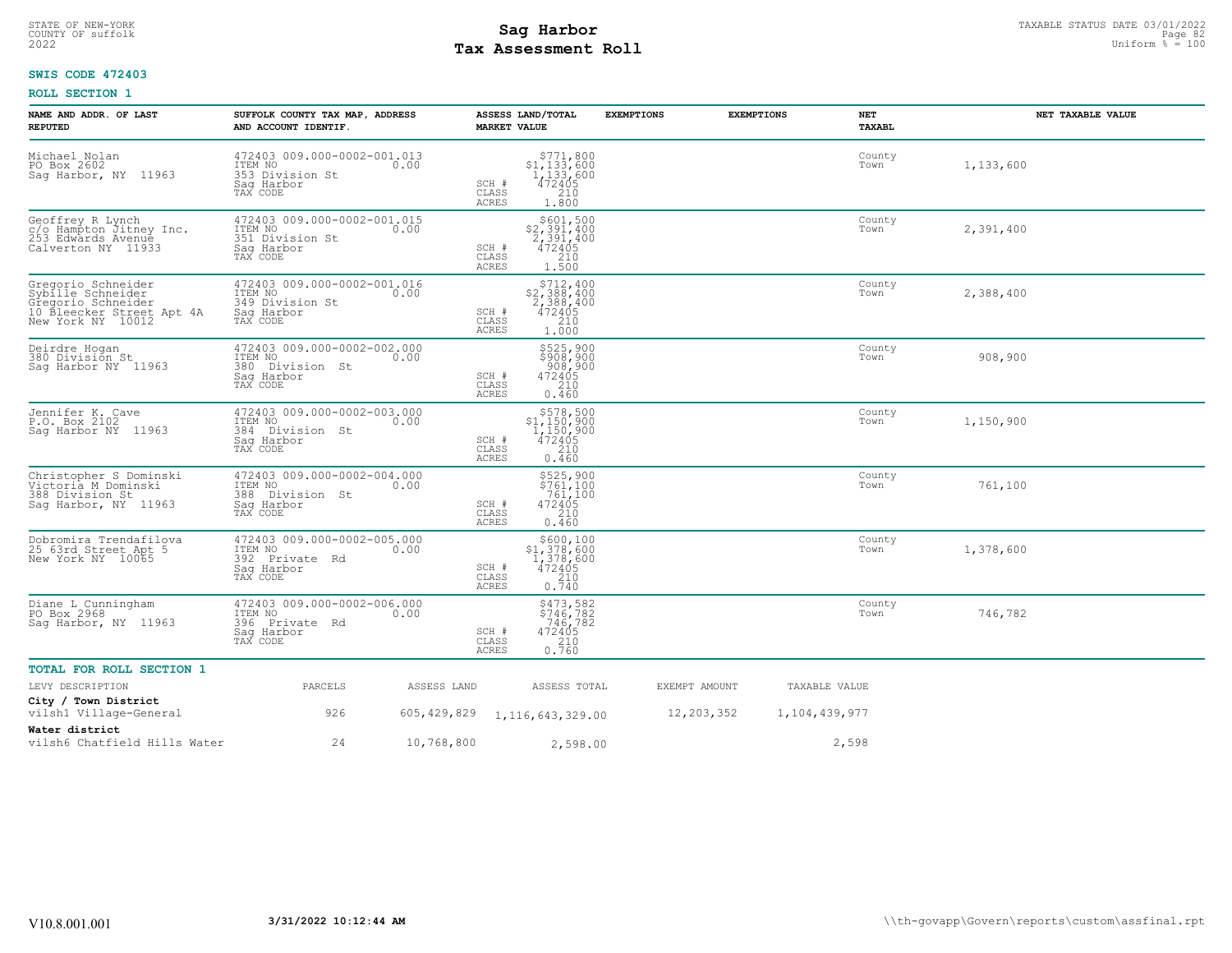STATE OF NEW-YORK
COUNTY OF suffolk
2022

# Sag Harbor
## Tax Assessment Roll

TAXABLE STATUS DATE 03/01/2022
Uniform % = 100

**SWIS CODE 472403**

**ROLL SECTION 1**

| NAME AND ADDR. OF LAST REPUTED | SUFFOLK COUNTY TAX MAP, ADDRESS AND ACCOUNT IDENTIF. | ASSESS LAND/TOTAL MARKET VALUE | EXEMPTIONS | EXEMPTIONS | NET TAXABL | NET TAXABLE VALUE |
|---|---|---|---|---|---|---|
| Michael Nolan<br>PO Box 2602<br>Sag Harbor, NY 11963 | 472403 009.000-0002-001.013<br>ITEM NO 0.00<br>353 Division St<br>Sag Harbor<br>TAX CODE | $771,800<br>$1,133,600<br>1,133,600<br>SCH # 472405<br>CLASS 210<br>ACRES 1.800 | | | County<br>Town | 1,133,600 |
| Geoffrey R Lynch<br>c/o Hampton Jitney Inc.<br>253 Edwards Avenue<br>Calverton NY 11933 | 472403 009.000-0002-001.015<br>ITEM NO 0.00<br>351 Division St<br>Sag Harbor<br>TAX CODE | $601,500<br>$2,391,400<br>2,391,400<br>SCH # 472405<br>CLASS 210<br>ACRES 1.500 | | | County<br>Town | 2,391,400 |
| Gregorio Schneider<br>Sybille Schneider<br>Gregorio Schneider<br>10 Bleecker Street Apt 4A<br>New York NY 10012 | 472403 009.000-0002-001.016<br>ITEM NO 0.00<br>349 Division St<br>Sag Harbor<br>TAX CODE | $712,400<br>$2,388,400<br>2,388,400<br>SCH # 472405<br>CLASS 210<br>ACRES 1.000 | | | County<br>Town | 2,388,400 |
| Deirdre Hogan<br>380 Division St<br>Sag Harbor NY 11963 | 472403 009.000-0002-002.000<br>ITEM NO 0.00<br>380 Division St<br>Sag Harbor<br>TAX CODE | $525,900<br>$908,900<br>908,900<br>SCH # 472405<br>CLASS 210<br>ACRES 0.460 | | | County<br>Town | 908,900 |
| Jennifer K. Cave<br>P.O. Box 2102<br>Sag Harbor NY 11963 | 472403 009.000-0002-003.000<br>ITEM NO 0.00<br>384 Division St<br>Sag Harbor<br>TAX CODE | $578,500<br>$1,150,900<br>1,150,900<br>SCH # 472405<br>CLASS 210<br>ACRES 0.460 | | | County<br>Town | 1,150,900 |
| Christopher S Dominski<br>Victoria M Dominski<br>388 Division St<br>Sag Harbor, NY 11963 | 472403 009.000-0002-004.000<br>ITEM NO 0.00<br>388 Division St<br>Sag Harbor<br>TAX CODE | $525,900<br>$761,100<br>761,100<br>SCH # 472405<br>CLASS 210<br>ACRES 0.460 | | | County<br>Town | 761,100 |
| Dobromira Trendafilova<br>25 63rd Street Apt 5<br>New York NY 10065 | 472403 009.000-0002-005.000<br>ITEM NO 0.00<br>392 Private Rd<br>Sag Harbor<br>TAX CODE | $600,100<br>$1,378,600<br>1,378,600<br>SCH # 472405<br>CLASS 210<br>ACRES 0.740 | | | County<br>Town | 1,378,600 |
| Diane L Cunningham<br>PO Box 2968<br>Sag Harbor, NY 11963 | 472403 009.000-0002-006.000<br>ITEM NO 0.00<br>396 Private Rd<br>Sag Harbor<br>TAX CODE | $473,582<br>$746,782<br>746,782<br>SCH # 472405<br>CLASS 210<br>ACRES 0.760 | | | County<br>Town | 746,782 |

**TOTAL FOR ROLL SECTION 1**

| LEVY DESCRIPTION | PARCELS | ASSESS LAND | ASSESS TOTAL | EXEMPT AMOUNT | TAXABLE VALUE |
|---|---|---|---|---|---|
| **City / Town District** | | | | | |
| vilsh1 Village-General | 926 | 605,429,829 | 1,116,643,329.00 | 12,203,352 | 1,104,439,977 |
| **Water district** | | | | | |
| vilsh6 Chatfield Hills Water | 24 | 10,768,800 | 2,598.00 | | 2,598 |

V10.8.001.001 3/31/2022 10:12:44 AM \\th-govapp\Govern\reports\custom\assfinal.rpt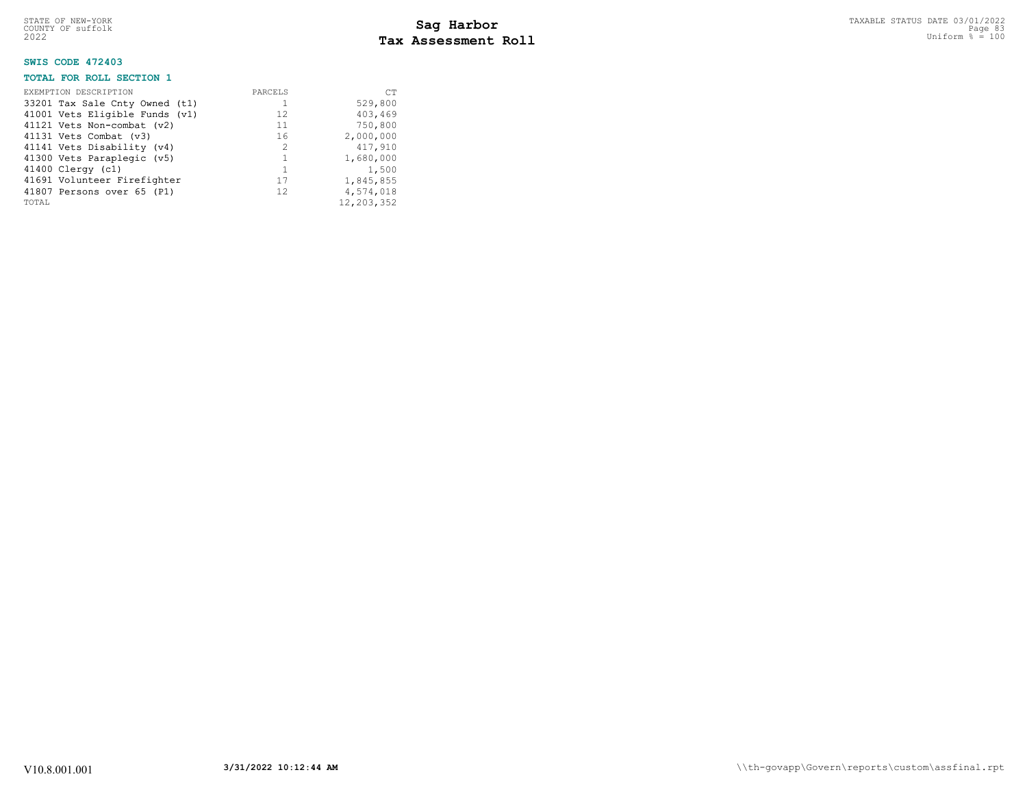# Sag Harbor
# Tax Assessment Roll

STATE OF NEW-YORK
COUNTY OF suffolk
2022

TAXABLE STATUS DATE 03/01/2022
Uniform % = 100

**SWIS CODE 472403**

**TOTAL FOR ROLL SECTION 1**

| EXEMPTION DESCRIPTION | PARCELS | CT |
|---|---|---|
| 33201 Tax Sale Cnty Owned (t1) | 1 | 529,800 |
| 41001 Vets Eligible Funds (v1) | 12 | 403,469 |
| 41121 Vets Non-combat (v2) | 11 | 750,800 |
| 41131 Vets Combat (v3) | 16 | 2,000,000 |
| 41141 Vets Disability (v4) | 2 | 417,910 |
| 41300 Vets Paraplegic (v5) | 1 | 1,680,000 |
| 41400 Clergy (c1) | 1 | 1,500 |
| 41691 Volunteer Firefighter | 17 | 1,845,855 |
| 41807 Persons over 65 (P1) | 12 | 4,574,018 |
| TOTAL | | 12,203,352 |

V10.8.001.001 3/31/2022 10:12:44 AM \\th-govapp\Govern\reports\custom\assfinal.rpt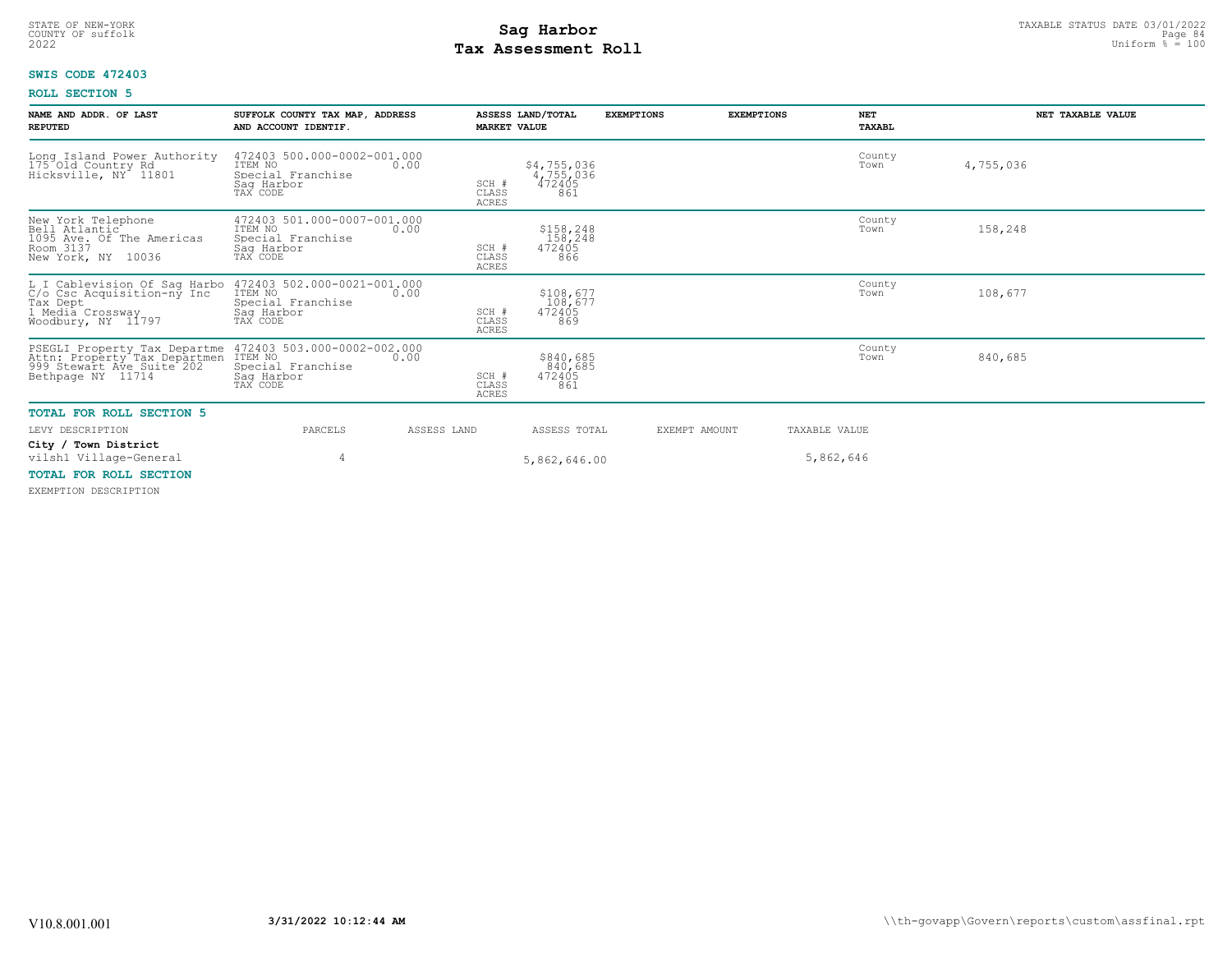STATE OF NEW-YORK
COUNTY OF suffolk
2022

# Sag Harbor
# Tax Assessment Roll

TAXABLE STATUS DATE 03/01/2022
Uniform % = 100

**SWIS CODE 472403**

**ROLL SECTION 5**

| NAME AND ADDR. OF LAST REPUTED | SUFFOLK COUNTY TAX MAP, ADDRESS AND ACCOUNT IDENTIF. | | ASSESS LAND/TOTAL MARKET VALUE | EXEMPTIONS | EXEMPTIONS | NET TAXABL | NET TAXABLE VALUE |
|---|---|---|---|---|---|---|---|
| Long Island Power Authority<br>175 Old Country Rd<br>Hicksville, NY 11801 | 472403 500.000-0002-001.000<br>ITEM NO 0.00<br>Special Franchise<br>Sag Harbor<br>TAX CODE | SCH #<br>CLASS<br>ACRES | $4,755,036<br>4,755,036<br>472405<br>861 | | | County<br>Town | 4,755,036 |
| New York Telephone<br>Bell Atlantic<br>1095 Ave. Of The Americas<br>Room 3137<br>New York, NY 10036 | 472403 501.000-0007-001.000<br>ITEM NO 0.00<br>Special Franchise<br>Sag Harbor<br>TAX CODE | SCH #<br>CLASS<br>ACRES | $158,248<br>158,248<br>472405<br>866 | | | County<br>Town | 158,248 |
| L I Cablevision Of Sag Harbo<br>C/o Csc Acquisition-ny Inc<br>Tax Dept<br>1 Media Crossway<br>Woodbury, NY 11797 | 472403 502.000-0021-001.000<br>ITEM NO 0.00<br>Special Franchise<br>Sag Harbor<br>TAX CODE | SCH #<br>CLASS<br>ACRES | $108,677<br>108,677<br>472405<br>869 | | | County<br>Town | 108,677 |
| PSEGLI Property Tax Departme<br>Attn: Property Tax Departmen<br>999 Stewart Ave Suite 202<br>Bethpage NY 11714 | 472403 503.000-0002-002.000<br>ITEM NO 0.00<br>Special Franchise<br>Sag Harbor<br>TAX CODE | SCH #<br>CLASS<br>ACRES | $840,685<br>840,685<br>472405<br>861 | | | County<br>Town | 840,685 |

**TOTAL FOR ROLL SECTION 5**

| LEVY DESCRIPTION | PARCELS | ASSESS LAND | ASSESS TOTAL | EXEMPT AMOUNT | TAXABLE VALUE |
|---|---|---|---|---|---|
| **City / Town District** | | | | | |
| vilsh1 Village-General | 4 | | 5,862,646.00 | | 5,862,646 |

**TOTAL FOR ROLL SECTION**

EXEMPTION DESCRIPTION

V10.8.001.001 **3/31/2022 10:12:44 AM** \\th-govapp\Govern\reports\custom\assfinal.rpt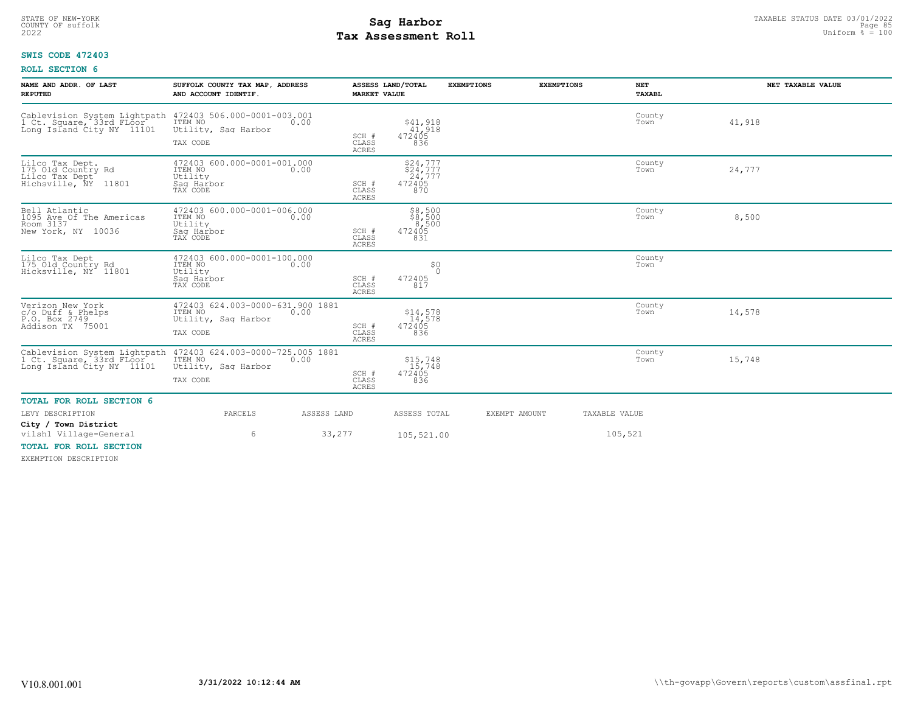STATE OF NEW-YORK
COUNTY OF suffolk
2022

# Sag Harbor
## Tax Assessment Roll

TAXABLE STATUS DATE 03/01/2022
Uniform % = 100

**SWIS CODE 472403**

**ROLL SECTION 6**

| NAME AND ADDR. OF LAST REPUTED | SUFFOLK COUNTY TAX MAP, ADDRESS AND ACCOUNT IDENTIF. | ASSESS LAND/TOTAL MARKET VALUE | EXEMPTIONS | EXEMPTIONS | NET TAXABL | NET TAXABLE VALUE |
|---|---|---|---|---|---|---|
| Cablevision System Lightpath<br>1 Ct. Square, 33rd FLoor<br>Long Island City NY 11101 | 472403 506.000-0001-003.001<br>ITEM NO 0.00<br>Utility, Sag Harbor<br>TAX CODE | $41,918<br>41,918<br>SCH # 472405<br>CLASS 836<br>ACRES | | | County<br>Town | 41,918 |
| Lilco Tax Dept.<br>175 Old Country Rd<br>Lilco Tax Dept<br>Hichsville, NY 11801 | 472403 600.000-0001-001.000<br>ITEM NO 0.00<br>Utility<br>Sag Harbor<br>TAX CODE | $24,777<br>$24,777<br>24,777<br>SCH # 472405<br>CLASS 870<br>ACRES | | | County<br>Town | 24,777 |
| Bell Atlantic<br>1095 Ave Of The Americas<br>Room 3137<br>New York, NY 10036 | 472403 600.000-0001-006.000<br>ITEM NO 0.00<br>Utility<br>Sag Harbor<br>TAX CODE | $8,500<br>$8,500<br>8,500<br>SCH # 472405<br>CLASS 831<br>ACRES | | | County<br>Town | 8,500 |
| Lilco Tax Dept<br>175 Old Country Rd<br>Hicksville, NY 11801 | 472403 600.000-0001-100.000<br>ITEM NO 0.00<br>Utility<br>Sag Harbor<br>TAX CODE | $0<br>0<br>SCH # 472405<br>CLASS 817<br>ACRES | | | County<br>Town | |
| Verizon New York<br>c/o Duff & Phelps<br>P.O. Box 2749<br>Addison TX 75001 | 472403 624.003-0000-631.900 1881<br>ITEM NO 0.00<br>Utility, Sag Harbor<br>TAX CODE | $14,578<br>14,578<br>SCH # 472405<br>CLASS 836<br>ACRES | | | County<br>Town | 14,578 |
| Cablevision System Lightpath<br>1 Ct. Square, 33rd FLoor<br>Long Island City NY 11101 | 472403 624.003-0000-725.005 1881<br>ITEM NO 0.00<br>Utility, Sag Harbor<br>TAX CODE | $15,748<br>15,748<br>SCH # 472405<br>CLASS 836<br>ACRES | | | County<br>Town | 15,748 |

**TOTAL FOR ROLL SECTION 6**

| LEVY DESCRIPTION | PARCELS | ASSESS LAND | ASSESS TOTAL | EXEMPT AMOUNT | TAXABLE VALUE |
|---|---|---|---|---|---|
| **City / Town District** | | | | | |
| vilsh1 Village-General | 6 | 33,277 | 105,521.00 | | 105,521 |

**TOTAL FOR ROLL SECTION**

EXEMPTION DESCRIPTION

V10.8.001.001 **3/31/2022 10:12:44 AM** \\th-govapp\Govern\reports\custom\assfinal.rpt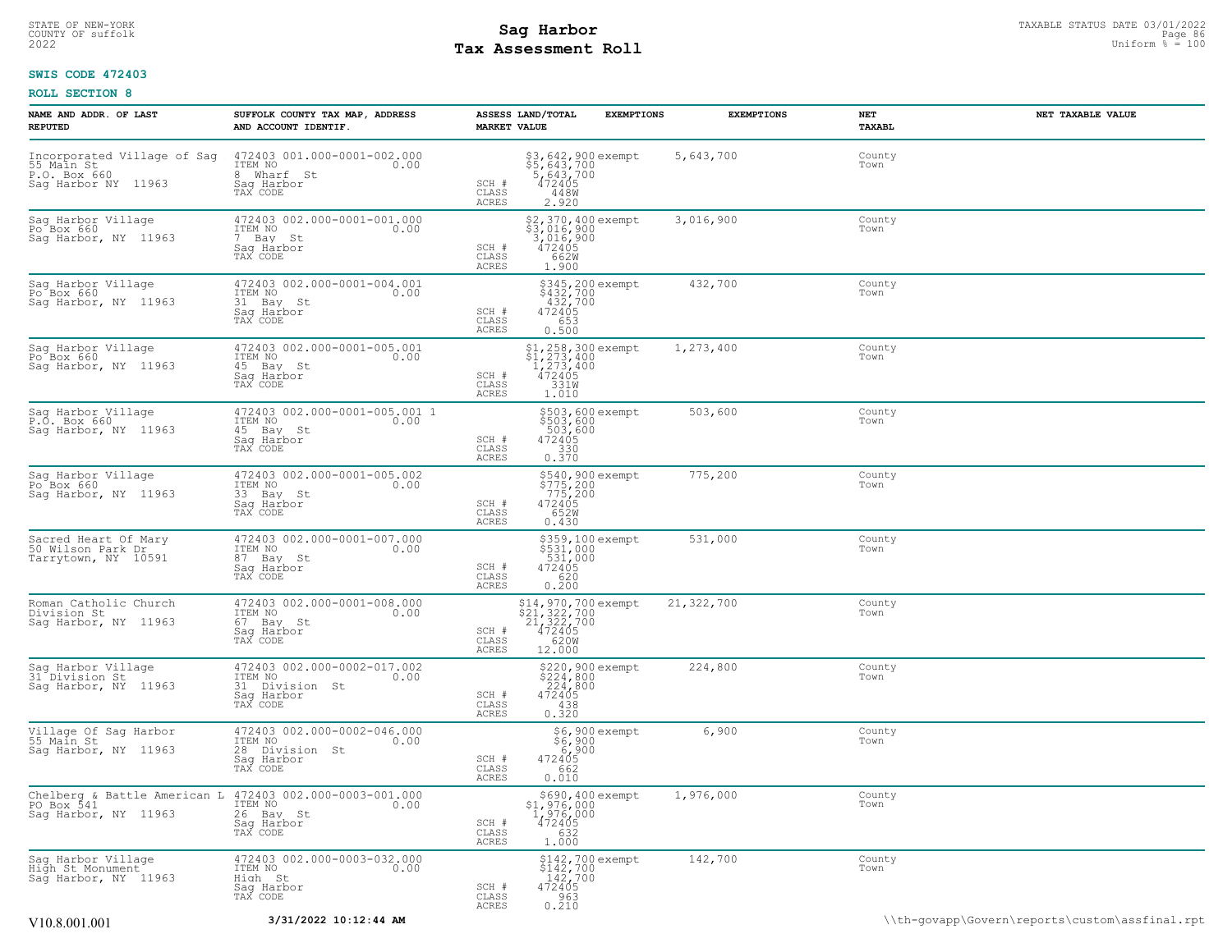STATE OF NEW-YORK
COUNTY OF suffolk
2022

# Sag Harbor
## Tax Assessment Roll

TAXABLE STATUS DATE 03/01/2022
Uniform % = 100

**SWIS CODE 472403**

**ROLL SECTION 8**

| NAME AND ADDR. OF LAST REPUTED | SUFFOLK COUNTY TAX MAP, ADDRESS AND ACCOUNT IDENTIF. | ASSESS LAND/TOTAL MARKET VALUE | EXEMPTIONS | EXEMPTIONS | NET TAXABL | NET TAXABLE VALUE |
|---|---|---|---|---|---|---|
| Incorporated Village of Sag<br>55 Main St<br>P.O. Box 660<br>Sag Harbor NY 11963 | 472403 001.000-0001-002.000<br>ITEM NO 0.00<br>8 Wharf St<br>Sag Harbor<br>TAX CODE | $3,642,900<br>$5,643,700<br>5,643,700<br>SCH # 472405<br>CLASS 448W<br>ACRES 2.920 | exempt | 5,643,700 | County<br>Town | |
| Sag Harbor Village<br>Po Box 660<br>Sag Harbor, NY 11963 | 472403 002.000-0001-001.000<br>ITEM NO 0.00<br>7 Bay St<br>Sag Harbor<br>TAX CODE | $2,370,400<br>$3,016,900<br>3,016,900<br>SCH # 472405<br>CLASS 662W<br>ACRES 1.900 | exempt | 3,016,900 | County<br>Town | |
| Sag Harbor Village<br>Po Box 660<br>Sag Harbor, NY 11963 | 472403 002.000-0001-004.001<br>ITEM NO 0.00<br>31 Bay St<br>Sag Harbor<br>TAX CODE | $345,200<br>$432,700<br>432,700<br>SCH # 472405<br>CLASS 653<br>ACRES 0.500 | exempt | 432,700 | County<br>Town | |
| Sag Harbor Village<br>Po Box 660<br>Sag Harbor, NY 11963 | 472403 002.000-0001-005.001<br>ITEM NO 0.00<br>45 Bay St<br>Sag Harbor<br>TAX CODE | $1,258,300<br>$1,273,400<br>1,273,400<br>SCH # 472405<br>CLASS 331W<br>ACRES 1.010 | exempt | 1,273,400 | County<br>Town | |
| Sag Harbor Village<br>P.O. Box 660<br>Sag Harbor, NY 11963 | 472403 002.000-0001-005.001 1<br>ITEM NO 0.00<br>45 Bay St<br>Sag Harbor<br>TAX CODE | $503,600<br>$503,600<br>503,600<br>SCH # 472405<br>CLASS 330<br>ACRES 0.370 | exempt | 503,600 | County<br>Town | |
| Sag Harbor Village<br>Po Box 660<br>Sag Harbor, NY 11963 | 472403 002.000-0001-005.002<br>ITEM NO 0.00<br>33 Bay St<br>Sag Harbor<br>TAX CODE | $540,900<br>$775,200<br>775,200<br>SCH # 472405<br>CLASS 652W<br>ACRES 0.430 | exempt | 775,200 | County<br>Town | |
| Sacred Heart Of Mary<br>50 Wilson Park Dr<br>Tarrytown, NY 10591 | 472403 002.000-0001-007.000<br>ITEM NO 0.00<br>87 Bay St<br>Sag Harbor<br>TAX CODE | $359,100<br>$531,000<br>531,000<br>SCH # 472405<br>CLASS 620<br>ACRES 0.200 | exempt | 531,000 | County<br>Town | |
| Roman Catholic Church<br>Division St<br>Sag Harbor, NY 11963 | 472403 002.000-0001-008.000<br>ITEM NO 0.00<br>67 Bay St<br>Sag Harbor<br>TAX CODE | $14,970,700<br>$21,322,700<br>21,322,700<br>SCH # 472405<br>CLASS 620W<br>ACRES 12.000 | exempt | 21,322,700 | County<br>Town | |
| Sag Harbor Village<br>31 Division St<br>Sag Harbor, NY 11963 | 472403 002.000-0002-017.002<br>ITEM NO 0.00<br>31 Division St<br>Sag Harbor<br>TAX CODE | $220,900<br>$224,800<br>224,800<br>SCH # 472405<br>CLASS 438<br>ACRES 0.320 | exempt | 224,800 | County<br>Town | |
| Village Of Sag Harbor<br>55 Main St<br>Sag Harbor, NY 11963 | 472403 002.000-0002-046.000<br>ITEM NO 0.00<br>28 Division St<br>Sag Harbor<br>TAX CODE | $6,900<br>$6,900<br>6,900<br>SCH # 472405<br>CLASS 662<br>ACRES 0.010 | exempt | 6,900 | County<br>Town | |
| Chelberg & Battle American L<br>PO Box 541<br>Sag Harbor, NY 11963 | 472403 002.000-0003-001.000<br>ITEM NO 0.00<br>26 Bay St<br>Sag Harbor<br>TAX CODE | $690,400<br>$1,976,000<br>1,976,000<br>SCH # 472405<br>CLASS 632<br>ACRES 1.000 | exempt | 1,976,000 | County<br>Town | |
| Sag Harbor Village<br>High St Monument<br>Sag Harbor, NY 11963 | 472403 002.000-0003-032.000<br>ITEM NO 0.00<br>High St<br>Sag Harbor<br>TAX CODE | $142,700<br>$142,700<br>142,700<br>SCH # 472405<br>CLASS 963<br>ACRES 0.210 | exempt | 142,700 | County<br>Town | |

V10.8.001.001 3/31/2022 10:12:44 AM \\th-govapp\Govern\reports\custom\assfinal.rpt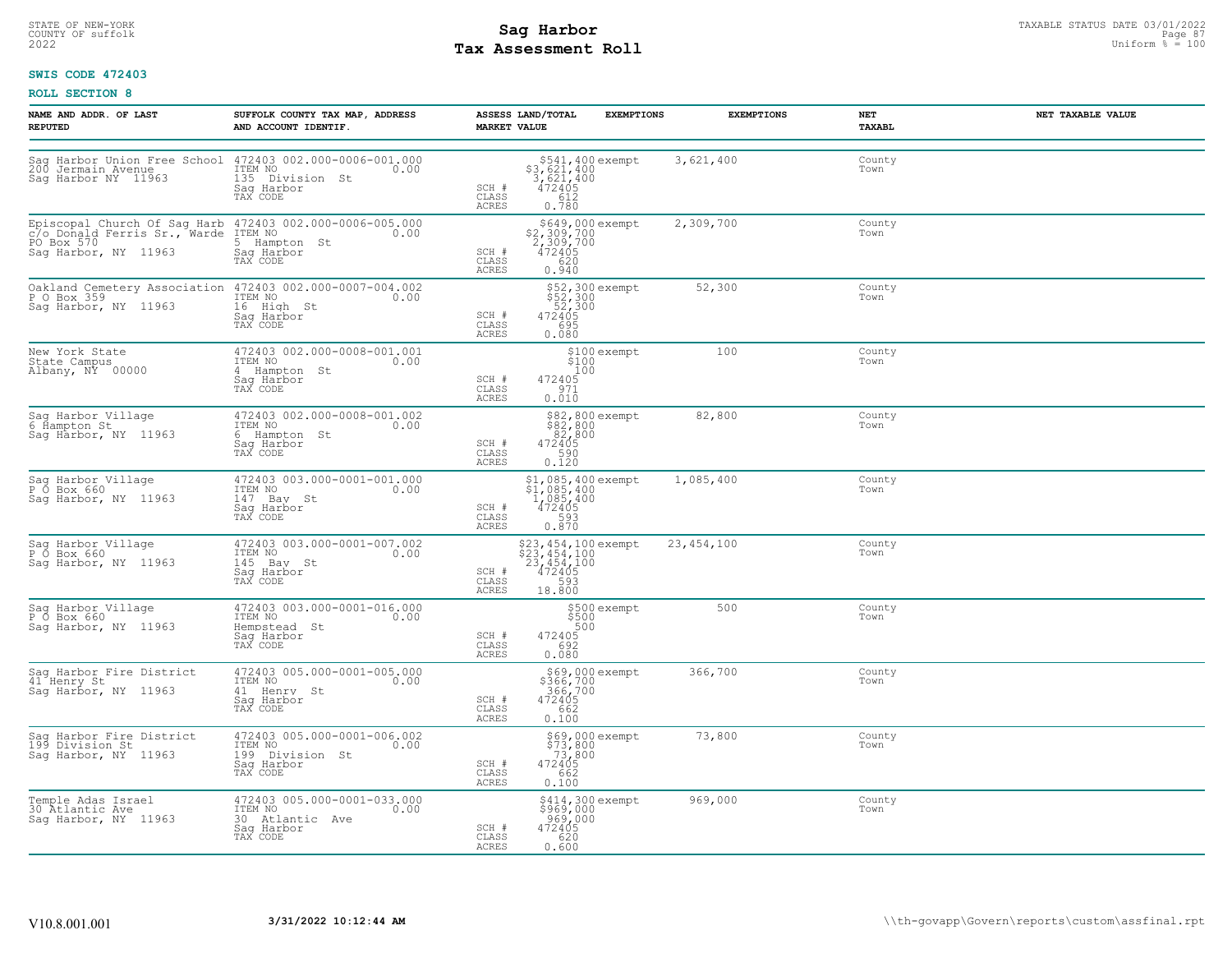STATE OF NEW-YORK
COUNTY OF suffolk
2022

# Sag Harbor
# Tax Assessment Roll

TAXABLE STATUS DATE 03/01/2022
Uniform % = 100

**SWIS CODE 472403**

**ROLL SECTION 8**

| NAME AND ADDR. OF LAST REPUTED | SUFFOLK COUNTY TAX MAP, ADDRESS AND ACCOUNT IDENTIF. | ASSESS LAND/TOTAL MARKET VALUE | EXEMPTIONS | EXEMPTIONS | NET TAXABL | NET TAXABLE VALUE |
|---|---|---|---|---|---|---|
| Sag Harbor Union Free School<br>200 Jermain Avenue<br>Sag Harbor NY 11963 | 472403 002.000-0006-001.000<br>ITEM NO 0.00<br>135 Division St<br>Sag Harbor<br>TAX CODE | $541,400<br>$3,621,400<br>3,621,400<br>SCH # 472405<br>CLASS 612<br>ACRES 0.780 | exempt | 3,621,400 | County<br>Town | |
| Episcopal Church Of Sag Harb<br>c/o Donald Ferris Sr., Warde<br>PO Box 570<br>Sag Harbor, NY 11963 | 472403 002.000-0006-005.000<br>ITEM NO 0.00<br>5 Hampton St<br>Sag Harbor<br>TAX CODE | $649,000<br>$2,309,700<br>2,309,700<br>SCH # 472405<br>CLASS 620<br>ACRES 0.940 | exempt | 2,309,700 | County<br>Town | |
| Oakland Cemetery Association<br>P O Box 359<br>Sag Harbor, NY 11963 | 472403 002.000-0007-004.002<br>ITEM NO 0.00<br>16 High St<br>Sag Harbor<br>TAX CODE | $52,300<br>$52,300<br>52,300<br>SCH # 472405<br>CLASS 695<br>ACRES 0.080 | exempt | 52,300 | County<br>Town | |
| New York State<br>State Campus<br>Albany, NY 00000 | 472403 002.000-0008-001.001<br>ITEM NO 0.00<br>4 Hampton St<br>Sag Harbor<br>TAX CODE | $100<br>$100<br>100<br>SCH # 472405<br>CLASS 971<br>ACRES 0.010 | exempt | 100 | County<br>Town | |
| Sag Harbor Village<br>6 Hampton St<br>Sag Harbor, NY 11963 | 472403 002.000-0008-001.002<br>ITEM NO 0.00<br>6 Hampton St<br>Sag Harbor<br>TAX CODE | $82,800<br>$82,800<br>82,800<br>SCH # 472405<br>CLASS 590<br>ACRES 0.120 | exempt | 82,800 | County<br>Town | |
| Sag Harbor Village<br>P O Box 660<br>Sag Harbor, NY 11963 | 472403 003.000-0001-001.000<br>ITEM NO 0.00<br>147 Bay St<br>Sag Harbor<br>TAX CODE | $1,085,400<br>$1,085,400<br>1,085,400<br>SCH # 472405<br>CLASS 593<br>ACRES 0.870 | exempt | 1,085,400 | County<br>Town | |
| Sag Harbor Village<br>P O Box 660<br>Sag Harbor, NY 11963 | 472403 003.000-0001-007.002<br>ITEM NO 0.00<br>145 Bay St<br>Sag Harbor<br>TAX CODE | $23,454,100<br>$23,454,100<br>23,454,100<br>SCH # 472405<br>CLASS 593<br>ACRES 18.800 | exempt | 23,454,100 | County<br>Town | |
| Sag Harbor Village<br>P O Box 660<br>Sag Harbor, NY 11963 | 472403 003.000-0001-016.000<br>ITEM NO 0.00<br>Hempstead St<br>Sag Harbor<br>TAX CODE | $500<br>$500<br>500<br>SCH # 472405<br>CLASS 692<br>ACRES 0.080 | exempt | 500 | County<br>Town | |
| Sag Harbor Fire District<br>41 Henry St<br>Sag Harbor, NY 11963 | 472403 005.000-0001-005.000<br>ITEM NO 0.00<br>41 Henry St<br>Sag Harbor<br>TAX CODE | $69,000<br>$366,700<br>366,700<br>SCH # 472405<br>CLASS 662<br>ACRES 0.100 | exempt | 366,700 | County<br>Town | |
| Sag Harbor Fire District<br>199 Division St<br>Sag Harbor, NY 11963 | 472403 005.000-0001-006.002<br>ITEM NO 0.00<br>199 Division St<br>Sag Harbor<br>TAX CODE | $69,000<br>$73,800<br>73,800<br>SCH # 472405<br>CLASS 662<br>ACRES 0.100 | exempt | 73,800 | County<br>Town | |
| Temple Adas Israel<br>30 Atlantic Ave<br>Sag Harbor, NY 11963 | 472403 005.000-0001-033.000<br>ITEM NO 0.00<br>30 Atlantic Ave<br>Sag Harbor<br>TAX CODE | $414,300<br>$969,000<br>969,000<br>SCH # 472405<br>CLASS 620<br>ACRES 0.600 | exempt | 969,000 | County<br>Town | |

V10.8.001.001 **3/31/2022 10:12:44 AM** \\th-govapp\Govern\reports\custom\assfinal.rpt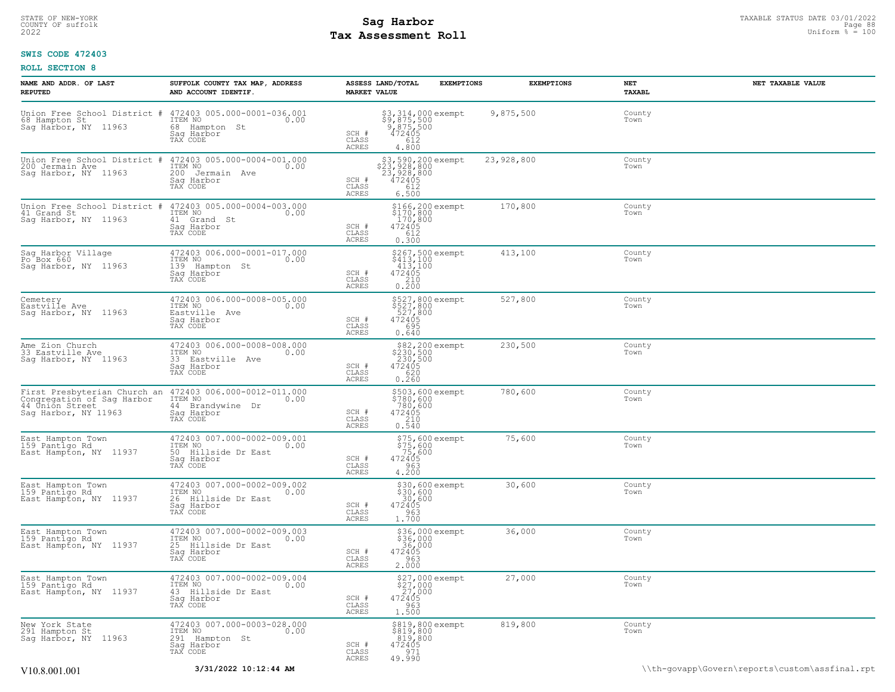STATE OF NEW-YORK
COUNTY OF suffolk
2022

# Sag Harbor
# Tax Assessment Roll

TAXABLE STATUS DATE 03/01/2022
Uniform % = 100

**SWIS CODE 472403**

**ROLL SECTION 8**

| NAME AND ADDR. OF LAST REPUTED | SUFFOLK COUNTY TAX MAP, ADDRESS AND ACCOUNT IDENTIF. | ASSESS LAND/TOTAL MARKET VALUE | EXEMPTIONS | EXEMPTIONS | NET TAXABL | NET TAXABLE VALUE |
|---|---|---|---|---|---|---|
| Union Free School District # 68 Hampton St Sag Harbor, NY 11963 | 472403 005.000-0001-036.001 ITEM NO 0.00 68 Hampton St Sag Harbor TAX CODE | $3,314,000 $9,875,500 9,875,500 SCH # 472405 CLASS 612 ACRES 4.800 | exempt | 9,875,500 | County Town | |
| Union Free School District # 200 Jermain Ave Sag Harbor, NY 11963 | 472403 005.000-0004-001.000 ITEM NO 0.00 200 Jermain Ave Sag Harbor TAX CODE | $3,590,200 $23,928,800 23,928,800 SCH # 472405 CLASS 612 ACRES 6.500 | exempt | 23,928,800 | County Town | |
| Union Free School District # 41 Grand St Sag Harbor, NY 11963 | 472403 005.000-0004-003.000 ITEM NO 0.00 41 Grand St Sag Harbor TAX CODE | $166,200 $170,800 170,800 SCH # 472405 CLASS 612 ACRES 0.300 | exempt | 170,800 | County Town | |
| Sag Harbor Village Po Box 660 Sag Harbor, NY 11963 | 472403 006.000-0001-017.000 ITEM NO 0.00 139 Hampton St Sag Harbor TAX CODE | $267,500 $413,100 413,100 SCH # 472405 CLASS 210 ACRES 0.200 | exempt | 413,100 | County Town | |
| Cemetery Eastville Ave Sag Harbor, NY 11963 | 472403 006.000-0008-005.000 ITEM NO 0.00 Eastville Ave Sag Harbor TAX CODE | $527,800 $527,800 527,800 SCH # 472405 CLASS 695 ACRES 0.640 | exempt | 527,800 | County Town | |
| Ame Zion Church 33 Eastville Ave Sag Harbor, NY 11963 | 472403 006.000-0008-008.000 ITEM NO 0.00 33 Eastville Ave Sag Harbor TAX CODE | $82,200 $230,500 230,500 SCH # 472405 CLASS 620 ACRES 0.260 | exempt | 230,500 | County Town | |
| First Presbyterian Church an Congregation of Sag Harbor 44 Union Street Sag Harbor, NY 11963 | 472403 006.000-0012-011.000 ITEM NO 0.00 44 Brandywine Dr Sag Harbor TAX CODE | $503,600 $780,600 780,600 SCH # 472405 CLASS 210 ACRES 0.540 | exempt | 780,600 | County Town | |
| East Hampton Town 159 Pantigo Rd East Hampton, NY 11937 | 472403 007.000-0002-009.001 ITEM NO 0.00 50 Hillside Dr East Sag Harbor TAX CODE | $75,600 $75,600 75,600 SCH # 472405 CLASS 963 ACRES 4.200 | exempt | 75,600 | County Town | |
| East Hampton Town 159 Pantigo Rd East Hampton, NY 11937 | 472403 007.000-0002-009.002 ITEM NO 0.00 26 Hillside Dr East Sag Harbor TAX CODE | $30,600 $30,600 30,600 SCH # 472405 CLASS 963 ACRES 1.700 | exempt | 30,600 | County Town | |
| East Hampton Town 159 Pantigo Rd East Hampton, NY 11937 | 472403 007.000-0002-009.003 ITEM NO 0.00 25 Hillside Dr East Sag Harbor TAX CODE | $36,000 $36,000 36,000 SCH # 472405 CLASS 963 ACRES 2.000 | exempt | 36,000 | County Town | |
| East Hampton Town 159 Pantigo Rd East Hampton, NY 11937 | 472403 007.000-0002-009.004 ITEM NO 0.00 43 Hillside Dr East Sag Harbor TAX CODE | $27,000 $27,000 27,000 SCH # 472405 CLASS 963 ACRES 1.500 | exempt | 27,000 | County Town | |
| New York State 291 Hampton St Sag Harbor, NY 11963 | 472403 007.000-0003-028.000 ITEM NO 0.00 291 Hampton St Sag Harbor TAX CODE | $819,800 $819,800 819,800 SCH # 472405 CLASS 971 ACRES 49.990 | exempt | 819,800 | County Town | |

V10.8.001.001 3/31/2022 10:12:44 AM \\th-govapp\Govern\reports\custom\assfinal.rpt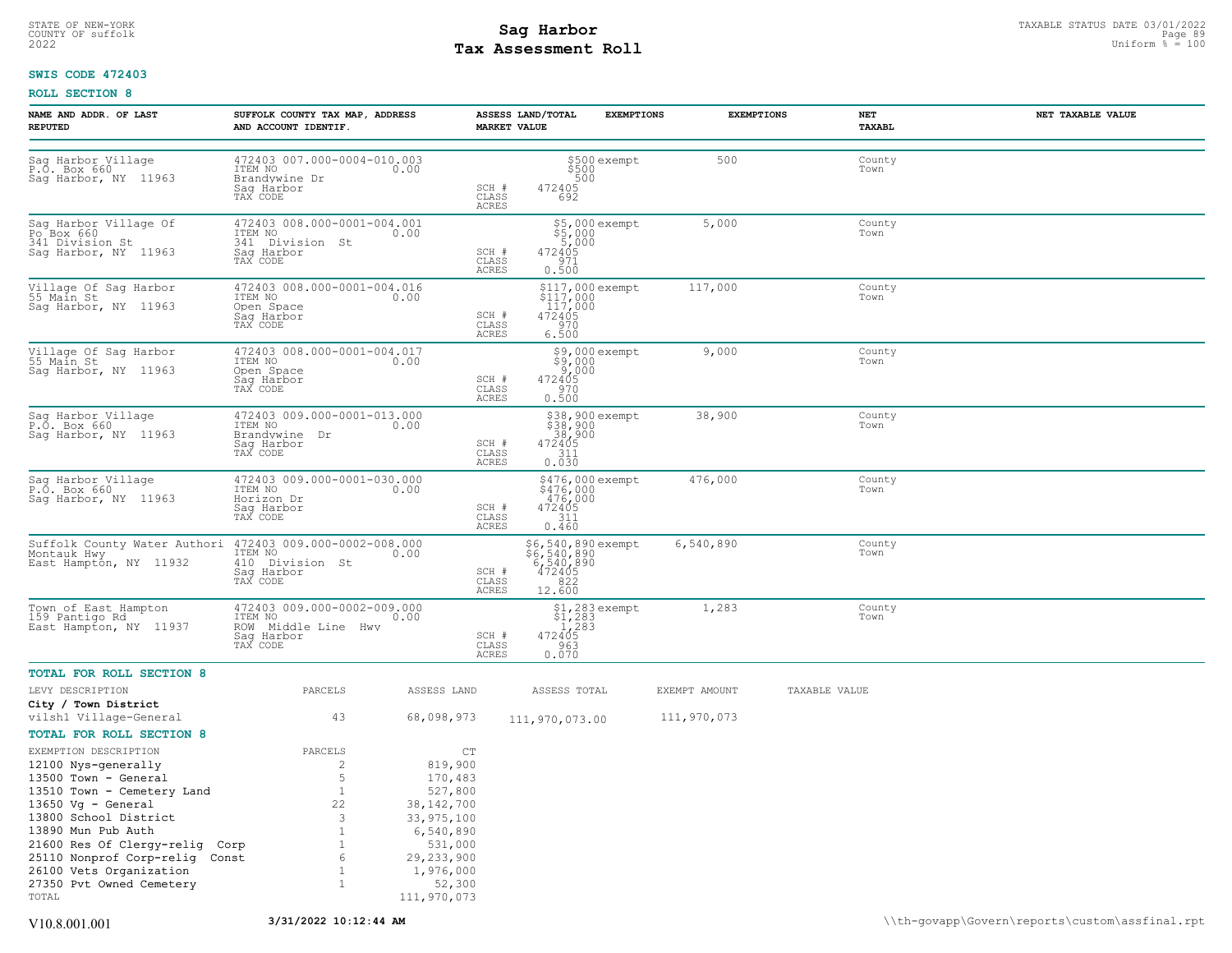STATE OF NEW-YORK
COUNTY OF suffolk
2022

# Sag Harbor
## Tax Assessment Roll

TAXABLE STATUS DATE 03/01/2022
Uniform % = 100

**SWIS CODE 472403**

**ROLL SECTION 8**

| NAME AND ADDR. OF LAST REPUTED | SUFFOLK COUNTY TAX MAP, ADDRESS AND ACCOUNT IDENTIF. | ASSESS LAND/TOTAL MARKET VALUE | EXEMPTIONS | EXEMPTIONS | NET TAXABL | NET TAXABLE VALUE |
|---|---|---|---|---|---|---|
| Sag Harbor Village<br>P.O. Box 660<br>Sag Harbor, NY 11963 | 472403 007.000-0004-010.003<br>ITEM NO 0.00<br>Brandywine Dr<br>Sag Harbor<br>TAX CODE | $500<br>$500<br>500<br>SCH # 472405<br>CLASS 692<br>ACRES | exempt | 500 | County<br>Town | |
| Sag Harbor Village Of<br>Po Box 660<br>341 Division St<br>Sag Harbor, NY 11963 | 472403 008.000-0001-004.001<br>ITEM NO 0.00<br>341 Division St<br>Sag Harbor<br>TAX CODE | $5,000<br>$5,000<br>5,000<br>SCH # 472405<br>CLASS 971<br>ACRES 0.500 | exempt | 5,000 | County<br>Town | |
| Village Of Sag Harbor<br>55 Main St<br>Sag Harbor, NY 11963 | 472403 008.000-0001-004.016<br>ITEM NO 0.00<br>Open Space<br>Sag Harbor<br>TAX CODE | $117,000<br>$117,000<br>117,000<br>SCH # 472405<br>CLASS 970<br>ACRES 6.500 | exempt | 117,000 | County<br>Town | |
| Village Of Sag Harbor<br>55 Main St<br>Sag Harbor, NY 11963 | 472403 008.000-0001-004.017<br>ITEM NO 0.00<br>Open Space<br>Sag Harbor<br>TAX CODE | $9,000<br>$9,000<br>9,000<br>SCH # 472405<br>CLASS 970<br>ACRES 0.500 | exempt | 9,000 | County<br>Town | |
| Sag Harbor Village<br>P.O. Box 660<br>Sag Harbor, NY 11963 | 472403 009.000-0001-013.000<br>ITEM NO 0.00<br>Brandywine Dr<br>Sag Harbor<br>TAX CODE | $38,900<br>$38,900<br>38,900<br>SCH # 472405<br>CLASS 311<br>ACRES 0.030 | exempt | 38,900 | County<br>Town | |
| Sag Harbor Village<br>P.O. Box 660<br>Sag Harbor, NY 11963 | 472403 009.000-0001-030.000<br>ITEM NO 0.00<br>Horizon Dr<br>Sag Harbor<br>TAX CODE | $476,000<br>$476,000<br>476,000<br>SCH # 472405<br>CLASS 311<br>ACRES 0.460 | exempt | 476,000 | County<br>Town | |
| Suffolk County Water Authori<br>Montauk Hwy<br>East Hampton, NY 11932 | 472403 009.000-0002-008.000<br>ITEM NO 0.00<br>410 Division St<br>Sag Harbor<br>TAX CODE | $6,540,890<br>$6,540,890<br>6,540,890<br>SCH # 472405<br>CLASS 822<br>ACRES 12.600 | exempt | 6,540,890 | County<br>Town | |
| Town of East Hampton<br>159 Pantigo Rd<br>East Hampton, NY 11937 | 472403 009.000-0002-009.000<br>ITEM NO 0.00<br>ROW Middle Line Hwy<br>Sag Harbor<br>TAX CODE | $1,283<br>$1,283<br>1,283<br>SCH # 472405<br>CLASS 963<br>ACRES 0.070 | exempt | 1,283 | County<br>Town | |

**TOTAL FOR ROLL SECTION 8**

| LEVY DESCRIPTION | PARCELS | ASSESS LAND | ASSESS TOTAL | EXEMPT AMOUNT | TAXABLE VALUE |
|---|---|---|---|---|---|
| **City / Town District** | | | | | |
| vilsh1 Village-General | 43 | 68,098,973 | 111,970,073.00 | 111,970,073 | |

**TOTAL FOR ROLL SECTION 8**

| EXEMPTION DESCRIPTION | PARCELS | CT |
|---|---|---|
| 12100 Nys-generally | 2 | 819,900 |
| 13500 Town - General | 5 | 170,483 |
| 13510 Town - Cemetery Land | 1 | 527,800 |
| 13650 Vg - General | 22 | 38,142,700 |
| 13800 School District | 3 | 33,975,100 |
| 13890 Mun Pub Auth | 1 | 6,540,890 |
| 21600 Res Of Clergy-relig Corp | 1 | 531,000 |
| 25110 Nonprof Corp-relig Const | 6 | 29,233,900 |
| 26100 Vets Organization | 1 | 1,976,000 |
| 27350 Pvt Owned Cemetery | 1 | 52,300 |
| TOTAL | | 111,970,073 |

V10.8.001.001 3/31/2022 10:12:44 AM \\th-govapp\Govern\reports\custom\assfinal.rpt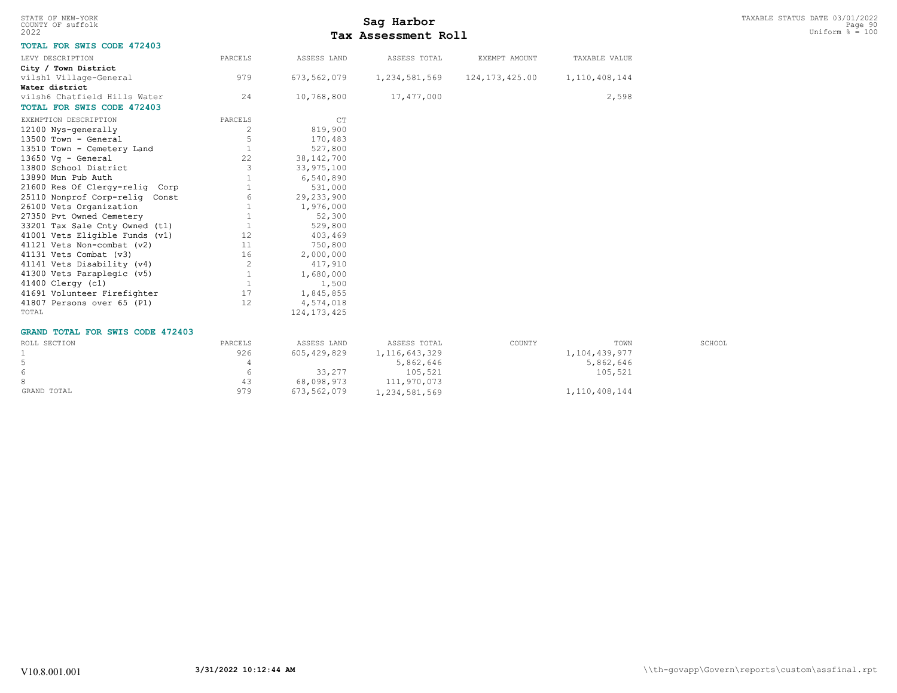STATE OF NEW-YORK
COUNTY OF suffolk
2022

# Sag Harbor
## Tax Assessment Roll

TAXABLE STATUS DATE 03/01/2022
Uniform % = 100

### TOTAL FOR SWIS CODE 472403

| LEVY DESCRIPTION | PARCELS | ASSESS LAND | ASSESS TOTAL | EXEMPT AMOUNT | TAXABLE VALUE |
|---|---|---|---|---|---|
| **City / Town District** | | | | | |
| vilsh1 Village-General | 979 | 673,562,079 | 1,234,581,569 | 124,173,425.00 | 1,110,408,144 |
| **Water district** | | | | | |
| vilsh6 Chatfield Hills Water | 24 | 10,768,800 | 17,477,000 | | 2,598 |

### TOTAL FOR SWIS CODE 472403

| EXEMPTION DESCRIPTION | PARCELS | CT |
|---|---|---|
| 12100 Nys-generally | 2 | 819,900 |
| 13500 Town - General | 5 | 170,483 |
| 13510 Town - Cemetery Land | 1 | 527,800 |
| 13650 Vg - General | 22 | 38,142,700 |
| 13800 School District | 3 | 33,975,100 |
| 13890 Mun Pub Auth | 1 | 6,540,890 |
| 21600 Res Of Clergy-relig Corp | 1 | 531,000 |
| 25110 Nonprof Corp-relig Const | 6 | 29,233,900 |
| 26100 Vets Organization | 1 | 1,976,000 |
| 27350 Pvt Owned Cemetery | 1 | 52,300 |
| 33201 Tax Sale Cnty Owned (t1) | 1 | 529,800 |
| 41001 Vets Eligible Funds (v1) | 12 | 403,469 |
| 41121 Vets Non-combat (v2) | 11 | 750,800 |
| 41131 Vets Combat (v3) | 16 | 2,000,000 |
| 41141 Vets Disability (v4) | 2 | 417,910 |
| 41300 Vets Paraplegic (v5) | 1 | 1,680,000 |
| 41400 Clergy (c1) | 1 | 1,500 |
| 41691 Volunteer Firefighter | 17 | 1,845,855 |
| 41807 Persons over 65 (P1) | 12 | 4,574,018 |
| TOTAL | | 124,173,425 |

### GRAND TOTAL FOR SWIS CODE 472403

| ROLL SECTION | PARCELS | ASSESS LAND | ASSESS TOTAL | COUNTY | TOWN | SCHOOL |
|---|---|---|---|---|---|---|
| 1 | 926 | 605,429,829 | 1,116,643,329 | | 1,104,439,977 | |
| 5 | 4 | | 5,862,646 | | 5,862,646 | |
| 6 | 6 | 33,277 | 105,521 | | 105,521 | |
| 8 | 43 | 68,098,973 | 111,970,073 | | | |
| GRAND TOTAL | 979 | 673,562,079 | 1,234,581,569 | | 1,110,408,144 | |

V10.8.001.001 3/31/2022 10:12:44 AM \\th-govapp\Govern\reports\custom\assfinal.rpt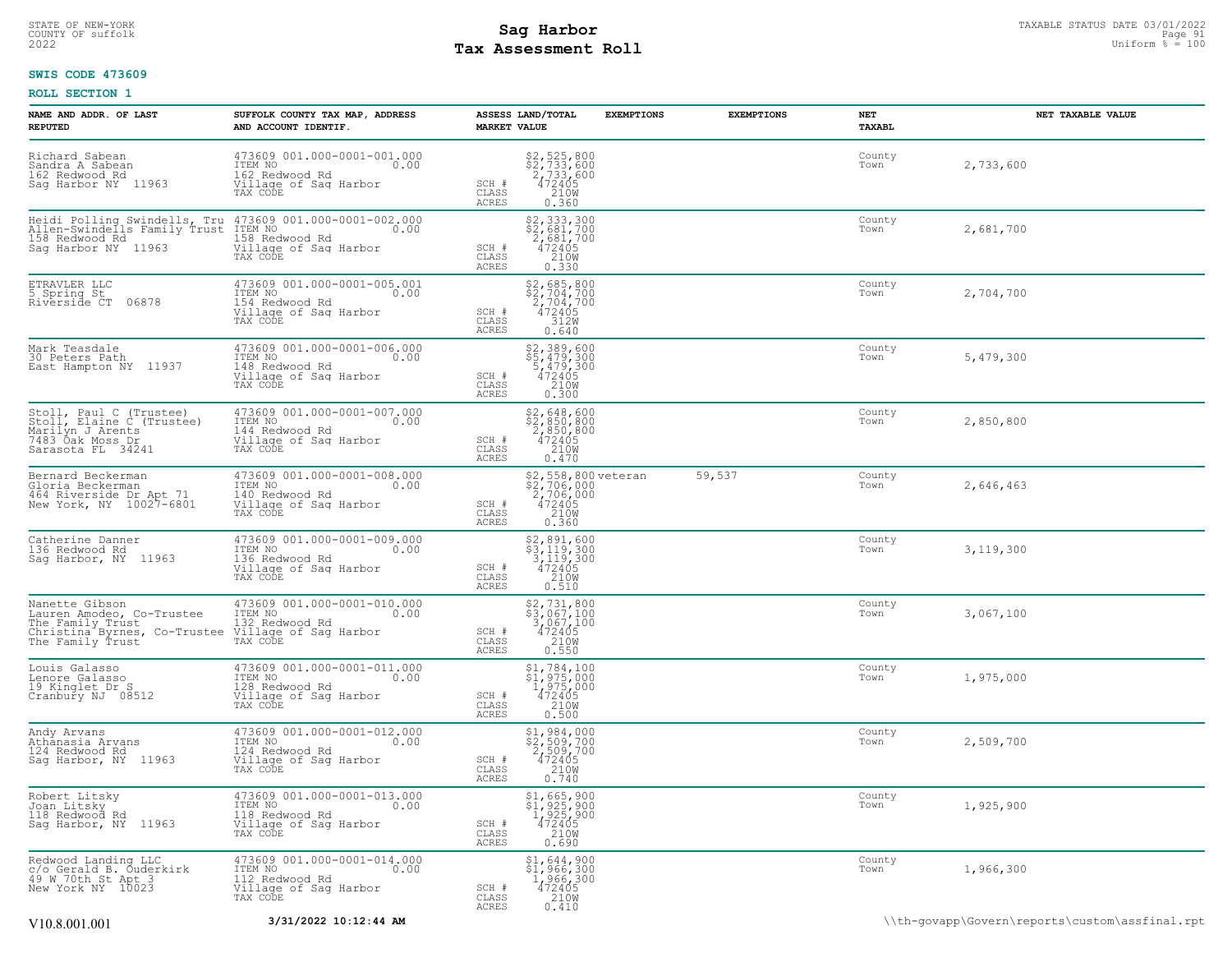STATE OF NEW-YORK
COUNTY OF suffolk
2022

# Sag Harbor
# Tax Assessment Roll

TAXABLE STATUS DATE 03/01/2022
Uniform % = 100

**SWIS CODE 473609**

**ROLL SECTION 1**

| NAME AND ADDR. OF LAST REPUTED | SUFFOLK COUNTY TAX MAP, ADDRESS AND ACCOUNT IDENTIF. | | ASSESS LAND/TOTAL MARKET VALUE | EXEMPTIONS | EXEMPTIONS | NET TAXABL | NET TAXABLE VALUE |
|---|---|---|---|---|---|---|---|
| Richard Sabean<br>Sandra A Sabean<br>162 Redwood Rd<br>Sag Harbor NY 11963 | 473609 001.000-0001-001.000<br>ITEM NO 0.00<br>162 Redwood Rd<br>Village of Sag Harbor<br>TAX CODE | SCH #<br>CLASS<br>ACRES | $2,525,800<br>$2,733,600<br>2,733,600<br>472405<br>210W<br>0.360 | | | County<br>Town | 2,733,600 |
| Heidi Polling Swindells, Tru<br>Allen-Swindells Family Trust<br>158 Redwood Rd<br>Sag Harbor NY 11963 | 473609 001.000-0001-002.000<br>ITEM NO 0.00<br>158 Redwood Rd<br>Village of Sag Harbor<br>TAX CODE | SCH #<br>CLASS<br>ACRES | $2,333,300<br>$2,681,700<br>2,681,700<br>472405<br>210W<br>0.330 | | | County<br>Town | 2,681,700 |
| ETRAVLER LLC<br>5 Spring St<br>Riverside CT 06878 | 473609 001.000-0001-005.001<br>ITEM NO 0.00<br>154 Redwood Rd<br>Village of Sag Harbor<br>TAX CODE | SCH #<br>CLASS<br>ACRES | $2,685,800<br>$2,704,700<br>2,704,700<br>472405<br>312W<br>0.640 | | | County<br>Town | 2,704,700 |
| Mark Teasdale<br>30 Peters Path<br>East Hampton NY 11937 | 473609 001.000-0001-006.000<br>ITEM NO 0.00<br>148 Redwood Rd<br>Village of Sag Harbor<br>TAX CODE | SCH #<br>CLASS<br>ACRES | $2,389,600<br>$5,479,300<br>5,479,300<br>472405<br>210W<br>0.300 | | | County<br>Town | 5,479,300 |
| Stoll, Paul C (Trustee)<br>Stoll, Elaine C (Trustee)<br>Marilyn J Arents<br>7483 Oak Moss Dr<br>Sarasota FL 34241 | 473609 001.000-0001-007.000<br>ITEM NO 0.00<br>144 Redwood Rd<br>Village of Sag Harbor<br>TAX CODE | SCH #<br>CLASS<br>ACRES | $2,648,600<br>$2,850,800<br>2,850,800<br>472405<br>210W<br>0.470 | | | County<br>Town | 2,850,800 |
| Bernard Beckerman<br>Gloria Beckerman<br>464 Riverside Dr Apt 71<br>New York, NY 10027-6801 | 473609 001.000-0001-008.000<br>ITEM NO 0.00<br>140 Redwood Rd<br>Village of Sag Harbor<br>TAX CODE | SCH #<br>CLASS<br>ACRES | $2,558,800<br>$2,706,000<br>2,706,000<br>472405<br>210W<br>0.360 | veteran | 59,537 | County<br>Town | 2,646,463 |
| Catherine Danner<br>136 Redwood Rd<br>Sag Harbor, NY 11963 | 473609 001.000-0001-009.000<br>ITEM NO 0.00<br>136 Redwood Rd<br>Village of Sag Harbor<br>TAX CODE | SCH #<br>CLASS<br>ACRES | $2,891,600<br>$3,119,300<br>3,119,300<br>472405<br>210W<br>0.510 | | | County<br>Town | 3,119,300 |
| Nanette Gibson<br>Lauren Amodeo, Co-Trustee<br>The Family Trust<br>Christina Byrnes, Co-Trustee<br>The Family Trust | 473609 001.000-0001-010.000<br>ITEM NO 0.00<br>132 Redwood Rd<br>Village of Sag Harbor<br>TAX CODE | SCH #<br>CLASS<br>ACRES | $2,731,800<br>$3,067,100<br>3,067,100<br>472405<br>210W<br>0.550 | | | County<br>Town | 3,067,100 |
| Louis Galasso<br>Lenore Galasso<br>19 Kinglet Dr S<br>Cranbury NJ 08512 | 473609 001.000-0001-011.000<br>ITEM NO 0.00<br>128 Redwood Rd<br>Village of Sag Harbor<br>TAX CODE | SCH #<br>CLASS<br>ACRES | $1,784,100<br>$1,975,000<br>1,975,000<br>472405<br>210W<br>0.500 | | | County<br>Town | 1,975,000 |
| Andy Arvans<br>Athanasia Arvans<br>124 Redwood Rd<br>Sag Harbor, NY 11963 | 473609 001.000-0001-012.000<br>ITEM NO 0.00<br>124 Redwood Rd<br>Village of Sag Harbor<br>TAX CODE | SCH #<br>CLASS<br>ACRES | $1,984,000<br>$2,509,700<br>2,509,700<br>472405<br>210W<br>0.740 | | | County<br>Town | 2,509,700 |
| Robert Litsky<br>Joan Litsky<br>118 Redwood Rd<br>Sag Harbor, NY 11963 | 473609 001.000-0001-013.000<br>ITEM NO 0.00<br>118 Redwood Rd<br>Village of Sag Harbor<br>TAX CODE | SCH #<br>CLASS<br>ACRES | $1,665,900<br>$1,925,900<br>1,925,900<br>472405<br>210W<br>0.690 | | | County<br>Town | 1,925,900 |
| Redwood Landing LLC<br>c/o Gerald B. Ouderkirk<br>49 W 70th St Apt 3<br>New York NY 10023 | 473609 001.000-0001-014.000<br>ITEM NO 0.00<br>112 Redwood Rd<br>Village of Sag Harbor<br>TAX CODE | SCH #<br>CLASS<br>ACRES | $1,644,900<br>$1,966,300<br>1,966,300<br>472405<br>210W<br>0.410 | | | County<br>Town | 1,966,300 |

V10.8.001.001 **3/31/2022 10:12:44 AM** \\th-govapp\Govern\reports\custom\assfinal.rpt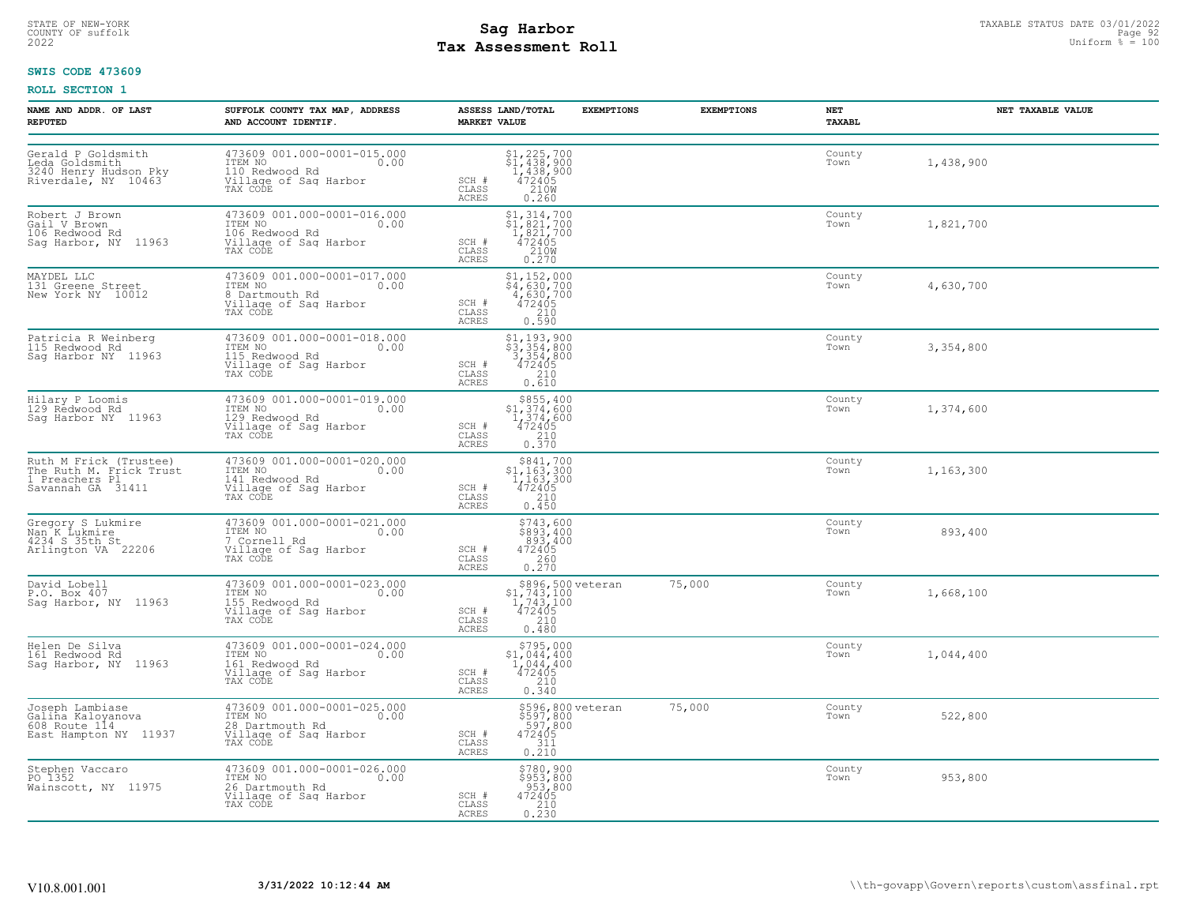STATE OF NEW-YORK
COUNTY OF suffolk
2022

# Sag Harbor
# Tax Assessment Roll

TAXABLE STATUS DATE 03/01/2022
Uniform % = 100

**SWIS CODE 473609**

**ROLL SECTION 1**

| NAME AND ADDR. OF LAST REPUTED | SUFFOLK COUNTY TAX MAP, ADDRESS AND ACCOUNT IDENTIF. | ASSESS LAND/TOTAL MARKET VALUE | EXEMPTIONS | EXEMPTIONS | NET TAXABL | NET TAXABLE VALUE |
|---|---|---|---|---|---|---|
| Gerald P Goldsmith<br>Leda Goldsmith<br>3240 Henry Hudson Pky<br>Riverdale, NY 10463 | 473609 001.000-0001-015.000<br>ITEM NO 0.00<br>110 Redwood Rd<br>Village of Sag Harbor<br>TAX CODE | $1,225,700<br>$1,438,900<br>1,438,900<br>SCH # 472405<br>CLASS 210W<br>ACRES 0.260 | | | County<br>Town | 1,438,900 |
| Robert J Brown<br>Gail V Brown<br>106 Redwood Rd<br>Sag Harbor, NY 11963 | 473609 001.000-0001-016.000<br>ITEM NO 0.00<br>106 Redwood Rd<br>Village of Sag Harbor<br>TAX CODE | $1,314,700<br>$1,821,700<br>1,821,700<br>SCH # 472405<br>CLASS 210W<br>ACRES 0.270 | | | County<br>Town | 1,821,700 |
| MAYDEL LLC<br>131 Greene Street<br>New York NY 10012 | 473609 001.000-0001-017.000<br>ITEM NO 0.00<br>8 Dartmouth Rd<br>Village of Sag Harbor<br>TAX CODE | $1,152,000<br>$4,630,700<br>4,630,700<br>SCH # 472405<br>CLASS 210<br>ACRES 0.590 | | | County<br>Town | 4,630,700 |
| Patricia R Weinberg<br>115 Redwood Rd<br>Sag Harbor NY 11963 | 473609 001.000-0001-018.000<br>ITEM NO 0.00<br>115 Redwood Rd<br>Village of Sag Harbor<br>TAX CODE | $1,193,900<br>$3,354,800<br>3,354,800<br>SCH # 472405<br>CLASS 210<br>ACRES 0.610 | | | County<br>Town | 3,354,800 |
| Hilary P Loomis<br>129 Redwood Rd<br>Sag Harbor NY 11963 | 473609 001.000-0001-019.000<br>ITEM NO 0.00<br>129 Redwood Rd<br>Village of Sag Harbor<br>TAX CODE | $855,400<br>$1,374,600<br>1,374,600<br>SCH # 472405<br>CLASS 210<br>ACRES 0.370 | | | County<br>Town | 1,374,600 |
| Ruth M Frick (Trustee)<br>The Ruth M. Frick Trust<br>1 Preachers Pl<br>Savannah GA 31411 | 473609 001.000-0001-020.000<br>ITEM NO 0.00<br>141 Redwood Rd<br>Village of Sag Harbor<br>TAX CODE | $841,700<br>$1,163,300<br>1,163,300<br>SCH # 472405<br>CLASS 210<br>ACRES 0.450 | | | County<br>Town | 1,163,300 |
| Gregory S Lukmire<br>Nan K Lukmire<br>4234 S 35th St<br>Arlington VA 22206 | 473609 001.000-0001-021.000<br>ITEM NO 0.00<br>7 Cornell Rd<br>Village of Sag Harbor<br>TAX CODE | $743,600<br>$893,400<br>893,400<br>SCH # 472405<br>CLASS 260<br>ACRES 0.270 | | | County<br>Town | 893,400 |
| David Lobell<br>P.O. Box 407<br>Sag Harbor, NY 11963 | 473609 001.000-0001-023.000<br>ITEM NO 0.00<br>155 Redwood Rd<br>Village of Sag Harbor<br>TAX CODE | $896,500<br>$1,743,100<br>1,743,100<br>SCH # 472405<br>CLASS 210<br>ACRES 0.480 | veteran | 75,000 | County<br>Town | 1,668,100 |
| Helen De Silva<br>161 Redwood Rd<br>Sag Harbor, NY 11963 | 473609 001.000-0001-024.000<br>ITEM NO 0.00<br>161 Redwood Rd<br>Village of Sag Harbor<br>TAX CODE | $795,000<br>$1,044,400<br>1,044,400<br>SCH # 472405<br>CLASS 210<br>ACRES 0.340 | | | County<br>Town | 1,044,400 |
| Joseph Lambiase<br>Galina Kaloyanova<br>608 Route 114<br>East Hampton NY 11937 | 473609 001.000-0001-025.000<br>ITEM NO 0.00<br>28 Dartmouth Rd<br>Village of Sag Harbor<br>TAX CODE | $596,800<br>$597,800<br>597,800<br>SCH # 472405<br>CLASS 311<br>ACRES 0.210 | veteran | 75,000 | County<br>Town | 522,800 |
| Stephen Vaccaro<br>PO 1352<br>Wainscott, NY 11975 | 473609 001.000-0001-026.000<br>ITEM NO 0.00<br>26 Dartmouth Rd<br>Village of Sag Harbor<br>TAX CODE | $780,900<br>$953,800<br>953,800<br>SCH # 472405<br>CLASS 210<br>ACRES 0.230 | | | County<br>Town | 953,800 |

V10.8.001.001 **3/31/2022 10:12:44 AM** \\th-govapp\Govern\reports\custom\assfinal.rpt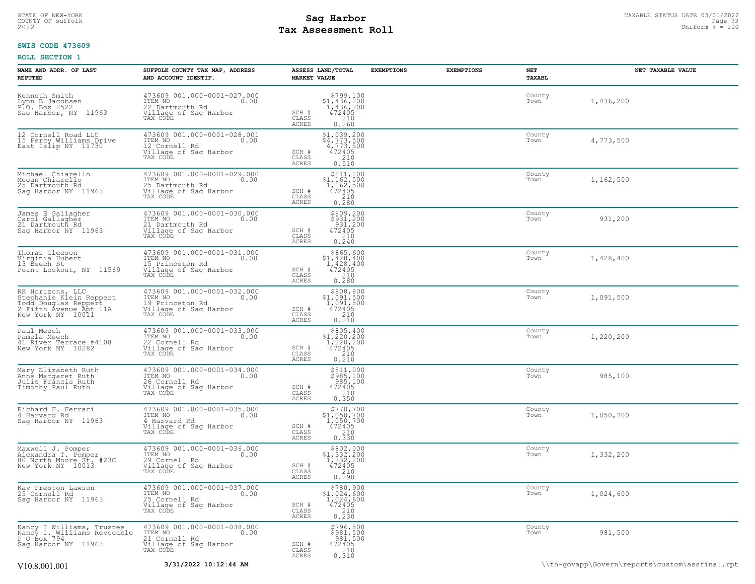STATE OF NEW-YORK
COUNTY OF suffolk
2022

# Sag Harbor
# Tax Assessment Roll

TAXABLE STATUS DATE 03/01/2022
Uniform % = 100

**SWIS CODE 473609**

**ROLL SECTION 1**

| NAME AND ADDR. OF LAST REPUTED | SUFFOLK COUNTY TAX MAP, ADDRESS AND ACCOUNT IDENTIF. | ASSESS LAND/TOTAL MARKET VALUE | EXEMPTIONS | EXEMPTIONS | NET TAXABL | NET TAXABLE VALUE |
|---|---|---|---|---|---|---|
| Kenneth Smith<br>Lynn B Jacobsen<br>P.O. Box 2522<br>Sag Harbor, NY 11963 | 473609 001.000-0001-027.000<br>ITEM NO 0.00<br>22 Dartmouth Rd<br>Village of Sag Harbor<br>TAX CODE | $799,100<br>$1,436,200<br>1,436,200<br>SCH # 472405<br>CLASS 210<br>ACRES 0.260 | | | County<br>Town | 1,436,200 |
| 12 Cornell Road LLC<br>15 Percy Williams Drive<br>East Islip NY 11730 | 473609 001.000-0001-028.001<br>ITEM NO 0.00<br>12 Cornell Rd<br>Village of Sag Harbor<br>TAX CODE | $1,039,200<br>$4,773,500<br>4,773,500<br>SCH # 472405<br>CLASS 210<br>ACRES 0.510 | | | County<br>Town | 4,773,500 |
| Michael Chiarello<br>Megan Chiarello<br>25 Dartmouth Rd<br>Sag Harbor NY 11963 | 473609 001.000-0001-029.000<br>ITEM NO 0.00<br>25 Dartmouth Rd<br>Village of Sag Harbor<br>TAX CODE | $811,100<br>$1,162,500<br>1,162,500<br>SCH # 472405<br>CLASS 210<br>ACRES 0.280 | | | County<br>Town | 1,162,500 |
| James E Gallagher<br>Carol Gallagher<br>21 Dartmouth Rd<br>Sag Harbor NY 11963 | 473609 001.000-0001-030.000<br>ITEM NO 0.00<br>21 Dartmouth Rd<br>Village of Sag Harbor<br>TAX CODE | $809,200<br>$931,200<br>931,200<br>SCH # 472405<br>CLASS 210<br>ACRES 0.240 | | | County<br>Town | 931,200 |
| Thomas Gleeson<br>Virginia Hubert<br>13 Beech St<br>Point Lookout, NY 11569 | 473609 001.000-0001-031.000<br>ITEM NO 0.00<br>15 Princeton Rd<br>Village of Sag Harbor<br>TAX CODE | $865,600<br>$1,428,400<br>1,428,400<br>SCH # 472405<br>CLASS 210<br>ACRES 0.280 | | | County<br>Town | 1,428,400 |
| RK Horizons, LLC<br>Stephanie Klein Reppert<br>Todd Douglas Reppert<br>2 Fifth Avenue Apt 11A<br>New York NY 10011 | 473609 001.000-0001-032.000<br>ITEM NO 0.00<br>19 Princeton Rd<br>Village of Sag Harbor<br>TAX CODE | $808,800<br>$1,091,500<br>1,091,500<br>SCH # 472405<br>CLASS 210<br>ACRES 0.210 | | | County<br>Town | 1,091,500 |
| Paul Meech<br>Pamela Meech<br>41 River Terrace #4108<br>New York NY 10282 | 473609 001.000-0001-033.000<br>ITEM NO 0.00<br>22 Cornell Rd<br>Village of Sag Harbor<br>TAX CODE | $805,400<br>$1,220,200<br>1,220,200<br>SCH # 472405<br>CLASS 210<br>ACRES 0.210 | | | County<br>Town | 1,220,200 |
| Mary Elizabeth Ruth<br>Anne Margaret Ruth<br>Julie Francis Ruth<br>Timothy Paul Ruth | 473609 001.000-0001-034.000<br>ITEM NO 0.00<br>26 Cornell Rd<br>Village of Sag Harbor<br>TAX CODE | $811,000<br>$985,100<br>985,100<br>SCH # 472405<br>CLASS 210<br>ACRES 0.350 | | | County<br>Town | 985,100 |
| Richard F. Ferrari<br>4 Harvard Rd<br>Sag Harbor NY 11963 | 473609 001.000-0001-035.000<br>ITEM NO 0.00<br>4 Harvard Rd<br>Village of Sag Harbor<br>TAX CODE | $770,700<br>$1,050,700<br>1,050,700<br>SCH # 472405<br>CLASS 210<br>ACRES 0.330 | | | County<br>Town | 1,050,700 |
| Maxwell J. Pomper<br>Alexandra T. Pomper<br>80 North Moore St. #23C<br>New York NY 10013 | 473609 001.000-0001-036.000<br>ITEM NO 0.00<br>29 Cornell Rd<br>Village of Sag Harbor<br>TAX CODE | $802,000<br>$1,332,200<br>1,332,200<br>SCH # 472405<br>CLASS 210<br>ACRES 0.290 | | | County<br>Town | 1,332,200 |
| Kay Preston Lawson<br>25 Cornell Rd<br>Sag Harbor NY 11963 | 473609 001.000-0001-037.000<br>ITEM NO 0.00<br>25 Cornell Rd<br>Village of Sag Harbor<br>TAX CODE | $780,900<br>$1,024,600<br>1,024,600<br>SCH # 472405<br>CLASS 210<br>ACRES 0.230 | | | County<br>Town | 1,024,600 |
| Nancy I Williams, Trustee<br>Nancy I. Williams Revocable<br>P O Box 794<br>Sag Harbor NY 11963 | 473609 001.000-0001-038.000<br>ITEM NO 0.00<br>21 Cornell Rd<br>Village of Sag Harbor<br>TAX CODE | $796,500<br>$981,500<br>981,500<br>SCH # 472405<br>CLASS 210<br>ACRES 0.310 | | | County<br>Town | 981,500 |

V10.8.001.001 **3/31/2022 10:12:44 AM** \\th-govapp\Govern\reports\custom\assfinal.rpt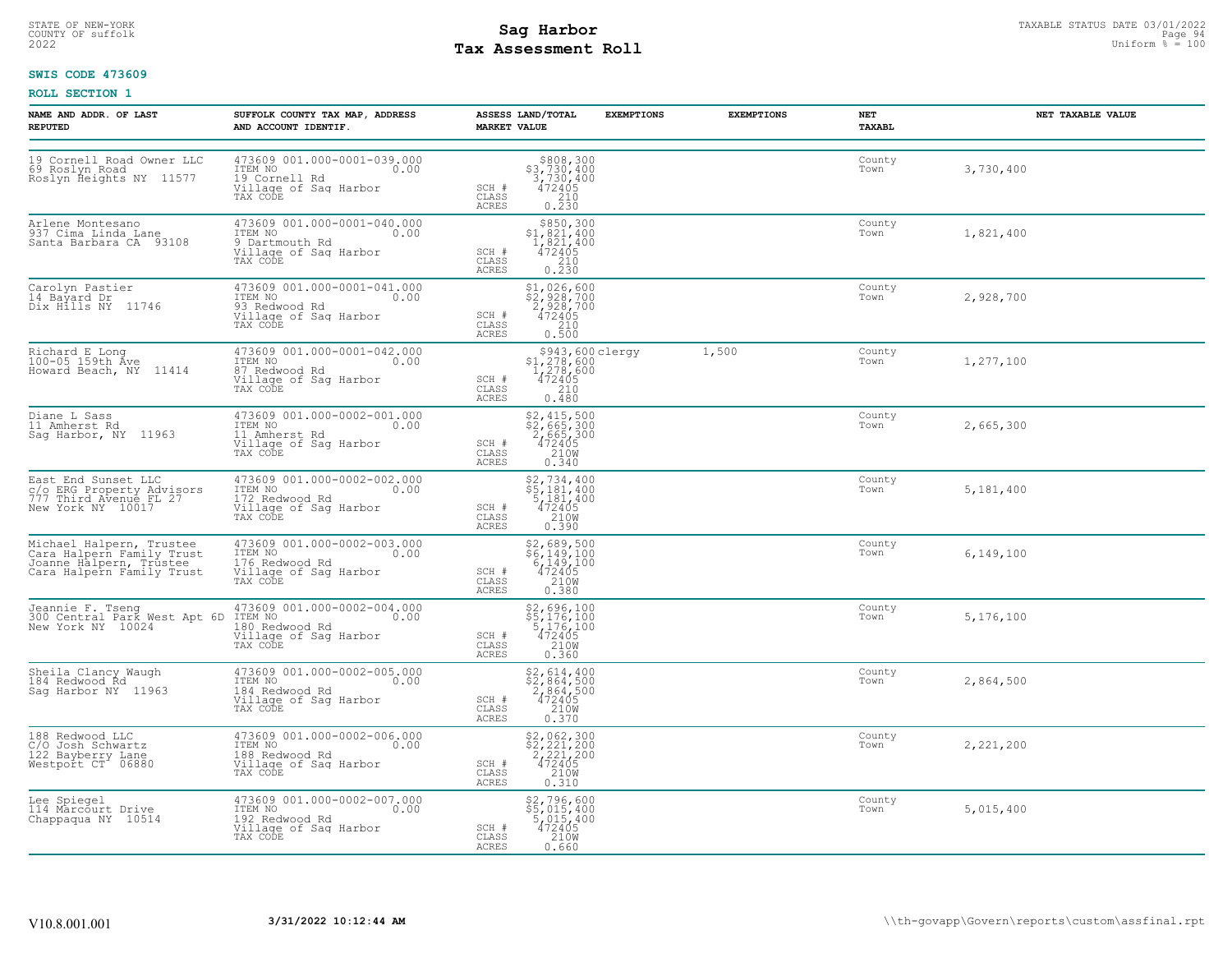**SWIS CODE 473609**

**ROLL SECTION 1**

| NAME AND ADDR. OF LAST REPUTED | SUFFOLK COUNTY TAX MAP, ADDRESS AND ACCOUNT IDENTIF. | ASSESS LAND/TOTAL MARKET VALUE | EXEMPTIONS | EXEMPTIONS | NET TAXABL | NET TAXABLE VALUE |
|---|---|---|---|---|---|---|
| 19 Cornell Road Owner LLC<br>69 Roslyn Road<br>Roslyn Heights NY 11577 | 473609 001.000-0001-039.000<br>ITEM NO 0.00<br>19 Cornell Rd<br>Village of Sag Harbor<br>TAX CODE | $808,300<br>$3,730,400<br>3,730,400<br>SCH # 472405<br>CLASS 210<br>ACRES 0.230 | | | County<br>Town | 3,730,400 |
| Arlene Montesano<br>937 Cima Linda Lane<br>Santa Barbara CA 93108 | 473609 001.000-0001-040.000<br>ITEM NO 0.00<br>9 Dartmouth Rd<br>Village of Sag Harbor<br>TAX CODE | $850,300<br>$1,821,400<br>1,821,400<br>SCH # 472405<br>CLASS 210<br>ACRES 0.230 | | | County<br>Town | 1,821,400 |
| Carolyn Pastier<br>14 Bayard Dr<br>Dix Hills NY 11746 | 473609 001.000-0001-041.000<br>ITEM NO 0.00<br>93 Redwood Rd<br>Village of Sag Harbor<br>TAX CODE | $1,026,600<br>$2,928,700<br>2,928,700<br>SCH # 472405<br>CLASS 210<br>ACRES 0.500 | | | County<br>Town | 2,928,700 |
| Richard E Long<br>100-05 159th Ave<br>Howard Beach, NY 11414 | 473609 001.000-0001-042.000<br>ITEM NO 0.00<br>87 Redwood Rd<br>Village of Sag Harbor<br>TAX CODE | $943,600<br>$1,278,600<br>1,278,600<br>SCH # 472405<br>CLASS 210<br>ACRES 0.480 | clergy | 1,500 | County<br>Town | 1,277,100 |
| Diane L Sass<br>11 Amherst Rd<br>Sag Harbor, NY 11963 | 473609 001.000-0002-001.000<br>ITEM NO 0.00<br>11 Amherst Rd<br>Village of Sag Harbor<br>TAX CODE | $2,415,500<br>$2,665,300<br>2,665,300<br>SCH # 472405<br>CLASS 210W<br>ACRES 0.340 | | | County<br>Town | 2,665,300 |
| East End Sunset LLC<br>c/o ERG Property Advisors<br>777 Third Avenue FL 27<br>New York NY 10017 | 473609 001.000-0002-002.000<br>ITEM NO 0.00<br>172 Redwood Rd<br>Village of Sag Harbor<br>TAX CODE | $2,734,400<br>$5,181,400<br>5,181,400<br>SCH # 472405<br>CLASS 210W<br>ACRES 0.390 | | | County<br>Town | 5,181,400 |
| Michael Halpern, Trustee<br>Cara Halpern Family Trust<br>Joanne Halpern, Trustee<br>Cara Halpern Family Trust | 473609 001.000-0002-003.000<br>ITEM NO 0.00<br>176 Redwood Rd<br>Village of Sag Harbor<br>TAX CODE | $2,689,500<br>$6,149,100<br>6,149,100<br>SCH # 472405<br>CLASS 210W<br>ACRES 0.380 | | | County<br>Town | 6,149,100 |
| Jeannie F. Tseng<br>300 Central Park West Apt 6D<br>New York NY 10024 | 473609 001.000-0002-004.000<br>ITEM NO 0.00<br>180 Redwood Rd<br>Village of Sag Harbor<br>TAX CODE | $2,696,100<br>$5,176,100<br>5,176,100<br>SCH # 472405<br>CLASS 210W<br>ACRES 0.360 | | | County<br>Town | 5,176,100 |
| Sheila Clancy Waugh<br>184 Redwood Rd<br>Sag Harbor NY 11963 | 473609 001.000-0002-005.000<br>ITEM NO 0.00<br>184 Redwood Rd<br>Village of Sag Harbor<br>TAX CODE | $2,614,400<br>$2,864,500<br>2,864,500<br>SCH # 472405<br>CLASS 210W<br>ACRES 0.370 | | | County<br>Town | 2,864,500 |
| 188 Redwood LLC<br>C/O Josh Schwartz<br>122 Bayberry Lane<br>Westport CT 06880 | 473609 001.000-0002-006.000<br>ITEM NO 0.00<br>188 Redwood Rd<br>Village of Sag Harbor<br>TAX CODE | $2,062,300<br>$2,221,200<br>2,221,200<br>SCH # 472405<br>CLASS 210W<br>ACRES 0.310 | | | County<br>Town | 2,221,200 |
| Lee Spiegel<br>114 Marcourt Drive<br>Chappaqua NY 10514 | 473609 001.000-0002-007.000<br>ITEM NO 0.00<br>192 Redwood Rd<br>Village of Sag Harbor<br>TAX CODE | $2,796,600<br>$5,015,400<br>5,015,400<br>SCH # 472405<br>CLASS 210W<br>ACRES 0.660 | | | County<br>Town | 5,015,400 |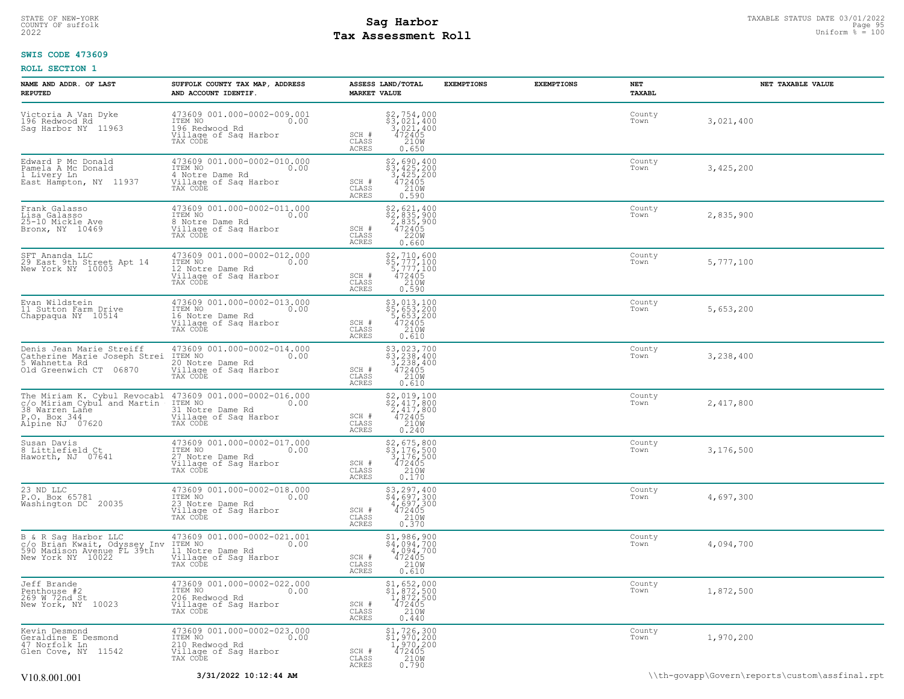STATE OF NEW-YORK
COUNTY OF suffolk
2022

# Sag Harbor
# Tax Assessment Roll

TAXABLE STATUS DATE 03/01/2022
Uniform % = 100

**SWIS CODE 473609**

**ROLL SECTION 1**

| NAME AND ADDR. OF LAST REPUTED | SUFFOLK COUNTY TAX MAP, ADDRESS AND ACCOUNT IDENTIF. | ASSESS LAND/TOTAL MARKET VALUE | EXEMPTIONS | EXEMPTIONS | NET TAXABL | NET TAXABLE VALUE |
|---|---|---|---|---|---|---|
| Victoria A Van Dyke<br>196 Redwood Rd<br>Sag Harbor NY 11963 | 473609 001.000-0002-009.001<br>ITEM NO 0.00<br>196 Redwood Rd<br>Village of Sag Harbor<br>TAX CODE | $2,754,000<br>$3,021,400<br>3,021,400<br>SCH # 472405<br>CLASS 210W<br>ACRES 0.650 | | | County<br>Town | 3,021,400 |
| Edward P Mc Donald<br>Pamela A Mc Donald<br>1 Livery Ln<br>East Hampton, NY 11937 | 473609 001.000-0002-010.000<br>ITEM NO 0.00<br>4 Notre Dame Rd<br>Village of Sag Harbor<br>TAX CODE | $2,690,400<br>$3,425,200<br>3,425,200<br>SCH # 472405<br>CLASS 210W<br>ACRES 0.590 | | | County<br>Town | 3,425,200 |
| Frank Galasso<br>Lisa Galasso<br>25-10 Mickle Ave<br>Bronx, NY 10469 | 473609 001.000-0002-011.000<br>ITEM NO 0.00<br>8 Notre Dame Rd<br>Village of Sag Harbor<br>TAX CODE | $2,621,400<br>$2,835,900<br>2,835,900<br>SCH # 472405<br>CLASS 220W<br>ACRES 0.660 | | | County<br>Town | 2,835,900 |
| SFT Ananda LLC<br>29 East 9th Street Apt 14<br>New York NY 10003 | 473609 001.000-0002-012.000<br>ITEM NO 0.00<br>12 Notre Dame Rd<br>Village of Sag Harbor<br>TAX CODE | $2,710,600<br>$5,777,100<br>5,777,100<br>SCH # 472405<br>CLASS 210W<br>ACRES 0.590 | | | County<br>Town | 5,777,100 |
| Evan Wildstein<br>11 Sutton Farm Drive<br>Chappaqua NY 10514 | 473609 001.000-0002-013.000<br>ITEM NO 0.00<br>16 Notre Dame Rd<br>Village of Sag Harbor<br>TAX CODE | $3,013,100<br>$5,653,200<br>5,653,200<br>SCH # 472405<br>CLASS 210W<br>ACRES 0.610 | | | County<br>Town | 5,653,200 |
| Denis Jean Marie Streiff<br>Catherine Marie Joseph Strei<br>5 Wahnetta Rd<br>Old Greenwich CT 06870 | 473609 001.000-0002-014.000<br>ITEM NO 0.00<br>20 Notre Dame Rd<br>Village of Sag Harbor<br>TAX CODE | $3,023,700<br>$3,238,400<br>3,238,400<br>SCH # 472405<br>CLASS 210W<br>ACRES 0.610 | | | County<br>Town | 3,238,400 |
| The Miriam K. Cybul Revocabl<br>c/o Miriam Cybul and Martin<br>38 Warren Lane<br>P.O. Box 344<br>Alpine NJ 07620 | 473609 001.000-0002-016.000<br>ITEM NO 0.00<br>31 Notre Dame Rd<br>Village of Sag Harbor<br>TAX CODE | $2,019,100<br>$2,417,800<br>2,417,800<br>SCH # 472405<br>CLASS 210W<br>ACRES 0.240 | | | County<br>Town | 2,417,800 |
| Susan Davis<br>8 Littlefield Ct<br>Haworth, NJ 07641 | 473609 001.000-0002-017.000<br>ITEM NO 0.00<br>27 Notre Dame Rd<br>Village of Sag Harbor<br>TAX CODE | $2,675,800<br>$3,176,500<br>3,176,500<br>SCH # 472405<br>CLASS 210W<br>ACRES 0.170 | | | County<br>Town | 3,176,500 |
| 23 ND LLC<br>P.O. Box 65781<br>Washington DC 20035 | 473609 001.000-0002-018.000<br>ITEM NO 0.00<br>23 Notre Dame Rd<br>Village of Sag Harbor<br>TAX CODE | $3,297,400<br>$4,697,300<br>4,697,300<br>SCH # 472405<br>CLASS 210W<br>ACRES 0.370 | | | County<br>Town | 4,697,300 |
| B & R Sag Harbor LLC<br>c/o Brian Kwait, Odyssey Inv<br>590 Madison Avenue FL 39th<br>New York NY 10022 | 473609 001.000-0002-021.001<br>ITEM NO 0.00<br>11 Notre Dame Rd<br>Village of Sag Harbor<br>TAX CODE | $1,986,900<br>$4,094,700<br>4,094,700<br>SCH # 472405<br>CLASS 210W<br>ACRES 0.610 | | | County<br>Town | 4,094,700 |
| Jeff Brande<br>Penthouse #2<br>269 W 72nd St<br>New York, NY 10023 | 473609 001.000-0002-022.000<br>ITEM NO 0.00<br>206 Redwood Rd<br>Village of Sag Harbor<br>TAX CODE | $1,652,000<br>$1,872,500<br>1,872,500<br>SCH # 472405<br>CLASS 210W<br>ACRES 0.440 | | | County<br>Town | 1,872,500 |
| Kevin Desmond<br>Geraldine E Desmond<br>47 Norfolk Ln<br>Glen Cove, NY 11542 | 473609 001.000-0002-023.000<br>ITEM NO 0.00<br>210 Redwood Rd<br>Village of Sag Harbor<br>TAX CODE | $1,726,300<br>$1,970,200<br>1,970,200<br>SCH # 472405<br>CLASS 210W<br>ACRES 0.790 | | | County<br>Town | 1,970,200 |

V10.8.001.001 3/31/2022 10:12:44 AM \\th-govapp\Govern\reports\custom\assfinal.rpt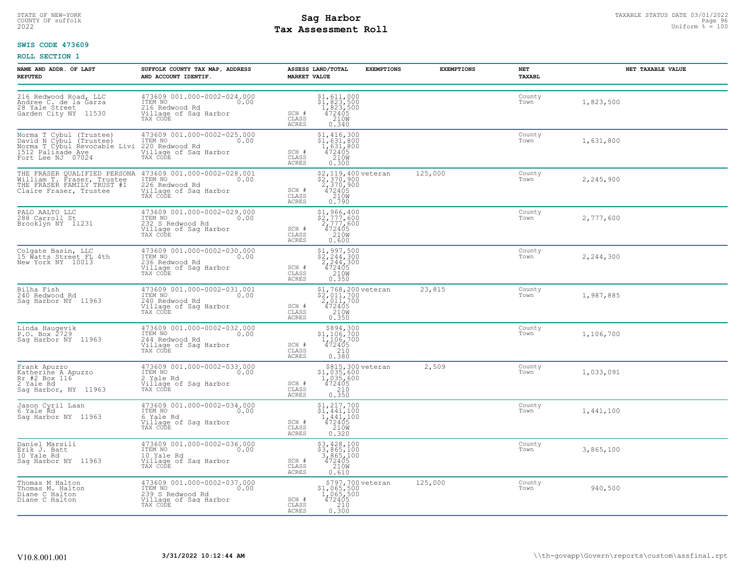STATE OF NEW-YORK
COUNTY OF suffolk
2022

# Sag Harbor
# Tax Assessment Roll

TAXABLE STATUS DATE 03/01/2022
Uniform % = 100

**SWIS CODE 473609**

**ROLL SECTION 1**

| NAME AND ADDR. OF LAST REPUTED | SUFFOLK COUNTY TAX MAP, ADDRESS AND ACCOUNT IDENTIF. | | ASSESS LAND/TOTAL MARKET VALUE | EXEMPTIONS | EXEMPTIONS | NET TAXABL | NET TAXABLE VALUE |
|---|---|---|---|---|---|---|---|
| 216 Redwood Road, LLC<br>Andree C. de la Garza<br>28 Yale Street<br>Garden City NY 11530 | 473609 001.000-0002-024.000<br>ITEM NO 0.00<br>216 Redwood Rd<br>Village of Sag Harbor<br>TAX CODE | SCH #<br>CLASS<br>ACRES | $1,611,000<br>$1,823,500<br>1,823,500<br>472405<br>210W<br>0.340 | | | County<br>Town | 1,823,500 |
| Norma T Cybul (Trustee)<br>David N Cybul (Trustee)<br>Norma T Cybul Revocable Livi<br>1512 Palisade Ave<br>Fort Lee NJ 07024 | 473609 001.000-0002-025.000<br>ITEM NO 0.00<br>220 Redwood Rd<br>Village of Sag Harbor<br>TAX CODE | SCH #<br>CLASS<br>ACRES | $1,416,300<br>$1,631,800<br>1,631,800<br>472405<br>210W<br>0.300 | | | County<br>Town | 1,631,800 |
| THE FRASER QUALIFIED PERSONA<br>William T. Fraser, Trustee<br>THE FRASER FAMILY TRUST #I<br>Claire Fraser, Trustee | 473609 001.000-0002-028.001<br>ITEM NO 0.00<br>226 Redwood Rd<br>Village of Sag Harbor<br>TAX CODE | SCH #<br>CLASS<br>ACRES | $2,119,400<br>$2,370,900<br>2,370,900<br>472405<br>210W<br>0.790 | veteran | 125,000 | County<br>Town | 2,245,900 |
| PALO AALTO LLC<br>288 Carroll St<br>Brooklyn NY 11231 | 473609 001.000-0002-029.000<br>ITEM NO 0.00<br>232 S Redwood Rd<br>Village of Sag Harbor<br>TAX CODE | SCH #<br>CLASS<br>ACRES | $1,966,400<br>$2,777,600<br>2,777,600<br>472405<br>210W<br>0.600 | | | County<br>Town | 2,777,600 |
| Colgate Basin, LLC<br>15 Watts Street FL 4th<br>New York NY 10013 | 473609 001.000-0002-030.000<br>ITEM NO 0.00<br>236 Redwood Rd<br>Village of Sag Harbor<br>TAX CODE | SCH #<br>CLASS<br>ACRES | $1,997,500<br>$2,244,300<br>2,244,300<br>472405<br>210W<br>0.350 | | | County<br>Town | 2,244,300 |
| Bilha Fish<br>240 Redwood Rd<br>Sag Harbor NY 11963 | 473609 001.000-0002-031.001<br>ITEM NO 0.00<br>240 Redwood Rd<br>Village of Sag Harbor<br>TAX CODE | SCH #<br>CLASS<br>ACRES | $1,768,200<br>$2,011,700<br>2,011,700<br>472405<br>210W<br>0.350 | veteran | 23,815 | County<br>Town | 1,987,885 |
| Linda Haugevik<br>P.O. Box 2729<br>Sag Harbor NY 11963 | 473609 001.000-0002-032.000<br>ITEM NO 0.00<br>244 Redwood Rd<br>Village of Sag Harbor<br>TAX CODE | SCH #<br>CLASS<br>ACRES | $894,300<br>$1,106,700<br>1,106,700<br>472405<br>210<br>0.380 | | | County<br>Town | 1,106,700 |
| Frank Apuzzo<br>Katherine A Apuzzo<br>Rr #2 Box 116<br>2 Yale Rd<br>Sag Harbor, NY 11963 | 473609 001.000-0002-033.000<br>ITEM NO 0.00<br>2 Yale Rd<br>Village of Sag Harbor<br>TAX CODE | SCH #<br>CLASS<br>ACRES | $815,300<br>$1,035,600<br>1,035,600<br>472405<br>210<br>0.350 | veteran | 2,509 | County<br>Town | 1,033,091 |
| Jason Cyril Laan<br>6 Yale Rd<br>Sag Harbor NY 11963 | 473609 001.000-0002-034.000<br>ITEM NO 0.00<br>6 Yale Rd<br>Village of Sag Harbor<br>TAX CODE | SCH #<br>CLASS<br>ACRES | $1,217,700<br>$1,441,100<br>1,441,100<br>472405<br>210W<br>0.320 | | | County<br>Town | 1,441,100 |
| Daniel Marsili<br>Erik J. Batt<br>10 Yale Rd<br>Sag Harbor NY 11963 | 473609 001.000-0002-036.000<br>ITEM NO 0.00<br>10 Yale Rd<br>Village of Sag Harbor<br>TAX CODE | SCH #<br>CLASS<br>ACRES | $3,428,100<br>$3,865,100<br>3,865,100<br>472405<br>210W<br>0.610 | | | County<br>Town | 3,865,100 |
| Thomas M Halton<br>Thomas M. Halton<br>Diane C Halton<br>Diane C Halton | 473609 001.000-0002-037.000<br>ITEM NO 0.00<br>239 S Redwood Rd<br>Village of Sag Harbor<br>TAX CODE | SCH #<br>CLASS<br>ACRES | $797,700<br>$1,065,500<br>1,065,500<br>472405<br>210<br>0.300 | veteran | 125,000 | County<br>Town | 940,500 |

V10.8.001.001 3/31/2022 10:12:44 AM \\th-govapp\Govern\reports\custom\assfinal.rpt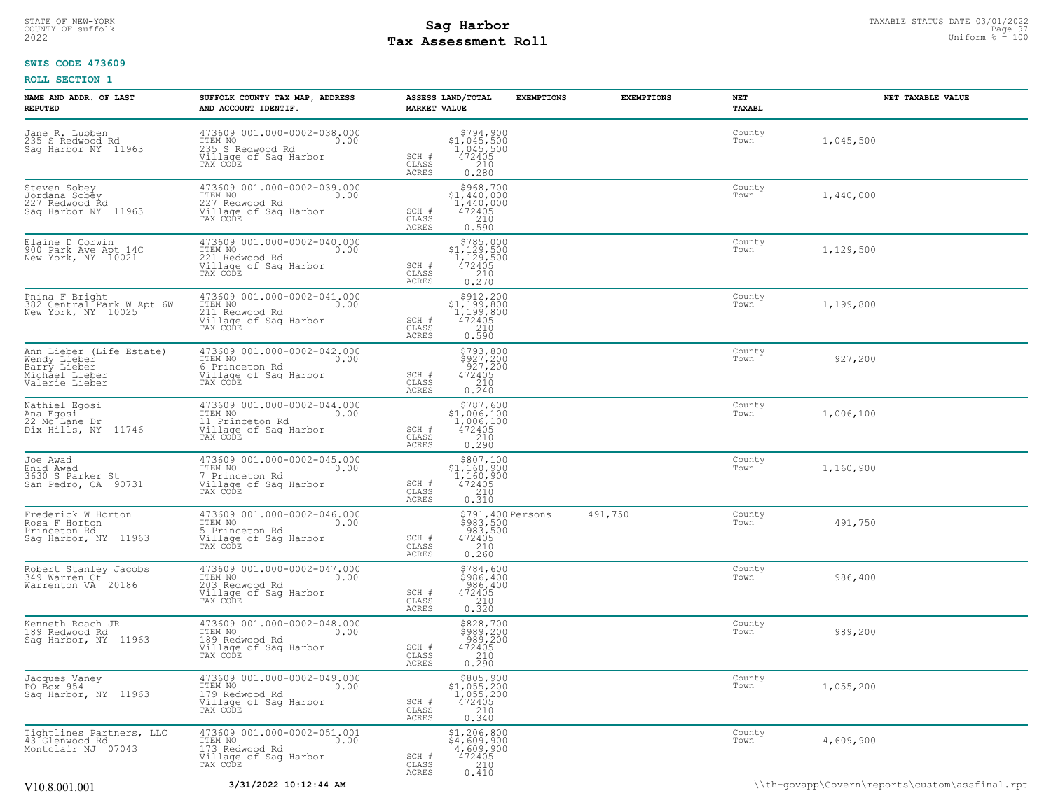STATE OF NEW-YORK
COUNTY OF suffolk
2022

# Sag Harbor
# Tax Assessment Roll

TAXABLE STATUS DATE 03/01/2022
Uniform % = 100

**SWIS CODE 473609**

**ROLL SECTION 1**

| NAME AND ADDR. OF LAST REPUTED | SUFFOLK COUNTY TAX MAP, ADDRESS AND ACCOUNT IDENTIF. | ASSESS LAND/TOTAL MARKET VALUE | EXEMPTIONS | EXEMPTIONS | NET TAXABL | NET TAXABLE VALUE |
|---|---|---|---|---|---|---|
| Jane R. Lubben<br>235 S Redwood Rd<br>Sag Harbor NY 11963 | 473609 001.000-0002-038.000<br>ITEM NO 0.00<br>235 S Redwood Rd<br>Village of Sag Harbor<br>TAX CODE | $794,900<br>$1,045,500<br>1,045,500<br>SCH # 472405<br>CLASS 210<br>ACRES 0.280 | | | County<br>Town | 1,045,500 |
| Steven Sobey<br>Jordana Sobey<br>227 Redwood Rd<br>Sag Harbor NY 11963 | 473609 001.000-0002-039.000<br>ITEM NO 0.00<br>227 Redwood Rd<br>Village of Sag Harbor<br>TAX CODE | $968,700<br>$1,440,000<br>1,440,000<br>SCH # 472405<br>CLASS 210<br>ACRES 0.590 | | | County<br>Town | 1,440,000 |
| Elaine D Corwin<br>900 Park Ave Apt 14C<br>New York, NY 10021 | 473609 001.000-0002-040.000<br>ITEM NO 0.00<br>221 Redwood Rd<br>Village of Sag Harbor<br>TAX CODE | $785,000<br>$1,129,500<br>1,129,500<br>SCH # 472405<br>CLASS 210<br>ACRES 0.270 | | | County<br>Town | 1,129,500 |
| Pnina F Bright<br>382 Central Park W Apt 6W<br>New York, NY 10025 | 473609 001.000-0002-041.000<br>ITEM NO 0.00<br>211 Redwood Rd<br>Village of Sag Harbor<br>TAX CODE | $912,200<br>$1,199,800<br>1,199,800<br>SCH # 472405<br>CLASS 210<br>ACRES 0.590 | | | County<br>Town | 1,199,800 |
| Ann Lieber (Life Estate)<br>Wendy Lieber<br>Barry Lieber<br>Michael Lieber<br>Valerie Lieber | 473609 001.000-0002-042.000<br>ITEM NO 0.00<br>6 Princeton Rd<br>Village of Sag Harbor<br>TAX CODE | $793,800<br>$927,200<br>927,200<br>SCH # 472405<br>CLASS 210<br>ACRES 0.240 | | | County<br>Town | 927,200 |
| Nathiel Egosi<br>Ana Egosi<br>22 Mc Lane Dr<br>Dix Hills, NY 11746 | 473609 001.000-0002-044.000<br>ITEM NO 0.00<br>11 Princeton Rd<br>Village of Sag Harbor<br>TAX CODE | $787,600<br>$1,006,100<br>1,006,100<br>SCH # 472405<br>CLASS 210<br>ACRES 0.290 | | | County<br>Town | 1,006,100 |
| Joe Awad<br>Enid Awad<br>3630 S Parker St<br>San Pedro, CA 90731 | 473609 001.000-0002-045.000<br>ITEM NO 0.00<br>7 Princeton Rd<br>Village of Sag Harbor<br>TAX CODE | $807,100<br>$1,160,900<br>1,160,900<br>SCH # 472405<br>CLASS 210<br>ACRES 0.310 | | | County<br>Town | 1,160,900 |
| Frederick W Horton<br>Rosa F Horton<br>Princeton Rd<br>Sag Harbor, NY 11963 | 473609 001.000-0002-046.000<br>ITEM NO 0.00<br>5 Princeton Rd<br>Village of Sag Harbor<br>TAX CODE | $791,400<br>$983,500<br>983,500<br>SCH # 472405<br>CLASS 210<br>ACRES 0.260 | Persons | 491,750 | County<br>Town | 491,750 |
| Robert Stanley Jacobs<br>349 Warren Ct<br>Warrenton VA 20186 | 473609 001.000-0002-047.000<br>ITEM NO 0.00<br>203 Redwood Rd<br>Village of Sag Harbor<br>TAX CODE | $784,600<br>$986,400<br>986,400<br>SCH # 472405<br>CLASS 210<br>ACRES 0.320 | | | County<br>Town | 986,400 |
| Kenneth Roach JR<br>189 Redwood Rd<br>Sag Harbor, NY 11963 | 473609 001.000-0002-048.000<br>ITEM NO 0.00<br>189 Redwood Rd<br>Village of Sag Harbor<br>TAX CODE | $828,700<br>$989,200<br>989,200<br>SCH # 472405<br>CLASS 210<br>ACRES 0.290 | | | County<br>Town | 989,200 |
| Jacques Vaney<br>PO Box 954<br>Sag Harbor, NY 11963 | 473609 001.000-0002-049.000<br>ITEM NO 0.00<br>179 Redwood Rd<br>Village of Sag Harbor<br>TAX CODE | $805,900<br>$1,055,200<br>1,055,200<br>SCH # 472405<br>CLASS 210<br>ACRES 0.340 | | | County<br>Town | 1,055,200 |
| Tightlines Partners, LLC<br>43 Glenwood Rd<br>Montclair NJ 07043 | 473609 001.000-0002-051.001<br>ITEM NO 0.00<br>173 Redwood Rd<br>Village of Sag Harbor<br>TAX CODE | $1,206,800<br>$4,609,900<br>4,609,900<br>SCH # 472405<br>CLASS 210<br>ACRES 0.410 | | | County<br>Town | 4,609,900 |

V10.8.001.001 **3/31/2022 10:12:44 AM** \\th-govapp\Govern\reports\custom\assfinal.rpt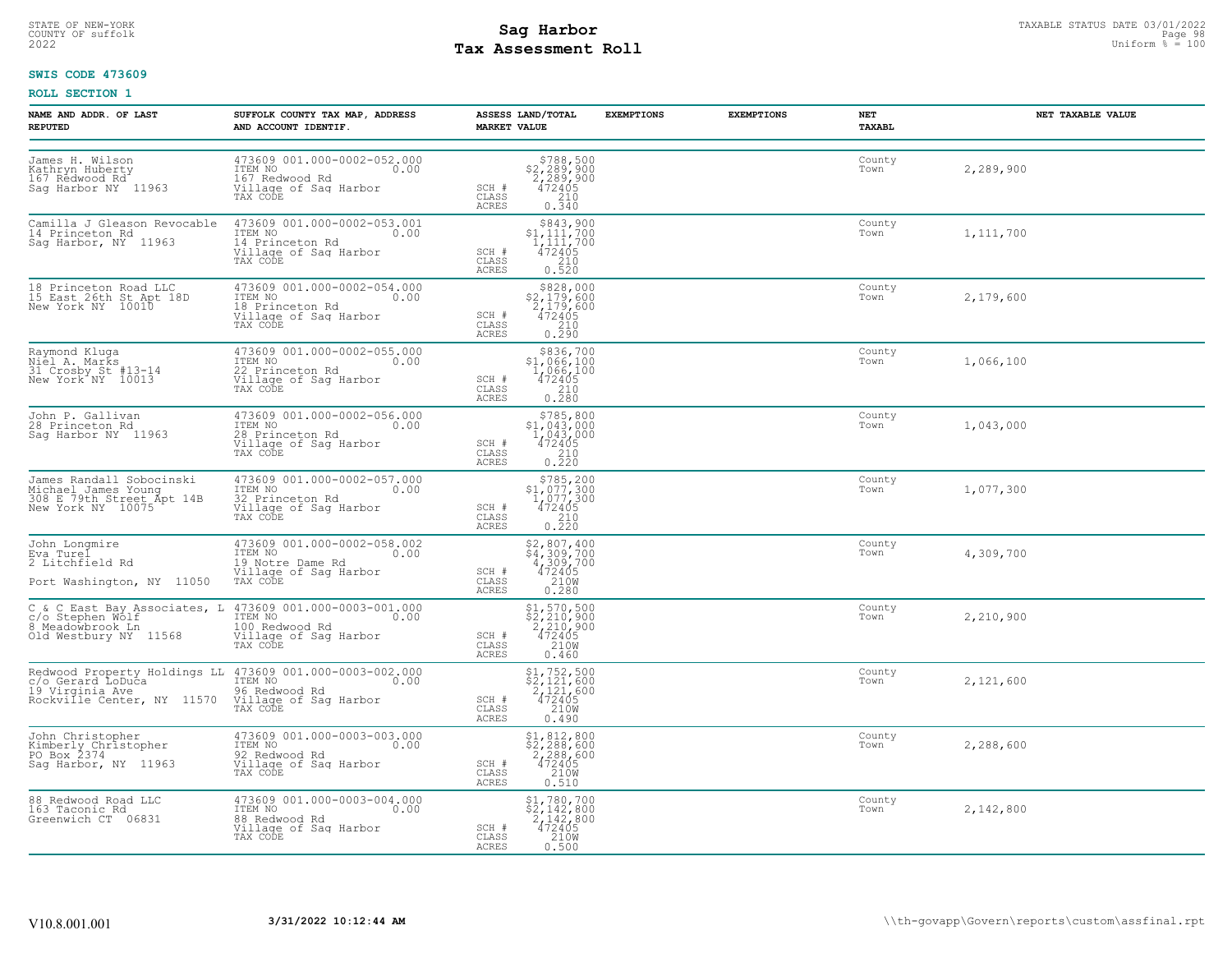STATE OF NEW-YORK
COUNTY OF suffolk
2022

# Sag Harbor
## Tax Assessment Roll

TAXABLE STATUS DATE 03/01/2022
Uniform % = 100

**SWIS CODE 473609**

**ROLL SECTION 1**

| NAME AND ADDR. OF LAST REPUTED | SUFFOLK COUNTY TAX MAP, ADDRESS AND ACCOUNT IDENTIF. | ASSESS LAND/TOTAL MARKET VALUE | EXEMPTIONS | EXEMPTIONS | NET TAXABL | NET TAXABLE VALUE |
|---|---|---|---|---|---|---|
| James H. Wilson<br>Kathryn Huberty<br>167 Redwood Rd<br>Sag Harbor NY 11963 | 473609 001.000-0002-052.000<br>ITEM NO 0.00<br>167 Redwood Rd<br>Village of Sag Harbor<br>TAX CODE | $788,500<br>$2,289,900<br>2,289,900<br>SCH # 472405<br>CLASS 210<br>ACRES 0.340 | | | County<br>Town | 2,289,900 |
| Camilla J Gleason Revocable<br>14 Princeton Rd<br>Sag Harbor, NY 11963 | 473609 001.000-0002-053.001<br>ITEM NO 0.00<br>14 Princeton Rd<br>Village of Sag Harbor<br>TAX CODE | $843,900<br>$1,111,700<br>1,111,700<br>SCH # 472405<br>CLASS 210<br>ACRES 0.520 | | | County<br>Town | 1,111,700 |
| 18 Princeton Road LLC<br>15 East 26th St Apt 18D<br>New York NY 10010 | 473609 001.000-0002-054.000<br>ITEM NO 0.00<br>18 Princeton Rd<br>Village of Sag Harbor<br>TAX CODE | $828,000<br>$2,179,600<br>2,179,600<br>SCH # 472405<br>CLASS 210<br>ACRES 0.290 | | | County<br>Town | 2,179,600 |
| Raymond Kluga<br>Niel A. Marks<br>31 Crosby St #13-14<br>New York NY 10013 | 473609 001.000-0002-055.000<br>ITEM NO 0.00<br>22 Princeton Rd<br>Village of Sag Harbor<br>TAX CODE | $836,700<br>$1,066,100<br>1,066,100<br>SCH # 472405<br>CLASS 210<br>ACRES 0.280 | | | County<br>Town | 1,066,100 |
| John P. Gallivan<br>28 Princeton Rd<br>Sag Harbor NY 11963 | 473609 001.000-0002-056.000<br>ITEM NO 0.00<br>28 Princeton Rd<br>Village of Sag Harbor<br>TAX CODE | $785,800<br>$1,043,000<br>1,043,000<br>SCH # 472405<br>CLASS 210<br>ACRES 0.220 | | | County<br>Town | 1,043,000 |
| James Randall Sobocinski<br>Michael James Young<br>308 E 79th Street Apt 14B<br>New York NY 10075 | 473609 001.000-0002-057.000<br>ITEM NO 0.00<br>32 Princeton Rd<br>Village of Sag Harbor<br>TAX CODE | $785,200<br>$1,077,300<br>1,077,300<br>SCH # 472405<br>CLASS 210<br>ACRES 0.220 | | | County<br>Town | 1,077,300 |
| John Longmire<br>Eva Turel<br>2 Litchfield Rd<br>Port Washington, NY 11050 | 473609 001.000-0002-058.002<br>ITEM NO 0.00<br>19 Notre Dame Rd<br>Village of Sag Harbor<br>TAX CODE | $2,807,400<br>$4,309,700<br>4,309,700<br>SCH # 472405<br>CLASS 210W<br>ACRES 0.280 | | | County<br>Town | 4,309,700 |
| C & C East Bay Associates, L<br>c/o Stephen Wolf<br>8 Meadowbrook Ln<br>Old Westbury NY 11568 | 473609 001.000-0003-001.000<br>ITEM NO 0.00<br>100 Redwood Rd<br>Village of Sag Harbor<br>TAX CODE | $1,570,500<br>$2,210,900<br>2,210,900<br>SCH # 472405<br>CLASS 210W<br>ACRES 0.460 | | | County<br>Town | 2,210,900 |
| Redwood Property Holdings LL<br>c/o Gerard LoDuca<br>19 Virginia Ave<br>Rockville Center, NY 11570 | 473609 001.000-0003-002.000<br>ITEM NO 0.00<br>96 Redwood Rd<br>Village of Sag Harbor<br>TAX CODE | $1,752,500<br>$2,121,600<br>2,121,600<br>SCH # 472405<br>CLASS 210W<br>ACRES 0.490 | | | County<br>Town | 2,121,600 |
| John Christopher<br>Kimberly Christopher<br>PO Box 2374<br>Sag Harbor, NY 11963 | 473609 001.000-0003-003.000<br>ITEM NO 0.00<br>92 Redwood Rd<br>Village of Sag Harbor<br>TAX CODE | $1,812,800<br>$2,288,600<br>2,288,600<br>SCH # 472405<br>CLASS 210W<br>ACRES 0.510 | | | County<br>Town | 2,288,600 |
| 88 Redwood Road LLC<br>163 Taconic Rd<br>Greenwich CT 06831 | 473609 001.000-0003-004.000<br>ITEM NO 0.00<br>88 Redwood Rd<br>Village of Sag Harbor<br>TAX CODE | $1,780,700<br>$2,142,800<br>2,142,800<br>SCH # 472405<br>CLASS 210W<br>ACRES 0.500 | | | County<br>Town | 2,142,800 |

V10.8.001.001 **3/31/2022 10:12:44 AM** \\th-govapp\Govern\reports\custom\assfinal.rpt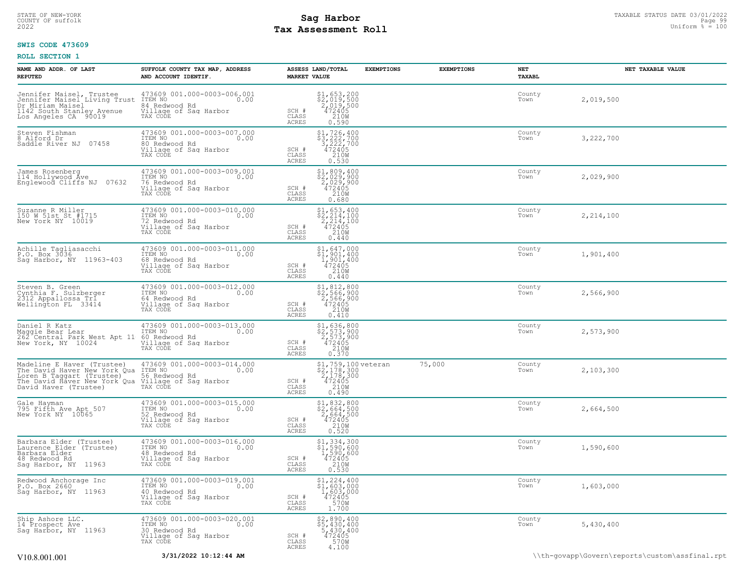STATE OF NEW-YORK
COUNTY OF suffolk
2022

# Sag Harbor
# Tax Assessment Roll

TAXABLE STATUS DATE 03/01/2022
Uniform % = 100

**SWIS CODE 473609**

**ROLL SECTION 1**

| NAME AND ADDR. OF LAST REPUTED | SUFFOLK COUNTY TAX MAP, ADDRESS AND ACCOUNT IDENTIF. | | ASSESS LAND/TOTAL MARKET VALUE | EXEMPTIONS | EXEMPTIONS | NET TAXABL | NET TAXABLE VALUE |
|---|---|---|---|---|---|---|---|
| Jennifer Maisel, Trustee<br>Jennifer Maisel Living Trust<br>Dr Miriam Maisel<br>1142 South Stanley Avenue<br>Los Angeles CA 90019 | 473609 001.000-0003-006.001<br>ITEM NO 0.00<br>84 Redwood Rd<br>Village of Sag Harbor<br>TAX CODE | SCH #<br>CLASS<br>ACRES | $1,653,200<br>$2,019,500<br>2,019,500<br>472405<br>210W<br>0.590 | | | County<br>Town | 2,019,500 |
| Steven Fishman<br>8 Alford Dr<br>Saddle River NJ 07458 | 473609 001.000-0003-007.000<br>ITEM NO 0.00<br>80 Redwood Rd<br>Village of Sag Harbor<br>TAX CODE | SCH #<br>CLASS<br>ACRES | $1,726,400<br>$3,222,700<br>3,222,700<br>472405<br>210W<br>0.530 | | | County<br>Town | 3,222,700 |
| James Rosenberg<br>114 Hollywood Ave<br>Englewood Cliffs NJ 07632 | 473609 001.000-0003-009.001<br>ITEM NO 0.00<br>76 Redwood Rd<br>Village of Sag Harbor<br>TAX CODE | SCH #<br>CLASS<br>ACRES | $1,809,400<br>$2,029,900<br>2,029,900<br>472405<br>210W<br>0.680 | | | County<br>Town | 2,029,900 |
| Suzanne R Miller<br>150 W 51st St #1715<br>New York NY 10019 | 473609 001.000-0003-010.000<br>ITEM NO 0.00<br>72 Redwood Rd<br>Village of Sag Harbor<br>TAX CODE | SCH #<br>CLASS<br>ACRES | $1,653,400<br>$2,214,100<br>2,214,100<br>472405<br>210W<br>0.440 | | | County<br>Town | 2,214,100 |
| Achille Tagliasacchi<br>P.O. Box 3036<br>Sag Harbor, NY 11963-403 | 473609 001.000-0003-011.000<br>ITEM NO 0.00<br>68 Redwood Rd<br>Village of Sag Harbor<br>TAX CODE | SCH #<br>CLASS<br>ACRES | $1,647,000<br>$1,901,400<br>1,901,400<br>472405<br>210W<br>0.440 | | | County<br>Town | 1,901,400 |
| Steven B. Green<br>Cynthia F. Sulzberger<br>2312 Appaloossa Trl<br>Wellington FL 33414 | 473609 001.000-0003-012.000<br>ITEM NO 0.00<br>64 Redwood Rd<br>Village of Sag Harbor<br>TAX CODE | SCH #<br>CLASS<br>ACRES | $1,812,800<br>$2,566,900<br>2,566,900<br>472405<br>210W<br>0.410 | | | County<br>Town | 2,566,900 |
| Daniel R Katz<br>Maggie Bear Lear<br>262 Central Park West Apt 11<br>New York, NY 10024 | 473609 001.000-0003-013.000<br>ITEM NO 0.00<br>60 Redwood Rd<br>Village of Sag Harbor<br>TAX CODE | SCH #<br>CLASS<br>ACRES | $1,636,800<br>$2,573,900<br>2,573,900<br>472405<br>210W<br>0.370 | | | County<br>Town | 2,573,900 |
| Madeline E Haver (Trustee)<br>The David Haver New York Qua<br>Loren B Taggart (Trustee)<br>The David Haver New York Qua<br>David Haver (Trustee) | 473609 001.000-0003-014.000<br>ITEM NO 0.00<br>56 Redwood Rd<br>Village of Sag Harbor<br>TAX CODE | SCH #<br>CLASS<br>ACRES | $1,759,100<br>$2,178,300<br>2,178,300<br>472405<br>210W<br>0.490 | veteran | 75,000 | County<br>Town | 2,103,300 |
| Gale Hayman<br>795 Fifth Ave Apt 507<br>New York NY 10065 | 473609 001.000-0003-015.000<br>ITEM NO 0.00<br>52 Redwood Rd<br>Village of Sag Harbor<br>TAX CODE | SCH #<br>CLASS<br>ACRES | $1,832,800<br>$2,664,500<br>2,664,500<br>472405<br>210W<br>0.520 | | | County<br>Town | 2,664,500 |
| Barbara Elder (Trustee)<br>Laurence Elder (Trustee)<br>Barbara Elder<br>48 Redwood Rd<br>Sag Harbor, NY 11963 | 473609 001.000-0003-016.000<br>ITEM NO 0.00<br>48 Redwood Rd<br>Village of Sag Harbor<br>TAX CODE | SCH #<br>CLASS<br>ACRES | $1,334,300<br>$1,590,600<br>1,590,600<br>472405<br>210W<br>0.530 | | | County<br>Town | 1,590,600 |
| Redwood Anchorage Inc<br>P.O. Box 2660<br>Sag Harbor, NY 11963 | 473609 001.000-0003-019.001<br>ITEM NO 0.00<br>40 Redwood Rd<br>Village of Sag Harbor<br>TAX CODE | SCH #<br>CLASS<br>ACRES | $1,224,400<br>$1,603,000<br>1,603,000<br>472405<br>570W<br>1.700 | | | County<br>Town | 1,603,000 |
| Ship Ashore LLC.<br>14 Prospect Ave<br>Sag Harbor, NY 11963 | 473609 001.000-0003-020.001<br>ITEM NO 0.00<br>30 Redwood Rd<br>Village of Sag Harbor<br>TAX CODE | SCH #<br>CLASS<br>ACRES | $2,890,400<br>$5,430,400<br>5,430,400<br>472405<br>570W<br>4.100 | | | County<br>Town | 5,430,400 |

V10.8.001.001 **3/31/2022 10:12:44 AM** \\th-govapp\Govern\reports\custom\assfinal.rpt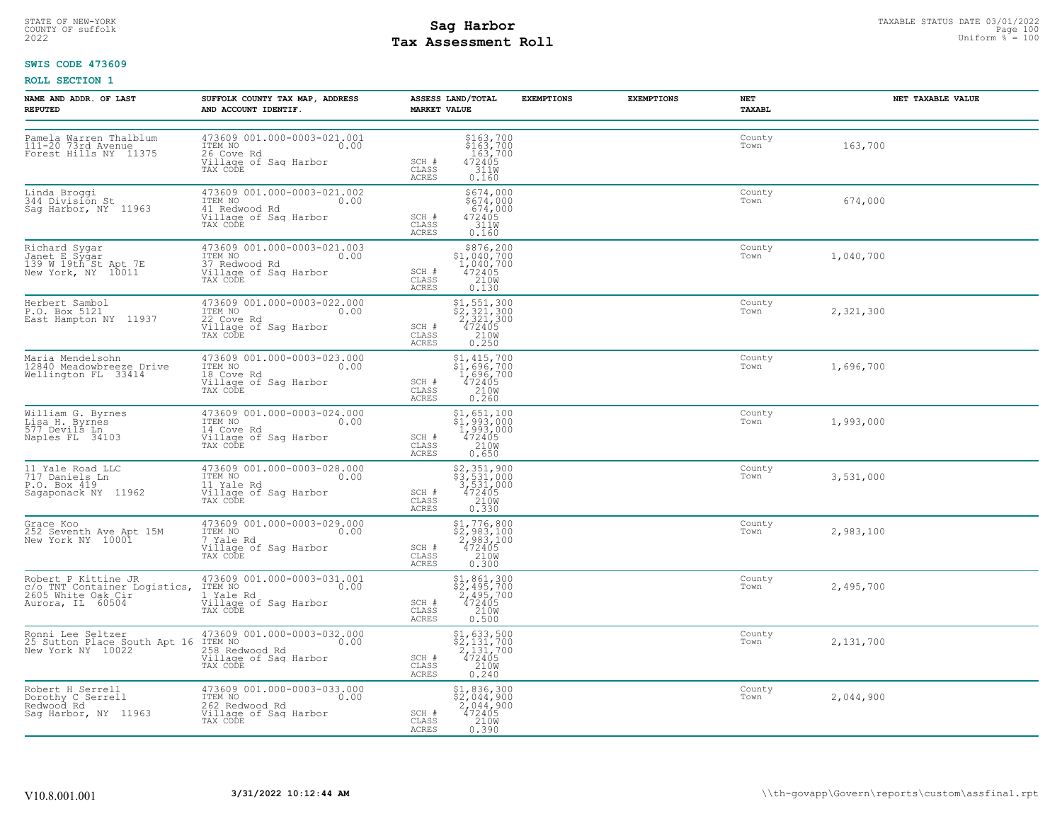STATE OF NEW-YORK
COUNTY OF suffolk
2022

# Sag Harbor
# Tax Assessment Roll

TAXABLE STATUS DATE 03/01/2022
Uniform % = 100

**SWIS CODE 473609**

**ROLL SECTION 1**

| NAME AND ADDR. OF LAST REPUTED | SUFFOLK COUNTY TAX MAP, ADDRESS AND ACCOUNT IDENTIF. | ASSESS LAND/TOTAL MARKET VALUE | EXEMPTIONS | EXEMPTIONS | NET TAXABL | NET TAXABLE VALUE |
|---|---|---|---|---|---|---|
| Pamela Warren Thalblum<br>111-20 73rd Avenue<br>Forest Hills NY 11375 | 473609 001.000-0003-021.001<br>ITEM NO 0.00<br>26 Cove Rd<br>Village of Sag Harbor<br>TAX CODE | $163,700<br>$163,700<br>163,700<br>SCH # 472405<br>CLASS 311W<br>ACRES 0.160 | | | County<br>Town | 163,700 |
| Linda Broggi<br>344 Division St<br>Sag Harbor, NY 11963 | 473609 001.000-0003-021.002<br>ITEM NO 0.00<br>41 Redwood Rd<br>Village of Sag Harbor<br>TAX CODE | $674,000<br>$674,000<br>674,000<br>SCH # 472405<br>CLASS 311W<br>ACRES 0.160 | | | County<br>Town | 674,000 |
| Richard Sygar<br>Janet E Sygar<br>139 W 19th St Apt 7E<br>New York, NY 10011 | 473609 001.000-0003-021.003<br>ITEM NO 0.00<br>37 Redwood Rd<br>Village of Sag Harbor<br>TAX CODE | $876,200<br>$1,040,700<br>1,040,700<br>SCH # 472405<br>CLASS 210W<br>ACRES 0.130 | | | County<br>Town | 1,040,700 |
| Herbert Sambol<br>P.O. Box 5121<br>East Hampton NY 11937 | 473609 001.000-0003-022.000<br>ITEM NO 0.00<br>22 Cove Rd<br>Village of Sag Harbor<br>TAX CODE | $1,551,300<br>$2,321,300<br>2,321,300<br>SCH # 472405<br>CLASS 210W<br>ACRES 0.250 | | | County<br>Town | 2,321,300 |
| Maria Mendelsohn<br>12840 Meadowbreeze Drive<br>Wellington FL 33414 | 473609 001.000-0003-023.000<br>ITEM NO 0.00<br>18 Cove Rd<br>Village of Sag Harbor<br>TAX CODE | $1,415,700<br>$1,696,700<br>1,696,700<br>SCH # 472405<br>CLASS 210W<br>ACRES 0.260 | | | County<br>Town | 1,696,700 |
| William G. Byrnes<br>Lisa H. Byrnes<br>577 Devils Ln<br>Naples FL 34103 | 473609 001.000-0003-024.000<br>ITEM NO 0.00<br>14 Cove Rd<br>Village of Sag Harbor<br>TAX CODE | $1,651,100<br>$1,993,000<br>1,993,000<br>SCH # 472405<br>CLASS 210W<br>ACRES 0.650 | | | County<br>Town | 1,993,000 |
| 11 Yale Road LLC<br>717 Daniels Ln<br>P.O. Box 419<br>Sagaponack NY 11962 | 473609 001.000-0003-028.000<br>ITEM NO 0.00<br>11 Yale Rd<br>Village of Sag Harbor<br>TAX CODE | $2,351,900<br>$3,531,000<br>3,531,000<br>SCH # 472405<br>CLASS 210W<br>ACRES 0.330 | | | County<br>Town | 3,531,000 |
| Grace Koo<br>252 Seventh Ave Apt 15M<br>New York NY 10001 | 473609 001.000-0003-029.000<br>ITEM NO 0.00<br>7 Yale Rd<br>Village of Sag Harbor<br>TAX CODE | $1,776,800<br>$2,983,100<br>2,983,100<br>SCH # 472405<br>CLASS 210W<br>ACRES 0.300 | | | County<br>Town | 2,983,100 |
| Robert P Kittine JR<br>c/o TNT Container Logistics,<br>2605 White Oak Cir<br>Aurora, IL 60504 | 473609 001.000-0003-031.001<br>ITEM NO 0.00<br>1 Yale Rd<br>Village of Sag Harbor<br>TAX CODE | $1,861,300<br>$2,495,700<br>2,495,700<br>SCH # 472405<br>CLASS 210W<br>ACRES 0.500 | | | County<br>Town | 2,495,700 |
| Ronni Lee Seltzer<br>25 Sutton Place South Apt 16<br>New York NY 10022 | 473609 001.000-0003-032.000<br>ITEM NO 0.00<br>258 Redwood Rd<br>Village of Sag Harbor<br>TAX CODE | $1,633,500<br>$2,131,700<br>2,131,700<br>SCH # 472405<br>CLASS 210W<br>ACRES 0.240 | | | County<br>Town | 2,131,700 |
| Robert H Serrell<br>Dorothy C Serrell<br>Redwood Rd<br>Sag Harbor, NY 11963 | 473609 001.000-0003-033.000<br>ITEM NO 0.00<br>262 Redwood Rd<br>Village of Sag Harbor<br>TAX CODE | $1,836,300<br>$2,044,900<br>2,044,900<br>SCH # 472405<br>CLASS 210W<br>ACRES 0.390 | | | County<br>Town | 2,044,900 |

V10.8.001.001 3/31/2022 10:12:44 AM \\th-govapp\Govern\reports\custom\assfinal.rpt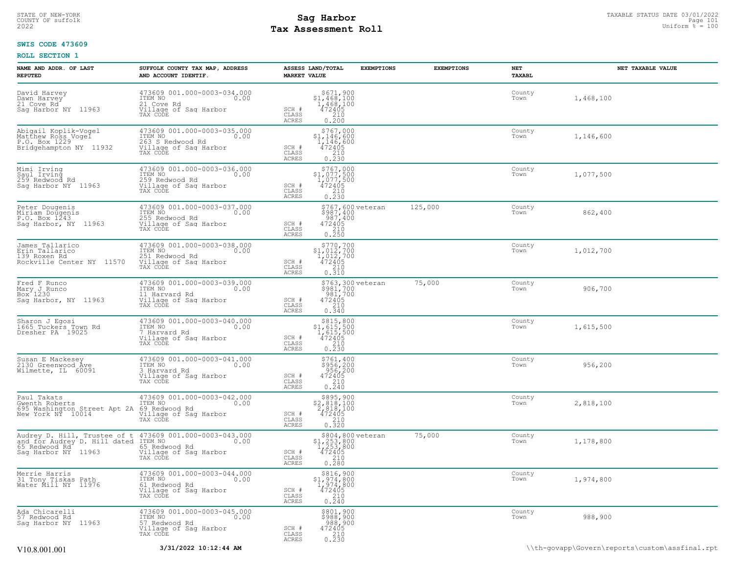STATE OF NEW-YORK
COUNTY OF suffolk
2022

# Sag Harbor
# Tax Assessment Roll

TAXABLE STATUS DATE 03/01/2022
Uniform % = 100

**SWIS CODE 473609**

**ROLL SECTION 1**

| NAME AND ADDR. OF LAST REPUTED | SUFFOLK COUNTY TAX MAP, ADDRESS AND ACCOUNT IDENTIF. | ASSESS LAND/TOTAL MARKET VALUE | EXEMPTIONS | EXEMPTIONS | NET TAXABL | NET TAXABLE VALUE |
|---|---|---|---|---|---|---|
| David Harvey<br>Dawn Harvey<br>21 Cove Rd<br>Sag Harbor NY 11963 | 473609 001.000-0003-034.000<br>ITEM NO 0.00<br>21 Cove Rd<br>Village of Sag Harbor<br>TAX CODE | $671,900<br>$1,468,100<br>1,468,100<br>SCH # 472405<br>CLASS 210<br>ACRES 0.200 | | | County<br>Town | 1,468,100 |
| Abigail Koplik-Vogel<br>Matthew Ross Vogel<br>P.O. Box 1229<br>Bridgehampton NY 11932 | 473609 001.000-0003-035.000<br>ITEM NO 0.00<br>263 S Redwood Rd<br>Village of Sag Harbor<br>TAX CODE | $767,000<br>$1,146,600<br>1,146,600<br>SCH # 472405<br>CLASS 210<br>ACRES 0.230 | | | County<br>Town | 1,146,600 |
| Mimi Irving<br>Saul Irving<br>259 Redwood Rd<br>Sag Harbor NY 11963 | 473609 001.000-0003-036.000<br>ITEM NO 0.00<br>259 Redwood Rd<br>Village of Sag Harbor<br>TAX CODE | $767,000<br>$1,077,500<br>1,077,500<br>SCH # 472405<br>CLASS 210<br>ACRES 0.230 | | | County<br>Town | 1,077,500 |
| Peter Dougenis<br>Miriam Dougenis<br>P.O. Box 1243<br>Sag Harbor, NY 11963 | 473609 001.000-0003-037.000<br>ITEM NO 0.00<br>255 Redwood Rd<br>Village of Sag Harbor<br>TAX CODE | $767,600<br>$987,400<br>987,400<br>SCH # 472405<br>CLASS 210<br>ACRES 0.250 | veteran | 125,000 | County<br>Town | 862,400 |
| James Tallarico<br>Erin Tallarico<br>139 Roxen Rd<br>Rockville Center NY 11570 | 473609 001.000-0003-038.000<br>ITEM NO 0.00<br>251 Redwood Rd<br>Village of Sag Harbor<br>TAX CODE | $770,700<br>$1,012,700<br>1,012,700<br>SCH # 472405<br>CLASS 210<br>ACRES 0.310 | | | County<br>Town | 1,012,700 |
| Fred F Runco<br>Mary J Runco<br>Box 1230<br>Sag Harbor, NY 11963 | 473609 001.000-0003-039.000<br>ITEM NO 0.00<br>11 Harvard Rd<br>Village of Sag Harbor<br>TAX CODE | $763,300<br>$981,700<br>981,700<br>SCH # 472405<br>CLASS 210<br>ACRES 0.340 | veteran | 75,000 | County<br>Town | 906,700 |
| Sharon J Egosi<br>1665 Tuckers Town Rd<br>Dresher PA 19025 | 473609 001.000-0003-040.000<br>ITEM NO 0.00<br>7 Harvard Rd<br>Village of Sag Harbor<br>TAX CODE | $815,800<br>$1,615,500<br>1,615,500<br>SCH # 472405<br>CLASS 210<br>ACRES 0.230 | | | County<br>Town | 1,615,500 |
| Susan E Mackesey<br>2130 Greenwood Ave<br>Wilmette, IL 60091 | 473609 001.000-0003-041.000<br>ITEM NO 0.00<br>3 Harvard Rd<br>Village of Sag Harbor<br>TAX CODE | $761,400<br>$956,200<br>956,200<br>SCH # 472405<br>CLASS 210<br>ACRES 0.240 | | | County<br>Town | 956,200 |
| Paul Takats<br>Gwenth Roberts<br>695 Washington Street Apt 2A<br>New York NY 10014 | 473609 001.000-0003-042.000<br>ITEM NO 0.00<br>69 Redwood Rd<br>Village of Sag Harbor<br>TAX CODE | $895,900<br>$2,818,100<br>2,818,100<br>SCH # 472405<br>CLASS 210<br>ACRES 0.320 | | | County<br>Town | 2,818,100 |
| Audrey D. Hill, Trustee of t<br>and for Audrey D. Hill dated<br>65 Redwood Rd<br>Sag Harbor NY 11963 | 473609 001.000-0003-043.000<br>ITEM NO 0.00<br>65 Redwood Rd<br>Village of Sag Harbor<br>TAX CODE | $804,800<br>$1,253,800<br>1,253,800<br>SCH # 472405<br>CLASS 210<br>ACRES 0.280 | veteran | 75,000 | County<br>Town | 1,178,800 |
| Merrie Harris<br>31 Tony Tiskas Path<br>Water Mill NY 11976 | 473609 001.000-0003-044.000<br>ITEM NO 0.00<br>61 Redwood Rd<br>Village of Sag Harbor<br>TAX CODE | $816,900<br>$1,974,800<br>1,974,800<br>SCH # 472405<br>CLASS 210<br>ACRES 0.240 | | | County<br>Town | 1,974,800 |
| Ada Chicarelli<br>57 Redwood Rd<br>Sag Harbor NY 11963 | 473609 001.000-0003-045.000<br>ITEM NO 0.00<br>57 Redwood Rd<br>Village of Sag Harbor<br>TAX CODE | $801,900<br>$988,900<br>988,900<br>SCH # 472405<br>CLASS 210<br>ACRES 0.230 | | | County<br>Town | 988,900 |

V10.8.001.001 **3/31/2022 10:12:44 AM** \\th-govapp\Govern\reports\custom\assfinal.rpt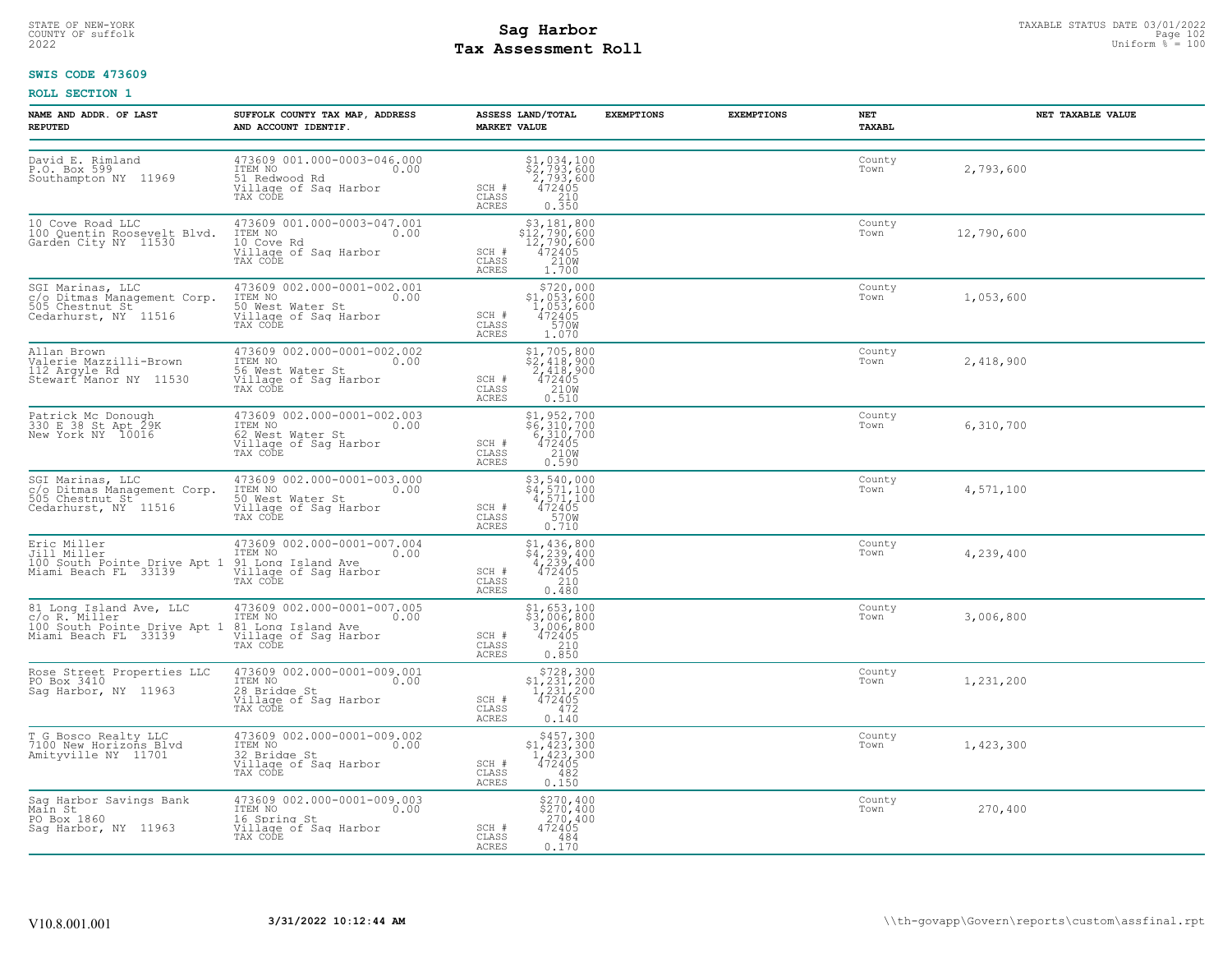STATE OF NEW-YORK
COUNTY OF suffolk
2022

# Sag Harbor
# Tax Assessment Roll

TAXABLE STATUS DATE 03/01/2022
Uniform % = 100

**SWIS CODE 473609**

**ROLL SECTION 1**

| NAME AND ADDR. OF LAST REPUTED | SUFFOLK COUNTY TAX MAP, ADDRESS AND ACCOUNT IDENTIF. | ASSESS LAND/TOTAL MARKET VALUE | EXEMPTIONS | EXEMPTIONS | NET TAXABL | NET TAXABLE VALUE |
|---|---|---|---|---|---|---|
| David E. Rimland<br>P.O. Box 599<br>Southampton NY 11969 | 473609 001.000-0003-046.000<br>ITEM NO 0.00<br>51 Redwood Rd<br>Village of Sag Harbor<br>TAX CODE | $1,034,100<br>$2,793,600<br>2,793,600<br>SCH # 472405<br>CLASS 210<br>ACRES 0.350 | | | County<br>Town | 2,793,600 |
| 10 Cove Road LLC<br>100 Quentin Roosevelt Blvd.<br>Garden City NY 11530 | 473609 001.000-0003-047.001<br>ITEM NO 0.00<br>10 Cove Rd<br>Village of Sag Harbor<br>TAX CODE | $3,181,800<br>$12,790,600<br>12,790,600<br>SCH # 472405<br>CLASS 210W<br>ACRES 1.700 | | | County<br>Town | 12,790,600 |
| SGI Marinas, LLC<br>c/o Ditmas Management Corp.<br>505 Chestnut St<br>Cedarhurst, NY 11516 | 473609 002.000-0001-002.001<br>ITEM NO 0.00<br>50 West Water St<br>Village of Sag Harbor<br>TAX CODE | $720,000<br>$1,053,600<br>1,053,600<br>SCH # 472405<br>CLASS 570W<br>ACRES 1.070 | | | County<br>Town | 1,053,600 |
| Allan Brown<br>Valerie Mazzilli-Brown<br>112 Argyle Rd<br>Stewart Manor NY 11530 | 473609 002.000-0001-002.002<br>ITEM NO 0.00<br>56 West Water St<br>Village of Sag Harbor<br>TAX CODE | $1,705,800<br>$2,418,900<br>2,418,900<br>SCH # 472405<br>CLASS 210W<br>ACRES 0.510 | | | County<br>Town | 2,418,900 |
| Patrick Mc Donough<br>330 E 38 St Apt 29K<br>New York NY 10016 | 473609 002.000-0001-002.003<br>ITEM NO 0.00<br>62 West Water St<br>Village of Sag Harbor<br>TAX CODE | $1,952,700<br>$6,310,700<br>6,310,700<br>SCH # 472405<br>CLASS 210W<br>ACRES 0.590 | | | County<br>Town | 6,310,700 |
| SGI Marinas, LLC<br>c/o Ditmas Management Corp.<br>505 Chestnut St<br>Cedarhurst, NY 11516 | 473609 002.000-0001-003.000<br>ITEM NO 0.00<br>50 West Water St<br>Village of Sag Harbor<br>TAX CODE | $3,540,000<br>$4,571,100<br>4,571,100<br>SCH # 472405<br>CLASS 570W<br>ACRES 0.710 | | | County<br>Town | 4,571,100 |
| Eric Miller<br>Jill Miller<br>100 South Pointe Drive Apt 1<br>Miami Beach FL 33139 | 473609 002.000-0001-007.004<br>ITEM NO 0.00<br>91 Long Island Ave<br>Village of Sag Harbor<br>TAX CODE | $1,436,800<br>$4,239,400<br>4,239,400<br>SCH # 472405<br>CLASS 210<br>ACRES 0.480 | | | County<br>Town | 4,239,400 |
| 81 Long Island Ave, LLC<br>c/o R. Miller<br>100 South Pointe Drive Apt 1<br>Miami Beach FL 33139 | 473609 002.000-0001-007.005<br>ITEM NO 0.00<br>81 Long Island Ave<br>Village of Sag Harbor<br>TAX CODE | $1,653,100<br>$3,006,800<br>3,006,800<br>SCH # 472405<br>CLASS 210<br>ACRES 0.850 | | | County<br>Town | 3,006,800 |
| Rose Street Properties LLC<br>PO Box 3410<br>Sag Harbor, NY 11963 | 473609 002.000-0001-009.001<br>ITEM NO 0.00<br>28 Bridge St<br>Village of Sag Harbor<br>TAX CODE | $728,300<br>$1,231,200<br>1,231,200<br>SCH # 472405<br>CLASS 472<br>ACRES 0.140 | | | County<br>Town | 1,231,200 |
| T G Bosco Realty LLC<br>7100 New Horizons Blvd<br>Amityville NY 11701 | 473609 002.000-0001-009.002<br>ITEM NO 0.00<br>32 Bridge St<br>Village of Sag Harbor<br>TAX CODE | $457,300<br>$1,423,300<br>1,423,300<br>SCH # 472405<br>CLASS 482<br>ACRES 0.150 | | | County<br>Town | 1,423,300 |
| Sag Harbor Savings Bank<br>Main St<br>PO Box 1860<br>Sag Harbor, NY 11963 | 473609 002.000-0001-009.003<br>ITEM NO 0.00<br>16 Spring St<br>Village of Sag Harbor<br>TAX CODE | $270,400<br>$270,400<br>270,400<br>SCH # 472405<br>CLASS 484<br>ACRES 0.170 | | | County<br>Town | 270,400 |

V10.8.001.001    3/31/2022 10:12:44 AM    \\th-govapp\Govern\reports\custom\assfinal.rpt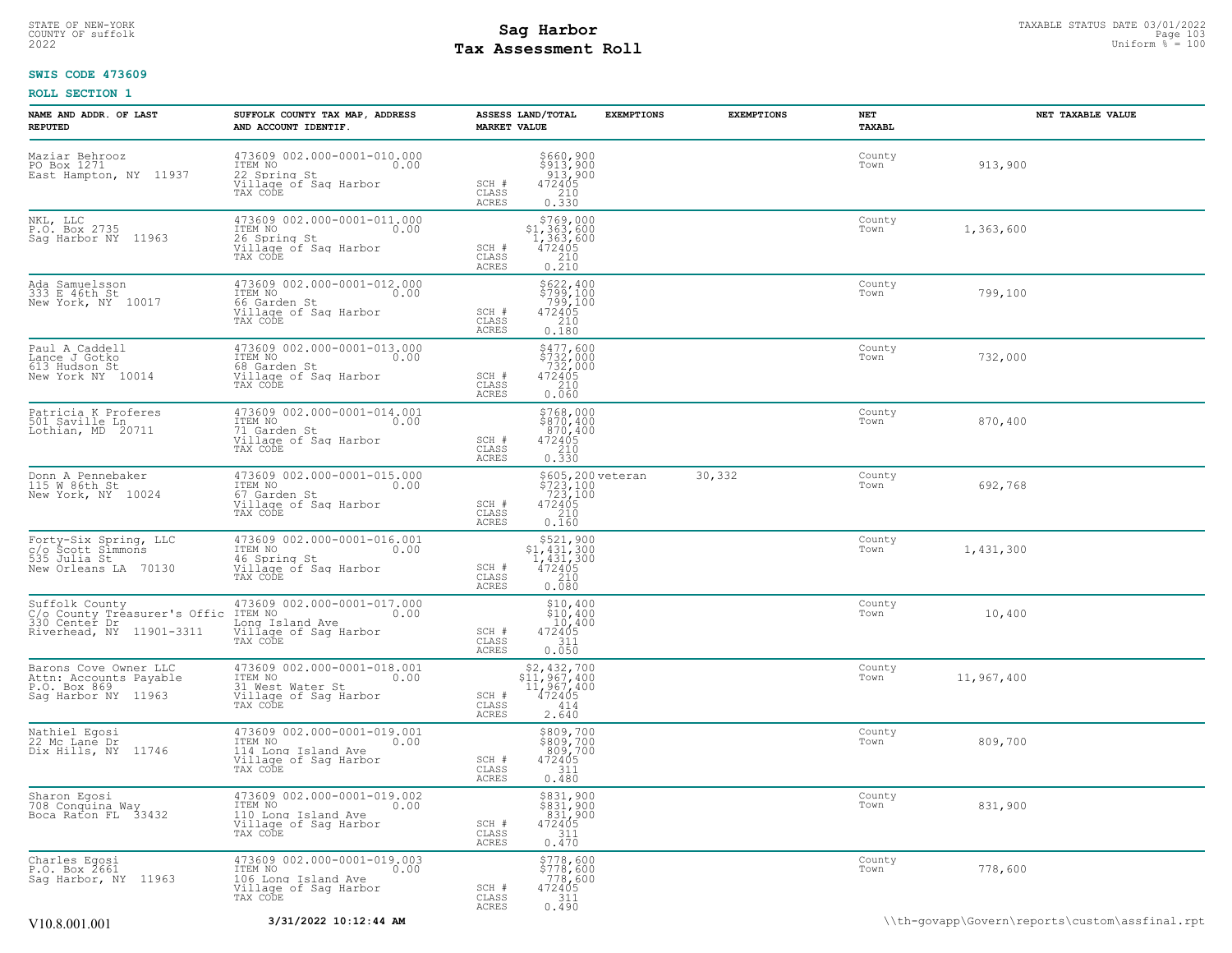STATE OF NEW-YORK
COUNTY OF suffolk
2022

# Sag Harbor
## Tax Assessment Roll

TAXABLE STATUS DATE 03/01/2022
Uniform % = 100

**SWIS CODE 473609**

**ROLL SECTION 1**

| NAME AND ADDR. OF LAST REPUTED | SUFFOLK COUNTY TAX MAP, ADDRESS AND ACCOUNT IDENTIF. | ASSESS LAND/TOTAL MARKET VALUE | EXEMPTIONS | EXEMPTIONS | NET TAXABL | NET TAXABLE VALUE |
|---|---|---|---|---|---|---|
| Maziar Behrooz<br>PO Box 1271<br>East Hampton, NY 11937 | 473609 002.000-0001-010.000<br>ITEM NO 0.00<br>22 Spring St<br>Village of Sag Harbor<br>TAX CODE | $660,900<br>$913,900<br>913,900<br>SCH # 472405<br>CLASS 210<br>ACRES 0.330 | | | County<br>Town | 913,900 |
| NKL, LLC<br>P.O. Box 2735<br>Sag Harbor NY 11963 | 473609 002.000-0001-011.000<br>ITEM NO 0.00<br>26 Spring St<br>Village of Sag Harbor<br>TAX CODE | $769,000<br>$1,363,600<br>1,363,600<br>SCH # 472405<br>CLASS 210<br>ACRES 0.210 | | | County<br>Town | 1,363,600 |
| Ada Samuelsson<br>333 E 46th St<br>New York, NY 10017 | 473609 002.000-0001-012.000<br>ITEM NO 0.00<br>66 Garden St<br>Village of Sag Harbor<br>TAX CODE | $622,400<br>$799,100<br>799,100<br>SCH # 472405<br>CLASS 210<br>ACRES 0.180 | | | County<br>Town | 799,100 |
| Paul A Caddell<br>Lance J Gotko<br>613 Hudson St<br>New York NY 10014 | 473609 002.000-0001-013.000<br>ITEM NO 0.00<br>68 Garden St<br>Village of Sag Harbor<br>TAX CODE | $477,600<br>$732,000<br>732,000<br>SCH # 472405<br>CLASS 210<br>ACRES 0.060 | | | County<br>Town | 732,000 |
| Patricia K Proferes<br>501 Saville Ln<br>Lothian, MD 20711 | 473609 002.000-0001-014.001<br>ITEM NO 0.00<br>71 Garden St<br>Village of Sag Harbor<br>TAX CODE | $768,000<br>$870,400<br>870,400<br>SCH # 472405<br>CLASS 210<br>ACRES 0.330 | | | County<br>Town | 870,400 |
| Donn A Pennebaker<br>115 W 86th St<br>New York, NY 10024 | 473609 002.000-0001-015.000<br>ITEM NO 0.00<br>67 Garden St<br>Village of Sag Harbor<br>TAX CODE | $605,200<br>$723,100<br>723,100<br>SCH # 472405<br>CLASS 210<br>ACRES 0.160 | veteran | 30,332 | County<br>Town | 692,768 |
| Forty-Six Spring, LLC<br>c/o Scott Simmons<br>535 Julia St<br>New Orleans LA 70130 | 473609 002.000-0001-016.001<br>ITEM NO 0.00<br>46 Spring St<br>Village of Sag Harbor<br>TAX CODE | $521,900<br>$1,431,300<br>1,431,300<br>SCH # 472405<br>CLASS 210<br>ACRES 0.080 | | | County<br>Town | 1,431,300 |
| Suffolk County<br>C/o County Treasurer's Offic<br>330 Center Dr<br>Riverhead, NY 11901-3311 | 473609 002.000-0001-017.000<br>ITEM NO 0.00<br>Long Island Ave<br>Village of Sag Harbor<br>TAX CODE | $10,400<br>$10,400<br>10,400<br>SCH # 472405<br>CLASS 311<br>ACRES 0.050 | | | County<br>Town | 10,400 |
| Barons Cove Owner LLC<br>Attn: Accounts Payable<br>P.O. Box 869<br>Sag Harbor NY 11963 | 473609 002.000-0001-018.001<br>ITEM NO 0.00<br>31 West Water St<br>Village of Sag Harbor<br>TAX CODE | $2,432,700<br>$11,967,400<br>11,967,400<br>SCH # 472405<br>CLASS 414<br>ACRES 2.640 | | | County<br>Town | 11,967,400 |
| Nathiel Egosi<br>22 Mc Lane Dr<br>Dix Hills, NY 11746 | 473609 002.000-0001-019.001<br>ITEM NO 0.00<br>114 Long Island Ave<br>Village of Sag Harbor<br>TAX CODE | $809,700<br>$809,700<br>809,700<br>SCH # 472405<br>CLASS 311<br>ACRES 0.480 | | | County<br>Town | 809,700 |
| Sharon Egosi<br>708 Conquina Way<br>Boca Raton FL 33432 | 473609 002.000-0001-019.002<br>ITEM NO 0.00<br>110 Long Island Ave<br>Village of Sag Harbor<br>TAX CODE | $831,900<br>$831,900<br>831,900<br>SCH # 472405<br>CLASS 311<br>ACRES 0.470 | | | County<br>Town | 831,900 |
| Charles Egosi<br>P.O. Box 2661<br>Sag Harbor, NY 11963 | 473609 002.000-0001-019.003<br>ITEM NO 0.00<br>106 Long Island Ave<br>Village of Sag Harbor<br>TAX CODE | $778,600<br>$778,600<br>778,600<br>SCH # 472405<br>CLASS 311<br>ACRES 0.490 | | | County<br>Town | 778,600 |

V10.8.001.001 **3/31/2022 10:12:44 AM** \\th-govapp\Govern\reports\custom\assfinal.rpt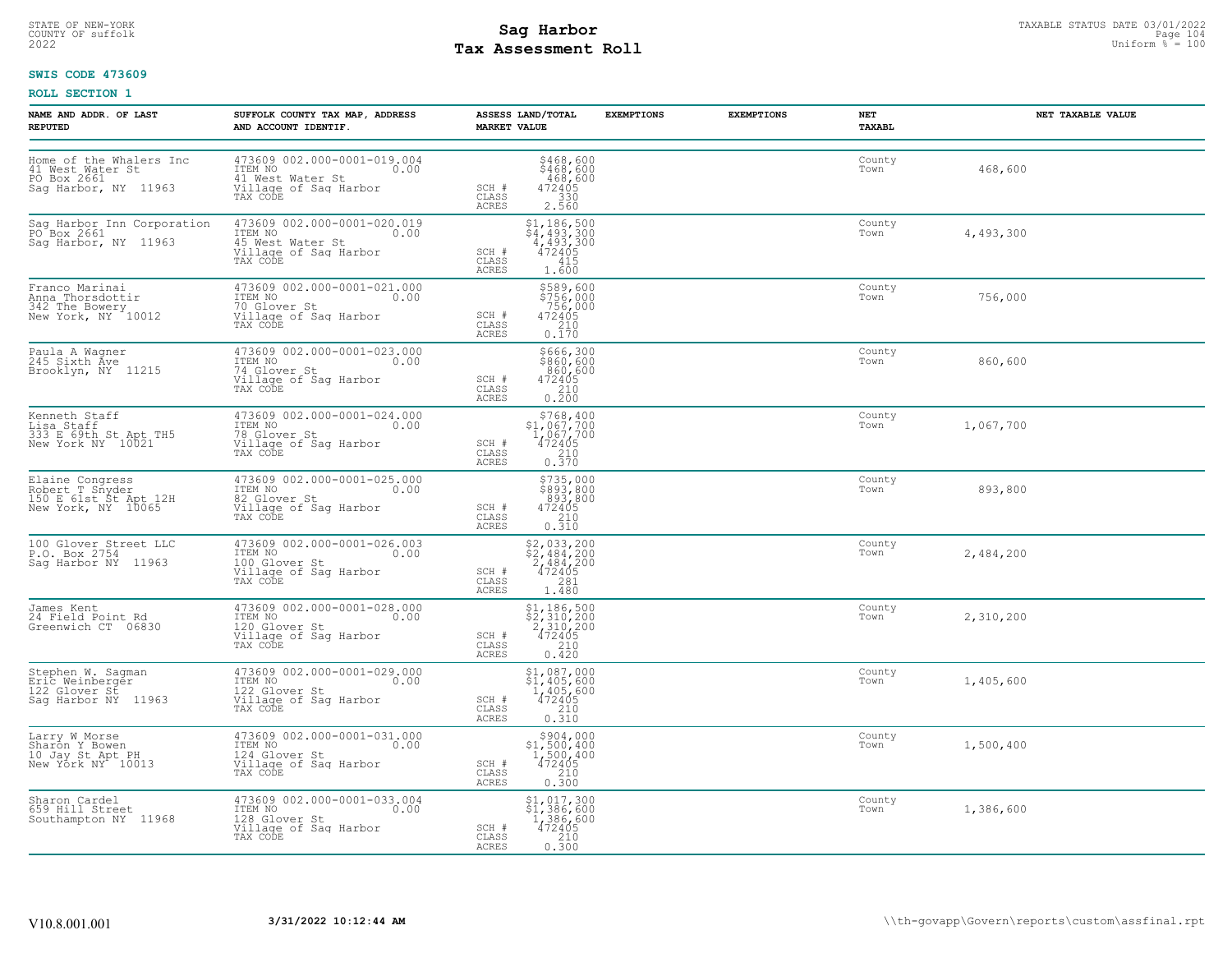STATE OF NEW-YORK
COUNTY OF suffolk
2022

# Sag Harbor
# Tax Assessment Roll

TAXABLE STATUS DATE 03/01/2022
Uniform % = 100

**SWIS CODE 473609**

**ROLL SECTION 1**

| NAME AND ADDR. OF LAST REPUTED | SUFFOLK COUNTY TAX MAP, ADDRESS AND ACCOUNT IDENTIF. | ASSESS LAND/TOTAL MARKET VALUE | EXEMPTIONS | EXEMPTIONS | NET TAXABL | NET TAXABLE VALUE |
|---|---|---|---|---|---|---|
| Home of the Whalers Inc<br>41 West Water St<br>PO Box 2661<br>Sag Harbor, NY 11963 | 473609 002.000-0001-019.004<br>ITEM NO 0.00<br>41 West Water St<br>Village of Sag Harbor<br>TAX CODE | $468,600<br>$468,600<br>468,600<br>SCH # 472405<br>CLASS 330<br>ACRES 2.560 | | | County<br>Town | 468,600 |
| Sag Harbor Inn Corporation<br>PO Box 2661<br>Sag Harbor, NY 11963 | 473609 002.000-0001-020.019<br>ITEM NO 0.00<br>45 West Water St<br>Village of Sag Harbor<br>TAX CODE | $1,186,500<br>$4,493,300<br>4,493,300<br>SCH # 472405<br>CLASS 415<br>ACRES 1.600 | | | County<br>Town | 4,493,300 |
| Franco Marinai<br>Anna Thorsdottir<br>342 The Bowery<br>New York, NY 10012 | 473609 002.000-0001-021.000<br>ITEM NO 0.00<br>70 Glover St<br>Village of Sag Harbor<br>TAX CODE | $589,600<br>$756,000<br>756,000<br>SCH # 472405<br>CLASS 210<br>ACRES 0.170 | | | County<br>Town | 756,000 |
| Paula A Wagner<br>245 Sixth Ave<br>Brooklyn, NY 11215 | 473609 002.000-0001-023.000<br>ITEM NO 0.00<br>74 Glover St<br>Village of Sag Harbor<br>TAX CODE | $666,300<br>$860,600<br>860,600<br>SCH # 472405<br>CLASS 210<br>ACRES 0.200 | | | County<br>Town | 860,600 |
| Kenneth Staff<br>Lisa Staff<br>333 E 69th St Apt TH5<br>New York NY 10021 | 473609 002.000-0001-024.000<br>ITEM NO 0.00<br>78 Glover St<br>Village of Sag Harbor<br>TAX CODE | $768,400<br>$1,067,700<br>1,067,700<br>SCH # 472405<br>CLASS 210<br>ACRES 0.370 | | | County<br>Town | 1,067,700 |
| Elaine Congress<br>Robert T Snyder<br>150 E 61st St Apt 12H<br>New York, NY 10065 | 473609 002.000-0001-025.000<br>ITEM NO 0.00<br>82 Glover St<br>Village of Sag Harbor<br>TAX CODE | $735,000<br>$893,800<br>893,800<br>SCH # 472405<br>CLASS 210<br>ACRES 0.310 | | | County<br>Town | 893,800 |
| 100 Glover Street LLC<br>P.O. Box 2754<br>Sag Harbor NY 11963 | 473609 002.000-0001-026.003<br>ITEM NO 0.00<br>100 Glover St<br>Village of Sag Harbor<br>TAX CODE | $2,033,200<br>$2,484,200<br>2,484,200<br>SCH # 472405<br>CLASS 281<br>ACRES 1.480 | | | County<br>Town | 2,484,200 |
| James Kent<br>24 Field Point Rd<br>Greenwich CT 06830 | 473609 002.000-0001-028.000<br>ITEM NO 0.00<br>120 Glover St<br>Village of Sag Harbor<br>TAX CODE | $1,186,500<br>$2,310,200<br>2,310,200<br>SCH # 472405<br>CLASS 210<br>ACRES 0.420 | | | County<br>Town | 2,310,200 |
| Stephen W. Sagman<br>Eric Weinberger<br>122 Glover St<br>Sag Harbor NY 11963 | 473609 002.000-0001-029.000<br>ITEM NO 0.00<br>122 Glover St<br>Village of Sag Harbor<br>TAX CODE | $1,087,000<br>$1,405,600<br>1,405,600<br>SCH # 472405<br>CLASS 210<br>ACRES 0.310 | | | County<br>Town | 1,405,600 |
| Larry W Morse<br>Sharon Y Bowen<br>10 Jay St Apt PH<br>New York NY 10013 | 473609 002.000-0001-031.000<br>ITEM NO 0.00<br>124 Glover St<br>Village of Sag Harbor<br>TAX CODE | $904,000<br>$1,500,400<br>1,500,400<br>SCH # 472405<br>CLASS 210<br>ACRES 0.300 | | | County<br>Town | 1,500,400 |
| Sharon Cardel<br>659 Hill Street<br>Southampton NY 11968 | 473609 002.000-0001-033.004<br>ITEM NO 0.00<br>128 Glover St<br>Village of Sag Harbor<br>TAX CODE | $1,017,300<br>$1,386,600<br>1,386,600<br>SCH # 472405<br>CLASS 210<br>ACRES 0.300 | | | County<br>Town | 1,386,600 |

V10.8.001.001 **3/31/2022 10:12:44 AM** \\th-govapp\Govern\reports\custom\assfinal.rpt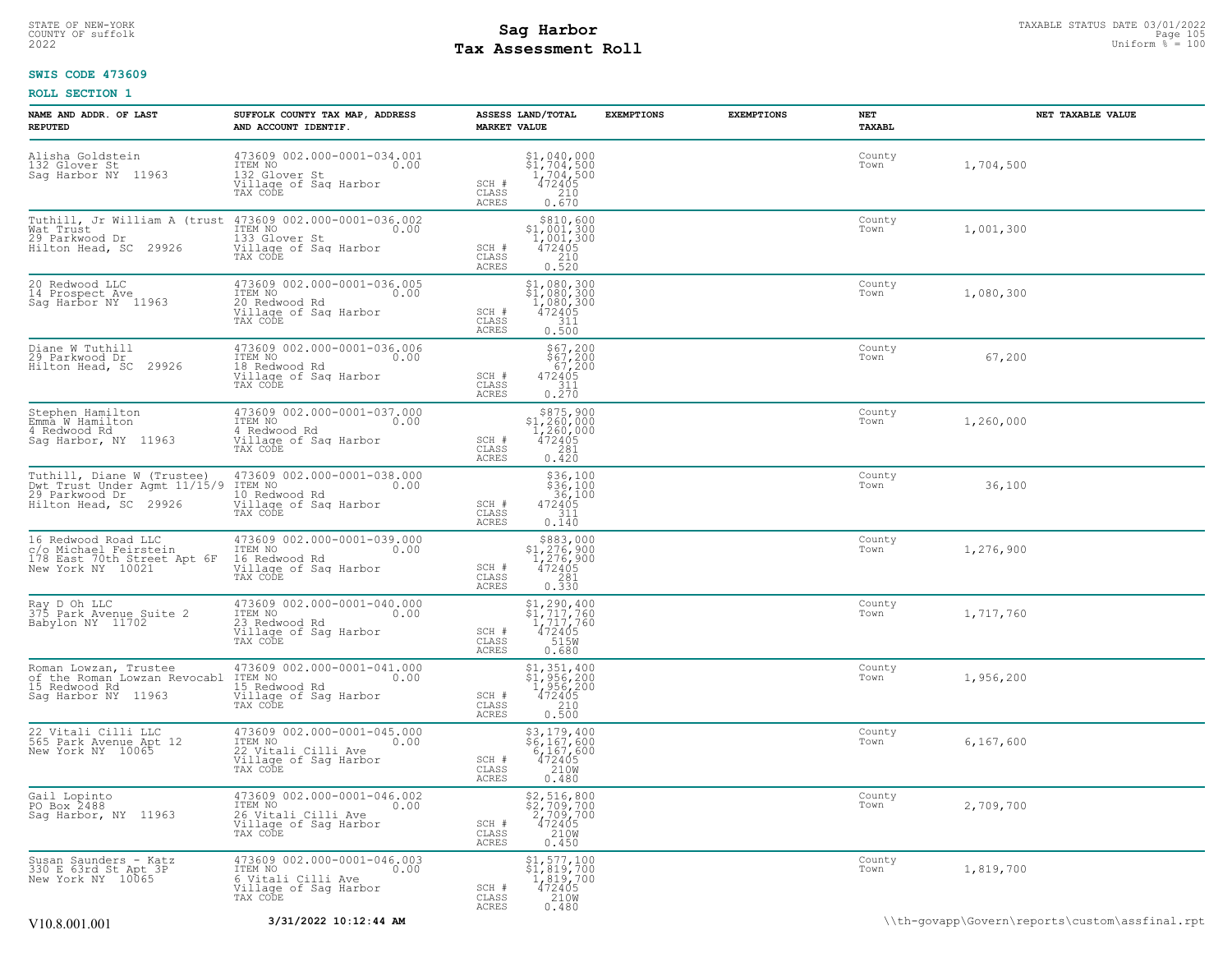STATE OF NEW-YORK
COUNTY OF suffolk
2022

# Sag Harbor
# Tax Assessment Roll

TAXABLE STATUS DATE 03/01/2022
Uniform % = 100

**SWIS CODE 473609**

**ROLL SECTION 1**

| NAME AND ADDR. OF LAST REPUTED | SUFFOLK COUNTY TAX MAP, ADDRESS AND ACCOUNT IDENTIF. | ASSESS LAND/TOTAL MARKET VALUE | EXEMPTIONS | EXEMPTIONS | NET TAXABL | NET TAXABLE VALUE |
|---|---|---|---|---|---|---|
| Alisha Goldstein<br>132 Glover St<br>Sag Harbor NY 11963 | 473609 002.000-0001-034.001<br>ITEM NO 0.00<br>132 Glover St<br>Village of Sag Harbor<br>TAX CODE | $1,040,000<br>$1,704,500<br>1,704,500<br>SCH # 472405<br>CLASS 210<br>ACRES 0.670 | | | County<br>Town | 1,704,500 |
| Tuthill, Jr William A (trust<br>Wat Trust<br>29 Parkwood Dr<br>Hilton Head, SC 29926 | 473609 002.000-0001-036.002<br>ITEM NO 0.00<br>133 Glover St<br>Village of Sag Harbor<br>TAX CODE | $810,600<br>$1,001,300<br>1,001,300<br>SCH # 472405<br>CLASS 210<br>ACRES 0.520 | | | County<br>Town | 1,001,300 |
| 20 Redwood LLC<br>14 Prospect Ave<br>Sag Harbor NY 11963 | 473609 002.000-0001-036.005<br>ITEM NO 0.00<br>20 Redwood Rd<br>Village of Sag Harbor<br>TAX CODE | $1,080,300<br>$1,080,300<br>1,080,300<br>SCH # 472405<br>CLASS 311<br>ACRES 0.500 | | | County<br>Town | 1,080,300 |
| Diane W Tuthill<br>29 Parkwood Dr<br>Hilton Head, SC 29926 | 473609 002.000-0001-036.006<br>ITEM NO 0.00<br>18 Redwood Rd<br>Village of Sag Harbor<br>TAX CODE | $67,200<br>$67,200<br>67,200<br>SCH # 472405<br>CLASS 311<br>ACRES 0.270 | | | County<br>Town | 67,200 |
| Stephen Hamilton<br>Emma W Hamilton<br>4 Redwood Rd<br>Sag Harbor, NY 11963 | 473609 002.000-0001-037.000<br>ITEM NO 0.00<br>4 Redwood Rd<br>Village of Sag Harbor<br>TAX CODE | $875,900<br>$1,260,000<br>1,260,000<br>SCH # 472405<br>CLASS 281<br>ACRES 0.420 | | | County<br>Town | 1,260,000 |
| Tuthill, Diane W (Trustee)<br>Dwt Trust Under Agmt 11/15/9<br>29 Parkwood Dr<br>Hilton Head, SC 29926 | 473609 002.000-0001-038.000<br>ITEM NO 0.00<br>10 Redwood Rd<br>Village of Sag Harbor<br>TAX CODE | $36,100<br>$36,100<br>36,100<br>SCH # 472405<br>CLASS 311<br>ACRES 0.140 | | | County<br>Town | 36,100 |
| 16 Redwood Road LLC<br>c/o Michael Feirstein<br>178 East 70th Street Apt 6F<br>New York NY 10021 | 473609 002.000-0001-039.000<br>ITEM NO 0.00<br>16 Redwood Rd<br>Village of Sag Harbor<br>TAX CODE | $883,000<br>$1,276,900<br>1,276,900<br>SCH # 472405<br>CLASS 281<br>ACRES 0.330 | | | County<br>Town | 1,276,900 |
| Ray D Oh LLC<br>375 Park Avenue Suite 2<br>Babylon NY 11702 | 473609 002.000-0001-040.000<br>ITEM NO 0.00<br>23 Redwood Rd<br>Village of Sag Harbor<br>TAX CODE | $1,290,400<br>$1,717,760<br>1,717,760<br>SCH # 472405<br>CLASS 515W<br>ACRES 0.680 | | | County<br>Town | 1,717,760 |
| Roman Lowzan, Trustee<br>of the Roman Lowzan Revocabl<br>15 Redwood Rd<br>Sag Harbor NY 11963 | 473609 002.000-0001-041.000<br>ITEM NO 0.00<br>15 Redwood Rd<br>Village of Sag Harbor<br>TAX CODE | $1,351,400<br>$1,956,200<br>1,956,200<br>SCH # 472405<br>CLASS 210<br>ACRES 0.500 | | | County<br>Town | 1,956,200 |
| 22 Vitali Cilli LLC<br>565 Park Avenue Apt 12<br>New York NY 10065 | 473609 002.000-0001-045.000<br>ITEM NO 0.00<br>22 Vitali Cilli Ave<br>Village of Sag Harbor<br>TAX CODE | $3,179,400<br>$6,167,600<br>6,167,600<br>SCH # 472405<br>CLASS 210W<br>ACRES 0.480 | | | County<br>Town | 6,167,600 |
| Gail Lopinto<br>PO Box 2488<br>Sag Harbor, NY 11963 | 473609 002.000-0001-046.002<br>ITEM NO 0.00<br>26 Vitali Cilli Ave<br>Village of Sag Harbor<br>TAX CODE | $2,516,800<br>$2,709,700<br>2,709,700<br>SCH # 472405<br>CLASS 210W<br>ACRES 0.450 | | | County<br>Town | 2,709,700 |
| Susan Saunders - Katz<br>330 E 63rd St Apt 3P<br>New York NY 10065 | 473609 002.000-0001-046.003<br>ITEM NO 0.00<br>6 Vitali Cilli Ave<br>Village of Sag Harbor<br>TAX CODE | $1,577,100<br>$1,819,700<br>1,819,700<br>SCH # 472405<br>CLASS 210W<br>ACRES 0.480 | | | County<br>Town | 1,819,700 |

V10.8.001.001 **3/31/2022 10:12:44 AM** \\th-govapp\Govern\reports\custom\assfinal.rpt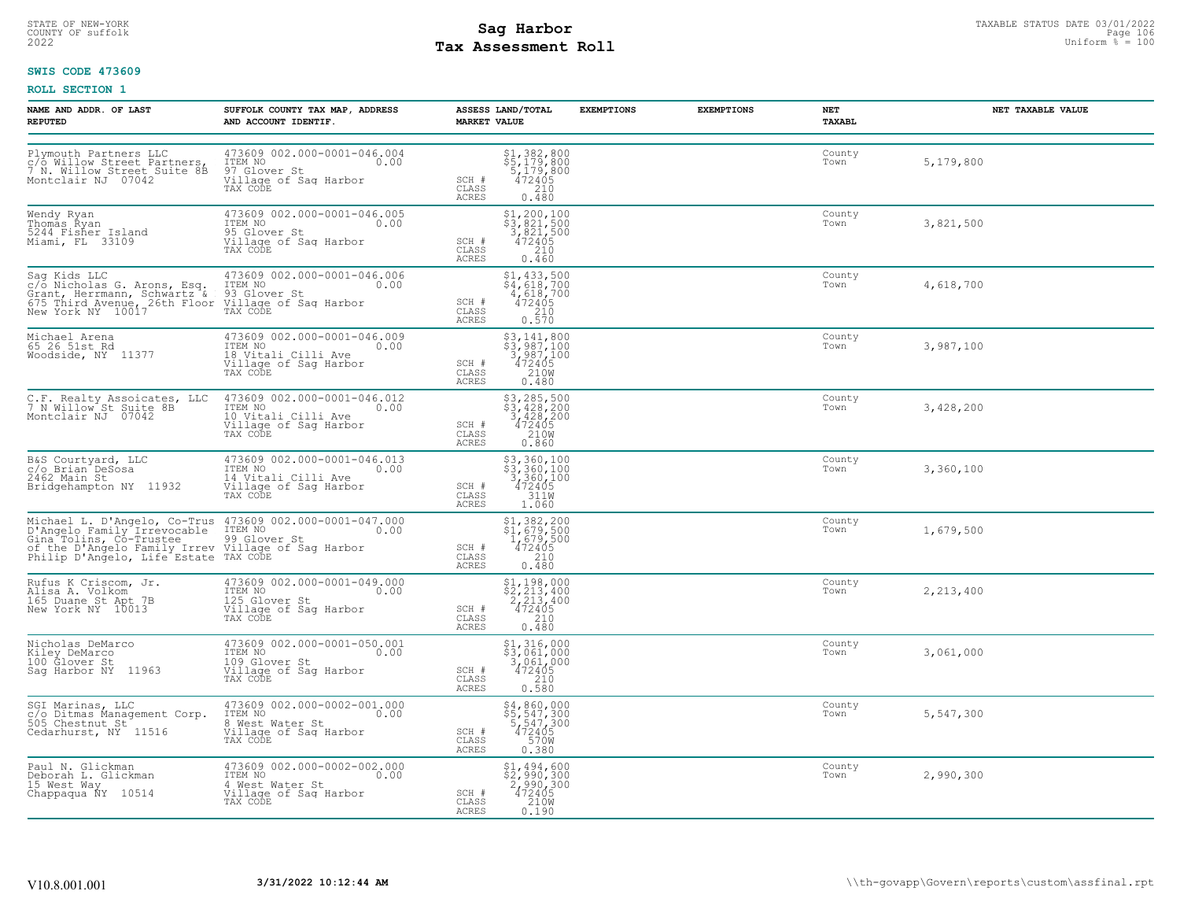STATE OF NEW-YORK
COUNTY OF suffolk
2022

# Sag Harbor
## Tax Assessment Roll

TAXABLE STATUS DATE 03/01/2022
Uniform % = 100

**SWIS CODE 473609**

**ROLL SECTION 1**

| NAME AND ADDR. OF LAST REPUTED | SUFFOLK COUNTY TAX MAP, ADDRESS AND ACCOUNT IDENTIF. | | ASSESS LAND/TOTAL MARKET VALUE | EXEMPTIONS | EXEMPTIONS | NET TAXABL | NET TAXABLE VALUE |
|---|---|---|---|---|---|---|---|
| Plymouth Partners LLC<br>c/o Willow Street Partners,<br>7 N. Willow Street Suite 8B<br>Montclair NJ 07042 | 473609 002.000-0001-046.004<br>ITEM NO 0.00<br>97 Glover St<br>Village of Sag Harbor<br>TAX CODE | SCH #<br>CLASS<br>ACRES | $1,382,800<br>$5,179,800<br>5,179,800<br>472405<br>210<br>0.480 | | | County<br>Town | 5,179,800 |
| Wendy Ryan<br>Thomas Ryan<br>5244 Fisher Island<br>Miami, FL 33109 | 473609 002.000-0001-046.005<br>ITEM NO 0.00<br>95 Glover St<br>Village of Sag Harbor<br>TAX CODE | SCH #<br>CLASS<br>ACRES | $1,200,100<br>$3,821,500<br>3,821,500<br>472405<br>210<br>0.460 | | | County<br>Town | 3,821,500 |
| Sag Kids LLC<br>c/o Nicholas G. Arons, Esq.<br>Grant, Herrmann, Schwartz &<br>675 Third Avenue, 26th Floor<br>New York NY 10017 | 473609 002.000-0001-046.006<br>ITEM NO 0.00<br>93 Glover St<br>Village of Sag Harbor<br>TAX CODE | SCH #<br>CLASS<br>ACRES | $1,433,500<br>$4,618,700<br>4,618,700<br>472405<br>210<br>0.570 | | | County<br>Town | 4,618,700 |
| Michael Arena<br>65 26 51st Rd<br>Woodside, NY 11377 | 473609 002.000-0001-046.009<br>ITEM NO 0.00<br>18 Vitali Cilli Ave<br>Village of Sag Harbor<br>TAX CODE | SCH #<br>CLASS<br>ACRES | $3,141,800<br>$3,987,100<br>3,987,100<br>472405<br>210W<br>0.480 | | | County<br>Town | 3,987,100 |
| C.F. Realty Assoicates, LLC<br>7 N Willow St Suite 8B<br>Montclair NJ 07042 | 473609 002.000-0001-046.012<br>ITEM NO 0.00<br>10 Vitali Cilli Ave<br>Village of Sag Harbor<br>TAX CODE | SCH #<br>CLASS<br>ACRES | $3,285,500<br>$3,428,200<br>3,428,200<br>472405<br>210W<br>0.860 | | | County<br>Town | 3,428,200 |
| B&S Courtyard, LLC<br>c/o Brian DeSosa<br>2462 Main St<br>Bridgehampton NY 11932 | 473609 002.000-0001-046.013<br>ITEM NO 0.00<br>14 Vitali Cilli Ave<br>Village of Sag Harbor<br>TAX CODE | SCH #<br>CLASS<br>ACRES | $3,360,100<br>$3,360,100<br>3,360,100<br>472405<br>311W<br>1.060 | | | County<br>Town | 3,360,100 |
| Michael L. D'Angelo, Co-Trus<br>D'Angelo Family Irrevocable<br>Gina Tolins, Co-Trustee<br>of the D'Angelo Family Irrev<br>Philip D'Angelo, Life Estate | 473609 002.000-0001-047.000<br>ITEM NO 0.00<br>99 Glover St<br>Village of Sag Harbor<br>TAX CODE | SCH #<br>CLASS<br>ACRES | $1,382,200<br>$1,679,500<br>1,679,500<br>472405<br>210<br>0.480 | | | County<br>Town | 1,679,500 |
| Rufus K Criscom, Jr.<br>Alisa A. Volkom<br>165 Duane St Apt 7B<br>New York NY 10013 | 473609 002.000-0001-049.000<br>ITEM NO 0.00<br>125 Glover St<br>Village of Sag Harbor<br>TAX CODE | SCH #<br>CLASS<br>ACRES | $1,198,000<br>$2,213,400<br>2,213,400<br>472405<br>210<br>0.480 | | | County<br>Town | 2,213,400 |
| Nicholas DeMarco<br>Kiley DeMarco<br>100 Glover St<br>Sag Harbor NY 11963 | 473609 002.000-0001-050.001<br>ITEM NO 0.00<br>109 Glover St<br>Village of Sag Harbor<br>TAX CODE | SCH #<br>CLASS<br>ACRES | $1,316,000<br>$3,061,000<br>3,061,000<br>472405<br>210<br>0.580 | | | County<br>Town | 3,061,000 |
| SGI Marinas, LLC<br>c/o Ditmas Management Corp.<br>505 Chestnut St<br>Cedarhurst, NY 11516 | 473609 002.000-0002-001.000<br>ITEM NO 0.00<br>8 West Water St<br>Village of Sag Harbor<br>TAX CODE | SCH #<br>CLASS<br>ACRES | $4,860,000<br>$5,547,300<br>5,547,300<br>472405<br>570W<br>0.380 | | | County<br>Town | 5,547,300 |
| Paul N. Glickman<br>Deborah L. Glickman<br>15 West Way<br>Chappaqua NY 10514 | 473609 002.000-0002-002.000<br>ITEM NO 0.00<br>4 West Water St<br>Village of Sag Harbor<br>TAX CODE | SCH #<br>CLASS<br>ACRES | $1,494,600<br>$2,990,300<br>2,990,300<br>472405<br>210W<br>0.190 | | | County<br>Town | 2,990,300 |

V10.8.001.001 **3/31/2022 10:12:44 AM** \\th-govapp\Govern\reports\custom\assfinal.rpt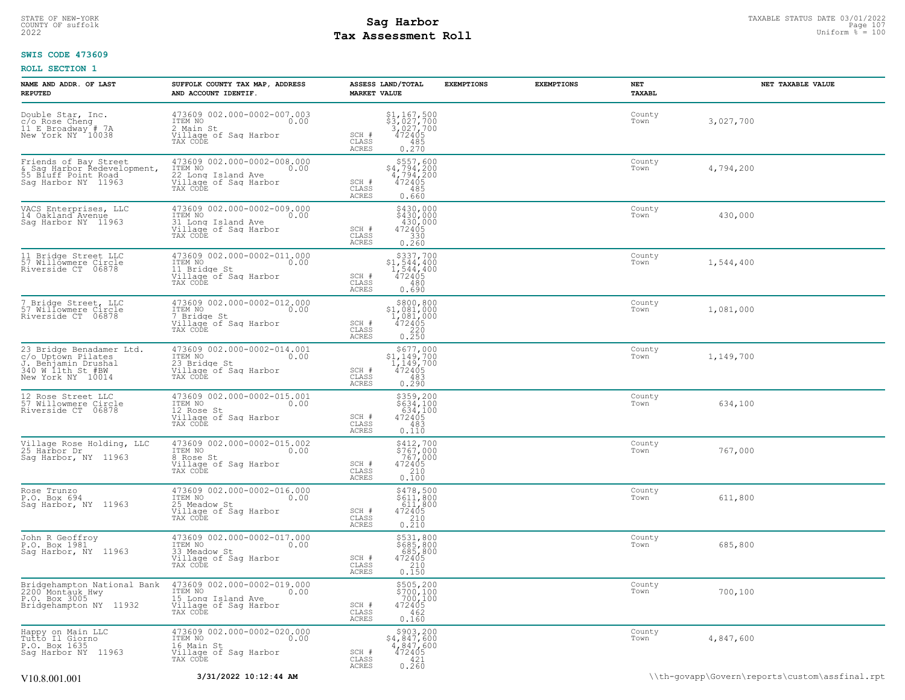STATE OF NEW-YORK
COUNTY OF suffolk
2022

# Sag Harbor
# Tax Assessment Roll

TAXABLE STATUS DATE 03/01/2022
Uniform % = 100

**SWIS CODE 473609**

**ROLL SECTION 1**

| NAME AND ADDR. OF LAST REPUTED | SUFFOLK COUNTY TAX MAP, ADDRESS AND ACCOUNT IDENTIF. | ASSESS LAND/TOTAL MARKET VALUE | EXEMPTIONS | EXEMPTIONS | NET TAXABL | NET TAXABLE VALUE |
|---|---|---|---|---|---|---|
| Double Star, Inc.<br>c/o Rose Cheng<br>11 E Broadway # 7A<br>New York NY 10038 | 473609 002.000-0002-007.003<br>ITEM NO 0.00<br>2 Main St<br>Village of Sag Harbor<br>TAX CODE | $1,167,500<br>$3,027,700<br>3,027,700<br>SCH # 472405<br>CLASS 485<br>ACRES 0.270 | | | County<br>Town | 3,027,700 |
| Friends of Bay Street<br>& Sag Harbor Redevelopment,<br>55 Bluff Point Road<br>Sag Harbor NY 11963 | 473609 002.000-0002-008.000<br>ITEM NO 0.00<br>22 Long Island Ave<br>Village of Sag Harbor<br>TAX CODE | $557,600<br>$4,794,200<br>4,794,200<br>SCH # 472405<br>CLASS 485<br>ACRES 0.660 | | | County<br>Town | 4,794,200 |
| VACS Enterprises, LLC<br>14 Oakland Avenue<br>Sag Harbor NY 11963 | 473609 002.000-0002-009.000<br>ITEM NO 0.00<br>31 Long Island Ave<br>Village of Sag Harbor<br>TAX CODE | $430,000<br>$430,000<br>430,000<br>SCH # 472405<br>CLASS 330<br>ACRES 0.260 | | | County<br>Town | 430,000 |
| 11 Bridge Street LLC<br>57 Willowmere Circle<br>Riverside CT 06878 | 473609 002.000-0002-011.000<br>ITEM NO 0.00<br>11 Bridge St<br>Village of Sag Harbor<br>TAX CODE | $337,700<br>$1,544,400<br>1,544,400<br>SCH # 472405<br>CLASS 480<br>ACRES 0.690 | | | County<br>Town | 1,544,400 |
| 7 Bridge Street, LLC<br>57 Willowmere Circle<br>Riverside CT 06878 | 473609 002.000-0002-012.000<br>ITEM NO 0.00<br>7 Bridge St<br>Village of Sag Harbor<br>TAX CODE | $800,800<br>$1,081,000<br>1,081,000<br>SCH # 472405<br>CLASS 220<br>ACRES 0.250 | | | County<br>Town | 1,081,000 |
| 23 Bridge Benadamer Ltd.<br>c/o Uptown Pilates<br>J. Benjamin Drushal<br>340 W 11th St #BW<br>New York NY 10014 | 473609 002.000-0002-014.001<br>ITEM NO 0.00<br>23 Bridge St<br>Village of Sag Harbor<br>TAX CODE | $677,000<br>$1,149,700<br>1,149,700<br>SCH # 472405<br>CLASS 483<br>ACRES 0.290 | | | County<br>Town | 1,149,700 |
| 12 Rose Street LLC<br>57 Willowmere Circle<br>Riverside CT 06878 | 473609 002.000-0002-015.001<br>ITEM NO 0.00<br>12 Rose St<br>Village of Sag Harbor<br>TAX CODE | $359,200<br>$634,100<br>634,100<br>SCH # 472405<br>CLASS 483<br>ACRES 0.110 | | | County<br>Town | 634,100 |
| Village Rose Holding, LLC<br>25 Harbor Dr<br>Sag Harbor, NY 11963 | 473609 002.000-0002-015.002<br>ITEM NO 0.00<br>8 Rose St<br>Village of Sag Harbor<br>TAX CODE | $412,700<br>$767,000<br>767,000<br>SCH # 472405<br>CLASS 210<br>ACRES 0.100 | | | County<br>Town | 767,000 |
| Rose Trunzo<br>P.O. Box 694<br>Sag Harbor, NY 11963 | 473609 002.000-0002-016.000<br>ITEM NO 0.00<br>25 Meadow St<br>Village of Sag Harbor<br>TAX CODE | $478,500<br>$611,800<br>611,800<br>SCH # 472405<br>CLASS 210<br>ACRES 0.210 | | | County<br>Town | 611,800 |
| John R Geoffroy<br>P.O. Box 1981<br>Sag Harbor, NY 11963 | 473609 002.000-0002-017.000<br>ITEM NO 0.00<br>33 Meadow St<br>Village of Sag Harbor<br>TAX CODE | $531,800<br>$685,800<br>685,800<br>SCH # 472405<br>CLASS 210<br>ACRES 0.150 | | | County<br>Town | 685,800 |
| Bridgehampton National Bank<br>2200 Montauk Hwy<br>P.O. Box 3005<br>Bridgehampton NY 11932 | 473609 002.000-0002-019.000<br>ITEM NO 0.00<br>15 Long Island Ave<br>Village of Sag Harbor<br>TAX CODE | $505,200<br>$700,100<br>700,100<br>SCH # 472405<br>CLASS 462<br>ACRES 0.160 | | | County<br>Town | 700,100 |
| Happy on Main LLC<br>Tutto Il Giorno<br>P.O. Box 1635<br>Sag Harbor NY 11963 | 473609 002.000-0002-020.000<br>ITEM NO 0.00<br>16 Main St<br>Village of Sag Harbor<br>TAX CODE | $903,200<br>$4,847,600<br>4,847,600<br>SCH # 472405<br>CLASS 421<br>ACRES 0.260 | | | County<br>Town | 4,847,600 |

V10.8.001.001 3/31/2022 10:12:44 AM \\th-govapp\Govern\reports\custom\assfinal.rpt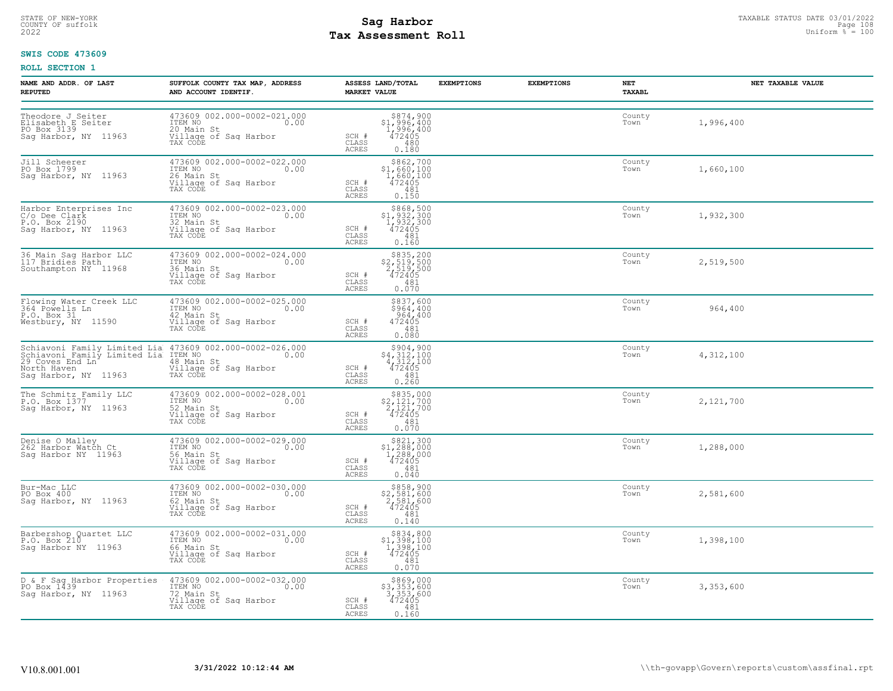STATE OF NEW-YORK
COUNTY OF suffolk
2022

# Sag Harbor
# Tax Assessment Roll

TAXABLE STATUS DATE 03/01/2022
Uniform % = 100

**SWIS CODE 473609**

**ROLL SECTION 1**

| NAME AND ADDR. OF LAST REPUTED | SUFFOLK COUNTY TAX MAP, ADDRESS AND ACCOUNT IDENTIF. | ASSESS LAND/TOTAL MARKET VALUE | EXEMPTIONS | EXEMPTIONS | NET TAXABL | NET TAXABLE VALUE |
|---|---|---|---|---|---|---|
| Theodore J Seiter<br>Elisabeth E Seiter<br>PO Box 3139<br>Sag Harbor, NY 11963 | 473609 002.000-0002-021.000<br>ITEM NO 0.00<br>20 Main St<br>Village of Sag Harbor<br>TAX CODE | $874,900<br>$1,996,400<br>1,996,400<br>SCH # 472405<br>CLASS 480<br>ACRES 0.180 | | | County<br>Town | 1,996,400 |
| Jill Scheerer<br>PO Box 1799<br>Sag Harbor, NY 11963 | 473609 002.000-0002-022.000<br>ITEM NO 0.00<br>26 Main St<br>Village of Sag Harbor<br>TAX CODE | $862,700<br>$1,660,100<br>1,660,100<br>SCH # 472405<br>CLASS 481<br>ACRES 0.150 | | | County<br>Town | 1,660,100 |
| Harbor Enterprises Inc<br>C/o Dee Clark<br>P.O. Box 2190<br>Sag Harbor, NY 11963 | 473609 002.000-0002-023.000<br>ITEM NO 0.00<br>32 Main St<br>Village of Sag Harbor<br>TAX CODE | $868,500<br>$1,932,300<br>1,932,300<br>SCH # 472405<br>CLASS 481<br>ACRES 0.160 | | | County<br>Town | 1,932,300 |
| 36 Main Sag Harbor LLC<br>117 Bridies Path<br>Southampton NY 11968 | 473609 002.000-0002-024.000<br>ITEM NO 0.00<br>36 Main St<br>Village of Sag Harbor<br>TAX CODE | $835,200<br>$2,519,500<br>2,519,500<br>SCH # 472405<br>CLASS 481<br>ACRES 0.070 | | | County<br>Town | 2,519,500 |
| Flowing Water Creek LLC<br>364 Powells Ln<br>P.O. Box 31<br>Westbury, NY 11590 | 473609 002.000-0002-025.000<br>ITEM NO 0.00<br>42 Main St<br>Village of Sag Harbor<br>TAX CODE | $837,600<br>$964,400<br>964,400<br>SCH # 472405<br>CLASS 481<br>ACRES 0.080 | | | County<br>Town | 964,400 |
| Schiavoni Family Limited Lia<br>Schiavoni Family Limited Lia<br>29 Coves End Ln<br>North Haven<br>Sag Harbor, NY 11963 | 473609 002.000-0002-026.000<br>ITEM NO 0.00<br>48 Main St<br>Village of Sag Harbor<br>TAX CODE | $904,900<br>$4,312,100<br>4,312,100<br>SCH # 472405<br>CLASS 481<br>ACRES 0.260 | | | County<br>Town | 4,312,100 |
| The Schmitz Family LLC<br>P.O. Box 1377<br>Sag Harbor, NY 11963 | 473609 002.000-0002-028.001<br>ITEM NO 0.00<br>52 Main St<br>Village of Sag Harbor<br>TAX CODE | $835,000<br>$2,121,700<br>2,121,700<br>SCH # 472405<br>CLASS 481<br>ACRES 0.070 | | | County<br>Town | 2,121,700 |
| Denise O Malley<br>262 Harbor Watch Ct<br>Sag Harbor NY 11963 | 473609 002.000-0002-029.000<br>ITEM NO 0.00<br>56 Main St<br>Village of Sag Harbor<br>TAX CODE | $821,300<br>$1,288,000<br>1,288,000<br>SCH # 472405<br>CLASS 481<br>ACRES 0.040 | | | County<br>Town | 1,288,000 |
| Bur-Mac LLC<br>PO Box 400<br>Sag Harbor, NY 11963 | 473609 002.000-0002-030.000<br>ITEM NO 0.00<br>62 Main St<br>Village of Sag Harbor<br>TAX CODE | $858,900<br>$2,581,600<br>2,581,600<br>SCH # 472405<br>CLASS 481<br>ACRES 0.140 | | | County<br>Town | 2,581,600 |
| Barbershop Quartet LLC<br>P.O. Box 210<br>Sag Harbor NY 11963 | 473609 002.000-0002-031.000<br>ITEM NO 0.00<br>66 Main St<br>Village of Sag Harbor<br>TAX CODE | $834,800<br>$1,398,100<br>1,398,100<br>SCH # 472405<br>CLASS 481<br>ACRES 0.070 | | | County<br>Town | 1,398,100 |
| D & F Sag Harbor Properties<br>PO Box 1439<br>Sag Harbor, NY 11963 | 473609 002.000-0002-032.000<br>ITEM NO 0.00<br>72 Main St<br>Village of Sag Harbor<br>TAX CODE | $869,000<br>$3,353,600<br>3,353,600<br>SCH # 472405<br>CLASS 481<br>ACRES 0.160 | | | County<br>Town | 3,353,600 |

V10.8.001.001 **3/31/2022 10:12:44 AM** \\th-govapp\Govern\reports\custom\assfinal.rpt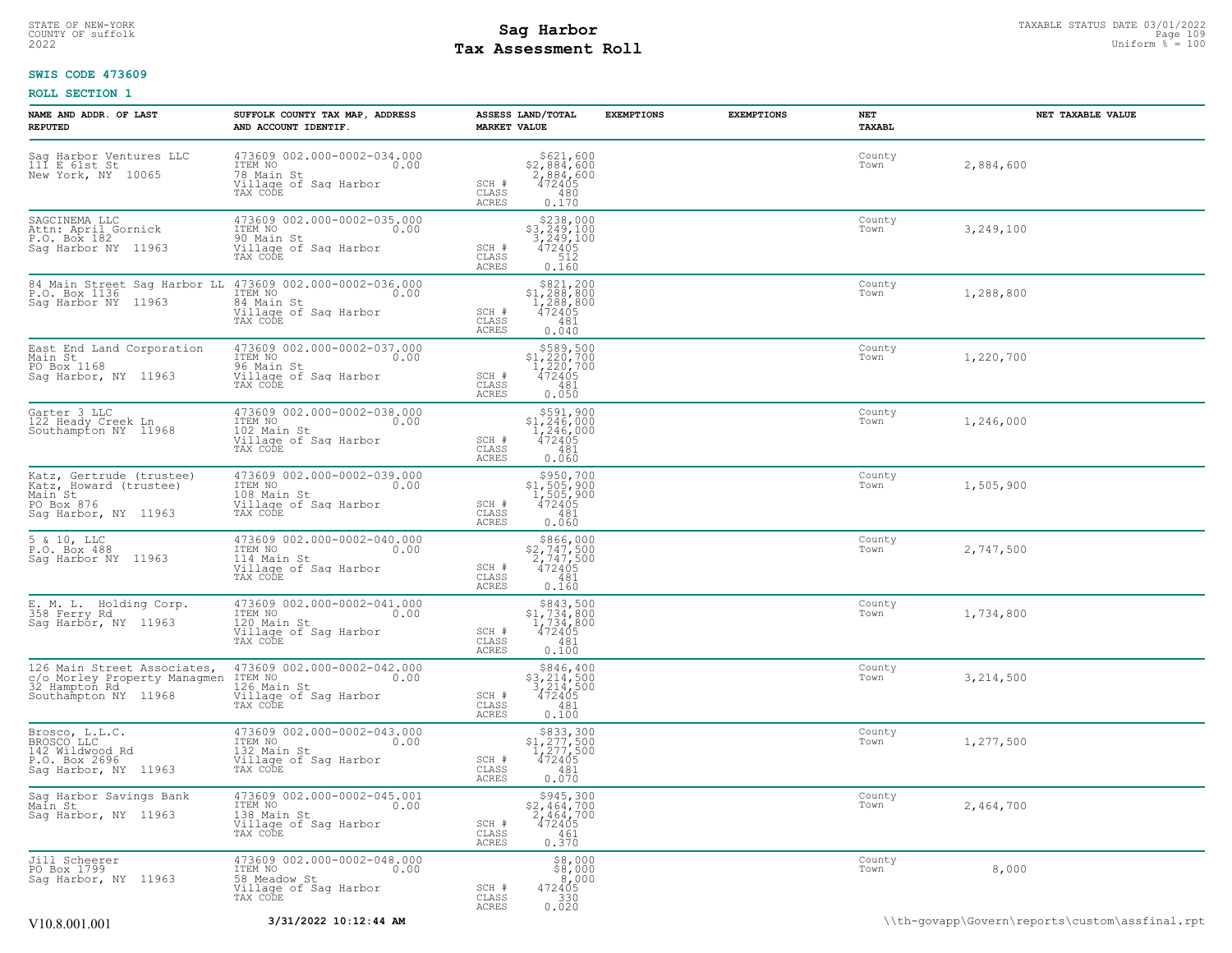STATE OF NEW-YORK
COUNTY OF suffolk
2022

# Sag Harbor
# Tax Assessment Roll

TAXABLE STATUS DATE 03/01/2022
Uniform % = 100

**SWIS CODE 473609**

**ROLL SECTION 1**

| NAME AND ADDR. OF LAST REPUTED | SUFFOLK COUNTY TAX MAP, ADDRESS AND ACCOUNT IDENTIF. | | ASSESS LAND/TOTAL MARKET VALUE | EXEMPTIONS | EXEMPTIONS | NET TAXABL | NET TAXABLE VALUE |
|---|---|---|---|---|---|---|---|
| Sag Harbor Ventures LLC<br>111 E 61st St<br>New York, NY 10065 | 473609 002.000-0002-034.000<br>ITEM NO 0.00<br>78 Main St<br>Village of Sag Harbor<br>TAX CODE | SCH #<br>CLASS<br>ACRES | $621,600<br>$2,884,600<br>2,884,600<br>472405<br>480<br>0.170 | | | County<br>Town | 2,884,600 |
| SAGCINEMA LLC<br>Attn: April Gornick<br>P.O. Box 182<br>Sag Harbor NY 11963 | 473609 002.000-0002-035.000<br>ITEM NO 0.00<br>90 Main St<br>Village of Sag Harbor<br>TAX CODE | SCH #<br>CLASS<br>ACRES | $238,000<br>$3,249,100<br>3,249,100<br>472405<br>512<br>0.160 | | | County<br>Town | 3,249,100 |
| 84 Main Street Sag Harbor LL<br>P.O. Box 1136<br>Sag Harbor NY 11963 | 473609 002.000-0002-036.000<br>ITEM NO 0.00<br>84 Main St<br>Village of Sag Harbor<br>TAX CODE | SCH #<br>CLASS<br>ACRES | $821,200<br>$1,288,800<br>1,288,800<br>472405<br>481<br>0.040 | | | County<br>Town | 1,288,800 |
| East End Land Corporation<br>Main St<br>PO Box 1168<br>Sag Harbor, NY 11963 | 473609 002.000-0002-037.000<br>ITEM NO 0.00<br>96 Main St<br>Village of Sag Harbor<br>TAX CODE | SCH #<br>CLASS<br>ACRES | $589,500<br>$1,220,700<br>1,220,700<br>472405<br>481<br>0.050 | | | County<br>Town | 1,220,700 |
| Garter 3 LLC<br>122 Heady Creek Ln<br>Southampton NY 11968 | 473609 002.000-0002-038.000<br>ITEM NO 0.00<br>102 Main St<br>Village of Sag Harbor<br>TAX CODE | SCH #<br>CLASS<br>ACRES | $591,900<br>$1,246,000<br>1,246,000<br>472405<br>481<br>0.060 | | | County<br>Town | 1,246,000 |
| Katz, Gertrude (trustee)<br>Katz, Howard (trustee)<br>Main St<br>PO Box 876<br>Sag Harbor, NY 11963 | 473609 002.000-0002-039.000<br>ITEM NO 0.00<br>108 Main St<br>Village of Sag Harbor<br>TAX CODE | SCH #<br>CLASS<br>ACRES | $950,700<br>$1,505,900<br>1,505,900<br>472405<br>481<br>0.060 | | | County<br>Town | 1,505,900 |
| 5 & 10, LLC<br>P.O. Box 488<br>Sag Harbor NY 11963 | 473609 002.000-0002-040.000<br>ITEM NO 0.00<br>114 Main St<br>Village of Sag Harbor<br>TAX CODE | SCH #<br>CLASS<br>ACRES | $866,000<br>$2,747,500<br>2,747,500<br>472405<br>481<br>0.160 | | | County<br>Town | 2,747,500 |
| E. M. L. Holding Corp.<br>358 Ferry Rd<br>Sag Harbor, NY 11963 | 473609 002.000-0002-041.000<br>ITEM NO 0.00<br>120 Main St<br>Village of Sag Harbor<br>TAX CODE | SCH #<br>CLASS<br>ACRES | $843,500<br>$1,734,800<br>1,734,800<br>472405<br>481<br>0.100 | | | County<br>Town | 1,734,800 |
| 126 Main Street Associates,<br>c/o Morley Property Managmen<br>32 Hampton Rd<br>Southampton NY 11968 | 473609 002.000-0002-042.000<br>ITEM NO 0.00<br>126 Main St<br>Village of Sag Harbor<br>TAX CODE | SCH #<br>CLASS<br>ACRES | $846,400<br>$3,214,500<br>3,214,500<br>472405<br>481<br>0.100 | | | County<br>Town | 3,214,500 |
| Brosco, L.L.C.<br>BROSCO LLC<br>142 Wildwood Rd<br>P.O. Box 2696<br>Sag Harbor, NY 11963 | 473609 002.000-0002-043.000<br>ITEM NO 0.00<br>132 Main St<br>Village of Sag Harbor<br>TAX CODE | SCH #<br>CLASS<br>ACRES | $833,300<br>$1,277,500<br>1,277,500<br>472405<br>481<br>0.070 | | | County<br>Town | 1,277,500 |
| Sag Harbor Savings Bank<br>Main St<br>Sag Harbor, NY 11963 | 473609 002.000-0002-045.001<br>ITEM NO 0.00<br>138 Main St<br>Village of Sag Harbor<br>TAX CODE | SCH #<br>CLASS<br>ACRES | $945,300<br>$2,464,700<br>2,464,700<br>472405<br>461<br>0.370 | | | County<br>Town | 2,464,700 |
| Jill Scheerer<br>PO Box 1799<br>Sag Harbor, NY 11963 | 473609 002.000-0002-048.000<br>ITEM NO 0.00<br>58 Meadow St<br>Village of Sag Harbor<br>TAX CODE | SCH #<br>CLASS<br>ACRES | $8,000<br>$8,000<br>8,000<br>472405<br>330<br>0.020 | | | County<br>Town | 8,000 |

V10.8.001.001 3/31/2022 10:12:44 AM \\th-govapp\Govern\reports\custom\assfinal.rpt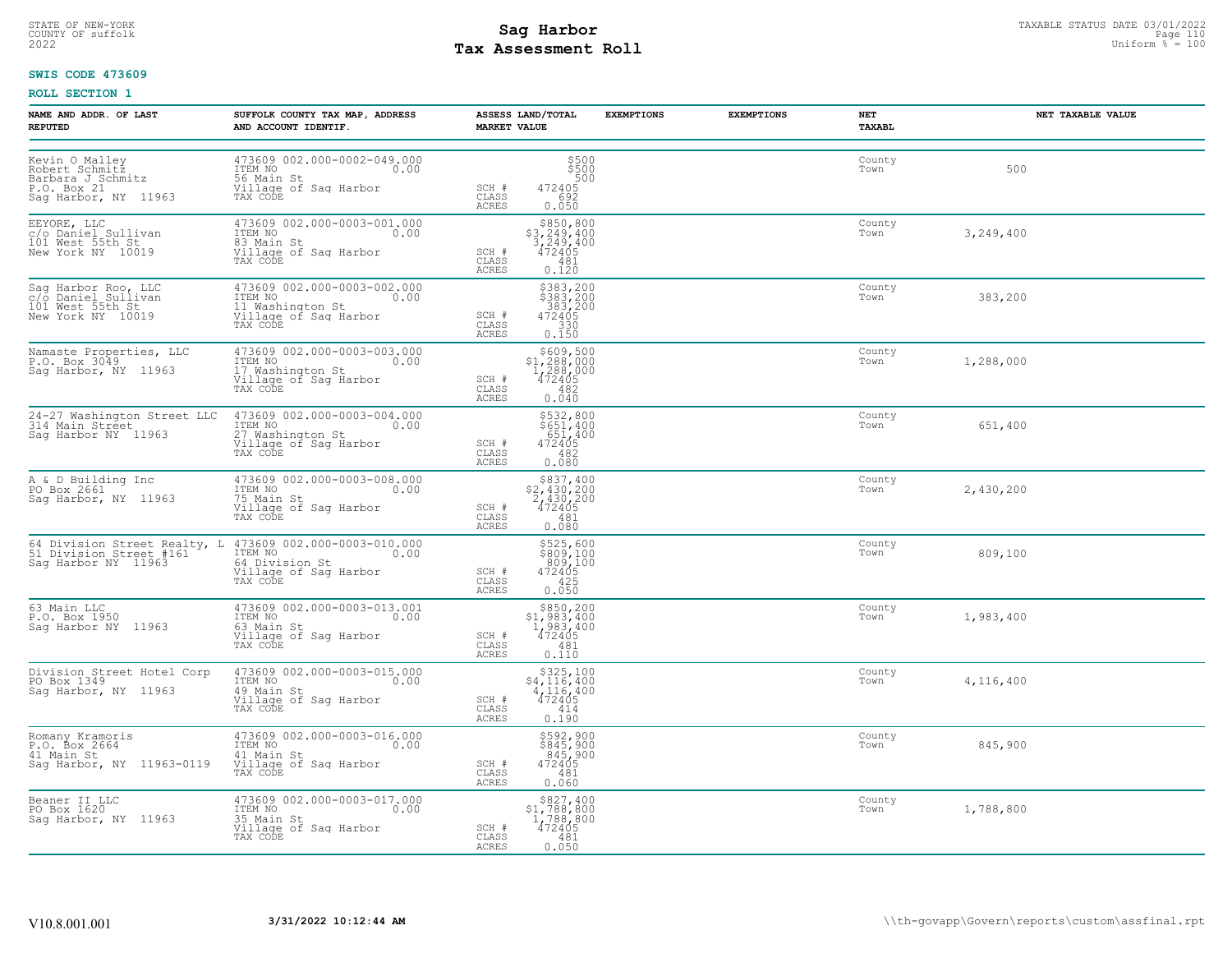STATE OF NEW-YORK
COUNTY OF suffolk
2022

# Sag Harbor
# Tax Assessment Roll

TAXABLE STATUS DATE 03/01/2022
Uniform % = 100

**SWIS CODE 473609**

**ROLL SECTION 1**

| NAME AND ADDR. OF LAST REPUTED | SUFFOLK COUNTY TAX MAP, ADDRESS AND ACCOUNT IDENTIF. | ASSESS LAND/TOTAL MARKET VALUE | EXEMPTIONS | EXEMPTIONS | NET TAXABL | NET TAXABLE VALUE |
|---|---|---|---|---|---|---|
| Kevin O Malley<br>Robert Schmitz<br>Barbara J Schmitz<br>P.O. Box 21<br>Sag Harbor, NY 11963 | 473609 002.000-0002-049.000<br>ITEM NO 0.00<br>56 Main St<br>Village of Sag Harbor<br>TAX CODE | $500<br>$500<br>500<br>SCH # 472405<br>CLASS 692<br>ACRES 0.050 | | | County<br>Town | 500 |
| EEYORE, LLC<br>c/o Daniel Sullivan<br>101 West 55th St<br>New York NY 10019 | 473609 002.000-0003-001.000<br>ITEM NO 0.00<br>83 Main St<br>Village of Sag Harbor<br>TAX CODE | $850,800<br>$3,249,400<br>3,249,400<br>SCH # 472405<br>CLASS 481<br>ACRES 0.120 | | | County<br>Town | 3,249,400 |
| Sag Harbor Roo, LLC<br>c/o Daniel Sullivan<br>101 West 55th St<br>New York NY 10019 | 473609 002.000-0003-002.000<br>ITEM NO 0.00<br>11 Washington St<br>Village of Sag Harbor<br>TAX CODE | $383,200<br>$383,200<br>383,200<br>SCH # 472405<br>CLASS 330<br>ACRES 0.150 | | | County<br>Town | 383,200 |
| Namaste Properties, LLC<br>P.O. Box 3049<br>Sag Harbor, NY 11963 | 473609 002.000-0003-003.000<br>ITEM NO 0.00<br>17 Washington St<br>Village of Sag Harbor<br>TAX CODE | $609,500<br>$1,288,000<br>1,288,000<br>SCH # 472405<br>CLASS 482<br>ACRES 0.040 | | | County<br>Town | 1,288,000 |
| 24-27 Washington Street LLC<br>314 Main Street<br>Sag Harbor NY 11963 | 473609 002.000-0003-004.000<br>ITEM NO 0.00<br>27 Washington St<br>Village of Sag Harbor<br>TAX CODE | $532,800<br>$651,400<br>651,400<br>SCH # 472405<br>CLASS 482<br>ACRES 0.080 | | | County<br>Town | 651,400 |
| A & D Building Inc<br>PO Box 2661<br>Sag Harbor, NY 11963 | 473609 002.000-0003-008.000<br>ITEM NO 0.00<br>75 Main St<br>Village of Sag Harbor<br>TAX CODE | $837,400<br>$2,430,200<br>2,430,200<br>SCH # 472405<br>CLASS 481<br>ACRES 0.080 | | | County<br>Town | 2,430,200 |
| 64 Division Street Realty, L<br>51 Division Street #161<br>Sag Harbor NY 11963 | 473609 002.000-0003-010.000<br>ITEM NO 0.00<br>64 Division St<br>Village of Sag Harbor<br>TAX CODE | $525,600<br>$809,100<br>809,100<br>SCH # 472405<br>CLASS 425<br>ACRES 0.050 | | | County<br>Town | 809,100 |
| 63 Main LLC<br>P.O. Box 1950<br>Sag Harbor NY 11963 | 473609 002.000-0003-013.001<br>ITEM NO 0.00<br>63 Main St<br>Village of Sag Harbor<br>TAX CODE | $850,200<br>$1,983,400<br>1,983,400<br>SCH # 472405<br>CLASS 481<br>ACRES 0.110 | | | County<br>Town | 1,983,400 |
| Division Street Hotel Corp<br>PO Box 1349<br>Sag Harbor, NY 11963 | 473609 002.000-0003-015.000<br>ITEM NO 0.00<br>49 Main St<br>Village of Sag Harbor<br>TAX CODE | $325,100<br>$4,116,400<br>4,116,400<br>SCH # 472405<br>CLASS 414<br>ACRES 0.190 | | | County<br>Town | 4,116,400 |
| Romany Kramoris<br>P.O. Box 2664<br>41 Main St<br>Sag Harbor, NY 11963-0119 | 473609 002.000-0003-016.000<br>ITEM NO 0.00<br>41 Main St<br>Village of Sag Harbor<br>TAX CODE | $592,900<br>$845,900<br>845,900<br>SCH # 472405<br>CLASS 481<br>ACRES 0.060 | | | County<br>Town | 845,900 |
| Beaner II LLC<br>PO Box 1620<br>Sag Harbor, NY 11963 | 473609 002.000-0003-017.000<br>ITEM NO 0.00<br>35 Main St<br>Village of Sag Harbor<br>TAX CODE | $827,400<br>$1,788,800<br>1,788,800<br>SCH # 472405<br>CLASS 481<br>ACRES 0.050 | | | County<br>Town | 1,788,800 |

V10.8.001.001 &nbsp;&nbsp;&nbsp; **3/31/2022 10:12:44 AM** &nbsp;&nbsp;&nbsp; \\th-govapp\Govern\reports\custom\assfinal.rpt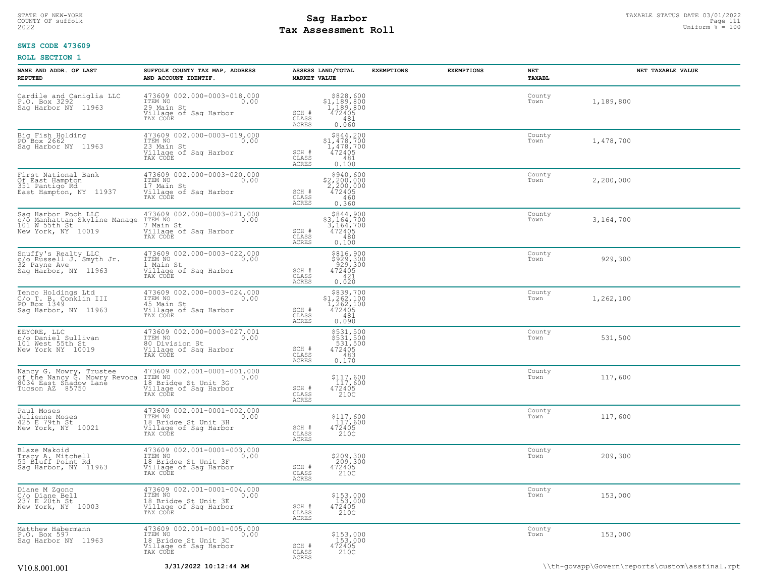STATE OF NEW-YORK
COUNTY OF suffolk
2022

# Sag Harbor
# Tax Assessment Roll

TAXABLE STATUS DATE 03/01/2022
Uniform % = 100

**SWIS CODE 473609**

**ROLL SECTION 1**

| NAME AND ADDR. OF LAST REPUTED | SUFFOLK COUNTY TAX MAP, ADDRESS AND ACCOUNT IDENTIF. | | ASSESS LAND/TOTAL MARKET VALUE | EXEMPTIONS | EXEMPTIONS | NET TAXABL | NET TAXABLE VALUE |
|---|---|---|---|---|---|---|---|
| Cardile and Caniglia LLC<br>P.O. Box 3292<br>Sag Harbor NY 11963 | 473609 002.000-0003-018.000<br>ITEM NO 0.00<br>29 Main St<br>Village of Sag Harbor<br>TAX CODE | SCH #<br>CLASS<br>ACRES | $828,600<br>$1,189,800<br>1,189,800<br>472405<br>481<br>0.060 | | | County<br>Town | 1,189,800 |
| Big Fish Holding<br>PO Box 2662<br>Sag Harbor NY 11963 | 473609 002.000-0003-019.000<br>ITEM NO 0.00<br>23 Main St<br>Village of Sag Harbor<br>TAX CODE | SCH #<br>CLASS<br>ACRES | $844,200<br>$1,478,700<br>1,478,700<br>472405<br>481<br>0.100 | | | County<br>Town | 1,478,700 |
| First National Bank<br>Of East Hampton<br>351 Pantigo Rd<br>East Hampton, NY 11937 | 473609 002.000-0003-020.000<br>ITEM NO 0.00<br>17 Main St<br>Village of Sag Harbor<br>TAX CODE | SCH #<br>CLASS<br>ACRES | $940,600<br>$2,200,000<br>2,200,000<br>472405<br>460<br>0.360 | | | County<br>Town | 2,200,000 |
| Sag Harbor Pooh LLC<br>c/o Manhattan Skyline Manage<br>101 W 55th St<br>New York, NY 10019 | 473609 002.000-0003-021.000<br>ITEM NO 0.00<br>7 Main St<br>Village of Sag Harbor<br>TAX CODE | SCH #<br>CLASS<br>ACRES | $844,900<br>$3,164,700<br>3,164,700<br>472405<br>480<br>0.100 | | | County<br>Town | 3,164,700 |
| Snuffy's Realty LLC<br>c/o Russell J. Smyth Jr.<br>32 Payne Ave<br>Sag Harbor, NY 11963 | 473609 002.000-0003-022.000<br>ITEM NO 0.00<br>1 Main St<br>Village of Sag Harbor<br>TAX CODE | SCH #<br>CLASS<br>ACRES | $816,900<br>$929,300<br>929,300<br>472405<br>421<br>0.020 | | | County<br>Town | 929,300 |
| Tenco Holdings Ltd<br>C/o T. B. Conklin III<br>PO Box 1349<br>Sag Harbor, NY 11963 | 473609 002.000-0003-024.000<br>ITEM NO 0.00<br>45 Main St<br>Village of Sag Harbor<br>TAX CODE | SCH #<br>CLASS<br>ACRES | $839,700<br>$1,262,100<br>1,262,100<br>472405<br>481<br>0.090 | | | County<br>Town | 1,262,100 |
| EEYORE, LLC<br>c/o Daniel Sullivan<br>101 West 55th St<br>New York NY 10019 | 473609 002.000-0003-027.001<br>ITEM NO 0.00<br>80 Division St<br>Village of Sag Harbor<br>TAX CODE | SCH #<br>CLASS<br>ACRES | $531,500<br>$531,500<br>531,500<br>472405<br>483<br>0.170 | | | County<br>Town | 531,500 |
| Nancy G. Mowry, Trustee<br>of the Nancy G. Mowry Revoca<br>8034 East Shadow Lane<br>Tucson AZ 85750 | 473609 002.001-0001-001.000<br>ITEM NO 0.00<br>18 Bridge St Unit 3G<br>Village of Sag Harbor<br>TAX CODE | SCH #<br>CLASS<br>ACRES | $117,600<br>117,600<br>472405<br>210C | | | County<br>Town | 117,600 |
| Paul Moses<br>Julienne Moses<br>425 E 79th St<br>New York, NY 10021 | 473609 002.001-0001-002.000<br>ITEM NO 0.00<br>18 Bridge St Unit 3H<br>Village of Sag Harbor<br>TAX CODE | SCH #<br>CLASS<br>ACRES | $117,600<br>117,600<br>472405<br>210C | | | County<br>Town | 117,600 |
| Blaze Makoid<br>Tracy A. Mitchell<br>55 Bluff Point Rd<br>Sag Harbor, NY 11963 | 473609 002.001-0001-003.000<br>ITEM NO 0.00<br>18 Bridge St Unit 3F<br>Village of Sag Harbor<br>TAX CODE | SCH #<br>CLASS<br>ACRES | $209,300<br>209,300<br>472405<br>210C | | | County<br>Town | 209,300 |
| Diane M Zgonc<br>C/o Diane Bell<br>237 E 20th St<br>New York, NY 10003 | 473609 002.001-0001-004.000<br>ITEM NO 0.00<br>18 Bridge St Unit 3E<br>Village of Sag Harbor<br>TAX CODE | SCH #<br>CLASS<br>ACRES | $153,000<br>153,000<br>472405<br>210C | | | County<br>Town | 153,000 |
| Matthew Habermann<br>P.O. Box 597<br>Sag Harbor NY 11963 | 473609 002.001-0001-005.000<br>ITEM NO 0.00<br>18 Bridge St Unit 3C<br>Village of Sag Harbor<br>TAX CODE | SCH #<br>CLASS<br>ACRES | $153,000<br>153,000<br>472405<br>210C | | | County<br>Town | 153,000 |

V10.8.001.001 **3/31/2022 10:12:44 AM** \\th-govapp\Govern\reports\custom\assfinal.rpt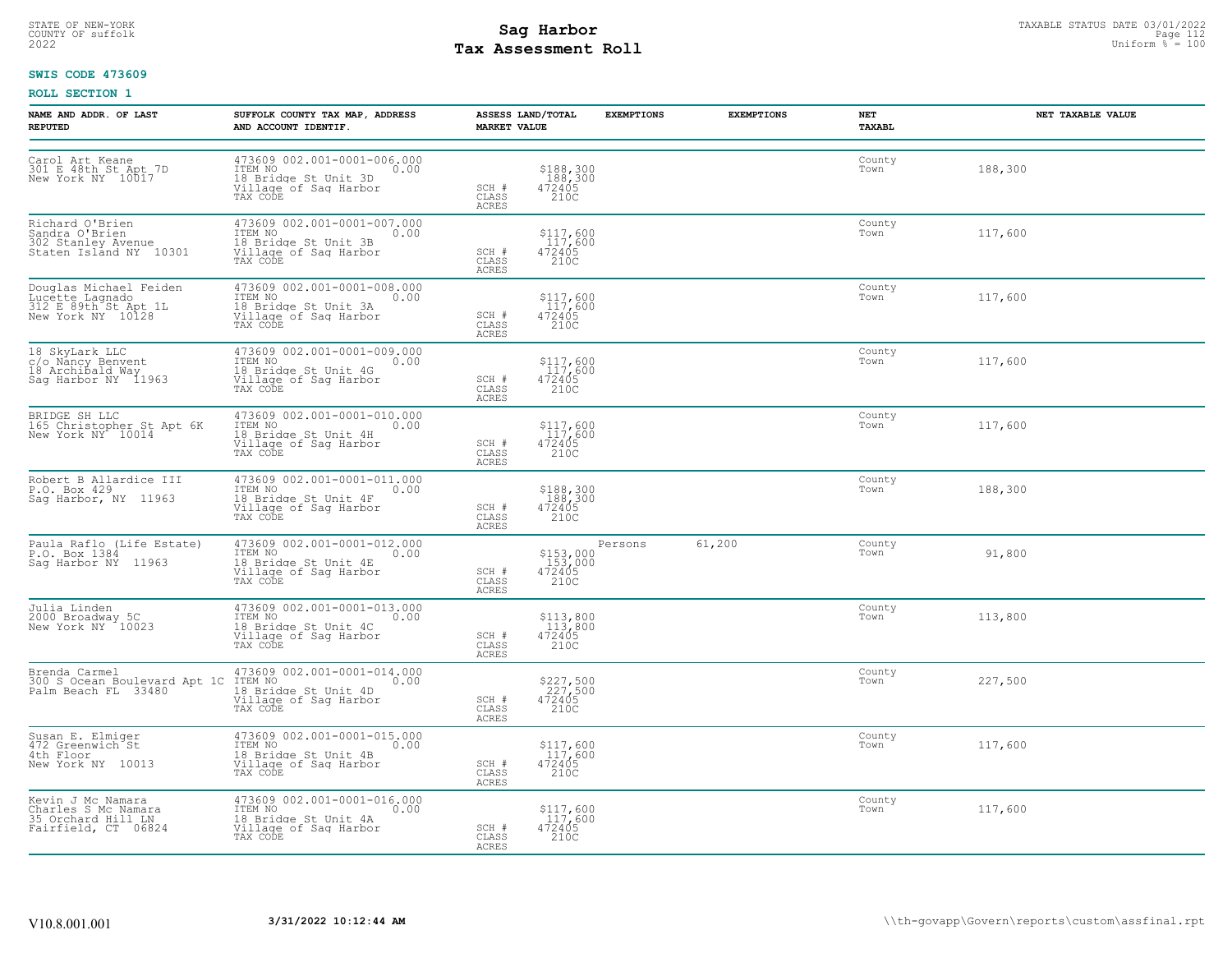STATE OF NEW-YORK
COUNTY OF suffolk
2022

# Sag Harbor
## Tax Assessment Roll

TAXABLE STATUS DATE 03/01/2022
Uniform % = 100

**SWIS CODE 473609**

**ROLL SECTION 1**

| NAME AND ADDR. OF LAST REPUTED | SUFFOLK COUNTY TAX MAP, ADDRESS AND ACCOUNT IDENTIF. | ASSESS LAND/TOTAL MARKET VALUE | EXEMPTIONS | EXEMPTIONS | NET TAXABL | NET TAXABLE VALUE |
|---|---|---|---|---|---|---|
| Carol Art Keane<br>301 E 48th St Apt 7D<br>New York NY 10017 | 473609 002.001-0001-006.000<br>ITEM NO 0.00<br>18 Bridge St Unit 3D<br>Village of Sag Harbor<br>TAX CODE | $188,300<br>188,300<br>SCH # 472405<br>CLASS 210C<br>ACRES | | | County<br>Town | 188,300 |
| Richard O'Brien<br>Sandra O'Brien<br>302 Stanley Avenue<br>Staten Island NY 10301 | 473609 002.001-0001-007.000<br>ITEM NO 0.00<br>18 Bridge St Unit 3B<br>Village of Sag Harbor<br>TAX CODE | $117,600<br>117,600<br>SCH # 472405<br>CLASS 210C<br>ACRES | | | County<br>Town | 117,600 |
| Douglas Michael Feiden<br>Lucette Lagnado<br>312 E 89th St Apt 1L<br>New York NY 10128 | 473609 002.001-0001-008.000<br>ITEM NO 0.00<br>18 Bridge St Unit 3A<br>Village of Sag Harbor<br>TAX CODE | $117,600<br>117,600<br>SCH # 472405<br>CLASS 210C<br>ACRES | | | County<br>Town | 117,600 |
| 18 SkyLark LLC<br>c/o Nancy Benvent<br>18 Archibald Way<br>Sag Harbor NY 11963 | 473609 002.001-0001-009.000<br>ITEM NO 0.00<br>18 Bridge St Unit 4G<br>Village of Sag Harbor<br>TAX CODE | $117,600<br>117,600<br>SCH # 472405<br>CLASS 210C<br>ACRES | | | County<br>Town | 117,600 |
| BRIDGE SH LLC<br>165 Christopher St Apt 6K<br>New York NY 10014 | 473609 002.001-0001-010.000<br>ITEM NO 0.00<br>18 Bridge St Unit 4H<br>Village of Sag Harbor<br>TAX CODE | $117,600<br>117,600<br>SCH # 472405<br>CLASS 210C<br>ACRES | | | County<br>Town | 117,600 |
| Robert B Allardice III<br>P.O. Box 429<br>Sag Harbor, NY 11963 | 473609 002.001-0001-011.000<br>ITEM NO 0.00<br>18 Bridge St Unit 4F<br>Village of Sag Harbor<br>TAX CODE | $188,300<br>188,300<br>SCH # 472405<br>CLASS 210C<br>ACRES | | | County<br>Town | 188,300 |
| Paula Raflo (Life Estate)<br>P.O. Box 1384<br>Sag Harbor NY 11963 | 473609 002.001-0001-012.000<br>ITEM NO 0.00<br>18 Bridge St Unit 4E<br>Village of Sag Harbor<br>TAX CODE | $153,000<br>153,000<br>SCH # 472405<br>CLASS 210C<br>ACRES | Persons | 61,200 | County<br>Town | 91,800 |
| Julia Linden<br>2000 Broadway 5C<br>New York NY 10023 | 473609 002.001-0001-013.000<br>ITEM NO 0.00<br>18 Bridge St Unit 4C<br>Village of Sag Harbor<br>TAX CODE | $113,800<br>113,800<br>SCH # 472405<br>CLASS 210C<br>ACRES | | | County<br>Town | 113,800 |
| Brenda Carmel<br>300 S Ocean Boulevard Apt 1C<br>Palm Beach FL 33480 | 473609 002.001-0001-014.000<br>ITEM NO 0.00<br>18 Bridge St Unit 4D<br>Village of Sag Harbor<br>TAX CODE | $227,500<br>227,500<br>SCH # 472405<br>CLASS 210C<br>ACRES | | | County<br>Town | 227,500 |
| Susan E. Elmiger<br>472 Greenwich St<br>4th Floor<br>New York NY 10013 | 473609 002.001-0001-015.000<br>ITEM NO 0.00<br>18 Bridge St Unit 4B<br>Village of Sag Harbor<br>TAX CODE | $117,600<br>117,600<br>SCH # 472405<br>CLASS 210C<br>ACRES | | | County<br>Town | 117,600 |
| Kevin J Mc Namara<br>Charles S Mc Namara<br>35 Orchard Hill LN<br>Fairfield, CT 06824 | 473609 002.001-0001-016.000<br>ITEM NO 0.00<br>18 Bridge St Unit 4A<br>Village of Sag Harbor<br>TAX CODE | $117,600<br>117,600<br>SCH # 472405<br>CLASS 210C<br>ACRES | | | County<br>Town | 117,600 |

V10.8.001.001 | 3/31/2022 10:12:44 AM | \\th-govapp\Govern\reports\custom\assfinal.rpt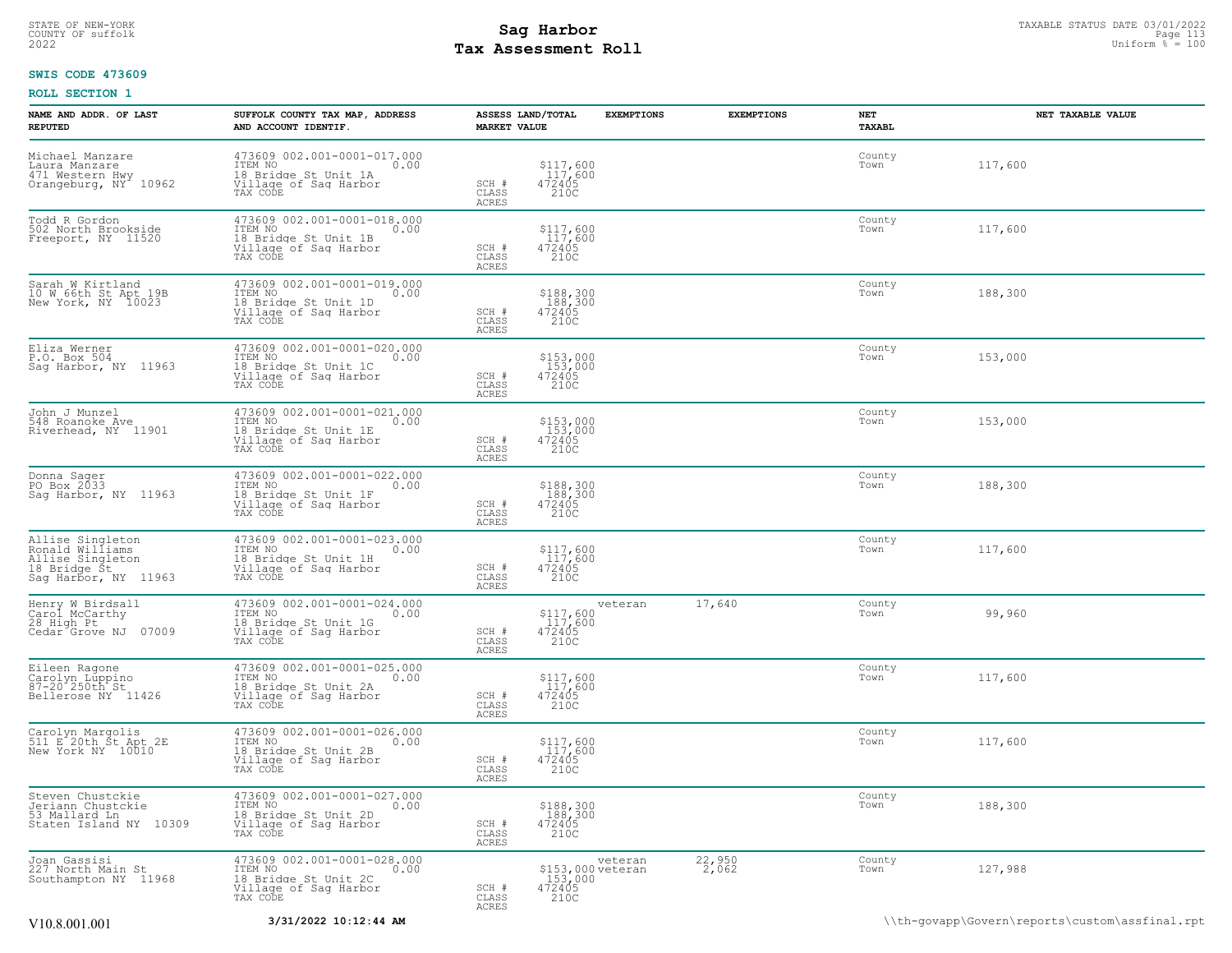STATE OF NEW-YORK
COUNTY OF suffolk
2022

# Sag Harbor
# Tax Assessment Roll

TAXABLE STATUS DATE 03/01/2022
Uniform % = 100

**SWIS CODE 473609**

**ROLL SECTION 1**

| NAME AND ADDR. OF LAST REPUTED | SUFFOLK COUNTY TAX MAP, ADDRESS AND ACCOUNT IDENTIF. | ASSESS LAND/TOTAL MARKET VALUE | EXEMPTIONS | EXEMPTIONS | NET TAXABL | NET TAXABLE VALUE |
|---|---|---|---|---|---|---|
| Michael Manzare<br>Laura Manzare<br>471 Western Hwy<br>Orangeburg, NY 10962 | 473609 002.001-0001-017.000<br>ITEM NO 0.00<br>18 Bridge St Unit 1A<br>Village of Sag Harbor<br>TAX CODE | $117,600<br>117,600<br>SCH # 472405<br>CLASS 210C<br>ACRES | | | County<br>Town | 117,600 |
| Todd R Gordon<br>502 North Brookside<br>Freeport, NY 11520 | 473609 002.001-0001-018.000<br>ITEM NO 0.00<br>18 Bridge St Unit 1B<br>Village of Sag Harbor<br>TAX CODE | $117,600<br>117,600<br>SCH # 472405<br>CLASS 210C<br>ACRES | | | County<br>Town | 117,600 |
| Sarah W Kirtland<br>10 W 66th St Apt 19B<br>New York, NY 10023 | 473609 002.001-0001-019.000<br>ITEM NO 0.00<br>18 Bridge St Unit 1D<br>Village of Sag Harbor<br>TAX CODE | $188,300<br>188,300<br>SCH # 472405<br>CLASS 210C<br>ACRES | | | County<br>Town | 188,300 |
| Eliza Werner<br>P.O. Box 504<br>Sag Harbor, NY 11963 | 473609 002.001-0001-020.000<br>ITEM NO 0.00<br>18 Bridge St Unit 1C<br>Village of Sag Harbor<br>TAX CODE | $153,000<br>153,000<br>SCH # 472405<br>CLASS 210C<br>ACRES | | | County<br>Town | 153,000 |
| John J Munzel<br>548 Roanoke Ave<br>Riverhead, NY 11901 | 473609 002.001-0001-021.000<br>ITEM NO 0.00<br>18 Bridge St Unit 1E<br>Village of Sag Harbor<br>TAX CODE | $153,000<br>153,000<br>SCH # 472405<br>CLASS 210C<br>ACRES | | | County<br>Town | 153,000 |
| Donna Sager<br>PO Box 2033<br>Sag Harbor, NY 11963 | 473609 002.001-0001-022.000<br>ITEM NO 0.00<br>18 Bridge St Unit 1F<br>Village of Sag Harbor<br>TAX CODE | $188,300<br>188,300<br>SCH # 472405<br>CLASS 210C<br>ACRES | | | County<br>Town | 188,300 |
| Allise Singleton<br>Ronald Williams<br>Allise Singleton<br>18 Bridge St<br>Sag Harbor, NY 11963 | 473609 002.001-0001-023.000<br>ITEM NO 0.00<br>18 Bridge St Unit 1H<br>Village of Sag Harbor<br>TAX CODE | $117,600<br>117,600<br>SCH # 472405<br>CLASS 210C<br>ACRES | | | County<br>Town | 117,600 |
| Henry W Birdsall<br>Carol McCarthy<br>28 High Pt<br>Cedar Grove NJ 07009 | 473609 002.001-0001-024.000<br>ITEM NO 0.00<br>18 Bridge St Unit 1G<br>Village of Sag Harbor<br>TAX CODE | $117,600<br>117,600<br>SCH # 472405<br>CLASS 210C<br>ACRES | veteran | 17,640 | County<br>Town | 99,960 |
| Eileen Ragone<br>Carolyn Luppino<br>87-20 250th St<br>Bellerose NY 11426 | 473609 002.001-0001-025.000<br>ITEM NO 0.00<br>18 Bridge St Unit 2A<br>Village of Sag Harbor<br>TAX CODE | $117,600<br>117,600<br>SCH # 472405<br>CLASS 210C<br>ACRES | | | County<br>Town | 117,600 |
| Carolyn Margolis<br>511 E 20th St Apt 2E<br>New York NY 10010 | 473609 002.001-0001-026.000<br>ITEM NO 0.00<br>18 Bridge St Unit 2B<br>Village of Sag Harbor<br>TAX CODE | $117,600<br>117,600<br>SCH # 472405<br>CLASS 210C<br>ACRES | | | County<br>Town | 117,600 |
| Steven Chustckie<br>Jeriann Chustckie<br>53 Mallard Ln<br>Staten Island NY 10309 | 473609 002.001-0001-027.000<br>ITEM NO 0.00<br>18 Bridge St Unit 2D<br>Village of Sag Harbor<br>TAX CODE | $188,300<br>188,300<br>SCH # 472405<br>CLASS 210C<br>ACRES | | | County<br>Town | 188,300 |
| Joan Gassisi<br>227 North Main St<br>Southampton NY 11968 | 473609 002.001-0001-028.000<br>ITEM NO 0.00<br>18 Bridge St Unit 2C<br>Village of Sag Harbor<br>TAX CODE | $153,000<br>153,000<br>SCH # 472405<br>CLASS 210C<br>ACRES | veteran<br>veteran | 22,950<br>2,062 | County<br>Town | 127,988 |

V10.8.001.001 **3/31/2022 10:12:44 AM** \\th-govapp\Govern\reports\custom\assfinal.rpt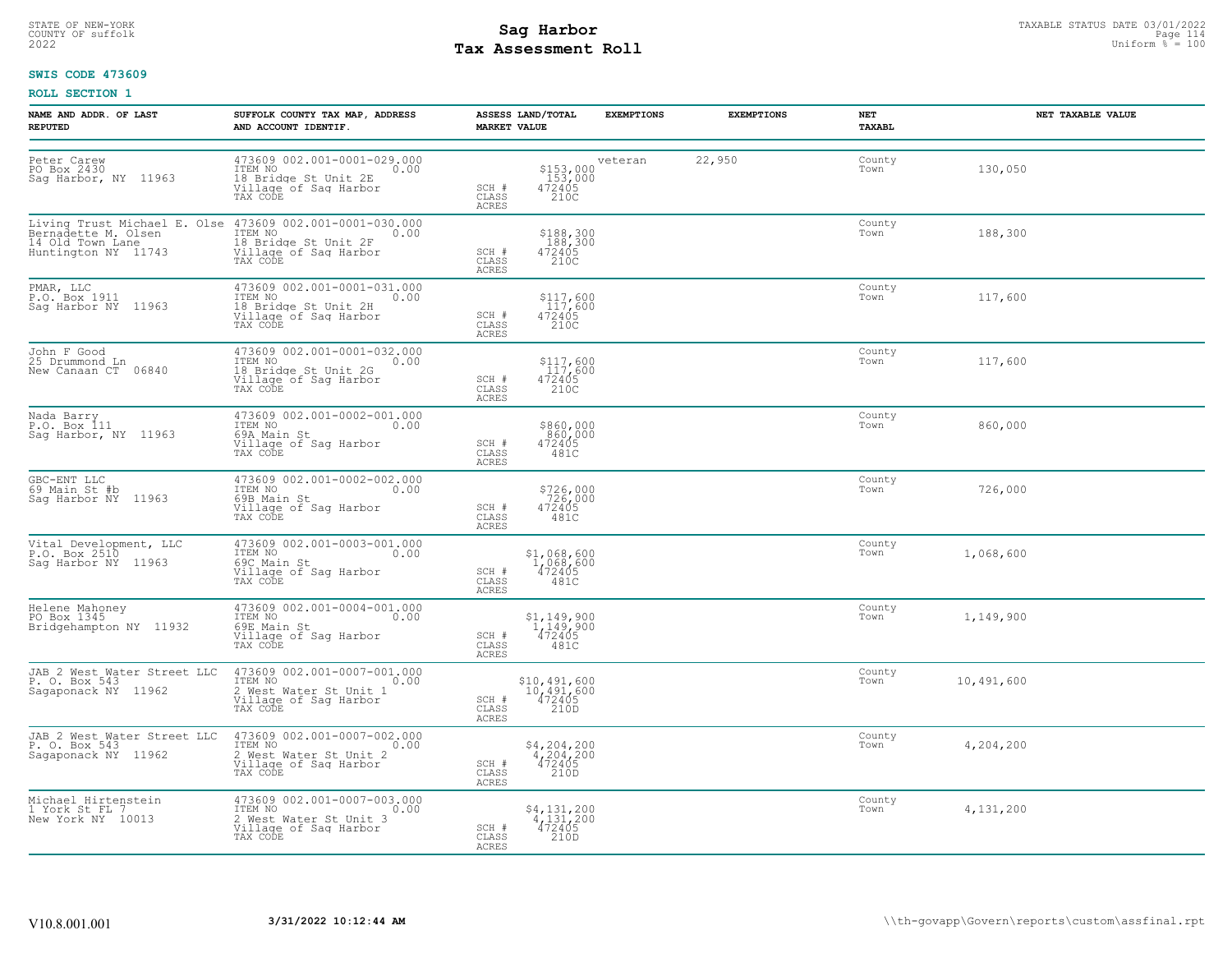STATE OF NEW-YORK
COUNTY OF suffolk
2022

# Sag Harbor
## Tax Assessment Roll

TAXABLE STATUS DATE 03/01/2022
Uniform % = 100

**SWIS CODE 473609**

**ROLL SECTION 1**

| NAME AND ADDR. OF LAST REPUTED | SUFFOLK COUNTY TAX MAP, ADDRESS AND ACCOUNT IDENTIF. | ASSESS LAND/TOTAL MARKET VALUE | EXEMPTIONS | EXEMPTIONS | NET TAXABL | NET TAXABLE VALUE |
|---|---|---|---|---|---|---|
| Peter Carew<br>PO Box 2430<br>Sag Harbor, NY 11963 | 473609 002.001-0001-029.000<br>ITEM NO 0.00<br>18 Bridge St Unit 2E<br>Village of Sag Harbor<br>TAX CODE | $153,000<br>153,000<br>SCH # 472405<br>CLASS 210C<br>ACRES | veteran | 22,950 | County<br>Town | 130,050 |
| Living Trust Michael E. Olse<br>Bernadette M. Olsen<br>14 Old Town Lane<br>Huntington NY 11743 | 473609 002.001-0001-030.000<br>ITEM NO 0.00<br>18 Bridge St Unit 2F<br>Village of Sag Harbor<br>TAX CODE | $188,300<br>188,300<br>SCH # 472405<br>CLASS 210C<br>ACRES | | | County<br>Town | 188,300 |
| PMAR, LLC<br>P.O. Box 1911<br>Sag Harbor NY 11963 | 473609 002.001-0001-031.000<br>ITEM NO 0.00<br>18 Bridge St Unit 2H<br>Village of Sag Harbor<br>TAX CODE | $117,600<br>117,600<br>SCH # 472405<br>CLASS 210C<br>ACRES | | | County<br>Town | 117,600 |
| John F Good<br>25 Drummond Ln<br>New Canaan CT 06840 | 473609 002.001-0001-032.000<br>ITEM NO 0.00<br>18 Bridge St Unit 2G<br>Village of Sag Harbor<br>TAX CODE | $117,600<br>117,600<br>SCH # 472405<br>CLASS 210C<br>ACRES | | | County<br>Town | 117,600 |
| Nada Barry<br>P.O. Box 111<br>Sag Harbor, NY 11963 | 473609 002.001-0002-001.000<br>ITEM NO 0.00<br>69A Main St<br>Village of Sag Harbor<br>TAX CODE | $860,000<br>860,000<br>SCH # 472405<br>CLASS 481C<br>ACRES | | | County<br>Town | 860,000 |
| GBC-ENT LLC<br>69 Main St #b<br>Sag Harbor NY 11963 | 473609 002.001-0002-002.000<br>ITEM NO 0.00<br>69B Main St<br>Village of Sag Harbor<br>TAX CODE | $726,000<br>726,000<br>SCH # 472405<br>CLASS 481C<br>ACRES | | | County<br>Town | 726,000 |
| Vital Development, LLC<br>P.O. Box 2510<br>Sag Harbor NY 11963 | 473609 002.001-0003-001.000<br>ITEM NO 0.00<br>69C Main St<br>Village of Sag Harbor<br>TAX CODE | $1,068,600<br>1,068,600<br>SCH # 472405<br>CLASS 481C<br>ACRES | | | County<br>Town | 1,068,600 |
| Helene Mahoney<br>PO Box 1345<br>Bridgehampton NY 11932 | 473609 002.001-0004-001.000<br>ITEM NO 0.00<br>69E Main St<br>Village of Sag Harbor<br>TAX CODE | $1,149,900<br>1,149,900<br>SCH # 472405<br>CLASS 481C<br>ACRES | | | County<br>Town | 1,149,900 |
| JAB 2 West Water Street LLC<br>P. O. Box 543<br>Sagaponack NY 11962 | 473609 002.001-0007-001.000<br>ITEM NO 0.00<br>2 West Water St Unit 1<br>Village of Sag Harbor<br>TAX CODE | $10,491,600<br>10,491,600<br>SCH # 472405<br>CLASS 210D<br>ACRES | | | County<br>Town | 10,491,600 |
| JAB 2 West Water Street LLC<br>P. O. Box 543<br>Sagaponack NY 11962 | 473609 002.001-0007-002.000<br>ITEM NO 0.00<br>2 West Water St Unit 2<br>Village of Sag Harbor<br>TAX CODE | $4,204,200<br>4,204,200<br>SCH # 472405<br>CLASS 210D<br>ACRES | | | County<br>Town | 4,204,200 |
| Michael Hirtenstein<br>1 York St FL 7<br>New York NY 10013 | 473609 002.001-0007-003.000<br>ITEM NO 0.00<br>2 West Water St Unit 3<br>Village of Sag Harbor<br>TAX CODE | $4,131,200<br>4,131,200<br>SCH # 472405<br>CLASS 210D<br>ACRES | | | County<br>Town | 4,131,200 |

V10.8.001.001 3/31/2022 10:12:44 AM \\th-govapp\Govern\reports\custom\assfinal.rpt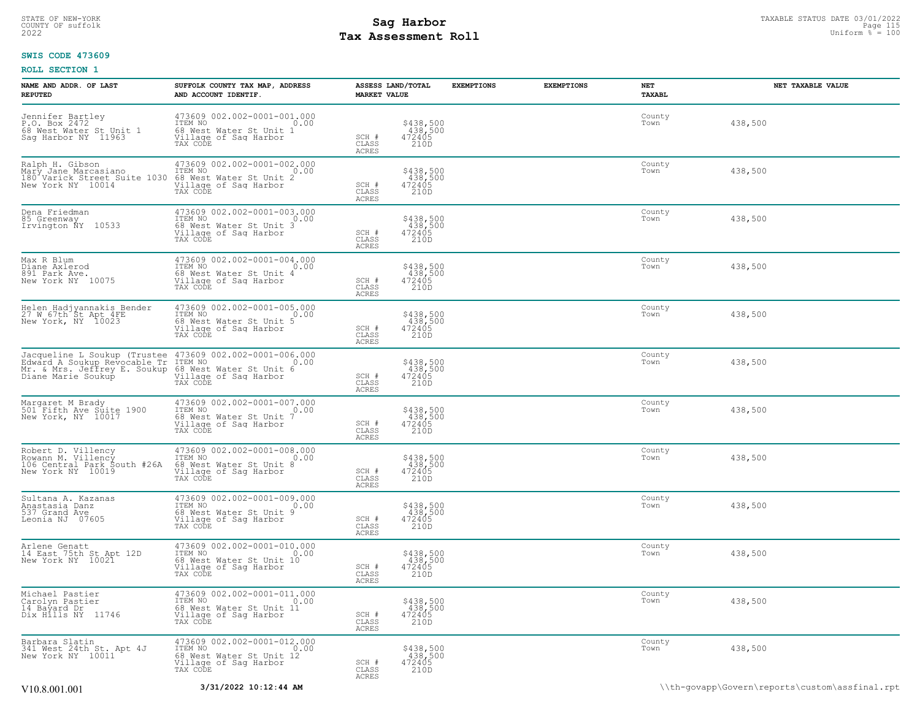STATE OF NEW-YORK
COUNTY OF suffolk
2022

# Sag Harbor
## Tax Assessment Roll

TAXABLE STATUS DATE 03/01/2022
Uniform % = 100

**SWIS CODE 473609**

**ROLL SECTION 1**

| NAME AND ADDR. OF LAST REPUTED | SUFFOLK COUNTY TAX MAP, ADDRESS AND ACCOUNT IDENTIF. | ASSESS LAND/TOTAL MARKET VALUE | EXEMPTIONS | EXEMPTIONS | NET TAXABL | NET TAXABLE VALUE |
|---|---|---|---|---|---|---|
| Jennifer Bartley<br>P.O. Box 2472<br>68 West Water St Unit 1<br>Sag Harbor NY 11963 | 473609 002.002-0001-001.000<br>ITEM NO 0.00<br>68 West Water St Unit 1<br>Village of Sag Harbor<br>TAX CODE | $438,500<br>438,500<br>SCH # 472405<br>CLASS 210D<br>ACRES | | | County<br>Town | 438,500 |
| Ralph H. Gibson<br>Mary Jane Marcasiano<br>180 Varick Street Suite 1030<br>New York NY 10014 | 473609 002.002-0001-002.000<br>ITEM NO 0.00<br>68 West Water St Unit 2<br>Village of Sag Harbor<br>TAX CODE | $438,500<br>438,500<br>SCH # 472405<br>CLASS 210D<br>ACRES | | | County<br>Town | 438,500 |
| Dena Friedman<br>85 Greenway<br>Irvington NY 10533 | 473609 002.002-0001-003.000<br>ITEM NO 0.00<br>68 West Water St Unit 3<br>Village of Sag Harbor<br>TAX CODE | $438,500<br>438,500<br>SCH # 472405<br>CLASS 210D<br>ACRES | | | County<br>Town | 438,500 |
| Max R Blum<br>Diane Axlerod<br>891 Park Ave.<br>New York NY 10075 | 473609 002.002-0001-004.000<br>ITEM NO 0.00<br>68 West Water St Unit 4<br>Village of Sag Harbor<br>TAX CODE | $438,500<br>438,500<br>SCH # 472405<br>CLASS 210D<br>ACRES | | | County<br>Town | 438,500 |
| Helen Hadjyannakis Bender<br>27 W 67th St Apt 4FE<br>New York, NY 10023 | 473609 002.002-0001-005.000<br>ITEM NO 0.00<br>68 West Water St Unit 5<br>Village of Sag Harbor<br>TAX CODE | $438,500<br>438,500<br>SCH # 472405<br>CLASS 210D<br>ACRES | | | County<br>Town | 438,500 |
| Jacqueline L Soukup (Trustee<br>Edward A Soukup Revocable Tr<br>Mr. & Mrs. Jeffrey E. Soukup<br>Diane Marie Soukup | 473609 002.002-0001-006.000<br>ITEM NO 0.00<br>68 West Water St Unit 6<br>Village of Sag Harbor<br>TAX CODE | $438,500<br>438,500<br>SCH # 472405<br>CLASS 210D<br>ACRES | | | County<br>Town | 438,500 |
| Margaret M Brady<br>501 Fifth Ave Suite 1900<br>New York, NY 10017 | 473609 002.002-0001-007.000<br>ITEM NO 0.00<br>68 West Water St Unit 7<br>Village of Sag Harbor<br>TAX CODE | $438,500<br>438,500<br>SCH # 472405<br>CLASS 210D<br>ACRES | | | County<br>Town | 438,500 |
| Robert D. Villency<br>Rowann M. Villency<br>106 Central Park South #26A<br>New York NY 10019 | 473609 002.002-0001-008.000<br>ITEM NO 0.00<br>68 West Water St Unit 8<br>Village of Sag Harbor<br>TAX CODE | $438,500<br>438,500<br>SCH # 472405<br>CLASS 210D<br>ACRES | | | County<br>Town | 438,500 |
| Sultana A. Kazanas<br>Anastasia Danz<br>537 Grand Ave<br>Leonia NJ 07605 | 473609 002.002-0001-009.000<br>ITEM NO 0.00<br>68 West Water St Unit 9<br>Village of Sag Harbor<br>TAX CODE | $438,500<br>438,500<br>SCH # 472405<br>CLASS 210D<br>ACRES | | | County<br>Town | 438,500 |
| Arlene Genatt<br>14 East 75th St Apt 12D<br>New York NY 10021 | 473609 002.002-0001-010.000<br>ITEM NO 0.00<br>68 West Water St Unit 10<br>Village of Sag Harbor<br>TAX CODE | $438,500<br>438,500<br>SCH # 472405<br>CLASS 210D<br>ACRES | | | County<br>Town | 438,500 |
| Michael Pastier<br>Carolyn Pastier<br>14 Bayard Dr<br>Dix Hills NY 11746 | 473609 002.002-0001-011.000<br>ITEM NO 0.00<br>68 West Water St Unit 11<br>Village of Sag Harbor<br>TAX CODE | $438,500<br>438,500<br>SCH # 472405<br>CLASS 210D<br>ACRES | | | County<br>Town | 438,500 |
| Barbara Slatin<br>341 West 24th St. Apt 4J<br>New York NY 10011 | 473609 002.002-0001-012.000<br>ITEM NO 0.00<br>68 West Water St Unit 12<br>Village of Sag Harbor<br>TAX CODE | $438,500<br>438,500<br>SCH # 472405<br>CLASS 210D<br>ACRES | | | County<br>Town | 438,500 |

V10.8.001.001 **3/31/2022 10:12:44 AM** \\th-govapp\Govern\reports\custom\assfinal.rpt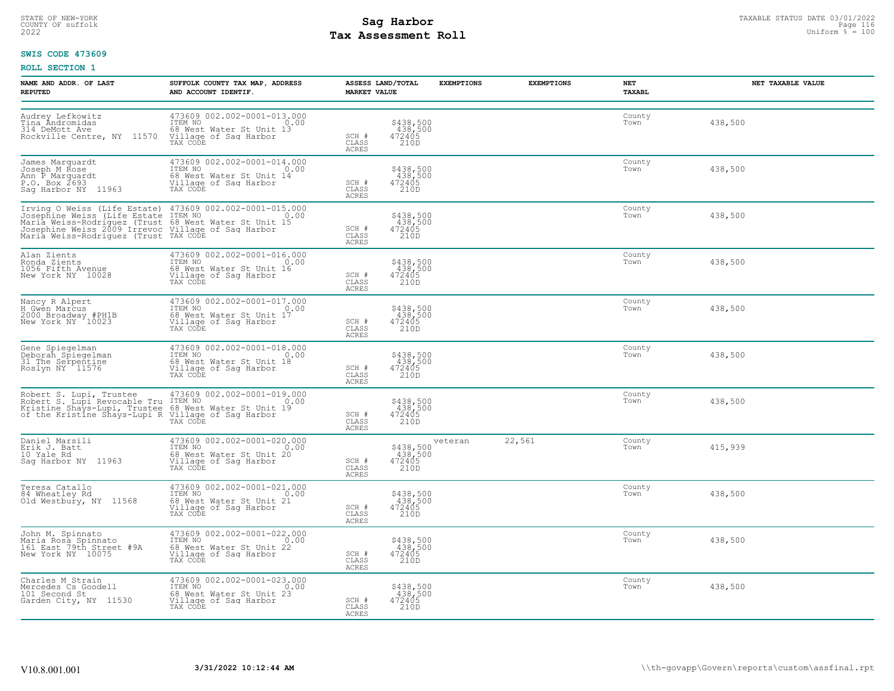STATE OF NEW-YORK
COUNTY OF suffolk
2022

# Sag Harbor
# Tax Assessment Roll

TAXABLE STATUS DATE 03/01/2022
Uniform % = 100

**SWIS CODE 473609**

**ROLL SECTION 1**

| NAME AND ADDR. OF LAST REPUTED | SUFFOLK COUNTY TAX MAP, ADDRESS AND ACCOUNT IDENTIF. | ASSESS LAND/TOTAL MARKET VALUE | EXEMPTIONS | EXEMPTIONS | NET TAXABL | NET TAXABLE VALUE |
|---|---|---|---|---|---|---|
| Audrey Lefkowitz<br>Tina Andromidas<br>314 DeMott Ave<br>Rockville Centre, NY 11570 | 473609 002.002-0001-013.000<br>ITEM NO 0.00<br>68 West Water St Unit 13<br>Village of Sag Harbor<br>TAX CODE | $438,500<br>438,500<br>SCH # 472405<br>CLASS 210D<br>ACRES | | | County<br>Town | 438,500 |
| James Marquardt<br>Joseph M Rose<br>Ann P Marquardt<br>P.O. Box 2693<br>Sag Harbor NY 11963 | 473609 002.002-0001-014.000<br>ITEM NO 0.00<br>68 West Water St Unit 14<br>Village of Sag Harbor<br>TAX CODE | $438,500<br>438,500<br>SCH # 472405<br>CLASS 210D<br>ACRES | | | County<br>Town | 438,500 |
| Irving O Weiss (Life Estate)<br>Josephine Weiss (Life Estate<br>Maria Weiss-Rodriguez (Trust<br>Josephine Weiss 2009 Irrevoc<br>Maria Weiss-Rodriguez (Trust | 473609 002.002-0001-015.000<br>ITEM NO 0.00<br>68 West Water St Unit 15<br>Village of Sag Harbor<br>TAX CODE | $438,500<br>438,500<br>SCH # 472405<br>CLASS 210D<br>ACRES | | | County<br>Town | 438,500 |
| Alan Zients<br>Ronda Zients<br>1056 Fifth Avenue<br>New York NY 10028 | 473609 002.002-0001-016.000<br>ITEM NO 0.00<br>68 West Water St Unit 16<br>Village of Sag Harbor<br>TAX CODE | $438,500<br>438,500<br>SCH # 472405<br>CLASS 210D<br>ACRES | | | County<br>Town | 438,500 |
| Nancy R Alpert<br>H Gwen Marcus<br>2000 Broadway #PH1B<br>New York NY 10023 | 473609 002.002-0001-017.000<br>ITEM NO 0.00<br>68 West Water St Unit 17<br>Village of Sag Harbor<br>TAX CODE | $438,500<br>438,500<br>SCH # 472405<br>CLASS 210D<br>ACRES | | | County<br>Town | 438,500 |
| Gene Spiegelman<br>Deborah Spiegelman<br>31 The Serpentine<br>Roslyn NY 11576 | 473609 002.002-0001-018.000<br>ITEM NO 0.00<br>68 West Water St Unit 18<br>Village of Sag Harbor<br>TAX CODE | $438,500<br>438,500<br>SCH # 472405<br>CLASS 210D<br>ACRES | | | County<br>Town | 438,500 |
| Robert S. Lupi, Trustee<br>Robert S. Lupi Revocable Tru<br>Kristine Shays-Lupi, Trustee<br>of the Kristine Shays-Lupi R | 473609 002.002-0001-019.000<br>ITEM NO 0.00<br>68 West Water St Unit 19<br>Village of Sag Harbor<br>TAX CODE | $438,500<br>438,500<br>SCH # 472405<br>CLASS 210D<br>ACRES | | | County<br>Town | 438,500 |
| Daniel Marsili<br>Erik J. Batt<br>10 Yale Rd<br>Sag Harbor NY 11963 | 473609 002.002-0001-020.000<br>ITEM NO 0.00<br>68 West Water St Unit 20<br>Village of Sag Harbor<br>TAX CODE | $438,500<br>438,500<br>SCH # 472405<br>CLASS 210D<br>ACRES | veteran | 22,561 | County<br>Town | 415,939 |
| Teresa Catallo<br>84 Wheatley Rd<br>Old Westbury, NY 11568 | 473609 002.002-0001-021.000<br>ITEM NO 0.00<br>68 West Water St Unit 21<br>Village of Sag Harbor<br>TAX CODE | $438,500<br>438,500<br>SCH # 472405<br>CLASS 210D<br>ACRES | | | County<br>Town | 438,500 |
| John M. Spinnato<br>Maria Rosa Spinnato<br>161 East 79th Street #9A<br>New York NY 10075 | 473609 002.002-0001-022.000<br>ITEM NO 0.00<br>68 West Water St Unit 22<br>Village of Sag Harbor<br>TAX CODE | $438,500<br>438,500<br>SCH # 472405<br>CLASS 210D<br>ACRES | | | County<br>Town | 438,500 |
| Charles M Strain<br>Mercedes Cs Goodell<br>101 Second St<br>Garden City, NY 11530 | 473609 002.002-0001-023.000<br>ITEM NO 0.00<br>68 West Water St Unit 23<br>Village of Sag Harbor<br>TAX CODE | $438,500<br>438,500<br>SCH # 472405<br>CLASS 210D<br>ACRES | | | County<br>Town | 438,500 |

V10.8.001.001 3/31/2022 10:12:44 AM \\th-govapp\Govern\reports\custom\assfinal.rpt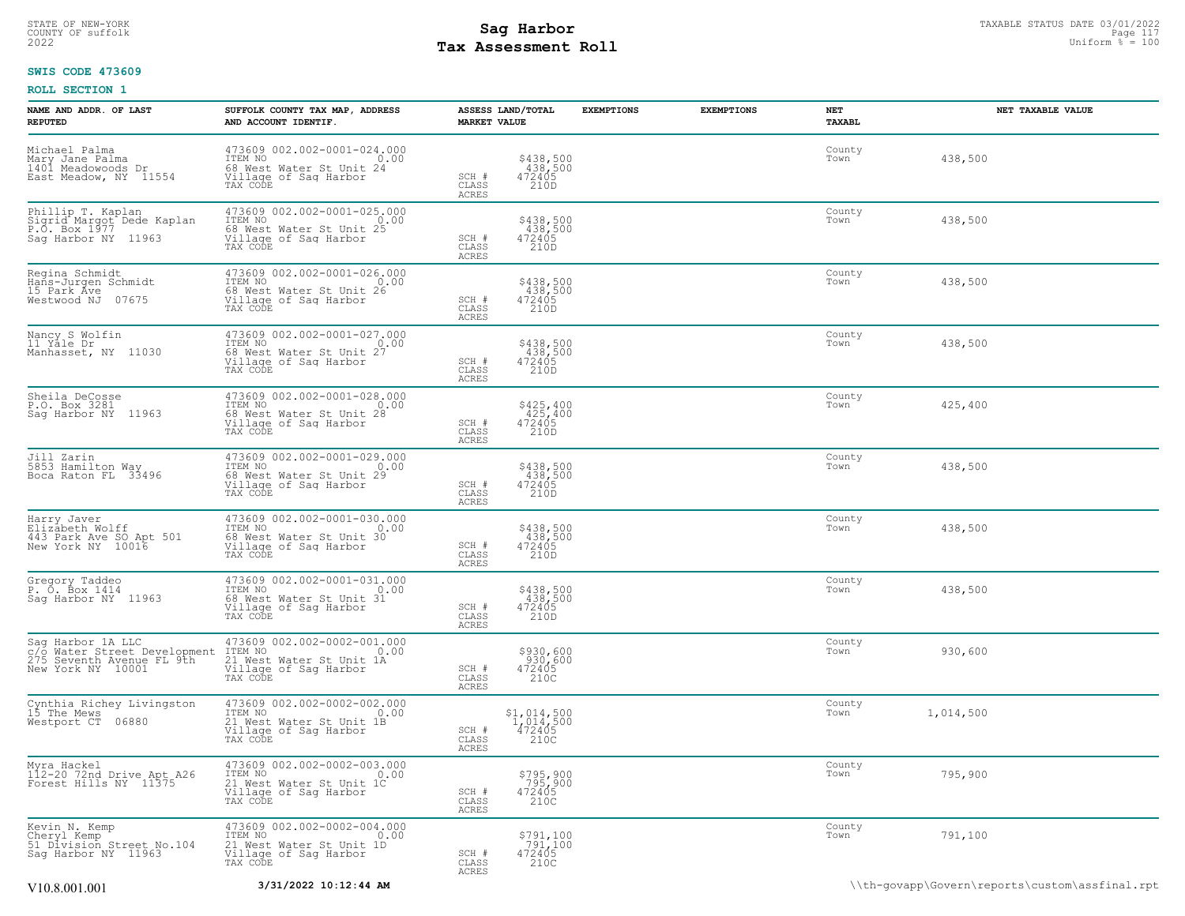# Sag Harbor
# Tax Assessment Roll

STATE OF NEW-YORK
COUNTY OF suffolk
2022

TAXABLE STATUS DATE 03/01/2022
Uniform % = 100

**SWIS CODE 473609**

**ROLL SECTION 1**

| NAME AND ADDR. OF LAST REPUTED | SUFFOLK COUNTY TAX MAP, ADDRESS AND ACCOUNT IDENTIF. | ASSESS LAND/TOTAL MARKET VALUE | EXEMPTIONS | EXEMPTIONS | NET TAXABL | NET TAXABLE VALUE |
|---|---|---|---|---|---|---|
| Michael Palma<br>Mary Jane Palma<br>1401 Meadowoods Dr<br>East Meadow, NY 11554 | 473609 002.002-0001-024.000<br>ITEM NO 0.00<br>68 West Water St Unit 24<br>Village of Sag Harbor<br>TAX CODE | $438,500<br>438,500<br>SCH # 472405<br>CLASS 210D<br>ACRES | | | County<br>Town | 438,500 |
| Phillip T. Kaplan<br>Sigrid Margot Dede Kaplan<br>P.O. Box 1977<br>Sag Harbor NY 11963 | 473609 002.002-0001-025.000<br>ITEM NO 0.00<br>68 West Water St Unit 25<br>Village of Sag Harbor<br>TAX CODE | $438,500<br>438,500<br>SCH # 472405<br>CLASS 210D<br>ACRES | | | County<br>Town | 438,500 |
| Regina Schmidt<br>Hans-Jurgen Schmidt<br>15 Park Ave<br>Westwood NJ 07675 | 473609 002.002-0001-026.000<br>ITEM NO 0.00<br>68 West Water St Unit 26<br>Village of Sag Harbor<br>TAX CODE | $438,500<br>438,500<br>SCH # 472405<br>CLASS 210D<br>ACRES | | | County<br>Town | 438,500 |
| Nancy S Wolfin<br>11 Yale Dr<br>Manhasset, NY 11030 | 473609 002.002-0001-027.000<br>ITEM NO 0.00<br>68 West Water St Unit 27<br>Village of Sag Harbor<br>TAX CODE | $438,500<br>438,500<br>SCH # 472405<br>CLASS 210D<br>ACRES | | | County<br>Town | 438,500 |
| Sheila DeCosse<br>P.O. Box 3281<br>Sag Harbor NY 11963 | 473609 002.002-0001-028.000<br>ITEM NO 0.00<br>68 West Water St Unit 28<br>Village of Sag Harbor<br>TAX CODE | $425,400<br>425,400<br>SCH # 472405<br>CLASS 210D<br>ACRES | | | County<br>Town | 425,400 |
| Jill Zarin<br>5853 Hamilton Way<br>Boca Raton FL 33496 | 473609 002.002-0001-029.000<br>ITEM NO 0.00<br>68 West Water St Unit 29<br>Village of Sag Harbor<br>TAX CODE | $438,500<br>438,500<br>SCH # 472405<br>CLASS 210D<br>ACRES | | | County<br>Town | 438,500 |
| Harry Javer<br>Elizabeth Wolff<br>443 Park Ave SO Apt 501<br>New York NY 10016 | 473609 002.002-0001-030.000<br>ITEM NO 0.00<br>68 West Water St Unit 30<br>Village of Sag Harbor<br>TAX CODE | $438,500<br>438,500<br>SCH # 472405<br>CLASS 210D<br>ACRES | | | County<br>Town | 438,500 |
| Gregory Taddeo<br>P. O. Box 1414<br>Sag Harbor NY 11963 | 473609 002.002-0001-031.000<br>ITEM NO 0.00<br>68 West Water St Unit 31<br>Village of Sag Harbor<br>TAX CODE | $438,500<br>438,500<br>SCH # 472405<br>CLASS 210D<br>ACRES | | | County<br>Town | 438,500 |
| Sag Harbor 1A LLC<br>c/o Water Street Development<br>275 Seventh Avenue FL 9th<br>New York NY 10001 | 473609 002.002-0002-001.000<br>ITEM NO 0.00<br>21 West Water St Unit 1A<br>Village of Sag Harbor<br>TAX CODE | $930,600<br>930,600<br>SCH # 472405<br>CLASS 210C<br>ACRES | | | County<br>Town | 930,600 |
| Cynthia Richey Livingston<br>15 The Mews<br>Westport CT 06880 | 473609 002.002-0002-002.000<br>ITEM NO 0.00<br>21 West Water St Unit 1B<br>Village of Sag Harbor<br>TAX CODE | $1,014,500<br>1,014,500<br>SCH # 472405<br>CLASS 210C<br>ACRES | | | County<br>Town | 1,014,500 |
| Myra Hackel<br>112-20 72nd Drive Apt A26<br>Forest Hills NY 11375 | 473609 002.002-0002-003.000<br>ITEM NO 0.00<br>21 West Water St Unit 1C<br>Village of Sag Harbor<br>TAX CODE | $795,900<br>795,900<br>SCH # 472405<br>CLASS 210C<br>ACRES | | | County<br>Town | 795,900 |
| Kevin N. Kemp<br>Cheryl Kemp<br>51 Division Street No.104<br>Sag Harbor NY 11963 | 473609 002.002-0002-004.000<br>ITEM NO 0.00<br>21 West Water St Unit 1D<br>Village of Sag Harbor<br>TAX CODE | $791,100<br>791,100<br>SCH # 472405<br>CLASS 210C<br>ACRES | | | County<br>Town | 791,100 |

V10.8.001.001 **3/31/2022 10:12:44 AM** \\th-govapp\Govern\reports\custom\assfinal.rpt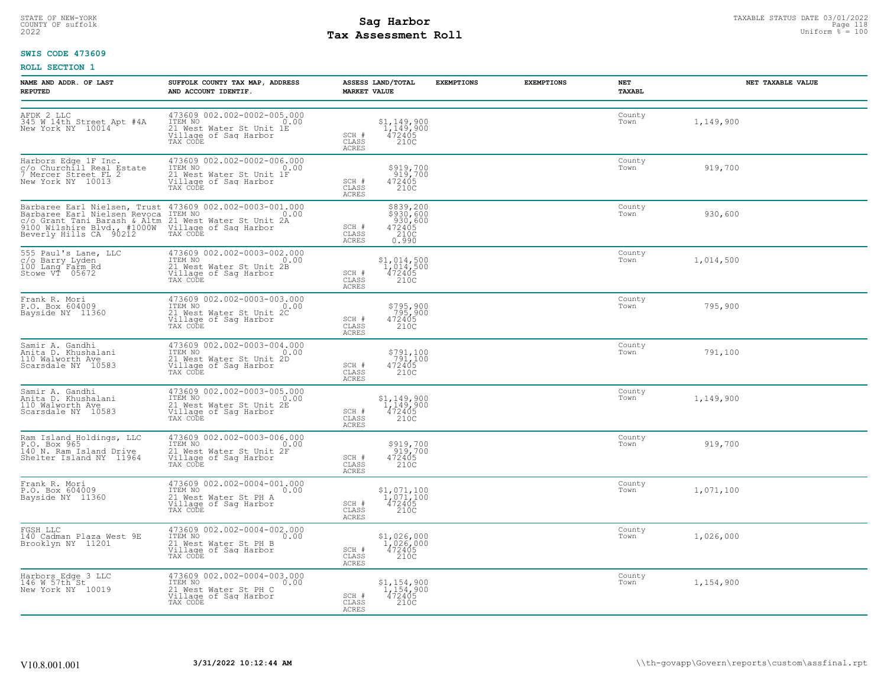STATE OF NEW-YORK
COUNTY OF suffolk
2022

# Sag Harbor
# Tax Assessment Roll

TAXABLE STATUS DATE 03/01/2022
Uniform % = 100

**SWIS CODE 473609**

**ROLL SECTION 1**

| NAME AND ADDR. OF LAST REPUTED | SUFFOLK COUNTY TAX MAP, ADDRESS AND ACCOUNT IDENTIF. | ASSESS LAND/TOTAL MARKET VALUE | EXEMPTIONS | EXEMPTIONS | NET TAXABL | NET TAXABLE VALUE |
|---|---|---|---|---|---|---|
| AFDK 2 LLC<br>345 W 14th Street Apt #4A<br>New York NY 10014 | 473609 002.002-0002-005.000<br>ITEM NO 0.00<br>21 West Water St Unit 1E<br>Village of Sag Harbor<br>TAX CODE | $1,149,900<br>1,149,900<br>SCH # 472405<br>CLASS 210C<br>ACRES | | | County<br>Town | 1,149,900 |
| Harbors Edge 1F Inc.<br>c/o Churchill Real Estate<br>7 Mercer Street FL 2<br>New York NY 10013 | 473609 002.002-0002-006.000<br>ITEM NO 0.00<br>21 West Water St Unit 1F<br>Village of Sag Harbor<br>TAX CODE | $919,700<br>919,700<br>SCH # 472405<br>CLASS 210C<br>ACRES | | | County<br>Town | 919,700 |
| Barbaree Earl Nielsen, Trust<br>Barbaree Earl Nielsen Revoca<br>c/o Grant Tani Barash & Altm<br>9100 Wilshire Blvd., #1000W<br>Beverly Hills CA 90212 | 473609 002.002-0003-001.000<br>ITEM NO 0.00<br>21 West Water St Unit 2A<br>Village of Sag Harbor<br>TAX CODE | $839,200<br>$930,600<br>930,600<br>SCH # 472405<br>CLASS 210C<br>ACRES 0.990 | | | County<br>Town | 930,600 |
| 555 Paul's Lane, LLC<br>c/o Barry Lyden<br>100 Lang Farm Rd<br>Stowe VT 05672 | 473609 002.002-0003-002.000<br>ITEM NO 0.00<br>21 West Water St Unit 2B<br>Village of Sag Harbor<br>TAX CODE | $1,014,500<br>1,014,500<br>SCH # 472405<br>CLASS 210C<br>ACRES | | | County<br>Town | 1,014,500 |
| Frank R. Mori<br>P.O. Box 604009<br>Bayside NY 11360 | 473609 002.002-0003-003.000<br>ITEM NO 0.00<br>21 West Water St Unit 2C<br>Village of Sag Harbor<br>TAX CODE | $795,900<br>795,900<br>SCH # 472405<br>CLASS 210C<br>ACRES | | | County<br>Town | 795,900 |
| Samir A. Gandhi<br>Anita D. Khushalani<br>110 Walworth Ave<br>Scarsdale NY 10583 | 473609 002.002-0003-004.000<br>ITEM NO 0.00<br>21 West Water St Unit 2D<br>Village of Sag Harbor<br>TAX CODE | $791,100<br>791,100<br>SCH # 472405<br>CLASS 210C<br>ACRES | | | County<br>Town | 791,100 |
| Samir A. Gandhi<br>Anita D. Khushalani<br>110 Walworth Ave<br>Scarsdale NY 10583 | 473609 002.002-0003-005.000<br>ITEM NO 0.00<br>21 West Water St Unit 2E<br>Village of Sag Harbor<br>TAX CODE | $1,149,900<br>1,149,900<br>SCH # 472405<br>CLASS 210C<br>ACRES | | | County<br>Town | 1,149,900 |
| Ram Island Holdings, LLC<br>P.O. Box 965<br>140 N. Ram Island Drive<br>Shelter Island NY 11964 | 473609 002.002-0003-006.000<br>ITEM NO 0.00<br>21 West Water St Unit 2F<br>Village of Sag Harbor<br>TAX CODE | $919,700<br>919,700<br>SCH # 472405<br>CLASS 210C<br>ACRES | | | County<br>Town | 919,700 |
| Frank R. Mori<br>P.O. Box 604009<br>Bayside NY 11360 | 473609 002.002-0004-001.000<br>ITEM NO 0.00<br>21 West Water St PH A<br>Village of Sag Harbor<br>TAX CODE | $1,071,100<br>1,071,100<br>SCH # 472405<br>CLASS 210C<br>ACRES | | | County<br>Town | 1,071,100 |
| FGSH LLC<br>140 Cadman Plaza West 9E<br>Brooklyn NY 11201 | 473609 002.002-0004-002.000<br>ITEM NO 0.00<br>21 West Water St PH B<br>Village of Sag Harbor<br>TAX CODE | $1,026,000<br>1,026,000<br>SCH # 472405<br>CLASS 210C<br>ACRES | | | County<br>Town | 1,026,000 |
| Harbors Edge 3 LLC<br>146 W 57th St<br>New York NY 10019 | 473609 002.002-0004-003.000<br>ITEM NO 0.00<br>21 West Water St PH C<br>Village of Sag Harbor<br>TAX CODE | $1,154,900<br>1,154,900<br>SCH # 472405<br>CLASS 210C<br>ACRES | | | County<br>Town | 1,154,900 |

V10.8.001.001 3/31/2022 10:12:44 AM \\th-govapp\Govern\reports\custom\assfinal.rpt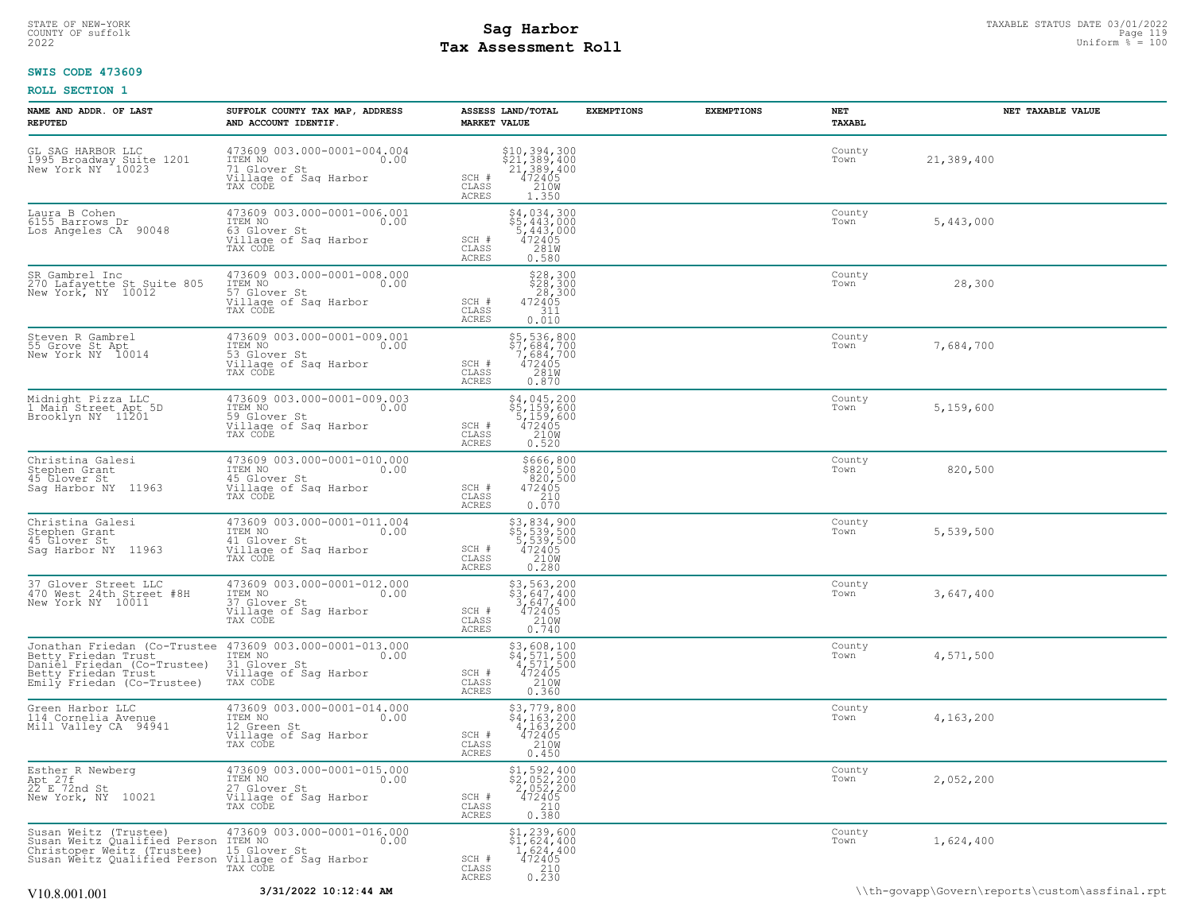STATE OF NEW-YORK
COUNTY OF suffolk
2022

# Sag Harbor
# Tax Assessment Roll

TAXABLE STATUS DATE 03/01/2022
Uniform % = 100

**SWIS CODE 473609**

**ROLL SECTION 1**

| NAME AND ADDR. OF LAST REPUTED | SUFFOLK COUNTY TAX MAP, ADDRESS AND ACCOUNT IDENTIF. | ASSESS LAND/TOTAL MARKET VALUE | EXEMPTIONS | EXEMPTIONS | NET TAXABL | NET TAXABLE VALUE |
|---|---|---|---|---|---|---|
| GL SAG HARBOR LLC<br>1995 Broadway Suite 1201<br>New York NY 10023 | 473609 003.000-0001-004.004<br>ITEM NO 0.00<br>71 Glover St<br>Village of Sag Harbor<br>TAX CODE | $10,394,300<br>$21,389,400<br>21,389,400<br>SCH # 472405<br>CLASS 210W<br>ACRES 1.350 | | | County<br>Town | 21,389,400 |
| Laura B Cohen<br>6155 Barrows Dr<br>Los Angeles CA 90048 | 473609 003.000-0001-006.001<br>ITEM NO 0.00<br>63 Glover St<br>Village of Sag Harbor<br>TAX CODE | $4,034,300<br>$5,443,000<br>5,443,000<br>SCH # 472405<br>CLASS 281W<br>ACRES 0.580 | | | County<br>Town | 5,443,000 |
| SR Gambrel Inc<br>270 Lafayette St Suite 805<br>New York, NY 10012 | 473609 003.000-0001-008.000<br>ITEM NO 0.00<br>57 Glover St<br>Village of Sag Harbor<br>TAX CODE | $28,300<br>$28,300<br>28,300<br>SCH # 472405<br>CLASS 311<br>ACRES 0.010 | | | County<br>Town | 28,300 |
| Steven R Gambrel<br>55 Grove St Apt<br>New York NY 10014 | 473609 003.000-0001-009.001<br>ITEM NO 0.00<br>53 Glover St<br>Village of Sag Harbor<br>TAX CODE | $5,536,800<br>$7,684,700<br>7,684,700<br>SCH # 472405<br>CLASS 281W<br>ACRES 0.870 | | | County<br>Town | 7,684,700 |
| Midnight Pizza LLC<br>1 Main Street Apt 5D<br>Brooklyn NY 11201 | 473609 003.000-0001-009.003<br>ITEM NO 0.00<br>59 Glover St<br>Village of Sag Harbor<br>TAX CODE | $4,045,200<br>$5,159,600<br>5,159,600<br>SCH # 472405<br>CLASS 210W<br>ACRES 0.520 | | | County<br>Town | 5,159,600 |
| Christina Galesi<br>Stephen Grant<br>45 Glover St<br>Sag Harbor NY 11963 | 473609 003.000-0001-010.000<br>ITEM NO 0.00<br>45 Glover St<br>Village of Sag Harbor<br>TAX CODE | $666,800<br>$820,500<br>820,500<br>SCH # 472405<br>CLASS 210<br>ACRES 0.070 | | | County<br>Town | 820,500 |
| Christina Galesi<br>Stephen Grant<br>45 Glover St<br>Sag Harbor NY 11963 | 473609 003.000-0001-011.004<br>ITEM NO 0.00<br>41 Glover St<br>Village of Sag Harbor<br>TAX CODE | $3,834,900<br>$5,539,500<br>5,539,500<br>SCH # 472405<br>CLASS 210W<br>ACRES 0.280 | | | County<br>Town | 5,539,500 |
| 37 Glover Street LLC<br>470 West 24th Street #8H<br>New York NY 10011 | 473609 003.000-0001-012.000<br>ITEM NO 0.00<br>37 Glover St<br>Village of Sag Harbor<br>TAX CODE | $3,563,200<br>$3,647,400<br>3,647,400<br>SCH # 472405<br>CLASS 210W<br>ACRES 0.740 | | | County<br>Town | 3,647,400 |
| Jonathan Friedan (Co-Trustee<br>Betty Friedan Trust<br>Daniel Friedan (Co-Trustee)<br>Betty Friedan Trust<br>Emily Friedan (Co-Trustee) | 473609 003.000-0001-013.000<br>ITEM NO 0.00<br>31 Glover St<br>Village of Sag Harbor<br>TAX CODE | $3,608,100<br>$4,571,500<br>4,571,500<br>SCH # 472405<br>CLASS 210W<br>ACRES 0.360 | | | County<br>Town | 4,571,500 |
| Green Harbor LLC<br>114 Cornelia Avenue<br>Mill Valley CA 94941 | 473609 003.000-0001-014.000<br>ITEM NO 0.00<br>12 Green St<br>Village of Sag Harbor<br>TAX CODE | $3,779,800<br>$4,163,200<br>4,163,200<br>SCH # 472405<br>CLASS 210W<br>ACRES 0.450 | | | County<br>Town | 4,163,200 |
| Esther R Newberg<br>Apt 27f<br>22 E 72nd St<br>New York, NY 10021 | 473609 003.000-0001-015.000<br>ITEM NO 0.00<br>27 Glover St<br>Village of Sag Harbor<br>TAX CODE | $1,592,400<br>$2,052,200<br>2,052,200<br>SCH # 472405<br>CLASS 210<br>ACRES 0.380 | | | County<br>Town | 2,052,200 |
| Susan Weitz (Trustee)<br>Susan Weitz Qualified Person<br>Christoper Weitz (Trustee)<br>Susan Weitz Qualified Person | 473609 003.000-0001-016.000<br>ITEM NO 0.00<br>15 Glover St<br>Village of Sag Harbor<br>TAX CODE | $1,239,600<br>$1,624,400<br>1,624,400<br>SCH # 472405<br>CLASS 210<br>ACRES 0.230 | | | County<br>Town | 1,624,400 |

V10.8.001.001 3/31/2022 10:12:44 AM \\th-govapp\Govern\reports\custom\assfinal.rpt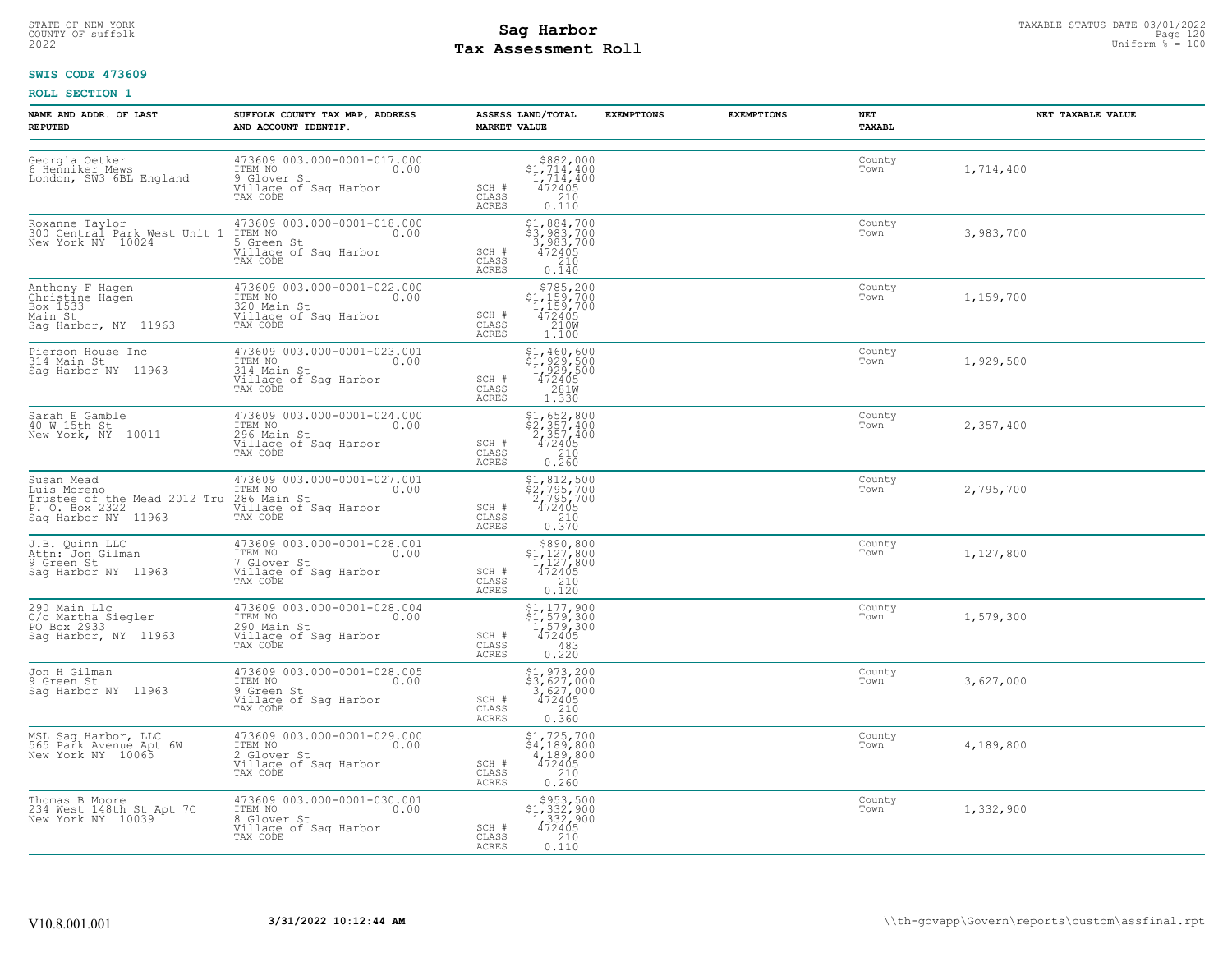STATE OF NEW-YORK
COUNTY OF suffolk
2022

# Sag Harbor
## Tax Assessment Roll

TAXABLE STATUS DATE 03/01/2022
Uniform % = 100

**SWIS CODE 473609**

**ROLL SECTION 1**

| NAME AND ADDR. OF LAST REPUTED | SUFFOLK COUNTY TAX MAP, ADDRESS AND ACCOUNT IDENTIF. | | ASSESS LAND/TOTAL MARKET VALUE | EXEMPTIONS | EXEMPTIONS | NET TAXABL | NET TAXABLE VALUE |
|---|---|---|---|---|---|---|---|
| Georgia Oetker<br>6 Henniker Mews<br>London, SW3 6BL England | 473609 003.000-0001-017.000<br>ITEM NO 0.00<br>9 Glover St<br>Village of Sag Harbor<br>TAX CODE | SCH #<br>CLASS<br>ACRES | $882,000<br>$1,714,400<br>1,714,400<br>472405<br>210<br>0.110 | | | County<br>Town | 1,714,400 |
| Roxanne Taylor<br>300 Central Park West Unit 1<br>New York NY 10024 | 473609 003.000-0001-018.000<br>ITEM NO 0.00<br>5 Green St<br>Village of Sag Harbor<br>TAX CODE | SCH #<br>CLASS<br>ACRES | $1,884,700<br>$3,983,700<br>3,983,700<br>472405<br>210<br>0.140 | | | County<br>Town | 3,983,700 |
| Anthony F Hagen<br>Christine Hagen<br>Box 1533<br>Main St<br>Sag Harbor, NY 11963 | 473609 003.000-0001-022.000<br>ITEM NO 0.00<br>320 Main St<br>Village of Sag Harbor<br>TAX CODE | SCH #<br>CLASS<br>ACRES | $785,200<br>$1,159,700<br>1,159,700<br>472405<br>210W<br>1.100 | | | County<br>Town | 1,159,700 |
| Pierson House Inc<br>314 Main St<br>Sag Harbor NY 11963 | 473609 003.000-0001-023.001<br>ITEM NO 0.00<br>314 Main St<br>Village of Sag Harbor<br>TAX CODE | SCH #<br>CLASS<br>ACRES | $1,460,600<br>$1,929,500<br>1,929,500<br>472405<br>281W<br>1.330 | | | County<br>Town | 1,929,500 |
| Sarah E Gamble<br>40 W 15th St<br>New York, NY 10011 | 473609 003.000-0001-024.000<br>ITEM NO 0.00<br>296 Main St<br>Village of Sag Harbor<br>TAX CODE | SCH #<br>CLASS<br>ACRES | $1,652,800<br>$2,357,400<br>2,357,400<br>472405<br>210<br>0.260 | | | County<br>Town | 2,357,400 |
| Susan Mead<br>Luis Moreno<br>Trustee of the Mead 2012 Tru<br>P. O. Box 2322<br>Sag Harbor NY 11963 | 473609 003.000-0001-027.001<br>ITEM NO 0.00<br>286 Main St<br>Village of Sag Harbor<br>TAX CODE | SCH #<br>CLASS<br>ACRES | $1,812,500<br>$2,795,700<br>2,795,700<br>472405<br>210<br>0.370 | | | County<br>Town | 2,795,700 |
| J.B. Quinn LLC<br>Attn: Jon Gilman<br>9 Green St<br>Sag Harbor NY 11963 | 473609 003.000-0001-028.001<br>ITEM NO 0.00<br>7 Glover St<br>Village of Sag Harbor<br>TAX CODE | SCH #<br>CLASS<br>ACRES | $890,800<br>$1,127,800<br>1,127,800<br>472405<br>210<br>0.120 | | | County<br>Town | 1,127,800 |
| 290 Main Llc<br>C/o Martha Siegler<br>PO Box 2933<br>Sag Harbor, NY 11963 | 473609 003.000-0001-028.004<br>ITEM NO 0.00<br>290 Main St<br>Village of Sag Harbor<br>TAX CODE | SCH #<br>CLASS<br>ACRES | $1,177,900<br>$1,579,300<br>1,579,300<br>472405<br>483<br>0.220 | | | County<br>Town | 1,579,300 |
| Jon H Gilman<br>9 Green St<br>Sag Harbor NY 11963 | 473609 003.000-0001-028.005<br>ITEM NO 0.00<br>9 Green St<br>Village of Sag Harbor<br>TAX CODE | SCH #<br>CLASS<br>ACRES | $1,973,200<br>$3,627,000<br>3,627,000<br>472405<br>210<br>0.360 | | | County<br>Town | 3,627,000 |
| MSL Sag Harbor, LLC<br>565 Park Avenue Apt 6W<br>New York NY 10065 | 473609 003.000-0001-029.000<br>ITEM NO 0.00<br>2 Glover St<br>Village of Sag Harbor<br>TAX CODE | SCH #<br>CLASS<br>ACRES | $1,725,700<br>$4,189,800<br>4,189,800<br>472405<br>210<br>0.260 | | | County<br>Town | 4,189,800 |
| Thomas B Moore<br>234 West 148th St Apt 7C<br>New York NY 10039 | 473609 003.000-0001-030.001<br>ITEM NO 0.00<br>8 Glover St<br>Village of Sag Harbor<br>TAX CODE | SCH #<br>CLASS<br>ACRES | $953,500<br>$1,332,900<br>1,332,900<br>472405<br>210<br>0.110 | | | County<br>Town | 1,332,900 |

V10.8.001.001 **3/31/2022 10:12:44 AM** \\th-govapp\Govern\reports\custom\assfinal.rpt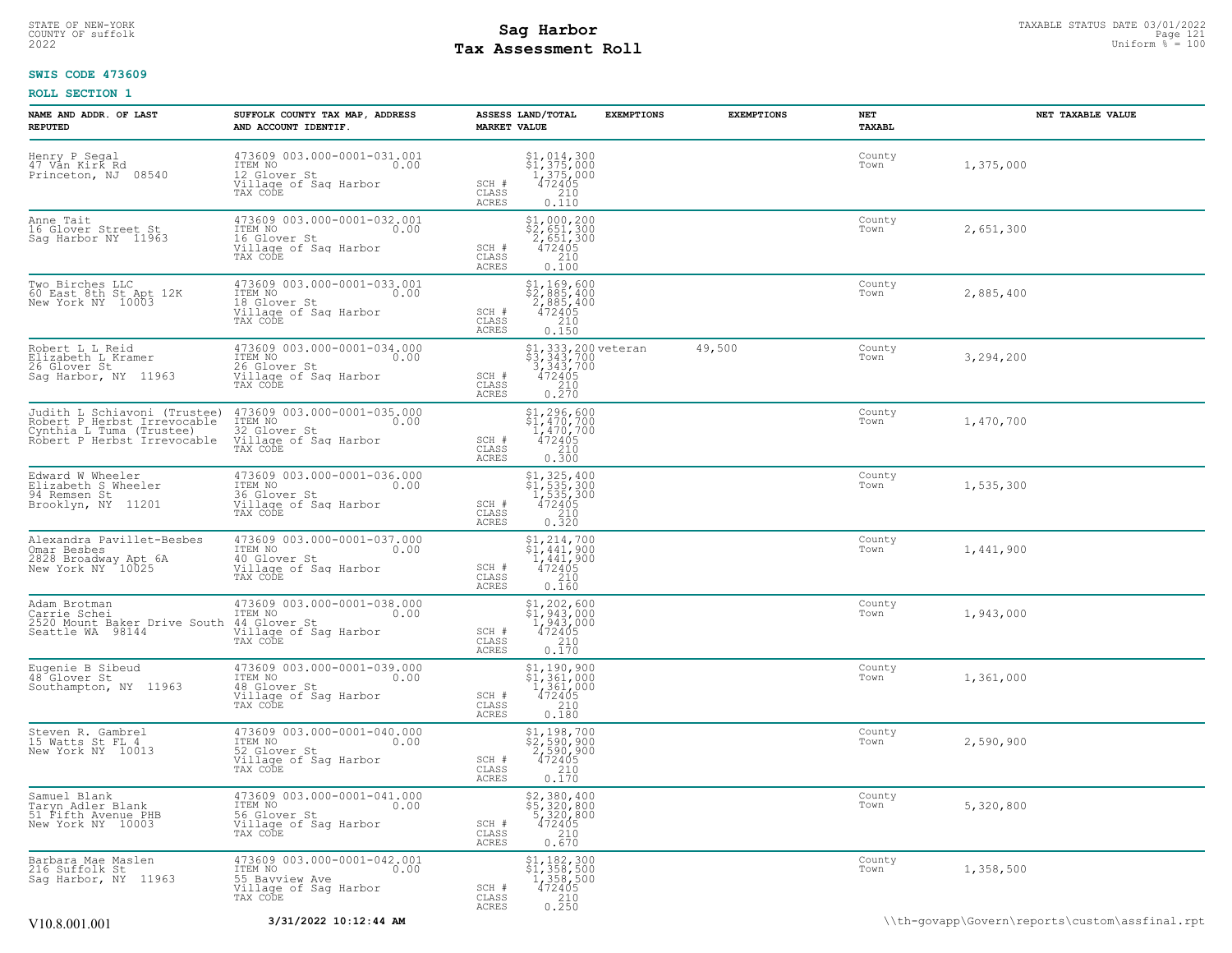**SWIS CODE 473609**

**ROLL SECTION 1**

| NAME AND ADDR. OF LAST REPUTED | SUFFOLK COUNTY TAX MAP, ADDRESS AND ACCOUNT IDENTIF. | | ASSESS LAND/TOTAL MARKET VALUE | EXEMPTIONS | EXEMPTIONS | NET TAXABL | NET TAXABLE VALUE |
|---|---|---|---|---|---|---|---|
| Henry P Segal<br>47 Van Kirk Rd<br>Princeton, NJ 08540 | 473609 003.000-0001-031.001<br>ITEM NO 0.00<br>12 Glover St<br>Village of Sag Harbor<br>TAX CODE | SCH #<br>CLASS<br>ACRES | $1,014,300<br>$1,375,000<br>1,375,000<br>472405<br>210<br>0.110 | | | County<br>Town | 1,375,000 |
| Anne Tait<br>16 Glover Street St<br>Sag Harbor NY 11963 | 473609 003.000-0001-032.001<br>ITEM NO 0.00<br>16 Glover St<br>Village of Sag Harbor<br>TAX CODE | SCH #<br>CLASS<br>ACRES | $1,000,200<br>$2,651,300<br>2,651,300<br>472405<br>210<br>0.100 | | | County<br>Town | 2,651,300 |
| Two Birches LLC<br>60 East 8th St Apt 12K<br>New York NY 10003 | 473609 003.000-0001-033.001<br>ITEM NO 0.00<br>18 Glover St<br>Village of Sag Harbor<br>TAX CODE | SCH #<br>CLASS<br>ACRES | $1,169,600<br>$2,885,400<br>2,885,400<br>472405<br>210<br>0.150 | | | County<br>Town | 2,885,400 |
| Robert L L Reid<br>Elizabeth L Kramer<br>26 Glover St<br>Sag Harbor, NY 11963 | 473609 003.000-0001-034.000<br>ITEM NO 0.00<br>26 Glover St<br>Village of Sag Harbor<br>TAX CODE | SCH #<br>CLASS<br>ACRES | $1,333,200<br>$3,343,700<br>3,343,700<br>472405<br>210<br>0.270 | veteran | 49,500 | County<br>Town | 3,294,200 |
| Judith L Schiavoni (Trustee)<br>Robert P Herbst Irrevocable<br>Cynthia L Tuma (Trustee)<br>Robert P Herbst Irrevocable | 473609 003.000-0001-035.000<br>ITEM NO 0.00<br>32 Glover St<br>Village of Sag Harbor<br>TAX CODE | SCH #<br>CLASS<br>ACRES | $1,296,600<br>$1,470,700<br>1,470,700<br>472405<br>210<br>0.300 | | | County<br>Town | 1,470,700 |
| Edward W Wheeler<br>Elizabeth S Wheeler<br>94 Remsen St<br>Brooklyn, NY 11201 | 473609 003.000-0001-036.000<br>ITEM NO 0.00<br>36 Glover St<br>Village of Sag Harbor<br>TAX CODE | SCH #<br>CLASS<br>ACRES | $1,325,400<br>$1,535,300<br>1,535,300<br>472405<br>210<br>0.320 | | | County<br>Town | 1,535,300 |
| Alexandra Pavillet-Besbes<br>Omar Besbes<br>2828 Broadway Apt 6A<br>New York NY 10025 | 473609 003.000-0001-037.000<br>ITEM NO 0.00<br>40 Glover St<br>Village of Sag Harbor<br>TAX CODE | SCH #<br>CLASS<br>ACRES | $1,214,700<br>$1,441,900<br>1,441,900<br>472405<br>210<br>0.160 | | | County<br>Town | 1,441,900 |
| Adam Brotman<br>Carrie Schei<br>2520 Mount Baker Drive South<br>Seattle WA 98144 | 473609 003.000-0001-038.000<br>ITEM NO 0.00<br>44 Glover St<br>Village of Sag Harbor<br>TAX CODE | SCH #<br>CLASS<br>ACRES | $1,202,600<br>$1,943,000<br>1,943,000<br>472405<br>210<br>0.170 | | | County<br>Town | 1,943,000 |
| Eugenie B Sibeud<br>48 Glover St<br>Southampton, NY 11963 | 473609 003.000-0001-039.000<br>ITEM NO 0.00<br>48 Glover St<br>Village of Sag Harbor<br>TAX CODE | SCH #<br>CLASS<br>ACRES | $1,190,900<br>$1,361,000<br>1,361,000<br>472405<br>210<br>0.180 | | | County<br>Town | 1,361,000 |
| Steven R. Gambrel<br>15 Watts St FL 4<br>New York NY 10013 | 473609 003.000-0001-040.000<br>ITEM NO 0.00<br>52 Glover St<br>Village of Sag Harbor<br>TAX CODE | SCH #<br>CLASS<br>ACRES | $1,198,700<br>$2,590,900<br>2,590,900<br>472405<br>210<br>0.170 | | | County<br>Town | 2,590,900 |
| Samuel Blank<br>Taryn Adler Blank<br>51 Fifth Avenue PHB<br>New York NY 10003 | 473609 003.000-0001-041.000<br>ITEM NO 0.00<br>56 Glover St<br>Village of Sag Harbor<br>TAX CODE | SCH #<br>CLASS<br>ACRES | $2,380,400<br>$5,320,800<br>5,320,800<br>472405<br>210<br>0.670 | | | County<br>Town | 5,320,800 |
| Barbara Mae Maslen<br>216 Suffolk St<br>Sag Harbor, NY 11963 | 473609 003.000-0001-042.001<br>ITEM NO 0.00<br>55 Bayview Ave<br>Village of Sag Harbor<br>TAX CODE | SCH #<br>CLASS<br>ACRES | $1,182,300<br>$1,358,500<br>1,358,500<br>472405<br>210<br>0.250 | | | County<br>Town | 1,358,500 |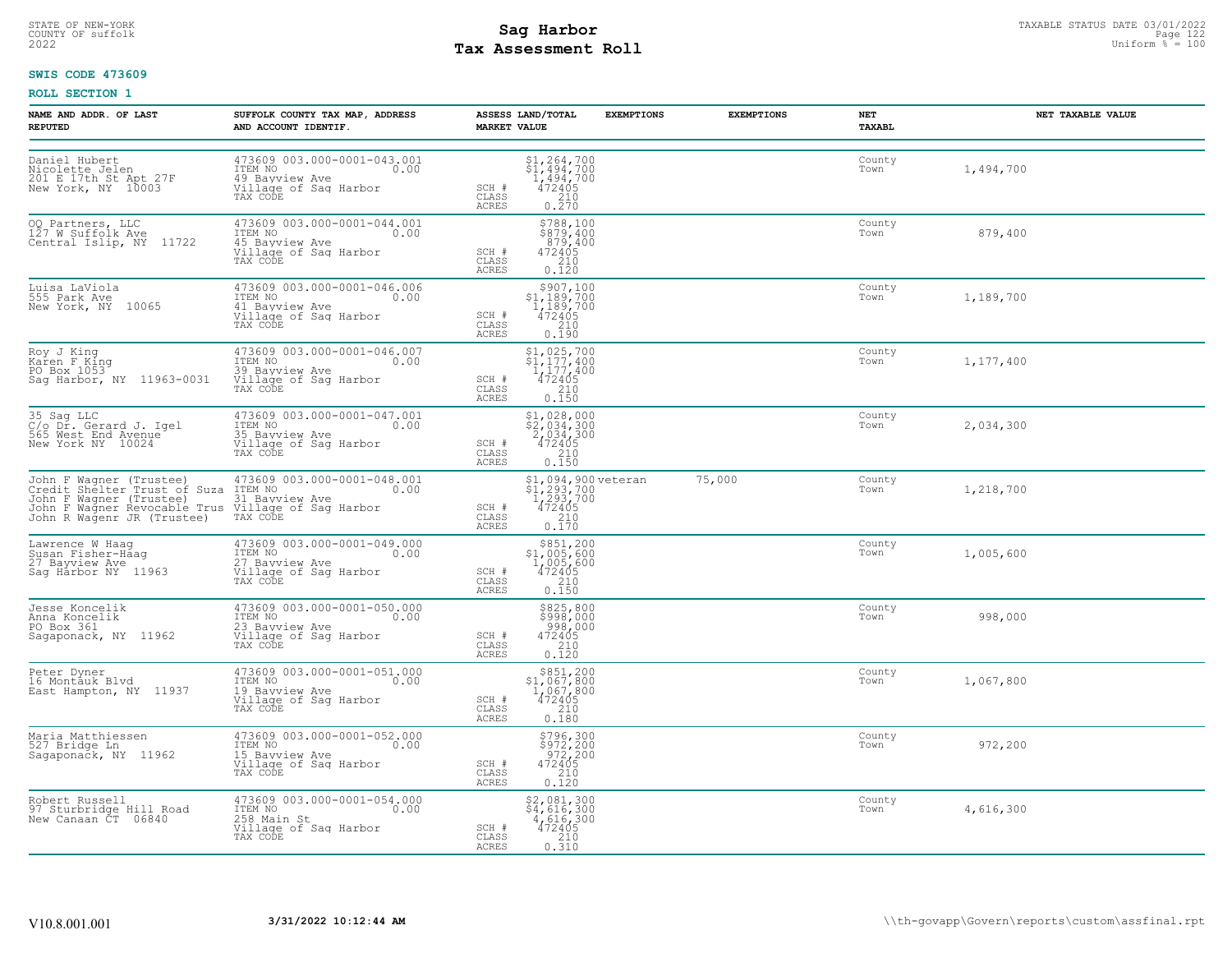STATE OF NEW-YORK
COUNTY OF suffolk
2022

# Sag Harbor
## Tax Assessment Roll

TAXABLE STATUS DATE 03/01/2022
Uniform % = 100

**SWIS CODE 473609**

**ROLL SECTION 1**

| NAME AND ADDR. OF LAST REPUTED | SUFFOLK COUNTY TAX MAP, ADDRESS AND ACCOUNT IDENTIF. | ASSESS LAND/TOTAL MARKET VALUE | EXEMPTIONS | EXEMPTIONS | NET TAXABL | NET TAXABLE VALUE |
|---|---|---|---|---|---|---|
| Daniel Hubert<br>Nicolette Jelen<br>201 E 17th St Apt 27F<br>New York, NY 10003 | 473609 003.000-0001-043.001<br>ITEM NO 0.00<br>49 Bayview Ave<br>Village of Sag Harbor<br>TAX CODE | $1,264,700<br>$1,494,700<br>1,494,700<br>SCH # 472405<br>CLASS 210<br>ACRES 0.270 | | | County<br>Town | 1,494,700 |
| OQ Partners, LLC<br>127 W Suffolk Ave<br>Central Islip, NY 11722 | 473609 003.000-0001-044.001<br>ITEM NO 0.00<br>45 Bayview Ave<br>Village of Sag Harbor<br>TAX CODE | $788,100<br>$879,400<br>879,400<br>SCH # 472405<br>CLASS 210<br>ACRES 0.120 | | | County<br>Town | 879,400 |
| Luisa LaViola<br>555 Park Ave<br>New York, NY 10065 | 473609 003.000-0001-046.006<br>ITEM NO 0.00<br>41 Bayview Ave<br>Village of Sag Harbor<br>TAX CODE | $907,100<br>$1,189,700<br>1,189,700<br>SCH # 472405<br>CLASS 210<br>ACRES 0.190 | | | County<br>Town | 1,189,700 |
| Roy J King<br>Karen F King<br>PO Box 1053<br>Sag Harbor, NY 11963-0031 | 473609 003.000-0001-046.007<br>ITEM NO 0.00<br>39 Bayview Ave<br>Village of Sag Harbor<br>TAX CODE | $1,025,700<br>$1,177,400<br>1,177,400<br>SCH # 472405<br>CLASS 210<br>ACRES 0.150 | | | County<br>Town | 1,177,400 |
| 35 Sag LLC<br>C/o Dr. Gerard J. Igel<br>565 West End Avenue<br>New York NY 10024 | 473609 003.000-0001-047.001<br>ITEM NO 0.00<br>35 Bayview Ave<br>Village of Sag Harbor<br>TAX CODE | $1,028,000<br>$2,034,300<br>2,034,300<br>SCH # 472405<br>CLASS 210<br>ACRES 0.150 | | | County<br>Town | 2,034,300 |
| John F Wagner (Trustee)<br>Credit Shelter Trust of Suza<br>John F Wagner (Trustee)<br>John F Wagner Revocable Trus<br>John R Wagenr JR (Trustee) | 473609 003.000-0001-048.001<br>ITEM NO 0.00<br>31 Bayview Ave<br>Village of Sag Harbor<br>TAX CODE | $1,094,900<br>$1,293,700<br>1,293,700<br>SCH # 472405<br>CLASS 210<br>ACRES 0.170 | veteran | 75,000 | County<br>Town | 1,218,700 |
| Lawrence W Haag<br>Susan Fisher-Haag<br>27 Bayview Ave<br>Sag Harbor NY 11963 | 473609 003.000-0001-049.000<br>ITEM NO 0.00<br>27 Bayview Ave<br>Village of Sag Harbor<br>TAX CODE | $851,200<br>$1,005,600<br>1,005,600<br>SCH # 472405<br>CLASS 210<br>ACRES 0.150 | | | County<br>Town | 1,005,600 |
| Jesse Koncelik<br>Anna Koncelik<br>PO Box 361<br>Sagaponack, NY 11962 | 473609 003.000-0001-050.000<br>ITEM NO 0.00<br>23 Bayview Ave<br>Village of Sag Harbor<br>TAX CODE | $825,800<br>$998,000<br>998,000<br>SCH # 472405<br>CLASS 210<br>ACRES 0.120 | | | County<br>Town | 998,000 |
| Peter Dyner<br>16 Montauk Blvd<br>East Hampton, NY 11937 | 473609 003.000-0001-051.000<br>ITEM NO 0.00<br>19 Bayview Ave<br>Village of Sag Harbor<br>TAX CODE | $851,200<br>$1,067,800<br>1,067,800<br>SCH # 472405<br>CLASS 210<br>ACRES 0.180 | | | County<br>Town | 1,067,800 |
| Maria Matthiessen<br>527 Bridge Ln<br>Sagaponack, NY 11962 | 473609 003.000-0001-052.000<br>ITEM NO 0.00<br>15 Bayview Ave<br>Village of Sag Harbor<br>TAX CODE | $796,300<br>$972,200<br>972,200<br>SCH # 472405<br>CLASS 210<br>ACRES 0.120 | | | County<br>Town | 972,200 |
| Robert Russell<br>97 Sturbridge Hill Road<br>New Canaan CT 06840 | 473609 003.000-0001-054.000<br>ITEM NO 0.00<br>258 Main St<br>Village of Sag Harbor<br>TAX CODE | $2,081,300<br>$4,616,300<br>4,616,300<br>SCH # 472405<br>CLASS 210<br>ACRES 0.310 | | | County<br>Town | 4,616,300 |

V10.8.001.001 | 3/31/2022 10:12:44 AM | \\th-govapp\Govern\reports\custom\assfinal.rpt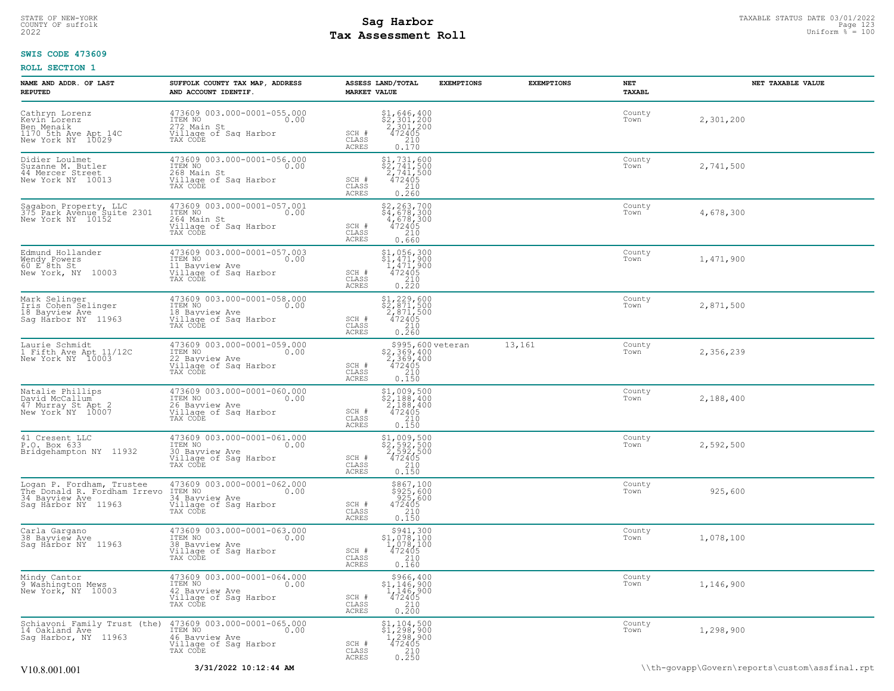STATE OF NEW-YORK
COUNTY OF suffolk
2022

# Sag Harbor
# Tax Assessment Roll

TAXABLE STATUS DATE 03/01/2022
Uniform % = 100

**SWIS CODE 473609**

**ROLL SECTION 1**

| NAME AND ADDR. OF LAST REPUTED | SUFFOLK COUNTY TAX MAP, ADDRESS AND ACCOUNT IDENTIF. | | ASSESS LAND/TOTAL MARKET VALUE | EXEMPTIONS | EXEMPTIONS | NET TAXABL | NET TAXABLE VALUE |
|---|---|---|---|---|---|---|---|
| Cathryn Lorenz<br>Kevin Lorenz<br>Ben Menaik<br>1170 5th Ave Apt 14C<br>New York NY 10029 | 473609 003.000-0001-055.000<br>ITEM NO 0.00<br>272 Main St<br>Village of Sag Harbor<br>TAX CODE | SCH #<br>CLASS<br>ACRES | $1,646,400<br>$2,301,200<br>2,301,200<br>472405<br>210<br>0.170 | | | County<br>Town | 2,301,200 |
| Didier Loulmet<br>Suzanne M. Butler<br>44 Mercer Street<br>New York NY 10013 | 473609 003.000-0001-056.000<br>ITEM NO 0.00<br>268 Main St<br>Village of Sag Harbor<br>TAX CODE | SCH #<br>CLASS<br>ACRES | $1,731,600<br>$2,741,500<br>2,741,500<br>472405<br>210<br>0.260 | | | County<br>Town | 2,741,500 |
| Sagabon Property, LLC<br>375 Park Avenue Suite 2301<br>New York NY 10152 | 473609 003.000-0001-057.001<br>ITEM NO 0.00<br>264 Main St<br>Village of Sag Harbor<br>TAX CODE | SCH #<br>CLASS<br>ACRES | $2,263,700<br>$4,678,300<br>4,678,300<br>472405<br>210<br>0.660 | | | County<br>Town | 4,678,300 |
| Edmund Hollander<br>Wendy Powers<br>60 E 8th St<br>New York, NY 10003 | 473609 003.000-0001-057.003<br>ITEM NO 0.00<br>11 Bayview Ave<br>Village of Sag Harbor<br>TAX CODE | SCH #<br>CLASS<br>ACRES | $1,056,300<br>$1,471,900<br>1,471,900<br>472405<br>210<br>0.220 | | | County<br>Town | 1,471,900 |
| Mark Selinger<br>Iris Cohen Selinger<br>18 Bayview Ave<br>Sag Harbor NY 11963 | 473609 003.000-0001-058.000<br>ITEM NO 0.00<br>18 Bayview Ave<br>Village of Sag Harbor<br>TAX CODE | SCH #<br>CLASS<br>ACRES | $1,229,600<br>$2,871,500<br>2,871,500<br>472405<br>210<br>0.260 | | | County<br>Town | 2,871,500 |
| Laurie Schmidt<br>1 Fifth Ave Apt 11/12C<br>New York NY 10003 | 473609 003.000-0001-059.000<br>ITEM NO 0.00<br>22 Bayview Ave<br>Village of Sag Harbor<br>TAX CODE | SCH #<br>CLASS<br>ACRES | $995,600<br>$2,369,400<br>2,369,400<br>472405<br>210<br>0.150 | veteran | 13,161 | County<br>Town | 2,356,239 |
| Natalie Phillips<br>David McCallum<br>47 Murray St Apt 2<br>New York NY 10007 | 473609 003.000-0001-060.000<br>ITEM NO 0.00<br>26 Bayview Ave<br>Village of Sag Harbor<br>TAX CODE | SCH #<br>CLASS<br>ACRES | $1,009,500<br>$2,188,400<br>2,188,400<br>472405<br>210<br>0.150 | | | County<br>Town | 2,188,400 |
| 41 Cresent LLC<br>P.O. Box 633<br>Bridgehampton NY 11932 | 473609 003.000-0001-061.000<br>ITEM NO 0.00<br>30 Bayview Ave<br>Village of Sag Harbor<br>TAX CODE | SCH #<br>CLASS<br>ACRES | $1,009,500<br>$2,592,500<br>2,592,500<br>472405<br>210<br>0.150 | | | County<br>Town | 2,592,500 |
| Logan P. Fordham, Trustee<br>The Donald R. Fordham Irrevo<br>34 Bayview Ave<br>Sag Harbor NY 11963 | 473609 003.000-0001-062.000<br>ITEM NO 0.00<br>34 Bayview Ave<br>Village of Sag Harbor<br>TAX CODE | SCH #<br>CLASS<br>ACRES | $867,100<br>$925,600<br>925,600<br>472405<br>210<br>0.150 | | | County<br>Town | 925,600 |
| Carla Gargano<br>38 Bayview Ave<br>Sag Harbor NY 11963 | 473609 003.000-0001-063.000<br>ITEM NO 0.00<br>38 Bayview Ave<br>Village of Sag Harbor<br>TAX CODE | SCH #<br>CLASS<br>ACRES | $941,300<br>$1,078,100<br>1,078,100<br>472405<br>210<br>0.160 | | | County<br>Town | 1,078,100 |
| Mindy Cantor<br>9 Washington Mews<br>New York, NY 10003 | 473609 003.000-0001-064.000<br>ITEM NO 0.00<br>42 Bayview Ave<br>Village of Sag Harbor<br>TAX CODE | SCH #<br>CLASS<br>ACRES | $966,400<br>$1,146,900<br>1,146,900<br>472405<br>210<br>0.200 | | | County<br>Town | 1,146,900 |
| Schiavoni Family Trust (the)<br>14 Oakland Ave<br>Sag Harbor, NY 11963 | 473609 003.000-0001-065.000<br>ITEM NO 0.00<br>46 Bayview Ave<br>Village of Sag Harbor<br>TAX CODE | SCH #<br>CLASS<br>ACRES | $1,104,500<br>$1,298,900<br>1,298,900<br>472405<br>210<br>0.250 | | | County<br>Town | 1,298,900 |

V10.8.001.001 **3/31/2022 10:12:44 AM** \\th-govapp\Govern\reports\custom\assfinal.rpt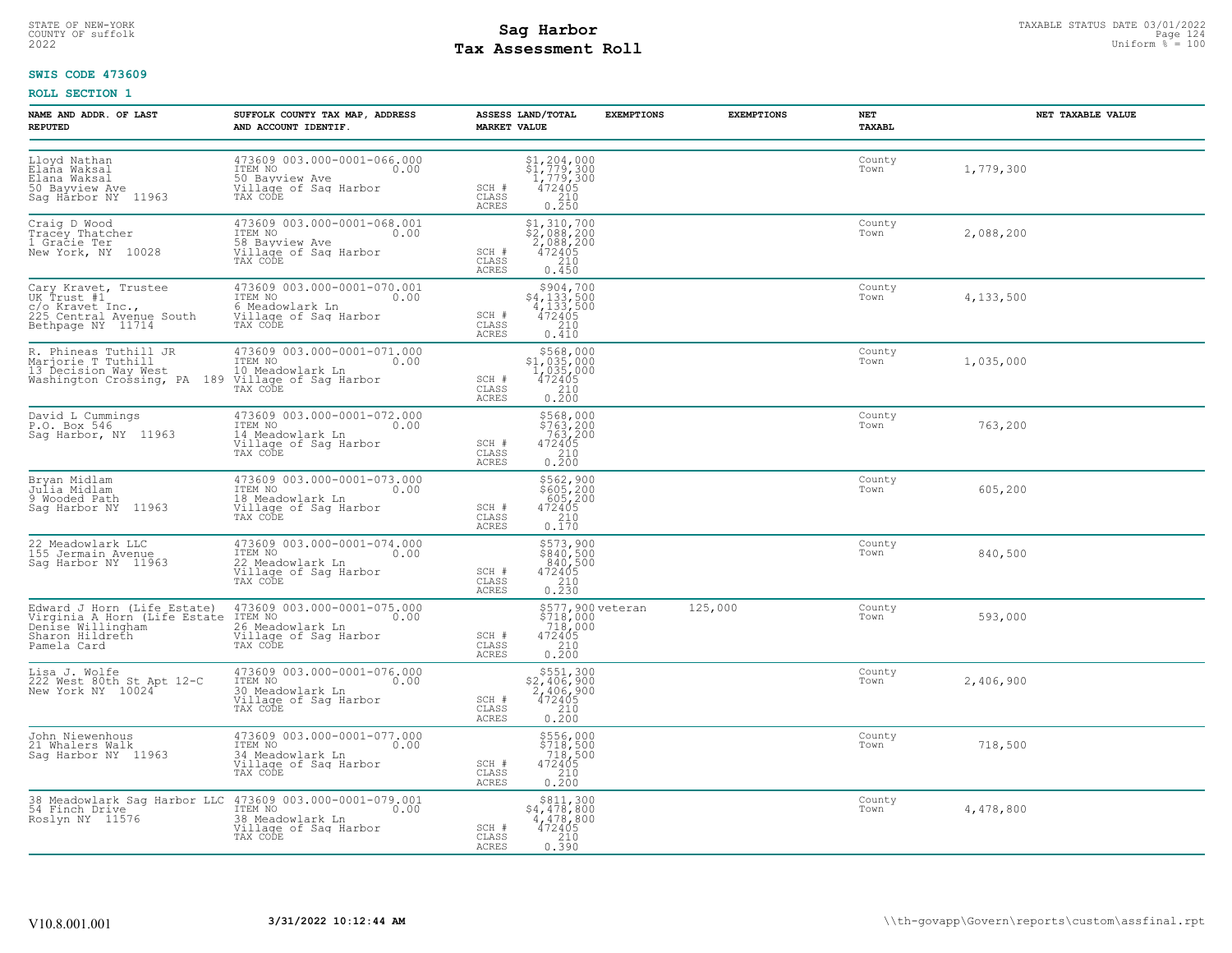**SWIS CODE 473609**

**ROLL SECTION 1**

| NAME AND ADDR. OF LAST REPUTED | SUFFOLK COUNTY TAX MAP, ADDRESS AND ACCOUNT IDENTIF. | | ASSESS LAND/TOTAL MARKET VALUE | EXEMPTIONS | EXEMPTIONS | NET TAXABL | NET TAXABLE VALUE |
|---|---|---|---|---|---|---|---|
| Lloyd Nathan<br>Elana Waksal<br>Elana Waksal<br>50 Bayview Ave<br>Sag Harbor NY 11963 | 473609 003.000-0001-066.000<br>ITEM NO 0.00<br>50 Bayview Ave<br>Village of Sag Harbor<br>TAX CODE | SCH #<br>CLASS<br>ACRES | $1,204,000<br>$1,779,300<br>1,779,300<br>472405<br>210<br>0.250 | | | County<br>Town | 1,779,300 |
| Craig D Wood<br>Tracey Thatcher<br>1 Gracie Ter<br>New York, NY 10028 | 473609 003.000-0001-068.001<br>ITEM NO 0.00<br>58 Bayview Ave<br>Village of Sag Harbor<br>TAX CODE | SCH #<br>CLASS<br>ACRES | $1,310,700<br>$2,088,200<br>2,088,200<br>472405<br>210<br>0.450 | | | County<br>Town | 2,088,200 |
| Cary Kravet, Trustee<br>UK Trust #1<br>c/o Kravet Inc.,<br>225 Central Avenue South<br>Bethpage NY 11714 | 473609 003.000-0001-070.001<br>ITEM NO 0.00<br>6 Meadowlark Ln<br>Village of Sag Harbor<br>TAX CODE | SCH #<br>CLASS<br>ACRES | $904,700<br>$4,133,500<br>4,133,500<br>472405<br>210<br>0.410 | | | County<br>Town | 4,133,500 |
| R. Phineas Tuthill JR<br>Marjorie T Tuthill<br>13 Decision Way West<br>Washington Crossing, PA 189 | 473609 003.000-0001-071.000<br>ITEM NO 0.00<br>10 Meadowlark Ln<br>Village of Sag Harbor<br>TAX CODE | SCH #<br>CLASS<br>ACRES | $568,000<br>$1,035,000<br>1,035,000<br>472405<br>210<br>0.200 | | | County<br>Town | 1,035,000 |
| David L Cummings<br>P.O. Box 546<br>Sag Harbor, NY 11963 | 473609 003.000-0001-072.000<br>ITEM NO 0.00<br>14 Meadowlark Ln<br>Village of Sag Harbor<br>TAX CODE | SCH #<br>CLASS<br>ACRES | $568,000<br>$763,200<br>763,200<br>472405<br>210<br>0.200 | | | County<br>Town | 763,200 |
| Bryan Midlam<br>Julia Midlam<br>9 Wooded Path<br>Sag Harbor NY 11963 | 473609 003.000-0001-073.000<br>ITEM NO 0.00<br>18 Meadowlark Ln<br>Village of Sag Harbor<br>TAX CODE | SCH #<br>CLASS<br>ACRES | $562,900<br>$605,200<br>605,200<br>472405<br>210<br>0.170 | | | County<br>Town | 605,200 |
| 22 Meadowlark LLC<br>155 Jermain Avenue<br>Sag Harbor NY 11963 | 473609 003.000-0001-074.000<br>ITEM NO 0.00<br>22 Meadowlark Ln<br>Village of Sag Harbor<br>TAX CODE | SCH #<br>CLASS<br>ACRES | $573,900<br>$840,500<br>840,500<br>472405<br>210<br>0.230 | | | County<br>Town | 840,500 |
| Edward J Horn (Life Estate)<br>Virginia A Horn (Life Estate<br>Denise Willingham<br>Sharon Hildreth<br>Pamela Card | 473609 003.000-0001-075.000<br>ITEM NO 0.00<br>26 Meadowlark Ln<br>Village of Sag Harbor<br>TAX CODE | SCH #<br>CLASS<br>ACRES | $577,900<br>$718,000<br>718,000<br>472405<br>210<br>0.200 | veteran | 125,000 | County<br>Town | 593,000 |
| Lisa J. Wolfe<br>222 West 80th St Apt 12-C<br>New York NY 10024 | 473609 003.000-0001-076.000<br>ITEM NO 0.00<br>30 Meadowlark Ln<br>Village of Sag Harbor<br>TAX CODE | SCH #<br>CLASS<br>ACRES | $551,300<br>$2,406,900<br>2,406,900<br>472405<br>210<br>0.200 | | | County<br>Town | 2,406,900 |
| John Niewenhous<br>21 Whalers Walk<br>Sag Harbor NY 11963 | 473609 003.000-0001-077.000<br>ITEM NO 0.00<br>34 Meadowlark Ln<br>Village of Sag Harbor<br>TAX CODE | SCH #<br>CLASS<br>ACRES | $556,000<br>$718,500<br>718,500<br>472405<br>210<br>0.200 | | | County<br>Town | 718,500 |
| 38 Meadowlark Sag Harbor LLC<br>54 Finch Drive<br>Roslyn NY 11576 | 473609 003.000-0001-079.001<br>ITEM NO 0.00<br>38 Meadowlark Ln<br>Village of Sag Harbor<br>TAX CODE | SCH #<br>CLASS<br>ACRES | $811,300<br>$4,478,800<br>4,478,800<br>472405<br>210<br>0.390 | | | County<br>Town | 4,478,800 |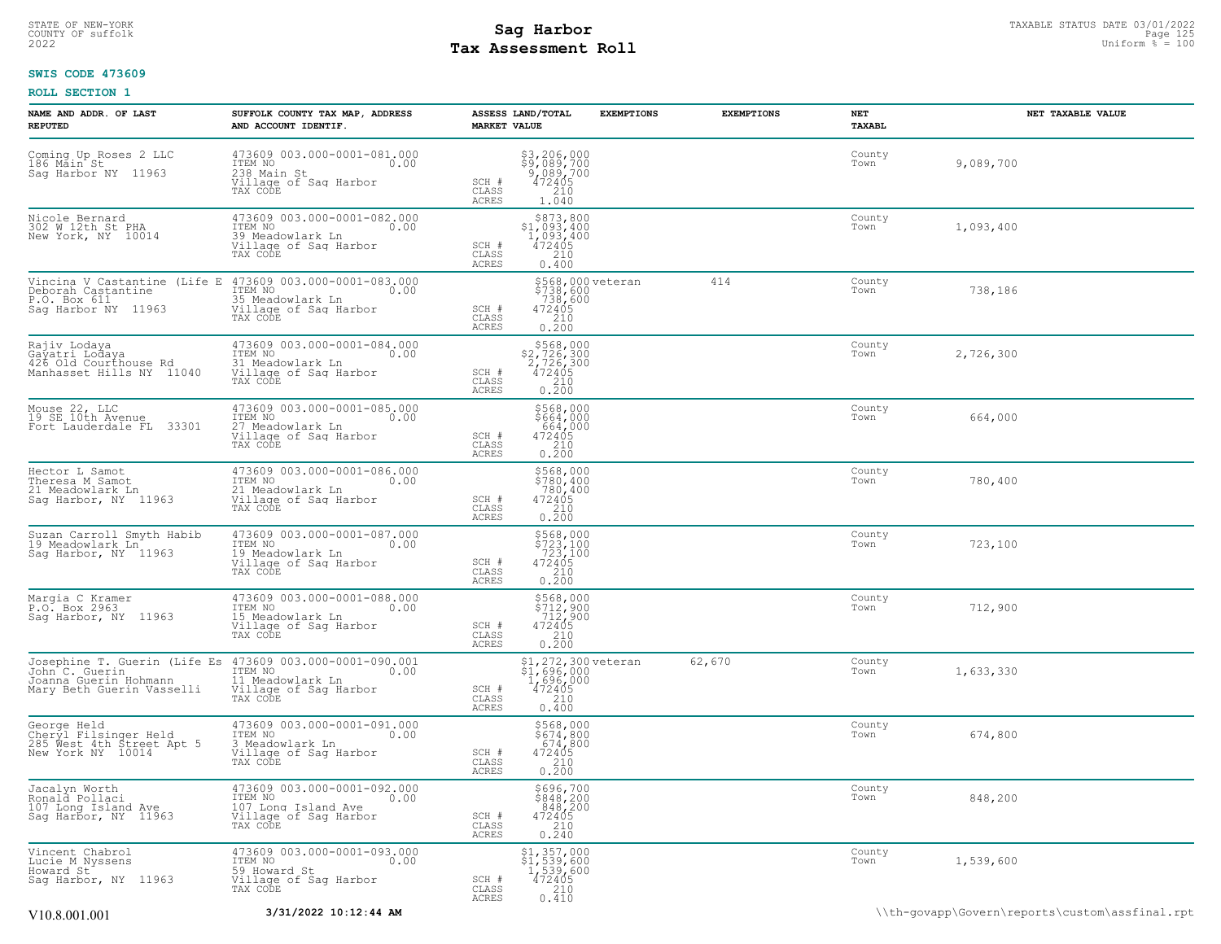STATE OF NEW-YORK
COUNTY OF suffolk
2022

# Sag Harbor
## Tax Assessment Roll

TAXABLE STATUS DATE 03/01/2022
Uniform % = 100

**SWIS CODE 473609**

**ROLL SECTION 1**

| NAME AND ADDR. OF LAST REPUTED | SUFFOLK COUNTY TAX MAP, ADDRESS AND ACCOUNT IDENTIF. | ASSESS LAND/TOTAL MARKET VALUE | EXEMPTIONS | EXEMPTIONS | NET TAXABL | NET TAXABLE VALUE |
|---|---|---|---|---|---|---|
| Coming Up Roses 2 LLC<br>186 Main St<br>Sag Harbor NY 11963 | 473609 003.000-0001-081.000<br>ITEM NO 0.00<br>238 Main St<br>Village of Sag Harbor<br>TAX CODE | $3,206,000<br>$9,089,700<br>9,089,700<br>SCH # 472405<br>CLASS 210<br>ACRES 1.040 | | | County<br>Town | 9,089,700 |
| Nicole Bernard<br>302 W 12th St PHA<br>New York, NY 10014 | 473609 003.000-0001-082.000<br>ITEM NO 0.00<br>39 Meadowlark Ln<br>Village of Sag Harbor<br>TAX CODE | $873,800<br>$1,093,400<br>1,093,400<br>SCH # 472405<br>CLASS 210<br>ACRES 0.400 | | | County<br>Town | 1,093,400 |
| Vincina V Castantine (Life E<br>Deborah Castantine<br>P.O. Box 611<br>Sag Harbor NY 11963 | 473609 003.000-0001-083.000<br>ITEM NO 0.00<br>35 Meadowlark Ln<br>Village of Sag Harbor<br>TAX CODE | $568,000<br>$738,600<br>738,600<br>SCH # 472405<br>CLASS 210<br>ACRES 0.200 | veteran | 414 | County<br>Town | 738,186 |
| Rajiv Lodaya<br>Gayatri Lodaya<br>426 Old Courthouse Rd<br>Manhasset Hills NY 11040 | 473609 003.000-0001-084.000<br>ITEM NO 0.00<br>31 Meadowlark Ln<br>Village of Sag Harbor<br>TAX CODE | $568,000<br>$2,726,300<br>2,726,300<br>SCH # 472405<br>CLASS 210<br>ACRES 0.200 | | | County<br>Town | 2,726,300 |
| Mouse 22, LLC<br>19 SE 10th Avenue<br>Fort Lauderdale FL 33301 | 473609 003.000-0001-085.000<br>ITEM NO 0.00<br>27 Meadowlark Ln<br>Village of Sag Harbor<br>TAX CODE | $568,000<br>$664,000<br>664,000<br>SCH # 472405<br>CLASS 210<br>ACRES 0.200 | | | County<br>Town | 664,000 |
| Hector L Samot<br>Theresa M Samot<br>21 Meadowlark Ln<br>Sag Harbor, NY 11963 | 473609 003.000-0001-086.000<br>ITEM NO 0.00<br>21 Meadowlark Ln<br>Village of Sag Harbor<br>TAX CODE | $568,000<br>$780,400<br>780,400<br>SCH # 472405<br>CLASS 210<br>ACRES 0.200 | | | County<br>Town | 780,400 |
| Suzan Carroll Smyth Habib<br>19 Meadowlark Ln<br>Sag Harbor, NY 11963 | 473609 003.000-0001-087.000<br>ITEM NO 0.00<br>19 Meadowlark Ln<br>Village of Sag Harbor<br>TAX CODE | $568,000<br>$723,100<br>723,100<br>SCH # 472405<br>CLASS 210<br>ACRES 0.200 | | | County<br>Town | 723,100 |
| Margia C Kramer<br>P.O. Box 2963<br>Sag Harbor, NY 11963 | 473609 003.000-0001-088.000<br>ITEM NO 0.00<br>15 Meadowlark Ln<br>Village of Sag Harbor<br>TAX CODE | $568,000<br>$712,900<br>712,900<br>SCH # 472405<br>CLASS 210<br>ACRES 0.200 | | | County<br>Town | 712,900 |
| Josephine T. Guerin (Life Es<br>John C. Guerin<br>Joanna Guerin Hohmann<br>Mary Beth Guerin Vasselli | 473609 003.000-0001-090.001<br>ITEM NO 0.00<br>11 Meadowlark Ln<br>Village of Sag Harbor<br>TAX CODE | $1,272,300<br>$1,696,000<br>1,696,000<br>SCH # 472405<br>CLASS 210<br>ACRES 0.400 | veteran | 62,670 | County<br>Town | 1,633,330 |
| George Held<br>Cheryl Filsinger Held<br>285 West 4th Street Apt 5<br>New York NY 10014 | 473609 003.000-0001-091.000<br>ITEM NO 0.00<br>3 Meadowlark Ln<br>Village of Sag Harbor<br>TAX CODE | $568,000<br>$674,800<br>674,800<br>SCH # 472405<br>CLASS 210<br>ACRES 0.200 | | | County<br>Town | 674,800 |
| Jacalyn Worth<br>Ronald Pollaci<br>107 Long Island Ave<br>Sag Harbor, NY 11963 | 473609 003.000-0001-092.000<br>ITEM NO 0.00<br>107 Long Island Ave<br>Village of Sag Harbor<br>TAX CODE | $696,700<br>$848,200<br>848,200<br>SCH # 472405<br>CLASS 210<br>ACRES 0.240 | | | County<br>Town | 848,200 |
| Vincent Chabrol<br>Lucie M Nyssens<br>Howard St<br>Sag Harbor, NY 11963 | 473609 003.000-0001-093.000<br>ITEM NO 0.00<br>59 Howard St<br>Village of Sag Harbor<br>TAX CODE | $1,357,000<br>$1,539,600<br>1,539,600<br>SCH # 472405<br>CLASS 210<br>ACRES 0.410 | | | County<br>Town | 1,539,600 |

V10.8.001.001 &nbsp;&nbsp; 3/31/2022 10:12:44 AM &nbsp;&nbsp; \\th-govapp\Govern\reports\custom\assfinal.rpt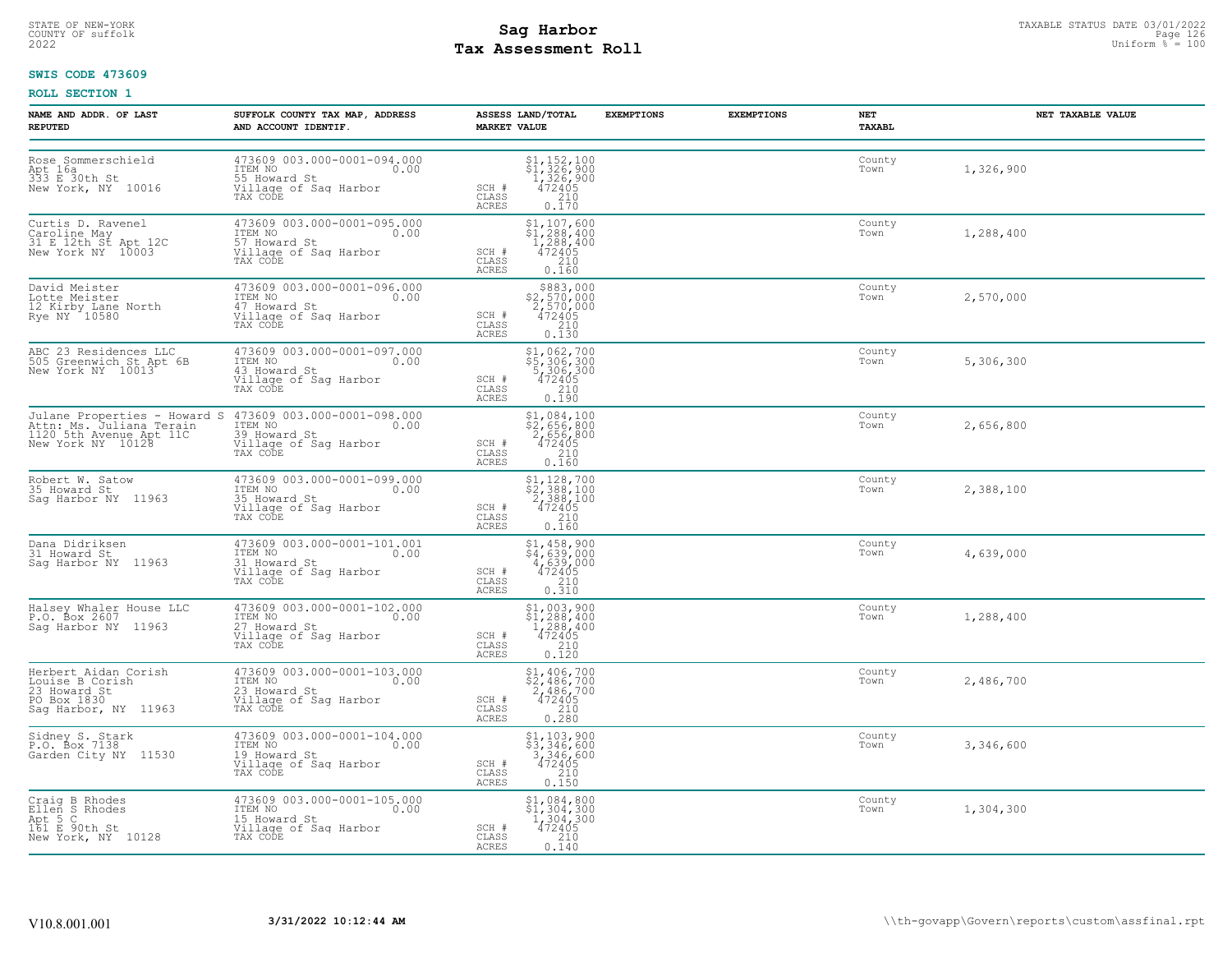STATE OF NEW-YORK
COUNTY OF suffolk
2022

# Sag Harbor
## Tax Assessment Roll

TAXABLE STATUS DATE 03/01/2022
Uniform % = 100

**SWIS CODE 473609**

**ROLL SECTION 1**

| NAME AND ADDR. OF LAST REPUTED | SUFFOLK COUNTY TAX MAP, ADDRESS AND ACCOUNT IDENTIF. | | ASSESS LAND/TOTAL MARKET VALUE | EXEMPTIONS | EXEMPTIONS | NET TAXABL | NET TAXABLE VALUE |
|---|---|---|---|---|---|---|---|
| Rose Sommerschield<br>Apt 16a<br>333 E 30th St<br>New York, NY 10016 | 473609 003.000-0001-094.000<br>ITEM NO 0.00<br>55 Howard St<br>Village of Sag Harbor<br>TAX CODE | SCH #<br>CLASS<br>ACRES | $1,152,100<br>$1,326,900<br>1,326,900<br>472405<br>210<br>0.170 | | | County<br>Town | 1,326,900 |
| Curtis D. Ravenel<br>Caroline May<br>31 E 12th St Apt 12C<br>New York NY 10003 | 473609 003.000-0001-095.000<br>ITEM NO 0.00<br>57 Howard St<br>Village of Sag Harbor<br>TAX CODE | SCH #<br>CLASS<br>ACRES | $1,107,600<br>$1,288,400<br>1,288,400<br>472405<br>210<br>0.160 | | | County<br>Town | 1,288,400 |
| David Meister<br>Lotte Meister<br>12 Kirby Lane North<br>Rye NY 10580 | 473609 003.000-0001-096.000<br>ITEM NO 0.00<br>47 Howard St<br>Village of Sag Harbor<br>TAX CODE | SCH #<br>CLASS<br>ACRES | $883,000<br>$2,570,000<br>2,570,000<br>472405<br>210<br>0.130 | | | County<br>Town | 2,570,000 |
| ABC 23 Residences LLC<br>505 Greenwich St Apt 6B<br>New York NY 10013 | 473609 003.000-0001-097.000<br>ITEM NO 0.00<br>43 Howard St<br>Village of Sag Harbor<br>TAX CODE | SCH #<br>CLASS<br>ACRES | $1,062,700<br>$5,306,300<br>5,306,300<br>472405<br>210<br>0.190 | | | County<br>Town | 5,306,300 |
| Julane Properties - Howard S<br>Attn: Ms. Juliana Terain<br>1120 5th Avenue Apt 11C<br>New York NY 10128 | 473609 003.000-0001-098.000<br>ITEM NO 0.00<br>39 Howard St<br>Village of Sag Harbor<br>TAX CODE | SCH #<br>CLASS<br>ACRES | $1,084,100<br>$2,656,800<br>2,656,800<br>472405<br>210<br>0.160 | | | County<br>Town | 2,656,800 |
| Robert W. Satow<br>35 Howard St<br>Sag Harbor NY 11963 | 473609 003.000-0001-099.000<br>ITEM NO 0.00<br>35 Howard St<br>Village of Sag Harbor<br>TAX CODE | SCH #<br>CLASS<br>ACRES | $1,128,700<br>$2,388,100<br>2,388,100<br>472405<br>210<br>0.160 | | | County<br>Town | 2,388,100 |
| Dana Didriksen<br>31 Howard St<br>Sag Harbor NY 11963 | 473609 003.000-0001-101.001<br>ITEM NO 0.00<br>31 Howard St<br>Village of Sag Harbor<br>TAX CODE | SCH #<br>CLASS<br>ACRES | $1,458,900<br>$4,639,000<br>4,639,000<br>472405<br>210<br>0.310 | | | County<br>Town | 4,639,000 |
| Halsey Whaler House LLC<br>P.O. Box 2607<br>Sag Harbor NY 11963 | 473609 003.000-0001-102.000<br>ITEM NO 0.00<br>27 Howard St<br>Village of Sag Harbor<br>TAX CODE | SCH #<br>CLASS<br>ACRES | $1,003,900<br>$1,288,400<br>1,288,400<br>472405<br>210<br>0.120 | | | County<br>Town | 1,288,400 |
| Herbert Aidan Corish<br>Louise B Corish<br>23 Howard St<br>PO Box 1830<br>Sag Harbor, NY 11963 | 473609 003.000-0001-103.000<br>ITEM NO 0.00<br>23 Howard St<br>Village of Sag Harbor<br>TAX CODE | SCH #<br>CLASS<br>ACRES | $1,406,700<br>$2,486,700<br>2,486,700<br>472405<br>210<br>0.280 | | | County<br>Town | 2,486,700 |
| Sidney S. Stark<br>P.O. Box 7138<br>Garden City NY 11530 | 473609 003.000-0001-104.000<br>ITEM NO 0.00<br>19 Howard St<br>Village of Sag Harbor<br>TAX CODE | SCH #<br>CLASS<br>ACRES | $1,103,900<br>$3,346,600<br>3,346,600<br>472405<br>210<br>0.150 | | | County<br>Town | 3,346,600 |
| Craig B Rhodes<br>Ellen S Rhodes<br>Apt 5 C<br>161 E 90th St<br>New York, NY 10128 | 473609 003.000-0001-105.000<br>ITEM NO 0.00<br>15 Howard St<br>Village of Sag Harbor<br>TAX CODE | SCH #<br>CLASS<br>ACRES | $1,084,800<br>$1,304,300<br>1,304,300<br>472405<br>210<br>0.140 | | | County<br>Town | 1,304,300 |

V10.8.001.001 3/31/2022 10:12:44 AM \\th-govapp\Govern\reports\custom\assfinal.rpt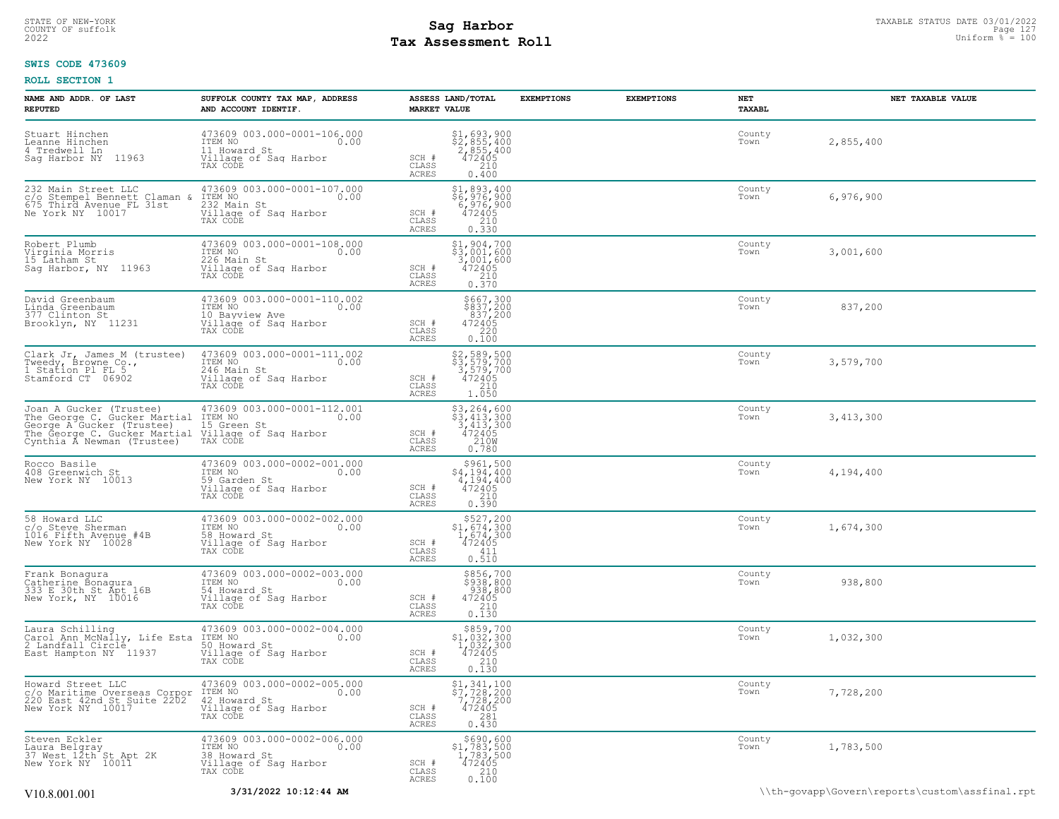STATE OF NEW-YORK
COUNTY OF suffolk
2022

# Sag Harbor
## Tax Assessment Roll

TAXABLE STATUS DATE 03/01/2022
Uniform % = 100

**SWIS CODE 473609**

**ROLL SECTION 1**

| NAME AND ADDR. OF LAST REPUTED | SUFFOLK COUNTY TAX MAP, ADDRESS AND ACCOUNT IDENTIF. | | ASSESS LAND/TOTAL MARKET VALUE | EXEMPTIONS | EXEMPTIONS | NET TAXABL | NET TAXABLE VALUE |
|---|---|---|---|---|---|---|---|
| Stuart Hinchen<br>Leanne Hinchen<br>4 Tredwell Ln<br>Sag Harbor NY 11963 | 473609 003.000-0001-106.000<br>ITEM NO 0.00<br>11 Howard St<br>Village of Sag Harbor<br>TAX CODE | SCH #<br>CLASS<br>ACRES | $1,693,900<br>$2,855,400<br>2,855,400<br>472405<br>210<br>0.400 | | | County<br>Town | 2,855,400 |
| 232 Main Street LLC<br>c/o Stempel Bennett Claman &<br>675 Third Avenue FL 31st<br>Ne York NY 10017 | 473609 003.000-0001-107.000<br>ITEM NO 0.00<br>232 Main St<br>Village of Sag Harbor<br>TAX CODE | SCH #<br>CLASS<br>ACRES | $1,893,400<br>$6,976,900<br>6,976,900<br>472405<br>210<br>0.330 | | | County<br>Town | 6,976,900 |
| Robert Plumb<br>Virginia Morris<br>15 Latham St<br>Sag Harbor, NY 11963 | 473609 003.000-0001-108.000<br>ITEM NO 0.00<br>226 Main St<br>Village of Sag Harbor<br>TAX CODE | SCH #<br>CLASS<br>ACRES | $1,904,700<br>$3,001,600<br>3,001,600<br>472405<br>210<br>0.370 | | | County<br>Town | 3,001,600 |
| David Greenbaum<br>Linda Greenbaum<br>377 Clinton St<br>Brooklyn, NY 11231 | 473609 003.000-0001-110.002<br>ITEM NO 0.00<br>10 Bayview Ave<br>Village of Sag Harbor<br>TAX CODE | SCH #<br>CLASS<br>ACRES | $667,300<br>$837,200<br>837,200<br>472405<br>220<br>0.100 | | | County<br>Town | 837,200 |
| Clark Jr, James M (trustee)<br>Tweedy, Browne Co.,<br>1 Station Pl FL 5<br>Stamford CT 06902 | 473609 003.000-0001-111.002<br>ITEM NO 0.00<br>246 Main St<br>Village of Sag Harbor<br>TAX CODE | SCH #<br>CLASS<br>ACRES | $2,589,500<br>$3,579,700<br>3,579,700<br>472405<br>210<br>1.050 | | | County<br>Town | 3,579,700 |
| Joan A Gucker (Trustee)<br>The George C. Gucker Martial<br>George A Gucker (Trustee)<br>The George C. Gucker Martial<br>Cynthia A Newman (Trustee) | 473609 003.000-0001-112.001<br>ITEM NO 0.00<br>15 Green St<br>Village of Sag Harbor<br>TAX CODE | SCH #<br>CLASS<br>ACRES | $3,264,600<br>$3,413,300<br>3,413,300<br>472405<br>210W<br>0.780 | | | County<br>Town | 3,413,300 |
| Rocco Basile<br>408 Greenwich St<br>New York NY 10013 | 473609 003.000-0002-001.000<br>ITEM NO 0.00<br>59 Garden St<br>Village of Sag Harbor<br>TAX CODE | SCH #<br>CLASS<br>ACRES | $961,500<br>$4,194,400<br>4,194,400<br>472405<br>210<br>0.390 | | | County<br>Town | 4,194,400 |
| 58 Howard LLC<br>c/o Steve Sherman<br>1016 Fifth Avenue #4B<br>New York NY 10028 | 473609 003.000-0002-002.000<br>ITEM NO 0.00<br>58 Howard St<br>Village of Sag Harbor<br>TAX CODE | SCH #<br>CLASS<br>ACRES | $527,200<br>$1,674,300<br>1,674,300<br>472405<br>411<br>0.510 | | | County<br>Town | 1,674,300 |
| Frank Bonagura<br>Catherine Bonagura<br>333 E 30th St Apt 16B<br>New York, NY 10016 | 473609 003.000-0002-003.000<br>ITEM NO 0.00<br>54 Howard St<br>Village of Sag Harbor<br>TAX CODE | SCH #<br>CLASS<br>ACRES | $856,700<br>$938,800<br>938,800<br>472405<br>210<br>0.130 | | | County<br>Town | 938,800 |
| Laura Schilling<br>Carol Ann McNally, Life Esta<br>2 Landfall Circle<br>East Hampton NY 11937 | 473609 003.000-0002-004.000<br>ITEM NO 0.00<br>50 Howard St<br>Village of Sag Harbor<br>TAX CODE | SCH #<br>CLASS<br>ACRES | $859,700<br>$1,032,300<br>1,032,300<br>472405<br>210<br>0.130 | | | County<br>Town | 1,032,300 |
| Howard Street LLC<br>c/o Maritime Overseas Corpor<br>220 East 42nd St Suite 2202<br>New York NY 10017 | 473609 003.000-0002-005.000<br>ITEM NO 0.00<br>42 Howard St<br>Village of Sag Harbor<br>TAX CODE | SCH #<br>CLASS<br>ACRES | $1,341,100<br>$7,728,200<br>7,728,200<br>472405<br>281<br>0.430 | | | County<br>Town | 7,728,200 |
| Steven Eckler<br>Laura Belgray<br>37 West 12th St Apt 2K<br>New York NY 10011 | 473609 003.000-0002-006.000<br>ITEM NO 0.00<br>38 Howard St<br>Village of Sag Harbor<br>TAX CODE | SCH #<br>CLASS<br>ACRES | $690,600<br>$1,783,500<br>1,783,500<br>472405<br>210<br>0.100 | | | County<br>Town | 1,783,500 |

V10.8.001.001 3/31/2022 10:12:44 AM \\th-govapp\Govern\reports\custom\assfinal.rpt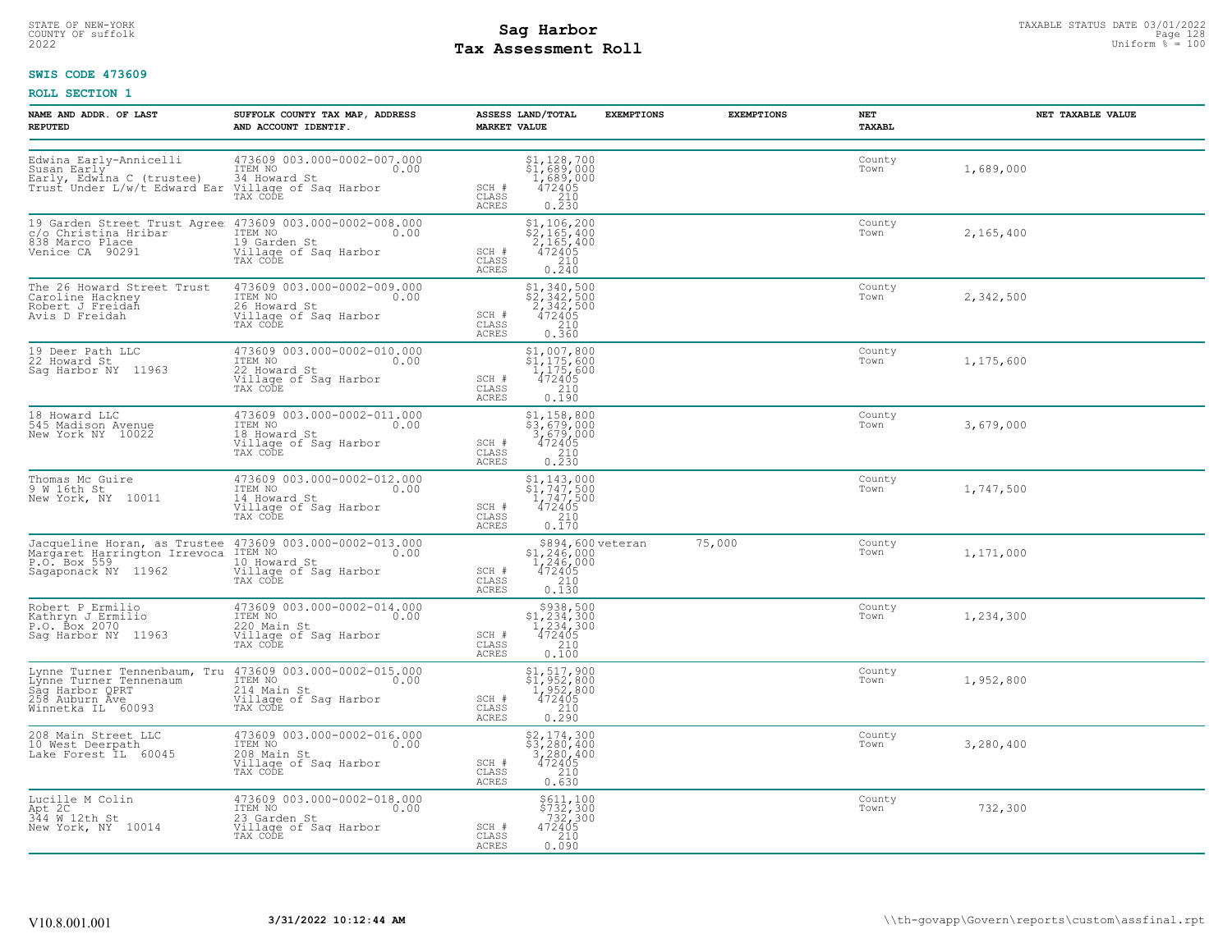STATE OF NEW-YORK
COUNTY OF suffolk
2022

# Sag Harbor
# Tax Assessment Roll

TAXABLE STATUS DATE 03/01/2022
Uniform % = 100

**SWIS CODE 473609**

**ROLL SECTION 1**

| NAME AND ADDR. OF LAST REPUTED | SUFFOLK COUNTY TAX MAP, ADDRESS AND ACCOUNT IDENTIF. | | ASSESS LAND/TOTAL MARKET VALUE | EXEMPTIONS | EXEMPTIONS | NET TAXABL | NET TAXABLE VALUE |
|---|---|---|---|---|---|---|---|
| Edwina Early-Annicelli<br>Susan Early<br>Early, Edwina C (trustee)<br>Trust Under L/w/t Edward Ear | 473609 003.000-0002-007.000<br>ITEM NO 0.00<br>34 Howard St<br>Village of Sag Harbor<br>TAX CODE | SCH #<br>CLASS<br>ACRES | $1,128,700<br>$1,689,000<br>1,689,000<br>472405<br>210<br>0.230 | | | County<br>Town | 1,689,000 |
| 19 Garden Street Trust Agree<br>c/o Christina Hribar<br>838 Marco Place<br>Venice CA 90291 | 473609 003.000-0002-008.000<br>ITEM NO 0.00<br>19 Garden St<br>Village of Sag Harbor<br>TAX CODE | SCH #<br>CLASS<br>ACRES | $1,106,200<br>$2,165,400<br>2,165,400<br>472405<br>210<br>0.240 | | | County<br>Town | 2,165,400 |
| The 26 Howard Street Trust<br>Caroline Hackney<br>Robert J Freidah<br>Avis D Freidah | 473609 003.000-0002-009.000<br>ITEM NO 0.00<br>26 Howard St<br>Village of Sag Harbor<br>TAX CODE | SCH #<br>CLASS<br>ACRES | $1,340,500<br>$2,342,500<br>2,342,500<br>472405<br>210<br>0.360 | | | County<br>Town | 2,342,500 |
| 19 Deer Path LLC<br>22 Howard St<br>Sag Harbor NY 11963 | 473609 003.000-0002-010.000<br>ITEM NO 0.00<br>22 Howard St<br>Village of Sag Harbor<br>TAX CODE | SCH #<br>CLASS<br>ACRES | $1,007,800<br>$1,175,600<br>1,175,600<br>472405<br>210<br>0.190 | | | County<br>Town | 1,175,600 |
| 18 Howard LLC<br>545 Madison Avenue<br>New York NY 10022 | 473609 003.000-0002-011.000<br>ITEM NO 0.00<br>18 Howard St<br>Village of Sag Harbor<br>TAX CODE | SCH #<br>CLASS<br>ACRES | $1,158,800<br>$3,679,000<br>3,679,000<br>472405<br>210<br>0.230 | | | County<br>Town | 3,679,000 |
| Thomas Mc Guire<br>9 W 16th St<br>New York, NY 10011 | 473609 003.000-0002-012.000<br>ITEM NO 0.00<br>14 Howard St<br>Village of Sag Harbor<br>TAX CODE | SCH #<br>CLASS<br>ACRES | $1,143,000<br>$1,747,500<br>1,747,500<br>472405<br>210<br>0.170 | | | County<br>Town | 1,747,500 |
| Jacqueline Horan, as Trustee<br>Margaret Harrington Irrevoca<br>P.O. Box 559<br>Sagaponack NY 11962 | 473609 003.000-0002-013.000<br>ITEM NO 0.00<br>10 Howard St<br>Village of Sag Harbor<br>TAX CODE | SCH #<br>CLASS<br>ACRES | $894,600<br>$1,246,000<br>1,246,000<br>472405<br>210<br>0.130 | veteran | 75,000 | County<br>Town | 1,171,000 |
| Robert P Ermilio<br>Kathryn J Ermilio<br>P.O. Box 2070<br>Sag Harbor NY 11963 | 473609 003.000-0002-014.000<br>ITEM NO 0.00<br>220 Main St<br>Village of Sag Harbor<br>TAX CODE | SCH #<br>CLASS<br>ACRES | $938,500<br>$1,234,300<br>1,234,300<br>472405<br>210<br>0.100 | | | County<br>Town | 1,234,300 |
| Lynne Turner Tennenbaum, Tru<br>Lynne Turner Tennenaum<br>Sag Harbor QPRT<br>258 Auburn Ave<br>Winnetka IL 60093 | 473609 003.000-0002-015.000<br>ITEM NO 0.00<br>214 Main St<br>Village of Sag Harbor<br>TAX CODE | SCH #<br>CLASS<br>ACRES | $1,517,900<br>$1,952,800<br>1,952,800<br>472405<br>210<br>0.290 | | | County<br>Town | 1,952,800 |
| 208 Main Street LLC<br>10 West Deerpath<br>Lake Forest IL 60045 | 473609 003.000-0002-016.000<br>ITEM NO 0.00<br>208 Main St<br>Village of Sag Harbor<br>TAX CODE | SCH #<br>CLASS<br>ACRES | $2,174,300<br>$3,280,400<br>3,280,400<br>472405<br>210<br>0.630 | | | County<br>Town | 3,280,400 |
| Lucille M Colin<br>Apt 2C<br>344 W 12th St<br>New York, NY 10014 | 473609 003.000-0002-018.000<br>ITEM NO 0.00<br>23 Garden St<br>Village of Sag Harbor<br>TAX CODE | SCH #<br>CLASS<br>ACRES | $611,100<br>$732,300<br>732,300<br>472405<br>210<br>0.090 | | | County<br>Town | 732,300 |

V10.8.001.001 3/31/2022 10:12:44 AM \\th-govapp\Govern\reports\custom\assfinal.rpt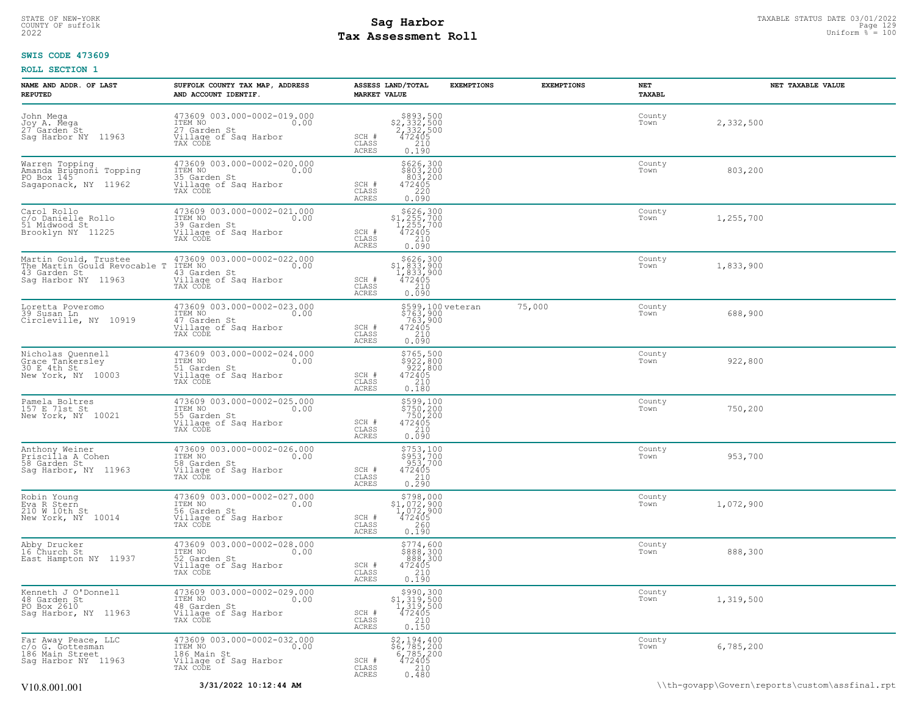STATE OF NEW-YORK
COUNTY OF suffolk
2022

# Sag Harbor
# Tax Assessment Roll

TAXABLE STATUS DATE 03/01/2022
Uniform % = 100

**SWIS CODE 473609**

**ROLL SECTION 1**

| NAME AND ADDR. OF LAST REPUTED | SUFFOLK COUNTY TAX MAP, ADDRESS AND ACCOUNT IDENTIF. | ASSESS LAND/TOTAL MARKET VALUE | EXEMPTIONS | EXEMPTIONS | NET TAXABL | NET TAXABLE VALUE |
|---|---|---|---|---|---|---|
| John Mega<br>Joy A. Mega<br>27 Garden St<br>Sag Harbor NY 11963 | 473609 003.000-0002-019.000<br>ITEM NO 0.00<br>27 Garden St<br>Village of Sag Harbor<br>TAX CODE | $893,500<br>$2,332,500<br>2,332,500<br>SCH # 472405<br>CLASS 210<br>ACRES 0.190 | | | County<br>Town | 2,332,500 |
| Warren Topping<br>Amanda Brugnoni Topping<br>PO Box 145<br>Sagaponack, NY 11962 | 473609 003.000-0002-020.000<br>ITEM NO 0.00<br>35 Garden St<br>Village of Sag Harbor<br>TAX CODE | $626,300<br>$803,200<br>803,200<br>SCH # 472405<br>CLASS 220<br>ACRES 0.090 | | | County<br>Town | 803,200 |
| Carol Rollo<br>c/o Danielle Rollo<br>51 Midwood St<br>Brooklyn NY 11225 | 473609 003.000-0002-021.000<br>ITEM NO 0.00<br>39 Garden St<br>Village of Sag Harbor<br>TAX CODE | $626,300<br>$1,255,700<br>1,255,700<br>SCH # 472405<br>CLASS 210<br>ACRES 0.090 | | | County<br>Town | 1,255,700 |
| Martin Gould, Trustee<br>The Martin Gould Revocable T<br>43 Garden St<br>Sag Harbor NY 11963 | 473609 003.000-0002-022.000<br>ITEM NO 0.00<br>43 Garden St<br>Village of Sag Harbor<br>TAX CODE | $626,300<br>$1,833,900<br>1,833,900<br>SCH # 472405<br>CLASS 210<br>ACRES 0.090 | | | County<br>Town | 1,833,900 |
| Loretta Poveromo<br>39 Susan Ln<br>Circleville, NY 10919 | 473609 003.000-0002-023.000<br>ITEM NO 0.00<br>47 Garden St<br>Village of Sag Harbor<br>TAX CODE | $599,100<br>$763,900<br>763,900<br>SCH # 472405<br>CLASS 210<br>ACRES 0.090 | veteran | 75,000 | County<br>Town | 688,900 |
| Nicholas Quennell<br>Grace Tankersley<br>30 E 4th St<br>New York, NY 10003 | 473609 003.000-0002-024.000<br>ITEM NO 0.00<br>51 Garden St<br>Village of Sag Harbor<br>TAX CODE | $765,500<br>$922,800<br>922,800<br>SCH # 472405<br>CLASS 210<br>ACRES 0.180 | | | County<br>Town | 922,800 |
| Pamela Boltres<br>157 E 71st St<br>New York, NY 10021 | 473609 003.000-0002-025.000<br>ITEM NO 0.00<br>55 Garden St<br>Village of Sag Harbor<br>TAX CODE | $599,100<br>$750,200<br>750,200<br>SCH # 472405<br>CLASS 210<br>ACRES 0.090 | | | County<br>Town | 750,200 |
| Anthony Weiner<br>Priscilla A Cohen<br>58 Garden St<br>Sag Harbor, NY 11963 | 473609 003.000-0002-026.000<br>ITEM NO 0.00<br>58 Garden St<br>Village of Sag Harbor<br>TAX CODE | $753,100<br>$953,700<br>953,700<br>SCH # 472405<br>CLASS 210<br>ACRES 0.290 | | | County<br>Town | 953,700 |
| Robin Young<br>Eva R Stern<br>210 W 10th St<br>New York, NY 10014 | 473609 003.000-0002-027.000<br>ITEM NO 0.00<br>56 Garden St<br>Village of Sag Harbor<br>TAX CODE | $798,000<br>$1,072,900<br>1,072,900<br>SCH # 472405<br>CLASS 260<br>ACRES 0.190 | | | County<br>Town | 1,072,900 |
| Abby Drucker<br>16 Church St<br>East Hampton NY 11937 | 473609 003.000-0002-028.000<br>ITEM NO 0.00<br>52 Garden St<br>Village of Sag Harbor<br>TAX CODE | $774,600<br>$888,300<br>888,300<br>SCH # 472405<br>CLASS 210<br>ACRES 0.190 | | | County<br>Town | 888,300 |
| Kenneth J O'Donnell<br>48 Garden St<br>PO Box 2610<br>Sag Harbor, NY 11963 | 473609 003.000-0002-029.000<br>ITEM NO 0.00<br>48 Garden St<br>Village of Sag Harbor<br>TAX CODE | $990,300<br>$1,319,500<br>1,319,500<br>SCH # 472405<br>CLASS 210<br>ACRES 0.150 | | | County<br>Town | 1,319,500 |
| Far Away Peace, LLC<br>c/o G. Gottesman<br>186 Main Street<br>Sag Harbor NY 11963 | 473609 003.000-0002-032.000<br>ITEM NO 0.00<br>186 Main St<br>Village of Sag Harbor<br>TAX CODE | $2,194,400<br>$6,785,200<br>6,785,200<br>SCH # 472405<br>CLASS 210<br>ACRES 0.480 | | | County<br>Town | 6,785,200 |

V10.8.001.001 3/31/2022 10:12:44 AM \\th-govapp\Govern\reports\custom\assfinal.rpt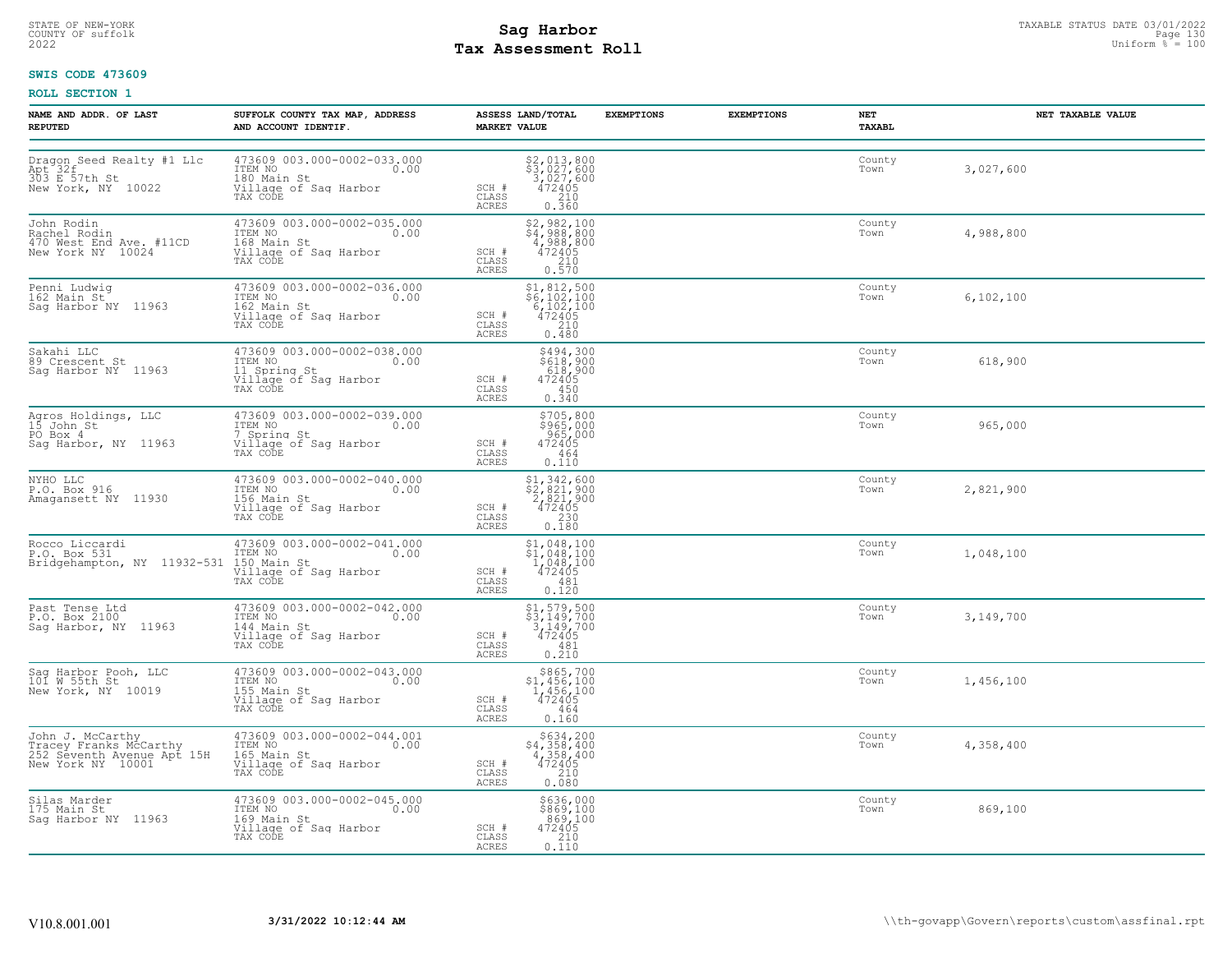STATE OF NEW-YORK
COUNTY OF suffolk
2022

# Sag Harbor
# Tax Assessment Roll

TAXABLE STATUS DATE 03/01/2022
Uniform % = 100

**SWIS CODE 473609**

**ROLL SECTION 1**

| NAME AND ADDR. OF LAST REPUTED | SUFFOLK COUNTY TAX MAP, ADDRESS AND ACCOUNT IDENTIF. | ASSESS LAND/TOTAL MARKET VALUE | EXEMPTIONS | EXEMPTIONS | NET TAXABL | NET TAXABLE VALUE |
|---|---|---|---|---|---|---|
| Dragon Seed Realty #1 Llc<br>Apt 32f<br>303 E 57th St<br>New York, NY 10022 | 473609 003.000-0002-033.000<br>ITEM NO 0.00<br>180 Main St<br>Village of Sag Harbor<br>TAX CODE | $2,013,800<br>$3,027,600<br>3,027,600<br>SCH # 472405<br>CLASS 210<br>ACRES 0.360 | | | County<br>Town | 3,027,600 |
| John Rodin<br>Rachel Rodin<br>470 West End Ave. #11CD<br>New York NY 10024 | 473609 003.000-0002-035.000<br>ITEM NO 0.00<br>168 Main St<br>Village of Sag Harbor<br>TAX CODE | $2,982,100<br>$4,988,800<br>4,988,800<br>SCH # 472405<br>CLASS 210<br>ACRES 0.570 | | | County<br>Town | 4,988,800 |
| Penni Ludwig<br>162 Main St<br>Sag Harbor NY 11963 | 473609 003.000-0002-036.000<br>ITEM NO 0.00<br>162 Main St<br>Village of Sag Harbor<br>TAX CODE | $1,812,500<br>$6,102,100<br>6,102,100<br>SCH # 472405<br>CLASS 210<br>ACRES 0.480 | | | County<br>Town | 6,102,100 |
| Sakahi LLC<br>89 Crescent St<br>Sag Harbor NY 11963 | 473609 003.000-0002-038.000<br>ITEM NO 0.00<br>11 Spring St<br>Village of Sag Harbor<br>TAX CODE | $494,300<br>$618,900<br>618,900<br>SCH # 472405<br>CLASS 450<br>ACRES 0.340 | | | County<br>Town | 618,900 |
| Agros Holdings, LLC<br>15 John St<br>PO Box 4<br>Sag Harbor, NY 11963 | 473609 003.000-0002-039.000<br>ITEM NO 0.00<br>7 Spring St<br>Village of Sag Harbor<br>TAX CODE | $705,800<br>$965,000<br>965,000<br>SCH # 472405<br>CLASS 464<br>ACRES 0.110 | | | County<br>Town | 965,000 |
| NYHO LLC<br>P.O. Box 916<br>Amagansett NY 11930 | 473609 003.000-0002-040.000<br>ITEM NO 0.00<br>156 Main St<br>Village of Sag Harbor<br>TAX CODE | $1,342,600<br>$2,821,900<br>2,821,900<br>SCH # 472405<br>CLASS 230<br>ACRES 0.180 | | | County<br>Town | 2,821,900 |
| Rocco Liccardi<br>P.O. Box 531<br>Bridgehampton, NY 11932-531 | 473609 003.000-0002-041.000<br>ITEM NO 0.00<br>150 Main St<br>Village of Sag Harbor<br>TAX CODE | $1,048,100<br>$1,048,100<br>1,048,100<br>SCH # 472405<br>CLASS 481<br>ACRES 0.120 | | | County<br>Town | 1,048,100 |
| Past Tense Ltd<br>P.O. Box 2100<br>Sag Harbor, NY 11963 | 473609 003.000-0002-042.000<br>ITEM NO 0.00<br>144 Main St<br>Village of Sag Harbor<br>TAX CODE | $1,579,500<br>$3,149,700<br>3,149,700<br>SCH # 472405<br>CLASS 481<br>ACRES 0.210 | | | County<br>Town | 3,149,700 |
| Sag Harbor Pooh, LLC<br>101 W 55th St<br>New York, NY 10019 | 473609 003.000-0002-043.000<br>ITEM NO 0.00<br>155 Main St<br>Village of Sag Harbor<br>TAX CODE | $865,700<br>$1,456,100<br>1,456,100<br>SCH # 472405<br>CLASS 464<br>ACRES 0.160 | | | County<br>Town | 1,456,100 |
| John J. McCarthy<br>Tracey Franks McCarthy<br>252 Seventh Avenue Apt 15H<br>New York NY 10001 | 473609 003.000-0002-044.001<br>ITEM NO 0.00<br>165 Main St<br>Village of Sag Harbor<br>TAX CODE | $634,200<br>$4,358,400<br>4,358,400<br>SCH # 472405<br>CLASS 210<br>ACRES 0.080 | | | County<br>Town | 4,358,400 |
| Silas Marder<br>175 Main St<br>Sag Harbor NY 11963 | 473609 003.000-0002-045.000<br>ITEM NO 0.00<br>169 Main St<br>Village of Sag Harbor<br>TAX CODE | $636,000<br>$869,100<br>869,100<br>SCH # 472405<br>CLASS 210<br>ACRES 0.110 | | | County<br>Town | 869,100 |

V10.8.001.001 &nbsp;&nbsp; 3/31/2022 10:12:44 AM &nbsp;&nbsp; \\th-govapp\Govern\reports\custom\assfinal.rpt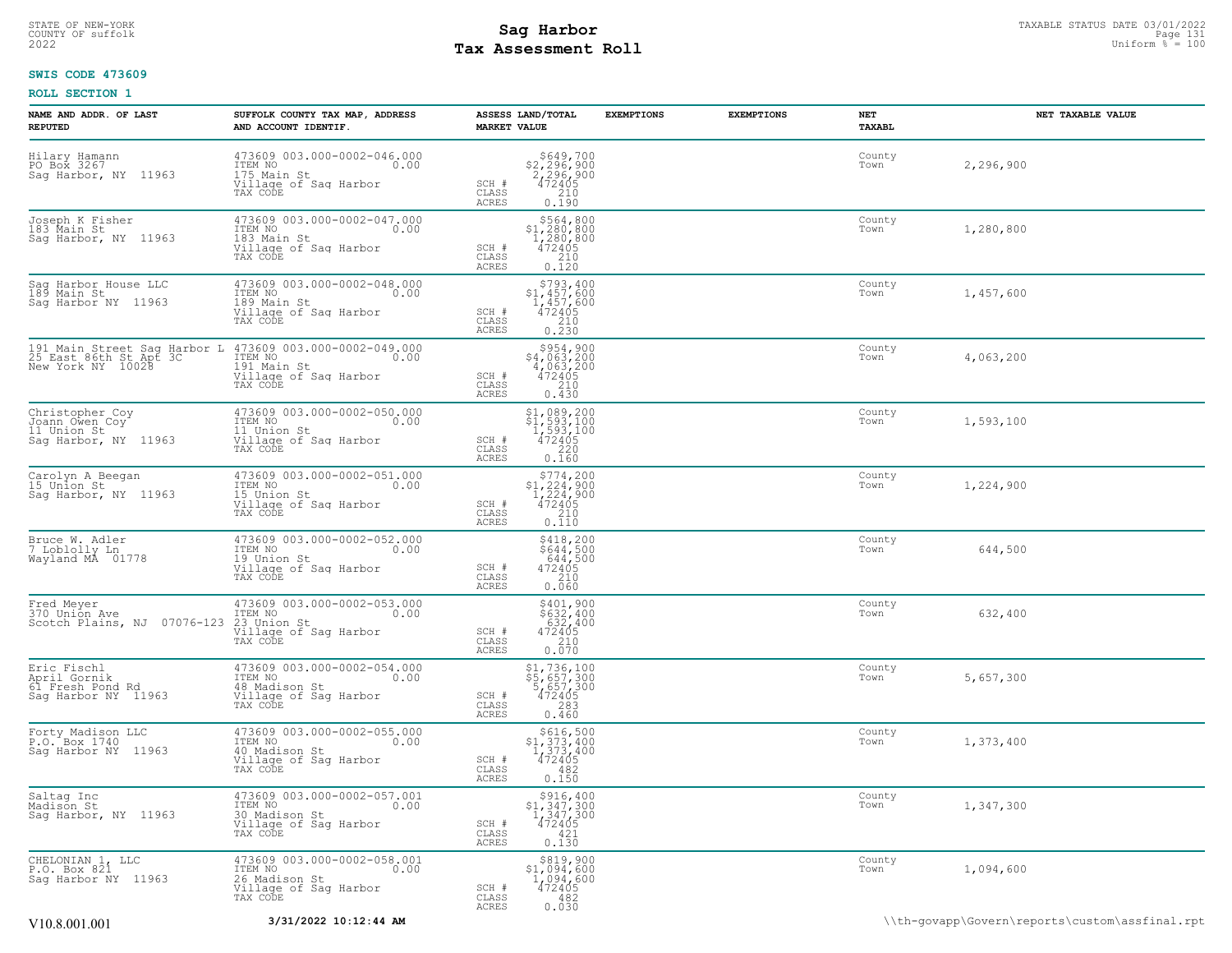STATE OF NEW-YORK
COUNTY OF suffolk
2022

# Sag Harbor
# Tax Assessment Roll

TAXABLE STATUS DATE 03/01/2022
Uniform % = 100

**SWIS CODE 473609**

**ROLL SECTION 1**

| NAME AND ADDR. OF LAST REPUTED | SUFFOLK COUNTY TAX MAP, ADDRESS AND ACCOUNT IDENTIF. | ASSESS LAND/TOTAL MARKET VALUE | EXEMPTIONS | EXEMPTIONS | NET TAXABL | NET TAXABLE VALUE |
|---|---|---|---|---|---|---|
| Hilary Hamann<br>PO Box 3267<br>Sag Harbor, NY 11963 | 473609 003.000-0002-046.000<br>ITEM NO 0.00<br>175 Main St<br>Village of Sag Harbor<br>TAX CODE | $649,700<br>$2,296,900<br>2,296,900<br>SCH # 472405<br>CLASS 210<br>ACRES 0.190 | | | County<br>Town | 2,296,900 |
| Joseph K Fisher<br>183 Main St<br>Sag Harbor, NY 11963 | 473609 003.000-0002-047.000<br>ITEM NO 0.00<br>183 Main St<br>Village of Sag Harbor<br>TAX CODE | $564,800<br>$1,280,800<br>1,280,800<br>SCH # 472405<br>CLASS 210<br>ACRES 0.120 | | | County<br>Town | 1,280,800 |
| Sag Harbor House LLC<br>189 Main St<br>Sag Harbor NY 11963 | 473609 003.000-0002-048.000<br>ITEM NO 0.00<br>189 Main St<br>Village of Sag Harbor<br>TAX CODE | $793,400<br>$1,457,600<br>1,457,600<br>SCH # 472405<br>CLASS 210<br>ACRES 0.230 | | | County<br>Town | 1,457,600 |
| 191 Main Street Sag Harbor L<br>25 East 86th St Apt 3C<br>New York NY 10028 | 473609 003.000-0002-049.000<br>ITEM NO 0.00<br>191 Main St<br>Village of Sag Harbor<br>TAX CODE | $954,900<br>$4,063,200<br>4,063,200<br>SCH # 472405<br>CLASS 210<br>ACRES 0.430 | | | County<br>Town | 4,063,200 |
| Christopher Coy<br>Joann Owen Coy<br>11 Union St<br>Sag Harbor, NY 11963 | 473609 003.000-0002-050.000<br>ITEM NO 0.00<br>11 Union St<br>Village of Sag Harbor<br>TAX CODE | $1,089,200<br>$1,593,100<br>1,593,100<br>SCH # 472405<br>CLASS 220<br>ACRES 0.160 | | | County<br>Town | 1,593,100 |
| Carolyn A Beegan<br>15 Union St<br>Sag Harbor, NY 11963 | 473609 003.000-0002-051.000<br>ITEM NO 0.00<br>15 Union St<br>Village of Sag Harbor<br>TAX CODE | $774,200<br>$1,224,900<br>1,224,900<br>SCH # 472405<br>CLASS 210<br>ACRES 0.110 | | | County<br>Town | 1,224,900 |
| Bruce W. Adler<br>7 Loblolly Ln<br>Wayland MA 01778 | 473609 003.000-0002-052.000<br>ITEM NO 0.00<br>19 Union St<br>Village of Sag Harbor<br>TAX CODE | $418,200<br>$644,500<br>644,500<br>SCH # 472405<br>CLASS 210<br>ACRES 0.060 | | | County<br>Town | 644,500 |
| Fred Meyer<br>370 Union Ave<br>Scotch Plains, NJ 07076-123 | 473609 003.000-0002-053.000<br>ITEM NO 0.00<br>23 Union St<br>Village of Sag Harbor<br>TAX CODE | $401,900<br>$632,400<br>632,400<br>SCH # 472405<br>CLASS 210<br>ACRES 0.070 | | | County<br>Town | 632,400 |
| Eric Fischl<br>April Gornik<br>61 Fresh Pond Rd<br>Sag Harbor NY 11963 | 473609 003.000-0002-054.000<br>ITEM NO 0.00<br>48 Madison St<br>Village of Sag Harbor<br>TAX CODE | $1,736,100<br>$5,657,300<br>5,657,300<br>SCH # 472405<br>CLASS 283<br>ACRES 0.460 | | | County<br>Town | 5,657,300 |
| Forty Madison LLC<br>P.O. Box 1740<br>Sag Harbor NY 11963 | 473609 003.000-0002-055.000<br>ITEM NO 0.00<br>40 Madison St<br>Village of Sag Harbor<br>TAX CODE | $616,500<br>$1,373,400<br>1,373,400<br>SCH # 472405<br>CLASS 482<br>ACRES 0.150 | | | County<br>Town | 1,373,400 |
| Saltag Inc<br>Madison St<br>Sag Harbor, NY 11963 | 473609 003.000-0002-057.001<br>ITEM NO 0.00<br>30 Madison St<br>Village of Sag Harbor<br>TAX CODE | $916,400<br>$1,347,300<br>1,347,300<br>SCH # 472405<br>CLASS 421<br>ACRES 0.130 | | | County<br>Town | 1,347,300 |
| CHELONIAN 1, LLC<br>P.O. Box 821<br>Sag Harbor NY 11963 | 473609 003.000-0002-058.001<br>ITEM NO 0.00<br>26 Madison St<br>Village of Sag Harbor<br>TAX CODE | $819,900<br>$1,094,600<br>1,094,600<br>SCH # 472405<br>CLASS 482<br>ACRES 0.030 | | | County<br>Town | 1,094,600 |

V10.8.001.001 3/31/2022 10:12:44 AM \\th-govapp\Govern\reports\custom\assfinal.rpt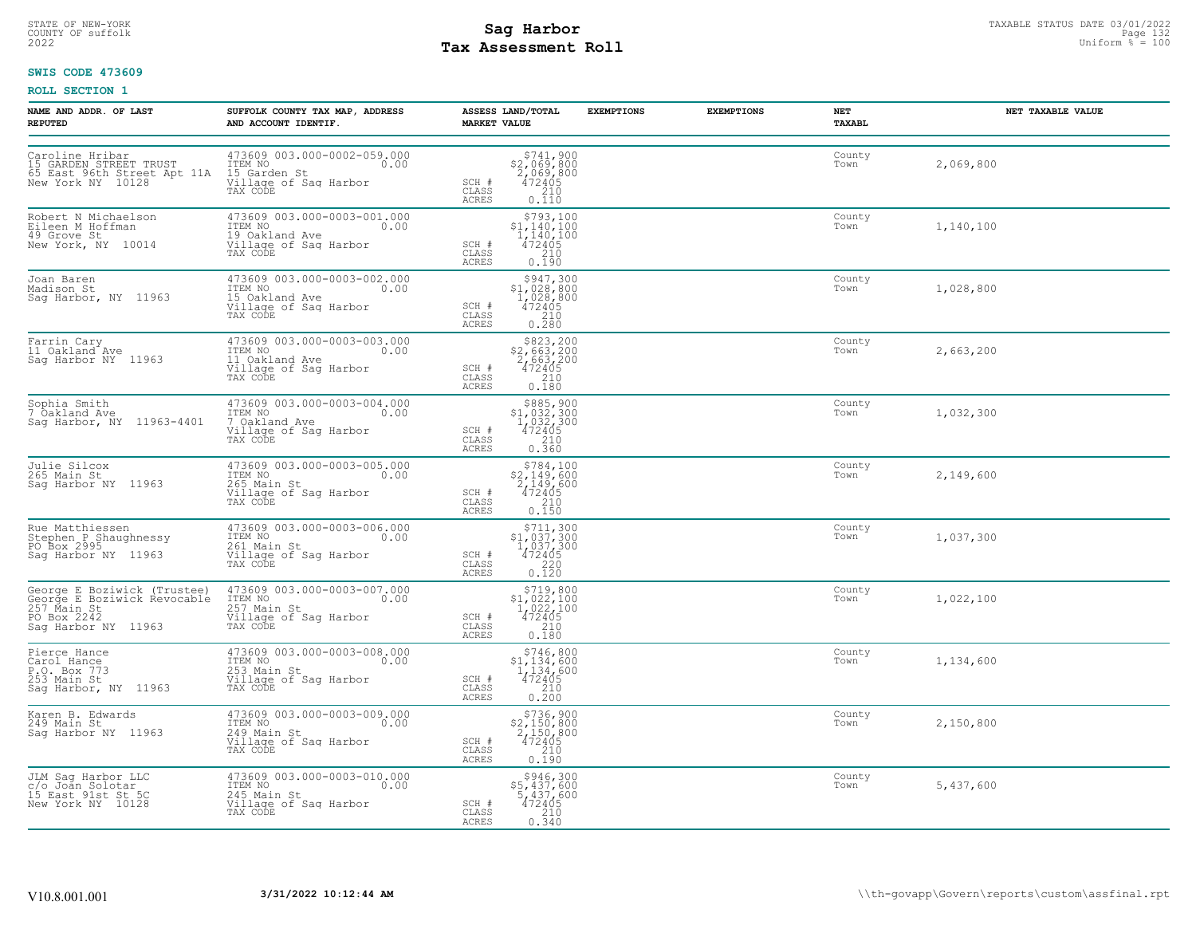STATE OF NEW-YORK
COUNTY OF suffolk
2022

# Sag Harbor
# Tax Assessment Roll

TAXABLE STATUS DATE 03/01/2022
Uniform % = 100

**SWIS CODE 473609**

**ROLL SECTION 1**

| NAME AND ADDR. OF LAST REPUTED | SUFFOLK COUNTY TAX MAP, ADDRESS AND ACCOUNT IDENTIF. | | ASSESS LAND/TOTAL MARKET VALUE | EXEMPTIONS | EXEMPTIONS | NET TAXABL | NET TAXABLE VALUE |
|---|---|---|---|---|---|---|---|
| Caroline Hribar<br>15 GARDEN STREET TRUST<br>65 East 96th Street Apt 11A<br>New York NY 10128 | 473609 003.000-0002-059.000<br>ITEM NO 0.00<br>15 Garden St<br>Village of Sag Harbor<br>TAX CODE | SCH #<br>CLASS<br>ACRES | $741,900<br>$2,069,800<br>2,069,800<br>472405<br>210<br>0.110 | | | County<br>Town | 2,069,800 |
| Robert N Michaelson<br>Eileen M Hoffman<br>49 Grove St<br>New York, NY 10014 | 473609 003.000-0003-001.000<br>ITEM NO 0.00<br>19 Oakland Ave<br>Village of Sag Harbor<br>TAX CODE | SCH #<br>CLASS<br>ACRES | $793,100<br>$1,140,100<br>1,140,100<br>472405<br>210<br>0.190 | | | County<br>Town | 1,140,100 |
| Joan Baren<br>Madison St<br>Sag Harbor, NY 11963 | 473609 003.000-0003-002.000<br>ITEM NO 0.00<br>15 Oakland Ave<br>Village of Sag Harbor<br>TAX CODE | SCH #<br>CLASS<br>ACRES | $947,300<br>$1,028,800<br>1,028,800<br>472405<br>210<br>0.280 | | | County<br>Town | 1,028,800 |
| Farrin Cary<br>11 Oakland Ave<br>Sag Harbor NY 11963 | 473609 003.000-0003-003.000<br>ITEM NO 0.00<br>11 Oakland Ave<br>Village of Sag Harbor<br>TAX CODE | SCH #<br>CLASS<br>ACRES | $823,200<br>$2,663,200<br>2,663,200<br>472405<br>210<br>0.180 | | | County<br>Town | 2,663,200 |
| Sophia Smith<br>7 Oakland Ave<br>Sag Harbor, NY 11963-4401 | 473609 003.000-0003-004.000<br>ITEM NO 0.00<br>7 Oakland Ave<br>Village of Sag Harbor<br>TAX CODE | SCH #<br>CLASS<br>ACRES | $885,900<br>$1,032,300<br>1,032,300<br>472405<br>210<br>0.360 | | | County<br>Town | 1,032,300 |
| Julie Silcox<br>265 Main St<br>Sag Harbor NY 11963 | 473609 003.000-0003-005.000<br>ITEM NO 0.00<br>265 Main St<br>Village of Sag Harbor<br>TAX CODE | SCH #<br>CLASS<br>ACRES | $784,100<br>$2,149,600<br>2,149,600<br>472405<br>210<br>0.150 | | | County<br>Town | 2,149,600 |
| Rue Matthiessen<br>Stephen P Shaughnessy<br>PO Box 2995<br>Sag Harbor NY 11963 | 473609 003.000-0003-006.000<br>ITEM NO 0.00<br>261 Main St<br>Village of Sag Harbor<br>TAX CODE | SCH #<br>CLASS<br>ACRES | $711,300<br>$1,037,300<br>1,037,300<br>472405<br>220<br>0.120 | | | County<br>Town | 1,037,300 |
| George E Boziwick (Trustee)<br>George E Boziwick Revocable<br>257 Main St<br>PO Box 2242<br>Sag Harbor NY 11963 | 473609 003.000-0003-007.000<br>ITEM NO 0.00<br>257 Main St<br>Village of Sag Harbor<br>TAX CODE | SCH #<br>CLASS<br>ACRES | $719,800<br>$1,022,100<br>1,022,100<br>472405<br>210<br>0.180 | | | County<br>Town | 1,022,100 |
| Pierce Hance<br>Carol Hance<br>P.O. Box 773<br>253 Main St<br>Sag Harbor, NY 11963 | 473609 003.000-0003-008.000<br>ITEM NO 0.00<br>253 Main St<br>Village of Sag Harbor<br>TAX CODE | SCH #<br>CLASS<br>ACRES | $746,800<br>$1,134,600<br>1,134,600<br>472405<br>210<br>0.200 | | | County<br>Town | 1,134,600 |
| Karen B. Edwards<br>249 Main St<br>Sag Harbor NY 11963 | 473609 003.000-0003-009.000<br>ITEM NO 0.00<br>249 Main St<br>Village of Sag Harbor<br>TAX CODE | SCH #<br>CLASS<br>ACRES | $736,900<br>$2,150,800<br>2,150,800<br>472405<br>210<br>0.190 | | | County<br>Town | 2,150,800 |
| JLM Sag Harbor LLC<br>c/o Joan Solotar<br>15 East 91st St 5C<br>New York NY 10128 | 473609 003.000-0003-010.000<br>ITEM NO 0.00<br>245 Main St<br>Village of Sag Harbor<br>TAX CODE | SCH #<br>CLASS<br>ACRES | $946,300<br>$5,437,600<br>5,437,600<br>472405<br>210<br>0.340 | | | County<br>Town | 5,437,600 |

V10.8.001.001 3/31/2022 10:12:44 AM \\th-govapp\Govern\reports\custom\assfinal.rpt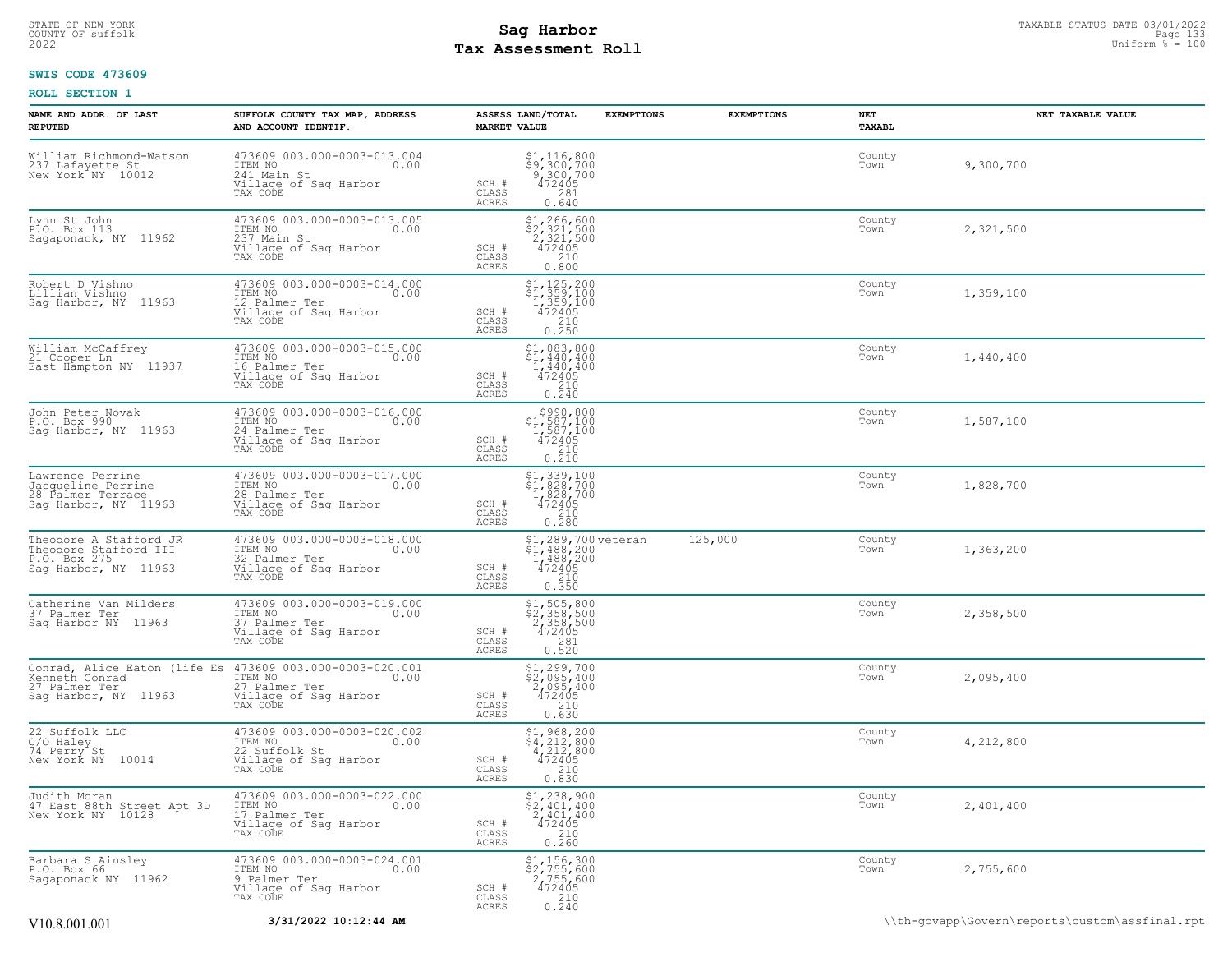STATE OF NEW-YORK
COUNTY OF suffolk
2022

# Sag Harbor
## Tax Assessment Roll

TAXABLE STATUS DATE 03/01/2022
Uniform % = 100

**SWIS CODE 473609**

**ROLL SECTION 1**

| NAME AND ADDR. OF LAST REPUTED | SUFFOLK COUNTY TAX MAP, ADDRESS AND ACCOUNT IDENTIF. | ASSESS LAND/TOTAL MARKET VALUE | EXEMPTIONS | EXEMPTIONS | NET TAXABL | NET TAXABLE VALUE |
|---|---|---|---|---|---|---|
| William Richmond-Watson<br>237 Lafayette St<br>New York NY 10012 | 473609 003.000-0003-013.004<br>ITEM NO 0.00<br>241 Main St<br>Village of Sag Harbor<br>TAX CODE | $1,116,800<br>$9,300,700<br>9,300,700<br>SCH # 472405<br>CLASS 281<br>ACRES 0.640 | | | County<br>Town | 9,300,700 |
| Lynn St John<br>P.O. Box 113<br>Sagaponack, NY 11962 | 473609 003.000-0003-013.005<br>ITEM NO 0.00<br>237 Main St<br>Village of Sag Harbor<br>TAX CODE | $1,266,600<br>$2,321,500<br>2,321,500<br>SCH # 472405<br>CLASS 210<br>ACRES 0.800 | | | County<br>Town | 2,321,500 |
| Robert D Vishno<br>Lillian Vishno<br>Sag Harbor, NY 11963 | 473609 003.000-0003-014.000<br>ITEM NO 0.00<br>12 Palmer Ter<br>Village of Sag Harbor<br>TAX CODE | $1,125,200<br>$1,359,100<br>1,359,100<br>SCH # 472405<br>CLASS 210<br>ACRES 0.250 | | | County<br>Town | 1,359,100 |
| William McCaffrey<br>21 Cooper Ln<br>East Hampton NY 11937 | 473609 003.000-0003-015.000<br>ITEM NO 0.00<br>16 Palmer Ter<br>Village of Sag Harbor<br>TAX CODE | $1,083,800<br>$1,440,400<br>1,440,400<br>SCH # 472405<br>CLASS 210<br>ACRES 0.240 | | | County<br>Town | 1,440,400 |
| John Peter Novak<br>P.O. Box 990<br>Sag Harbor, NY 11963 | 473609 003.000-0003-016.000<br>ITEM NO 0.00<br>24 Palmer Ter<br>Village of Sag Harbor<br>TAX CODE | $990,800<br>$1,587,100<br>1,587,100<br>SCH # 472405<br>CLASS 210<br>ACRES 0.210 | | | County<br>Town | 1,587,100 |
| Lawrence Perrine<br>Jacqueline Perrine<br>28 Palmer Terrace<br>Sag Harbor, NY 11963 | 473609 003.000-0003-017.000<br>ITEM NO 0.00<br>28 Palmer Ter<br>Village of Sag Harbor<br>TAX CODE | $1,339,100<br>$1,828,700<br>1,828,700<br>SCH # 472405<br>CLASS 210<br>ACRES 0.280 | | | County<br>Town | 1,828,700 |
| Theodore A Stafford JR<br>Theodore Stafford III<br>P.O. Box 275<br>Sag Harbor, NY 11963 | 473609 003.000-0003-018.000<br>ITEM NO 0.00<br>32 Palmer Ter<br>Village of Sag Harbor<br>TAX CODE | $1,289,700<br>$1,488,200<br>1,488,200<br>SCH # 472405<br>CLASS 210<br>ACRES 0.350 | veteran | 125,000 | County<br>Town | 1,363,200 |
| Catherine Van Milders<br>37 Palmer Ter<br>Sag Harbor NY 11963 | 473609 003.000-0003-019.000<br>ITEM NO 0.00<br>37 Palmer Ter<br>Village of Sag Harbor<br>TAX CODE | $1,505,800<br>$2,358,500<br>2,358,500<br>SCH # 472405<br>CLASS 281<br>ACRES 0.520 | | | County<br>Town | 2,358,500 |
| Conrad, Alice Eaton (life Es<br>Kenneth Conrad<br>27 Palmer Ter<br>Sag Harbor, NY 11963 | 473609 003.000-0003-020.001<br>ITEM NO 0.00<br>27 Palmer Ter<br>Village of Sag Harbor<br>TAX CODE | $1,299,700<br>$2,095,400<br>2,095,400<br>SCH # 472405<br>CLASS 210<br>ACRES 0.630 | | | County<br>Town | 2,095,400 |
| 22 Suffolk LLC<br>C/O Haley<br>74 Perry St<br>New York NY 10014 | 473609 003.000-0003-020.002<br>ITEM NO 0.00<br>22 Suffolk St<br>Village of Sag Harbor<br>TAX CODE | $1,968,200<br>$4,212,800<br>4,212,800<br>SCH # 472405<br>CLASS 210<br>ACRES 0.830 | | | County<br>Town | 4,212,800 |
| Judith Moran<br>47 East 88th Street Apt 3D<br>New York NY 10128 | 473609 003.000-0003-022.000<br>ITEM NO 0.00<br>17 Palmer Ter<br>Village of Sag Harbor<br>TAX CODE | $1,238,900<br>$2,401,400<br>2,401,400<br>SCH # 472405<br>CLASS 210<br>ACRES 0.260 | | | County<br>Town | 2,401,400 |
| Barbara S Ainsley<br>P.O. Box 66<br>Sagaponack NY 11962 | 473609 003.000-0003-024.001<br>ITEM NO 0.00<br>9 Palmer Ter<br>Village of Sag Harbor<br>TAX CODE | $1,156,300<br>$2,755,600<br>2,755,600<br>SCH # 472405<br>CLASS 210<br>ACRES 0.240 | | | County<br>Town | 2,755,600 |

V10.8.001.001 | 3/31/2022 10:12:44 AM | \\th-govapp\Govern\reports\custom\assfinal.rpt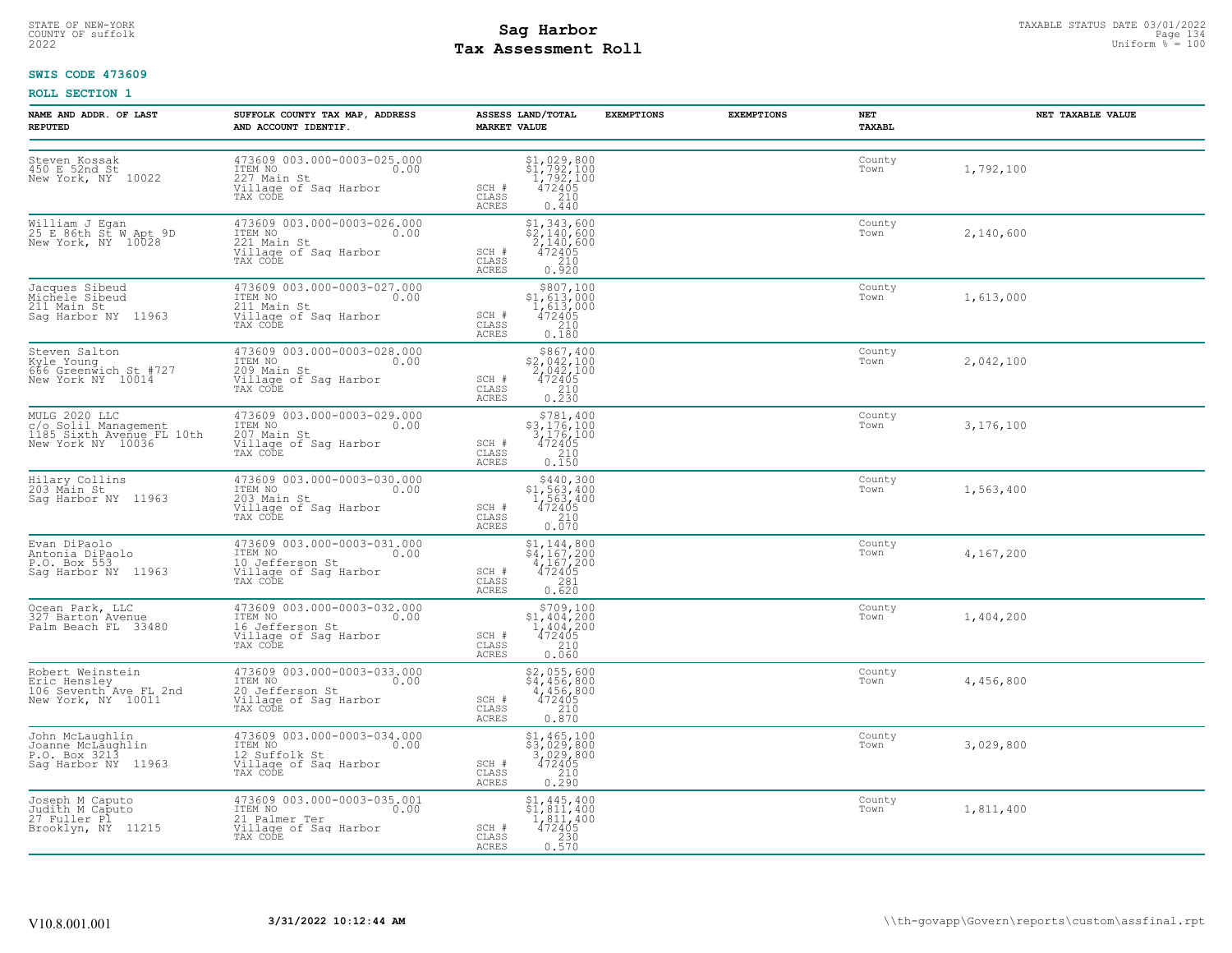STATE OF NEW-YORK
COUNTY OF suffolk
2022

# Sag Harbor
## Tax Assessment Roll

TAXABLE STATUS DATE 03/01/2022
Uniform % = 100

**SWIS CODE 473609**

**ROLL SECTION 1**

| NAME AND ADDR. OF LAST REPUTED | SUFFOLK COUNTY TAX MAP, ADDRESS AND ACCOUNT IDENTIF. | ASSESS LAND/TOTAL MARKET VALUE | EXEMPTIONS | EXEMPTIONS | NET TAXABL | NET TAXABLE VALUE |
|---|---|---|---|---|---|---|
| Steven Kossak<br>450 E 52nd St<br>New York, NY 10022 | 473609 003.000-0003-025.000<br>ITEM NO 0.00<br>227 Main St<br>Village of Sag Harbor<br>TAX CODE | $1,029,800<br>$1,792,100<br>1,792,100<br>SCH # 472405<br>CLASS 210<br>ACRES 0.440 | | | County<br>Town | 1,792,100 |
| William J Egan<br>25 E 86th St W Apt 9D<br>New York, NY 10028 | 473609 003.000-0003-026.000<br>ITEM NO 0.00<br>221 Main St<br>Village of Sag Harbor<br>TAX CODE | $1,343,600<br>$2,140,600<br>2,140,600<br>SCH # 472405<br>CLASS 210<br>ACRES 0.920 | | | County<br>Town | 2,140,600 |
| Jacques Sibeud<br>Michele Sibeud<br>211 Main St<br>Sag Harbor NY 11963 | 473609 003.000-0003-027.000<br>ITEM NO 0.00<br>211 Main St<br>Village of Sag Harbor<br>TAX CODE | $807,100<br>$1,613,000<br>1,613,000<br>SCH # 472405<br>CLASS 210<br>ACRES 0.180 | | | County<br>Town | 1,613,000 |
| Steven Salton<br>Kyle Young<br>666 Greenwich St #727<br>New York NY 10014 | 473609 003.000-0003-028.000<br>ITEM NO 0.00<br>209 Main St<br>Village of Sag Harbor<br>TAX CODE | $867,400<br>$2,042,100<br>2,042,100<br>SCH # 472405<br>CLASS 210<br>ACRES 0.230 | | | County<br>Town | 2,042,100 |
| MULG 2020 LLC<br>c/o Solil Management<br>1185 Sixth Avenue FL 10th<br>New York NY 10036 | 473609 003.000-0003-029.000<br>ITEM NO 0.00<br>207 Main St<br>Village of Sag Harbor<br>TAX CODE | $781,400<br>$3,176,100<br>3,176,100<br>SCH # 472405<br>CLASS 210<br>ACRES 0.150 | | | County<br>Town | 3,176,100 |
| Hilary Collins<br>203 Main St<br>Sag Harbor NY 11963 | 473609 003.000-0003-030.000<br>ITEM NO 0.00<br>203 Main St<br>Village of Sag Harbor<br>TAX CODE | $440,300<br>$1,563,400<br>1,563,400<br>SCH # 472405<br>CLASS 210<br>ACRES 0.070 | | | County<br>Town | 1,563,400 |
| Evan DiPaolo<br>Antonia DiPaolo<br>P.O. Box 553<br>Sag Harbor NY 11963 | 473609 003.000-0003-031.000<br>ITEM NO 0.00<br>10 Jefferson St<br>Village of Sag Harbor<br>TAX CODE | $1,144,800<br>$4,167,200<br>4,167,200<br>SCH # 472405<br>CLASS 281<br>ACRES 0.620 | | | County<br>Town | 4,167,200 |
| Ocean Park, LLC<br>327 Barton Avenue<br>Palm Beach FL 33480 | 473609 003.000-0003-032.000<br>ITEM NO 0.00<br>16 Jefferson St<br>Village of Sag Harbor<br>TAX CODE | $709,100<br>$1,404,200<br>1,404,200<br>SCH # 472405<br>CLASS 210<br>ACRES 0.060 | | | County<br>Town | 1,404,200 |
| Robert Weinstein<br>Eric Hensley<br>106 Seventh Ave FL 2nd<br>New York, NY 10011 | 473609 003.000-0003-033.000<br>ITEM NO 0.00<br>20 Jefferson St<br>Village of Sag Harbor<br>TAX CODE | $2,055,600<br>$4,456,800<br>4,456,800<br>SCH # 472405<br>CLASS 210<br>ACRES 0.870 | | | County<br>Town | 4,456,800 |
| John McLaughlin<br>Joanne McLaughlin<br>P.O. Box 3213<br>Sag Harbor NY 11963 | 473609 003.000-0003-034.000<br>ITEM NO 0.00<br>12 Suffolk St<br>Village of Sag Harbor<br>TAX CODE | $1,465,100<br>$3,029,800<br>3,029,800<br>SCH # 472405<br>CLASS 210<br>ACRES 0.290 | | | County<br>Town | 3,029,800 |
| Joseph M Caputo<br>Judith M Caputo<br>27 Fuller Pl<br>Brooklyn, NY 11215 | 473609 003.000-0003-035.001<br>ITEM NO 0.00<br>21 Palmer Ter<br>Village of Sag Harbor<br>TAX CODE | $1,445,400<br>$1,811,400<br>1,811,400<br>SCH # 472405<br>CLASS 230<br>ACRES 0.570 | | | County<br>Town | 1,811,400 |

V10.8.001.001 3/31/2022 10:12:44 AM \\th-govapp\Govern\reports\custom\assfinal.rpt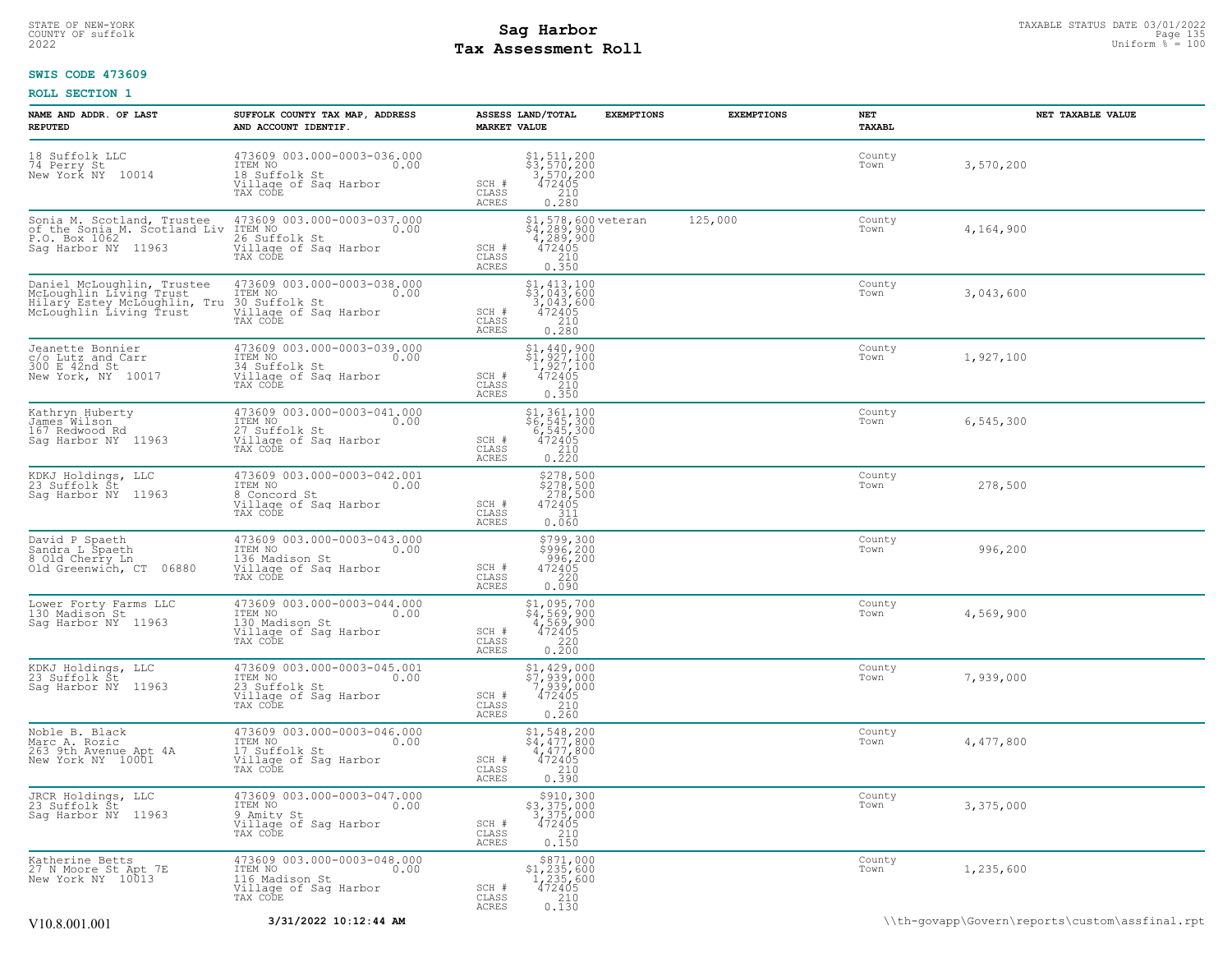STATE OF NEW-YORK
COUNTY OF suffolk
2022

# Sag Harbor
## Tax Assessment Roll

TAXABLE STATUS DATE 03/01/2022
Uniform % = 100

**SWIS CODE 473609**

**ROLL SECTION 1**

| NAME AND ADDR. OF LAST REPUTED | SUFFOLK COUNTY TAX MAP, ADDRESS AND ACCOUNT IDENTIF. | | ASSESS LAND/TOTAL MARKET VALUE | EXEMPTIONS | EXEMPTIONS | NET TAXABL | NET TAXABLE VALUE |
|---|---|---|---|---|---|---|---|
| 18 Suffolk LLC<br>74 Perry St<br>New York NY 10014 | 473609 003.000-0003-036.000<br>ITEM NO 0.00<br>18 Suffolk St<br>Village of Sag Harbor<br>TAX CODE | SCH #<br>CLASS<br>ACRES | $1,511,200<br>$3,570,200<br>3,570,200<br>472405<br>210<br>0.280 | | | County<br>Town | 3,570,200 |
| Sonia M. Scotland, Trustee<br>of the Sonia M. Scotland Liv<br>P.O. Box 1062<br>Sag Harbor NY 11963 | 473609 003.000-0003-037.000<br>ITEM NO 0.00<br>26 Suffolk St<br>Village of Sag Harbor<br>TAX CODE | SCH #<br>CLASS<br>ACRES | $1,578,600<br>$4,289,900<br>4,289,900<br>472405<br>210<br>0.350 | veteran | 125,000 | County<br>Town | 4,164,900 |
| Daniel McLoughlin, Trustee<br>McLoughlin Living Trust<br>Hilary Estey McLoughlin, Tru<br>McLoughlin Living Trust | 473609 003.000-0003-038.000<br>ITEM NO 0.00<br>30 Suffolk St<br>Village of Sag Harbor<br>TAX CODE | SCH #<br>CLASS<br>ACRES | $1,413,100<br>$3,043,600<br>3,043,600<br>472405<br>210<br>0.280 | | | County<br>Town | 3,043,600 |
| Jeanette Bonnier<br>c/o Lutz and Carr<br>300 E 42nd St<br>New York, NY 10017 | 473609 003.000-0003-039.000<br>ITEM NO 0.00<br>34 Suffolk St<br>Village of Sag Harbor<br>TAX CODE | SCH #<br>CLASS<br>ACRES | $1,440,900<br>$1,927,100<br>1,927,100<br>472405<br>210<br>0.350 | | | County<br>Town | 1,927,100 |
| Kathryn Huberty<br>James Wilson<br>167 Redwood Rd<br>Sag Harbor NY 11963 | 473609 003.000-0003-041.000<br>ITEM NO 0.00<br>27 Suffolk St<br>Village of Sag Harbor<br>TAX CODE | SCH #<br>CLASS<br>ACRES | $1,361,100<br>$6,545,300<br>6,545,300<br>472405<br>210<br>0.220 | | | County<br>Town | 6,545,300 |
| KDKJ Holdings, LLC<br>23 Suffolk St<br>Sag Harbor NY 11963 | 473609 003.000-0003-042.001<br>ITEM NO 0.00<br>8 Concord St<br>Village of Sag Harbor<br>TAX CODE | SCH #<br>CLASS<br>ACRES | $278,500<br>$278,500<br>278,500<br>472405<br>311<br>0.060 | | | County<br>Town | 278,500 |
| David P Spaeth<br>Sandra L Spaeth<br>8 Old Cherry Ln<br>Old Greenwich, CT 06880 | 473609 003.000-0003-043.000<br>ITEM NO 0.00<br>136 Madison St<br>Village of Sag Harbor<br>TAX CODE | SCH #<br>CLASS<br>ACRES | $799,300<br>$996,200<br>996,200<br>472405<br>220<br>0.090 | | | County<br>Town | 996,200 |
| Lower Forty Farms LLC<br>130 Madison St<br>Sag Harbor NY 11963 | 473609 003.000-0003-044.000<br>ITEM NO 0.00<br>130 Madison St<br>Village of Sag Harbor<br>TAX CODE | SCH #<br>CLASS<br>ACRES | $1,095,700<br>$4,569,900<br>4,569,900<br>472405<br>220<br>0.200 | | | County<br>Town | 4,569,900 |
| KDKJ Holdings, LLC<br>23 Suffolk St<br>Sag Harbor NY 11963 | 473609 003.000-0003-045.001<br>ITEM NO 0.00<br>23 Suffolk St<br>Village of Sag Harbor<br>TAX CODE | SCH #<br>CLASS<br>ACRES | $1,429,000<br>$7,939,000<br>7,939,000<br>472405<br>210<br>0.260 | | | County<br>Town | 7,939,000 |
| Noble B. Black<br>Marc A. Rozic<br>263 9th Avenue Apt 4A<br>New York NY 10001 | 473609 003.000-0003-046.000<br>ITEM NO 0.00<br>17 Suffolk St<br>Village of Sag Harbor<br>TAX CODE | SCH #<br>CLASS<br>ACRES | $1,548,200<br>$4,477,800<br>4,477,800<br>472405<br>210<br>0.390 | | | County<br>Town | 4,477,800 |
| JRCR Holdings, LLC<br>23 Suffolk St<br>Sag Harbor NY 11963 | 473609 003.000-0003-047.000<br>ITEM NO 0.00<br>9 Amity St<br>Village of Sag Harbor<br>TAX CODE | SCH #<br>CLASS<br>ACRES | $910,300<br>$3,375,000<br>3,375,000<br>472405<br>210<br>0.150 | | | County<br>Town | 3,375,000 |
| Katherine Betts<br>27 N Moore St Apt 7E<br>New York NY 10013 | 473609 003.000-0003-048.000<br>ITEM NO 0.00<br>116 Madison St<br>Village of Sag Harbor<br>TAX CODE | SCH #<br>CLASS<br>ACRES | $871,000<br>$1,235,600<br>1,235,600<br>472405<br>210<br>0.130 | | | County<br>Town | 1,235,600 |

V10.8.001.001 **3/31/2022 10:12:44 AM** \\th-govapp\Govern\reports\custom\assfinal.rpt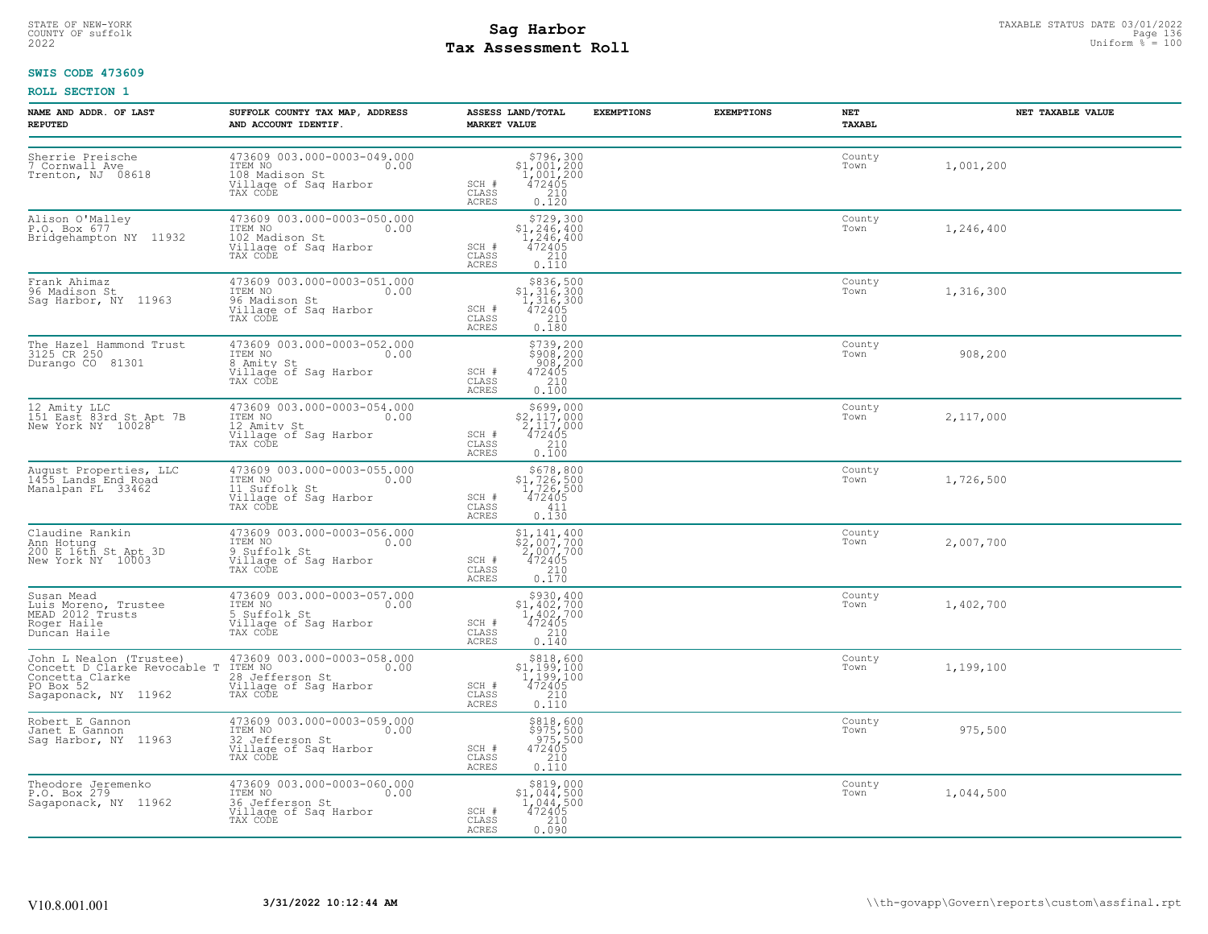STATE OF NEW-YORK
COUNTY OF suffolk
2022

# Sag Harbor
# Tax Assessment Roll

TAXABLE STATUS DATE 03/01/2022
Uniform % = 100

**SWIS CODE 473609**

**ROLL SECTION 1**

| NAME AND ADDR. OF LAST REPUTED | SUFFOLK COUNTY TAX MAP, ADDRESS AND ACCOUNT IDENTIF. | ASSESS LAND/TOTAL MARKET VALUE | EXEMPTIONS | EXEMPTIONS | NET TAXABL | NET TAXABLE VALUE |
|---|---|---|---|---|---|---|
| Sherrie Preische<br>7 Cornwall Ave<br>Trenton, NJ 08618 | 473609 003.000-0003-049.000<br>ITEM NO 0.00<br>108 Madison St<br>Village of Sag Harbor<br>TAX CODE | $796,300<br>$1,001,200<br>1,001,200<br>SCH # 472405<br>CLASS 210<br>ACRES 0.120 | | | County<br>Town | 1,001,200 |
| Alison O'Malley<br>P.O. Box 677<br>Bridgehampton NY 11932 | 473609 003.000-0003-050.000<br>ITEM NO 0.00<br>102 Madison St<br>Village of Sag Harbor<br>TAX CODE | $729,300<br>$1,246,400<br>1,246,400<br>SCH # 472405<br>CLASS 210<br>ACRES 0.110 | | | County<br>Town | 1,246,400 |
| Frank Ahimaz<br>96 Madison St<br>Sag Harbor, NY 11963 | 473609 003.000-0003-051.000<br>ITEM NO 0.00<br>96 Madison St<br>Village of Sag Harbor<br>TAX CODE | $836,500<br>$1,316,300<br>1,316,300<br>SCH # 472405<br>CLASS 210<br>ACRES 0.180 | | | County<br>Town | 1,316,300 |
| The Hazel Hammond Trust<br>3125 CR 250<br>Durango CO 81301 | 473609 003.000-0003-052.000<br>ITEM NO 0.00<br>8 Amity St<br>Village of Sag Harbor<br>TAX CODE | $739,200<br>$908,200<br>908,200<br>SCH # 472405<br>CLASS 210<br>ACRES 0.100 | | | County<br>Town | 908,200 |
| 12 Amity LLC<br>151 East 83rd St Apt 7B<br>New York NY 10028 | 473609 003.000-0003-054.000<br>ITEM NO 0.00<br>12 Amity St<br>Village of Sag Harbor<br>TAX CODE | $699,000<br>$2,117,000<br>2,117,000<br>SCH # 472405<br>CLASS 210<br>ACRES 0.100 | | | County<br>Town | 2,117,000 |
| August Properties, LLC<br>1455 Lands End Road<br>Manalpan FL 33462 | 473609 003.000-0003-055.000<br>ITEM NO 0.00<br>11 Suffolk St<br>Village of Sag Harbor<br>TAX CODE | $678,800<br>$1,726,500<br>1,726,500<br>SCH # 472405<br>CLASS 411<br>ACRES 0.130 | | | County<br>Town | 1,726,500 |
| Claudine Rankin<br>Ann Hotung<br>200 E 16th St Apt 3D<br>New York NY 10003 | 473609 003.000-0003-056.000<br>ITEM NO 0.00<br>9 Suffolk St<br>Village of Sag Harbor<br>TAX CODE | $1,141,400<br>$2,007,700<br>2,007,700<br>SCH # 472405<br>CLASS 210<br>ACRES 0.170 | | | County<br>Town | 2,007,700 |
| Susan Mead<br>Luis Moreno, Trustee<br>MEAD 2012 Trusts<br>Roger Haile<br>Duncan Haile | 473609 003.000-0003-057.000<br>ITEM NO 0.00<br>5 Suffolk St<br>Village of Sag Harbor<br>TAX CODE | $930,400<br>$1,402,700<br>1,402,700<br>SCH # 472405<br>CLASS 210<br>ACRES 0.140 | | | County<br>Town | 1,402,700 |
| John L Nealon (Trustee)<br>Concett D Clarke Revocable T<br>Concetta Clarke<br>PO Box 52<br>Sagaponack, NY 11962 | 473609 003.000-0003-058.000<br>ITEM NO 0.00<br>28 Jefferson St<br>Village of Sag Harbor<br>TAX CODE | $818,600<br>$1,199,100<br>1,199,100<br>SCH # 472405<br>CLASS 210<br>ACRES 0.110 | | | County<br>Town | 1,199,100 |
| Robert E Gannon<br>Janet E Gannon<br>Sag Harbor, NY 11963 | 473609 003.000-0003-059.000<br>ITEM NO 0.00<br>32 Jefferson St<br>Village of Sag Harbor<br>TAX CODE | $818,600<br>$975,500<br>975,500<br>SCH # 472405<br>CLASS 210<br>ACRES 0.110 | | | County<br>Town | 975,500 |
| Theodore Jeremenko<br>P.O. Box 279<br>Sagaponack, NY 11962 | 473609 003.000-0003-060.000<br>ITEM NO 0.00<br>36 Jefferson St<br>Village of Sag Harbor<br>TAX CODE | $819,000<br>$1,044,500<br>1,044,500<br>SCH # 472405<br>CLASS 210<br>ACRES 0.090 | | | County<br>Town | 1,044,500 |

V10.8.001.001 **3/31/2022 10:12:44 AM** \\th-govapp\Govern\reports\custom\assfinal.rpt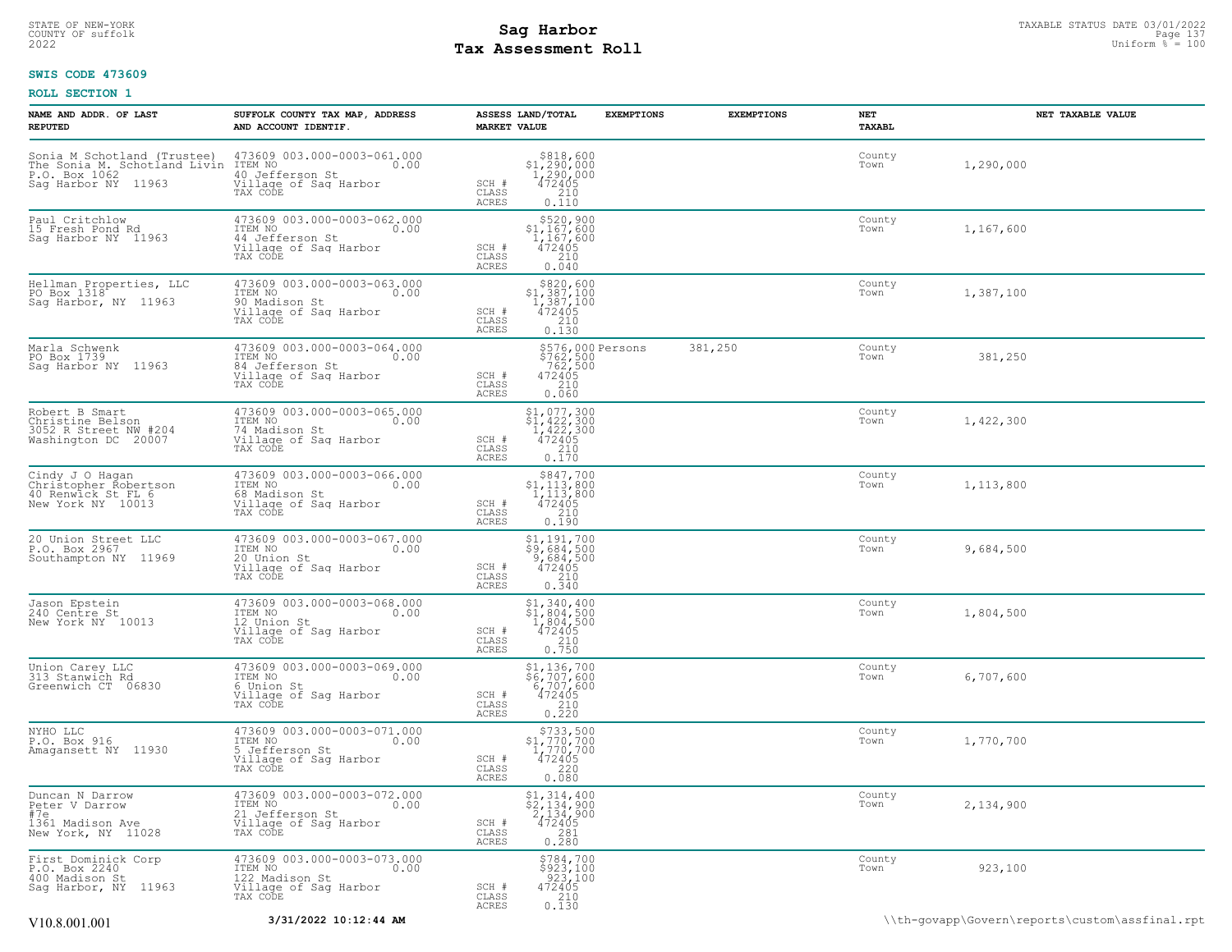STATE OF NEW-YORK
COUNTY OF suffolk
2022

# Sag Harbor
# Tax Assessment Roll

TAXABLE STATUS DATE 03/01/2022
Uniform % = 100

**SWIS CODE 473609**

**ROLL SECTION 1**

| NAME AND ADDR. OF LAST REPUTED | SUFFOLK COUNTY TAX MAP, ADDRESS AND ACCOUNT IDENTIF. | ASSESS LAND/TOTAL MARKET VALUE | EXEMPTIONS | EXEMPTIONS | NET TAXABL | NET TAXABLE VALUE |
|---|---|---|---|---|---|---|
| Sonia M Schotland (Trustee)<br>The Sonia M. Schotland Livin<br>P.O. Box 1062<br>Sag Harbor NY 11963 | 473609 003.000-0003-061.000<br>ITEM NO 0.00<br>40 Jefferson St<br>Village of Sag Harbor<br>TAX CODE | $818,600<br>$1,290,000<br>1,290,000<br>SCH # 472405<br>CLASS 210<br>ACRES 0.110 | | | County<br>Town | 1,290,000 |
| Paul Critchlow<br>15 Fresh Pond Rd<br>Sag Harbor NY 11963 | 473609 003.000-0003-062.000<br>ITEM NO 0.00<br>44 Jefferson St<br>Village of Sag Harbor<br>TAX CODE | $520,900<br>$1,167,600<br>1,167,600<br>SCH # 472405<br>CLASS 210<br>ACRES 0.040 | | | County<br>Town | 1,167,600 |
| Hellman Properties, LLC<br>PO Box 1318<br>Sag Harbor, NY 11963 | 473609 003.000-0003-063.000<br>ITEM NO 0.00<br>90 Madison St<br>Village of Sag Harbor<br>TAX CODE | $820,600<br>$1,387,100<br>1,387,100<br>SCH # 472405<br>CLASS 210<br>ACRES 0.130 | | | County<br>Town | 1,387,100 |
| Marla Schwenk<br>PO Box 1739<br>Sag Harbor NY 11963 | 473609 003.000-0003-064.000<br>ITEM NO 0.00<br>84 Jefferson St<br>Village of Sag Harbor<br>TAX CODE | $576,000<br>$762,500<br>762,500<br>SCH # 472405<br>CLASS 210<br>ACRES 0.060 | Persons | 381,250 | County<br>Town | 381,250 |
| Robert B Smart<br>Christine Belson<br>3052 R Street NW #204<br>Washington DC 20007 | 473609 003.000-0003-065.000<br>ITEM NO 0.00<br>74 Madison St<br>Village of Sag Harbor<br>TAX CODE | $1,077,300<br>$1,422,300<br>1,422,300<br>SCH # 472405<br>CLASS 210<br>ACRES 0.170 | | | County<br>Town | 1,422,300 |
| Cindy J O Hagan<br>Christopher Robertson<br>40 Renwick St FL 6<br>New York NY 10013 | 473609 003.000-0003-066.000<br>ITEM NO 0.00<br>68 Madison St<br>Village of Sag Harbor<br>TAX CODE | $847,700<br>$1,113,800<br>1,113,800<br>SCH # 472405<br>CLASS 210<br>ACRES 0.190 | | | County<br>Town | 1,113,800 |
| 20 Union Street LLC<br>P.O. Box 2967<br>Southampton NY 11969 | 473609 003.000-0003-067.000<br>ITEM NO 0.00<br>20 Union St<br>Village of Sag Harbor<br>TAX CODE | $1,191,700<br>$9,684,500<br>9,684,500<br>SCH # 472405<br>CLASS 210<br>ACRES 0.340 | | | County<br>Town | 9,684,500 |
| Jason Epstein<br>240 Centre St<br>New York NY 10013 | 473609 003.000-0003-068.000<br>ITEM NO 0.00<br>12 Union St<br>Village of Sag Harbor<br>TAX CODE | $1,340,400<br>$1,804,500<br>1,804,500<br>SCH # 472405<br>CLASS 210<br>ACRES 0.750 | | | County<br>Town | 1,804,500 |
| Union Carey LLC<br>313 Stanwich Rd<br>Greenwich CT 06830 | 473609 003.000-0003-069.000<br>ITEM NO 0.00<br>6 Union St<br>Village of Sag Harbor<br>TAX CODE | $1,136,700<br>$6,707,600<br>6,707,600<br>SCH # 472405<br>CLASS 210<br>ACRES 0.220 | | | County<br>Town | 6,707,600 |
| NYHO LLC<br>P.O. Box 916<br>Amagansett NY 11930 | 473609 003.000-0003-071.000<br>ITEM NO 0.00<br>5 Jefferson St<br>Village of Sag Harbor<br>TAX CODE | $733,500<br>$1,770,700<br>1,770,700<br>SCH # 472405<br>CLASS 220<br>ACRES 0.080 | | | County<br>Town | 1,770,700 |
| Duncan N Darrow<br>Peter V Darrow<br>#7e<br>1361 Madison Ave<br>New York, NY 11028 | 473609 003.000-0003-072.000<br>ITEM NO 0.00<br>21 Jefferson St<br>Village of Sag Harbor<br>TAX CODE | $1,314,400<br>$2,134,900<br>2,134,900<br>SCH # 472405<br>CLASS 281<br>ACRES 0.280 | | | County<br>Town | 2,134,900 |
| First Dominick Corp<br>P.O. Box 2240<br>400 Madison St<br>Sag Harbor, NY 11963 | 473609 003.000-0003-073.000<br>ITEM NO 0.00<br>122 Madison St<br>Village of Sag Harbor<br>TAX CODE | $784,700<br>$923,100<br>923,100<br>SCH # 472405<br>CLASS 210<br>ACRES 0.130 | | | County<br>Town | 923,100 |

V10.8.001.001 **3/31/2022 10:12:44 AM** \\th-govapp\Govern\reports\custom\assfinal.rpt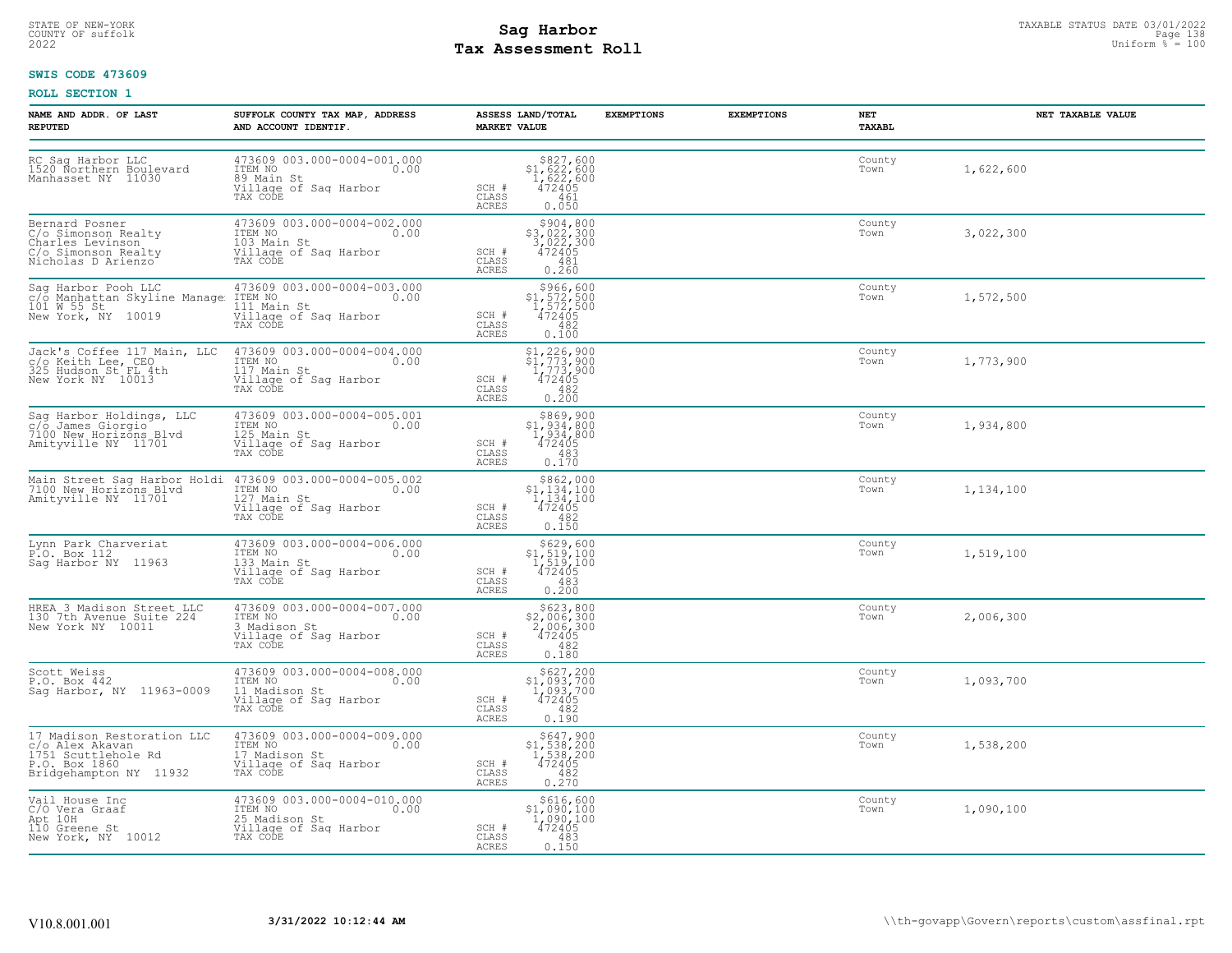STATE OF NEW-YORK
COUNTY OF suffolk
2022

# Sag Harbor
# Tax Assessment Roll

TAXABLE STATUS DATE 03/01/2022
Uniform % = 100

**SWIS CODE 473609**

**ROLL SECTION 1**

| NAME AND ADDR. OF LAST REPUTED | SUFFOLK COUNTY TAX MAP, ADDRESS AND ACCOUNT IDENTIF. | ASSESS LAND/TOTAL MARKET VALUE | EXEMPTIONS | EXEMPTIONS | NET TAXABL | NET TAXABLE VALUE |
|---|---|---|---|---|---|---|
| RC Sag Harbor LLC<br>1520 Northern Boulevard<br>Manhasset NY 11030 | 473609 003.000-0004-001.000<br>ITEM NO 0.00<br>89 Main St<br>Village of Sag Harbor<br>TAX CODE | $827,600<br>$1,622,600<br>1,622,600<br>SCH # 472405<br>CLASS 461<br>ACRES 0.050 | | | County<br>Town | 1,622,600 |
| Bernard Posner<br>C/o Simonson Realty<br>Charles Levinson<br>C/o Simonson Realty<br>Nicholas D Arienzo | 473609 003.000-0004-002.000<br>ITEM NO 0.00<br>103 Main St<br>Village of Sag Harbor<br>TAX CODE | $904,800<br>$3,022,300<br>3,022,300<br>SCH # 472405<br>CLASS 481<br>ACRES 0.260 | | | County<br>Town | 3,022,300 |
| Sag Harbor Pooh LLC<br>c/o Manhattan Skyline Manage<br>101 W 55 St<br>New York, NY 10019 | 473609 003.000-0004-003.000<br>ITEM NO 0.00<br>111 Main St<br>Village of Sag Harbor<br>TAX CODE | $966,600<br>$1,572,500<br>1,572,500<br>SCH # 472405<br>CLASS 482<br>ACRES 0.100 | | | County<br>Town | 1,572,500 |
| Jack's Coffee 117 Main, LLC<br>c/o Keith Lee, CEO<br>325 Hudson St FL 4th<br>New York NY 10013 | 473609 003.000-0004-004.000<br>ITEM NO 0.00<br>117 Main St<br>Village of Sag Harbor<br>TAX CODE | $1,226,900<br>$1,773,900<br>1,773,900<br>SCH # 472405<br>CLASS 482<br>ACRES 0.200 | | | County<br>Town | 1,773,900 |
| Sag Harbor Holdings, LLC<br>c/o James Giorgio<br>7100 New Horizons Blvd<br>Amityville NY 11701 | 473609 003.000-0004-005.001<br>ITEM NO 0.00<br>125 Main St<br>Village of Sag Harbor<br>TAX CODE | $869,900<br>$1,934,800<br>1,934,800<br>SCH # 472405<br>CLASS 483<br>ACRES 0.170 | | | County<br>Town | 1,934,800 |
| Main Street Sag Harbor Holdi<br>7100 New Horizons Blvd<br>Amityville NY 11701 | 473609 003.000-0004-005.002<br>ITEM NO 0.00<br>127 Main St<br>Village of Sag Harbor<br>TAX CODE | $862,000<br>$1,134,100<br>1,134,100<br>SCH # 472405<br>CLASS 482<br>ACRES 0.150 | | | County<br>Town | 1,134,100 |
| Lynn Park Charveriat<br>P.O. Box 112<br>Sag Harbor NY 11963 | 473609 003.000-0004-006.000<br>ITEM NO 0.00<br>133 Main St<br>Village of Sag Harbor<br>TAX CODE | $629,600<br>$1,519,100<br>1,519,100<br>SCH # 472405<br>CLASS 483<br>ACRES 0.200 | | | County<br>Town | 1,519,100 |
| HREA 3 Madison Street LLC<br>130 7th Avenue Suite 224<br>New York NY 10011 | 473609 003.000-0004-007.000<br>ITEM NO 0.00<br>3 Madison St<br>Village of Sag Harbor<br>TAX CODE | $623,800<br>$2,006,300<br>2,006,300<br>SCH # 472405<br>CLASS 482<br>ACRES 0.180 | | | County<br>Town | 2,006,300 |
| Scott Weiss<br>P.O. Box 442<br>Sag Harbor, NY 11963-0009 | 473609 003.000-0004-008.000<br>ITEM NO 0.00<br>11 Madison St<br>Village of Sag Harbor<br>TAX CODE | $627,200<br>$1,093,700<br>1,093,700<br>SCH # 472405<br>CLASS 482<br>ACRES 0.190 | | | County<br>Town | 1,093,700 |
| 17 Madison Restoration LLC<br>c/o Alex Akavan<br>1751 Scuttlehole Rd<br>P.O. Box 1860<br>Bridgehampton NY 11932 | 473609 003.000-0004-009.000<br>ITEM NO 0.00<br>17 Madison St<br>Village of Sag Harbor<br>TAX CODE | $647,900<br>$1,538,200<br>1,538,200<br>SCH # 472405<br>CLASS 482<br>ACRES 0.270 | | | County<br>Town | 1,538,200 |
| Vail House Inc<br>C/O Vera Graaf<br>Apt 10H<br>110 Greene St<br>New York, NY 10012 | 473609 003.000-0004-010.000<br>ITEM NO 0.00<br>25 Madison St<br>Village of Sag Harbor<br>TAX CODE | $616,600<br>$1,090,100<br>1,090,100<br>SCH # 472405<br>CLASS 483<br>ACRES 0.150 | | | County<br>Town | 1,090,100 |

V10.8.001.001 3/31/2022 10:12:44 AM \\th-govapp\Govern\reports\custom\assfinal.rpt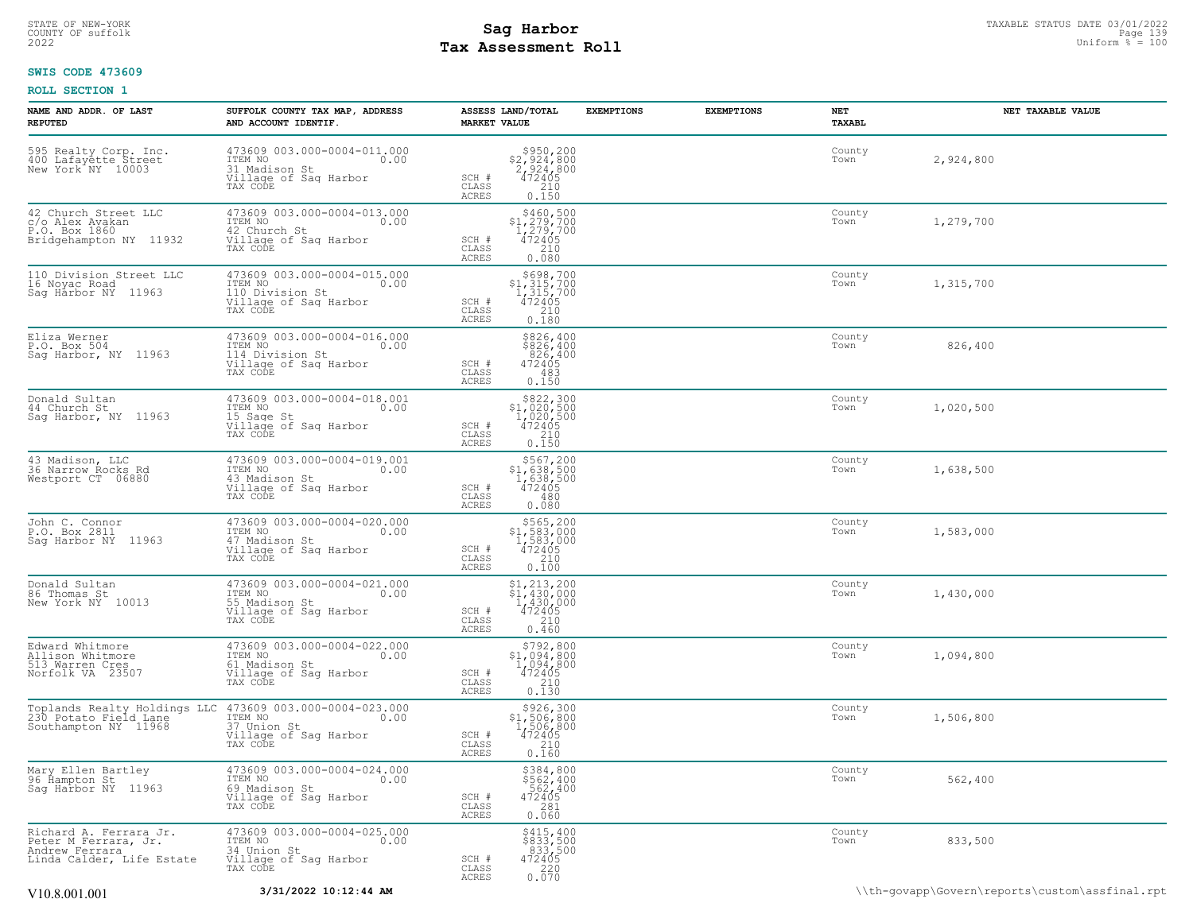STATE OF NEW-YORK
COUNTY OF suffolk
2022

# Sag Harbor
## Tax Assessment Roll

TAXABLE STATUS DATE 03/01/2022
Uniform % = 100

**SWIS CODE 473609**

**ROLL SECTION 1**

| NAME AND ADDR. OF LAST REPUTED | SUFFOLK COUNTY TAX MAP, ADDRESS AND ACCOUNT IDENTIF. | ASSESS LAND/TOTAL MARKET VALUE | EXEMPTIONS | EXEMPTIONS | NET TAXABL | NET TAXABLE VALUE |
|---|---|---|---|---|---|---|
| 595 Realty Corp. Inc.<br>400 Lafayette Street<br>New York NY 10003 | 473609 003.000-0004-011.000<br>ITEM NO 0.00<br>31 Madison St<br>Village of Sag Harbor<br>TAX CODE | $950,200<br>$2,924,800<br>2,924,800<br>SCH # 472405<br>CLASS 210<br>ACRES 0.150 | | | County<br>Town | 2,924,800 |
| 42 Church Street LLC<br>c/o Alex Avakan<br>P.O. Box 1860<br>Bridgehampton NY 11932 | 473609 003.000-0004-013.000<br>ITEM NO 0.00<br>42 Church St<br>Village of Sag Harbor<br>TAX CODE | $460,500<br>$1,279,700<br>1,279,700<br>SCH # 472405<br>CLASS 210<br>ACRES 0.080 | | | County<br>Town | 1,279,700 |
| 110 Division Street LLC<br>16 Noyac Road<br>Sag Harbor NY 11963 | 473609 003.000-0004-015.000<br>ITEM NO 0.00<br>110 Division St<br>Village of Sag Harbor<br>TAX CODE | $698,700<br>$1,315,700<br>1,315,700<br>SCH # 472405<br>CLASS 210<br>ACRES 0.180 | | | County<br>Town | 1,315,700 |
| Eliza Werner<br>P.O. Box 504<br>Sag Harbor, NY 11963 | 473609 003.000-0004-016.000<br>ITEM NO 0.00<br>114 Division St<br>Village of Sag Harbor<br>TAX CODE | $826,400<br>$826,400<br>826,400<br>SCH # 472405<br>CLASS 483<br>ACRES 0.150 | | | County<br>Town | 826,400 |
| Donald Sultan<br>44 Church St<br>Sag Harbor, NY 11963 | 473609 003.000-0004-018.001<br>ITEM NO 0.00<br>15 Sage St<br>Village of Sag Harbor<br>TAX CODE | $822,300<br>$1,020,500<br>1,020,500<br>SCH # 472405<br>CLASS 210<br>ACRES 0.150 | | | County<br>Town | 1,020,500 |
| 43 Madison, LLC<br>36 Narrow Rocks Rd<br>Westport CT 06880 | 473609 003.000-0004-019.001<br>ITEM NO 0.00<br>43 Madison St<br>Village of Sag Harbor<br>TAX CODE | $567,200<br>$1,638,500<br>1,638,500<br>SCH # 472405<br>CLASS 480<br>ACRES 0.080 | | | County<br>Town | 1,638,500 |
| John C. Connor<br>P.O. Box 2811<br>Sag Harbor NY 11963 | 473609 003.000-0004-020.000<br>ITEM NO 0.00<br>47 Madison St<br>Village of Sag Harbor<br>TAX CODE | $565,200<br>$1,583,000<br>1,583,000<br>SCH # 472405<br>CLASS 210<br>ACRES 0.100 | | | County<br>Town | 1,583,000 |
| Donald Sultan<br>86 Thomas St<br>New York NY 10013 | 473609 003.000-0004-021.000<br>ITEM NO 0.00<br>55 Madison St<br>Village of Sag Harbor<br>TAX CODE | $1,213,200<br>$1,430,000<br>1,430,000<br>SCH # 472405<br>CLASS 210<br>ACRES 0.460 | | | County<br>Town | 1,430,000 |
| Edward Whitmore<br>Allison Whitmore<br>513 Warren Cres<br>Norfolk VA 23507 | 473609 003.000-0004-022.000<br>ITEM NO 0.00<br>61 Madison St<br>Village of Sag Harbor<br>TAX CODE | $792,800<br>$1,094,800<br>1,094,800<br>SCH # 472405<br>CLASS 210<br>ACRES 0.130 | | | County<br>Town | 1,094,800 |
| Toplands Realty Holdings LLC<br>230 Potato Field Lane<br>Southampton NY 11968 | 473609 003.000-0004-023.000<br>ITEM NO 0.00<br>37 Union St<br>Village of Sag Harbor<br>TAX CODE | $926,300<br>$1,506,800<br>1,506,800<br>SCH # 472405<br>CLASS 210<br>ACRES 0.160 | | | County<br>Town | 1,506,800 |
| Mary Ellen Bartley<br>96 Hampton St<br>Sag Harbor NY 11963 | 473609 003.000-0004-024.000<br>ITEM NO 0.00<br>69 Madison St<br>Village of Sag Harbor<br>TAX CODE | $384,800<br>$562,400<br>562,400<br>SCH # 472405<br>CLASS 281<br>ACRES 0.060 | | | County<br>Town | 562,400 |
| Richard A. Ferrara Jr.<br>Peter M Ferrara, Jr.<br>Andrew Ferrara<br>Linda Calder, Life Estate | 473609 003.000-0004-025.000<br>ITEM NO 0.00<br>34 Union St<br>Village of Sag Harbor<br>TAX CODE | $415,400<br>$833,500<br>833,500<br>SCH # 472405<br>CLASS 220<br>ACRES 0.070 | | | County<br>Town | 833,500 |

V10.8.001.001 &nbsp;&nbsp; **3/31/2022 10:12:44 AM** &nbsp;&nbsp; \\th-govapp\Govern\reports\custom\assfinal.rpt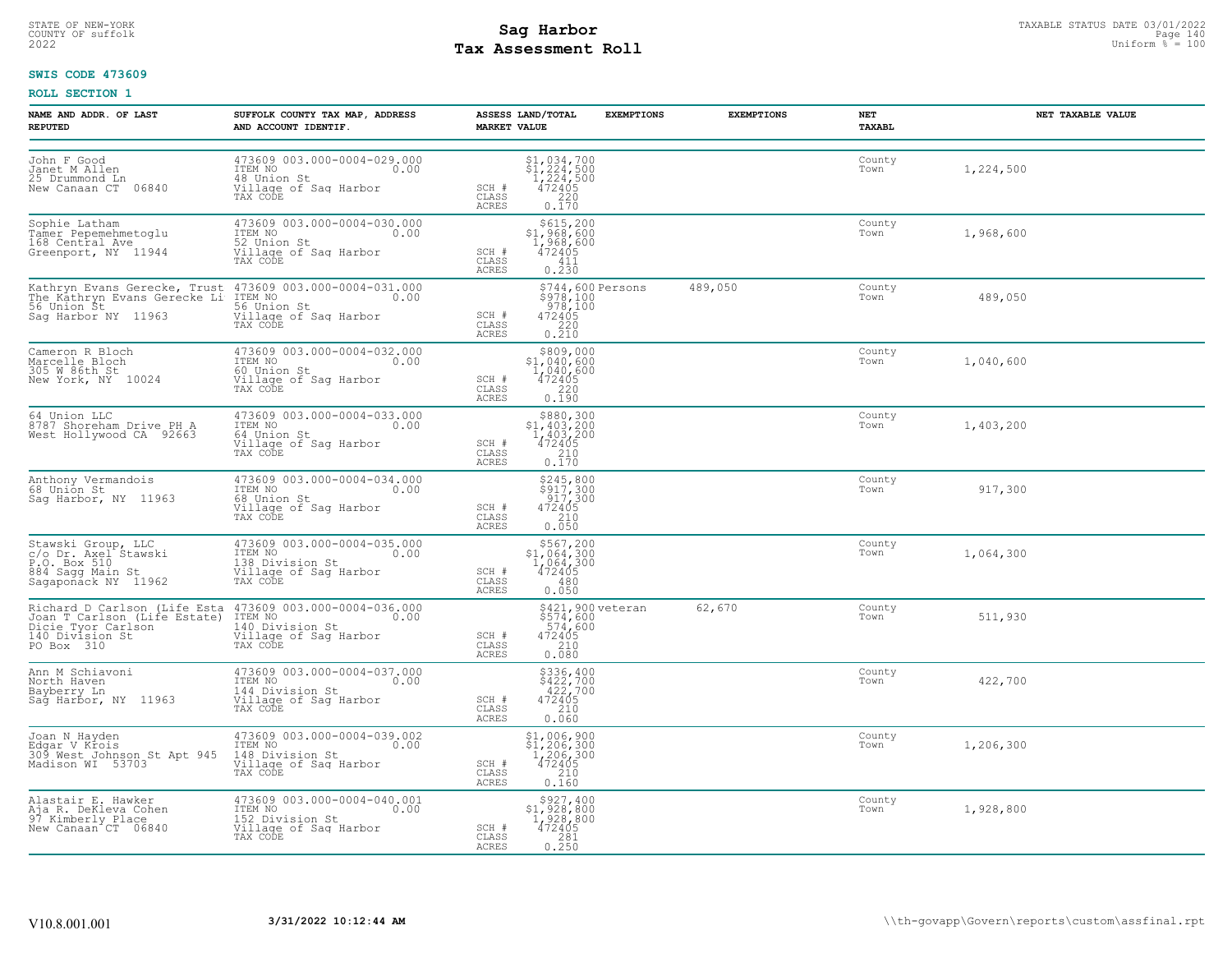STATE OF NEW-YORK
COUNTY OF suffolk
2022

# Sag Harbor
# Tax Assessment Roll

TAXABLE STATUS DATE 03/01/2022
Uniform % = 100

**SWIS CODE 473609**

**ROLL SECTION 1**

| NAME AND ADDR. OF LAST REPUTED | SUFFOLK COUNTY TAX MAP, ADDRESS AND ACCOUNT IDENTIF. | ASSESS LAND/TOTAL MARKET VALUE | EXEMPTIONS | EXEMPTIONS | NET TAXABL | NET TAXABLE VALUE |
|---|---|---|---|---|---|---|
| John F Good<br>Janet M Allen<br>25 Drummond Ln<br>New Canaan CT 06840 | 473609 003.000-0004-029.000<br>ITEM NO 0.00<br>48 Union St<br>Village of Sag Harbor<br>TAX CODE | $1,034,700<br>$1,224,500<br>1,224,500<br>SCH # 472405<br>CLASS 220<br>ACRES 0.170 | | | County<br>Town | 1,224,500 |
| Sophie Latham<br>Tamer Pepemehmetoglu<br>168 Central Ave<br>Greenport, NY 11944 | 473609 003.000-0004-030.000<br>ITEM NO 0.00<br>52 Union St<br>Village of Sag Harbor<br>TAX CODE | $615,200<br>$1,968,600<br>1,968,600<br>SCH # 472405<br>CLASS 411<br>ACRES 0.230 | | | County<br>Town | 1,968,600 |
| Kathryn Evans Gerecke, Trust<br>The Kathryn Evans Gerecke Li<br>56 Union St<br>Sag Harbor NY 11963 | 473609 003.000-0004-031.000<br>ITEM NO 0.00<br>56 Union St<br>Village of Sag Harbor<br>TAX CODE | $744,600<br>$978,100<br>978,100<br>SCH # 472405<br>CLASS 220<br>ACRES 0.210 | Persons | 489,050 | County<br>Town | 489,050 |
| Cameron R Bloch<br>Marcelle Bloch<br>305 W 86th St<br>New York, NY 10024 | 473609 003.000-0004-032.000<br>ITEM NO 0.00<br>60 Union St<br>Village of Sag Harbor<br>TAX CODE | $809,000<br>$1,040,600<br>1,040,600<br>SCH # 472405<br>CLASS 220<br>ACRES 0.190 | | | County<br>Town | 1,040,600 |
| 64 Union LLC<br>8787 Shoreham Drive PH A<br>West Hollywood CA 92663 | 473609 003.000-0004-033.000<br>ITEM NO 0.00<br>64 Union St<br>Village of Sag Harbor<br>TAX CODE | $880,300<br>$1,403,200<br>1,403,200<br>SCH # 472405<br>CLASS 210<br>ACRES 0.170 | | | County<br>Town | 1,403,200 |
| Anthony Vermandois<br>68 Union St<br>Sag Harbor, NY 11963 | 473609 003.000-0004-034.000<br>ITEM NO 0.00<br>68 Union St<br>Village of Sag Harbor<br>TAX CODE | $245,800<br>$917,300<br>917,300<br>SCH # 472405<br>CLASS 210<br>ACRES 0.050 | | | County<br>Town | 917,300 |
| Stawski Group, LLC<br>c/o Dr. Axel Stawski<br>P.O. Box 510<br>884 Sagg Main St<br>Sagaponack NY 11962 | 473609 003.000-0004-035.000<br>ITEM NO 0.00<br>138 Division St<br>Village of Sag Harbor<br>TAX CODE | $567,200<br>$1,064,300<br>1,064,300<br>SCH # 472405<br>CLASS 480<br>ACRES 0.050 | | | County<br>Town | 1,064,300 |
| Richard D Carlson (Life Esta<br>Joan T Carlson (Life Estate)<br>Dicie Tyor Carlson<br>140 Division St<br>PO Box 310 | 473609 003.000-0004-036.000<br>ITEM NO 0.00<br>140 Division St<br>Village of Sag Harbor<br>TAX CODE | $421,900<br>$574,600<br>574,600<br>SCH # 472405<br>CLASS 210<br>ACRES 0.080 | veteran | 62,670 | County<br>Town | 511,930 |
| Ann M Schiavoni<br>North Haven<br>Bayberry Ln<br>Sag Harbor, NY 11963 | 473609 003.000-0004-037.000<br>ITEM NO 0.00<br>144 Division St<br>Village of Sag Harbor<br>TAX CODE | $336,400<br>$422,700<br>422,700<br>SCH # 472405<br>CLASS 210<br>ACRES 0.060 | | | County<br>Town | 422,700 |
| Joan N Hayden<br>Edgar V Krois<br>309 West Johnson St Apt 945<br>Madison WI 53703 | 473609 003.000-0004-039.002<br>ITEM NO 0.00<br>148 Division St<br>Village of Sag Harbor<br>TAX CODE | $1,006,900<br>$1,206,300<br>1,206,300<br>SCH # 472405<br>CLASS 210<br>ACRES 0.160 | | | County<br>Town | 1,206,300 |
| Alastair E. Hawker<br>Aja R. DeKleva Cohen<br>97 Kimberly Place<br>New Canaan CT 06840 | 473609 003.000-0004-040.001<br>ITEM NO 0.00<br>152 Division St<br>Village of Sag Harbor<br>TAX CODE | $927,400<br>$1,928,800<br>1,928,800<br>SCH # 472405<br>CLASS 281<br>ACRES 0.250 | | | County<br>Town | 1,928,800 |

V10.8.001.001 3/31/2022 10:12:44 AM \\th-govapp\Govern\reports\custom\assfinal.rpt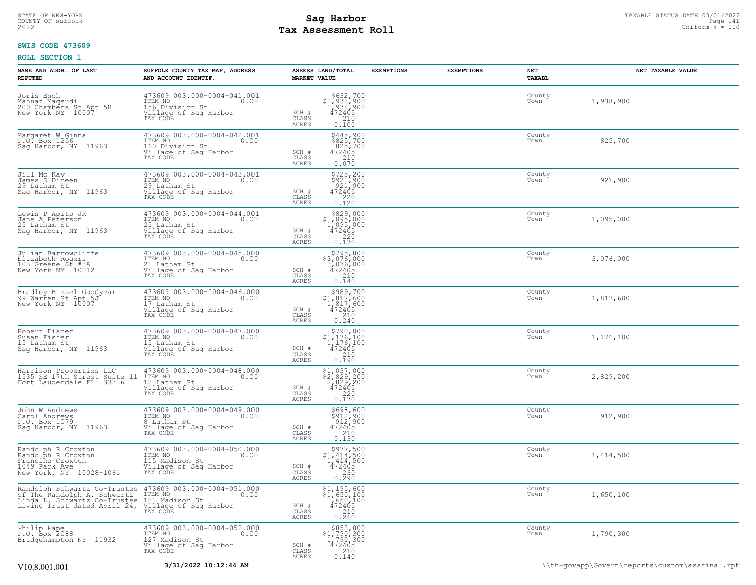STATE OF NEW-YORK
COUNTY OF suffolk
2022

# Sag Harbor
# Tax Assessment Roll

TAXABLE STATUS DATE 03/01/2022
Uniform % = 100

**SWIS CODE 473609**

**ROLL SECTION 1**

| NAME AND ADDR. OF LAST REPUTED | SUFFOLK COUNTY TAX MAP, ADDRESS AND ACCOUNT IDENTIF. | ASSESS LAND/TOTAL MARKET VALUE | EXEMPTIONS | EXEMPTIONS | NET TAXABL | NET TAXABLE VALUE |
|---|---|---|---|---|---|---|
| Joris Esch<br>Mahnaz Maqsudi<br>200 Chambers St Apt 5H<br>New York NY 10007 | 473609 003.000-0004-041.001<br>ITEM NO 0.00<br>156 Division St<br>Village of Sag Harbor<br>TAX CODE | $632,700<br>$1,938,900<br>1,938,900<br>SCH # 472405<br>CLASS 210<br>ACRES 0.100 | | | County<br>Town | 1,938,900 |
| Margaret W Ginna<br>P.O. Box 1256<br>Sag Harbor, NY 11963 | 473609 003.000-0004-042.001<br>ITEM NO 0.00<br>160 Division St<br>Village of Sag Harbor<br>TAX CODE | $445,900<br>$825,700<br>825,700<br>SCH # 472405<br>CLASS 210<br>ACRES 0.070 | | | County<br>Town | 825,700 |
| Jill Mc Kay<br>James S Dineen<br>29 Latham St<br>Sag Harbor, NY 11963 | 473609 003.000-0004-043.001<br>ITEM NO 0.00<br>29 Latham St<br>Village of Sag Harbor<br>TAX CODE | $725,200<br>$921,900<br>921,900<br>SCH # 472405<br>CLASS 220<br>ACRES 0.120 | | | County<br>Town | 921,900 |
| Lewis P Apito JR<br>Jane A Peterson<br>25 Latham St<br>Sag Harbor, NY 11963 | 473609 003.000-0004-044.001<br>ITEM NO 0.00<br>25 Latham St<br>Village of Sag Harbor<br>TAX CODE | $829,000<br>$1,095,000<br>1,095,000<br>SCH # 472405<br>CLASS 220<br>ACRES 0.130 | | | County<br>Town | 1,095,000 |
| Julian Barrowcliffe<br>Elizabeth Rogers<br>103 Greene St #3A<br>New York NY 10012 | 473609 003.000-0004-045.000<br>ITEM NO 0.00<br>21 Latham St<br>Village of Sag Harbor<br>TAX CODE | $795,800<br>$3,076,000<br>3,076,000<br>SCH # 472405<br>CLASS 210<br>ACRES 0.140 | | | County<br>Town | 3,076,000 |
| Bradley Bissel Goodyear<br>99 Warren St Apt 5J<br>New York NY 10007 | 473609 003.000-0004-046.000<br>ITEM NO 0.00<br>17 Latham St<br>Village of Sag Harbor<br>TAX CODE | $989,700<br>$1,817,600<br>1,817,600<br>SCH # 472405<br>CLASS 210<br>ACRES 0.240 | | | County<br>Town | 1,817,600 |
| Robert Fisher<br>Susan Fisher<br>15 Latham St<br>Sag Harbor, NY 11963 | 473609 003.000-0004-047.000<br>ITEM NO 0.00<br>15 Latham St<br>Village of Sag Harbor<br>TAX CODE | $790,000<br>$1,176,100<br>1,176,100<br>SCH # 472405<br>CLASS 210<br>ACRES 0.190 | | | County<br>Town | 1,176,100 |
| Harrison Properties LLC<br>1535 SE 17th Street Suite 11<br>Fort Lauderdale FL 33316 | 473609 003.000-0004-048.000<br>ITEM NO 0.00<br>12 Latham St<br>Village of Sag Harbor<br>TAX CODE | $1,037,000<br>$2,829,200<br>2,829,200<br>SCH # 472405<br>CLASS 220<br>ACRES 0.170 | | | County<br>Town | 2,829,200 |
| John W Andrews<br>Carol Andrews<br>P.O. Box 1079<br>Sag Harbor, NY 11963 | 473609 003.000-0004-049.000<br>ITEM NO 0.00<br>8 Latham St<br>Village of Sag Harbor<br>TAX CODE | $698,600<br>$912,900<br>912,900<br>SCH # 472405<br>CLASS 210<br>ACRES 0.130 | | | County<br>Town | 912,900 |
| Randolph R Croxton<br>Randolph R Croxton<br>Francine Croxton<br>1049 Park Ave<br>New York, NY 10028-1061 | 473609 003.000-0004-050.000<br>ITEM NO 0.00<br>115 Madison St<br>Village of Sag Harbor<br>TAX CODE | $977,500<br>$1,414,500<br>1,414,500<br>SCH # 472405<br>CLASS 230<br>ACRES 0.290 | | | County<br>Town | 1,414,500 |
| Randolph Schwartz Co-Trustee<br>of The Randolph A. Schwartz<br>Linda L. Schwartz Co-Trustee<br>Living Trust dated April 24, | 473609 003.000-0004-051.000<br>ITEM NO 0.00<br>121 Madison St<br>Village of Sag Harbor<br>TAX CODE | $1,195,600<br>$1,650,100<br>1,650,100<br>SCH # 472405<br>CLASS 210<br>ACRES 0.260 | | | County<br>Town | 1,650,100 |
| Philip Pape<br>P.O. Box 2088<br>Bridgehampton NY 11932 | 473609 003.000-0004-052.000<br>ITEM NO 0.00<br>127 Madison St<br>Village of Sag Harbor<br>TAX CODE | $853,800<br>$1,790,300<br>1,790,300<br>SCH # 472405<br>CLASS 210<br>ACRES 0.140 | | | County<br>Town | 1,790,300 |

V10.8.001.001 **3/31/2022 10:12:44 AM** \\th-govapp\Govern\reports\custom\assfinal.rpt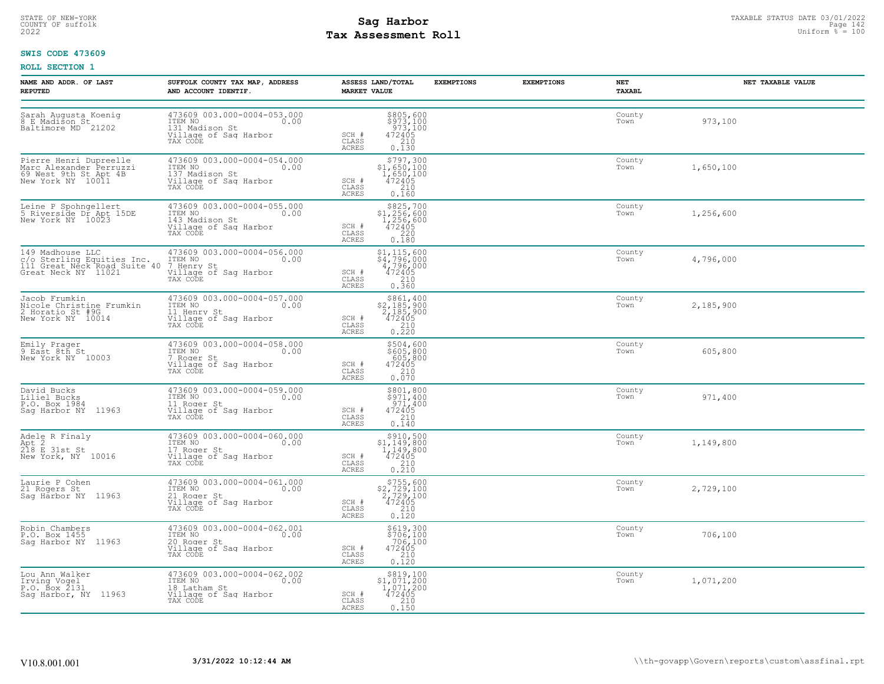STATE OF NEW-YORK
COUNTY OF suffolk
2022

# Sag Harbor
# Tax Assessment Roll

TAXABLE STATUS DATE 03/01/2022
Uniform % = 100

**SWIS CODE 473609**

**ROLL SECTION 1**

| NAME AND ADDR. OF LAST REPUTED | SUFFOLK COUNTY TAX MAP, ADDRESS AND ACCOUNT IDENTIF. | ASSESS LAND/TOTAL MARKET VALUE | EXEMPTIONS | EXEMPTIONS | NET TAXABL | NET TAXABLE VALUE |
|---|---|---|---|---|---|---|
| Sarah Augusta Koenig<br>8 E Madison St<br>Baltimore MD 21202 | 473609 003.000-0004-053.000<br>ITEM NO 0.00<br>131 Madison St<br>Village of Sag Harbor<br>TAX CODE | $805,600<br>$973,100<br>973,100<br>SCH # 472405<br>CLASS 210<br>ACRES 0.130 | | | County<br>Town | 973,100 |
| Pierre Henri Dupreelle<br>Marc Alexander Perruzzi<br>69 West 9th St Apt 4B<br>New York NY 10011 | 473609 003.000-0004-054.000<br>ITEM NO 0.00<br>137 Madison St<br>Village of Sag Harbor<br>TAX CODE | $797,300<br>$1,650,100<br>1,650,100<br>SCH # 472405<br>CLASS 210<br>ACRES 0.160 | | | County<br>Town | 1,650,100 |
| Leine P Spohngellert<br>5 Riverside Dr Apt 15DE<br>New York NY 10023 | 473609 003.000-0004-055.000<br>ITEM NO 0.00<br>143 Madison St<br>Village of Sag Harbor<br>TAX CODE | $825,700<br>$1,256,600<br>1,256,600<br>SCH # 472405<br>CLASS 220<br>ACRES 0.180 | | | County<br>Town | 1,256,600 |
| 149 Madhouse LLC<br>c/o Sterling Equities Inc.<br>111 Great Neck Road Suite 40<br>Great Neck NY 11021 | 473609 003.000-0004-056.000<br>ITEM NO 0.00<br>7 Henry St<br>Village of Sag Harbor<br>TAX CODE | $1,115,600<br>$4,796,000<br>4,796,000<br>SCH # 472405<br>CLASS 210<br>ACRES 0.360 | | | County<br>Town | 4,796,000 |
| Jacob Frumkin<br>Nicole Christine Frumkin<br>2 Horatio St #9G<br>New York NY 10014 | 473609 003.000-0004-057.000<br>ITEM NO 0.00<br>11 Henry St<br>Village of Sag Harbor<br>TAX CODE | $861,400<br>$2,185,900<br>2,185,900<br>SCH # 472405<br>CLASS 210<br>ACRES 0.220 | | | County<br>Town | 2,185,900 |
| Emily Prager<br>9 East 8th St<br>New York NY 10003 | 473609 003.000-0004-058.000<br>ITEM NO 0.00<br>7 Roger St<br>Village of Sag Harbor<br>TAX CODE | $504,600<br>$605,800<br>605,800<br>SCH # 472405<br>CLASS 210<br>ACRES 0.070 | | | County<br>Town | 605,800 |
| David Bucks<br>Liliel Bucks<br>P.O. Box 1984<br>Sag Harbor NY 11963 | 473609 003.000-0004-059.000<br>ITEM NO 0.00<br>11 Roger St<br>Village of Sag Harbor<br>TAX CODE | $801,800<br>$971,400<br>971,400<br>SCH # 472405<br>CLASS 210<br>ACRES 0.140 | | | County<br>Town | 971,400 |
| Adele R Finaly<br>Apt 2<br>218 E 31st St<br>New York, NY 10016 | 473609 003.000-0004-060.000<br>ITEM NO 0.00<br>17 Roger St<br>Village of Sag Harbor<br>TAX CODE | $910,500<br>$1,149,800<br>1,149,800<br>SCH # 472405<br>CLASS 210<br>ACRES 0.210 | | | County<br>Town | 1,149,800 |
| Laurie P Cohen<br>21 Rogers St<br>Sag Harbor NY 11963 | 473609 003.000-0004-061.000<br>ITEM NO 0.00<br>21 Roger St<br>Village of Sag Harbor<br>TAX CODE | $755,600<br>$2,729,100<br>2,729,100<br>SCH # 472405<br>CLASS 210<br>ACRES 0.120 | | | County<br>Town | 2,729,100 |
| Robin Chambers<br>P.O. Box 1455<br>Sag Harbor NY 11963 | 473609 003.000-0004-062.001<br>ITEM NO 0.00<br>20 Roger St<br>Village of Sag Harbor<br>TAX CODE | $619,300<br>$706,100<br>706,100<br>SCH # 472405<br>CLASS 210<br>ACRES 0.120 | | | County<br>Town | 706,100 |
| Lou Ann Walker<br>Irving Vogel<br>P.O. Box 2131<br>Sag Harbor, NY 11963 | 473609 003.000-0004-062.002<br>ITEM NO 0.00<br>18 Latham St<br>Village of Sag Harbor<br>TAX CODE | $819,100<br>$1,071,200<br>1,071,200<br>SCH # 472405<br>CLASS 210<br>ACRES 0.150 | | | County<br>Town | 1,071,200 |

V10.8.001.001 | 3/31/2022 10:12:44 AM | \\th-govapp\Govern\reports\custom\assfinal.rpt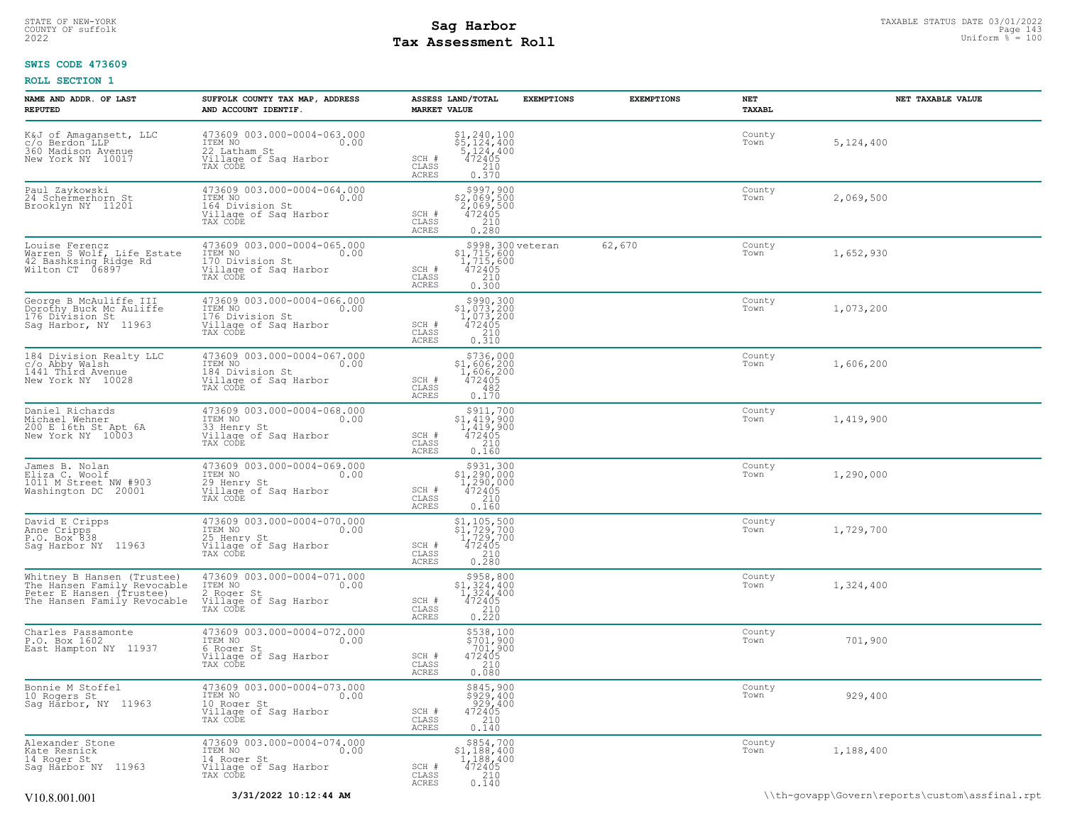STATE OF NEW-YORK
COUNTY OF suffolk
2022

# Sag Harbor
# Tax Assessment Roll

TAXABLE STATUS DATE 03/01/2022
Uniform % = 100

**SWIS CODE 473609**

**ROLL SECTION 1**

| NAME AND ADDR. OF LAST REPUTED | SUFFOLK COUNTY TAX MAP, ADDRESS AND ACCOUNT IDENTIF. | | ASSESS LAND/TOTAL MARKET VALUE | EXEMPTIONS | EXEMPTIONS | NET TAXABL | NET TAXABLE VALUE |
|---|---|---|---|---|---|---|---|
| K&J of Amagansett, LLC<br>c/o Berdon LLP<br>360 Madison Avenue<br>New York NY 10017 | 473609 003.000-0004-063.000<br>ITEM NO 0.00<br>22 Latham St<br>Village of Sag Harbor<br>TAX CODE | SCH #<br>CLASS<br>ACRES | $1,240,100<br>$5,124,400<br>5,124,400<br>472405<br>210<br>0.370 | | | County<br>Town | 5,124,400 |
| Paul Zaykowski<br>24 Schermerhorn St<br>Brooklyn NY 11201 | 473609 003.000-0004-064.000<br>ITEM NO 0.00<br>164 Division St<br>Village of Sag Harbor<br>TAX CODE | SCH #<br>CLASS<br>ACRES | $997,900<br>$2,069,500<br>2,069,500<br>472405<br>210<br>0.280 | | | County<br>Town | 2,069,500 |
| Louise Ferencz<br>Warren S Wolf, Life Estate<br>42 Bashksing Ridge Rd<br>Wilton CT 06897 | 473609 003.000-0004-065.000<br>ITEM NO 0.00<br>170 Division St<br>Village of Sag Harbor<br>TAX CODE | SCH #<br>CLASS<br>ACRES | $998,300<br>$1,715,600<br>1,715,600<br>472405<br>210<br>0.300 | veteran | 62,670 | County<br>Town | 1,652,930 |
| George B McAuliffe III<br>Dorothy Buck Mc Auliffe<br>176 Division St<br>Sag Harbor, NY 11963 | 473609 003.000-0004-066.000<br>ITEM NO 0.00<br>176 Division St<br>Village of Sag Harbor<br>TAX CODE | SCH #<br>CLASS<br>ACRES | $990,300<br>$1,073,200<br>1,073,200<br>472405<br>210<br>0.310 | | | County<br>Town | 1,073,200 |
| 184 Division Realty LLC<br>c/o Abby Walsh<br>1441 Third Avenue<br>New York NY 10028 | 473609 003.000-0004-067.000<br>ITEM NO 0.00<br>184 Division St<br>Village of Sag Harbor<br>TAX CODE | SCH #<br>CLASS<br>ACRES | $736,000<br>$1,606,200<br>1,606,200<br>472405<br>482<br>0.170 | | | County<br>Town | 1,606,200 |
| Daniel Richards<br>Michael Wehner<br>200 E 16th St Apt 6A<br>New York NY 10003 | 473609 003.000-0004-068.000<br>ITEM NO 0.00<br>33 Henry St<br>Village of Sag Harbor<br>TAX CODE | SCH #<br>CLASS<br>ACRES | $911,700<br>$1,419,900<br>1,419,900<br>472405<br>210<br>0.160 | | | County<br>Town | 1,419,900 |
| James B. Nolan<br>Eliza C. Woolf<br>1011 M Street NW #903<br>Washington DC 20001 | 473609 003.000-0004-069.000<br>ITEM NO 0.00<br>29 Henry St<br>Village of Sag Harbor<br>TAX CODE | SCH #<br>CLASS<br>ACRES | $931,300<br>$1,290,000<br>1,290,000<br>472405<br>210<br>0.160 | | | County<br>Town | 1,290,000 |
| David E Cripps<br>Anne Cripps<br>P.O. Box 838<br>Sag Harbor NY 11963 | 473609 003.000-0004-070.000<br>ITEM NO 0.00<br>25 Henry St<br>Village of Sag Harbor<br>TAX CODE | SCH #<br>CLASS<br>ACRES | $1,105,500<br>$1,729,700<br>1,729,700<br>472405<br>210<br>0.280 | | | County<br>Town | 1,729,700 |
| Whitney B Hansen (Trustee)<br>The Hansen Family Revocable<br>Peter E Hansen (Trustee)<br>The Hansen Family Revocable | 473609 003.000-0004-071.000<br>ITEM NO 0.00<br>2 Roger St<br>Village of Sag Harbor<br>TAX CODE | SCH #<br>CLASS<br>ACRES | $958,800<br>$1,324,400<br>1,324,400<br>472405<br>210<br>0.220 | | | County<br>Town | 1,324,400 |
| Charles Passamonte<br>P.O. Box 1602<br>East Hampton NY 11937 | 473609 003.000-0004-072.000<br>ITEM NO 0.00<br>6 Roger St<br>Village of Sag Harbor<br>TAX CODE | SCH #<br>CLASS<br>ACRES | $538,100<br>$701,900<br>701,900<br>472405<br>210<br>0.080 | | | County<br>Town | 701,900 |
| Bonnie M Stoffel<br>10 Rogers St<br>Sag Harbor, NY 11963 | 473609 003.000-0004-073.000<br>ITEM NO 0.00<br>10 Roger St<br>Village of Sag Harbor<br>TAX CODE | SCH #<br>CLASS<br>ACRES | $845,900<br>$929,400<br>929,400<br>472405<br>210<br>0.140 | | | County<br>Town | 929,400 |
| Alexander Stone<br>Kate Resnick<br>14 Roger St<br>Sag Harbor NY 11963 | 473609 003.000-0004-074.000<br>ITEM NO 0.00<br>14 Roger St<br>Village of Sag Harbor<br>TAX CODE | SCH #<br>CLASS<br>ACRES | $854,700<br>$1,188,400<br>1,188,400<br>472405<br>210<br>0.140 | | | County<br>Town | 1,188,400 |

V10.8.001.001 **3/31/2022 10:12:44 AM** \\th-govapp\Govern\reports\custom\assfinal.rpt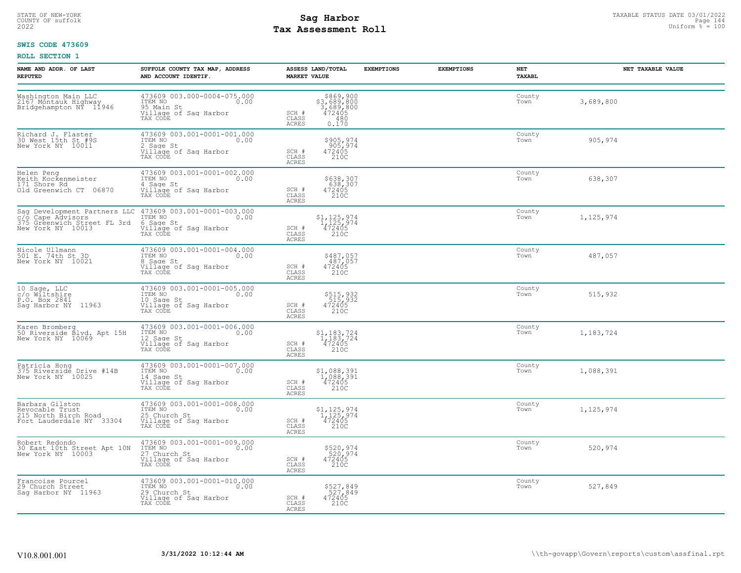STATE OF NEW-YORK
COUNTY OF suffolk
2022

# Sag Harbor
# Tax Assessment Roll

TAXABLE STATUS DATE 03/01/2022
Uniform % = 100

**SWIS CODE 473609**

**ROLL SECTION 1**

| NAME AND ADDR. OF LAST REPUTED | SUFFOLK COUNTY TAX MAP, ADDRESS AND ACCOUNT IDENTIF. | ASSESS LAND/TOTAL MARKET VALUE | EXEMPTIONS | EXEMPTIONS | NET TAXABL | NET TAXABLE VALUE |
|---|---|---|---|---|---|---|
| Washington Main LLC<br>2167 Montauk Highway<br>Bridgehampton NY 11946 | 473609 003.000-0004-075.000<br>ITEM NO 0.00<br>95 Main St<br>Village of Sag Harbor<br>TAX CODE | $869,900<br>$3,689,800<br>3,689,800<br>SCH # 472405<br>CLASS 480<br>ACRES 0.170 | | | County<br>Town | 3,689,800 |
| Richard J. Flaster<br>30 West 15th St #9S<br>New York NY 10011 | 473609 003.001-0001-001.000<br>ITEM NO 0.00<br>2 Sage St<br>Village of Sag Harbor<br>TAX CODE | $905,974<br>905,974<br>SCH # 472405<br>CLASS 210C<br>ACRES | | | County<br>Town | 905,974 |
| Helen Peng<br>Keith Kockenmeister<br>171 Shore Rd<br>Old Greenwich CT 06870 | 473609 003.001-0001-002.000<br>ITEM NO 0.00<br>4 Sage St<br>Village of Sag Harbor<br>TAX CODE | $638,307<br>638,307<br>SCH # 472405<br>CLASS 210C<br>ACRES | | | County<br>Town | 638,307 |
| Sag Development Partners LLC<br>c/o Cape Advisors<br>375 Greenwich Street FL 3rd<br>New York NY 10013 | 473609 003.001-0001-003.000<br>ITEM NO 0.00<br>6 Sage St<br>Village of Sag Harbor<br>TAX CODE | $1,125,974<br>1,125,974<br>SCH # 472405<br>CLASS 210C<br>ACRES | | | County<br>Town | 1,125,974 |
| Nicole Ullmann<br>501 E. 74th St 3D<br>New York NY 10021 | 473609 003.001-0001-004.000<br>ITEM NO 0.00<br>8 Sage St<br>Village of Sag Harbor<br>TAX CODE | $487,057<br>487,057<br>SCH # 472405<br>CLASS 210C<br>ACRES | | | County<br>Town | 487,057 |
| 10 Sage, LLC<br>c/o Wiltshire<br>P.O. Box 2841<br>Sag Harbor NY 11963 | 473609 003.001-0001-005.000<br>ITEM NO 0.00<br>10 Sage St<br>Village of Sag Harbor<br>TAX CODE | $515,932<br>515,932<br>SCH # 472405<br>CLASS 210C<br>ACRES | | | County<br>Town | 515,932 |
| Karen Bromberg<br>50 Riverside Blvd. Apt 15H<br>New York NY 10069 | 473609 003.001-0001-006.000<br>ITEM NO 0.00<br>12 Sage St<br>Village of Sag Harbor<br>TAX CODE | $1,183,724<br>1,183,724<br>SCH # 472405<br>CLASS 210C<br>ACRES | | | County<br>Town | 1,183,724 |
| Patricia Hong<br>375 Riverside Drive #14B<br>New York NY 10025 | 473609 003.001-0001-007.000<br>ITEM NO 0.00<br>14 Sage St<br>Village of Sag Harbor<br>TAX CODE | $1,088,391<br>1,088,391<br>SCH # 472405<br>CLASS 210C<br>ACRES | | | County<br>Town | 1,088,391 |
| Barbara Gilston<br>Revocable Trust<br>215 North Birch Road<br>Fort Lauderdale NY 33304 | 473609 003.001-0001-008.000<br>ITEM NO 0.00<br>25 Church St<br>Village of Sag Harbor<br>TAX CODE | $1,125,974<br>1,125,974<br>SCH # 472405<br>CLASS 210C<br>ACRES | | | County<br>Town | 1,125,974 |
| Robert Redondo<br>30 East 10th Street Apt 10N<br>New York NY 10003 | 473609 003.001-0001-009.000<br>ITEM NO 0.00<br>27 Church St<br>Village of Sag Harbor<br>TAX CODE | $520,974<br>520,974<br>SCH # 472405<br>CLASS 210C<br>ACRES | | | County<br>Town | 520,974 |
| Francoise Pourcel<br>29 Church Street<br>Sag Harbor NY 11963 | 473609 003.001-0001-010.000<br>ITEM NO 0.00<br>29 Church St<br>Village of Sag Harbor<br>TAX CODE | $527,849<br>527,849<br>SCH # 472405<br>CLASS 210C<br>ACRES | | | County<br>Town | 527,849 |

V10.8.001.001 **3/31/2022 10:12:44 AM** \\th-govapp\Govern\reports\custom\assfinal.rpt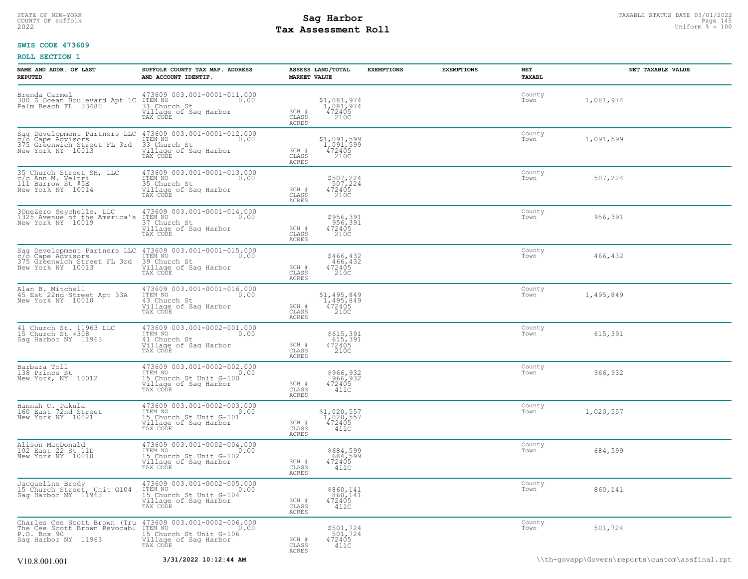STATE OF NEW-YORK
COUNTY OF suffolk
2022

# Sag Harbor
# Tax Assessment Roll

TAXABLE STATUS DATE 03/01/2022
Uniform % = 100

**SWIS CODE 473609**

**ROLL SECTION 1**

| NAME AND ADDR. OF LAST REPUTED | SUFFOLK COUNTY TAX MAP, ADDRESS AND ACCOUNT IDENTIF. | ASSESS LAND/TOTAL MARKET VALUE | EXEMPTIONS | EXEMPTIONS | NET TAXABL | NET TAXABLE VALUE |
|---|---|---|---|---|---|---|
| Brenda Carmel<br>300 S Ocean Boulevard Apt 1C<br>Palm Beach FL 33480 | 473609 003.001-0001-011.000<br>ITEM NO 0.00<br>31 Church St<br>Village of Sag Harbor<br>TAX CODE | $1,081,974<br>1,081,974<br>SCH # 472405<br>CLASS 210C<br>ACRES | | | County<br>Town | 1,081,974 |
| Sag Development Partners LLC<br>c/o Cape Advisors<br>375 Greenwich Street FL 3rd<br>New York NY 10013 | 473609 003.001-0001-012.000<br>ITEM NO 0.00<br>33 Church St<br>Village of Sag Harbor<br>TAX CODE | $1,091,599<br>1,091,599<br>SCH # 472405<br>CLASS 210C<br>ACRES | | | County<br>Town | 1,091,599 |
| 35 Church Street SH, LLC<br>c/o Ann M. Veltri<br>111 Barrow St #5E<br>New York NY 10014 | 473609 003.001-0001-013.000<br>ITEM NO 0.00<br>35 Church St<br>Village of Sag Harbor<br>TAX CODE | $507,224<br>507,224<br>SCH # 472405<br>CLASS 210C<br>ACRES | | | County<br>Town | 507,224 |
| 3OneZero Seychelle, LLC<br>1325 Avenue of the America's<br>New York NY 10019 | 473609 003.001-0001-014.000<br>ITEM NO 0.00<br>37 Church St<br>Village of Sag Harbor<br>TAX CODE | $956,391<br>956,391<br>SCH # 472405<br>CLASS 210C<br>ACRES | | | County<br>Town | 956,391 |
| Sag Development Partners LLC<br>c/o Cape Advisors<br>375 Greenwich Street FL 3rd<br>New York NY 10013 | 473609 003.001-0001-015.000<br>ITEM NO 0.00<br>39 Church St<br>Village of Sag Harbor<br>TAX CODE | $466,432<br>466,432<br>SCH # 472405<br>CLASS 210C<br>ACRES | | | County<br>Town | 466,432 |
| Alan B. Mitchell<br>45 Est 22nd Street Apt 33A<br>New York NY 10010 | 473609 003.001-0001-016.000<br>ITEM NO 0.00<br>43 Church St<br>Village of Sag Harbor<br>TAX CODE | $1,495,849<br>1,495,849<br>SCH # 472405<br>CLASS 210C<br>ACRES | | | County<br>Town | 1,495,849 |
| 41 Church St. 11963 LLC<br>15 Church St #308<br>Sag Harbor NY 11963 | 473609 003.001-0002-001.000<br>ITEM NO 0.00<br>41 Church St<br>Village of Sag Harbor<br>TAX CODE | $615,391<br>615,391<br>SCH # 472405<br>CLASS 210C<br>ACRES | | | County<br>Town | 615,391 |
| Barbara Toll<br>138 Prince St<br>New York, NY 10012 | 473609 003.001-0002-002.000<br>ITEM NO 0.00<br>15 Church St Unit G-100<br>Village of Sag Harbor<br>TAX CODE | $966,932<br>966,932<br>SCH # 472405<br>CLASS 411C<br>ACRES | | | County<br>Town | 966,932 |
| Hannah C. Pakula<br>160 East 72nd Street<br>New York NY 10021 | 473609 003.001-0002-003.000<br>ITEM NO 0.00<br>15 Church St Unit G-101<br>Village of Sag Harbor<br>TAX CODE | $1,020,557<br>1,020,557<br>SCH # 472405<br>CLASS 411C<br>ACRES | | | County<br>Town | 1,020,557 |
| Alison MacDonald<br>102 East 22 St 11D<br>New York NY 10010 | 473609 003.001-0002-004.000<br>ITEM NO 0.00<br>15 Church St Unit G-102<br>Village of Sag Harbor<br>TAX CODE | $684,599<br>684,599<br>SCH # 472405<br>CLASS 411C<br>ACRES | | | County<br>Town | 684,599 |
| Jacqueline Brody<br>15 Church Street, Unit G104<br>Sag Harbor NY 11963 | 473609 003.001-0002-005.000<br>ITEM NO 0.00<br>15 Church St Unit G-104<br>Village of Sag Harbor<br>TAX CODE | $860,141<br>860,141<br>SCH # 472405<br>CLASS 411C<br>ACRES | | | County<br>Town | 860,141 |
| Charles Cee Scott Brown (Tru<br>The Cee Scott Brown Revocabl<br>P.O. Box 90<br>Sag Harbor NY 11963 | 473609 003.001-0002-006.000<br>ITEM NO 0.00<br>15 Church St Unit G-106<br>Village of Sag Harbor<br>TAX CODE | $501,724<br>501,724<br>SCH # 472405<br>CLASS 411C<br>ACRES | | | County<br>Town | 501,724 |

V10.8.001.001 **3/31/2022 10:12:44 AM** \\th-govapp\Govern\reports\custom\assfinal.rpt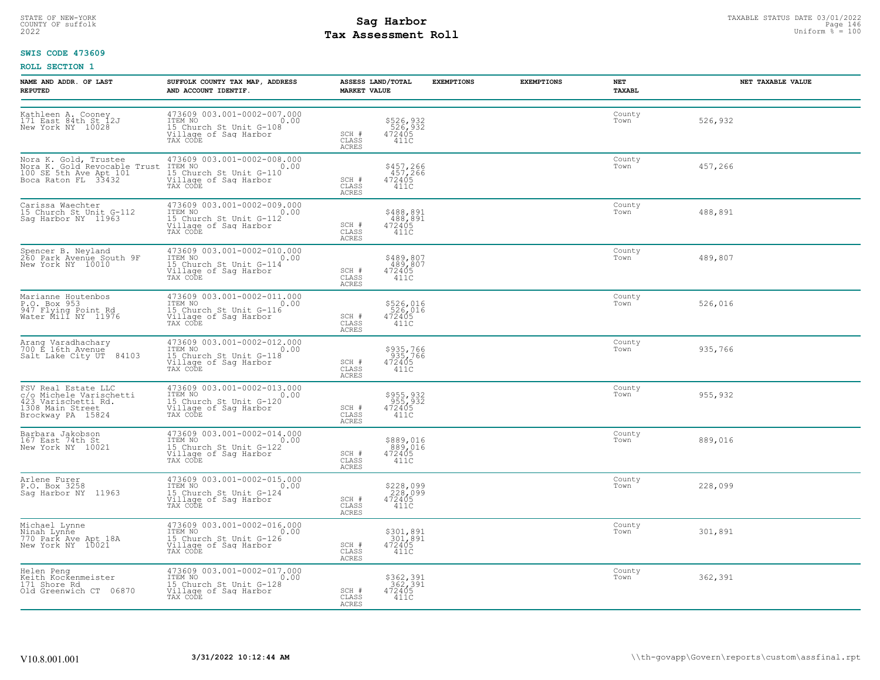STATE OF NEW-YORK
COUNTY OF suffolk
2022

# Sag Harbor
## Tax Assessment Roll

TAXABLE STATUS DATE 03/01/2022
Uniform % = 100

**SWIS CODE 473609**

**ROLL SECTION 1**

| NAME AND ADDR. OF LAST REPUTED | SUFFOLK COUNTY TAX MAP, ADDRESS AND ACCOUNT IDENTIF. | ASSESS LAND/TOTAL MARKET VALUE | EXEMPTIONS | EXEMPTIONS | NET TAXABL | NET TAXABLE VALUE |
|---|---|---|---|---|---|---|
| Kathleen A. Cooney<br>171 East 84th St 12J<br>New York NY 10028 | 473609 003.001-0002-007.000<br>ITEM NO 0.00<br>15 Church St Unit G-108<br>Village of Sag Harbor<br>TAX CODE | \$526,932<br>526,932<br>SCH # 472405<br>CLASS 411C<br>ACRES | | | County<br>Town | 526,932 |
| Nora K. Gold, Trustee<br>Nora K. Gold Revocable Trust<br>100 SE 5th Ave Apt 101<br>Boca Raton FL 33432 | 473609 003.001-0002-008.000<br>ITEM NO 0.00<br>15 Church St Unit G-110<br>Village of Sag Harbor<br>TAX CODE | \$457,266<br>457,266<br>SCH # 472405<br>CLASS 411C<br>ACRES | | | County<br>Town | 457,266 |
| Carissa Waechter<br>15 Church St Unit G-112<br>Sag Harbor NY 11963 | 473609 003.001-0002-009.000<br>ITEM NO 0.00<br>15 Church St Unit G-112<br>Village of Sag Harbor<br>TAX CODE | \$488,891<br>488,891<br>SCH # 472405<br>CLASS 411C<br>ACRES | | | County<br>Town | 488,891 |
| Spencer B. Neyland<br>260 Park Avenue South 9F<br>New York NY 10010 | 473609 003.001-0002-010.000<br>ITEM NO 0.00<br>15 Church St Unit G-114<br>Village of Sag Harbor<br>TAX CODE | \$489,807<br>489,807<br>SCH # 472405<br>CLASS 411C<br>ACRES | | | County<br>Town | 489,807 |
| Marianne Houtenbos<br>P.O. Box 953<br>947 Flying Point Rd<br>Water Mill NY 11976 | 473609 003.001-0002-011.000<br>ITEM NO 0.00<br>15 Church St Unit G-116<br>Village of Sag Harbor<br>TAX CODE | \$526,016<br>526,016<br>SCH # 472405<br>CLASS 411C<br>ACRES | | | County<br>Town | 526,016 |
| Arang Varadhachary<br>700 E 16th Avenue<br>Salt Lake City UT 84103 | 473609 003.001-0002-012.000<br>ITEM NO 0.00<br>15 Church St Unit G-118<br>Village of Sag Harbor<br>TAX CODE | \$935,766<br>935,766<br>SCH # 472405<br>CLASS 411C<br>ACRES | | | County<br>Town | 935,766 |
| FSV Real Estate LLC<br>c/o Michele Varischetti<br>423 Varischetti Rd.<br>1308 Main Street<br>Brockway PA 15824 | 473609 003.001-0002-013.000<br>ITEM NO 0.00<br>15 Church St Unit G-120<br>Village of Sag Harbor<br>TAX CODE | \$955,932<br>955,932<br>SCH # 472405<br>CLASS 411C<br>ACRES | | | County<br>Town | 955,932 |
| Barbara Jakobson<br>167 East 74th St<br>New York NY 10021 | 473609 003.001-0002-014.000<br>ITEM NO 0.00<br>15 Church St Unit G-122<br>Village of Sag Harbor<br>TAX CODE | \$889,016<br>889,016<br>SCH # 472405<br>CLASS 411C<br>ACRES | | | County<br>Town | 889,016 |
| Arlene Furer<br>P.O. Box 3258<br>Sag Harbor NY 11963 | 473609 003.001-0002-015.000<br>ITEM NO 0.00<br>15 Church St Unit G-124<br>Village of Sag Harbor<br>TAX CODE | \$228,099<br>228,099<br>SCH # 472405<br>CLASS 411C<br>ACRES | | | County<br>Town | 228,099 |
| Michael Lynne<br>Ninah Lynne<br>770 Park Ave Apt 18A<br>New York NY 10021 | 473609 003.001-0002-016.000<br>ITEM NO 0.00<br>15 Church St Unit G-126<br>Village of Sag Harbor<br>TAX CODE | \$301,891<br>301,891<br>SCH # 472405<br>CLASS 411C<br>ACRES | | | County<br>Town | 301,891 |
| Helen Peng<br>Keith Kockenmeister<br>171 Shore Rd<br>Old Greenwich CT 06870 | 473609 003.001-0002-017.000<br>ITEM NO 0.00<br>15 Church St Unit G-128<br>Village of Sag Harbor<br>TAX CODE | \$362,391<br>362,391<br>SCH # 472405<br>CLASS 411C<br>ACRES | | | County<br>Town | 362,391 |

V10.8.001.001 **3/31/2022 10:12:44 AM** \\th-govapp\Govern\reports\custom\assfinal.rpt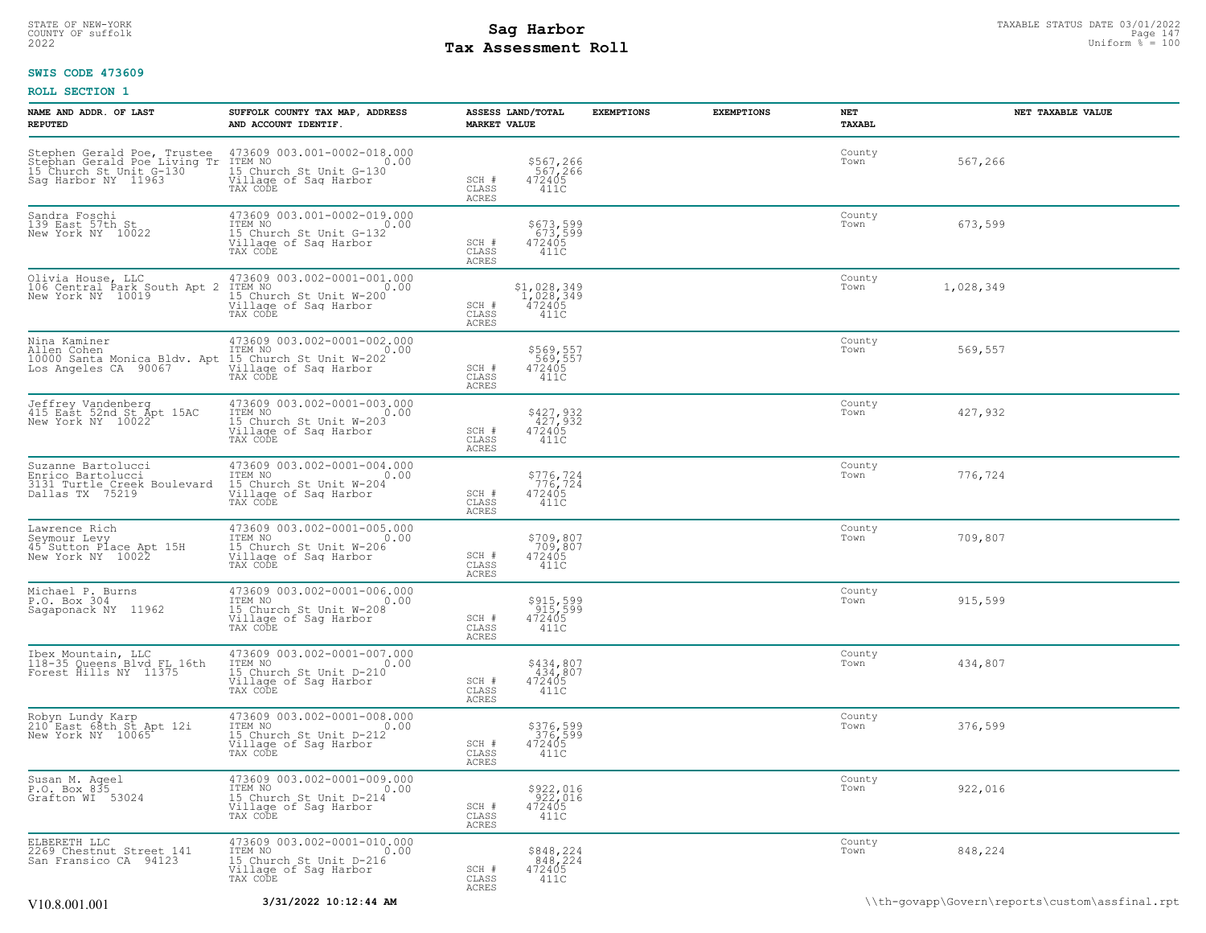STATE OF NEW-YORK
COUNTY OF suffolk
2022

# Sag Harbor
## Tax Assessment Roll

TAXABLE STATUS DATE 03/01/2022
Uniform % = 100

**SWIS CODE 473609**

**ROLL SECTION 1**

| NAME AND ADDR. OF LAST REPUTED | SUFFOLK COUNTY TAX MAP, ADDRESS AND ACCOUNT IDENTIF. | ASSESS LAND/TOTAL MARKET VALUE | EXEMPTIONS | EXEMPTIONS | NET TAXABL | NET TAXABLE VALUE |
|---|---|---|---|---|---|---|
| Stephen Gerald Poe, Trustee<br>Stephan Gerald Poe Living Tr<br>15 Church St Unit G-130<br>Sag Harbor NY 11963 | 473609 003.001-0002-018.000<br>ITEM NO 0.00<br>15 Church St Unit G-130<br>Village of Sag Harbor<br>TAX CODE | $567,266<br>567,266<br>SCH # 472405<br>CLASS 411C<br>ACRES | | | County<br>Town | 567,266 |
| Sandra Foschi<br>139 East 57th St<br>New York NY 10022 | 473609 003.001-0002-019.000<br>ITEM NO 0.00<br>15 Church St Unit G-132<br>Village of Sag Harbor<br>TAX CODE | $673,599<br>673,599<br>SCH # 472405<br>CLASS 411C<br>ACRES | | | County<br>Town | 673,599 |
| Olivia House, LLC<br>106 Central Park South Apt 2<br>New York NY 10019 | 473609 003.002-0001-001.000<br>ITEM NO 0.00<br>15 Church St Unit W-200<br>Village of Sag Harbor<br>TAX CODE | $1,028,349<br>1,028,349<br>SCH # 472405<br>CLASS 411C<br>ACRES | | | County<br>Town | 1,028,349 |
| Nina Kaminer<br>Allen Cohen<br>10000 Santa Monica Bldv. Apt<br>Los Angeles CA 90067 | 473609 003.002-0001-002.000<br>ITEM NO 0.00<br>15 Church St Unit W-202<br>Village of Sag Harbor<br>TAX CODE | $569,557<br>569,557<br>SCH # 472405<br>CLASS 411C<br>ACRES | | | County<br>Town | 569,557 |
| Jeffrey Vandenberg<br>415 East 52nd St Apt 15AC<br>New York NY 10022 | 473609 003.002-0001-003.000<br>ITEM NO 0.00<br>15 Church St Unit W-203<br>Village of Sag Harbor<br>TAX CODE | $427,932<br>427,932<br>SCH # 472405<br>CLASS 411C<br>ACRES | | | County<br>Town | 427,932 |
| Suzanne Bartolucci<br>Enrico Bartolucci<br>3131 Turtle Creek Boulevard<br>Dallas TX 75219 | 473609 003.002-0001-004.000<br>ITEM NO 0.00<br>15 Church St Unit W-204<br>Village of Sag Harbor<br>TAX CODE | $776,724<br>776,724<br>SCH # 472405<br>CLASS 411C<br>ACRES | | | County<br>Town | 776,724 |
| Lawrence Rich<br>Seymour Levy<br>45 Sutton Place Apt 15H<br>New York NY 10022 | 473609 003.002-0001-005.000<br>ITEM NO 0.00<br>15 Church St Unit W-206<br>Village of Sag Harbor<br>TAX CODE | $709,807<br>709,807<br>SCH # 472405<br>CLASS 411C<br>ACRES | | | County<br>Town | 709,807 |
| Michael P. Burns<br>P.O. Box 304<br>Sagaponack NY 11962 | 473609 003.002-0001-006.000<br>ITEM NO 0.00<br>15 Church St Unit W-208<br>Village of Sag Harbor<br>TAX CODE | $915,599<br>915,599<br>SCH # 472405<br>CLASS 411C<br>ACRES | | | County<br>Town | 915,599 |
| Ibex Mountain, LLC<br>118-35 Queens Blvd FL 16th<br>Forest Hills NY 11375 | 473609 003.002-0001-007.000<br>ITEM NO 0.00<br>15 Church St Unit D-210<br>Village of Sag Harbor<br>TAX CODE | $434,807<br>434,807<br>SCH # 472405<br>CLASS 411C<br>ACRES | | | County<br>Town | 434,807 |
| Robyn Lundy Karp<br>210 East 68th St Apt 12i<br>New York NY 10065 | 473609 003.002-0001-008.000<br>ITEM NO 0.00<br>15 Church St Unit D-212<br>Village of Sag Harbor<br>TAX CODE | $376,599<br>376,599<br>SCH # 472405<br>CLASS 411C<br>ACRES | | | County<br>Town | 376,599 |
| Susan M. Ageel<br>P.O. Box 835<br>Grafton WI 53024 | 473609 003.002-0001-009.000<br>ITEM NO 0.00<br>15 Church St Unit D-214<br>Village of Sag Harbor<br>TAX CODE | $922,016<br>922,016<br>SCH # 472405<br>CLASS 411C<br>ACRES | | | County<br>Town | 922,016 |
| ELBERETH LLC<br>2269 Chestnut Street 141<br>San Fransico CA 94123 | 473609 003.002-0001-010.000<br>ITEM NO 0.00<br>15 Church St Unit D-216<br>Village of Sag Harbor<br>TAX CODE | $848,224<br>848,224<br>SCH # 472405<br>CLASS 411C<br>ACRES | | | County<br>Town | 848,224 |

V10.8.001.001 **3/31/2022 10:12:44 AM** \\th-govapp\Govern\reports\custom\assfinal.rpt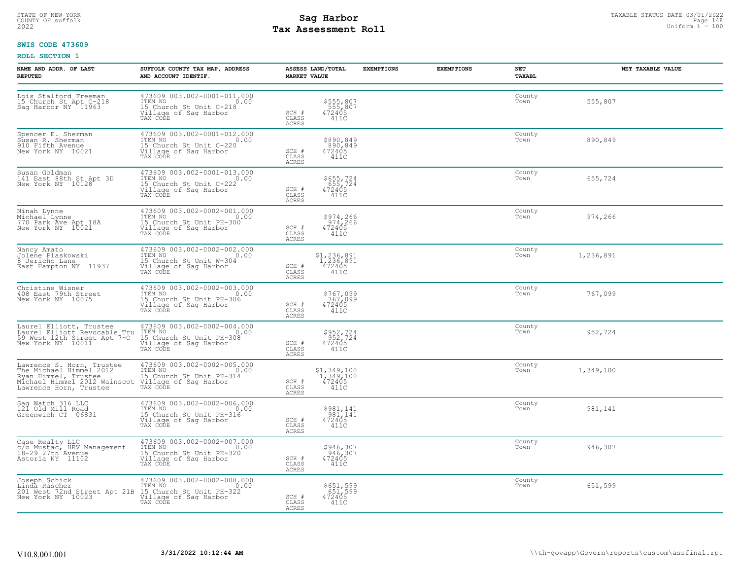STATE OF NEW-YORK
COUNTY OF suffolk
2022

# Sag Harbor
# Tax Assessment Roll

TAXABLE STATUS DATE 03/01/2022
Uniform % = 100

**SWIS CODE 473609**

**ROLL SECTION 1**

| NAME AND ADDR. OF LAST REPUTED | SUFFOLK COUNTY TAX MAP, ADDRESS AND ACCOUNT IDENTIF. | | ASSESS LAND/TOTAL MARKET VALUE | EXEMPTIONS | EXEMPTIONS | NET TAXABL | NET TAXABLE VALUE |
|---|---|---|---|---|---|---|---|
| Lois Stalford Freeman<br>15 Church St Apt C-218<br>Sag Harbor NY 11963 | 473609 003.002-0001-011.000<br>ITEM NO 0.00<br>15 Church St Unit C-218<br>Village of Sag Harbor<br>TAX CODE | SCH #<br>CLASS<br>ACRES | $555,807<br>555,807<br>472405<br>411C | | | County<br>Town | 555,807 |
| Spencer E. Sherman<br>Susan R. Sherman<br>910 Fifth Avenue<br>New York NY 10021 | 473609 003.002-0001-012.000<br>ITEM NO 0.00<br>15 Church St Unit C-220<br>Village of Sag Harbor<br>TAX CODE | SCH #<br>CLASS<br>ACRES | $890,849<br>890,849<br>472405<br>411C | | | County<br>Town | 890,849 |
| Susan Goldman<br>141 East 88th St Apt 3D<br>New York NY 10128 | 473609 003.002-0001-013.000<br>ITEM NO 0.00<br>15 Church St Unit C-222<br>Village of Sag Harbor<br>TAX CODE | SCH #<br>CLASS<br>ACRES | $655,724<br>655,724<br>472405<br>411C | | | County<br>Town | 655,724 |
| Ninah Lynne<br>Michael Lynne<br>770 Park Ave Apt 18A<br>New York NY 10021 | 473609 003.002-0002-001.000<br>ITEM NO 0.00<br>15 Church St Unit PH-300<br>Village of Sag Harbor<br>TAX CODE | SCH #<br>CLASS<br>ACRES | $974,266<br>974,266<br>472405<br>411C | | | County<br>Town | 974,266 |
| Nancy Amato<br>Jolene Piaskowski<br>8 Jericho Lane<br>East Hampton NY 11937 | 473609 003.002-0002-002.000<br>ITEM NO 0.00<br>15 Church St Unit W-304<br>Village of Sag Harbor<br>TAX CODE | SCH #<br>CLASS<br>ACRES | $1,236,891<br>1,236,891<br>472405<br>411C | | | County<br>Town | 1,236,891 |
| Christine Wisner<br>408 East 79th Street<br>New York NY 10075 | 473609 003.002-0002-003.000<br>ITEM NO 0.00<br>15 Church St Unit PH-306<br>Village of Sag Harbor<br>TAX CODE | SCH #<br>CLASS<br>ACRES | $767,099<br>767,099<br>472405<br>411C | | | County<br>Town | 767,099 |
| Laurel Elliott, Trustee<br>Laurel Elliott Revocable Tru<br>59 West 12th Street Apt 7-C<br>New York NY 10011 | 473609 003.002-0002-004.000<br>ITEM NO 0.00<br>15 Church St Unit PH-308<br>Village of Sag Harbor<br>TAX CODE | SCH #<br>CLASS<br>ACRES | $952,724<br>952,724<br>472405<br>411C | | | County<br>Town | 952,724 |
| Lawrence S. Horn, Trustee<br>The Michael Himmel 2012<br>Ryan Himmel, Trustee<br>Michael Himmel 2012 Wainscot<br>Lawrence Horn, Trustee | 473609 003.002-0002-005.000<br>ITEM NO 0.00<br>15 Church St Unit PH-314<br>Village of Sag Harbor<br>TAX CODE | SCH #<br>CLASS<br>ACRES | $1,349,100<br>1,349,100<br>472405<br>411C | | | County<br>Town | 1,349,100 |
| Sag Watch 316 LLC<br>121 Old Mill Road<br>Greenwich CT 06831 | 473609 003.002-0002-006.000<br>ITEM NO 0.00<br>15 Church St Unit PH-316<br>Village of Sag Harbor<br>TAX CODE | SCH #<br>CLASS<br>ACRES | $981,141<br>981,141<br>472405<br>411C | | | County<br>Town | 981,141 |
| Case Realty LLC<br>c/o Mustac, HRV Management<br>18-29 27th Avenue<br>Astoria NY 11102 | 473609 003.002-0002-007.000<br>ITEM NO 0.00<br>15 Church St Unit PH-320<br>Village of Sag Harbor<br>TAX CODE | SCH #<br>CLASS<br>ACRES | $946,307<br>946,307<br>472405<br>411C | | | County<br>Town | 946,307 |
| Joseph Schick<br>Linda Rascher<br>201 West 72nd Street Apt 21B<br>New York NY 10023 | 473609 003.002-0002-008.000<br>ITEM NO 0.00<br>15 Church St Unit PH-322<br>Village of Sag Harbor<br>TAX CODE | SCH #<br>CLASS<br>ACRES | $651,599<br>651,599<br>472405<br>411C | | | County<br>Town | 651,599 |

V10.8.001.001 **3/31/2022 10:12:44 AM** \\th-govapp\Govern\reports\custom\assfinal.rpt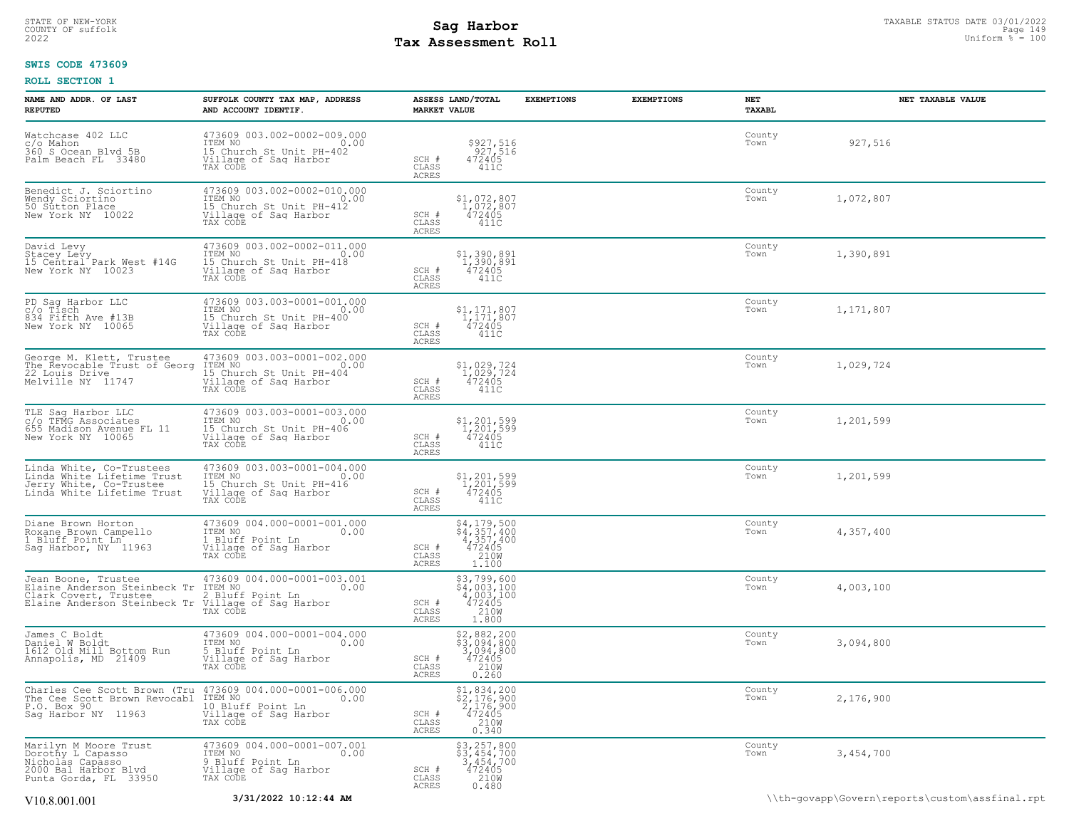STATE OF NEW-YORK
COUNTY OF suffolk
2022

# Sag Harbor
# Tax Assessment Roll

TAXABLE STATUS DATE 03/01/2022
Uniform % = 100

**SWIS CODE 473609**

**ROLL SECTION 1**

| NAME AND ADDR. OF LAST REPUTED | SUFFOLK COUNTY TAX MAP, ADDRESS AND ACCOUNT IDENTIF. | ASSESS LAND/TOTAL MARKET VALUE | EXEMPTIONS | EXEMPTIONS | NET TAXABL | NET TAXABLE VALUE |
|---|---|---|---|---|---|---|
| Watchcase 402 LLC<br>c/o Mahon<br>360 S Ocean Blvd 5B<br>Palm Beach FL 33480 | 473609 003.002-0002-009.000<br>ITEM NO 0.00<br>15 Church St Unit PH-402<br>Village of Sag Harbor<br>TAX CODE | $927,516<br>927,516<br>SCH # 472405<br>CLASS 411C<br>ACRES | | | County<br>Town | 927,516 |
| Benedict J. Sciortino<br>Wendy Sciortino<br>50 Sutton Place<br>New York NY 10022 | 473609 003.002-0002-010.000<br>ITEM NO 0.00<br>15 Church St Unit PH-412<br>Village of Sag Harbor<br>TAX CODE | $1,072,807<br>1,072,807<br>SCH # 472405<br>CLASS 411C<br>ACRES | | | County<br>Town | 1,072,807 |
| David Levy<br>Stacey Levy<br>15 Central Park West #14G<br>New York NY 10023 | 473609 003.002-0002-011.000<br>ITEM NO 0.00<br>15 Church St Unit PH-418<br>Village of Sag Harbor<br>TAX CODE | $1,390,891<br>1,390,891<br>SCH # 472405<br>CLASS 411C<br>ACRES | | | County<br>Town | 1,390,891 |
| PD Sag Harbor LLC<br>c/o Tisch<br>834 Fifth Ave #13B<br>New York NY 10065 | 473609 003.003-0001-001.000<br>ITEM NO 0.00<br>15 Church St Unit PH-400<br>Village of Sag Harbor<br>TAX CODE | $1,171,807<br>1,171,807<br>SCH # 472405<br>CLASS 411C<br>ACRES | | | County<br>Town | 1,171,807 |
| George M. Klett, Trustee<br>The Revocable Trust of Georg<br>22 Louis Drive<br>Melville NY 11747 | 473609 003.003-0001-002.000<br>ITEM NO 0.00<br>15 Church St Unit PH-404<br>Village of Sag Harbor<br>TAX CODE | $1,029,724<br>1,029,724<br>SCH # 472405<br>CLASS 411C<br>ACRES | | | County<br>Town | 1,029,724 |
| TLE Sag Harbor LLC<br>c/o TFMG Associates<br>655 Madison Avenue FL 11<br>New York NY 10065 | 473609 003.003-0001-003.000<br>ITEM NO 0.00<br>15 Church St Unit PH-406<br>Village of Sag Harbor<br>TAX CODE | $1,201,599<br>1,201,599<br>SCH # 472405<br>CLASS 411C<br>ACRES | | | County<br>Town | 1,201,599 |
| Linda White, Co-Trustees<br>Linda White Lifetime Trust<br>Jerry White, Co-Trustee<br>Linda White Lifetime Trust | 473609 003.003-0001-004.000<br>ITEM NO 0.00<br>15 Church St Unit PH-416<br>Village of Sag Harbor<br>TAX CODE | $1,201,599<br>1,201,599<br>SCH # 472405<br>CLASS 411C<br>ACRES | | | County<br>Town | 1,201,599 |
| Diane Brown Horton<br>Roxane Brown Campello<br>1 Bluff Point Ln<br>Sag Harbor, NY 11963 | 473609 004.000-0001-001.000<br>ITEM NO 0.00<br>1 Bluff Point Ln<br>Village of Sag Harbor<br>TAX CODE | $4,179,500<br>$4,357,400<br>4,357,400<br>SCH # 472405<br>CLASS 210W<br>ACRES 1.100 | | | County<br>Town | 4,357,400 |
| Jean Boone, Trustee<br>Elaine Anderson Steinbeck Tr<br>Clark Covert, Trustee<br>Elaine Anderson Steinbeck Tr | 473609 004.000-0001-003.001<br>ITEM NO 0.00<br>2 Bluff Point Ln<br>Village of Sag Harbor<br>TAX CODE | $3,799,600<br>$4,003,100<br>4,003,100<br>SCH # 472405<br>CLASS 210W<br>ACRES 1.800 | | | County<br>Town | 4,003,100 |
| James C Boldt<br>Daniel W Boldt<br>1612 Old Mill Bottom Run<br>Annapolis, MD 21409 | 473609 004.000-0001-004.000<br>ITEM NO 0.00<br>5 Bluff Point Ln<br>Village of Sag Harbor<br>TAX CODE | $2,882,200<br>$3,094,800<br>3,094,800<br>SCH # 472405<br>CLASS 210W<br>ACRES 0.260 | | | County<br>Town | 3,094,800 |
| Charles Cee Scott Brown (Tru<br>The Cee Scott Brown Revocabl<br>P.O. Box 90<br>Sag Harbor NY 11963 | 473609 004.000-0001-006.000<br>ITEM NO 0.00<br>10 Bluff Point Ln<br>Village of Sag Harbor<br>TAX CODE | $1,834,200<br>$2,176,900<br>2,176,900<br>SCH # 472405<br>CLASS 210W<br>ACRES 0.340 | | | County<br>Town | 2,176,900 |
| Marilyn M Moore Trust<br>Dorothy L Capasso<br>Nicholas Capasso<br>2000 Bal Harbor Blvd<br>Punta Gorda, FL 33950 | 473609 004.000-0001-007.001<br>ITEM NO 0.00<br>9 Bluff Point Ln<br>Village of Sag Harbor<br>TAX CODE | $3,257,800<br>$3,454,700<br>3,454,700<br>SCH # 472405<br>CLASS 210W<br>ACRES 0.480 | | | County<br>Town | 3,454,700 |

V10.8.001.001 3/31/2022 10:12:44 AM \\th-govapp\Govern\reports\custom\assfinal.rpt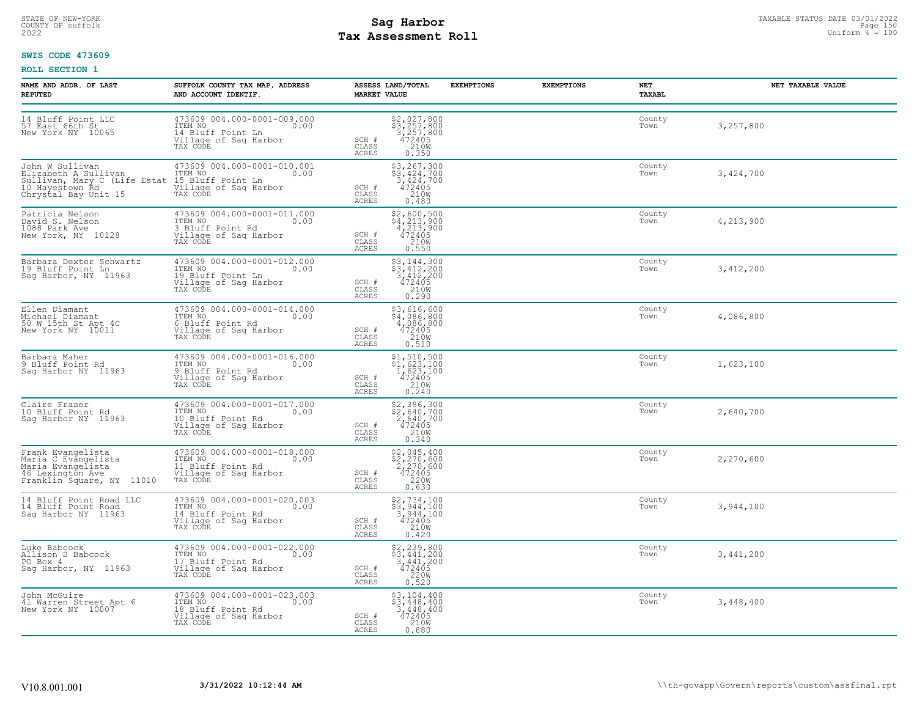STATE OF NEW-YORK
COUNTY OF suffolk
2022

# Sag Harbor
# Tax Assessment Roll

TAXABLE STATUS DATE 03/01/2022
Uniform % = 100

**SWIS CODE 473609**

**ROLL SECTION 1**

| NAME AND ADDR. OF LAST REPUTED | SUFFOLK COUNTY TAX MAP, ADDRESS AND ACCOUNT IDENTIF. | | ASSESS LAND/TOTAL MARKET VALUE | EXEMPTIONS | EXEMPTIONS | NET TAXABL | NET TAXABLE VALUE |
|---|---|---|---|---|---|---|---|
| 14 Bluff Point LLC<br>57 East 66th St<br>New York NY 10065 | 473609 004.000-0001-009.000<br>ITEM NO 0.00<br>14 Bluff Point Ln<br>Village of Sag Harbor<br>TAX CODE | SCH #<br>CLASS<br>ACRES | $2,027,800<br>$3,257,800<br>3,257,800<br>472405<br>210W<br>0.350 | | | County<br>Town | 3,257,800 |
| John W Sullivan<br>Elizabeth A Sullivan<br>Sullivan, Mary C (Life Estat<br>10 Hayestown Rd<br>Chrystal Bay Unit 15 | 473609 004.000-0001-010.001<br>ITEM NO 0.00<br>15 Bluff Point Ln<br>Village of Sag Harbor<br>TAX CODE | SCH #<br>CLASS<br>ACRES | $3,267,300<br>$3,424,700<br>3,424,700<br>472405<br>210W<br>0.480 | | | County<br>Town | 3,424,700 |
| Patricia Nelson<br>David S. Nelson<br>1088 Park Ave<br>New York, NY 10128 | 473609 004.000-0001-011.000<br>ITEM NO 0.00<br>3 Bluff Point Rd<br>Village of Sag Harbor<br>TAX CODE | SCH #<br>CLASS<br>ACRES | $2,600,500<br>$4,213,900<br>4,213,900<br>472405<br>210W<br>0.550 | | | County<br>Town | 4,213,900 |
| Barbara Dexter Schwartz<br>19 Bluff Point Ln<br>Sag Harbor, NY 11963 | 473609 004.000-0001-012.000<br>ITEM NO 0.00<br>19 Bluff Point Ln<br>Village of Sag Harbor<br>TAX CODE | SCH #<br>CLASS<br>ACRES | $3,144,300<br>$3,412,200<br>3,412,200<br>472405<br>210W<br>0.290 | | | County<br>Town | 3,412,200 |
| Ellen Diamant<br>Michael Diamant<br>50 W 15th St Apt 4C<br>New York NY 10011 | 473609 004.000-0001-014.000<br>ITEM NO 0.00<br>6 Bluff Point Rd<br>Village of Sag Harbor<br>TAX CODE | SCH #<br>CLASS<br>ACRES | $3,616,600<br>$4,086,800<br>4,086,800<br>472405<br>210W<br>0.510 | | | County<br>Town | 4,086,800 |
| Barbara Maher<br>9 Bluff Point Rd<br>Sag Harbor NY 11963 | 473609 004.000-0001-016.000<br>ITEM NO 0.00<br>9 Bluff Point Rd<br>Village of Sag Harbor<br>TAX CODE | SCH #<br>CLASS<br>ACRES | $1,510,500<br>$1,623,100<br>1,623,100<br>472405<br>210W<br>0.240 | | | County<br>Town | 1,623,100 |
| Claire Fraser<br>10 Bluff Point Rd<br>Sag Harbor NY 11963 | 473609 004.000-0001-017.000<br>ITEM NO 0.00<br>10 Bluff Point Rd<br>Village of Sag Harbor<br>TAX CODE | SCH #<br>CLASS<br>ACRES | $2,396,300<br>$2,640,700<br>2,640,700<br>472405<br>210W<br>0.340 | | | County<br>Town | 2,640,700 |
| Frank Evangelista<br>Maria C Evangelista<br>Maria Evangelista<br>46 Lexington Ave<br>Franklin Square, NY 11010 | 473609 004.000-0001-018.000<br>ITEM NO 0.00<br>11 Bluff Point Rd<br>Village of Sag Harbor<br>TAX CODE | SCH #<br>CLASS<br>ACRES | $2,045,400<br>$2,270,600<br>2,270,600<br>472405<br>220W<br>0.630 | | | County<br>Town | 2,270,600 |
| 14 Bluff Point Road LLC<br>14 Bluff Point Road<br>Sag Harbor NY 11963 | 473609 004.000-0001-020.003<br>ITEM NO 0.00<br>14 Bluff Point Rd<br>Village of Sag Harbor<br>TAX CODE | SCH #<br>CLASS<br>ACRES | $2,734,100<br>$3,944,100<br>3,944,100<br>472405<br>210W<br>0.420 | | | County<br>Town | 3,944,100 |
| Luke Babcock<br>Allison S Babcock<br>PO Box 4<br>Sag Harbor, NY 11963 | 473609 004.000-0001-022.000<br>ITEM NO 0.00<br>17 Bluff Point Rd<br>Village of Sag Harbor<br>TAX CODE | SCH #<br>CLASS<br>ACRES | $2,239,800<br>$3,441,200<br>3,441,200<br>472405<br>220W<br>0.520 | | | County<br>Town | 3,441,200 |
| John McGuire<br>41 Warren Street Apt 6<br>New York NY 10007 | 473609 004.000-0001-023.003<br>ITEM NO 0.00<br>18 Bluff Point Rd<br>Village of Sag Harbor<br>TAX CODE | SCH #<br>CLASS<br>ACRES | $3,104,400<br>$3,448,400<br>3,448,400<br>472405<br>210W<br>0.880 | | | County<br>Town | 3,448,400 |

V10.8.001.001 3/31/2022 10:12:44 AM \\th-govapp\Govern\reports\custom\assfinal.rpt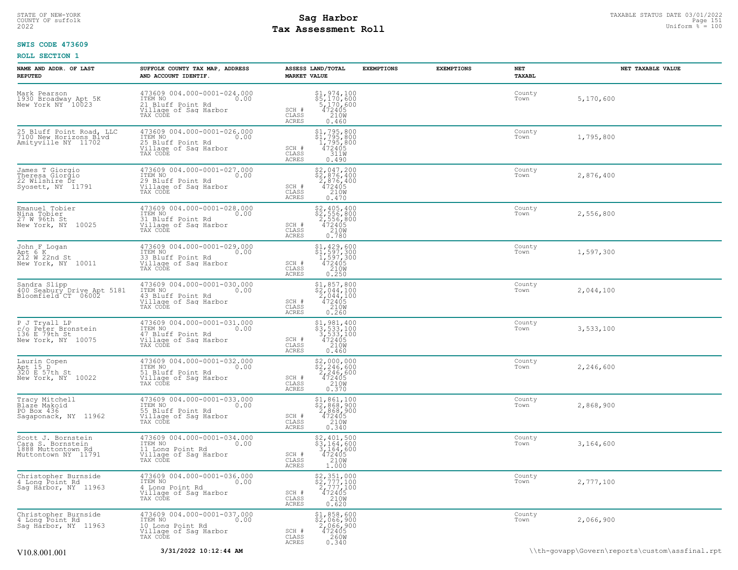STATE OF NEW-YORK
COUNTY OF suffolk
2022

# Sag Harbor
## Tax Assessment Roll

TAXABLE STATUS DATE 03/01/2022
Uniform % = 100

**SWIS CODE 473609**

**ROLL SECTION 1**

| NAME AND ADDR. OF LAST REPUTED | SUFFOLK COUNTY TAX MAP, ADDRESS AND ACCOUNT IDENTIF. | ASSESS LAND/TOTAL MARKET VALUE | EXEMPTIONS | EXEMPTIONS | NET TAXABL | NET TAXABLE VALUE |
|---|---|---|---|---|---|---|
| Mark Pearson<br>1930 Broadway Apt 5K<br>New York NY 10023 | 473609 004.000-0001-024.000<br>ITEM NO 0.00<br>21 Bluff Point Rd<br>Village of Sag Harbor<br>TAX CODE | $1,974,100<br>$5,170,600<br>5,170,600<br>SCH # 472405<br>CLASS 210W<br>ACRES 0.460 | | | County<br>Town | 5,170,600 |
| 25 Bluff Point Road, LLC<br>7100 New Horizons Blvd<br>Amityville NY 11702 | 473609 004.000-0001-026.000<br>ITEM NO 0.00<br>25 Bluff Point Rd<br>Village of Sag Harbor<br>TAX CODE | $1,795,800<br>$1,795,800<br>1,795,800<br>SCH # 472405<br>CLASS 311W<br>ACRES 0.490 | | | County<br>Town | 1,795,800 |
| James T Giorgio<br>Theresa Giorgio<br>22 Wilshire Dr<br>Syosett, NY 11791 | 473609 004.000-0001-027.000<br>ITEM NO 0.00<br>29 Bluff Point Rd<br>Village of Sag Harbor<br>TAX CODE | $2,047,200<br>$2,876,400<br>2,876,400<br>SCH # 472405<br>CLASS 210W<br>ACRES 0.470 | | | County<br>Town | 2,876,400 |
| Emanuel Tobier<br>Nina Tobier<br>27 W 96th St<br>New York, NY 10025 | 473609 004.000-0001-028.000<br>ITEM NO 0.00<br>31 Bluff Point Rd<br>Village of Sag Harbor<br>TAX CODE | $2,405,400<br>$2,556,800<br>2,556,800<br>SCH # 472405<br>CLASS 210W<br>ACRES 0.780 | | | County<br>Town | 2,556,800 |
| John F Logan<br>Apt 6 K<br>212 W 22nd St<br>New York, NY 10011 | 473609 004.000-0001-029.000<br>ITEM NO 0.00<br>33 Bluff Point Rd<br>Village of Sag Harbor<br>TAX CODE | $1,429,600<br>$1,597,300<br>1,597,300<br>SCH # 472405<br>CLASS 210W<br>ACRES 0.250 | | | County<br>Town | 1,597,300 |
| Sandra Slipp<br>400 Seabury Drive Apt 5181<br>Bloomfield CT 06002 | 473609 004.000-0001-030.000<br>ITEM NO 0.00<br>43 Bluff Point Rd<br>Village of Sag Harbor<br>TAX CODE | $1,857,800<br>$2,044,100<br>2,044,100<br>SCH # 472405<br>CLASS 210W<br>ACRES 0.260 | | | County<br>Town | 2,044,100 |
| P J Tryall LP<br>c/o Peter Bronstein<br>136 E 79th St<br>New York, NY 10075 | 473609 004.000-0001-031.000<br>ITEM NO 0.00<br>47 Bluff Point Rd<br>Village of Sag Harbor<br>TAX CODE | $1,981,400<br>$3,533,100<br>3,533,100<br>SCH # 472405<br>CLASS 210W<br>ACRES 0.460 | | | County<br>Town | 3,533,100 |
| Laurin Copen<br>Apt 15 D<br>320 E 57th St<br>New York, NY 10022 | 473609 004.000-0001-032.000<br>ITEM NO 0.00<br>51 Bluff Point Rd<br>Village of Sag Harbor<br>TAX CODE | $2,000,000<br>$2,246,600<br>2,246,600<br>SCH # 472405<br>CLASS 210W<br>ACRES 0.370 | | | County<br>Town | 2,246,600 |
| Tracy Mitchell<br>Blaze Makoid<br>PO Box 436<br>Sagaponack, NY 11962 | 473609 004.000-0001-033.000<br>ITEM NO 0.00<br>55 Bluff Point Rd<br>Village of Sag Harbor<br>TAX CODE | $1,861,100<br>$2,868,900<br>2,868,900<br>SCH # 472405<br>CLASS 210W<br>ACRES 0.340 | | | County<br>Town | 2,868,900 |
| Scott J. Bornstein<br>Cara S. Bornstein<br>1888 Muttontown Rd<br>Muttontown NY 11791 | 473609 004.000-0001-034.000<br>ITEM NO 0.00<br>11 Long Point Rd<br>Village of Sag Harbor<br>TAX CODE | $2,401,500<br>$3,164,600<br>3,164,600<br>SCH # 472405<br>CLASS 210W<br>ACRES 1.000 | | | County<br>Town | 3,164,600 |
| Christopher Burnside<br>4 Long Point Rd<br>Sag Harbor, NY 11963 | 473609 004.000-0001-036.000<br>ITEM NO 0.00<br>4 Long Point Rd<br>Village of Sag Harbor<br>TAX CODE | $2,351,000<br>$2,777,100<br>2,777,100<br>SCH # 472405<br>CLASS 210W<br>ACRES 0.620 | | | County<br>Town | 2,777,100 |
| Christopher Burnside<br>4 Long Point Rd<br>Sag Harbor, NY 11963 | 473609 004.000-0001-037.000<br>ITEM NO 0.00<br>10 Long Point Rd<br>Village of Sag Harbor<br>TAX CODE | $1,858,600<br>$2,066,900<br>2,066,900<br>SCH # 472405<br>CLASS 260W<br>ACRES 0.340 | | | County<br>Town | 2,066,900 |

V10.8.001.001 3/31/2022 10:12:44 AM \\th-govapp\Govern\reports\custom\assfinal.rpt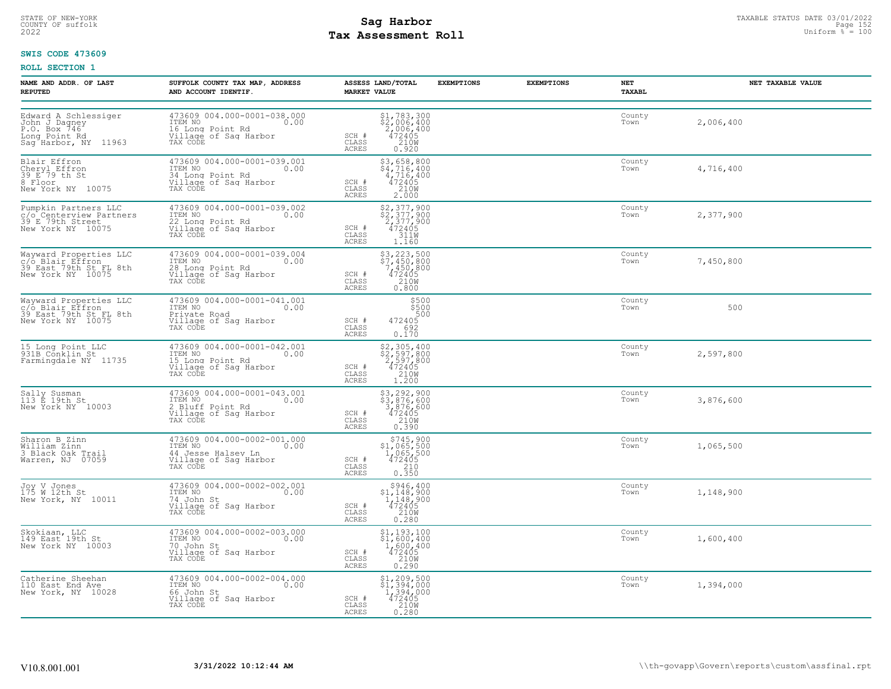STATE OF NEW-YORK
COUNTY OF suffolk
2022

# Sag Harbor
# Tax Assessment Roll

TAXABLE STATUS DATE 03/01/2022
Uniform % = 100

**SWIS CODE 473609**

**ROLL SECTION 1**

| NAME AND ADDR. OF LAST REPUTED | SUFFOLK COUNTY TAX MAP, ADDRESS AND ACCOUNT IDENTIF. | ASSESS LAND/TOTAL MARKET VALUE | EXEMPTIONS | EXEMPTIONS | NET TAXABL | NET TAXABLE VALUE |
|---|---|---|---|---|---|---|
| Edward A Schlessiger<br>John J Dagney<br>P.O. Box 746<br>Long Point Rd<br>Sag Harbor, NY 11963 | 473609 004.000-0001-038.000<br>ITEM NO 0.00<br>16 Long Point Rd<br>Village of Sag Harbor<br>TAX CODE | $1,783,300<br>$2,006,400<br>2,006,400<br>SCH # 472405<br>CLASS 210W<br>ACRES 0.920 | | | County<br>Town | 2,006,400 |
| Blair Effron<br>Cheryl Effron<br>39 E 79 th St<br>8 Floor<br>New York NY 10075 | 473609 004.000-0001-039.001<br>ITEM NO 0.00<br>34 Long Point Rd<br>Village of Sag Harbor<br>TAX CODE | $3,658,800<br>$4,716,400<br>4,716,400<br>SCH # 472405<br>CLASS 210W<br>ACRES 2.000 | | | County<br>Town | 4,716,400 |
| Pumpkin Partners LLC<br>c/o Centerview Partners<br>39 E 79th Street<br>New York NY 10075 | 473609 004.000-0001-039.002<br>ITEM NO 0.00<br>22 Long Point Rd<br>Village of Sag Harbor<br>TAX CODE | $2,377,900<br>$2,377,900<br>2,377,900<br>SCH # 472405<br>CLASS 311W<br>ACRES 1.160 | | | County<br>Town | 2,377,900 |
| Wayward Properties LLC<br>c/o Blair Effron<br>39 East 79th St FL 8th<br>New York NY 10075 | 473609 004.000-0001-039.004<br>ITEM NO 0.00<br>28 Long Point Rd<br>Village of Sag Harbor<br>TAX CODE | $3,223,500<br>$7,450,800<br>7,450,800<br>SCH # 472405<br>CLASS 210W<br>ACRES 0.800 | | | County<br>Town | 7,450,800 |
| Wayward Properties LLC<br>c/o Blair Effron<br>39 East 79th St FL 8th<br>New York NY 10075 | 473609 004.000-0001-041.001<br>ITEM NO 0.00<br>Private Road<br>Village of Sag Harbor<br>TAX CODE | $500<br>$500<br>500<br>SCH # 472405<br>CLASS 692<br>ACRES 0.170 | | | County<br>Town | 500 |
| 15 Long Point LLC<br>931B Conklin St<br>Farmingdale NY 11735 | 473609 004.000-0001-042.001<br>ITEM NO 0.00<br>15 Long Point Rd<br>Village of Sag Harbor<br>TAX CODE | $2,305,400<br>$2,597,800<br>2,597,800<br>SCH # 472405<br>CLASS 210W<br>ACRES 1.200 | | | County<br>Town | 2,597,800 |
| Sally Susman<br>113 E 19th St<br>New York NY 10003 | 473609 004.000-0001-043.001<br>ITEM NO 0.00<br>2 Bluff Point Rd<br>Village of Sag Harbor<br>TAX CODE | $3,292,900<br>$3,876,600<br>3,876,600<br>SCH # 472405<br>CLASS 210W<br>ACRES 0.390 | | | County<br>Town | 3,876,600 |
| Sharon B Zinn<br>William Zinn<br>3 Black Oak Trail<br>Warren, NJ 07059 | 473609 004.000-0002-001.000<br>ITEM NO 0.00<br>44 Jesse Halsey Ln<br>Village of Sag Harbor<br>TAX CODE | $745,900<br>$1,065,500<br>1,065,500<br>SCH # 472405<br>CLASS 210<br>ACRES 0.350 | | | County<br>Town | 1,065,500 |
| Joy V Jones<br>175 W 12th St<br>New York, NY 10011 | 473609 004.000-0002-002.001<br>ITEM NO 0.00<br>74 John St<br>Village of Sag Harbor<br>TAX CODE | $946,400<br>$1,148,900<br>1,148,900<br>SCH # 472405<br>CLASS 210W<br>ACRES 0.280 | | | County<br>Town | 1,148,900 |
| Skokiaan, LLC<br>149 East 19th St<br>New York NY 10003 | 473609 004.000-0002-003.000<br>ITEM NO 0.00<br>70 John St<br>Village of Sag Harbor<br>TAX CODE | $1,193,100<br>$1,600,400<br>1,600,400<br>SCH # 472405<br>CLASS 210W<br>ACRES 0.290 | | | County<br>Town | 1,600,400 |
| Catherine Sheehan<br>110 East End Ave<br>New York, NY 10028 | 473609 004.000-0002-004.000<br>ITEM NO 0.00<br>66 John St<br>Village of Sag Harbor<br>TAX CODE | $1,209,500<br>$1,394,000<br>1,394,000<br>SCH # 472405<br>CLASS 210W<br>ACRES 0.280 | | | County<br>Town | 1,394,000 |

V10.8.001.001 3/31/2022 10:12:44 AM \\th-govapp\Govern\reports\custom\assfinal.rpt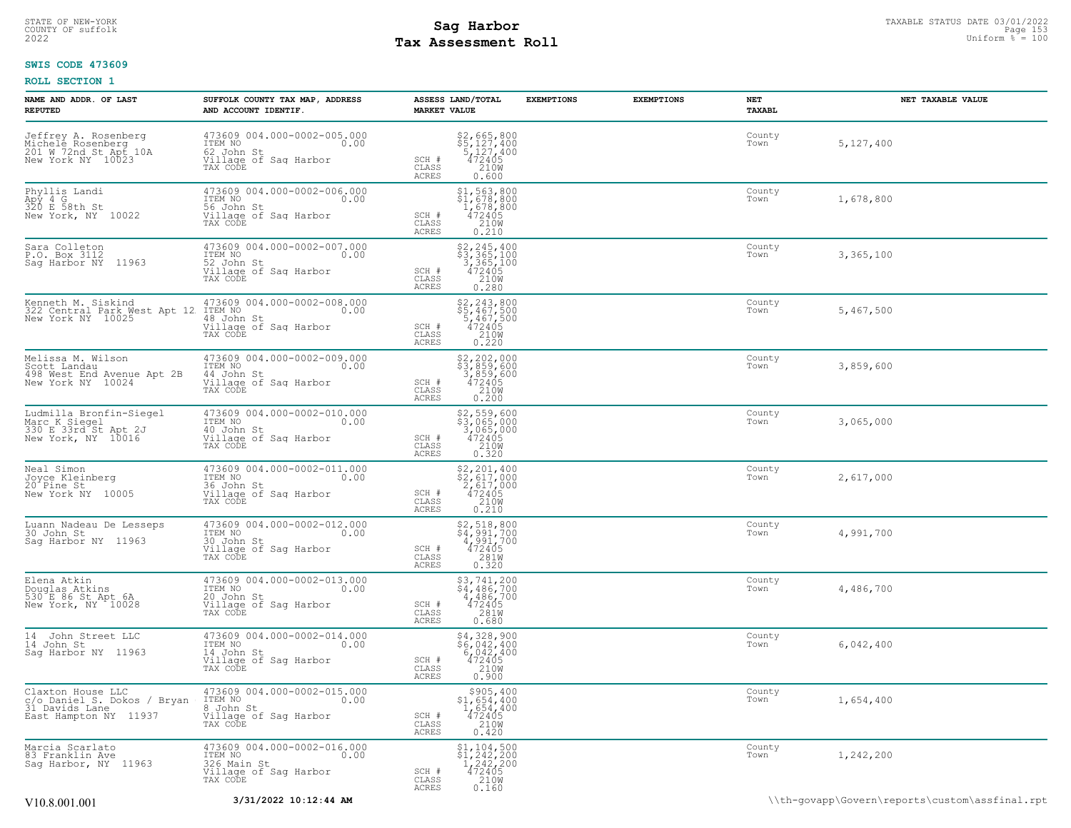STATE OF NEW-YORK
COUNTY OF suffolk
2022

# Sag Harbor
## Tax Assessment Roll

TAXABLE STATUS DATE 03/01/2022
Uniform % = 100

**SWIS CODE 473609**

**ROLL SECTION 1**

| NAME AND ADDR. OF LAST REPUTED | SUFFOLK COUNTY TAX MAP, ADDRESS AND ACCOUNT IDENTIF. | ASSESS LAND/TOTAL MARKET VALUE | EXEMPTIONS | EXEMPTIONS | NET TAXABL | NET TAXABLE VALUE |
|---|---|---|---|---|---|---|
| Jeffrey A. Rosenberg<br>Michele Rosenberg<br>201 W 72nd St Apt 10A<br>New York NY 10023 | 473609 004.000-0002-005.000<br>ITEM NO 0.00<br>62 John St<br>Village of Sag Harbor<br>TAX CODE | $2,665,800<br>$5,127,400<br>5,127,400<br>SCH # 472405<br>CLASS 210W<br>ACRES 0.600 | | | County<br>Town | 5,127,400 |
| Phyllis Landi<br>Apt 4 G<br>320 E 58th St<br>New York, NY 10022 | 473609 004.000-0002-006.000<br>ITEM NO 0.00<br>56 John St<br>Village of Sag Harbor<br>TAX CODE | $1,563,800<br>$1,678,800<br>1,678,800<br>SCH # 472405<br>CLASS 210W<br>ACRES 0.210 | | | County<br>Town | 1,678,800 |
| Sara Colleton<br>P.O. Box 3112<br>Sag Harbor NY 11963 | 473609 004.000-0002-007.000<br>ITEM NO 0.00<br>52 John St<br>Village of Sag Harbor<br>TAX CODE | $2,245,400<br>$3,365,100<br>3,365,100<br>SCH # 472405<br>CLASS 210W<br>ACRES 0.280 | | | County<br>Town | 3,365,100 |
| Kenneth M. Siskind<br>322 Central Park West Apt 12<br>New York NY 10025 | 473609 004.000-0002-008.000<br>ITEM NO 0.00<br>48 John St<br>Village of Sag Harbor<br>TAX CODE | $2,243,800<br>$5,467,500<br>5,467,500<br>SCH # 472405<br>CLASS 210W<br>ACRES 0.220 | | | County<br>Town | 5,467,500 |
| Melissa M. Wilson<br>Scott Landau<br>498 West End Avenue Apt 2B<br>New York NY 10024 | 473609 004.000-0002-009.000<br>ITEM NO 0.00<br>44 John St<br>Village of Sag Harbor<br>TAX CODE | $2,202,000<br>$3,859,600<br>3,859,600<br>SCH # 472405<br>CLASS 210W<br>ACRES 0.200 | | | County<br>Town | 3,859,600 |
| Ludmilla Bronfin-Siegel<br>Marc K Siegel<br>330 E 33rd St Apt 2J<br>New York, NY 10016 | 473609 004.000-0002-010.000<br>ITEM NO 0.00<br>40 John St<br>Village of Sag Harbor<br>TAX CODE | $2,559,600<br>$3,065,000<br>3,065,000<br>SCH # 472405<br>CLASS 210W<br>ACRES 0.320 | | | County<br>Town | 3,065,000 |
| Neal Simon<br>Joyce Kleinberg<br>20 Pine St<br>New York NY 10005 | 473609 004.000-0002-011.000<br>ITEM NO 0.00<br>36 John St<br>Village of Sag Harbor<br>TAX CODE | $2,201,400<br>$2,617,000<br>2,617,000<br>SCH # 472405<br>CLASS 210W<br>ACRES 0.210 | | | County<br>Town | 2,617,000 |
| Luann Nadeau De Lesseps<br>30 John St<br>Sag Harbor NY 11963 | 473609 004.000-0002-012.000<br>ITEM NO 0.00<br>30 John St<br>Village of Sag Harbor<br>TAX CODE | $2,518,800<br>$4,991,700<br>4,991,700<br>SCH # 472405<br>CLASS 281W<br>ACRES 0.320 | | | County<br>Town | 4,991,700 |
| Elena Atkin<br>Douglas Atkins<br>530 E 86 St Apt 6A<br>New York, NY 10028 | 473609 004.000-0002-013.000<br>ITEM NO 0.00<br>20 John St<br>Village of Sag Harbor<br>TAX CODE | $3,741,200<br>$4,486,700<br>4,486,700<br>SCH # 472405<br>CLASS 281W<br>ACRES 0.680 | | | County<br>Town | 4,486,700 |
| 14 John Street LLC<br>14 John St<br>Sag Harbor NY 11963 | 473609 004.000-0002-014.000<br>ITEM NO 0.00<br>14 John St<br>Village of Sag Harbor<br>TAX CODE | $4,328,900<br>$6,042,400<br>6,042,400<br>SCH # 472405<br>CLASS 210W<br>ACRES 0.900 | | | County<br>Town | 6,042,400 |
| Claxton House LLC<br>c/o Daniel S. Dokos / Bryan<br>31 Davids Lane<br>East Hampton NY 11937 | 473609 004.000-0002-015.000<br>ITEM NO 0.00<br>8 John St<br>Village of Sag Harbor<br>TAX CODE | $905,400<br>$1,654,400<br>1,654,400<br>SCH # 472405<br>CLASS 210W<br>ACRES 0.420 | | | County<br>Town | 1,654,400 |
| Marcia Scarlato<br>83 Franklin Ave<br>Sag Harbor, NY 11963 | 473609 004.000-0002-016.000<br>ITEM NO 0.00<br>326 Main St<br>Village of Sag Harbor<br>TAX CODE | $1,104,500<br>$1,242,200<br>1,242,200<br>SCH # 472405<br>CLASS 210W<br>ACRES 0.160 | | | County<br>Town | 1,242,200 |

V10.8.001.001 **3/31/2022 10:12:44 AM** \\th-govapp\Govern\reports\custom\assfinal.rpt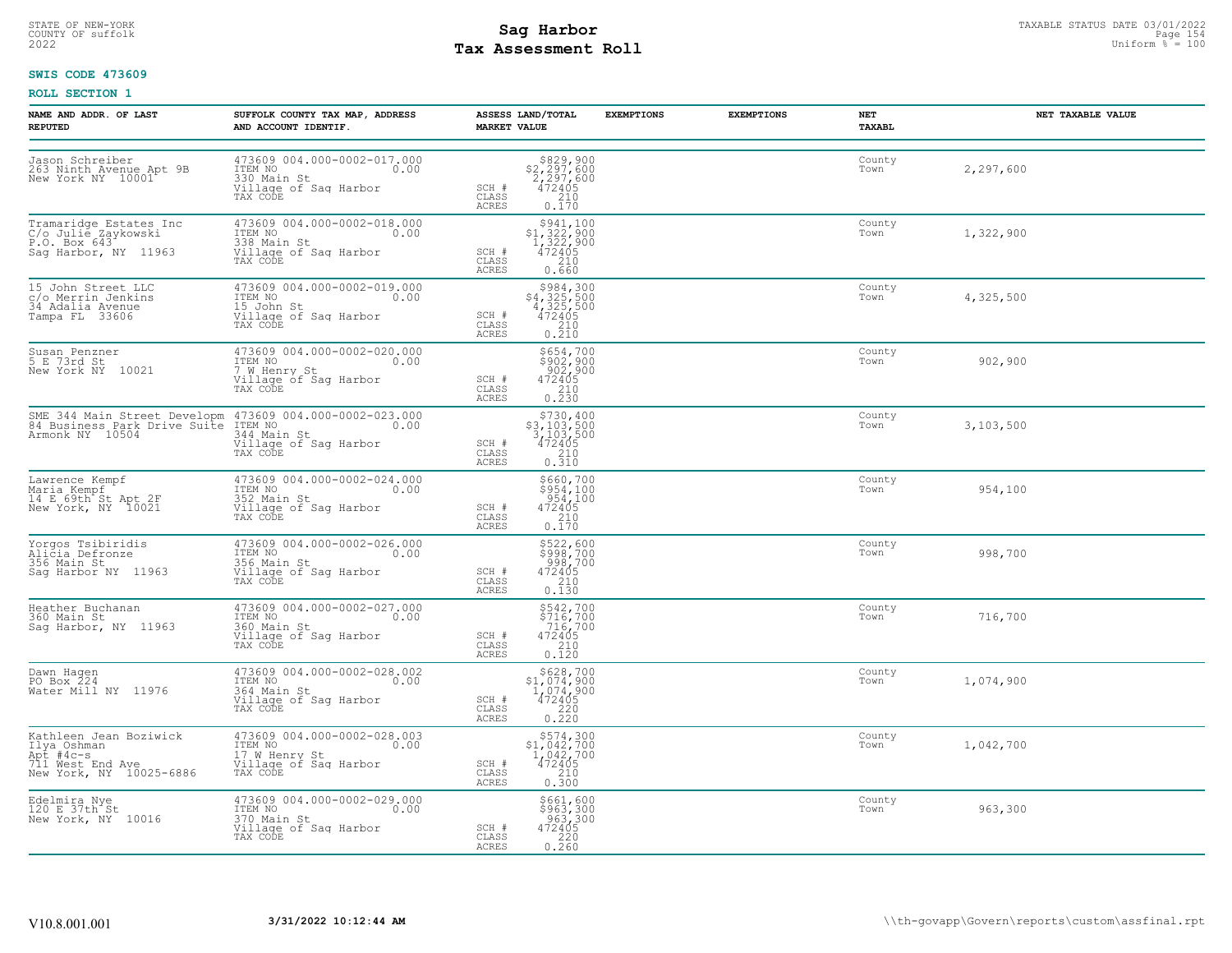STATE OF NEW-YORK
COUNTY OF suffolk
2022

# Sag Harbor
# Tax Assessment Roll

TAXABLE STATUS DATE 03/01/2022
Uniform % = 100

**SWIS CODE 473609**

**ROLL SECTION 1**

| NAME AND ADDR. OF LAST REPUTED | SUFFOLK COUNTY TAX MAP, ADDRESS AND ACCOUNT IDENTIF. | | ASSESS LAND/TOTAL MARKET VALUE | EXEMPTIONS | EXEMPTIONS | NET TAXABL | NET TAXABLE VALUE |
|---|---|---|---|---|---|---|---|
| Jason Schreiber<br>263 Ninth Avenue Apt 9B<br>New York NY 10001 | 473609 004.000-0002-017.000<br>ITEM NO 0.00<br>330 Main St<br>Village of Sag Harbor<br>TAX CODE | SCH #<br>CLASS<br>ACRES | $829,900<br>$2,297,600<br>2,297,600<br>472405<br>210<br>0.170 | | | County<br>Town | 2,297,600 |
| Tramaridge Estates Inc<br>C/o Julie Zaykowski<br>P.O. Box 643<br>Sag Harbor, NY 11963 | 473609 004.000-0002-018.000<br>ITEM NO 0.00<br>338 Main St<br>Village of Sag Harbor<br>TAX CODE | SCH #<br>CLASS<br>ACRES | $941,100<br>$1,322,900<br>1,322,900<br>472405<br>210<br>0.660 | | | County<br>Town | 1,322,900 |
| 15 John Street LLC<br>c/o Merrin Jenkins<br>34 Adalia Avenue<br>Tampa FL 33606 | 473609 004.000-0002-019.000<br>ITEM NO 0.00<br>15 John St<br>Village of Sag Harbor<br>TAX CODE | SCH #<br>CLASS<br>ACRES | $984,300<br>$4,325,500<br>4,325,500<br>472405<br>210<br>0.210 | | | County<br>Town | 4,325,500 |
| Susan Penzner<br>5 E 73rd St<br>New York NY 10021 | 473609 004.000-0002-020.000<br>ITEM NO 0.00<br>7 W Henry St<br>Village of Sag Harbor<br>TAX CODE | SCH #<br>CLASS<br>ACRES | $654,700<br>$902,900<br>902,900<br>472405<br>210<br>0.230 | | | County<br>Town | 902,900 |
| SME 344 Main Street Developm<br>84 Business Park Drive Suite<br>Armonk NY 10504 | 473609 004.000-0002-023.000<br>ITEM NO 0.00<br>344 Main St<br>Village of Sag Harbor<br>TAX CODE | SCH #<br>CLASS<br>ACRES | $730,400<br>$3,103,500<br>3,103,500<br>472405<br>210<br>0.310 | | | County<br>Town | 3,103,500 |
| Lawrence Kempf<br>Maria Kempf<br>14 E 69th St Apt 2F<br>New York, NY 10021 | 473609 004.000-0002-024.000<br>ITEM NO 0.00<br>352 Main St<br>Village of Sag Harbor<br>TAX CODE | SCH #<br>CLASS<br>ACRES | $660,700<br>$954,100<br>954,100<br>472405<br>210<br>0.170 | | | County<br>Town | 954,100 |
| Yorgos Tsibiridis<br>Alicia Defronze<br>356 Main St<br>Sag Harbor NY 11963 | 473609 004.000-0002-026.000<br>ITEM NO 0.00<br>356 Main St<br>Village of Sag Harbor<br>TAX CODE | SCH #<br>CLASS<br>ACRES | $522,600<br>$998,700<br>998,700<br>472405<br>210<br>0.130 | | | County<br>Town | 998,700 |
| Heather Buchanan<br>360 Main St<br>Sag Harbor, NY 11963 | 473609 004.000-0002-027.000<br>ITEM NO 0.00<br>360 Main St<br>Village of Sag Harbor<br>TAX CODE | SCH #<br>CLASS<br>ACRES | $542,700<br>$716,700<br>716,700<br>472405<br>210<br>0.120 | | | County<br>Town | 716,700 |
| Dawn Hagen<br>PO Box 224<br>Water Mill NY 11976 | 473609 004.000-0002-028.002<br>ITEM NO 0.00<br>364 Main St<br>Village of Sag Harbor<br>TAX CODE | SCH #<br>CLASS<br>ACRES | $628,700<br>$1,074,900<br>1,074,900<br>472405<br>220<br>0.220 | | | County<br>Town | 1,074,900 |
| Kathleen Jean Boziwick<br>Ilya Oshman<br>Apt #4c-s<br>711 West End Ave<br>New York, NY 10025-6886 | 473609 004.000-0002-028.003<br>ITEM NO 0.00<br>17 W Henry St<br>Village of Sag Harbor<br>TAX CODE | SCH #<br>CLASS<br>ACRES | $574,300<br>$1,042,700<br>1,042,700<br>472405<br>210<br>0.300 | | | County<br>Town | 1,042,700 |
| Edelmira Nye<br>120 E 37th St<br>New York, NY 10016 | 473609 004.000-0002-029.000<br>ITEM NO 0.00<br>370 Main St<br>Village of Sag Harbor<br>TAX CODE | SCH #<br>CLASS<br>ACRES | $661,600<br>$963,300<br>963,300<br>472405<br>220<br>0.260 | | | County<br>Town | 963,300 |

V10.8.001.001 3/31/2022 10:12:44 AM \\th-govapp\Govern\reports\custom\assfinal.rpt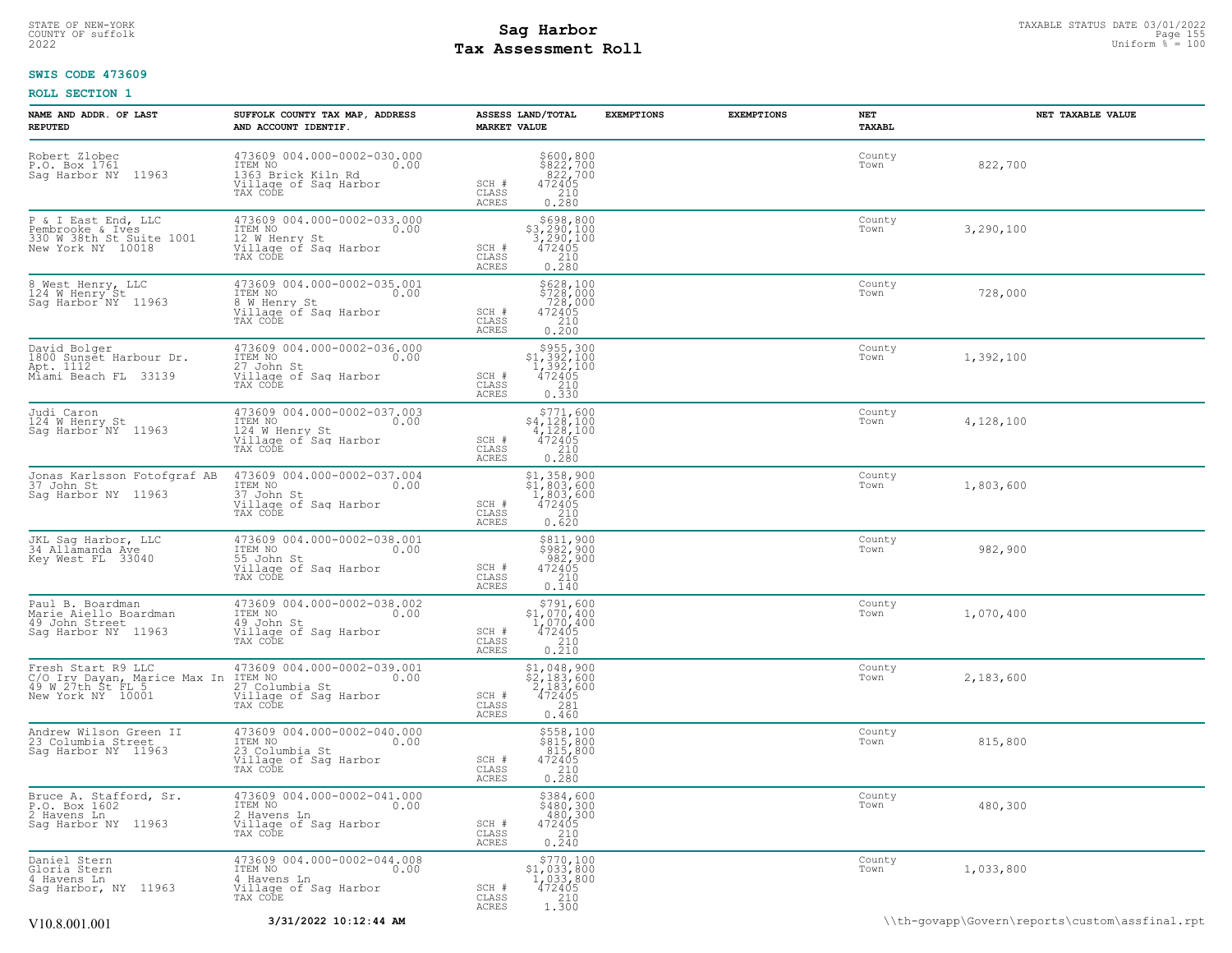STATE OF NEW-YORK
COUNTY OF suffolk
2022

# Sag Harbor
# Tax Assessment Roll

TAXABLE STATUS DATE 03/01/2022
Uniform % = 100

**SWIS CODE 473609**

**ROLL SECTION 1**

| NAME AND ADDR. OF LAST REPUTED | SUFFOLK COUNTY TAX MAP, ADDRESS AND ACCOUNT IDENTIF. | ASSESS LAND/TOTAL MARKET VALUE | EXEMPTIONS | EXEMPTIONS | NET TAXABL | NET TAXABLE VALUE |
|---|---|---|---|---|---|---|
| Robert Zlobec<br>P.O. Box 1761<br>Sag Harbor NY 11963 | 473609 004.000-0002-030.000<br>ITEM NO 0.00<br>1363 Brick Kiln Rd<br>Village of Sag Harbor<br>TAX CODE | $600,800<br>$822,700<br>822,700<br>SCH # 472405<br>CLASS 210<br>ACRES 0.280 | | | County<br>Town | 822,700 |
| P & I East End, LLC<br>Pembrooke & Ives<br>330 W 38th St Suite 1001<br>New York NY 10018 | 473609 004.000-0002-033.000<br>ITEM NO 0.00<br>12 W Henry St<br>Village of Sag Harbor<br>TAX CODE | $698,800<br>$3,290,100<br>3,290,100<br>SCH # 472405<br>CLASS 210<br>ACRES 0.280 | | | County<br>Town | 3,290,100 |
| 8 West Henry, LLC<br>124 W Henry St<br>Sag Harbor NY 11963 | 473609 004.000-0002-035.001<br>ITEM NO 0.00<br>8 W Henry St<br>Village of Sag Harbor<br>TAX CODE | $628,100<br>$728,000<br>728,000<br>SCH # 472405<br>CLASS 210<br>ACRES 0.200 | | | County<br>Town | 728,000 |
| David Bolger<br>1800 Sunset Harbour Dr.<br>Apt. 1112<br>Miami Beach FL 33139 | 473609 004.000-0002-036.000<br>ITEM NO 0.00<br>27 John St<br>Village of Sag Harbor<br>TAX CODE | $955,300<br>$1,392,100<br>1,392,100<br>SCH # 472405<br>CLASS 210<br>ACRES 0.330 | | | County<br>Town | 1,392,100 |
| Judi Caron<br>124 W Henry St<br>Sag Harbor NY 11963 | 473609 004.000-0002-037.003<br>ITEM NO 0.00<br>124 W Henry St<br>Village of Sag Harbor<br>TAX CODE | $771,600<br>$4,128,100<br>4,128,100<br>SCH # 472405<br>CLASS 210<br>ACRES 0.280 | | | County<br>Town | 4,128,100 |
| Jonas Karlsson Fotofgraf AB<br>37 John St<br>Sag Harbor NY 11963 | 473609 004.000-0002-037.004<br>ITEM NO 0.00<br>37 John St<br>Village of Sag Harbor<br>TAX CODE | $1,358,900<br>$1,803,600<br>1,803,600<br>SCH # 472405<br>CLASS 210<br>ACRES 0.620 | | | County<br>Town | 1,803,600 |
| JKL Sag Harbor, LLC<br>34 Allamanda Ave<br>Key West FL 33040 | 473609 004.000-0002-038.001<br>ITEM NO 0.00<br>55 John St<br>Village of Sag Harbor<br>TAX CODE | $811,900<br>$982,900<br>982,900<br>SCH # 472405<br>CLASS 210<br>ACRES 0.140 | | | County<br>Town | 982,900 |
| Paul B. Boardman<br>Marie Aiello Boardman<br>49 John Street<br>Sag Harbor NY 11963 | 473609 004.000-0002-038.002<br>ITEM NO 0.00<br>49 John St<br>Village of Sag Harbor<br>TAX CODE | $791,600<br>$1,070,400<br>1,070,400<br>SCH # 472405<br>CLASS 210<br>ACRES 0.210 | | | County<br>Town | 1,070,400 |
| Fresh Start R9 LLC<br>C/O Irv Dayan, Marice Max In<br>49 W 27th St FL 5<br>New York NY 10001 | 473609 004.000-0002-039.001<br>ITEM NO 0.00<br>27 Columbia St<br>Village of Sag Harbor<br>TAX CODE | $1,048,900<br>$2,183,600<br>2,183,600<br>SCH # 472405<br>CLASS 281<br>ACRES 0.460 | | | County<br>Town | 2,183,600 |
| Andrew Wilson Green II<br>23 Columbia Street<br>Sag Harbor NY 11963 | 473609 004.000-0002-040.000<br>ITEM NO 0.00<br>23 Columbia St<br>Village of Sag Harbor<br>TAX CODE | $558,100<br>$815,800<br>815,800<br>SCH # 472405<br>CLASS 210<br>ACRES 0.280 | | | County<br>Town | 815,800 |
| Bruce A. Stafford, Sr.<br>P.O. Box 1602<br>2 Havens Ln<br>Sag Harbor NY 11963 | 473609 004.000-0002-041.000<br>ITEM NO 0.00<br>2 Havens Ln<br>Village of Sag Harbor<br>TAX CODE | $384,600<br>$480,300<br>480,300<br>SCH # 472405<br>CLASS 210<br>ACRES 0.240 | | | County<br>Town | 480,300 |
| Daniel Stern<br>Gloria Stern<br>4 Havens Ln<br>Sag Harbor, NY 11963 | 473609 004.000-0002-044.008<br>ITEM NO 0.00<br>4 Havens Ln<br>Village of Sag Harbor<br>TAX CODE | $770,100<br>$1,033,800<br>1,033,800<br>SCH # 472405<br>CLASS 210<br>ACRES 1.300 | | | County<br>Town | 1,033,800 |

V10.8.001.001 3/31/2022 10:12:44 AM \\th-govapp\Govern\reports\custom\assfinal.rpt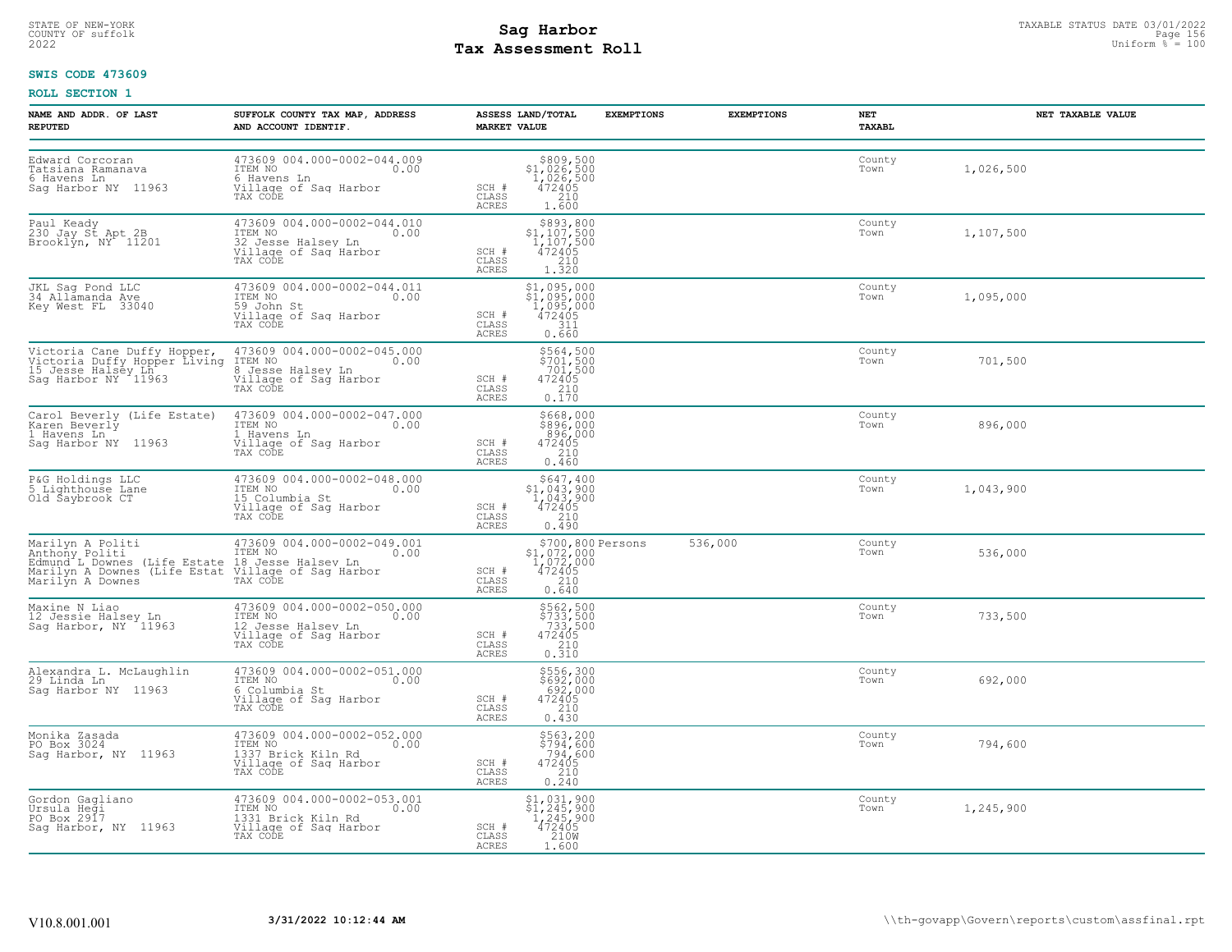STATE OF NEW-YORK
COUNTY OF suffolk
2022

# Sag Harbor
## Tax Assessment Roll

TAXABLE STATUS DATE 03/01/2022
Uniform % = 100

**SWIS CODE 473609**

**ROLL SECTION 1**

| NAME AND ADDR. OF LAST REPUTED | SUFFOLK COUNTY TAX MAP, ADDRESS AND ACCOUNT IDENTIF. | ASSESS LAND/TOTAL MARKET VALUE | EXEMPTIONS | EXEMPTIONS | NET TAXABL | NET TAXABLE VALUE |
|---|---|---|---|---|---|---|
| Edward Corcoran<br>Tatsiana Ramanava<br>6 Havens Ln<br>Sag Harbor NY 11963 | 473609 004.000-0002-044.009<br>ITEM NO 0.00<br>6 Havens Ln<br>Village of Sag Harbor<br>TAX CODE | $809,500<br>$1,026,500<br>1,026,500<br>SCH # 472405<br>CLASS 210<br>ACRES 1.600 | | | County<br>Town | 1,026,500 |
| Paul Keady<br>230 Jay St Apt 2B<br>Brooklyn, NY 11201 | 473609 004.000-0002-044.010<br>ITEM NO 0.00<br>32 Jesse Halsey Ln<br>Village of Sag Harbor<br>TAX CODE | $893,800<br>$1,107,500<br>1,107,500<br>SCH # 472405<br>CLASS 210<br>ACRES 1.320 | | | County<br>Town | 1,107,500 |
| JKL Sag Pond LLC<br>34 Allamanda Ave<br>Key West FL 33040 | 473609 004.000-0002-044.011<br>ITEM NO 0.00<br>59 John St<br>Village of Sag Harbor<br>TAX CODE | $1,095,000<br>$1,095,000<br>1,095,000<br>SCH # 472405<br>CLASS 311<br>ACRES 0.660 | | | County<br>Town | 1,095,000 |
| Victoria Cane Duffy Hopper,<br>Victoria Duffy Hopper Living<br>15 Jesse Halsey Ln<br>Sag Harbor NY 11963 | 473609 004.000-0002-045.000<br>ITEM NO 0.00<br>8 Jesse Halsey Ln<br>Village of Sag Harbor<br>TAX CODE | $564,500<br>$701,500<br>701,500<br>SCH # 472405<br>CLASS 210<br>ACRES 0.170 | | | County<br>Town | 701,500 |
| Carol Beverly (Life Estate)<br>Karen Beverly<br>1 Havens Ln<br>Sag Harbor NY 11963 | 473609 004.000-0002-047.000<br>ITEM NO 0.00<br>1 Havens Ln<br>Village of Sag Harbor<br>TAX CODE | $668,000<br>$896,000<br>896,000<br>SCH # 472405<br>CLASS 210<br>ACRES 0.460 | | | County<br>Town | 896,000 |
| P&G Holdings LLC<br>5 Lighthouse Lane<br>Old Saybrook CT | 473609 004.000-0002-048.000<br>ITEM NO 0.00<br>15 Columbia St<br>Village of Sag Harbor<br>TAX CODE | $647,400<br>$1,043,900<br>1,043,900<br>SCH # 472405<br>CLASS 210<br>ACRES 0.490 | | | County<br>Town | 1,043,900 |
| Marilyn A Politi<br>Anthony Politi<br>Edmund L Downes (Life Estate<br>Marilyn A Downes (Life Estat<br>Marilyn A Downes | 473609 004.000-0002-049.001<br>ITEM NO 0.00<br>18 Jesse Halsey Ln<br>Village of Sag Harbor<br>TAX CODE | $700,800<br>$1,072,000<br>1,072,000<br>SCH # 472405<br>CLASS 210<br>ACRES 0.640 | Persons | 536,000 | County<br>Town | 536,000 |
| Maxine N Liao<br>12 Jessie Halsey Ln<br>Sag Harbor, NY 11963 | 473609 004.000-0002-050.000<br>ITEM NO 0.00<br>12 Jesse Halsey Ln<br>Village of Sag Harbor<br>TAX CODE | $562,500<br>$733,500<br>733,500<br>SCH # 472405<br>CLASS 210<br>ACRES 0.310 | | | County<br>Town | 733,500 |
| Alexandra L. McLaughlin<br>29 Linda Ln<br>Sag Harbor NY 11963 | 473609 004.000-0002-051.000<br>ITEM NO 0.00<br>6 Columbia St<br>Village of Sag Harbor<br>TAX CODE | $556,300<br>$692,000<br>692,000<br>SCH # 472405<br>CLASS 210<br>ACRES 0.430 | | | County<br>Town | 692,000 |
| Monika Zasada<br>PO Box 3024<br>Sag Harbor, NY 11963 | 473609 004.000-0002-052.000<br>ITEM NO 0.00<br>1337 Brick Kiln Rd<br>Village of Sag Harbor<br>TAX CODE | $563,200<br>$794,600<br>794,600<br>SCH # 472405<br>CLASS 210<br>ACRES 0.240 | | | County<br>Town | 794,600 |
| Gordon Gagliano<br>Ursula Hegi<br>PO Box 2917<br>Sag Harbor, NY 11963 | 473609 004.000-0002-053.001<br>ITEM NO 0.00<br>1331 Brick Kiln Rd<br>Village of Sag Harbor<br>TAX CODE | $1,031,900<br>$1,245,900<br>1,245,900<br>SCH # 472405<br>CLASS 210W<br>ACRES 1.600 | | | County<br>Town | 1,245,900 |

V10.8.001.001 — 3/31/2022 10:12:44 AM — \\th-govapp\Govern\reports\custom\assfinal.rpt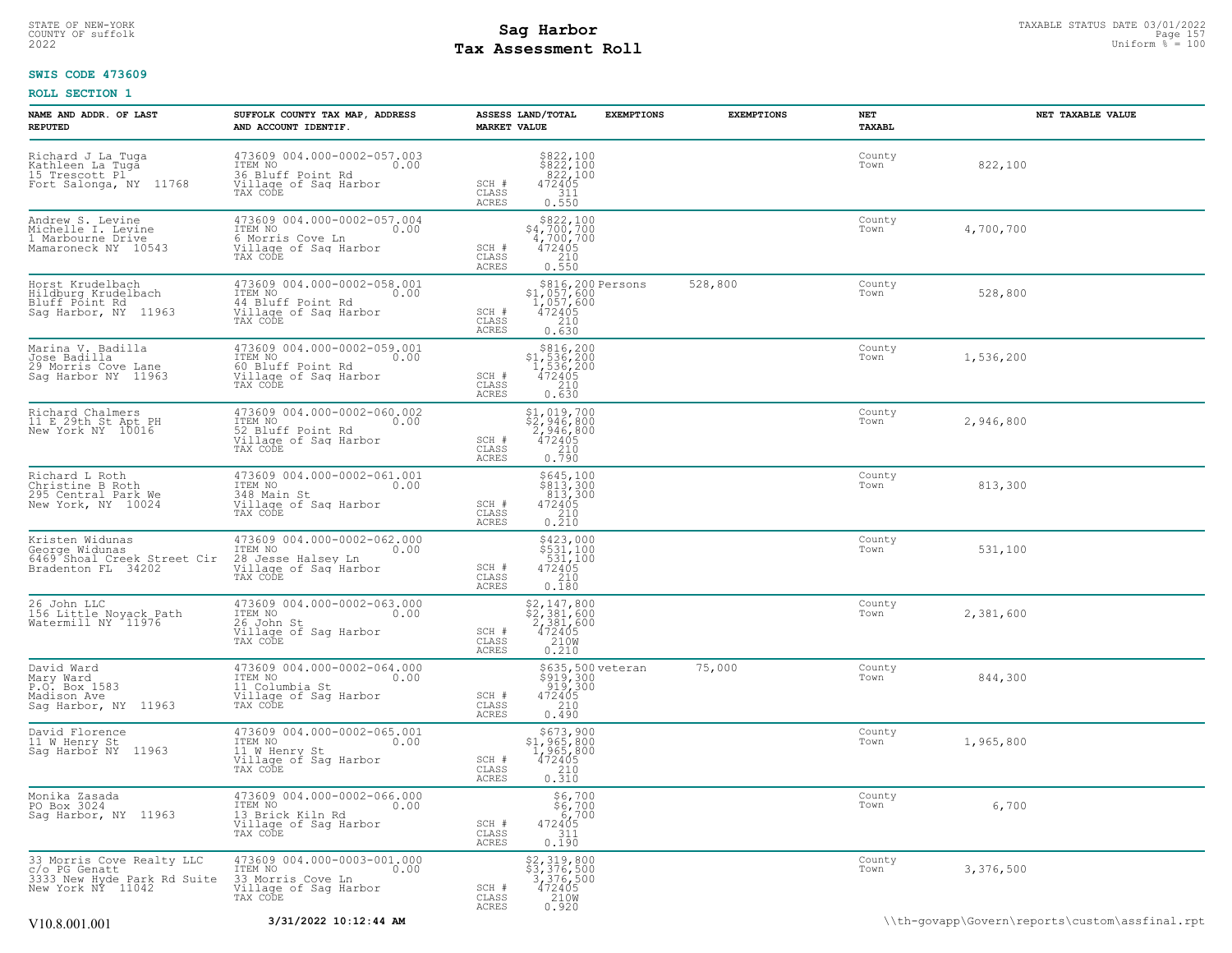STATE OF NEW-YORK
COUNTY OF suffolk
2022

# Sag Harbor
# Tax Assessment Roll

TAXABLE STATUS DATE 03/01/2022
Uniform % = 100

**SWIS CODE 473609**

**ROLL SECTION 1**

| NAME AND ADDR. OF LAST REPUTED | SUFFOLK COUNTY TAX MAP, ADDRESS AND ACCOUNT IDENTIF. | ASSESS LAND/TOTAL MARKET VALUE | EXEMPTIONS | EXEMPTIONS | NET TAXABL | NET TAXABLE VALUE |
|---|---|---|---|---|---|---|
| Richard J La Tuga<br>Kathleen La Tuga<br>15 Trescott Pl<br>Fort Salonga, NY 11768 | 473609 004.000-0002-057.003<br>ITEM NO 0.00<br>36 Bluff Point Rd<br>Village of Sag Harbor<br>TAX CODE | $822,100<br>$822,100<br>822,100<br>SCH # 472405<br>CLASS 311<br>ACRES 0.550 | | | County<br>Town | 822,100 |
| Andrew S. Levine<br>Michelle I. Levine<br>1 Marbourne Drive<br>Mamaroneck NY 10543 | 473609 004.000-0002-057.004<br>ITEM NO 0.00<br>6 Morris Cove Ln<br>Village of Sag Harbor<br>TAX CODE | $822,100<br>$4,700,700<br>4,700,700<br>SCH # 472405<br>CLASS 210<br>ACRES 0.550 | | | County<br>Town | 4,700,700 |
| Horst Krudelbach<br>Hildburg Krudelbach<br>Bluff Point Rd<br>Sag Harbor, NY 11963 | 473609 004.000-0002-058.001<br>ITEM NO 0.00<br>44 Bluff Point Rd<br>Village of Sag Harbor<br>TAX CODE | $816,200<br>$1,057,600<br>1,057,600<br>SCH # 472405<br>CLASS 210<br>ACRES 0.630 | Persons | 528,800 | County<br>Town | 528,800 |
| Marina V. Badilla<br>Jose Badilla<br>29 Morris Cove Lane<br>Sag Harbor NY 11963 | 473609 004.000-0002-059.001<br>ITEM NO 0.00<br>60 Bluff Point Rd<br>Village of Sag Harbor<br>TAX CODE | $816,200<br>$1,536,200<br>1,536,200<br>SCH # 472405<br>CLASS 210<br>ACRES 0.630 | | | County<br>Town | 1,536,200 |
| Richard Chalmers<br>11 E 29th St Apt PH<br>New York NY 10016 | 473609 004.000-0002-060.002<br>ITEM NO 0.00<br>52 Bluff Point Rd<br>Village of Sag Harbor<br>TAX CODE | $1,019,700<br>$2,946,800<br>2,946,800<br>SCH # 472405<br>CLASS 210<br>ACRES 0.790 | | | County<br>Town | 2,946,800 |
| Richard L Roth<br>Christine B Roth<br>295 Central Park We<br>New York, NY 10024 | 473609 004.000-0002-061.001<br>ITEM NO 0.00<br>348 Main St<br>Village of Sag Harbor<br>TAX CODE | $645,100<br>$813,300<br>813,300<br>SCH # 472405<br>CLASS 210<br>ACRES 0.210 | | | County<br>Town | 813,300 |
| Kristen Widunas<br>George Widunas<br>6469 Shoal Creek Street Cir<br>Bradenton FL 34202 | 473609 004.000-0002-062.000<br>ITEM NO 0.00<br>28 Jesse Halsey Ln<br>Village of Sag Harbor<br>TAX CODE | $423,000<br>$531,100<br>531,100<br>SCH # 472405<br>CLASS 210<br>ACRES 0.180 | | | County<br>Town | 531,100 |
| 26 John LLC<br>156 Little Noyack Path<br>Watermill NY 11976 | 473609 004.000-0002-063.000<br>ITEM NO 0.00<br>26 John St<br>Village of Sag Harbor<br>TAX CODE | $2,147,800<br>$2,381,600<br>2,381,600<br>SCH # 472405<br>CLASS 210W<br>ACRES 0.210 | | | County<br>Town | 2,381,600 |
| David Ward<br>Mary Ward<br>P.O. Box 1583<br>Madison Ave<br>Sag Harbor, NY 11963 | 473609 004.000-0002-064.000<br>ITEM NO 0.00<br>11 Columbia St<br>Village of Sag Harbor<br>TAX CODE | $635,500<br>$919,300<br>919,300<br>SCH # 472405<br>CLASS 210<br>ACRES 0.490 | veteran | 75,000 | County<br>Town | 844,300 |
| David Florence<br>11 W Henry St<br>Sag Harbor NY 11963 | 473609 004.000-0002-065.001<br>ITEM NO 0.00<br>11 W Henry St<br>Village of Sag Harbor<br>TAX CODE | $673,900<br>$1,965,800<br>1,965,800<br>SCH # 472405<br>CLASS 210<br>ACRES 0.310 | | | County<br>Town | 1,965,800 |
| Monika Zasada<br>PO Box 3024<br>Sag Harbor, NY 11963 | 473609 004.000-0002-066.000<br>ITEM NO 0.00<br>13 Brick Kiln Rd<br>Village of Sag Harbor<br>TAX CODE | $6,700<br>$6,700<br>6,700<br>SCH # 472405<br>CLASS 311<br>ACRES 0.190 | | | County<br>Town | 6,700 |
| 33 Morris Cove Realty LLC<br>c/o PG Genatt<br>3333 New Hyde Park Rd Suite<br>New York NY 11042 | 473609 004.000-0003-001.000<br>ITEM NO 0.00<br>33 Morris Cove Ln<br>Village of Sag Harbor<br>TAX CODE | $2,319,800<br>$3,376,500<br>3,376,500<br>SCH # 472405<br>CLASS 210W<br>ACRES 0.920 | | | County<br>Town | 3,376,500 |

V10.8.001.001 | 3/31/2022 10:12:44 AM | \\th-govapp\Govern\reports\custom\assfinal.rpt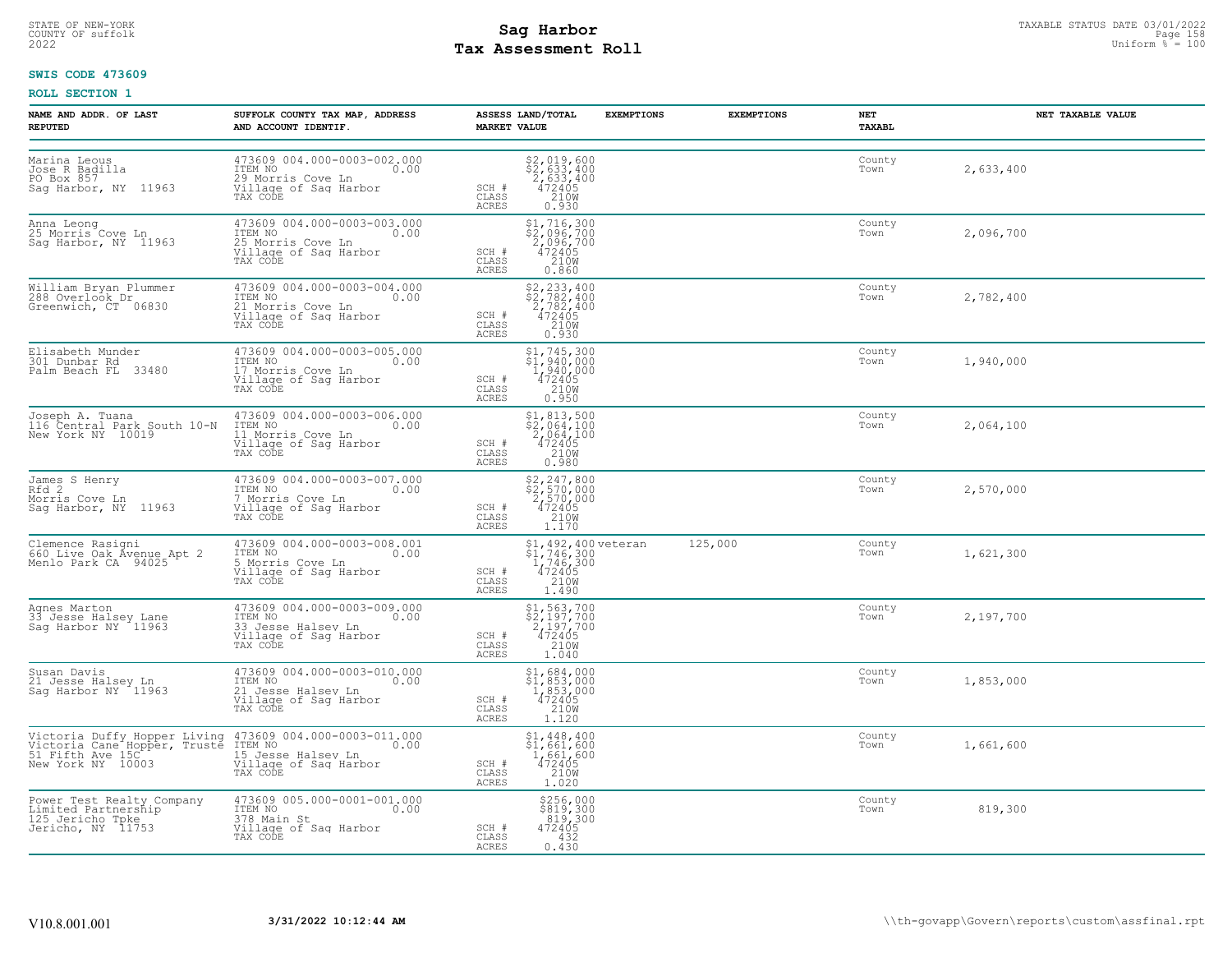STATE OF NEW-YORK
COUNTY OF suffolk
2022

# Sag Harbor
## Tax Assessment Roll

TAXABLE STATUS DATE 03/01/2022
Uniform % = 100

**SWIS CODE 473609**

**ROLL SECTION 1**

| NAME AND ADDR. OF LAST REPUTED | SUFFOLK COUNTY TAX MAP, ADDRESS AND ACCOUNT IDENTIF. | | ASSESS LAND/TOTAL MARKET VALUE | EXEMPTIONS | EXEMPTIONS | NET TAXABL | NET TAXABLE VALUE |
|---|---|---|---|---|---|---|---|
| Marina Leous<br>Jose R Badilla<br>PO Box 857<br>Sag Harbor, NY 11963 | 473609 004.000-0003-002.000<br>ITEM NO 0.00<br>29 Morris Cove Ln<br>Village of Sag Harbor<br>TAX CODE | SCH #<br>CLASS<br>ACRES | $2,019,600<br>$2,633,400<br>2,633,400<br>472405<br>210W<br>0.930 | | | County<br>Town | 2,633,400 |
| Anna Leong<br>25 Morris Cove Ln<br>Sag Harbor, NY 11963 | 473609 004.000-0003-003.000<br>ITEM NO 0.00<br>25 Morris Cove Ln<br>Village of Sag Harbor<br>TAX CODE | SCH #<br>CLASS<br>ACRES | $1,716,300<br>$2,096,700<br>2,096,700<br>472405<br>210W<br>0.860 | | | County<br>Town | 2,096,700 |
| William Bryan Plummer<br>288 Overlook Dr<br>Greenwich, CT 06830 | 473609 004.000-0003-004.000<br>ITEM NO 0.00<br>21 Morris Cove Ln<br>Village of Sag Harbor<br>TAX CODE | SCH #<br>CLASS<br>ACRES | $2,233,400<br>$2,782,400<br>2,782,400<br>472405<br>210W<br>0.930 | | | County<br>Town | 2,782,400 |
| Elisabeth Munder<br>301 Dunbar Rd<br>Palm Beach FL 33480 | 473609 004.000-0003-005.000<br>ITEM NO 0.00<br>17 Morris Cove Ln<br>Village of Sag Harbor<br>TAX CODE | SCH #<br>CLASS<br>ACRES | $1,745,300<br>$1,940,000<br>1,940,000<br>472405<br>210W<br>0.950 | | | County<br>Town | 1,940,000 |
| Joseph A. Tuana<br>116 Central Park South 10-N<br>New York NY 10019 | 473609 004.000-0003-006.000<br>ITEM NO 0.00<br>11 Morris Cove Ln<br>Village of Sag Harbor<br>TAX CODE | SCH #<br>CLASS<br>ACRES | $1,813,500<br>$2,064,100<br>2,064,100<br>472405<br>210W<br>0.980 | | | County<br>Town | 2,064,100 |
| James S Henry<br>Rfd 2<br>Morris Cove Ln<br>Sag Harbor, NY 11963 | 473609 004.000-0003-007.000<br>ITEM NO 0.00<br>7 Morris Cove Ln<br>Village of Sag Harbor<br>TAX CODE | SCH #<br>CLASS<br>ACRES | $2,247,800<br>$2,570,000<br>2,570,000<br>472405<br>210W<br>1.170 | | | County<br>Town | 2,570,000 |
| Clemence Rasigni<br>660 Live Oak Avenue Apt 2<br>Menlo Park CA 94025 | 473609 004.000-0003-008.001<br>ITEM NO 0.00<br>5 Morris Cove Ln<br>Village of Sag Harbor<br>TAX CODE | SCH #<br>CLASS<br>ACRES | $1,492,400<br>$1,746,300<br>1,746,300<br>472405<br>210W<br>1.490 | veteran | 125,000 | County<br>Town | 1,621,300 |
| Agnes Marton<br>33 Jesse Halsey Lane<br>Sag Harbor NY 11963 | 473609 004.000-0003-009.000<br>ITEM NO 0.00<br>33 Jesse Halsey Ln<br>Village of Sag Harbor<br>TAX CODE | SCH #<br>CLASS<br>ACRES | $1,563,700<br>$2,197,700<br>2,197,700<br>472405<br>210W<br>1.040 | | | County<br>Town | 2,197,700 |
| Susan Davis<br>21 Jesse Halsey Ln<br>Sag Harbor NY 11963 | 473609 004.000-0003-010.000<br>ITEM NO 0.00<br>21 Jesse Halsey Ln<br>Village of Sag Harbor<br>TAX CODE | SCH #<br>CLASS<br>ACRES | $1,684,000<br>$1,853,000<br>1,853,000<br>472405<br>210W<br>1.120 | | | County<br>Town | 1,853,000 |
| Victoria Duffy Hopper Living<br>Victoria Cane Hopper, Truste<br>51 Fifth Ave 15C<br>New York NY 10003 | 473609 004.000-0003-011.000<br>ITEM NO 0.00<br>15 Jesse Halsey Ln<br>Village of Sag Harbor<br>TAX CODE | SCH #<br>CLASS<br>ACRES | $1,448,400<br>$1,661,600<br>1,661,600<br>472405<br>210W<br>1.020 | | | County<br>Town | 1,661,600 |
| Power Test Realty Company<br>Limited Partnership<br>125 Jericho Tpke<br>Jericho, NY 11753 | 473609 005.000-0001-001.000<br>ITEM NO 0.00<br>378 Main St<br>Village of Sag Harbor<br>TAX CODE | SCH #<br>CLASS<br>ACRES | $256,000<br>$819,300<br>819,300<br>472405<br>432<br>0.430 | | | County<br>Town | 819,300 |

V10.8.001.001 | 3/31/2022 10:12:44 AM | \\th-govapp\Govern\reports\custom\assfinal.rpt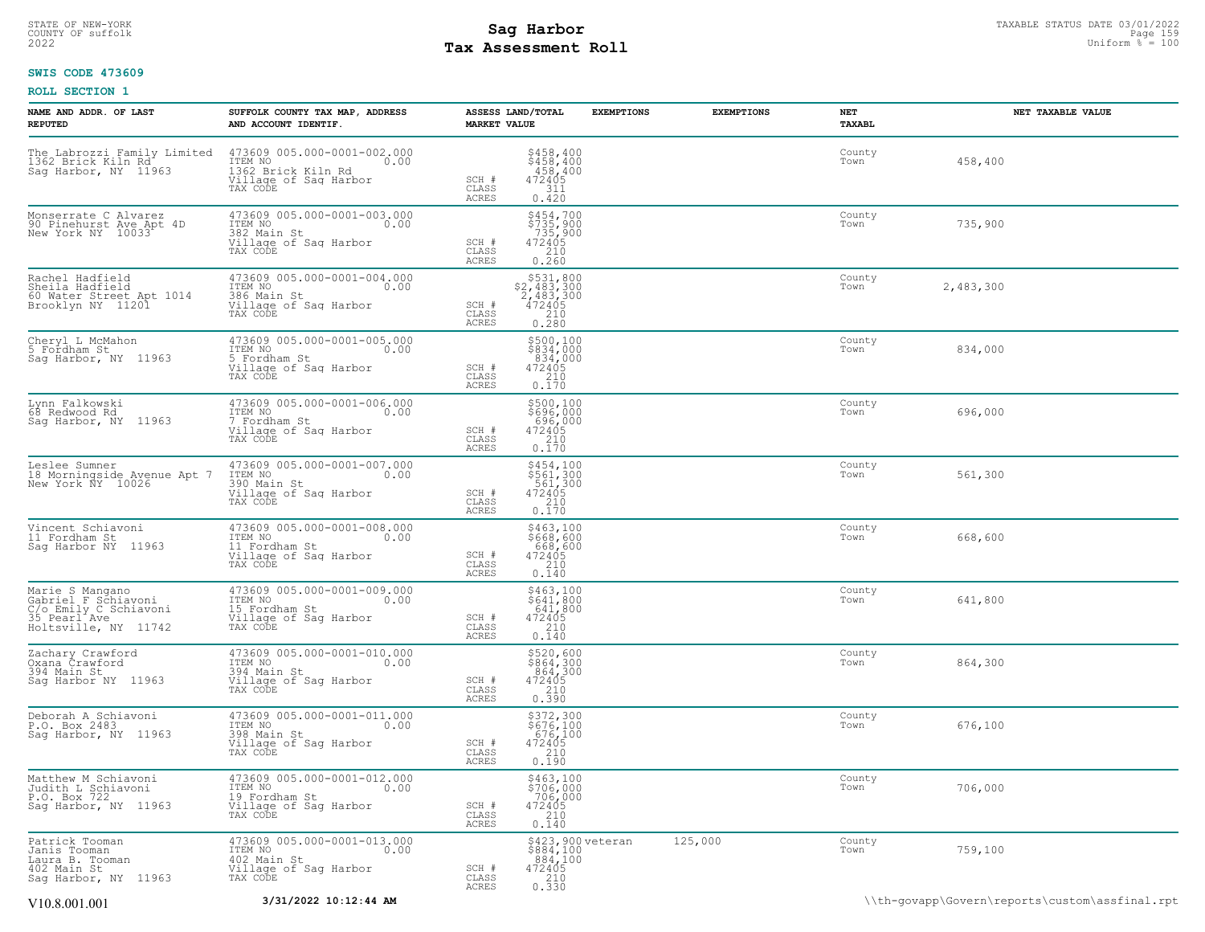STATE OF NEW-YORK
COUNTY OF suffolk
2022

# Sag Harbor
# Tax Assessment Roll

TAXABLE STATUS DATE 03/01/2022
Uniform % = 100

**SWIS CODE 473609**

**ROLL SECTION 1**

| NAME AND ADDR. OF LAST REPUTED | SUFFOLK COUNTY TAX MAP, ADDRESS AND ACCOUNT IDENTIF. | ASSESS LAND/TOTAL MARKET VALUE | EXEMPTIONS | EXEMPTIONS | NET TAXABL | NET TAXABLE VALUE |
|---|---|---|---|---|---|---|
| The Labrozzi Family Limited<br>1362 Brick Kiln Rd<br>Sag Harbor, NY 11963 | 473609 005.000-0001-002.000<br>ITEM NO 0.00<br>1362 Brick Kiln Rd<br>Village of Sag Harbor<br>TAX CODE | $458,400<br>$458,400<br>458,400<br>SCH # 472405<br>CLASS 311<br>ACRES 0.420 | | | County<br>Town | 458,400 |
| Monserrate C Alvarez<br>90 Pinehurst Ave Apt 4D<br>New York NY 10033 | 473609 005.000-0001-003.000<br>ITEM NO 0.00<br>382 Main St<br>Village of Sag Harbor<br>TAX CODE | $454,700<br>$735,900<br>735,900<br>SCH # 472405<br>CLASS 210<br>ACRES 0.260 | | | County<br>Town | 735,900 |
| Rachel Hadfield<br>Sheila Hadfield<br>60 Water Street Apt 1014<br>Brooklyn NY 11201 | 473609 005.000-0001-004.000<br>ITEM NO 0.00<br>386 Main St<br>Village of Sag Harbor<br>TAX CODE | $531,800<br>$2,483,300<br>2,483,300<br>SCH # 472405<br>CLASS 210<br>ACRES 0.280 | | | County<br>Town | 2,483,300 |
| Cheryl L McMahon<br>5 Fordham St<br>Sag Harbor, NY 11963 | 473609 005.000-0001-005.000<br>ITEM NO 0.00<br>5 Fordham St<br>Village of Sag Harbor<br>TAX CODE | $500,100<br>$834,000<br>834,000<br>SCH # 472405<br>CLASS 210<br>ACRES 0.170 | | | County<br>Town | 834,000 |
| Lynn Falkowski<br>68 Redwood Rd<br>Sag Harbor, NY 11963 | 473609 005.000-0001-006.000<br>ITEM NO 0.00<br>7 Fordham St<br>Village of Sag Harbor<br>TAX CODE | $500,100<br>$696,000<br>696,000<br>SCH # 472405<br>CLASS 210<br>ACRES 0.170 | | | County<br>Town | 696,000 |
| Leslee Sumner<br>18 Morningside Avenue Apt 7<br>New York NY 10026 | 473609 005.000-0001-007.000<br>ITEM NO 0.00<br>390 Main St<br>Village of Sag Harbor<br>TAX CODE | $454,100<br>$561,300<br>561,300<br>SCH # 472405<br>CLASS 210<br>ACRES 0.170 | | | County<br>Town | 561,300 |
| Vincent Schiavoni<br>11 Fordham St<br>Sag Harbor NY 11963 | 473609 005.000-0001-008.000<br>ITEM NO 0.00<br>11 Fordham St<br>Village of Sag Harbor<br>TAX CODE | $463,100<br>$668,600<br>668,600<br>SCH # 472405<br>CLASS 210<br>ACRES 0.140 | | | County<br>Town | 668,600 |
| Marie S Mangano<br>Gabriel F Schiavoni<br>C/o Emily C Schiavoni<br>35 Pearl Ave<br>Holtsville, NY 11742 | 473609 005.000-0001-009.000<br>ITEM NO 0.00<br>15 Fordham St<br>Village of Sag Harbor<br>TAX CODE | $463,100<br>$641,800<br>641,800<br>SCH # 472405<br>CLASS 210<br>ACRES 0.140 | | | County<br>Town | 641,800 |
| Zachary Crawford<br>Oxana Crawford<br>394 Main St<br>Sag Harbor NY 11963 | 473609 005.000-0001-010.000<br>ITEM NO 0.00<br>394 Main St<br>Village of Sag Harbor<br>TAX CODE | $520,600<br>$864,300<br>864,300<br>SCH # 472405<br>CLASS 210<br>ACRES 0.390 | | | County<br>Town | 864,300 |
| Deborah A Schiavoni<br>P.O. Box 2483<br>Sag Harbor, NY 11963 | 473609 005.000-0001-011.000<br>ITEM NO 0.00<br>398 Main St<br>Village of Sag Harbor<br>TAX CODE | $372,300<br>$676,100<br>676,100<br>SCH # 472405<br>CLASS 210<br>ACRES 0.190 | | | County<br>Town | 676,100 |
| Matthew M Schiavoni<br>Judith L Schiavoni<br>P.O. Box 722<br>Sag Harbor, NY 11963 | 473609 005.000-0001-012.000<br>ITEM NO 0.00<br>19 Fordham St<br>Village of Sag Harbor<br>TAX CODE | $463,100<br>$706,000<br>706,000<br>SCH # 472405<br>CLASS 210<br>ACRES 0.140 | | | County<br>Town | 706,000 |
| Patrick Tooman<br>Janis Tooman<br>Laura B. Tooman<br>402 Main St<br>Sag Harbor, NY 11963 | 473609 005.000-0001-013.000<br>ITEM NO 0.00<br>402 Main St<br>Village of Sag Harbor<br>TAX CODE | $423,900<br>$884,100<br>884,100<br>SCH # 472405<br>CLASS 210<br>ACRES 0.330 | veteran | 125,000 | County<br>Town | 759,100 |

V10.8.001.001 3/31/2022 10:12:44 AM \\th-govapp\Govern\reports\custom\assfinal.rpt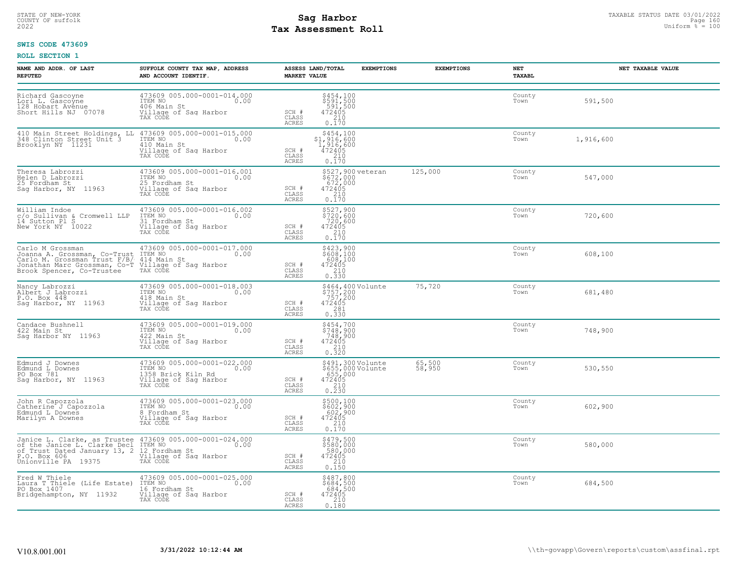STATE OF NEW-YORK
COUNTY OF suffolk
2022

# Sag Harbor
# Tax Assessment Roll

TAXABLE STATUS DATE 03/01/2022
Uniform % = 100

**SWIS CODE 473609**

**ROLL SECTION 1**

| NAME AND ADDR. OF LAST REPUTED | SUFFOLK COUNTY TAX MAP, ADDRESS AND ACCOUNT IDENTIF. | | ASSESS LAND/TOTAL MARKET VALUE | EXEMPTIONS | EXEMPTIONS | NET TAXABL | NET TAXABLE VALUE |
|---|---|---|---|---|---|---|---|
| Richard Gascoyne<br>Lori L. Gascoyne<br>128 Hobart Avenue<br>Short Hills NJ 07078 | 473609 005.000-0001-014.000<br>ITEM NO 0.00<br>406 Main St<br>Village of Sag Harbor<br>TAX CODE | SCH #<br>CLASS<br>ACRES | $454,100<br>$591,500<br>591,500<br>472405<br>210<br>0.170 | | | County<br>Town | 591,500 |
| 410 Main Street Holdings, LL<br>348 Clinton Street Unit 3<br>Brooklyn NY 11231 | 473609 005.000-0001-015.000<br>ITEM NO 0.00<br>410 Main St<br>Village of Sag Harbor<br>TAX CODE | SCH #<br>CLASS<br>ACRES | $454,100<br>$1,916,600<br>1,916,600<br>472405<br>210<br>0.170 | | | County<br>Town | 1,916,600 |
| Theresa Labrozzi<br>Helen D Labrozzi<br>25 Fordham St<br>Sag Harbor, NY 11963 | 473609 005.000-0001-016.001<br>ITEM NO 0.00<br>25 Fordham St<br>Village of Sag Harbor<br>TAX CODE | SCH #<br>CLASS<br>ACRES | $527,900<br>$672,000<br>672,000<br>472405<br>210<br>0.170 | veteran | 125,000 | County<br>Town | 547,000 |
| William Indoe<br>c/o Sullivan & Cromwell LLP<br>14 Sutton Pl S<br>New York NY 10022 | 473609 005.000-0001-016.002<br>ITEM NO 0.00<br>31 Fordham St<br>Village of Sag Harbor<br>TAX CODE | SCH #<br>CLASS<br>ACRES | $527,900<br>$720,600<br>720,600<br>472405<br>210<br>0.170 | | | County<br>Town | 720,600 |
| Carlo M Grossman<br>Joanna A. Grossman, Co-Trust<br>Carlo M. Grossman Trust F/B/<br>Jonathan Marc Grossman, Co-T<br>Brook Spencer, Co-Trustee | 473609 005.000-0001-017.000<br>ITEM NO 0.00<br>414 Main St<br>Village of Sag Harbor<br>TAX CODE | SCH #<br>CLASS<br>ACRES | $423,900<br>$608,100<br>608,100<br>472405<br>210<br>0.330 | | | County<br>Town | 608,100 |
| Nancy Labrozzi<br>Albert J Labrozzi<br>P.O. Box 448<br>Sag Harbor, NY 11963 | 473609 005.000-0001-018.003<br>ITEM NO 0.00<br>418 Main St<br>Village of Sag Harbor<br>TAX CODE | SCH #<br>CLASS<br>ACRES | $464,400<br>$757,200<br>757,200<br>472405<br>281<br>0.330 | Volunte | 75,720 | County<br>Town | 681,480 |
| Candace Bushnell<br>422 Main St<br>Sag Harbor NY 11963 | 473609 005.000-0001-019.000<br>ITEM NO 0.00<br>422 Main St<br>Village of Sag Harbor<br>TAX CODE | SCH #<br>CLASS<br>ACRES | $454,700<br>$748,900<br>748,900<br>472405<br>210<br>0.320 | | | County<br>Town | 748,900 |
| Edmund J Downes<br>Edmund L Downes<br>PO Box 781<br>Sag Harbor, NY 11963 | 473609 005.000-0001-022.000<br>ITEM NO 0.00<br>1358 Brick Kiln Rd<br>Village of Sag Harbor<br>TAX CODE | SCH #<br>CLASS<br>ACRES | $491,300<br>$655,000<br>655,000<br>472405<br>210<br>0.230 | Volunte<br>Volunte | 65,500<br>58,950 | County<br>Town | 530,550 |
| John R Capozzola<br>Catherine J Capozzola<br>Edmund L Downes<br>Marilyn A Downes | 473609 005.000-0001-023.000<br>ITEM NO 0.00<br>8 Fordham St<br>Village of Sag Harbor<br>TAX CODE | SCH #<br>CLASS<br>ACRES | $500,100<br>$602,900<br>602,900<br>472405<br>210<br>0.170 | | | County<br>Town | 602,900 |
| Janice L. Clarke, as Trustee<br>of the Janice L. Clarke Decl<br>of Trust Dated January 13, 2<br>P.O. Box 606<br>Unionville PA 19375 | 473609 005.000-0001-024.000<br>ITEM NO 0.00<br>12 Fordham St<br>Village of Sag Harbor<br>TAX CODE | SCH #<br>CLASS<br>ACRES | $479,500<br>$580,000<br>580,000<br>472405<br>210<br>0.150 | | | County<br>Town | 580,000 |
| Fred W Thiele<br>Laura T Thiele (Life Estate)<br>PO Box 1407<br>Bridgehampton, NY 11932 | 473609 005.000-0001-025.000<br>ITEM NO 0.00<br>16 Fordham St<br>Village of Sag Harbor<br>TAX CODE | SCH #<br>CLASS<br>ACRES | $487,800<br>$684,500<br>684,500<br>472405<br>210<br>0.180 | | | County<br>Town | 684,500 |

V10.8.001.001 **3/31/2022 10:12:44 AM** \\th-govapp\Govern\reports\custom\assfinal.rpt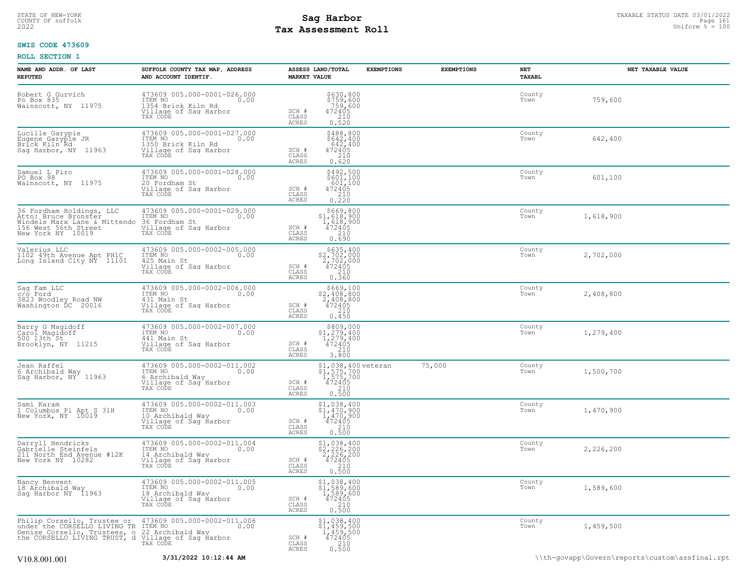**SWIS CODE 473609**

**ROLL SECTION 1**

| NAME AND ADDR. OF LAST REPUTED | SUFFOLK COUNTY TAX MAP, ADDRESS AND ACCOUNT IDENTIF. | ASSESS LAND/TOTAL MARKET VALUE | EXEMPTIONS | EXEMPTIONS | NET TAXABL | NET TAXABLE VALUE |
|---|---|---|---|---|---|---|
| Robert G Gurvich<br>Po Box 835<br>Wainscott, NY 11975 | 473609 005.000-0001-026.000<br>ITEM NO 0.00<br>1354 Brick Kiln Rd<br>Village of Sag Harbor<br>TAX CODE | $630,800<br>$759,600<br>759,600<br>SCH # 472405<br>CLASS 210<br>ACRES 0.520 | | | County<br>Town | 759,600 |
| Lucille Garypie<br>Eugene Garypie JR<br>Brick Kiln Rd<br>Sag Harbor, NY 11963 | 473609 005.000-0001-027.000<br>ITEM NO 0.00<br>1350 Brick Kiln Rd<br>Village of Sag Harbor<br>TAX CODE | $488,800<br>$642,400<br>642,400<br>SCH # 472405<br>CLASS 210<br>ACRES 0.620 | | | County<br>Town | 642,400 |
| Samuel L Piro<br>PO Box 98<br>Wainscott, NY 11975 | 473609 005.000-0001-028.000<br>ITEM NO 0.00<br>20 Fordham St<br>Village of Sag Harbor<br>TAX CODE | $492,500<br>$601,100<br>601,100<br>SCH # 472405<br>CLASS 210<br>ACRES 0.220 | | | County<br>Town | 601,100 |
| 36 Fordham Holdings, LLC<br>Attn: Bruce Bronster<br>Windels Marx Lane & Mittendo<br>156 West 56th Street<br>New York NY 10019 | 473609 005.000-0001-029.000<br>ITEM NO 0.00<br>36 Fordham St<br>Village of Sag Harbor<br>TAX CODE | $669,800<br>$1,618,900<br>1,618,900<br>SCH # 472405<br>CLASS 210<br>ACRES 0.690 | | | County<br>Town | 1,618,900 |
| Valerius LLC<br>1102 49th Avenue Apt PH1C<br>Long Island City NY 11101 | 473609 005.000-0002-005.000<br>ITEM NO 0.00<br>425 Main St<br>Village of Sag Harbor<br>TAX CODE | $635,400<br>$2,702,000<br>2,702,000<br>SCH # 472405<br>CLASS 210<br>ACRES 0.360 | | | County<br>Town | 2,702,000 |
| Sag Fam LLC<br>c/o Ford<br>3823 Woodley Road NW<br>Washington DC 20016 | 473609 005.000-0002-006.000<br>ITEM NO 0.00<br>431 Main St<br>Village of Sag Harbor<br>TAX CODE | $669,100<br>$2,408,800<br>2,408,800<br>SCH # 472405<br>CLASS 210<br>ACRES 0.450 | | | County<br>Town | 2,408,800 |
| Barry G Magidoff<br>Carol Magidoff<br>500 13th St<br>Brooklyn, NY 11215 | 473609 005.000-0002-007.000<br>ITEM NO 0.00<br>441 Main St<br>Village of Sag Harbor<br>TAX CODE | $809,000<br>$1,279,400<br>1,279,400<br>SCH # 472405<br>CLASS 210<br>ACRES 3.800 | | | County<br>Town | 1,279,400 |
| Jean Raffel<br>6 Archibald Way<br>Sag Harbor, NY 11963 | 473609 005.000-0002-011.002<br>ITEM NO 0.00<br>6 Archibald Way<br>Village of Sag Harbor<br>TAX CODE | $1,038,400<br>$1,575,700<br>1,575,700<br>SCH # 472405<br>CLASS 210<br>ACRES 0.500 | veteran | 75,000 | County<br>Town | 1,500,700 |
| Sami Karam<br>1 Columbus Pl Apt S 31H<br>New York, NY 10019 | 473609 005.000-0002-011.003<br>ITEM NO 0.00<br>10 Archibald Way<br>Village of Sag Harbor<br>TAX CODE | $1,038,400<br>$1,470,900<br>1,470,900<br>SCH # 472405<br>CLASS 210<br>ACRES 0.500 | | | County<br>Town | 1,470,900 |
| Darryll Hendricks<br>Gabrielle Steinfels<br>211 North End Avenue #12K<br>New York NY 10282 | 473609 005.000-0002-011.004<br>ITEM NO 0.00<br>14 Archibald Way<br>Village of Sag Harbor<br>TAX CODE | $1,038,400<br>$2,226,200<br>2,226,200<br>SCH # 472405<br>CLASS 210<br>ACRES 0.500 | | | County<br>Town | 2,226,200 |
| Nancy Benvent<br>18 Archibald Way<br>Sag Harbor NY 11963 | 473609 005.000-0002-011.005<br>ITEM NO 0.00<br>18 Archibald Way<br>Village of Sag Harbor<br>TAX CODE | $1,038,400<br>$1,589,600<br>1,589,600<br>SCH # 472405<br>CLASS 210<br>ACRES 0.500 | | | County<br>Town | 1,589,600 |
| Philip Corsello, Trustee or<br>under the CORSELLO LIVING TR<br>Denise Corsello, Trustees, o<br>the CORSELLO LIVING TRUST, d | 473609 005.000-0002-011.006<br>ITEM NO 0.00<br>22 Archibald Way<br>Village of Sag Harbor<br>TAX CODE | $1,038,400<br>$1,459,500<br>1,459,500<br>SCH # 472405<br>CLASS 210<br>ACRES 0.500 | | | County<br>Town | 1,459,500 |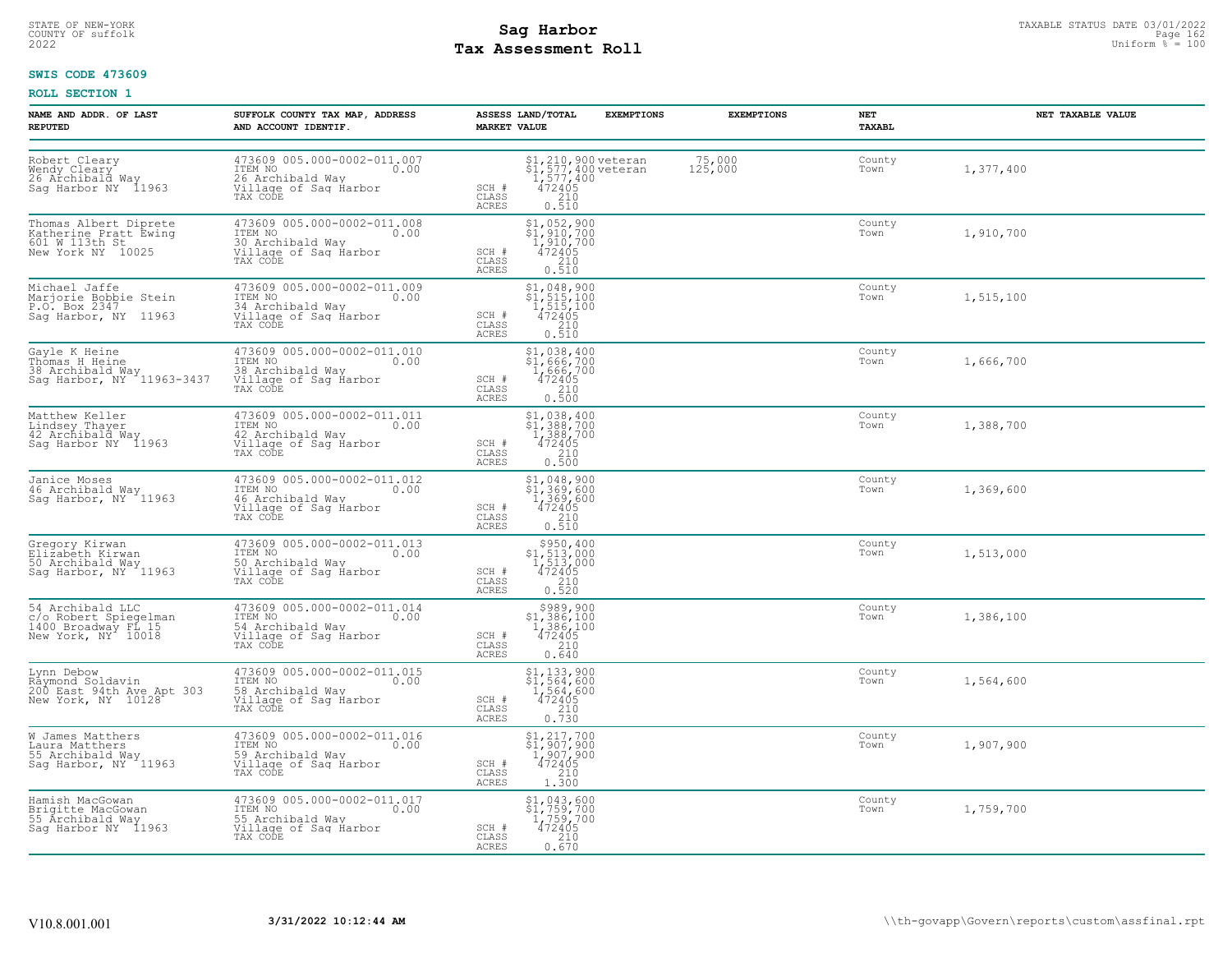STATE OF NEW-YORK
COUNTY OF suffolk
2022

# Sag Harbor
# Tax Assessment Roll

TAXABLE STATUS DATE 03/01/2022
Uniform % = 100

**SWIS CODE 473609**

**ROLL SECTION 1**

| NAME AND ADDR. OF LAST REPUTED | SUFFOLK COUNTY TAX MAP, ADDRESS AND ACCOUNT IDENTIF. | ASSESS LAND/TOTAL MARKET VALUE | EXEMPTIONS | EXEMPTIONS | NET TAXABL | NET TAXABLE VALUE |
|---|---|---|---|---|---|---|
| Robert Cleary<br>Wendy Cleary<br>26 Archibald Way<br>Sag Harbor NY 11963 | 473609 005.000-0002-011.007<br>ITEM NO 0.00<br>26 Archibald Way<br>Village of Sag Harbor<br>TAX CODE | $1,210,900<br>$1,577,400<br>1,577,400<br>SCH # 472405<br>CLASS 210<br>ACRES 0.510 | veteran<br>veteran | 75,000<br>125,000 | County<br>Town | 1,377,400 |
| Thomas Albert Diprete<br>Katherine Pratt Ewing<br>601 W 113th St<br>New York NY 10025 | 473609 005.000-0002-011.008<br>ITEM NO 0.00<br>30 Archibald Way<br>Village of Sag Harbor<br>TAX CODE | $1,052,900<br>$1,910,700<br>1,910,700<br>SCH # 472405<br>CLASS 210<br>ACRES 0.510 | | | County<br>Town | 1,910,700 |
| Michael Jaffe<br>Marjorie Bobbie Stein<br>P.O. Box 2347<br>Sag Harbor, NY 11963 | 473609 005.000-0002-011.009<br>ITEM NO 0.00<br>34 Archibald Way<br>Village of Sag Harbor<br>TAX CODE | $1,048,900<br>$1,515,100<br>1,515,100<br>SCH # 472405<br>CLASS 210<br>ACRES 0.510 | | | County<br>Town | 1,515,100 |
| Gayle K Heine<br>Thomas H Heine<br>38 Archibald Way<br>Sag Harbor, NY 11963-3437 | 473609 005.000-0002-011.010<br>ITEM NO 0.00<br>38 Archibald Way<br>Village of Sag Harbor<br>TAX CODE | $1,038,400<br>$1,666,700<br>1,666,700<br>SCH # 472405<br>CLASS 210<br>ACRES 0.500 | | | County<br>Town | 1,666,700 |
| Matthew Keller<br>Lindsey Thayer<br>42 Archibald Way<br>Sag Harbor NY 11963 | 473609 005.000-0002-011.011<br>ITEM NO 0.00<br>42 Archibald Way<br>Village of Sag Harbor<br>TAX CODE | $1,038,400<br>$1,388,700<br>1,388,700<br>SCH # 472405<br>CLASS 210<br>ACRES 0.500 | | | County<br>Town | 1,388,700 |
| Janice Moses<br>46 Archibald Way<br>Sag Harbor, NY 11963 | 473609 005.000-0002-011.012<br>ITEM NO 0.00<br>46 Archibald Way<br>Village of Sag Harbor<br>TAX CODE | $1,048,900<br>$1,369,600<br>1,369,600<br>SCH # 472405<br>CLASS 210<br>ACRES 0.510 | | | County<br>Town | 1,369,600 |
| Gregory Kirwan<br>Elizabeth Kirwan<br>50 Archibald Way<br>Sag Harbor, NY 11963 | 473609 005.000-0002-011.013<br>ITEM NO 0.00<br>50 Archibald Way<br>Village of Sag Harbor<br>TAX CODE | $950,400<br>$1,513,000<br>1,513,000<br>SCH # 472405<br>CLASS 210<br>ACRES 0.520 | | | County<br>Town | 1,513,000 |
| 54 Archibald LLC<br>c/o Robert Spiegelman<br>1400 Broadway FL 15<br>New York, NY 10018 | 473609 005.000-0002-011.014<br>ITEM NO 0.00<br>54 Archibald Way<br>Village of Sag Harbor<br>TAX CODE | $989,900<br>$1,386,100<br>1,386,100<br>SCH # 472405<br>CLASS 210<br>ACRES 0.640 | | | County<br>Town | 1,386,100 |
| Lynn Debow<br>Raymond Soldavin<br>200 East 94th Ave Apt 303<br>New York, NY 10128 | 473609 005.000-0002-011.015<br>ITEM NO 0.00<br>58 Archibald Way<br>Village of Sag Harbor<br>TAX CODE | $1,133,900<br>$1,564,600<br>1,564,600<br>SCH # 472405<br>CLASS 210<br>ACRES 0.730 | | | County<br>Town | 1,564,600 |
| W James Matthers<br>Laura Matthers<br>55 Archibald Way<br>Sag Harbor, NY 11963 | 473609 005.000-0002-011.016<br>ITEM NO 0.00<br>59 Archibald Way<br>Village of Sag Harbor<br>TAX CODE | $1,217,700<br>$1,907,900<br>1,907,900<br>SCH # 472405<br>CLASS 210<br>ACRES 1.300 | | | County<br>Town | 1,907,900 |
| Hamish MacGowan<br>Brigitte MacGowan<br>55 Archibald Way<br>Sag Harbor NY 11963 | 473609 005.000-0002-011.017<br>ITEM NO 0.00<br>55 Archibald Way<br>Village of Sag Harbor<br>TAX CODE | $1,043,600<br>$1,759,700<br>1,759,700<br>SCH # 472405<br>CLASS 210<br>ACRES 0.670 | | | County<br>Town | 1,759,700 |

V10.8.001.001 3/31/2022 10:12:44 AM \\th-govapp\Govern\reports\custom\assfinal.rpt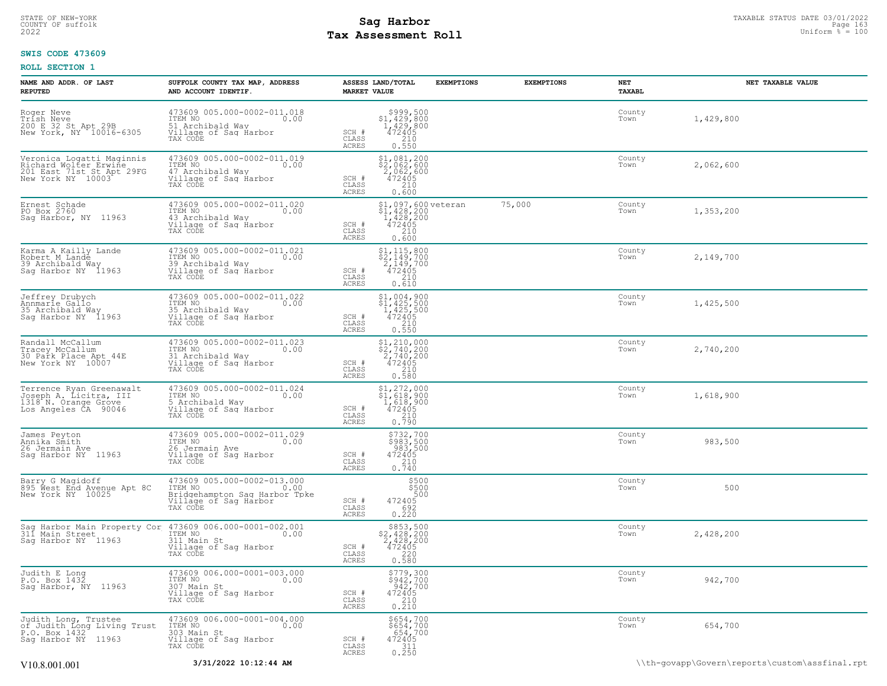STATE OF NEW-YORK
COUNTY OF suffolk
2022

# Sag Harbor
# Tax Assessment Roll

TAXABLE STATUS DATE 03/01/2022
Uniform % = 100

**SWIS CODE 473609**

**ROLL SECTION 1**

| NAME AND ADDR. OF LAST REPUTED | SUFFOLK COUNTY TAX MAP, ADDRESS AND ACCOUNT IDENTIF. | | ASSESS LAND/TOTAL MARKET VALUE | EXEMPTIONS | EXEMPTIONS | NET TAXABL | NET TAXABLE VALUE |
|---|---|---|---|---|---|---|---|
| Roger Neve<br>Trish Neve<br>200 E 32 St Apt 29B<br>New York, NY 10016-6305 | 473609 005.000-0002-011.018<br>ITEM NO 0.00<br>51 Archibald Way<br>Village of Sag Harbor<br>TAX CODE | SCH #<br>CLASS<br>ACRES | $999,500<br>$1,429,800<br>1,429,800<br>472405<br>210<br>0.550 | | | County<br>Town | 1,429,800 |
| Veronica Logatti Maginnis<br>Richard Wolter Erwine<br>201 East 71st St Apt 29FG<br>New York NY 10003 | 473609 005.000-0002-011.019<br>ITEM NO 0.00<br>47 Archibald Way<br>Village of Sag Harbor<br>TAX CODE | SCH #<br>CLASS<br>ACRES | $1,081,200<br>$2,062,600<br>2,062,600<br>472405<br>210<br>0.600 | | | County<br>Town | 2,062,600 |
| Ernest Schade<br>PO Box 2760<br>Sag Harbor, NY 11963 | 473609 005.000-0002-011.020<br>ITEM NO 0.00<br>43 Archibald Way<br>Village of Sag Harbor<br>TAX CODE | SCH #<br>CLASS<br>ACRES | $1,097,600<br>$1,428,200<br>1,428,200<br>472405<br>210<br>0.600 | veteran | 75,000 | County<br>Town | 1,353,200 |
| Karma A Kailly Lande<br>Robert M Lande<br>39 Archibald Way<br>Sag Harbor NY 11963 | 473609 005.000-0002-011.021<br>ITEM NO 0.00<br>39 Archibald Way<br>Village of Sag Harbor<br>TAX CODE | SCH #<br>CLASS<br>ACRES | $1,115,800<br>$2,149,700<br>2,149,700<br>472405<br>210<br>0.610 | | | County<br>Town | 2,149,700 |
| Jeffrey Drubych<br>Annmarie Gallo<br>35 Archibald Way<br>Sag Harbor NY 11963 | 473609 005.000-0002-011.022<br>ITEM NO 0.00<br>35 Archibald Way<br>Village of Sag Harbor<br>TAX CODE | SCH #<br>CLASS<br>ACRES | $1,004,900<br>$1,425,500<br>1,425,500<br>472405<br>210<br>0.550 | | | County<br>Town | 1,425,500 |
| Randall McCallum<br>Tracey McCallum<br>30 Park Place Apt 44E<br>New York NY 10007 | 473609 005.000-0002-011.023<br>ITEM NO 0.00<br>31 Archibald Way<br>Village of Sag Harbor<br>TAX CODE | SCH #<br>CLASS<br>ACRES | $1,210,000<br>$2,740,200<br>2,740,200<br>472405<br>210<br>0.580 | | | County<br>Town | 2,740,200 |
| Terrence Ryan Greenawalt<br>Joseph A. Licitra, III<br>1318 N. Orange Grove<br>Los Angeles CA 90046 | 473609 005.000-0002-011.024<br>ITEM NO 0.00<br>5 Archibald Way<br>Village of Sag Harbor<br>TAX CODE | SCH #<br>CLASS<br>ACRES | $1,272,000<br>$1,618,900<br>1,618,900<br>472405<br>210<br>0.790 | | | County<br>Town | 1,618,900 |
| James Peyton<br>Annika Smith<br>26 Jermain Ave<br>Sag Harbor NY 11963 | 473609 005.000-0002-011.029<br>ITEM NO 0.00<br>26 Jermain Ave<br>Village of Sag Harbor<br>TAX CODE | SCH #<br>CLASS<br>ACRES | $732,700<br>$983,500<br>983,500<br>472405<br>210<br>0.740 | | | County<br>Town | 983,500 |
| Barry G Magidoff<br>895 West End Avenue Apt 8C<br>New York NY 10025 | 473609 005.000-0002-013.000<br>ITEM NO 0.00<br>Bridgehampton Sag Harbor Tpke<br>Village of Sag Harbor<br>TAX CODE | SCH #<br>CLASS<br>ACRES | $500<br>$500<br>500<br>472405<br>692<br>0.220 | | | County<br>Town | 500 |
| Sag Harbor Main Property Cor<br>311 Main Street<br>Sag Harbor NY 11963 | 473609 006.000-0001-002.001<br>ITEM NO 0.00<br>311 Main St<br>Village of Sag Harbor<br>TAX CODE | SCH #<br>CLASS<br>ACRES | $853,500<br>$2,428,200<br>2,428,200<br>472405<br>220<br>0.580 | | | County<br>Town | 2,428,200 |
| Judith E Long<br>P.O. Box 1432<br>Sag Harbor, NY 11963 | 473609 006.000-0001-003.000<br>ITEM NO 0.00<br>307 Main St<br>Village of Sag Harbor<br>TAX CODE | SCH #<br>CLASS<br>ACRES | $779,300<br>$942,700<br>942,700<br>472405<br>210<br>0.210 | | | County<br>Town | 942,700 |
| Judith Long, Trustee<br>of Judith Long Living Trust<br>P.O. Box 1432<br>Sag Harbor NY 11963 | 473609 006.000-0001-004.000<br>ITEM NO 0.00<br>303 Main St<br>Village of Sag Harbor<br>TAX CODE | SCH #<br>CLASS<br>ACRES | $654,700<br>$654,700<br>654,700<br>472405<br>311<br>0.250 | | | County<br>Town | 654,700 |

V10.8.001.001 | 3/31/2022 10:12:44 AM | \\th-govapp\Govern\reports\custom\assfinal.rpt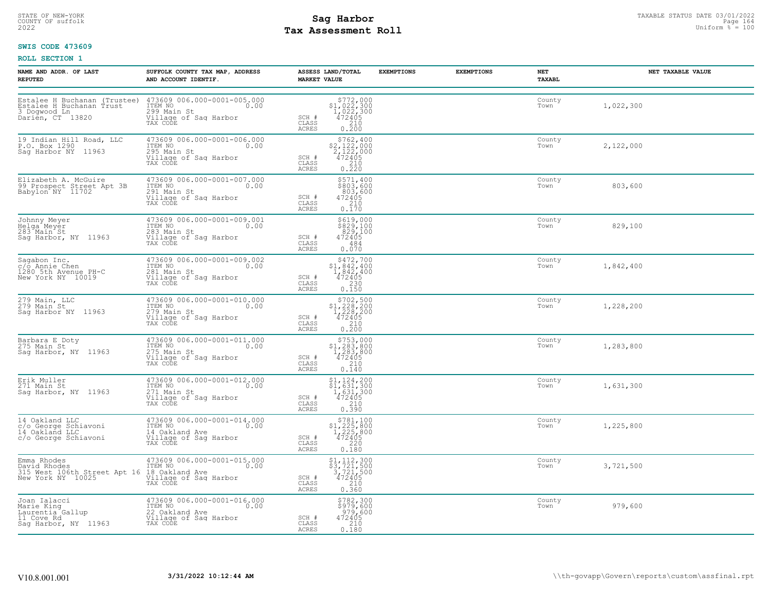STATE OF NEW-YORK
COUNTY OF suffolk
2022

# Sag Harbor
# Tax Assessment Roll

TAXABLE STATUS DATE 03/01/2022
Uniform % = 100

**SWIS CODE 473609**

**ROLL SECTION 1**

| NAME AND ADDR. OF LAST REPUTED | SUFFOLK COUNTY TAX MAP, ADDRESS AND ACCOUNT IDENTIF. | ASSESS LAND/TOTAL MARKET VALUE | EXEMPTIONS | EXEMPTIONS | NET TAXABL | NET TAXABLE VALUE |
|---|---|---|---|---|---|---|
| Estalee H Buchanan (Trustee)<br>Estalee H Buchanan Trust<br>3 Dogwood Ln<br>Darien, CT 13820 | 473609 006.000-0001-005.000<br>ITEM NO 0.00<br>299 Main St<br>Village of Sag Harbor<br>TAX CODE | $772,000<br>$1,022,300<br>1,022,300<br>SCH # 472405<br>CLASS 210<br>ACRES 0.200 | | | County<br>Town | 1,022,300 |
| 19 Indian Hill Road, LLC<br>P.O. Box 1290<br>Sag Harbor NY 11963 | 473609 006.000-0001-006.000<br>ITEM NO 0.00<br>295 Main St<br>Village of Sag Harbor<br>TAX CODE | $762,400<br>$2,122,000<br>2,122,000<br>SCH # 472405<br>CLASS 210<br>ACRES 0.220 | | | County<br>Town | 2,122,000 |
| Elizabeth A. McGuire<br>99 Prospect Street Apt 3B<br>Babylon NY 11702 | 473609 006.000-0001-007.000<br>ITEM NO 0.00<br>291 Main St<br>Village of Sag Harbor<br>TAX CODE | $571,400<br>$803,600<br>803,600<br>SCH # 472405<br>CLASS 210<br>ACRES 0.170 | | | County<br>Town | 803,600 |
| Johnny Meyer<br>Helga Meyer<br>283 Main St<br>Sag Harbor, NY 11963 | 473609 006.000-0001-009.001<br>ITEM NO 0.00<br>283 Main St<br>Village of Sag Harbor<br>TAX CODE | $619,000<br>$829,100<br>829,100<br>SCH # 472405<br>CLASS 484<br>ACRES 0.070 | | | County<br>Town | 829,100 |
| Sagabon Inc.<br>c/o Annie Chen<br>1280 5th Avenue PH-C<br>New York NY 10019 | 473609 006.000-0001-009.002<br>ITEM NO 0.00<br>281 Main St<br>Village of Sag Harbor<br>TAX CODE | $472,700<br>$1,842,400<br>1,842,400<br>SCH # 472405<br>CLASS 230<br>ACRES 0.150 | | | County<br>Town | 1,842,400 |
| 279 Main, LLC<br>279 Main St<br>Sag Harbor NY 11963 | 473609 006.000-0001-010.000<br>ITEM NO 0.00<br>279 Main St<br>Village of Sag Harbor<br>TAX CODE | $702,500<br>$1,228,200<br>1,228,200<br>SCH # 472405<br>CLASS 210<br>ACRES 0.200 | | | County<br>Town | 1,228,200 |
| Barbara E Doty<br>275 Main St<br>Sag Harbor, NY 11963 | 473609 006.000-0001-011.000<br>ITEM NO 0.00<br>275 Main St<br>Village of Sag Harbor<br>TAX CODE | $753,000<br>$1,283,800<br>1,283,800<br>SCH # 472405<br>CLASS 210<br>ACRES 0.140 | | | County<br>Town | 1,283,800 |
| Erik Muller<br>271 Main St<br>Sag Harbor, NY 11963 | 473609 006.000-0001-012.000<br>ITEM NO 0.00<br>271 Main St<br>Village of Sag Harbor<br>TAX CODE | $1,124,200<br>$1,631,300<br>1,631,300<br>SCH # 472405<br>CLASS 210<br>ACRES 0.390 | | | County<br>Town | 1,631,300 |
| 14 Oakland LLC<br>c/o George Schiavoni<br>14 Oakland LLC<br>c/o George Schiavoni | 473609 006.000-0001-014.000<br>ITEM NO 0.00<br>14 Oakland Ave<br>Village of Sag Harbor<br>TAX CODE | $781,100<br>$1,225,800<br>1,225,800<br>SCH # 472405<br>CLASS 220<br>ACRES 0.180 | | | County<br>Town | 1,225,800 |
| Emma Rhodes<br>David Rhodes<br>315 West 106th Street Apt 16<br>New York NY 10025 | 473609 006.000-0001-015.000<br>ITEM NO 0.00<br>18 Oakland Ave<br>Village of Sag Harbor<br>TAX CODE | $1,112,300<br>$3,721,500<br>3,721,500<br>SCH # 472405<br>CLASS 210<br>ACRES 0.360 | | | County<br>Town | 3,721,500 |
| Joan Ialacci<br>Marie King<br>Laurentia Gallup<br>11 Cove Rd<br>Sag Harbor, NY 11963 | 473609 006.000-0001-016.000<br>ITEM NO 0.00<br>22 Oakland Ave<br>Village of Sag Harbor<br>TAX CODE | $782,300<br>$979,600<br>979,600<br>SCH # 472405<br>CLASS 210<br>ACRES 0.180 | | | County<br>Town | 979,600 |

V10.8.001.001 3/31/2022 10:12:44 AM \\th-govapp\Govern\reports\custom\assfinal.rpt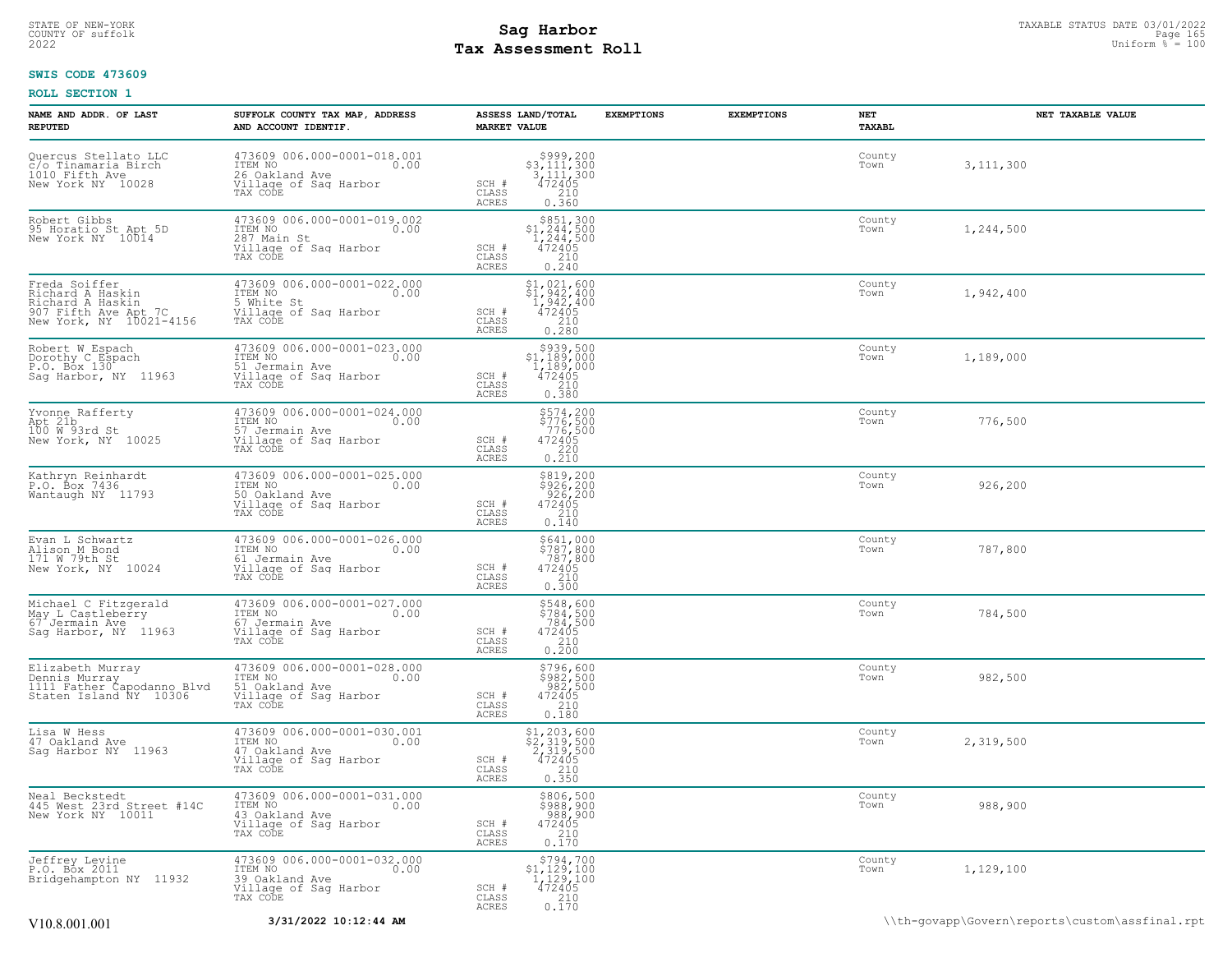STATE OF NEW-YORK
COUNTY OF suffolk
2022

# Sag Harbor
# Tax Assessment Roll

TAXABLE STATUS DATE 03/01/2022
Uniform % = 100

**SWIS CODE 473609**

**ROLL SECTION 1**

| NAME AND ADDR. OF LAST REPUTED | SUFFOLK COUNTY TAX MAP, ADDRESS AND ACCOUNT IDENTIF. | ASSESS LAND/TOTAL MARKET VALUE | EXEMPTIONS | EXEMPTIONS | NET TAXABL | NET TAXABLE VALUE |
|---|---|---|---|---|---|---|
| Quercus Stellato LLC<br>c/o Tinamaria Birch<br>1010 Fifth Ave<br>New York NY 10028 | 473609 006.000-0001-018.001<br>ITEM NO 0.00<br>26 Oakland Ave<br>Village of Sag Harbor<br>TAX CODE | $999,200<br>$3,111,300<br>3,111,300<br>SCH # 472405<br>CLASS 210<br>ACRES 0.360 | | | County<br>Town | 3,111,300 |
| Robert Gibbs<br>95 Horatio St Apt 5D<br>New York NY 10014 | 473609 006.000-0001-019.002<br>ITEM NO 0.00<br>287 Main St<br>Village of Sag Harbor<br>TAX CODE | $851,300<br>$1,244,500<br>1,244,500<br>SCH # 472405<br>CLASS 210<br>ACRES 0.240 | | | County<br>Town | 1,244,500 |
| Freda Soiffer<br>Richard A Haskin<br>Richard A Haskin<br>907 Fifth Ave Apt 7C<br>New York, NY 10021-4156 | 473609 006.000-0001-022.000<br>ITEM NO 0.00<br>5 White St<br>Village of Sag Harbor<br>TAX CODE | $1,021,600<br>$1,942,400<br>1,942,400<br>SCH # 472405<br>CLASS 210<br>ACRES 0.280 | | | County<br>Town | 1,942,400 |
| Robert W Espach<br>Dorothy C Espach<br>P.O. Box 130<br>Sag Harbor, NY 11963 | 473609 006.000-0001-023.000<br>ITEM NO 0.00<br>51 Jermain Ave<br>Village of Sag Harbor<br>TAX CODE | $939,500<br>$1,189,000<br>1,189,000<br>SCH # 472405<br>CLASS 210<br>ACRES 0.380 | | | County<br>Town | 1,189,000 |
| Yvonne Rafferty<br>Apt 21b<br>100 W 93rd St<br>New York, NY 10025 | 473609 006.000-0001-024.000<br>ITEM NO 0.00<br>57 Jermain Ave<br>Village of Sag Harbor<br>TAX CODE | $574,200<br>$776,500<br>776,500<br>SCH # 472405<br>CLASS 220<br>ACRES 0.210 | | | County<br>Town | 776,500 |
| Kathryn Reinhardt<br>P.O. Box 7436<br>Wantaugh NY 11793 | 473609 006.000-0001-025.000<br>ITEM NO 0.00<br>50 Oakland Ave<br>Village of Sag Harbor<br>TAX CODE | $819,200<br>$926,200<br>926,200<br>SCH # 472405<br>CLASS 210<br>ACRES 0.140 | | | County<br>Town | 926,200 |
| Evan L Schwartz<br>Alison M Bond<br>171 W 79th St<br>New York, NY 10024 | 473609 006.000-0001-026.000<br>ITEM NO 0.00<br>61 Jermain Ave<br>Village of Sag Harbor<br>TAX CODE | $641,000<br>$787,800<br>787,800<br>SCH # 472405<br>CLASS 210<br>ACRES 0.300 | | | County<br>Town | 787,800 |
| Michael C Fitzgerald<br>May L Castleberry<br>67 Jermain Ave<br>Sag Harbor, NY 11963 | 473609 006.000-0001-027.000<br>ITEM NO 0.00<br>67 Jermain Ave<br>Village of Sag Harbor<br>TAX CODE | $548,600<br>$784,500<br>784,500<br>SCH # 472405<br>CLASS 210<br>ACRES 0.200 | | | County<br>Town | 784,500 |
| Elizabeth Murray<br>Dennis Murray<br>1111 Father Capodanno Blvd<br>Staten Island NY 10306 | 473609 006.000-0001-028.000<br>ITEM NO 0.00<br>51 Oakland Ave<br>Village of Sag Harbor<br>TAX CODE | $796,600<br>$982,500<br>982,500<br>SCH # 472405<br>CLASS 210<br>ACRES 0.180 | | | County<br>Town | 982,500 |
| Lisa W Hess<br>47 Oakland Ave<br>Sag Harbor NY 11963 | 473609 006.000-0001-030.001<br>ITEM NO 0.00<br>47 Oakland Ave<br>Village of Sag Harbor<br>TAX CODE | $1,203,600<br>$2,319,500<br>2,319,500<br>SCH # 472405<br>CLASS 210<br>ACRES 0.350 | | | County<br>Town | 2,319,500 |
| Neal Beckstedt<br>445 West 23rd Street #14C<br>New York NY 10011 | 473609 006.000-0001-031.000<br>ITEM NO 0.00<br>43 Oakland Ave<br>Village of Sag Harbor<br>TAX CODE | $806,500<br>$988,900<br>988,900<br>SCH # 472405<br>CLASS 210<br>ACRES 0.170 | | | County<br>Town | 988,900 |
| Jeffrey Levine<br>P.O. Box 2011<br>Bridgehampton NY 11932 | 473609 006.000-0001-032.000<br>ITEM NO 0.00<br>39 Oakland Ave<br>Village of Sag Harbor<br>TAX CODE | $794,700<br>$1,129,100<br>1,129,100<br>SCH # 472405<br>CLASS 210<br>ACRES 0.170 | | | County<br>Town | 1,129,100 |

V10.8.001.001 3/31/2022 10:12:44 AM \\th-govapp\Govern\reports\custom\assfinal.rpt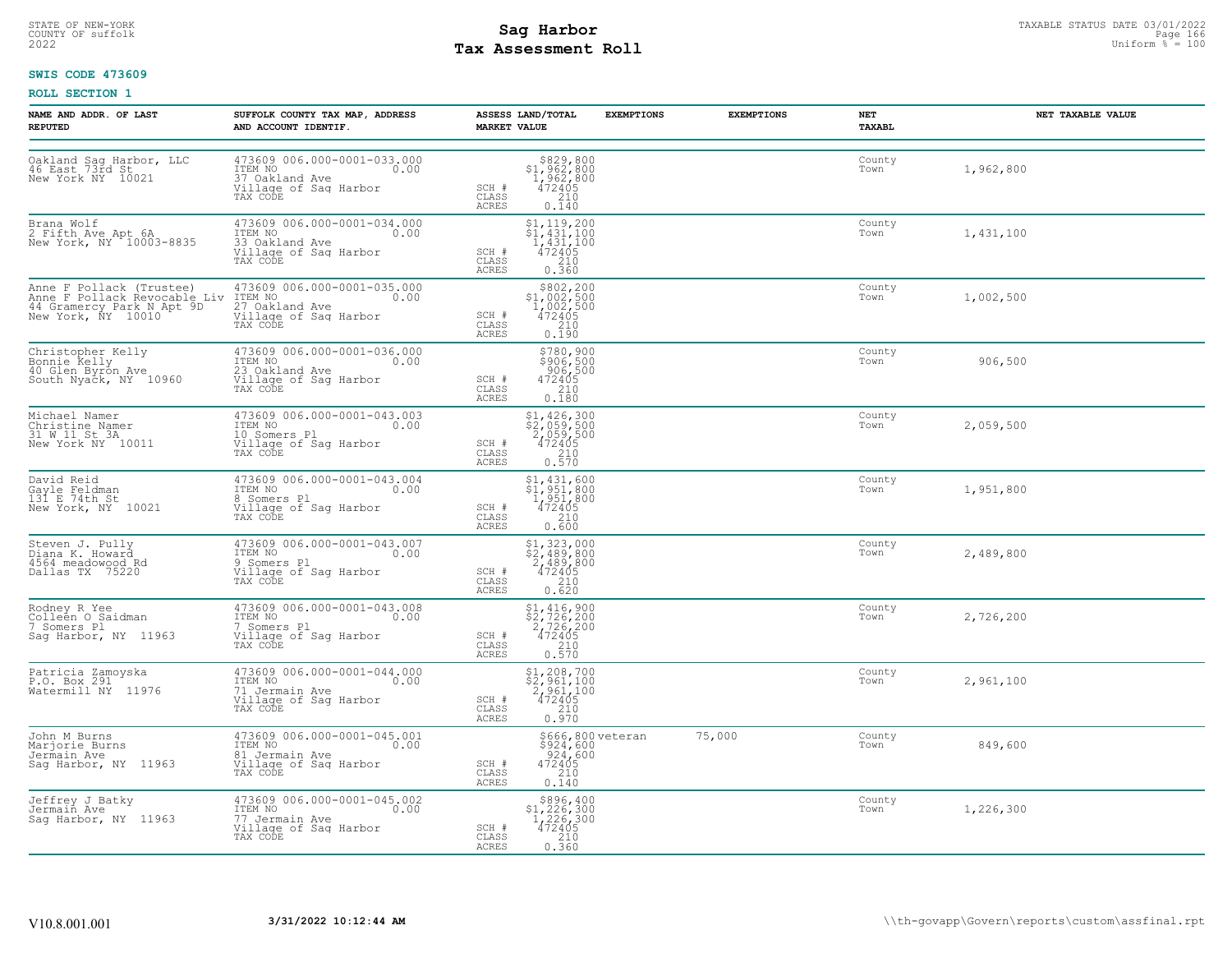STATE OF NEW-YORK
COUNTY OF suffolk
2022

# Sag Harbor
## Tax Assessment Roll

TAXABLE STATUS DATE 03/01/2022
Uniform % = 100

**SWIS CODE 473609**

**ROLL SECTION 1**

| NAME AND ADDR. OF LAST REPUTED | SUFFOLK COUNTY TAX MAP, ADDRESS AND ACCOUNT IDENTIF. | ASSESS LAND/TOTAL MARKET VALUE | EXEMPTIONS | EXEMPTIONS | NET TAXABL | NET TAXABLE VALUE |
|---|---|---|---|---|---|---|
| Oakland Sag Harbor, LLC<br>46 East 73rd St<br>New York NY 10021 | 473609 006.000-0001-033.000<br>ITEM NO 0.00<br>37 Oakland Ave<br>Village of Sag Harbor<br>TAX CODE | $829,800<br>$1,962,800<br>1,962,800<br>SCH # 472405<br>CLASS 210<br>ACRES 0.140 | | | County<br>Town | 1,962,800 |
| Brana Wolf<br>2 Fifth Ave Apt 6A<br>New York, NY 10003-8835 | 473609 006.000-0001-034.000<br>ITEM NO 0.00<br>33 Oakland Ave<br>Village of Sag Harbor<br>TAX CODE | $1,119,200<br>$1,431,100<br>1,431,100<br>SCH # 472405<br>CLASS 210<br>ACRES 0.360 | | | County<br>Town | 1,431,100 |
| Anne F Pollack (Trustee)<br>Anne F Pollack Revocable Liv<br>44 Gramercy Park N Apt 9D<br>New York, NY 10010 | 473609 006.000-0001-035.000<br>ITEM NO 0.00<br>27 Oakland Ave<br>Village of Sag Harbor<br>TAX CODE | $802,200<br>$1,002,500<br>1,002,500<br>SCH # 472405<br>CLASS 210<br>ACRES 0.190 | | | County<br>Town | 1,002,500 |
| Christopher Kelly<br>Bonnie Kelly<br>40 Glen Byron Ave<br>South Nyack, NY 10960 | 473609 006.000-0001-036.000<br>ITEM NO 0.00<br>23 Oakland Ave<br>Village of Sag Harbor<br>TAX CODE | $780,900<br>$906,500<br>906,500<br>SCH # 472405<br>CLASS 210<br>ACRES 0.180 | | | County<br>Town | 906,500 |
| Michael Namer<br>Christine Namer<br>31 W 11 St 3A<br>New York NY 10011 | 473609 006.000-0001-043.003<br>ITEM NO 0.00<br>10 Somers Pl<br>Village of Sag Harbor<br>TAX CODE | $1,426,300<br>$2,059,500<br>2,059,500<br>SCH # 472405<br>CLASS 210<br>ACRES 0.570 | | | County<br>Town | 2,059,500 |
| David Reid<br>Gayle Feldman<br>131 E 74th St<br>New York, NY 10021 | 473609 006.000-0001-043.004<br>ITEM NO 0.00<br>8 Somers Pl<br>Village of Sag Harbor<br>TAX CODE | $1,431,600<br>$1,951,800<br>1,951,800<br>SCH # 472405<br>CLASS 210<br>ACRES 0.600 | | | County<br>Town | 1,951,800 |
| Steven J. Pully<br>Diana K. Howard<br>4564 meadowood Rd<br>Dallas TX 75220 | 473609 006.000-0001-043.007<br>ITEM NO 0.00<br>9 Somers Pl<br>Village of Sag Harbor<br>TAX CODE | $1,323,000<br>$2,489,800<br>2,489,800<br>SCH # 472405<br>CLASS 210<br>ACRES 0.620 | | | County<br>Town | 2,489,800 |
| Rodney R Yee<br>Colleen O Saidman<br>7 Somers Pl<br>Sag Harbor, NY 11963 | 473609 006.000-0001-043.008<br>ITEM NO 0.00<br>7 Somers Pl<br>Village of Sag Harbor<br>TAX CODE | $1,416,900<br>$2,726,200<br>2,726,200<br>SCH # 472405<br>CLASS 210<br>ACRES 0.570 | | | County<br>Town | 2,726,200 |
| Patricia Zamoyska<br>P.O. Box 291<br>Watermill NY 11976 | 473609 006.000-0001-044.000<br>ITEM NO 0.00<br>71 Jermain Ave<br>Village of Sag Harbor<br>TAX CODE | $1,208,700<br>$2,961,100<br>2,961,100<br>SCH # 472405<br>CLASS 210<br>ACRES 0.970 | | | County<br>Town | 2,961,100 |
| John M Burns<br>Marjorie Burns<br>Jermain Ave<br>Sag Harbor, NY 11963 | 473609 006.000-0001-045.001<br>ITEM NO 0.00<br>81 Jermain Ave<br>Village of Sag Harbor<br>TAX CODE | $666,800<br>$924,600<br>924,600<br>SCH # 472405<br>CLASS 210<br>ACRES 0.140 | veteran | 75,000 | County<br>Town | 849,600 |
| Jeffrey J Batky<br>Jermain Ave<br>Sag Harbor, NY 11963 | 473609 006.000-0001-045.002<br>ITEM NO 0.00<br>77 Jermain Ave<br>Village of Sag Harbor<br>TAX CODE | $896,400<br>$1,226,300<br>1,226,300<br>SCH # 472405<br>CLASS 210<br>ACRES 0.360 | | | County<br>Town | 1,226,300 |

V10.8.001.001 3/31/2022 10:12:44 AM \\th-govapp\Govern\reports\custom\assfinal.rpt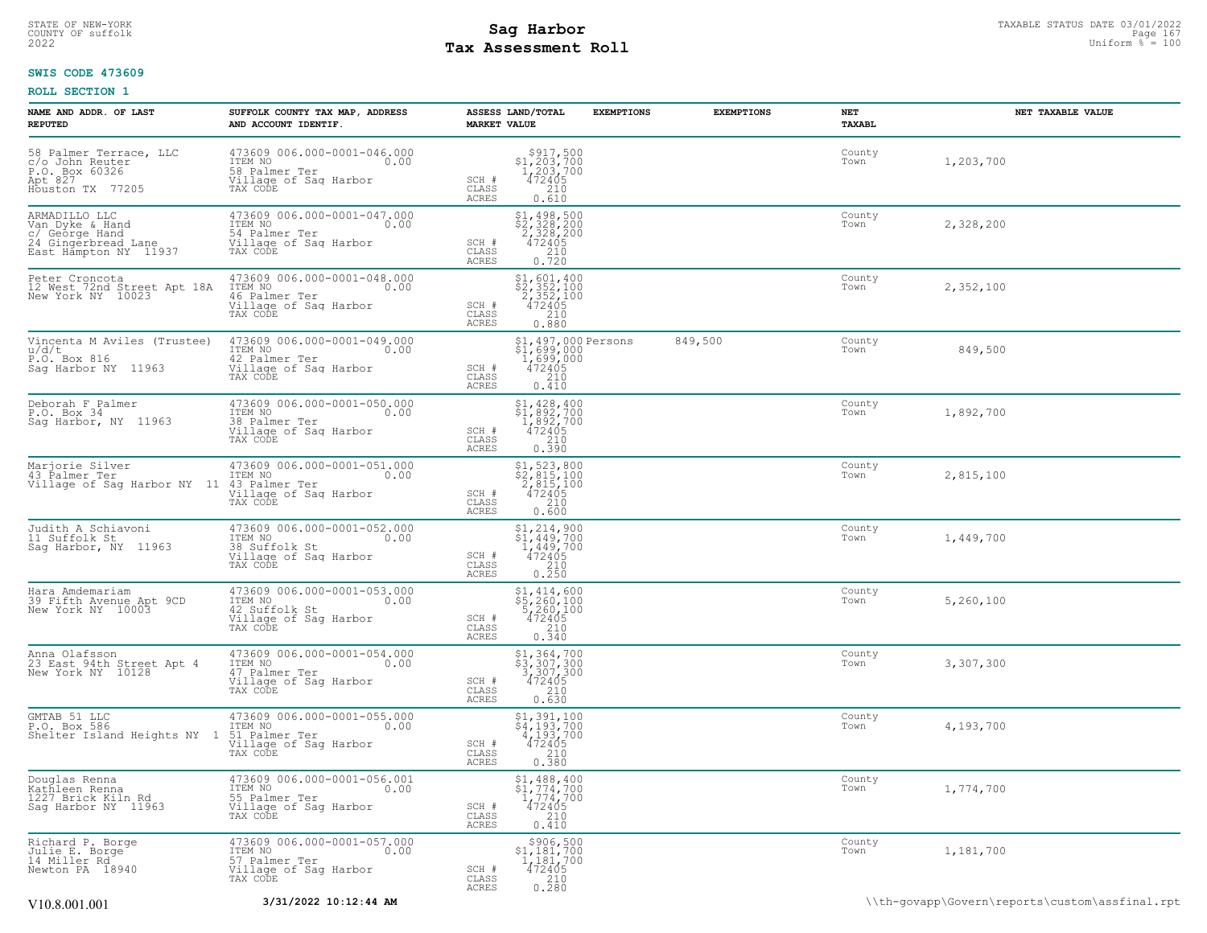STATE OF NEW-YORK
COUNTY OF suffolk
2022

# Sag Harbor
## Tax Assessment Roll

TAXABLE STATUS DATE 03/01/2022
Uniform % = 100

**SWIS CODE 473609**

**ROLL SECTION 1**

| NAME AND ADDR. OF LAST REPUTED | SUFFOLK COUNTY TAX MAP, ADDRESS AND ACCOUNT IDENTIF. | ASSESS LAND/TOTAL MARKET VALUE | EXEMPTIONS | EXEMPTIONS | NET TAXABL | NET TAXABLE VALUE |
|---|---|---|---|---|---|---|
| 58 Palmer Terrace, LLC<br>c/o John Reuter<br>P.O. Box 60326<br>Apt 827<br>Houston TX 77205 | 473609 006.000-0001-046.000<br>ITEM NO 0.00<br>58 Palmer Ter<br>Village of Sag Harbor<br>TAX CODE | $917,500<br>$1,203,700<br>1,203,700<br>SCH # 472405<br>CLASS 210<br>ACRES 0.610 | | | County<br>Town | 1,203,700 |
| ARMADILLO LLC<br>Van Dyke & Hand<br>c/ George Hand<br>24 Gingerbread Lane<br>East Hampton NY 11937 | 473609 006.000-0001-047.000<br>ITEM NO 0.00<br>54 Palmer Ter<br>Village of Sag Harbor<br>TAX CODE | $1,498,500<br>$2,328,200<br>2,328,200<br>SCH # 472405<br>CLASS 210<br>ACRES 0.720 | | | County<br>Town | 2,328,200 |
| Peter Croncota<br>12 West 72nd Street Apt 18A<br>New York NY 10023 | 473609 006.000-0001-048.000<br>ITEM NO 0.00<br>46 Palmer Ter<br>Village of Sag Harbor<br>TAX CODE | $1,601,400<br>$2,352,100<br>2,352,100<br>SCH # 472405<br>CLASS 210<br>ACRES 0.880 | | | County<br>Town | 2,352,100 |
| Vincenta M Aviles (Trustee)<br>u/d/t<br>P.O. Box 816<br>Sag Harbor NY 11963 | 473609 006.000-0001-049.000<br>ITEM NO 0.00<br>42 Palmer Ter<br>Village of Sag Harbor<br>TAX CODE | $1,497,000<br>$1,699,000<br>1,699,000<br>SCH # 472405<br>CLASS 210<br>ACRES 0.410 | Persons | 849,500 | County<br>Town | 849,500 |
| Deborah F Palmer<br>P.O. Box 34<br>Sag Harbor, NY 11963 | 473609 006.000-0001-050.000<br>ITEM NO 0.00<br>38 Palmer Ter<br>Village of Sag Harbor<br>TAX CODE | $1,428,400<br>$1,892,700<br>1,892,700<br>SCH # 472405<br>CLASS 210<br>ACRES 0.390 | | | County<br>Town | 1,892,700 |
| Marjorie Silver<br>43 Palmer Ter<br>Village of Sag Harbor NY 11 | 473609 006.000-0001-051.000<br>ITEM NO 0.00<br>43 Palmer Ter<br>Village of Sag Harbor<br>TAX CODE | $1,523,800<br>$2,815,100<br>2,815,100<br>SCH # 472405<br>CLASS 210<br>ACRES 0.600 | | | County<br>Town | 2,815,100 |
| Judith A Schiavoni<br>11 Suffolk St<br>Sag Harbor, NY 11963 | 473609 006.000-0001-052.000<br>ITEM NO 0.00<br>38 Suffolk St<br>Village of Sag Harbor<br>TAX CODE | $1,214,900<br>$1,449,700<br>1,449,700<br>SCH # 472405<br>CLASS 210<br>ACRES 0.250 | | | County<br>Town | 1,449,700 |
| Hara Amdemariam<br>39 Fifth Avenue Apt 9CD<br>New York NY 10003 | 473609 006.000-0001-053.000<br>ITEM NO 0.00<br>42 Suffolk St<br>Village of Sag Harbor<br>TAX CODE | $1,414,600<br>$5,260,100<br>5,260,100<br>SCH # 472405<br>CLASS 210<br>ACRES 0.340 | | | County<br>Town | 5,260,100 |
| Anna Olafsson<br>23 East 94th Street Apt 4<br>New York NY 10128 | 473609 006.000-0001-054.000<br>ITEM NO 0.00<br>47 Palmer Ter<br>Village of Sag Harbor<br>TAX CODE | $1,364,700<br>$3,307,300<br>3,307,300<br>SCH # 472405<br>CLASS 210<br>ACRES 0.630 | | | County<br>Town | 3,307,300 |
| GMTAB 51 LLC<br>P.O. Box 586<br>Shelter Island Heights NY 1 | 473609 006.000-0001-055.000<br>ITEM NO 0.00<br>51 Palmer Ter<br>Village of Sag Harbor<br>TAX CODE | $1,391,100<br>$4,193,700<br>4,193,700<br>SCH # 472405<br>CLASS 210<br>ACRES 0.380 | | | County<br>Town | 4,193,700 |
| Douglas Renna<br>Kathleen Renna<br>1227 Brick Kiln Rd<br>Sag Harbor NY 11963 | 473609 006.000-0001-056.001<br>ITEM NO 0.00<br>55 Palmer Ter<br>Village of Sag Harbor<br>TAX CODE | $1,488,400<br>$1,774,700<br>1,774,700<br>SCH # 472405<br>CLASS 210<br>ACRES 0.410 | | | County<br>Town | 1,774,700 |
| Richard P. Borge<br>Julie E. Borge<br>14 Miller Rd<br>Newton PA 18940 | 473609 006.000-0001-057.000<br>ITEM NO 0.00<br>57 Palmer Ter<br>Village of Sag Harbor<br>TAX CODE | $906,500<br>$1,181,700<br>1,181,700<br>SCH # 472405<br>CLASS 210<br>ACRES 0.280 | | | County<br>Town | 1,181,700 |

V10.8.001.001 **3/31/2022 10:12:44 AM** \\th-govapp\Govern\reports\custom\assfinal.rpt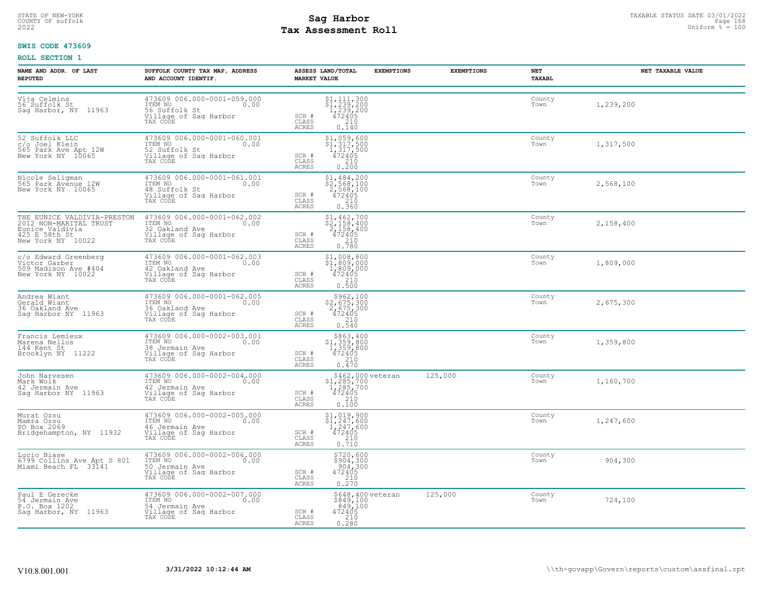STATE OF NEW-YORK
COUNTY OF suffolk
2022

# Sag Harbor
# Tax Assessment Roll

TAXABLE STATUS DATE 03/01/2022
Uniform % = 100

**SWIS CODE 473609**

**ROLL SECTION 1**

| NAME AND ADDR. OF LAST REPUTED | SUFFOLK COUNTY TAX MAP, ADDRESS AND ACCOUNT IDENTIF. | | ASSESS LAND/TOTAL MARKET VALUE | EXEMPTIONS | EXEMPTIONS | NET TAXABL | NET TAXABLE VALUE |
|---|---|---|---|---|---|---|---|
| Vija Celmins<br>56 Suffolk St<br>Sag Harbor, NY 11963 | 473609 006.000-0001-059.000<br>ITEM NO 0.00<br>56 Suffolk St<br>Village of Sag Harbor<br>TAX CODE | SCH #<br>CLASS<br>ACRES | $1,111,300<br>$1,239,200<br>1,239,200<br>472405<br>210<br>0.140 | | | County<br>Town | 1,239,200 |
| 52 Suffolk LLC<br>c/o Joel Klein<br>565 Park Ave Apt 12W<br>New York NY 10065 | 473609 006.000-0001-060.001<br>ITEM NO 0.00<br>52 Suffolk St<br>Village of Sag Harbor<br>TAX CODE | SCH #<br>CLASS<br>ACRES | $1,059,600<br>$1,317,500<br>1,317,500<br>472405<br>210<br>0.200 | | | County<br>Town | 1,317,500 |
| Nicole Seligman<br>565 Park Avenue 12W<br>New York NY 10065 | 473609 006.000-0001-061.001<br>ITEM NO 0.00<br>48 Suffolk St<br>Village of Sag Harbor<br>TAX CODE | SCH #<br>CLASS<br>ACRES | $1,484,200<br>$2,568,100<br>2,568,100<br>472405<br>210<br>0.360 | | | County<br>Town | 2,568,100 |
| THE EUNICE VALDIVIA-PRESTON<br>2012 NON-MARITAL TRUST<br>Eunice Valdivia<br>425 E 58th St<br>New York NY 10022 | 473609 006.000-0001-062.002<br>ITEM NO 0.00<br>32 Oakland Ave<br>Village of Sag Harbor<br>TAX CODE | SCH #<br>CLASS<br>ACRES | $1,462,700<br>$2,158,400<br>2,158,400<br>472405<br>210<br>0.780 | | | County<br>Town | 2,158,400 |
| c/o Edward Greenberg<br>Victor Garber<br>509 Madison Ave #404<br>New York NY 10022 | 473609 006.000-0001-062.003<br>ITEM NO 0.00<br>42 Oakland Ave<br>Village of Sag Harbor<br>TAX CODE | SCH #<br>CLASS<br>ACRES | $1,008,800<br>$1,809,000<br>1,809,000<br>472405<br>210<br>0.500 | | | County<br>Town | 1,809,000 |
| Andrea Wiant<br>Gerald Wiant<br>36 Oakland Ave<br>Sag Harbor NY 11963 | 473609 006.000-0001-062.005<br>ITEM NO 0.00<br>36 Oakland Ave<br>Village of Sag Harbor<br>TAX CODE | SCH #<br>CLASS<br>ACRES | $962,100<br>$2,675,300<br>2,675,300<br>472405<br>210<br>0.540 | | | County<br>Town | 2,675,300 |
| Francis Lemieux<br>Marena Nellos<br>144 Kent St<br>Brooklyn NY 11222 | 473609 006.000-0002-003.001<br>ITEM NO 0.00<br>38 Jermain Ave<br>Village of Sag Harbor<br>TAX CODE | SCH #<br>CLASS<br>ACRES | $863,400<br>$1,359,800<br>1,359,800<br>472405<br>210<br>0.470 | | | County<br>Town | 1,359,800 |
| John Narvesen<br>Mark Wolk<br>42 Jermain Ave<br>Sag Harbor NY 11963 | 473609 006.000-0002-004.000<br>ITEM NO 0.00<br>42 Jermain Ave<br>Village of Sag Harbor<br>TAX CODE | SCH #<br>CLASS<br>ACRES | $462,000<br>$1,285,700<br>1,285,700<br>472405<br>210<br>0.100 | veteran | 125,000 | County<br>Town | 1,160,700 |
| Murat Ozsu<br>Mamra Ozsu<br>PO Box 2069<br>Bridgehampton, NY 11932 | 473609 006.000-0002-005.000<br>ITEM NO 0.00<br>46 Jermain Ave<br>Village of Sag Harbor<br>TAX CODE | SCH #<br>CLASS<br>ACRES | $1,019,900<br>$1,247,600<br>1,247,600<br>472405<br>210<br>0.710 | | | County<br>Town | 1,247,600 |
| Lucio Biase<br>6799 Collins Ave Apt S 801<br>Miami Beach FL 33141 | 473609 006.000-0002-006.000<br>ITEM NO 0.00<br>50 Jermain Ave<br>Village of Sag Harbor<br>TAX CODE | SCH #<br>CLASS<br>ACRES | $720,600<br>$904,300<br>904,300<br>472405<br>210<br>0.270 | | | County<br>Town | 904,300 |
| Paul E Gerecke<br>54 Jermain Ave<br>P.O. Box 1202<br>Sag Harbor, NY 11963 | 473609 006.000-0002-007.000<br>ITEM NO 0.00<br>54 Jermain Ave<br>Village of Sag Harbor<br>TAX CODE | SCH #<br>CLASS<br>ACRES | $648,400<br>$849,100<br>849,100<br>472405<br>210<br>0.280 | veteran | 125,000 | County<br>Town | 724,100 |

V10.8.001.001 3/31/2022 10:12:44 AM \\th-govapp\Govern\reports\custom\assfinal.rpt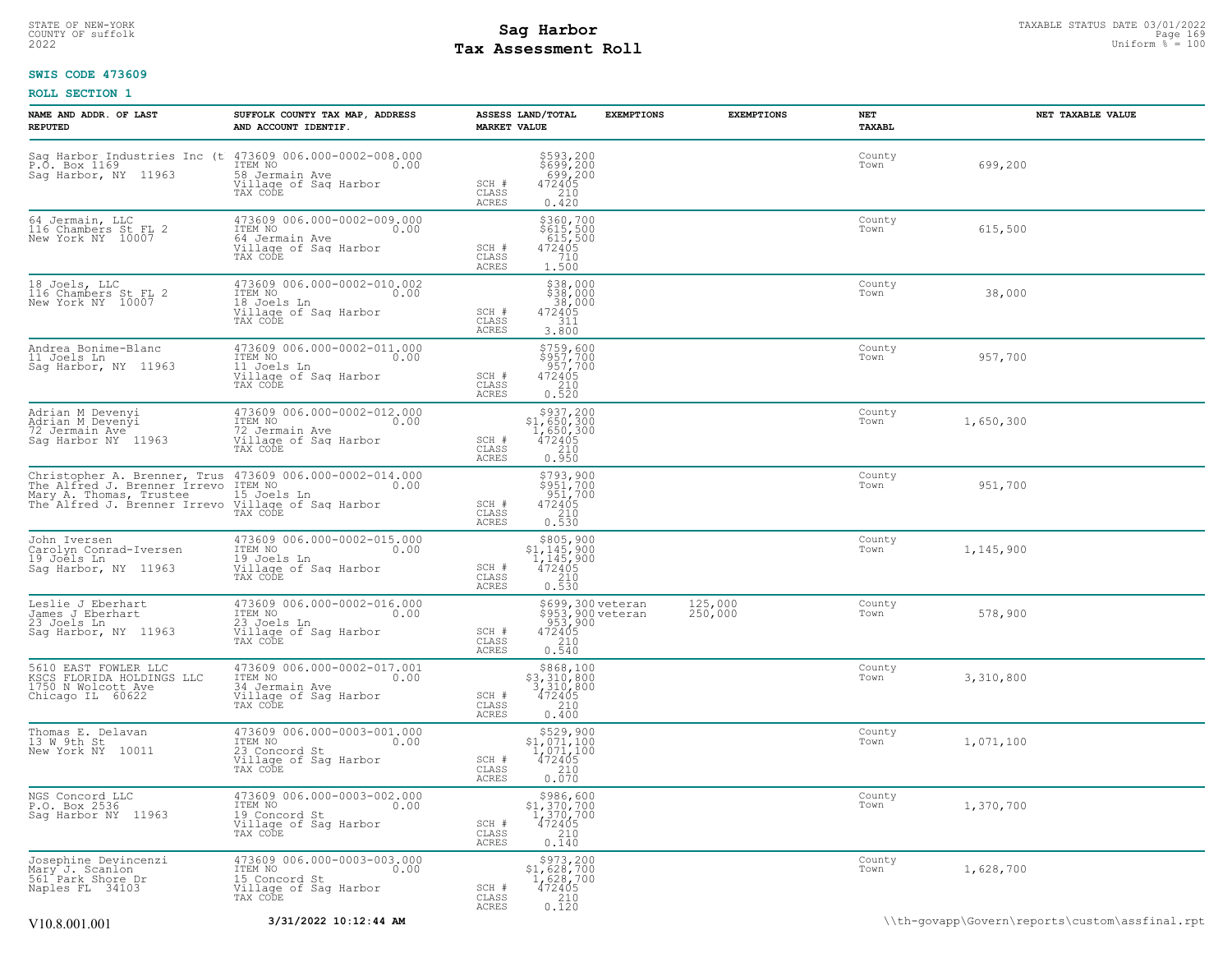STATE OF NEW-YORK
COUNTY OF suffolk
2022

# Sag Harbor
## Tax Assessment Roll

TAXABLE STATUS DATE 03/01/2022
Uniform % = 100

**SWIS CODE 473609**

**ROLL SECTION 1**

| NAME AND ADDR. OF LAST REPUTED | SUFFOLK COUNTY TAX MAP, ADDRESS AND ACCOUNT IDENTIF. | ASSESS LAND/TOTAL MARKET VALUE | EXEMPTIONS | EXEMPTIONS | NET TAXABL | NET TAXABLE VALUE |
|---|---|---|---|---|---|---|
| Sag Harbor Industries Inc (t<br>P.O. Box 1169<br>Sag Harbor, NY 11963 | 473609 006.000-0002-008.000<br>ITEM NO 0.00<br>58 Jermain Ave<br>Village of Sag Harbor<br>TAX CODE | $593,200<br>$699,200<br>699,200<br>SCH # 472405<br>CLASS 210<br>ACRES 0.420 | | | County<br>Town | 699,200 |
| 64 Jermain, LLC<br>116 Chambers St FL 2<br>New York NY 10007 | 473609 006.000-0002-009.000<br>ITEM NO 0.00<br>64 Jermain Ave<br>Village of Sag Harbor<br>TAX CODE | $360,700<br>$615,500<br>615,500<br>SCH # 472405<br>CLASS 710<br>ACRES 1.500 | | | County<br>Town | 615,500 |
| 18 Joels, LLC<br>116 Chambers St FL 2<br>New York NY 10007 | 473609 006.000-0002-010.002<br>ITEM NO 0.00<br>18 Joels Ln<br>Village of Sag Harbor<br>TAX CODE | $38,000<br>$38,000<br>38,000<br>SCH # 472405<br>CLASS 311<br>ACRES 3.800 | | | County<br>Town | 38,000 |
| Andrea Bonime-Blanc<br>11 Joels Ln<br>Sag Harbor, NY 11963 | 473609 006.000-0002-011.000<br>ITEM NO 0.00<br>11 Joels Ln<br>Village of Sag Harbor<br>TAX CODE | $759,600<br>$957,700<br>957,700<br>SCH # 472405<br>CLASS 210<br>ACRES 0.520 | | | County<br>Town | 957,700 |
| Adrian M Devenyi<br>Adrian M Devenyi<br>72 Jermain Ave<br>Sag Harbor NY 11963 | 473609 006.000-0002-012.000<br>ITEM NO 0.00<br>72 Jermain Ave<br>Village of Sag Harbor<br>TAX CODE | $937,200<br>$1,650,300<br>1,650,300<br>SCH # 472405<br>CLASS 210<br>ACRES 0.950 | | | County<br>Town | 1,650,300 |
| Christopher A. Brenner, Trus<br>The Alfred J. Brenner Irrevo<br>Mary A. Thomas, Trustee<br>The Alfred J. Brenner Irrevo | 473609 006.000-0002-014.000<br>ITEM NO 0.00<br>15 Joels Ln<br>Village of Sag Harbor<br>TAX CODE | $793,900<br>$951,700<br>951,700<br>SCH # 472405<br>CLASS 210<br>ACRES 0.530 | | | County<br>Town | 951,700 |
| John Iversen<br>Carolyn Conrad-Iversen<br>19 Joels Ln<br>Sag Harbor, NY 11963 | 473609 006.000-0002-015.000<br>ITEM NO 0.00<br>19 Joels Ln<br>Village of Sag Harbor<br>TAX CODE | $805,900<br>$1,145,900<br>1,145,900<br>SCH # 472405<br>CLASS 210<br>ACRES 0.530 | | | County<br>Town | 1,145,900 |
| Leslie J Eberhart<br>James J Eberhart<br>23 Joels Ln<br>Sag Harbor, NY 11963 | 473609 006.000-0002-016.000<br>ITEM NO 0.00<br>23 Joels Ln<br>Village of Sag Harbor<br>TAX CODE | $699,300<br>$953,900<br>953,900<br>SCH # 472405<br>CLASS 210<br>ACRES 0.540 | veteran<br>veteran | 125,000<br>250,000 | County<br>Town | 578,900 |
| 5610 EAST FOWLER LLC<br>KSCS FLORIDA HOLDINGS LLC<br>1750 N Wolcott Ave<br>Chicago IL 60622 | 473609 006.000-0002-017.001<br>ITEM NO 0.00<br>34 Jermain Ave<br>Village of Sag Harbor<br>TAX CODE | $868,100<br>$3,310,800<br>3,310,800<br>SCH # 472405<br>CLASS 210<br>ACRES 0.400 | | | County<br>Town | 3,310,800 |
| Thomas E. Delavan<br>13 W 9th St<br>New York NY 10011 | 473609 006.000-0003-001.000<br>ITEM NO 0.00<br>23 Concord St<br>Village of Sag Harbor<br>TAX CODE | $529,900<br>$1,071,100<br>1,071,100<br>SCH # 472405<br>CLASS 210<br>ACRES 0.070 | | | County<br>Town | 1,071,100 |
| NGS Concord LLC<br>P.O. Box 2536<br>Sag Harbor NY 11963 | 473609 006.000-0003-002.000<br>ITEM NO 0.00<br>19 Concord St<br>Village of Sag Harbor<br>TAX CODE | $986,600<br>$1,370,700<br>1,370,700<br>SCH # 472405<br>CLASS 210<br>ACRES 0.140 | | | County<br>Town | 1,370,700 |
| Josephine Devincenzi<br>Mary J. Scanlon<br>561 Park Shore Dr<br>Naples FL 34103 | 473609 006.000-0003-003.000<br>ITEM NO 0.00<br>15 Concord St<br>Village of Sag Harbor<br>TAX CODE | $973,200<br>$1,628,700<br>1,628,700<br>SCH # 472405<br>CLASS 210<br>ACRES 0.120 | | | County<br>Town | 1,628,700 |

V10.8.001.001 **3/31/2022 10:12:44 AM** \\th-govapp\Govern\reports\custom\assfinal.rpt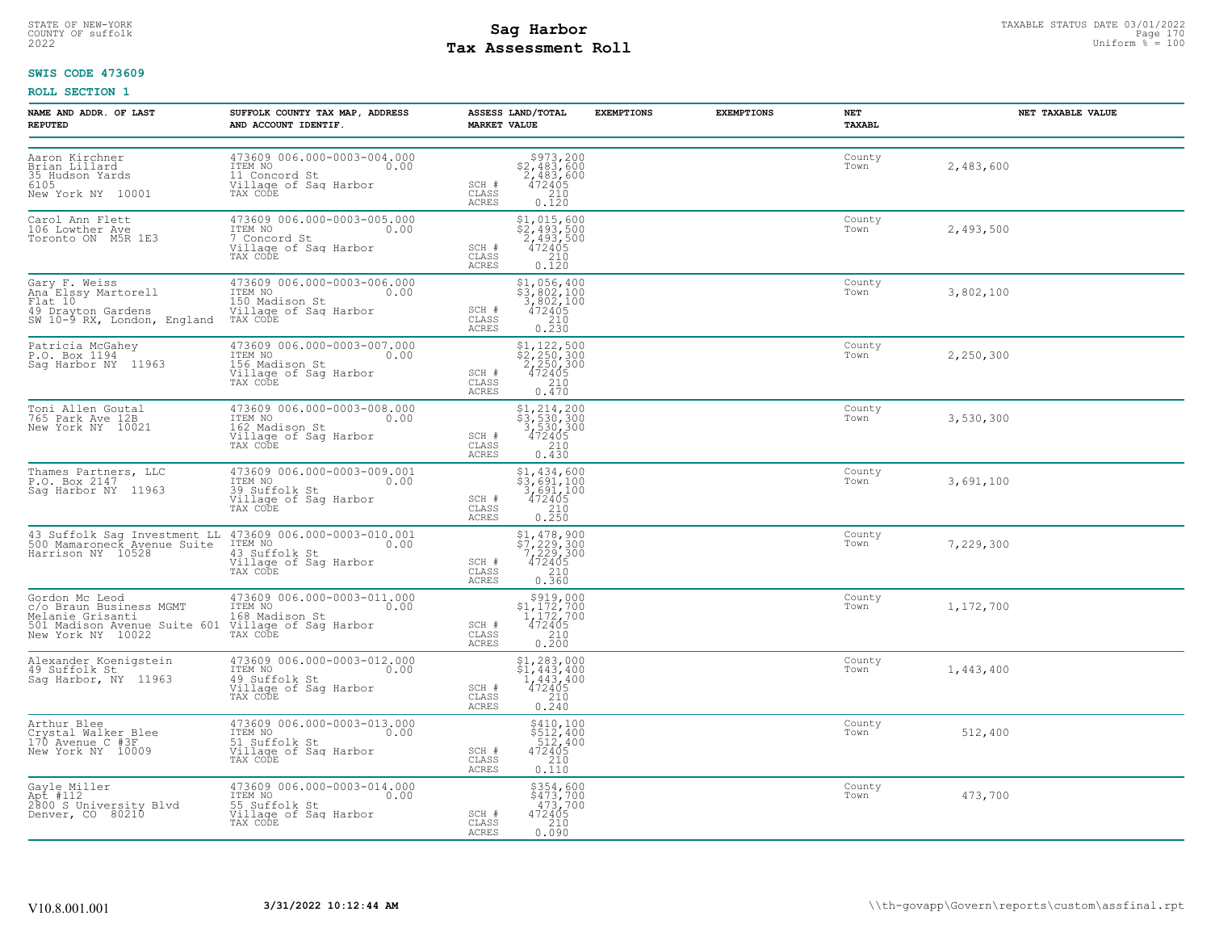STATE OF NEW-YORK
COUNTY OF suffolk
2022

# Sag Harbor
## Tax Assessment Roll

TAXABLE STATUS DATE 03/01/2022
Uniform % = 100

**SWIS CODE 473609**

**ROLL SECTION 1**

| NAME AND ADDR. OF LAST REPUTED | SUFFOLK COUNTY TAX MAP, ADDRESS AND ACCOUNT IDENTIF. | ASSESS LAND/TOTAL MARKET VALUE | EXEMPTIONS | EXEMPTIONS | NET TAXABL | NET TAXABLE VALUE |
|---|---|---|---|---|---|---|
| Aaron Kirchner<br>Brian Lillard<br>35 Hudson Yards<br>6105<br>New York NY 10001 | 473609 006.000-0003-004.000<br>ITEM NO 0.00<br>11 Concord St<br>Village of Sag Harbor<br>TAX CODE | $973,200<br>$2,483,600<br>2,483,600<br>SCH # 472405<br>CLASS 210<br>ACRES 0.120 | | | County<br>Town | 2,483,600 |
| Carol Ann Flett<br>106 Lowther Ave<br>Toronto ON M5R 1E3 | 473609 006.000-0003-005.000<br>ITEM NO 0.00<br>7 Concord St<br>Village of Sag Harbor<br>TAX CODE | $1,015,600<br>$2,493,500<br>2,493,500<br>SCH # 472405<br>CLASS 210<br>ACRES 0.120 | | | County<br>Town | 2,493,500 |
| Gary F. Weiss<br>Ana Elssy Martorell<br>Flat 10<br>49 Drayton Gardens<br>SW 10-9 RX, London, England | 473609 006.000-0003-006.000<br>ITEM NO 0.00<br>150 Madison St<br>Village of Sag Harbor<br>TAX CODE | $1,056,400<br>$3,802,100<br>3,802,100<br>SCH # 472405<br>CLASS 210<br>ACRES 0.230 | | | County<br>Town | 3,802,100 |
| Patricia McGahey<br>P.O. Box 1194<br>Sag Harbor NY 11963 | 473609 006.000-0003-007.000<br>ITEM NO 0.00<br>156 Madison St<br>Village of Sag Harbor<br>TAX CODE | $1,122,500<br>$2,250,300<br>2,250,300<br>SCH # 472405<br>CLASS 210<br>ACRES 0.470 | | | County<br>Town | 2,250,300 |
| Toni Allen Goutal<br>765 Park Ave 12B<br>New York NY 10021 | 473609 006.000-0003-008.000<br>ITEM NO 0.00<br>162 Madison St<br>Village of Sag Harbor<br>TAX CODE | $1,214,200<br>$3,530,300<br>3,530,300<br>SCH # 472405<br>CLASS 210<br>ACRES 0.430 | | | County<br>Town | 3,530,300 |
| Thames Partners, LLC<br>P.O. Box 2147<br>Sag Harbor NY 11963 | 473609 006.000-0003-009.001<br>ITEM NO 0.00<br>39 Suffolk St<br>Village of Sag Harbor<br>TAX CODE | $1,434,600<br>$3,691,100<br>3,691,100<br>SCH # 472405<br>CLASS 210<br>ACRES 0.250 | | | County<br>Town | 3,691,100 |
| 43 Suffolk Sag Investment LL<br>500 Mamaroneck Avenue Suite<br>Harrison NY 10528 | 473609 006.000-0003-010.001<br>ITEM NO 0.00<br>43 Suffolk St<br>Village of Sag Harbor<br>TAX CODE | $1,478,900<br>$7,229,300<br>7,229,300<br>SCH # 472405<br>CLASS 210<br>ACRES 0.360 | | | County<br>Town | 7,229,300 |
| Gordon Mc Leod<br>c/o Braun Business MGMT<br>Melanie Grisanti<br>501 Madison Avenue Suite 601<br>New York NY 10022 | 473609 006.000-0003-011.000<br>ITEM NO 0.00<br>168 Madison St<br>Village of Sag Harbor<br>TAX CODE | $919,000<br>$1,172,700<br>1,172,700<br>SCH # 472405<br>CLASS 210<br>ACRES 0.200 | | | County<br>Town | 1,172,700 |
| Alexander Koenigstein<br>49 Suffolk St<br>Sag Harbor, NY 11963 | 473609 006.000-0003-012.000<br>ITEM NO 0.00<br>49 Suffolk St<br>Village of Sag Harbor<br>TAX CODE | $1,283,000<br>$1,443,400<br>1,443,400<br>SCH # 472405<br>CLASS 210<br>ACRES 0.240 | | | County<br>Town | 1,443,400 |
| Arthur Blee<br>Crystal Walker Blee<br>170 Avenue C #3F<br>New York NY 10009 | 473609 006.000-0003-013.000<br>ITEM NO 0.00<br>51 Suffolk St<br>Village of Sag Harbor<br>TAX CODE | $410,100<br>$512,400<br>512,400<br>SCH # 472405<br>CLASS 210<br>ACRES 0.110 | | | County<br>Town | 512,400 |
| Gayle Miller<br>Apt #112<br>2800 S University Blvd<br>Denver, CO 80210 | 473609 006.000-0003-014.000<br>ITEM NO 0.00<br>55 Suffolk St<br>Village of Sag Harbor<br>TAX CODE | $354,600<br>$473,700<br>473,700<br>SCH # 472405<br>CLASS 210<br>ACRES 0.090 | | | County<br>Town | 473,700 |

V10.8.001.001 3/31/2022 10:12:44 AM \\th-govapp\Govern\reports\custom\assfinal.rpt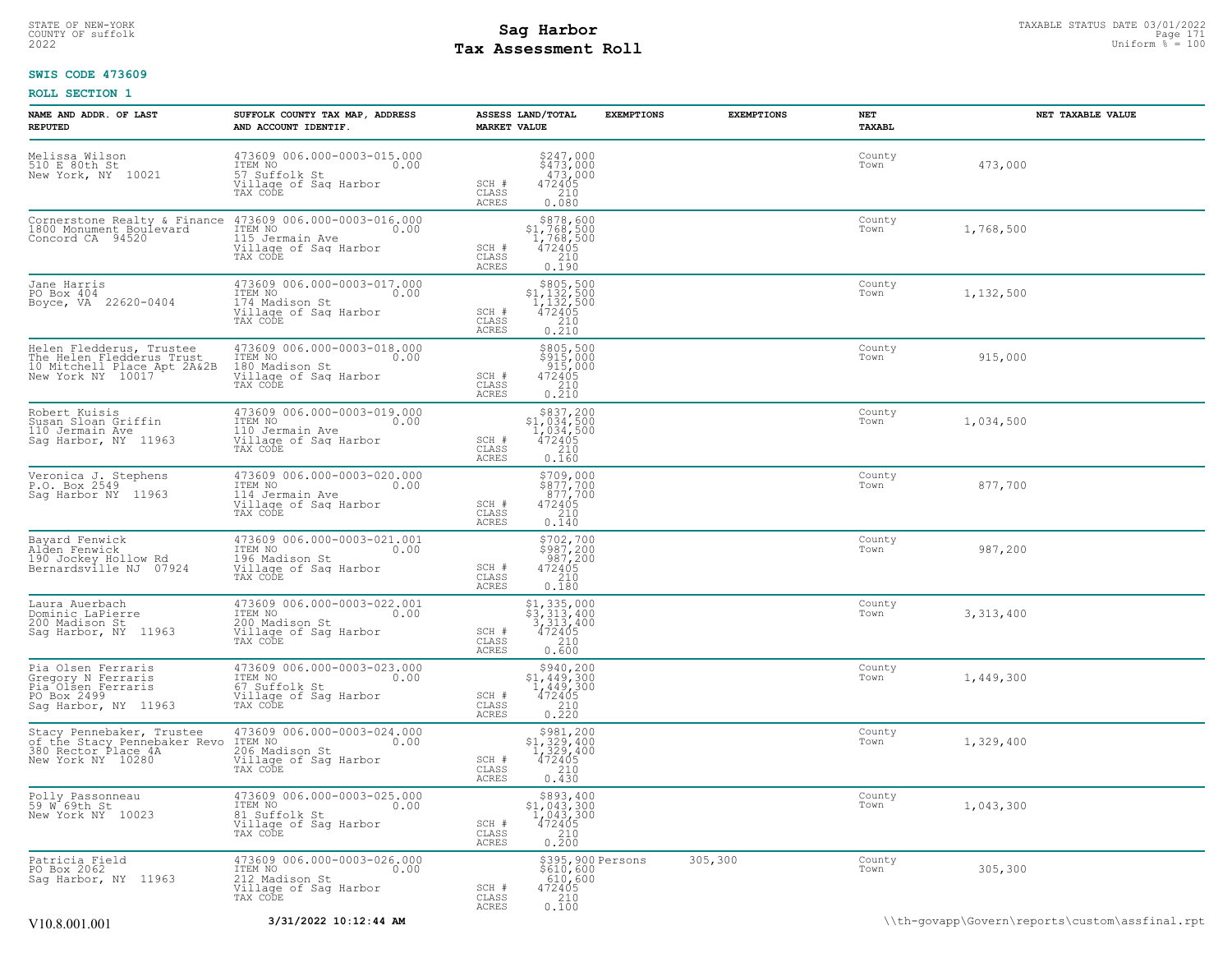STATE OF NEW-YORK
COUNTY OF suffolk
2022

# Sag Harbor
# Tax Assessment Roll

TAXABLE STATUS DATE 03/01/2022
Uniform % = 100

**SWIS CODE 473609**

**ROLL SECTION 1**

| NAME AND ADDR. OF LAST REPUTED | SUFFOLK COUNTY TAX MAP, ADDRESS AND ACCOUNT IDENTIF. | ASSESS LAND/TOTAL MARKET VALUE | EXEMPTIONS | EXEMPTIONS | NET TAXABL | NET TAXABLE VALUE |
|---|---|---|---|---|---|---|
| Melissa Wilson<br>510 E 80th St<br>New York, NY 10021 | 473609 006.000-0003-015.000<br>ITEM NO 0.00<br>57 Suffolk St<br>Village of Sag Harbor<br>TAX CODE | $247,000<br>$473,000<br>473,000<br>SCH # 472405<br>CLASS 210<br>ACRES 0.080 | | | County<br>Town | 473,000 |
| Cornerstone Realty & Finance<br>1800 Monument Boulevard<br>Concord CA 94520 | 473609 006.000-0003-016.000<br>ITEM NO 0.00<br>115 Jermain Ave<br>Village of Sag Harbor<br>TAX CODE | $878,600<br>$1,768,500<br>1,768,500<br>SCH # 472405<br>CLASS 210<br>ACRES 0.190 | | | County<br>Town | 1,768,500 |
| Jane Harris<br>PO Box 404<br>Boyce, VA 22620-0404 | 473609 006.000-0003-017.000<br>ITEM NO 0.00<br>174 Madison St<br>Village of Sag Harbor<br>TAX CODE | $805,500<br>$1,132,500<br>1,132,500<br>SCH # 472405<br>CLASS 210<br>ACRES 0.210 | | | County<br>Town | 1,132,500 |
| Helen Fledderus, Trustee<br>The Helen Fledderus Trust<br>10 Mitchell Place Apt 2A&2B<br>New York NY 10017 | 473609 006.000-0003-018.000<br>ITEM NO 0.00<br>180 Madison St<br>Village of Sag Harbor<br>TAX CODE | $805,500<br>$915,000<br>915,000<br>SCH # 472405<br>CLASS 210<br>ACRES 0.210 | | | County<br>Town | 915,000 |
| Robert Kuisis<br>Susan Sloan Griffin<br>110 Jermain Ave<br>Sag Harbor, NY 11963 | 473609 006.000-0003-019.000<br>ITEM NO 0.00<br>110 Jermain Ave<br>Village of Sag Harbor<br>TAX CODE | $837,200<br>$1,034,500<br>1,034,500<br>SCH # 472405<br>CLASS 210<br>ACRES 0.160 | | | County<br>Town | 1,034,500 |
| Veronica J. Stephens<br>P.O. Box 2549<br>Sag Harbor NY 11963 | 473609 006.000-0003-020.000<br>ITEM NO 0.00<br>114 Jermain Ave<br>Village of Sag Harbor<br>TAX CODE | $709,000<br>$877,700<br>877,700<br>SCH # 472405<br>CLASS 210<br>ACRES 0.140 | | | County<br>Town | 877,700 |
| Bayard Fenwick<br>Alden Fenwick<br>190 Jockey Hollow Rd<br>Bernardsville NJ 07924 | 473609 006.000-0003-021.001<br>ITEM NO 0.00<br>196 Madison St<br>Village of Sag Harbor<br>TAX CODE | $702,700<br>$987,200<br>987,200<br>SCH # 472405<br>CLASS 210<br>ACRES 0.180 | | | County<br>Town | 987,200 |
| Laura Auerbach<br>Dominic LaPierre<br>200 Madison St<br>Sag Harbor, NY 11963 | 473609 006.000-0003-022.001<br>ITEM NO 0.00<br>200 Madison St<br>Village of Sag Harbor<br>TAX CODE | $1,335,000<br>$3,313,400<br>3,313,400<br>SCH # 472405<br>CLASS 210<br>ACRES 0.600 | | | County<br>Town | 3,313,400 |
| Pia Olsen Ferraris<br>Gregory N Ferraris<br>Pia Olsen Ferraris<br>PO Box 2499<br>Sag Harbor, NY 11963 | 473609 006.000-0003-023.000<br>ITEM NO 0.00<br>67 Suffolk St<br>Village of Sag Harbor<br>TAX CODE | $940,200<br>$1,449,300<br>1,449,300<br>SCH # 472405<br>CLASS 210<br>ACRES 0.220 | | | County<br>Town | 1,449,300 |
| Stacy Pennebaker, Trustee<br>of the Stacy Pennebaker Revo<br>380 Rector Place 4A<br>New York NY 10280 | 473609 006.000-0003-024.000<br>ITEM NO 0.00<br>206 Madison St<br>Village of Sag Harbor<br>TAX CODE | $981,200<br>$1,329,400<br>1,329,400<br>SCH # 472405<br>CLASS 210<br>ACRES 0.430 | | | County<br>Town | 1,329,400 |
| Polly Passonneau<br>59 W 69th St<br>New York NY 10023 | 473609 006.000-0003-025.000<br>ITEM NO 0.00<br>81 Suffolk St<br>Village of Sag Harbor<br>TAX CODE | $893,400<br>$1,043,300<br>1,043,300<br>SCH # 472405<br>CLASS 210<br>ACRES 0.200 | | | County<br>Town | 1,043,300 |
| Patricia Field<br>PO Box 2062<br>Sag Harbor, NY 11963 | 473609 006.000-0003-026.000<br>ITEM NO 0.00<br>212 Madison St<br>Village of Sag Harbor<br>TAX CODE | $395,900<br>$610,600<br>610,600<br>SCH # 472405<br>CLASS 210<br>ACRES 0.100 | Persons | 305,300 | County<br>Town | 305,300 |

V10.8.001.001 **3/31/2022 10:12:44 AM** \\th-govapp\Govern\reports\custom\assfinal.rpt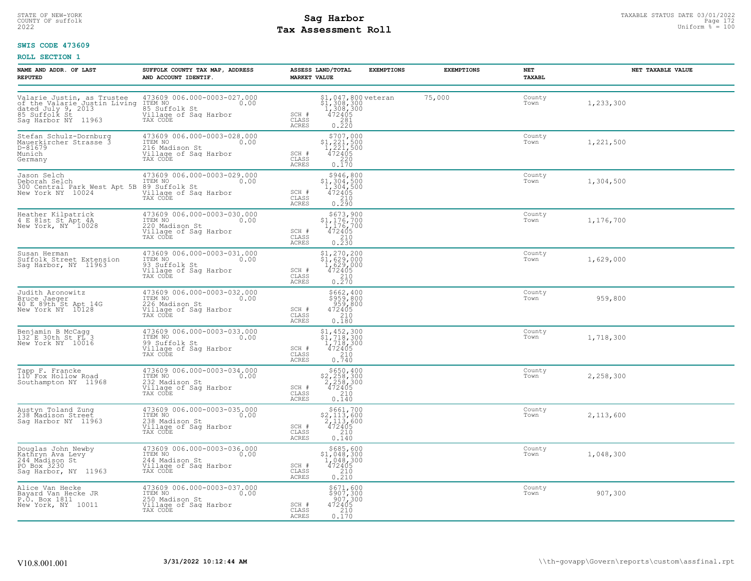STATE OF NEW-YORK
COUNTY OF suffolk
2022

# Sag Harbor
# Tax Assessment Roll

TAXABLE STATUS DATE 03/01/2022
Uniform % = 100

**SWIS CODE 473609**

**ROLL SECTION 1**

| NAME AND ADDR. OF LAST REPUTED | SUFFOLK COUNTY TAX MAP, ADDRESS AND ACCOUNT IDENTIF. | | ASSESS LAND/TOTAL MARKET VALUE | EXEMPTIONS | EXEMPTIONS | NET TAXABL | NET TAXABLE VALUE |
|---|---|---|---|---|---|---|---|
| Valarie Justin, as Trustee of the Valarie Justin Living dated July 9, 2013 85 Suffolk St Sag Harbor NY 11963 | 473609 006.000-0003-027.000 ITEM NO 0.00 85 Suffolk St Village of Sag Harbor TAX CODE | SCH # CLASS ACRES | $1,047,800 $1,308,300 1,308,300 472405 281 0.220 | veteran | 75,000 | County Town | 1,233,300 |
| Stefan Schulz-Dornburg Mauerkircher Strasse 3 D-81679 Munich Germany | 473609 006.000-0003-028.000 ITEM NO 0.00 216 Madison St Village of Sag Harbor TAX CODE | SCH # CLASS ACRES | $707,000 $1,221,500 1,221,500 472405 220 0.170 | | | County Town | 1,221,500 |
| Jason Selch Deborah Selch 300 Central Park West Apt 5B New York NY 10024 | 473609 006.000-0003-029.000 ITEM NO 0.00 89 Suffolk St Village of Sag Harbor TAX CODE | SCH # CLASS ACRES | $946,800 $1,304,500 1,304,500 472405 210 0.290 | | | County Town | 1,304,500 |
| Heather Kilpatrick 4 E 81st St Apt 4A New York, NY 10028 | 473609 006.000-0003-030.000 ITEM NO 0.00 220 Madison St Village of Sag Harbor TAX CODE | SCH # CLASS ACRES | $673,900 $1,176,700 1,176,700 472405 210 0.230 | | | County Town | 1,176,700 |
| Susan Herman Suffolk Street Extension Sag Harbor, NY 11963 | 473609 006.000-0003-031.000 ITEM NO 0.00 93 Suffolk St Village of Sag Harbor TAX CODE | SCH # CLASS ACRES | $1,270,200 $1,629,000 1,629,000 472405 210 0.270 | | | County Town | 1,629,000 |
| Judith Aronowitz Bruce Jaeger 40 E 89th St Apt 14G New York NY 10128 | 473609 006.000-0003-032.000 ITEM NO 0.00 226 Madison St Village of Sag Harbor TAX CODE | SCH # CLASS ACRES | $662,400 $959,800 959,800 472405 210 0.180 | | | County Town | 959,800 |
| Benjamin B McCagg 132 E 30th St FL 3 New York NY 10016 | 473609 006.000-0003-033.000 ITEM NO 0.00 99 Suffolk St Village of Sag Harbor TAX CODE | SCH # CLASS ACRES | $1,452,300 $1,718,300 1,718,300 472405 210 0.740 | | | County Town | 1,718,300 |
| Tapp F. Francke 110 Fox Hollow Road Southampton NY 11968 | 473609 006.000-0003-034.000 ITEM NO 0.00 232 Madison St Village of Sag Harbor TAX CODE | SCH # CLASS ACRES | $650,400 $2,258,300 2,258,300 472405 210 0.140 | | | County Town | 2,258,300 |
| Austyn Toland Zung 238 Madison Street Sag Harbor NY 11963 | 473609 006.000-0003-035.000 ITEM NO 0.00 238 Madison St Village of Sag Harbor TAX CODE | SCH # CLASS ACRES | $661,700 $2,113,600 2,113,600 472405 210 0.140 | | | County Town | 2,113,600 |
| Douglas John Newby Kathryn Ava Levy 244 Madison St PO Box 3230 Sag Harbor, NY 11963 | 473609 006.000-0003-036.000 ITEM NO 0.00 244 Madison St Village of Sag Harbor TAX CODE | SCH # CLASS ACRES | $685,600 $1,048,300 1,048,300 472405 210 0.210 | | | County Town | 1,048,300 |
| Alice Van Hecke Bayard Van Hecke JR P.O. Box 1811 New York, NY 10011 | 473609 006.000-0003-037.000 ITEM NO 0.00 250 Madison St Village of Sag Harbor TAX CODE | SCH # CLASS ACRES | $671,600 $907,300 907,300 472405 210 0.170 | | | County Town | 907,300 |

V10.8.001.001 3/31/2022 10:12:44 AM \\th-govapp\Govern\reports\custom\assfinal.rpt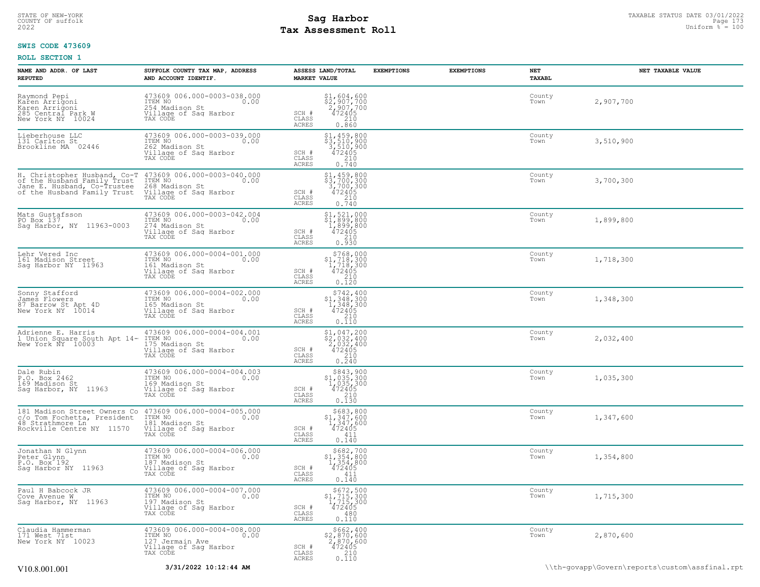STATE OF NEW-YORK
COUNTY OF suffolk
2022

# Sag Harbor
## Tax Assessment Roll

TAXABLE STATUS DATE 03/01/2022
Uniform % = 100

**SWIS CODE 473609**

**ROLL SECTION 1**

| NAME AND ADDR. OF LAST REPUTED | SUFFOLK COUNTY TAX MAP, ADDRESS AND ACCOUNT IDENTIF. | ASSESS LAND/TOTAL MARKET VALUE | EXEMPTIONS | EXEMPTIONS | NET TAXABL | NET TAXABLE VALUE |
|---|---|---|---|---|---|---|
| Raymond Pepi<br>Karen Arrigoni<br>Karen Arrigoni<br>285 Central Park W<br>New York NY 10024 | 473609 006.000-0003-038.000<br>ITEM NO 0.00<br>254 Madison St<br>Village of Sag Harbor<br>TAX CODE | $1,604,600<br>$2,907,700<br>2,907,700<br>SCH # 472405<br>CLASS 210<br>ACRES 0.860 | | | County<br>Town | 2,907,700 |
| Lieberhouse LLC<br>131 Carlton St<br>Brookline MA 02446 | 473609 006.000-0003-039.000<br>ITEM NO 0.00<br>262 Madison St<br>Village of Sag Harbor<br>TAX CODE | $1,459,800<br>$3,510,900<br>3,510,900<br>SCH # 472405<br>CLASS 210<br>ACRES 0.740 | | | County<br>Town | 3,510,900 |
| H. Christopher Husband, Co-T<br>of the Husband Family Trust<br>Jane E. Husband, Co-Trustee<br>of the Husband Family Trust | 473609 006.000-0003-040.000<br>ITEM NO 0.00<br>268 Madison St<br>Village of Sag Harbor<br>TAX CODE | $1,459,800<br>$3,700,300<br>3,700,300<br>SCH # 472405<br>CLASS 210<br>ACRES 0.740 | | | County<br>Town | 3,700,300 |
| Mats Gustafsson<br>PO Box 137<br>Sag Harbor, NY 11963-0003 | 473609 006.000-0003-042.004<br>ITEM NO 0.00<br>274 Madison St<br>Village of Sag Harbor<br>TAX CODE | $1,521,000<br>$1,899,800<br>1,899,800<br>SCH # 472405<br>CLASS 210<br>ACRES 0.930 | | | County<br>Town | 1,899,800 |
| Lehr Vered Inc<br>161 Madison Street<br>Sag Harbor NY 11963 | 473609 006.000-0004-001.000<br>ITEM NO 0.00<br>161 Madison St<br>Village of Sag Harbor<br>TAX CODE | $768,000<br>$1,718,300<br>1,718,300<br>SCH # 472405<br>CLASS 210<br>ACRES 0.120 | | | County<br>Town | 1,718,300 |
| Sonny Stafford<br>James Flowers<br>87 Barrow St Apt 4D<br>New York NY 10014 | 473609 006.000-0004-002.000<br>ITEM NO 0.00<br>165 Madison St<br>Village of Sag Harbor<br>TAX CODE | $742,400<br>$1,348,300<br>1,348,300<br>SCH # 472405<br>CLASS 210<br>ACRES 0.110 | | | County<br>Town | 1,348,300 |
| Adrienne E. Harris<br>1 Union Square South Apt 14-<br>New York NY 10003 | 473609 006.000-0004-004.001<br>ITEM NO 0.00<br>175 Madison St<br>Village of Sag Harbor<br>TAX CODE | $1,047,200<br>$2,032,400<br>2,032,400<br>SCH # 472405<br>CLASS 210<br>ACRES 0.240 | | | County<br>Town | 2,032,400 |
| Dale Rubin<br>P.O. Box 2462<br>169 Madison St<br>Sag Harbor, NY 11963 | 473609 006.000-0004-004.003<br>ITEM NO 0.00<br>169 Madison St<br>Village of Sag Harbor<br>TAX CODE | $843,900<br>$1,035,300<br>1,035,300<br>SCH # 472405<br>CLASS 210<br>ACRES 0.130 | | | County<br>Town | 1,035,300 |
| 181 Madison Street Owners Co<br>c/o Tom Fochetta, President<br>48 Strathmore Ln<br>Rockville Centre NY 11570 | 473609 006.000-0004-005.000<br>ITEM NO 0.00<br>181 Madison St<br>Village of Sag Harbor<br>TAX CODE | $683,800<br>$1,347,600<br>1,347,600<br>SCH # 472405<br>CLASS 411<br>ACRES 0.140 | | | County<br>Town | 1,347,600 |
| Jonathan N Glynn<br>Peter Glynn<br>P.O. Box 192<br>Sag Harbor NY 11963 | 473609 006.000-0004-006.000<br>ITEM NO 0.00<br>187 Madison St<br>Village of Sag Harbor<br>TAX CODE | $682,700<br>$1,354,800<br>1,354,800<br>SCH # 472405<br>CLASS 411<br>ACRES 0.140 | | | County<br>Town | 1,354,800 |
| Paul H Babcock JR<br>Cove Avenue W<br>Sag Harbor, NY 11963 | 473609 006.000-0004-007.000<br>ITEM NO 0.00<br>197 Madison St<br>Village of Sag Harbor<br>TAX CODE | $672,500<br>$1,715,300<br>1,715,300<br>SCH # 472405<br>CLASS 480<br>ACRES 0.110 | | | County<br>Town | 1,715,300 |
| Claudia Hammerman<br>171 West 71st<br>New York NY 10023 | 473609 006.000-0004-008.000<br>ITEM NO 0.00<br>127 Jermain Ave<br>Village of Sag Harbor<br>TAX CODE | $662,400<br>$2,870,600<br>2,870,600<br>SCH # 472405<br>CLASS 210<br>ACRES 0.110 | | | County<br>Town | 2,870,600 |

V10.8.001.001 3/31/2022 10:12:44 AM \\th-govapp\Govern\reports\custom\assfinal.rpt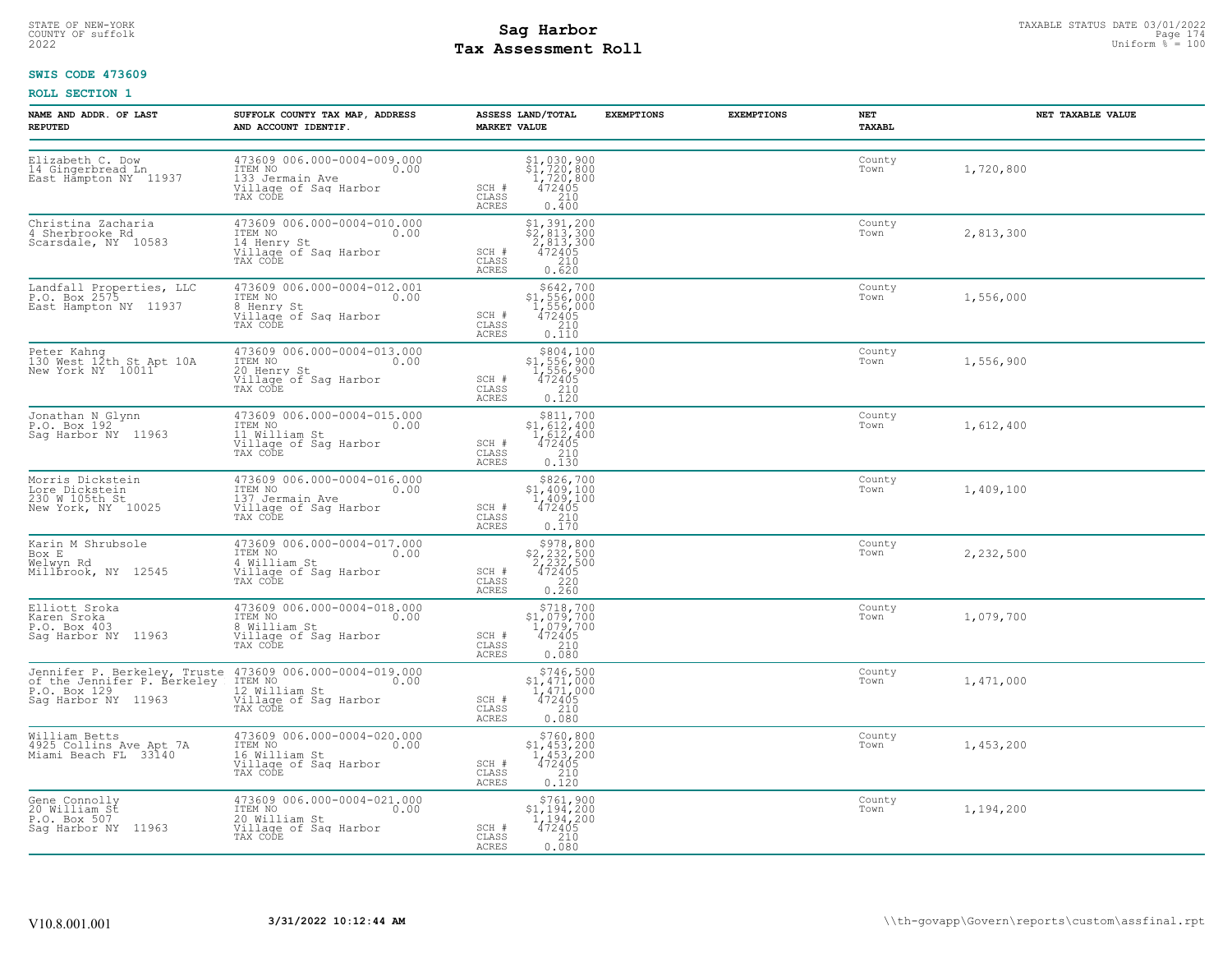STATE OF NEW-YORK
COUNTY OF suffolk
2022

# Sag Harbor
# Tax Assessment Roll

TAXABLE STATUS DATE 03/01/2022
Uniform % = 100

**SWIS CODE 473609**

**ROLL SECTION 1**

| NAME AND ADDR. OF LAST REPUTED | SUFFOLK COUNTY TAX MAP, ADDRESS AND ACCOUNT IDENTIF. | | ASSESS LAND/TOTAL MARKET VALUE | EXEMPTIONS | EXEMPTIONS | NET TAXABL | NET TAXABLE VALUE |
|---|---|---|---|---|---|---|---|
| Elizabeth C. Dow<br>14 Gingerbread Ln<br>East Hampton NY 11937 | 473609 006.000-0004-009.000<br>ITEM NO 0.00<br>133 Jermain Ave<br>Village of Sag Harbor<br>TAX CODE | SCH #<br>CLASS<br>ACRES | $1,030,900<br>$1,720,800<br>1,720,800<br>472405<br>210<br>0.400 | | | County<br>Town | 1,720,800 |
| Christina Zacharia<br>4 Sherbrooke Rd<br>Scarsdale, NY 10583 | 473609 006.000-0004-010.000<br>ITEM NO 0.00<br>14 Henry St<br>Village of Sag Harbor<br>TAX CODE | SCH #<br>CLASS<br>ACRES | $1,391,200<br>$2,813,300<br>2,813,300<br>472405<br>210<br>0.620 | | | County<br>Town | 2,813,300 |
| Landfall Properties, LLC<br>P.O. Box 2575<br>East Hampton NY 11937 | 473609 006.000-0004-012.001<br>ITEM NO 0.00<br>8 Henry St<br>Village of Sag Harbor<br>TAX CODE | SCH #<br>CLASS<br>ACRES | $642,700<br>$1,556,000<br>1,556,000<br>472405<br>210<br>0.110 | | | County<br>Town | 1,556,000 |
| Peter Kahng<br>130 West 12th St Apt 10A<br>New York NY 10011 | 473609 006.000-0004-013.000<br>ITEM NO 0.00<br>20 Henry St<br>Village of Sag Harbor<br>TAX CODE | SCH #<br>CLASS<br>ACRES | $804,100<br>$1,556,900<br>1,556,900<br>472405<br>210<br>0.120 | | | County<br>Town | 1,556,900 |
| Jonathan N Glynn<br>P.O. Box 192<br>Sag Harbor NY 11963 | 473609 006.000-0004-015.000<br>ITEM NO 0.00<br>11 William St<br>Village of Sag Harbor<br>TAX CODE | SCH #<br>CLASS<br>ACRES | $811,700<br>$1,612,400<br>1,612,400<br>472405<br>210<br>0.130 | | | County<br>Town | 1,612,400 |
| Morris Dickstein<br>Lore Dickstein<br>230 W 105th St<br>New York, NY 10025 | 473609 006.000-0004-016.000<br>ITEM NO 0.00<br>137 Jermain Ave<br>Village of Sag Harbor<br>TAX CODE | SCH #<br>CLASS<br>ACRES | $826,700<br>$1,409,100<br>1,409,100<br>472405<br>210<br>0.170 | | | County<br>Town | 1,409,100 |
| Karin M Shrubsole<br>Box E<br>Welwyn Rd<br>Millbrook, NY 12545 | 473609 006.000-0004-017.000<br>ITEM NO 0.00<br>4 William St<br>Village of Sag Harbor<br>TAX CODE | SCH #<br>CLASS<br>ACRES | $978,800<br>$2,232,500<br>2,232,500<br>472405<br>220<br>0.260 | | | County<br>Town | 2,232,500 |
| Elliott Sroka<br>Karen Sroka<br>P.O. Box 403<br>Sag Harbor NY 11963 | 473609 006.000-0004-018.000<br>ITEM NO 0.00<br>8 William St<br>Village of Sag Harbor<br>TAX CODE | SCH #<br>CLASS<br>ACRES | $718,700<br>$1,079,700<br>1,079,700<br>472405<br>210<br>0.080 | | | County<br>Town | 1,079,700 |
| Jennifer P. Berkeley, Truste<br>of the Jennifer P. Berkeley<br>P.O. Box 129<br>Sag Harbor NY 11963 | 473609 006.000-0004-019.000<br>ITEM NO 0.00<br>12 William St<br>Village of Sag Harbor<br>TAX CODE | SCH #<br>CLASS<br>ACRES | $746,500<br>$1,471,000<br>1,471,000<br>472405<br>210<br>0.080 | | | County<br>Town | 1,471,000 |
| William Betts<br>4925 Collins Ave Apt 7A<br>Miami Beach FL 33140 | 473609 006.000-0004-020.000<br>ITEM NO 0.00<br>16 William St<br>Village of Sag Harbor<br>TAX CODE | SCH #<br>CLASS<br>ACRES | $760,800<br>$1,453,200<br>1,453,200<br>472405<br>210<br>0.120 | | | County<br>Town | 1,453,200 |
| Gene Connolly<br>20 William St<br>P.O. Box 507<br>Sag Harbor NY 11963 | 473609 006.000-0004-021.000<br>ITEM NO 0.00<br>20 William St<br>Village of Sag Harbor<br>TAX CODE | SCH #<br>CLASS<br>ACRES | $761,900<br>$1,194,200<br>1,194,200<br>472405<br>210<br>0.080 | | | County<br>Town | 1,194,200 |

V10.8.001.001 3/31/2022 10:12:44 AM \\th-govapp\Govern\reports\custom\assfinal.rpt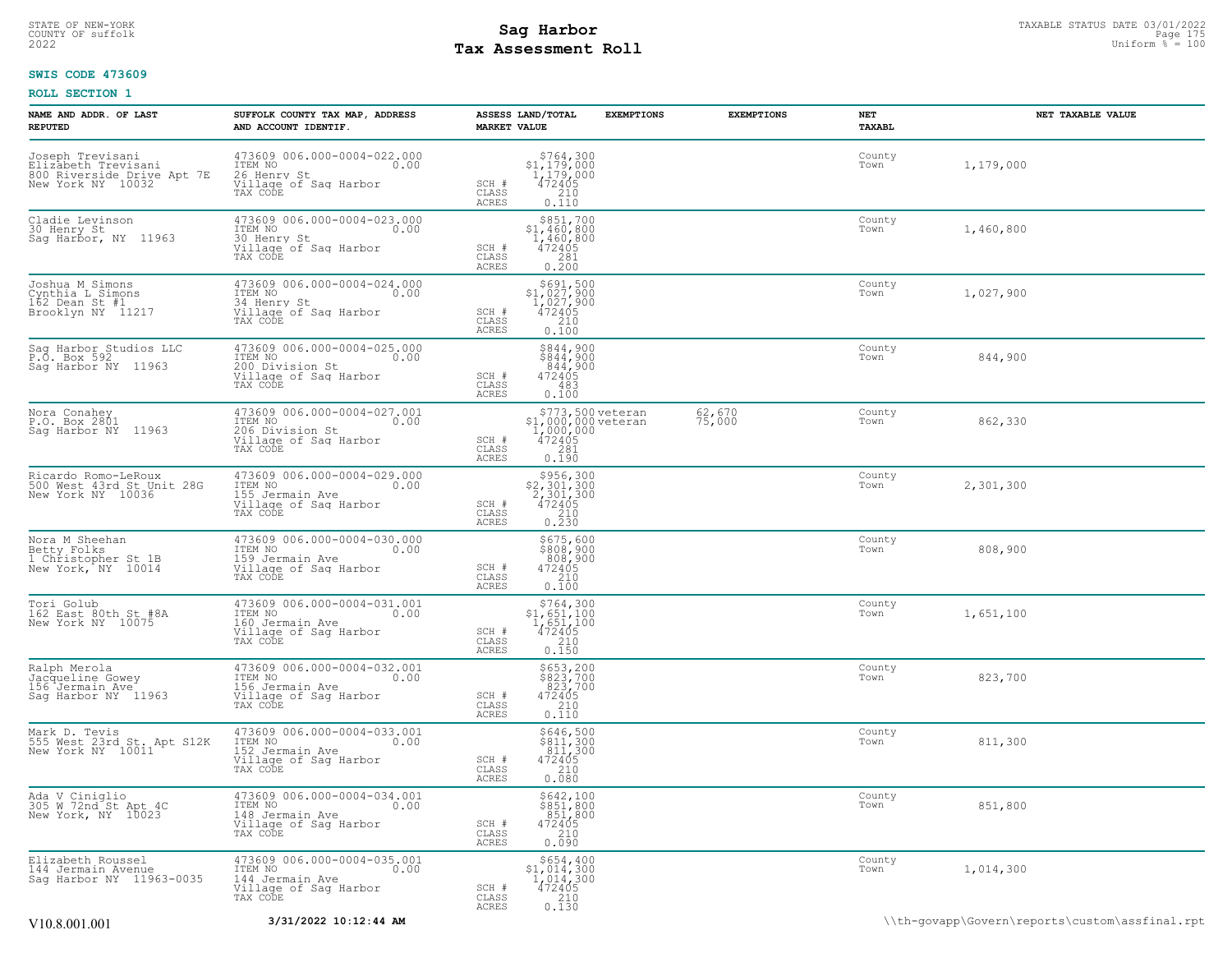STATE OF NEW-YORK
COUNTY OF suffolk
2022

# Sag Harbor
# Tax Assessment Roll

TAXABLE STATUS DATE 03/01/2022
Uniform % = 100

**SWIS CODE 473609**

**ROLL SECTION 1**

| NAME AND ADDR. OF LAST REPUTED | SUFFOLK COUNTY TAX MAP, ADDRESS AND ACCOUNT IDENTIF. | ASSESS LAND/TOTAL MARKET VALUE | EXEMPTIONS | EXEMPTIONS | NET TAXABL | NET TAXABLE VALUE |
|---|---|---|---|---|---|---|
| Joseph Trevisani<br>Elizabeth Trevisani<br>800 Riverside Drive Apt 7E<br>New York NY 10032 | 473609 006.000-0004-022.000<br>ITEM NO 0.00<br>26 Henry St<br>Village of Sag Harbor<br>TAX CODE | $764,300<br>$1,179,000<br>1,179,000<br>SCH # 472405<br>CLASS 210<br>ACRES 0.110 | | | County<br>Town | 1,179,000 |
| Cladie Levinson<br>30 Henry St<br>Sag Harbor, NY 11963 | 473609 006.000-0004-023.000<br>ITEM NO 0.00<br>30 Henry St<br>Village of Sag Harbor<br>TAX CODE | $851,700<br>$1,460,800<br>1,460,800<br>SCH # 472405<br>CLASS 281<br>ACRES 0.200 | | | County<br>Town | 1,460,800 |
| Joshua M Simons<br>Cynthia L Simons<br>162 Dean St #1<br>Brooklyn NY 11217 | 473609 006.000-0004-024.000<br>ITEM NO 0.00<br>34 Henry St<br>Village of Sag Harbor<br>TAX CODE | $691,500<br>$1,027,900<br>1,027,900<br>SCH # 472405<br>CLASS 210<br>ACRES 0.100 | | | County<br>Town | 1,027,900 |
| Sag Harbor Studios LLC<br>P.O. Box 592<br>Sag Harbor NY 11963 | 473609 006.000-0004-025.000<br>ITEM NO 0.00<br>200 Division St<br>Village of Sag Harbor<br>TAX CODE | $844,900<br>$844,900<br>844,900<br>SCH # 472405<br>CLASS 483<br>ACRES 0.100 | | | County<br>Town | 844,900 |
| Nora Conahey<br>P.O. Box 2801<br>Sag Harbor NY 11963 | 473609 006.000-0004-027.001<br>ITEM NO 0.00<br>206 Division St<br>Village of Sag Harbor<br>TAX CODE | $773,500<br>$1,000,000<br>1,000,000<br>SCH # 472405<br>CLASS 281<br>ACRES 0.190 | veteran<br>veteran | 62,670<br>75,000 | County<br>Town | 862,330 |
| Ricardo Romo-LeRoux<br>500 West 43rd St Unit 28G<br>New York NY 10036 | 473609 006.000-0004-029.000<br>ITEM NO 0.00<br>155 Jermain Ave<br>Village of Sag Harbor<br>TAX CODE | $956,300<br>$2,301,300<br>2,301,300<br>SCH # 472405<br>CLASS 210<br>ACRES 0.230 | | | County<br>Town | 2,301,300 |
| Nora M Sheehan<br>Betty Folks<br>1 Christopher St 1B<br>New York, NY 10014 | 473609 006.000-0004-030.000<br>ITEM NO 0.00<br>159 Jermain Ave<br>Village of Sag Harbor<br>TAX CODE | $675,600<br>$808,900<br>808,900<br>SCH # 472405<br>CLASS 210<br>ACRES 0.100 | | | County<br>Town | 808,900 |
| Tori Golub<br>162 East 80th St #8A<br>New York NY 10075 | 473609 006.000-0004-031.001<br>ITEM NO 0.00<br>160 Jermain Ave<br>Village of Sag Harbor<br>TAX CODE | $764,300<br>$1,651,100<br>1,651,100<br>SCH # 472405<br>CLASS 210<br>ACRES 0.150 | | | County<br>Town | 1,651,100 |
| Ralph Merola<br>Jacqueline Gowey<br>156 Jermain Ave<br>Sag Harbor NY 11963 | 473609 006.000-0004-032.001<br>ITEM NO 0.00<br>156 Jermain Ave<br>Village of Sag Harbor<br>TAX CODE | $653,200<br>$823,700<br>823,700<br>SCH # 472405<br>CLASS 210<br>ACRES 0.110 | | | County<br>Town | 823,700 |
| Mark D. Tevis<br>555 West 23rd St. Apt S12K<br>New York NY 10011 | 473609 006.000-0004-033.001<br>ITEM NO 0.00<br>152 Jermain Ave<br>Village of Sag Harbor<br>TAX CODE | $646,500<br>$811,300<br>811,300<br>SCH # 472405<br>CLASS 210<br>ACRES 0.080 | | | County<br>Town | 811,300 |
| Ada V Ciniglio<br>305 W 72nd St Apt 4C<br>New York, NY 10023 | 473609 006.000-0004-034.001<br>ITEM NO 0.00<br>148 Jermain Ave<br>Village of Sag Harbor<br>TAX CODE | $642,100<br>$851,800<br>851,800<br>SCH # 472405<br>CLASS 210<br>ACRES 0.090 | | | County<br>Town | 851,800 |
| Elizabeth Roussel<br>144 Jermain Avenue<br>Sag Harbor NY 11963-0035 | 473609 006.000-0004-035.001<br>ITEM NO 0.00<br>144 Jermain Ave<br>Village of Sag Harbor<br>TAX CODE | $654,400<br>$1,014,300<br>1,014,300<br>SCH # 472405<br>CLASS 210<br>ACRES 0.130 | | | County<br>Town | 1,014,300 |

V10.8.001.001 &nbsp;&nbsp; 3/31/2022 10:12:44 AM &nbsp;&nbsp; \\th-govapp\Govern\reports\custom\assfinal.rpt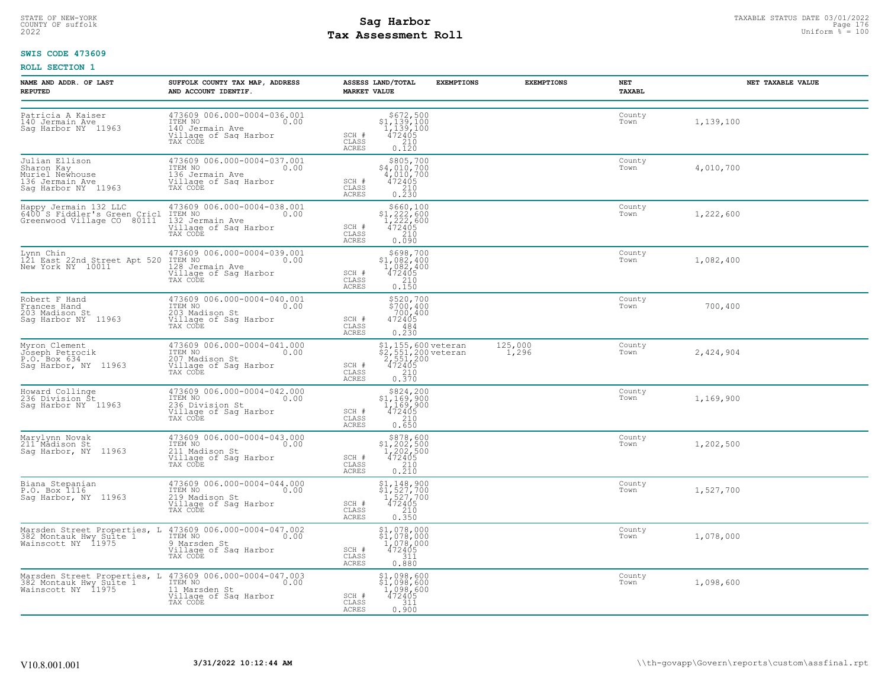STATE OF NEW-YORK
COUNTY OF suffolk
2022

# Sag Harbor
## Tax Assessment Roll

TAXABLE STATUS DATE 03/01/2022
Uniform % = 100

**SWIS CODE 473609**

**ROLL SECTION 1**

| NAME AND ADDR. OF LAST REPUTED | SUFFOLK COUNTY TAX MAP, ADDRESS AND ACCOUNT IDENTIF. | ASSESS LAND/TOTAL MARKET VALUE | EXEMPTIONS | EXEMPTIONS | NET TAXABL | NET TAXABLE VALUE |
|---|---|---|---|---|---|---|
| Patricia A Kaiser<br>140 Jermain Ave<br>Sag Harbor NY 11963 | 473609 006.000-0004-036.001<br>ITEM NO 0.00<br>140 Jermain Ave<br>Village of Sag Harbor<br>TAX CODE | $672,500<br>$1,139,100<br>1,139,100<br>SCH # 472405<br>CLASS 210<br>ACRES 0.120 | | | County<br>Town | 1,139,100 |
| Julian Ellison<br>Sharon Kay<br>Muriel Newhouse<br>136 Jermain Ave<br>Sag Harbor NY 11963 | 473609 006.000-0004-037.001<br>ITEM NO 0.00<br>136 Jermain Ave<br>Village of Sag Harbor<br>TAX CODE | $805,700<br>$4,010,700<br>4,010,700<br>SCH # 472405<br>CLASS 210<br>ACRES 0.230 | | | County<br>Town | 4,010,700 |
| Happy Jermain 132 LLC<br>6400 S Fiddler's Green Cricl<br>Greenwood Village CO 80111 | 473609 006.000-0004-038.001<br>ITEM NO 0.00<br>132 Jermain Ave<br>Village of Sag Harbor<br>TAX CODE | $660,100<br>$1,222,600<br>1,222,600<br>SCH # 472405<br>CLASS 210<br>ACRES 0.090 | | | County<br>Town | 1,222,600 |
| Lynn Chin<br>121 East 22nd Street Apt 520<br>New York NY 10011 | 473609 006.000-0004-039.001<br>ITEM NO 0.00<br>128 Jermain Ave<br>Village of Sag Harbor<br>TAX CODE | $698,700<br>$1,082,400<br>1,082,400<br>SCH # 472405<br>CLASS 210<br>ACRES 0.150 | | | County<br>Town | 1,082,400 |
| Robert F Hand<br>Frances Hand<br>203 Madison St<br>Sag Harbor NY 11963 | 473609 006.000-0004-040.001<br>ITEM NO 0.00<br>203 Madison St<br>Village of Sag Harbor<br>TAX CODE | $520,700<br>$700,400<br>700,400<br>SCH # 472405<br>CLASS 484<br>ACRES 0.230 | | | County<br>Town | 700,400 |
| Myron Clement<br>Joseph Petrocik<br>P.O. Box 634<br>Sag Harbor, NY 11963 | 473609 006.000-0004-041.000<br>ITEM NO 0.00<br>207 Madison St<br>Village of Sag Harbor<br>TAX CODE | $1,155,600<br>$2,551,200<br>2,551,200<br>SCH # 472405<br>CLASS 210<br>ACRES 0.370 | veteran<br>veteran | 125,000<br>1,296 | County<br>Town | 2,424,904 |
| Howard Collinge<br>236 Division St<br>Sag Harbor NY 11963 | 473609 006.000-0004-042.000<br>ITEM NO 0.00<br>236 Division St<br>Village of Sag Harbor<br>TAX CODE | $824,200<br>$1,169,900<br>1,169,900<br>SCH # 472405<br>CLASS 210<br>ACRES 0.650 | | | County<br>Town | 1,169,900 |
| Marylynn Novak<br>211 Madison St<br>Sag Harbor, NY 11963 | 473609 006.000-0004-043.000<br>ITEM NO 0.00<br>211 Madison St<br>Village of Sag Harbor<br>TAX CODE | $878,600<br>$1,202,500<br>1,202,500<br>SCH # 472405<br>CLASS 210<br>ACRES 0.210 | | | County<br>Town | 1,202,500 |
| Biana Stepanian<br>P.O. Box 1116<br>Sag Harbor, NY 11963 | 473609 006.000-0004-044.000<br>ITEM NO 0.00<br>219 Madison St<br>Village of Sag Harbor<br>TAX CODE | $1,148,900<br>$1,527,700<br>1,527,700<br>SCH # 472405<br>CLASS 210<br>ACRES 0.350 | | | County<br>Town | 1,527,700 |
| Marsden Street Properties, L<br>382 Montauk Hwy Suite 1<br>Wainscott NY 11975 | 473609 006.000-0004-047.002<br>ITEM NO 0.00<br>9 Marsden St<br>Village of Sag Harbor<br>TAX CODE | $1,078,000<br>$1,078,000<br>1,078,000<br>SCH # 472405<br>CLASS 311<br>ACRES 0.880 | | | County<br>Town | 1,078,000 |
| Marsden Street Properties, L<br>382 Montauk Hwy Suite 1<br>Wainscott NY 11975 | 473609 006.000-0004-047.003<br>ITEM NO 0.00<br>11 Marsden St<br>Village of Sag Harbor<br>TAX CODE | $1,098,600<br>$1,098,600<br>1,098,600<br>SCH # 472405<br>CLASS 311<br>ACRES 0.900 | | | County<br>Town | 1,098,600 |

V10.8.001.001 3/31/2022 10:12:44 AM \\th-govapp\Govern\reports\custom\assfinal.rpt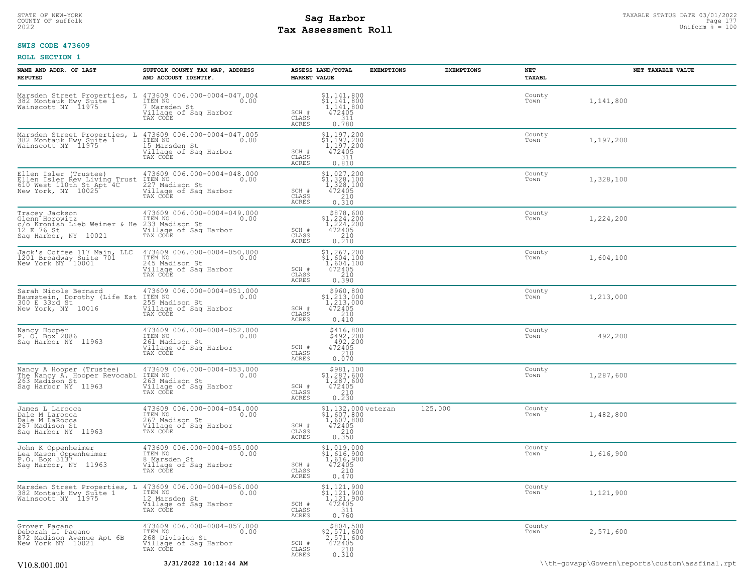STATE OF NEW-YORK
COUNTY OF suffolk
2022

# Sag Harbor
## Tax Assessment Roll

TAXABLE STATUS DATE 03/01/2022
Uniform % = 100

**SWIS CODE 473609**

**ROLL SECTION 1**

| NAME AND ADDR. OF LAST REPUTED | SUFFOLK COUNTY TAX MAP, ADDRESS AND ACCOUNT IDENTIF. | ASSESS LAND/TOTAL MARKET VALUE | EXEMPTIONS | EXEMPTIONS | NET TAXABL | NET TAXABLE VALUE |
|---|---|---|---|---|---|---|
| Marsden Street Properties, L<br>382 Montauk Hwy Suite 1<br>Wainscott NY 11975 | 473609 006.000-0004-047.004<br>ITEM NO 0.00<br>7 Marsden St<br>Village of Sag Harbor<br>TAX CODE | $1,141,800<br>$1,141,800<br>1,141,800<br>SCH # 472405<br>CLASS 311<br>ACRES 0.780 | | | County<br>Town | 1,141,800 |
| Marsden Street Properties, L<br>382 Montauk Hwy Suite 1<br>Wainscott NY 11975 | 473609 006.000-0004-047.005<br>ITEM NO 0.00<br>15 Marsden St<br>Village of Sag Harbor<br>TAX CODE | $1,197,200<br>$1,197,200<br>1,197,200<br>SCH # 472405<br>CLASS 311<br>ACRES 0.810 | | | County<br>Town | 1,197,200 |
| Ellen Isler (Trustee)<br>Ellen Isler Rev Living Trust<br>610 West 110th St Apt 4C<br>New York, NY 10025 | 473609 006.000-0004-048.000<br>ITEM NO 0.00<br>227 Madison St<br>Village of Sag Harbor<br>TAX CODE | $1,027,200<br>$1,328,100<br>1,328,100<br>SCH # 472405<br>CLASS 210<br>ACRES 0.310 | | | County<br>Town | 1,328,100 |
| Tracey Jackson<br>Glenn Horowitz<br>c/o Kronish Lieb Weiner & He<br>12 E 76 St<br>Sag Harbor, NY 10021 | 473609 006.000-0004-049.000<br>ITEM NO 0.00<br>233 Madison St<br>Village of Sag Harbor<br>TAX CODE | $878,600<br>$1,224,200<br>1,224,200<br>SCH # 472405<br>CLASS 210<br>ACRES 0.210 | | | County<br>Town | 1,224,200 |
| Jack's Coffee 117 Main, LLC<br>1201 Broadway Suite 701<br>New York NY 10001 | 473609 006.000-0004-050.000<br>ITEM NO 0.00<br>245 Madison St<br>Village of Sag Harbor<br>TAX CODE | $1,267,200<br>$1,604,100<br>1,604,100<br>SCH # 472405<br>CLASS 210<br>ACRES 0.390 | | | County<br>Town | 1,604,100 |
| Sarah Nicole Bernard<br>Baumstein, Dorothy (Life Est<br>300 E 33rd St<br>New York, NY 10016 | 473609 006.000-0004-051.000<br>ITEM NO 0.00<br>255 Madison St<br>Village of Sag Harbor<br>TAX CODE | $960,800<br>$1,213,000<br>1,213,000<br>SCH # 472405<br>CLASS 210<br>ACRES 0.410 | | | County<br>Town | 1,213,000 |
| Nancy Hooper<br>P. O. Box 2086<br>Sag Harbor NY 11963 | 473609 006.000-0004-052.000<br>ITEM NO 0.00<br>261 Madison St<br>Village of Sag Harbor<br>TAX CODE | $416,800<br>$492,200<br>492,200<br>SCH # 472405<br>CLASS 210<br>ACRES 0.070 | | | County<br>Town | 492,200 |
| Nancy A Hooper (Trustee)<br>The Nancy A. Hooper Revocabl<br>263 Madison St<br>Sag Harbor NY 11963 | 473609 006.000-0004-053.000<br>ITEM NO 0.00<br>263 Madison St<br>Village of Sag Harbor<br>TAX CODE | $981,100<br>$1,287,600<br>1,287,600<br>SCH # 472405<br>CLASS 210<br>ACRES 0.230 | | | County<br>Town | 1,287,600 |
| James L Larocca<br>Dale M Larocca<br>Dale M LaRocca<br>267 Madison St<br>Sag Harbor NY 11963 | 473609 006.000-0004-054.000<br>ITEM NO 0.00<br>267 Madison St<br>Village of Sag Harbor<br>TAX CODE | $1,132,000<br>$1,607,800<br>1,607,800<br>SCH # 472405<br>CLASS 210<br>ACRES 0.350 | veteran | 125,000 | County<br>Town | 1,482,800 |
| John K Oppenheimer<br>Lea Mason Oppenheimer<br>P.O. Box 3137<br>Sag Harbor, NY 11963 | 473609 006.000-0004-055.000<br>ITEM NO 0.00<br>8 Marsden St<br>Village of Sag Harbor<br>TAX CODE | $1,019,000<br>$1,616,900<br>1,616,900<br>SCH # 472405<br>CLASS 210<br>ACRES 0.470 | | | County<br>Town | 1,616,900 |
| Marsden Street Properties, L<br>382 Montauk Hwy Suite 1<br>Wainscott NY 11975 | 473609 006.000-0004-056.000<br>ITEM NO 0.00<br>12 Marsden St<br>Village of Sag Harbor<br>TAX CODE | $1,121,900<br>$1,121,900<br>1,121,900<br>SCH # 472405<br>CLASS 311<br>ACRES 0.760 | | | County<br>Town | 1,121,900 |
| Grover Pagano<br>Deborah L. Pagano<br>872 Madison Avenue Apt 6B<br>New York NY 10021 | 473609 006.000-0004-057.000<br>ITEM NO 0.00<br>268 Division St<br>Village of Sag Harbor<br>TAX CODE | $804,500<br>$2,571,600<br>2,571,600<br>SCH # 472405<br>CLASS 210<br>ACRES 0.310 | | | County<br>Town | 2,571,600 |

V10.8.001.001 **3/31/2022 10:12:44 AM** \\th-govapp\Govern\reports\custom\assfinal.rpt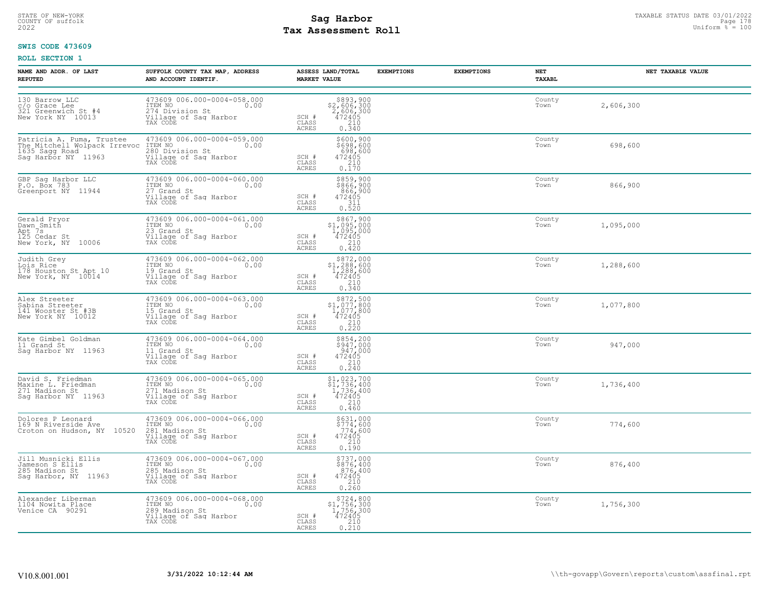STATE OF NEW-YORK
COUNTY OF suffolk
2022

# Sag Harbor
## Tax Assessment Roll

TAXABLE STATUS DATE 03/01/2022
Uniform % = 100

**SWIS CODE 473609**

**ROLL SECTION 1**

| NAME AND ADDR. OF LAST REPUTED | SUFFOLK COUNTY TAX MAP, ADDRESS AND ACCOUNT IDENTIF. | ASSESS LAND/TOTAL MARKET VALUE | EXEMPTIONS | EXEMPTIONS | NET TAXABL | NET TAXABLE VALUE |
|---|---|---|---|---|---|---|
| 130 Barrow LLC<br>c/o Grace Lee<br>321 Greenwich St #4<br>New York NY 10013 | 473609 006.000-0004-058.000<br>ITEM NO 0.00<br>274 Division St<br>Village of Sag Harbor<br>TAX CODE | $893,900<br>$2,606,300<br>2,606,300<br>SCH # 472405<br>CLASS 210<br>ACRES 0.340 | | | County<br>Town | 2,606,300 |
| Patricia A. Puma, Trustee<br>The Mitchell Wolpack Irrevoc<br>1635 Sagg Road<br>Sag Harbor NY 11963 | 473609 006.000-0004-059.000<br>ITEM NO 0.00<br>280 Division St<br>Village of Sag Harbor<br>TAX CODE | $600,900<br>$698,600<br>698,600<br>SCH # 472405<br>CLASS 210<br>ACRES 0.170 | | | County<br>Town | 698,600 |
| GBP Sag Harbor LLC<br>P.O. Box 783<br>Greenport NY 11944 | 473609 006.000-0004-060.000<br>ITEM NO 0.00<br>27 Grand St<br>Village of Sag Harbor<br>TAX CODE | $859,900<br>$866,900<br>866,900<br>SCH # 472405<br>CLASS 311<br>ACRES 0.520 | | | County<br>Town | 866,900 |
| Gerald Pryor<br>Dawn Smith<br>Apt 7s<br>125 Cedar St<br>New York, NY 10006 | 473609 006.000-0004-061.000<br>ITEM NO 0.00<br>23 Grand St<br>Village of Sag Harbor<br>TAX CODE | $867,900<br>$1,095,000<br>1,095,000<br>SCH # 472405<br>CLASS 210<br>ACRES 0.420 | | | County<br>Town | 1,095,000 |
| Judith Grey<br>Lois Rice<br>178 Houston St Apt 10<br>New York, NY 10014 | 473609 006.000-0004-062.000<br>ITEM NO 0.00<br>19 Grand St<br>Village of Sag Harbor<br>TAX CODE | $872,000<br>$1,288,600<br>1,288,600<br>SCH # 472405<br>CLASS 210<br>ACRES 0.340 | | | County<br>Town | 1,288,600 |
| Alex Streeter<br>Sabina Streeter<br>141 Wooster St #3B<br>New York NY 10012 | 473609 006.000-0004-063.000<br>ITEM NO 0.00<br>15 Grand St<br>Village of Sag Harbor<br>TAX CODE | $872,500<br>$1,077,800<br>1,077,800<br>SCH # 472405<br>CLASS 210<br>ACRES 0.220 | | | County<br>Town | 1,077,800 |
| Kate Gimbel Goldman<br>11 Grand St<br>Sag Harbor NY 11963 | 473609 006.000-0004-064.000<br>ITEM NO 0.00<br>11 Grand St<br>Village of Sag Harbor<br>TAX CODE | $854,200<br>$947,000<br>947,000<br>SCH # 472405<br>CLASS 210<br>ACRES 0.240 | | | County<br>Town | 947,000 |
| David S. Friedman<br>Maxine L. Friedman<br>271 Madison St<br>Sag Harbor NY 11963 | 473609 006.000-0004-065.000<br>ITEM NO 0.00<br>271 Madison St<br>Village of Sag Harbor<br>TAX CODE | $1,023,700<br>$1,736,400<br>1,736,400<br>SCH # 472405<br>CLASS 210<br>ACRES 0.460 | | | County<br>Town | 1,736,400 |
| Dolores P Leonard<br>169 N Riverside Ave<br>Croton on Hudson, NY 10520 | 473609 006.000-0004-066.000<br>ITEM NO 0.00<br>281 Madison St<br>Village of Sag Harbor<br>TAX CODE | $631,000<br>$774,600<br>774,600<br>SCH # 472405<br>CLASS 210<br>ACRES 0.190 | | | County<br>Town | 774,600 |
| Jill Musnicki Ellis<br>Jameson S Ellis<br>285 Madison St<br>Sag Harbor, NY 11963 | 473609 006.000-0004-067.000<br>ITEM NO 0.00<br>285 Madison St<br>Village of Sag Harbor<br>TAX CODE | $737,000<br>$876,400<br>876,400<br>SCH # 472405<br>CLASS 210<br>ACRES 0.260 | | | County<br>Town | 876,400 |
| Alexander Liberman<br>1104 Nowita Place<br>Venice CA 90291 | 473609 006.000-0004-068.000<br>ITEM NO 0.00<br>289 Madison St<br>Village of Sag Harbor<br>TAX CODE | $724,800<br>$1,756,300<br>1,756,300<br>SCH # 472405<br>CLASS 210<br>ACRES 0.210 | | | County<br>Town | 1,756,300 |

V10.8.001.001 **3/31/2022 10:12:44 AM** \\th-govapp\Govern\reports\custom\assfinal.rpt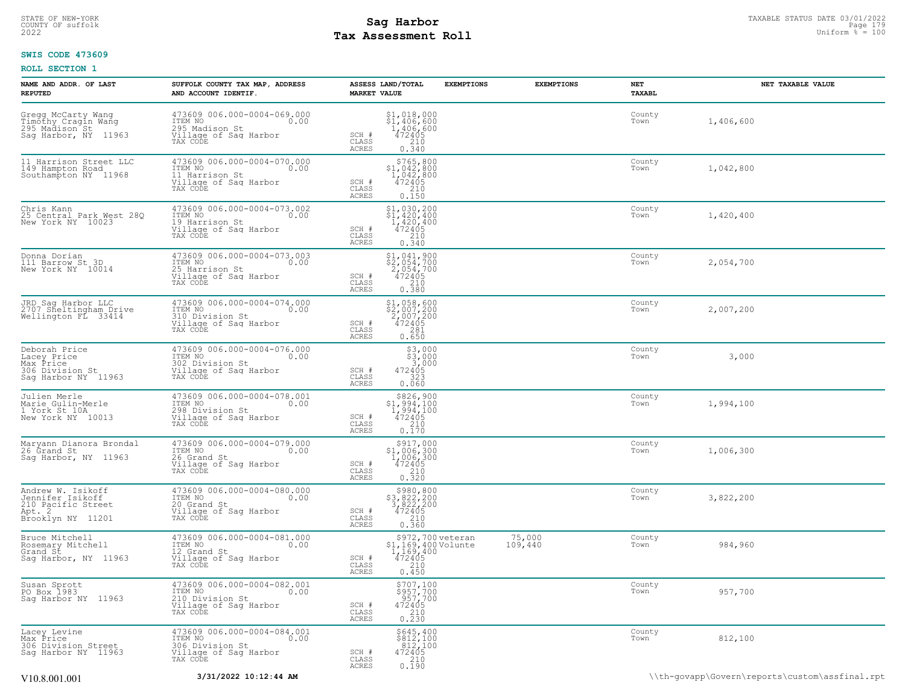STATE OF NEW-YORK
COUNTY OF suffolk
2022

# Sag Harbor
# Tax Assessment Roll

TAXABLE STATUS DATE 03/01/2022
Uniform % = 100

**SWIS CODE 473609**

**ROLL SECTION 1**

| NAME AND ADDR. OF LAST REPUTED | SUFFOLK COUNTY TAX MAP, ADDRESS AND ACCOUNT IDENTIF. | ASSESS LAND/TOTAL MARKET VALUE | EXEMPTIONS | EXEMPTIONS | NET TAXABL | NET TAXABLE VALUE |
|---|---|---|---|---|---|---|
| Gregg McCarty Wang<br>Timothy Cragin Wang<br>295 Madison St<br>Sag Harbor, NY 11963 | 473609 006.000-0004-069.000<br>ITEM NO 0.00<br>295 Madison St<br>Village of Sag Harbor<br>TAX CODE | $1,018,000<br>$1,406,600<br>1,406,600<br>SCH # 472405<br>CLASS 210<br>ACRES 0.340 | | | County<br>Town | 1,406,600 |
| 11 Harrison Street LLC<br>149 Hampton Road<br>Southampton NY 11968 | 473609 006.000-0004-070.000<br>ITEM NO 0.00<br>11 Harrison St<br>Village of Sag Harbor<br>TAX CODE | $765,800<br>$1,042,800<br>1,042,800<br>SCH # 472405<br>CLASS 210<br>ACRES 0.150 | | | County<br>Town | 1,042,800 |
| Chris Kann<br>25 Central Park West 28Q<br>New York NY 10023 | 473609 006.000-0004-073.002<br>ITEM NO 0.00<br>19 Harrison St<br>Village of Sag Harbor<br>TAX CODE | $1,030,200<br>$1,420,400<br>1,420,400<br>SCH # 472405<br>CLASS 210<br>ACRES 0.340 | | | County<br>Town | 1,420,400 |
| Donna Dorian<br>111 Barrow St 3D<br>New York NY 10014 | 473609 006.000-0004-073.003<br>ITEM NO 0.00<br>25 Harrison St<br>Village of Sag Harbor<br>TAX CODE | $1,041,900<br>$2,054,700<br>2,054,700<br>SCH # 472405<br>CLASS 210<br>ACRES 0.380 | | | County<br>Town | 2,054,700 |
| JRD Sag Harbor LLC<br>2707 Sheltingham Drive<br>Wellington FL 33414 | 473609 006.000-0004-074.000<br>ITEM NO 0.00<br>310 Division St<br>Village of Sag Harbor<br>TAX CODE | $1,058,600<br>$2,007,200<br>2,007,200<br>SCH # 472405<br>CLASS 281<br>ACRES 0.650 | | | County<br>Town | 2,007,200 |
| Deborah Price<br>Lacey Price<br>Max Price<br>306 Division St<br>Sag Harbor NY 11963 | 473609 006.000-0004-076.000<br>ITEM NO 0.00<br>302 Division St<br>Village of Sag Harbor<br>TAX CODE | $3,000<br>$3,000<br>3,000<br>SCH # 472405<br>CLASS 323<br>ACRES 0.060 | | | County<br>Town | 3,000 |
| Julien Merle<br>Marie Gulin-Merle<br>1 York St 10A<br>New York NY 10013 | 473609 006.000-0004-078.001<br>ITEM NO 0.00<br>298 Division St<br>Village of Sag Harbor<br>TAX CODE | $826,900<br>$1,994,100<br>1,994,100<br>SCH # 472405<br>CLASS 210<br>ACRES 0.170 | | | County<br>Town | 1,994,100 |
| Maryann Dianora Brondal<br>26 Grand St<br>Sag Harbor, NY 11963 | 473609 006.000-0004-079.000<br>ITEM NO 0.00<br>26 Grand St<br>Village of Sag Harbor<br>TAX CODE | $917,000<br>$1,006,300<br>1,006,300<br>SCH # 472405<br>CLASS 210<br>ACRES 0.320 | | | County<br>Town | 1,006,300 |
| Andrew W. Isikoff<br>Jennifer Isikoff<br>210 Pacific Street<br>Apt. 2<br>Brooklyn NY 11201 | 473609 006.000-0004-080.000<br>ITEM NO 0.00<br>20 Grand St<br>Village of Sag Harbor<br>TAX CODE | $980,800<br>$3,822,200<br>3,822,200<br>SCH # 472405<br>CLASS 210<br>ACRES 0.360 | | | County<br>Town | 3,822,200 |
| Bruce Mitchell<br>Rosemary Mitchell<br>Grand St<br>Sag Harbor, NY 11963 | 473609 006.000-0004-081.000<br>ITEM NO 0.00<br>12 Grand St<br>Village of Sag Harbor<br>TAX CODE | $972,700<br>$1,169,400<br>1,169,400<br>SCH # 472405<br>CLASS 210<br>ACRES 0.450 | veteran<br>Volunte | 75,000<br>109,440 | County<br>Town | 984,960 |
| Susan Sprott<br>PO Box 1983<br>Sag Harbor NY 11963 | 473609 006.000-0004-082.001<br>ITEM NO 0.00<br>210 Division St<br>Village of Sag Harbor<br>TAX CODE | $707,100<br>$957,700<br>957,700<br>SCH # 472405<br>CLASS 210<br>ACRES 0.230 | | | County<br>Town | 957,700 |
| Lacey Levine<br>Max Price<br>306 Division Street<br>Sag Harbor NY 11963 | 473609 006.000-0004-084.001<br>ITEM NO 0.00<br>306 Division St<br>Village of Sag Harbor<br>TAX CODE | $645,400<br>$812,100<br>812,100<br>SCH # 472405<br>CLASS 210<br>ACRES 0.190 | | | County<br>Town | 812,100 |

V10.8.001.001 3/31/2022 10:12:44 AM \\th-govapp\Govern\reports\custom\assfinal.rpt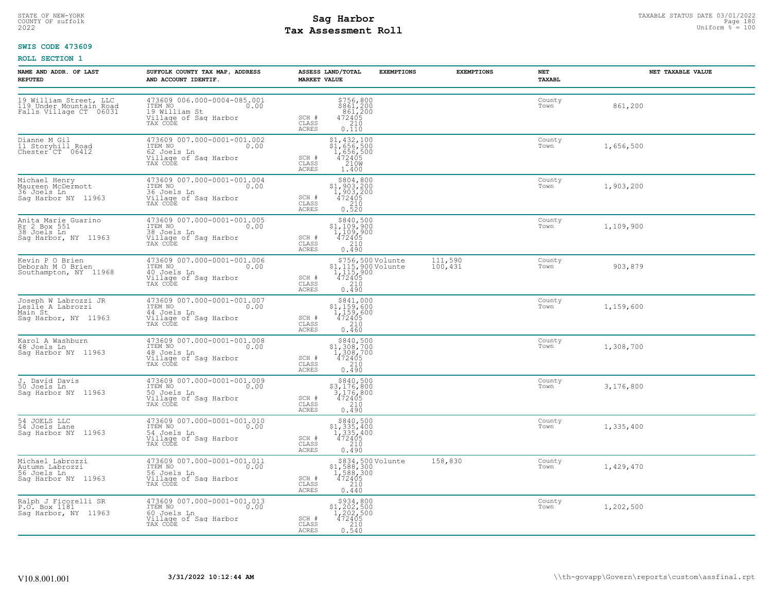STATE OF NEW-YORK
COUNTY OF suffolk
2022

# Sag Harbor
## Tax Assessment Roll

TAXABLE STATUS DATE 03/01/2022
Uniform % = 100

**SWIS CODE 473609**

**ROLL SECTION 1**

| NAME AND ADDR. OF LAST REPUTED | SUFFOLK COUNTY TAX MAP, ADDRESS AND ACCOUNT IDENTIF. | ASSESS LAND/TOTAL MARKET VALUE | EXEMPTIONS | EXEMPTIONS | NET TAXABL | NET TAXABLE VALUE |
|---|---|---|---|---|---|---|
| 19 William Street, LLC<br>119 Under Mountain Road<br>Falls Village CT 06031 | 473609 006.000-0004-085.001<br>ITEM NO 0.00<br>19 William St<br>Village of Sag Harbor<br>TAX CODE | $756,800<br>$861,200<br>861,200<br>SCH # 472405<br>CLASS 210<br>ACRES 0.110 | | | County<br>Town | 861,200 |
| Dianne M Gil<br>11 Storyhill Road<br>Chester CT 06412 | 473609 007.000-0001-001.002<br>ITEM NO 0.00<br>62 Joels Ln<br>Village of Sag Harbor<br>TAX CODE | $1,432,100<br>$1,656,500<br>1,656,500<br>SCH # 472405<br>CLASS 210W<br>ACRES 1.400 | | | County<br>Town | 1,656,500 |
| Michael Henry<br>Maureen McDermott<br>36 Joels Ln<br>Sag Harbor NY 11963 | 473609 007.000-0001-001.004<br>ITEM NO 0.00<br>36 Joels Ln<br>Village of Sag Harbor<br>TAX CODE | $804,800<br>$1,903,200<br>1,903,200<br>SCH # 472405<br>CLASS 210<br>ACRES 0.520 | | | County<br>Town | 1,903,200 |
| Anita Marie Guarino<br>Rr 2 Box 551<br>38 Joels Ln<br>Sag Harbor, NY 11963 | 473609 007.000-0001-001.005<br>ITEM NO 0.00<br>38 Joels Ln<br>Village of Sag Harbor<br>TAX CODE | $840,500<br>$1,109,900<br>1,109,900<br>SCH # 472405<br>CLASS 210<br>ACRES 0.490 | | | County<br>Town | 1,109,900 |
| Kevin P O Brien<br>Deborah M O Brien<br>Southampton, NY 11968 | 473609 007.000-0001-001.006<br>ITEM NO 0.00<br>40 Joels Ln<br>Village of Sag Harbor<br>TAX CODE | $756,500<br>$1,115,900<br>1,115,900<br>SCH # 472405<br>CLASS 210<br>ACRES 0.490 | Volunte<br>Volunte | 111,590<br>100,431 | County<br>Town | 903,879 |
| Joseph W Labrozzi JR<br>Leslie A Labrozzi<br>Main St<br>Sag Harbor, NY 11963 | 473609 007.000-0001-001.007<br>ITEM NO 0.00<br>44 Joels Ln<br>Village of Sag Harbor<br>TAX CODE | $841,000<br>$1,159,600<br>1,159,600<br>SCH # 472405<br>CLASS 210<br>ACRES 0.460 | | | County<br>Town | 1,159,600 |
| Karol A Washburn<br>48 Joels Ln<br>Sag Harbor NY 11963 | 473609 007.000-0001-001.008<br>ITEM NO 0.00<br>48 Joels Ln<br>Village of Sag Harbor<br>TAX CODE | $840,500<br>$1,308,700<br>1,308,700<br>SCH # 472405<br>CLASS 210<br>ACRES 0.490 | | | County<br>Town | 1,308,700 |
| J. David Davis<br>50 Joels Ln<br>Sag Harbor NY 11963 | 473609 007.000-0001-001.009<br>ITEM NO 0.00<br>50 Joels Ln<br>Village of Sag Harbor<br>TAX CODE | $840,500<br>$3,176,800<br>3,176,800<br>SCH # 472405<br>CLASS 210<br>ACRES 0.490 | | | County<br>Town | 3,176,800 |
| 54 JOELS LLC<br>54 Joels Lane<br>Sag Harbor NY 11963 | 473609 007.000-0001-001.010<br>ITEM NO 0.00<br>54 Joels Ln<br>Village of Sag Harbor<br>TAX CODE | $840,500<br>$1,335,400<br>1,335,400<br>SCH # 472405<br>CLASS 210<br>ACRES 0.490 | | | County<br>Town | 1,335,400 |
| Michael Labrozzi<br>Autumn Labrozzi<br>56 Joels Ln<br>Sag Harbor NY 11963 | 473609 007.000-0001-001.011<br>ITEM NO 0.00<br>56 Joels Ln<br>Village of Sag Harbor<br>TAX CODE | $834,500<br>$1,588,300<br>1,588,300<br>SCH # 472405<br>CLASS 210<br>ACRES 0.440 | Volunte | 158,830 | County<br>Town | 1,429,470 |
| Ralph J Ficorelli SR<br>P.O. Box 1181<br>Sag Harbor, NY 11963 | 473609 007.000-0001-001.013<br>ITEM NO 0.00<br>60 Joels Ln<br>Village of Sag Harbor<br>TAX CODE | $934,800<br>$1,202,500<br>1,202,500<br>SCH # 472405<br>CLASS 210<br>ACRES 0.540 | | | County<br>Town | 1,202,500 |

V10.8.001.001 3/31/2022 10:12:44 AM \\th-govapp\Govern\reports\custom\assfinal.rpt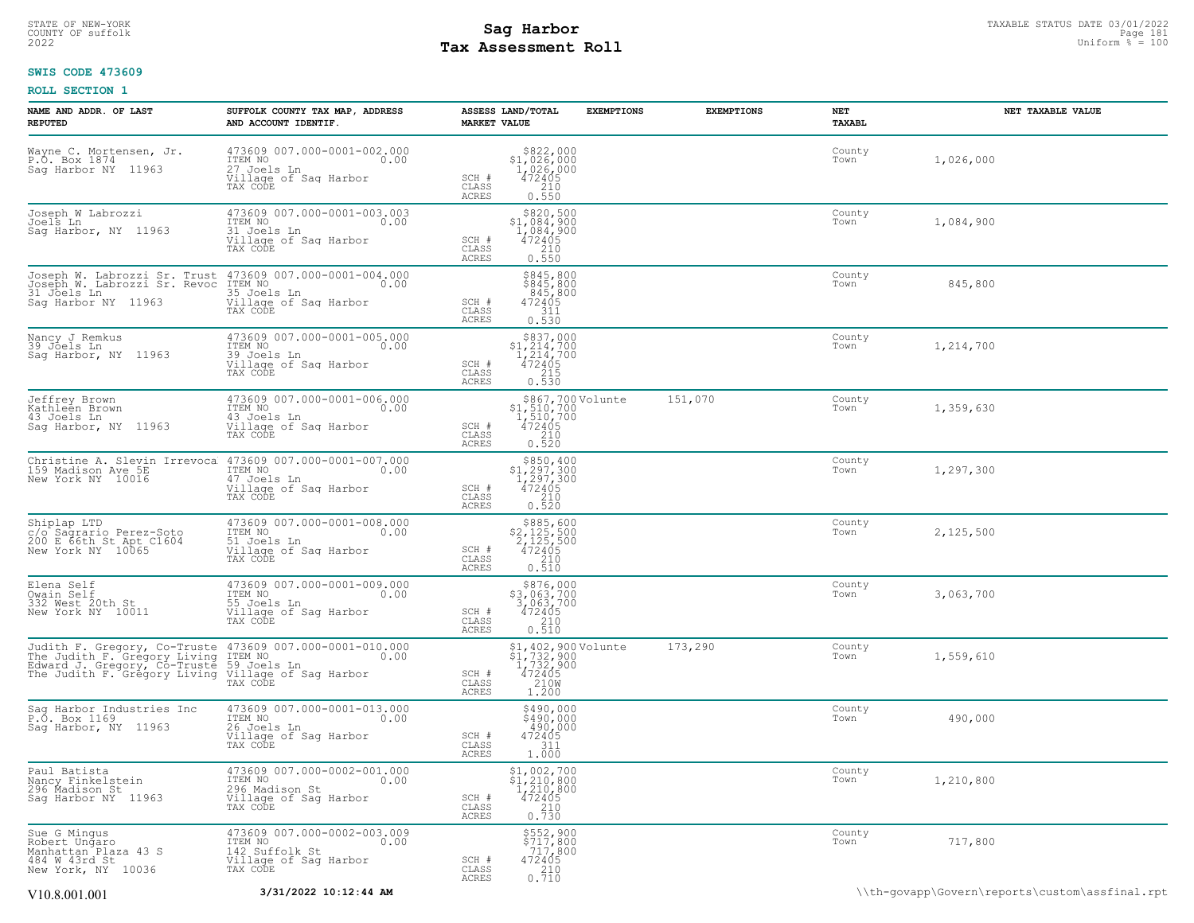STATE OF NEW-YORK
COUNTY OF suffolk
2022

# Sag Harbor
# Tax Assessment Roll

TAXABLE STATUS DATE 03/01/2022
Uniform % = 100

**SWIS CODE 473609**

**ROLL SECTION 1**

| NAME AND ADDR. OF LAST REPUTED | SUFFOLK COUNTY TAX MAP, ADDRESS AND ACCOUNT IDENTIF. | ASSESS LAND/TOTAL MARKET VALUE | EXEMPTIONS | EXEMPTIONS | NET TAXABL | NET TAXABLE VALUE |
|---|---|---|---|---|---|---|
| Wayne C. Mortensen, Jr.<br>P.O. Box 1874<br>Sag Harbor NY 11963 | 473609 007.000-0001-002.000<br>ITEM NO 0.00<br>27 Joels Ln<br>Village of Sag Harbor<br>TAX CODE | $822,000<br>$1,026,000<br>1,026,000<br>SCH # 472405<br>CLASS 210<br>ACRES 0.550 | | | County<br>Town | 1,026,000 |
| Joseph W Labrozzi<br>Joels Ln<br>Sag Harbor, NY 11963 | 473609 007.000-0001-003.003<br>ITEM NO 0.00<br>31 Joels Ln<br>Village of Sag Harbor<br>TAX CODE | $820,500<br>$1,084,900<br>1,084,900<br>SCH # 472405<br>CLASS 210<br>ACRES 0.550 | | | County<br>Town | 1,084,900 |
| Joseph W. Labrozzi Sr. Trust<br>Joseph W. Labrozzi Sr. Revoc<br>31 Joels Ln<br>Sag Harbor NY 11963 | 473609 007.000-0001-004.000<br>ITEM NO 0.00<br>35 Joels Ln<br>Village of Sag Harbor<br>TAX CODE | $845,800<br>$845,800<br>845,800<br>SCH # 472405<br>CLASS 311<br>ACRES 0.530 | | | County<br>Town | 845,800 |
| Nancy J Remkus<br>39 Joels Ln<br>Sag Harbor, NY 11963 | 473609 007.000-0001-005.000<br>ITEM NO 0.00<br>39 Joels Ln<br>Village of Sag Harbor<br>TAX CODE | $837,000<br>$1,214,700<br>1,214,700<br>SCH # 472405<br>CLASS 215<br>ACRES 0.530 | | | County<br>Town | 1,214,700 |
| Jeffrey Brown<br>Kathleen Brown<br>43 Joels Ln<br>Sag Harbor, NY 11963 | 473609 007.000-0001-006.000<br>ITEM NO 0.00<br>43 Joels Ln<br>Village of Sag Harbor<br>TAX CODE | $867,700<br>$1,510,700<br>1,510,700<br>SCH # 472405<br>CLASS 210<br>ACRES 0.520 | Volunte | 151,070 | County<br>Town | 1,359,630 |
| Christine A. Slevin Irrevoca<br>159 Madison Ave 5E<br>New York NY 10016 | 473609 007.000-0001-007.000<br>ITEM NO 0.00<br>47 Joels Ln<br>Village of Sag Harbor<br>TAX CODE | $850,400<br>$1,297,300<br>1,297,300<br>SCH # 472405<br>CLASS 210<br>ACRES 0.520 | | | County<br>Town | 1,297,300 |
| Shiplap LTD<br>c/o Sagrario Perez-Soto<br>200 E 66th St Apt C1604<br>New York NY 10065 | 473609 007.000-0001-008.000<br>ITEM NO 0.00<br>51 Joels Ln<br>Village of Sag Harbor<br>TAX CODE | $885,600<br>$2,125,500<br>2,125,500<br>SCH # 472405<br>CLASS 210<br>ACRES 0.510 | | | County<br>Town | 2,125,500 |
| Elena Self<br>Owain Self<br>332 West 20th St<br>New York NY 10011 | 473609 007.000-0001-009.000<br>ITEM NO 0.00<br>55 Joels Ln<br>Village of Sag Harbor<br>TAX CODE | $876,000<br>$3,063,700<br>3,063,700<br>SCH # 472405<br>CLASS 210<br>ACRES 0.510 | | | County<br>Town | 3,063,700 |
| Judith F. Gregory, Co-Truste<br>The Judith F. Gregory Living<br>Edward J. Gregory, Co-Truste<br>The Judith F. Gregory Living | 473609 007.000-0001-010.000<br>ITEM NO 0.00<br>59 Joels Ln<br>Village of Sag Harbor<br>TAX CODE | $1,402,900<br>$1,732,900<br>1,732,900<br>SCH # 472405<br>CLASS 210W<br>ACRES 1.200 | Volunte | 173,290 | County<br>Town | 1,559,610 |
| Sag Harbor Industries Inc<br>P.O. Box 1169<br>Sag Harbor, NY 11963 | 473609 007.000-0001-013.000<br>ITEM NO 0.00<br>26 Joels Ln<br>Village of Sag Harbor<br>TAX CODE | $490,000<br>$490,000<br>490,000<br>SCH # 472405<br>CLASS 311<br>ACRES 1.000 | | | County<br>Town | 490,000 |
| Paul Batista<br>Nancy Finkelstein<br>296 Madison St<br>Sag Harbor NY 11963 | 473609 007.000-0002-001.000<br>ITEM NO 0.00<br>296 Madison St<br>Village of Sag Harbor<br>TAX CODE | $1,002,700<br>$1,210,800<br>1,210,800<br>SCH # 472405<br>CLASS 210<br>ACRES 0.730 | | | County<br>Town | 1,210,800 |
| Sue G Mingus<br>Robert Ungaro<br>Manhattan Plaza 43 S<br>484 W 43rd St<br>New York, NY 10036 | 473609 007.000-0002-003.009<br>ITEM NO 0.00<br>142 Suffolk St<br>Village of Sag Harbor<br>TAX CODE | $552,900<br>$717,800<br>717,800<br>SCH # 472405<br>CLASS 210<br>ACRES 0.710 | | | County<br>Town | 717,800 |

V10.8.001.001 3/31/2022 10:12:44 AM \\th-govapp\Govern\reports\custom\assfinal.rpt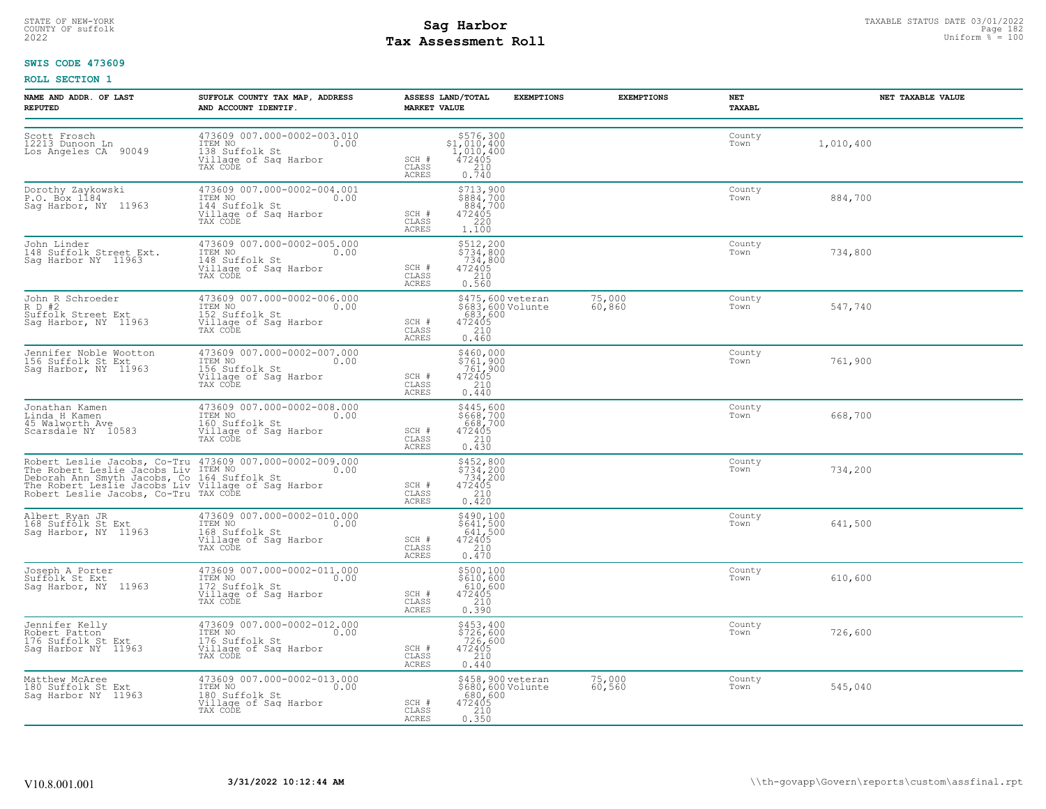STATE OF NEW-YORK
COUNTY OF suffolk
2022

# Sag Harbor
# Tax Assessment Roll

TAXABLE STATUS DATE 03/01/2022
Uniform % = 100

**SWIS CODE 473609**

**ROLL SECTION 1**

| NAME AND ADDR. OF LAST REPUTED | SUFFOLK COUNTY TAX MAP, ADDRESS AND ACCOUNT IDENTIF. | ASSESS LAND/TOTAL MARKET VALUE | EXEMPTIONS | EXEMPTIONS | NET TAXABL | NET TAXABLE VALUE |
|---|---|---|---|---|---|---|
| Scott Frosch<br>12213 Dunoon Ln<br>Los Angeles CA 90049 | 473609 007.000-0002-003.010<br>ITEM NO 0.00<br>138 Suffolk St<br>Village of Sag Harbor<br>TAX CODE | $576,300<br>$1,010,400<br>1,010,400<br>SCH # 472405<br>CLASS 210<br>ACRES 0.740 | | | County<br>Town | 1,010,400 |
| Dorothy Zaykowski<br>P.O. Box 1184<br>Sag Harbor, NY 11963 | 473609 007.000-0002-004.001<br>ITEM NO 0.00<br>144 Suffolk St<br>Village of Sag Harbor<br>TAX CODE | $713,900<br>$884,700<br>884,700<br>SCH # 472405<br>CLASS 220<br>ACRES 1.100 | | | County<br>Town | 884,700 |
| John Linder<br>148 Suffolk Street Ext.<br>Sag Harbor NY 11963 | 473609 007.000-0002-005.000<br>ITEM NO 0.00<br>148 Suffolk St<br>Village of Sag Harbor<br>TAX CODE | $512,200<br>$734,800<br>734,800<br>SCH # 472405<br>CLASS 210<br>ACRES 0.560 | | | County<br>Town | 734,800 |
| John R Schroeder<br>R D #2<br>Suffolk Street Ext<br>Sag Harbor, NY 11963 | 473609 007.000-0002-006.000<br>ITEM NO 0.00<br>152 Suffolk St<br>Village of Sag Harbor<br>TAX CODE | $475,600<br>$683,600<br>683,600<br>SCH # 472405<br>CLASS 210<br>ACRES 0.460 | veteran<br>Volunte | 75,000<br>60,860 | County<br>Town | 547,740 |
| Jennifer Noble Wootton<br>156 Suffolk St Ext<br>Sag Harbor, NY 11963 | 473609 007.000-0002-007.000<br>ITEM NO 0.00<br>156 Suffolk St<br>Village of Sag Harbor<br>TAX CODE | $460,000<br>$761,900<br>761,900<br>SCH # 472405<br>CLASS 210<br>ACRES 0.440 | | | County<br>Town | 761,900 |
| Jonathan Kamen<br>Linda H Kamen<br>45 Walworth Ave<br>Scarsdale NY 10583 | 473609 007.000-0002-008.000<br>ITEM NO 0.00<br>160 Suffolk St<br>Village of Sag Harbor<br>TAX CODE | $445,600<br>$668,700<br>668,700<br>SCH # 472405<br>CLASS 210<br>ACRES 0.430 | | | County<br>Town | 668,700 |
| Robert Leslie Jacobs, Co-Tru<br>The Robert Leslie Jacobs Liv<br>Deborah Ann Smyth Jacobs, Co<br>The Robert Leslie Jacobs Liv<br>Robert Leslie Jacobs, Co-Tru | 473609 007.000-0002-009.000<br>ITEM NO 0.00<br>164 Suffolk St<br>Village of Sag Harbor<br>TAX CODE | $452,800<br>$734,200<br>734,200<br>SCH # 472405<br>CLASS 210<br>ACRES 0.420 | | | County<br>Town | 734,200 |
| Albert Ryan JR<br>168 Suffolk St Ext<br>Sag Harbor, NY 11963 | 473609 007.000-0002-010.000<br>ITEM NO 0.00<br>168 Suffolk St<br>Village of Sag Harbor<br>TAX CODE | $490,100<br>$641,500<br>641,500<br>SCH # 472405<br>CLASS 210<br>ACRES 0.470 | | | County<br>Town | 641,500 |
| Joseph A Porter<br>Suffolk St Ext<br>Sag Harbor, NY 11963 | 473609 007.000-0002-011.000<br>ITEM NO 0.00<br>172 Suffolk St<br>Village of Sag Harbor<br>TAX CODE | $500,100<br>$610,600<br>610,600<br>SCH # 472405<br>CLASS 210<br>ACRES 0.390 | | | County<br>Town | 610,600 |
| Jennifer Kelly<br>Robert Patton<br>176 Suffolk St Ext<br>Sag Harbor NY 11963 | 473609 007.000-0002-012.000<br>ITEM NO 0.00<br>176 Suffolk St<br>Village of Sag Harbor<br>TAX CODE | $453,400<br>$726,600<br>726,600<br>SCH # 472405<br>CLASS 210<br>ACRES 0.440 | | | County<br>Town | 726,600 |
| Matthew McAree<br>180 Suffolk St Ext<br>Sag Harbor NY 11963 | 473609 007.000-0002-013.000<br>ITEM NO 0.00<br>180 Suffolk St<br>Village of Sag Harbor<br>TAX CODE | $458,900<br>$680,600<br>680,600<br>SCH # 472405<br>CLASS 210<br>ACRES 0.350 | veteran<br>Volunte | 75,000<br>60,560 | County<br>Town | 545,040 |

V10.8.001.001 **3/31/2022 10:12:44 AM** \\th-govapp\Govern\reports\custom\assfinal.rpt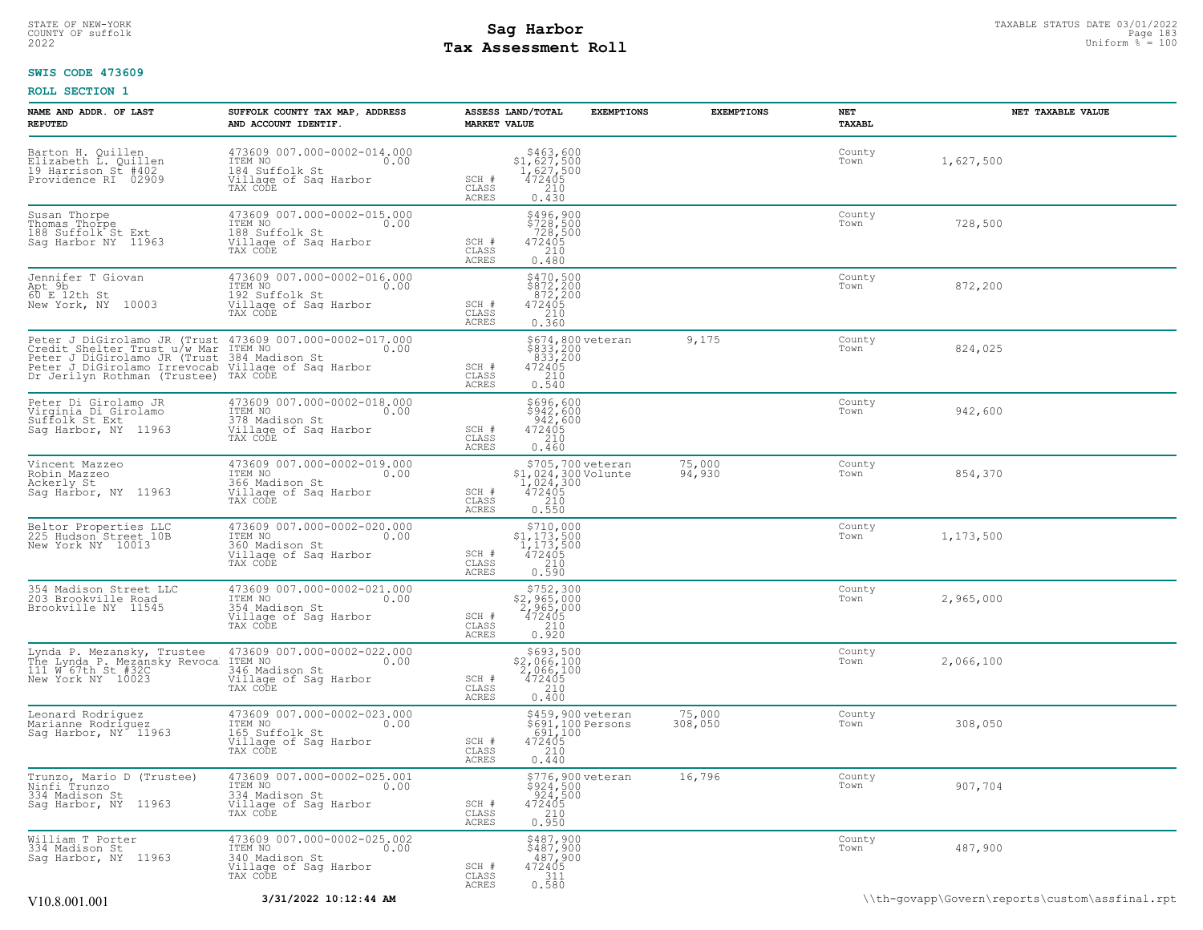STATE OF NEW-YORK
COUNTY OF suffolk
2022

# Sag Harbor
# Tax Assessment Roll

TAXABLE STATUS DATE 03/01/2022
Uniform % = 100

**SWIS CODE 473609**

**ROLL SECTION 1**

| NAME AND ADDR. OF LAST REPUTED | SUFFOLK COUNTY TAX MAP, ADDRESS AND ACCOUNT IDENTIF. | ASSESS LAND/TOTAL MARKET VALUE | EXEMPTIONS | EXEMPTIONS | NET TAXABL | NET TAXABLE VALUE |
|---|---|---|---|---|---|---|
| Barton H. Quillen<br>Elizabeth L. Quillen<br>19 Harrison St #402<br>Providence RI 02909 | 473609 007.000-0002-014.000<br>ITEM NO 0.00<br>184 Suffolk St<br>Village of Sag Harbor<br>TAX CODE | $463,600<br>$1,627,500<br>1,627,500<br>SCH # 472405<br>CLASS 210<br>ACRES 0.430 | | | County<br>Town | 1,627,500 |
| Susan Thorpe<br>Thomas Thorpe<br>188 Suffolk St Ext<br>Sag Harbor NY 11963 | 473609 007.000-0002-015.000<br>ITEM NO 0.00<br>188 Suffolk St<br>Village of Sag Harbor<br>TAX CODE | $496,900<br>$728,500<br>728,500<br>SCH # 472405<br>CLASS 210<br>ACRES 0.480 | | | County<br>Town | 728,500 |
| Jennifer T Giovan<br>Apt 9b<br>60 E 12th St<br>New York, NY 10003 | 473609 007.000-0002-016.000<br>ITEM NO 0.00<br>192 Suffolk St<br>Village of Sag Harbor<br>TAX CODE | $470,500<br>$872,200<br>872,200<br>SCH # 472405<br>CLASS 210<br>ACRES 0.360 | | | County<br>Town | 872,200 |
| Peter J DiGirolamo JR (Trust<br>Credit Shelter Trust u/w Mar<br>Peter J DiGirolamo JR (Trust<br>Peter J DiGirolamo Irrevocab<br>Dr Jerilyn Rothman (Trustee) | 473609 007.000-0002-017.000<br>ITEM NO 0.00<br>384 Madison St<br>Village of Sag Harbor<br>TAX CODE | $674,800<br>$833,200<br>833,200<br>SCH # 472405<br>CLASS 210<br>ACRES 0.540 | veteran | 9,175 | County<br>Town | 824,025 |
| Peter Di Girolamo JR<br>Virginia Di Girolamo<br>Suffolk St Ext<br>Sag Harbor, NY 11963 | 473609 007.000-0002-018.000<br>ITEM NO 0.00<br>378 Madison St<br>Village of Sag Harbor<br>TAX CODE | $696,600<br>$942,600<br>942,600<br>SCH # 472405<br>CLASS 210<br>ACRES 0.460 | | | County<br>Town | 942,600 |
| Vincent Mazzeo<br>Robin Mazzeo<br>Ackerly St<br>Sag Harbor, NY 11963 | 473609 007.000-0002-019.000<br>ITEM NO 0.00<br>366 Madison St<br>Village of Sag Harbor<br>TAX CODE | $705,700<br>$1,024,300<br>1,024,300<br>SCH # 472405<br>CLASS 210<br>ACRES 0.550 | veteran<br>Volunte | 75,000<br>94,930 | County<br>Town | 854,370 |
| Beltor Properties LLC<br>225 Hudson Street 10B<br>New York NY 10013 | 473609 007.000-0002-020.000<br>ITEM NO 0.00<br>360 Madison St<br>Village of Sag Harbor<br>TAX CODE | $710,000<br>$1,173,500<br>1,173,500<br>SCH # 472405<br>CLASS 210<br>ACRES 0.590 | | | County<br>Town | 1,173,500 |
| 354 Madison Street LLC<br>203 Brookville Road<br>Brookville NY 11545 | 473609 007.000-0002-021.000<br>ITEM NO 0.00<br>354 Madison St<br>Village of Sag Harbor<br>TAX CODE | $752,300<br>$2,965,000<br>2,965,000<br>SCH # 472405<br>CLASS 210<br>ACRES 0.920 | | | County<br>Town | 2,965,000 |
| Lynda P. Mezansky, Trustee<br>The Lynda P. Mezansky Revoca<br>111 W 67th St #32C<br>New York NY 10023 | 473609 007.000-0002-022.000<br>ITEM NO 0.00<br>346 Madison St<br>Village of Sag Harbor<br>TAX CODE | $693,500<br>$2,066,100<br>2,066,100<br>SCH # 472405<br>CLASS 210<br>ACRES 0.400 | | | County<br>Town | 2,066,100 |
| Leonard Rodriguez<br>Marianne Rodriguez<br>Sag Harbor, NY 11963 | 473609 007.000-0002-023.000<br>ITEM NO 0.00<br>165 Suffolk St<br>Village of Sag Harbor<br>TAX CODE | $459,900<br>$691,100<br>691,100<br>SCH # 472405<br>CLASS 210<br>ACRES 0.440 | veteran<br>Persons | 75,000<br>308,050 | County<br>Town | 308,050 |
| Trunzo, Mario D (Trustee)<br>Ninfi Trunzo<br>334 Madison St<br>Sag Harbor, NY 11963 | 473609 007.000-0002-025.001<br>ITEM NO 0.00<br>334 Madison St<br>Village of Sag Harbor<br>TAX CODE | $776,900<br>$924,500<br>924,500<br>SCH # 472405<br>CLASS 210<br>ACRES 0.950 | veteran | 16,796 | County<br>Town | 907,704 |
| William T Porter<br>334 Madison St<br>Sag Harbor, NY 11963 | 473609 007.000-0002-025.002<br>ITEM NO 0.00<br>340 Madison St<br>Village of Sag Harbor<br>TAX CODE | $487,900<br>$487,900<br>487,900<br>SCH # 472405<br>CLASS 311<br>ACRES 0.580 | | | County<br>Town | 487,900 |

V10.8.001.001 **3/31/2022 10:12:44 AM** \\th-govapp\Govern\reports\custom\assfinal.rpt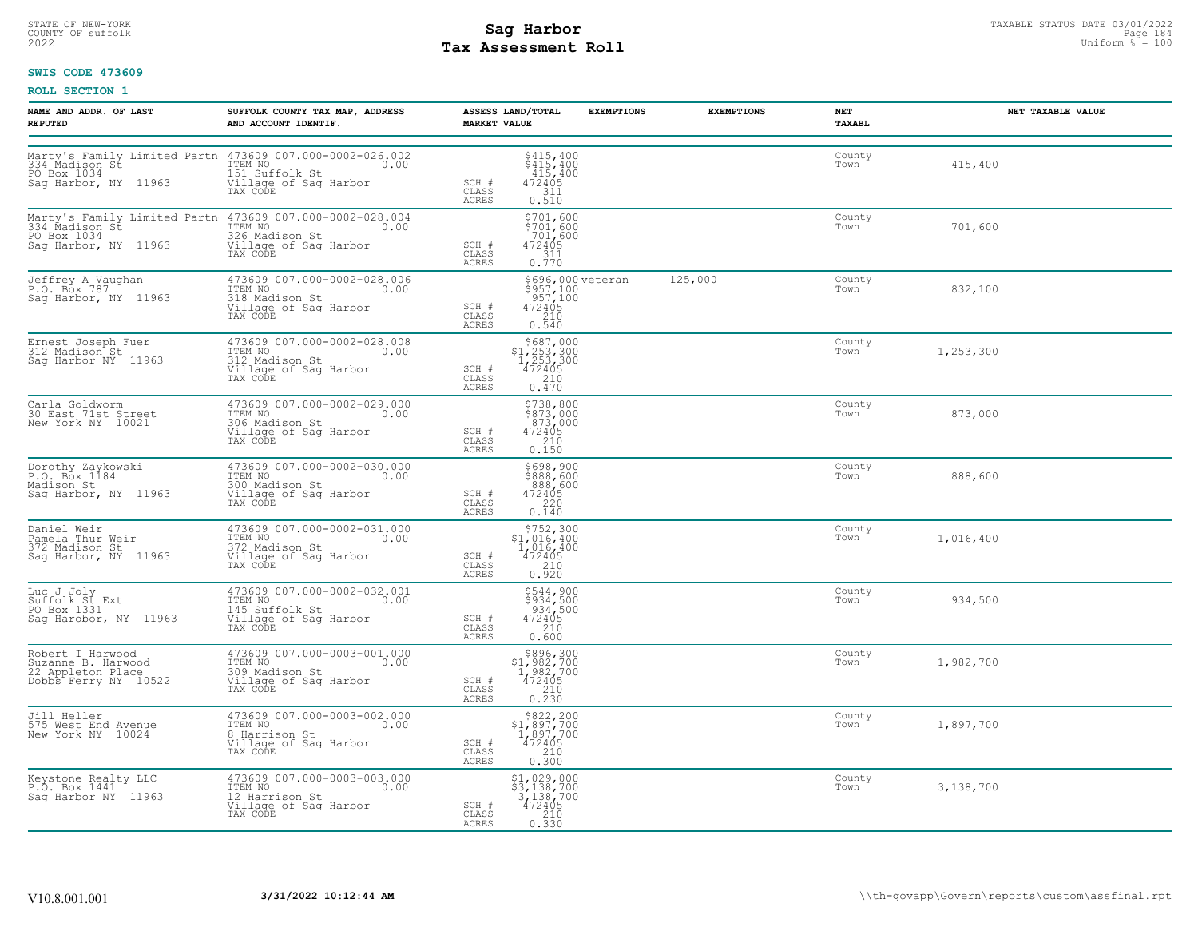STATE OF NEW-YORK
COUNTY OF suffolk
2022

# Sag Harbor
# Tax Assessment Roll

TAXABLE STATUS DATE 03/01/2022
Uniform % = 100

**SWIS CODE 473609**

**ROLL SECTION 1**

| NAME AND ADDR. OF LAST REPUTED | SUFFOLK COUNTY TAX MAP, ADDRESS AND ACCOUNT IDENTIF. | ASSESS LAND/TOTAL MARKET VALUE | EXEMPTIONS | EXEMPTIONS | NET TAXABL | NET TAXABLE VALUE |
|---|---|---|---|---|---|---|
| Marty's Family Limited Partn<br>334 Madison St<br>PO Box 1034<br>Sag Harbor, NY 11963 | 473609 007.000-0002-026.002<br>ITEM NO 0.00<br>151 Suffolk St<br>Village of Sag Harbor<br>TAX CODE | $415,400<br>$415,400<br>415,400<br>SCH # 472405<br>CLASS 311<br>ACRES 0.510 | | | County<br>Town | 415,400 |
| Marty's Family Limited Partn<br>334 Madison St<br>PO Box 1034<br>Sag Harbor, NY 11963 | 473609 007.000-0002-028.004<br>ITEM NO 0.00<br>326 Madison St<br>Village of Sag Harbor<br>TAX CODE | $701,600<br>$701,600<br>701,600<br>SCH # 472405<br>CLASS 311<br>ACRES 0.770 | | | County<br>Town | 701,600 |
| Jeffrey A Vaughan<br>P.O. Box 787<br>Sag Harbor, NY 11963 | 473609 007.000-0002-028.006<br>ITEM NO 0.00<br>318 Madison St<br>Village of Sag Harbor<br>TAX CODE | $696,000<br>$957,100<br>957,100<br>SCH # 472405<br>CLASS 210<br>ACRES 0.540 | veteran | 125,000 | County<br>Town | 832,100 |
| Ernest Joseph Fuer<br>312 Madison St<br>Sag Harbor NY 11963 | 473609 007.000-0002-028.008<br>ITEM NO 0.00<br>312 Madison St<br>Village of Sag Harbor<br>TAX CODE | $687,000<br>$1,253,300<br>1,253,300<br>SCH # 472405<br>CLASS 210<br>ACRES 0.470 | | | County<br>Town | 1,253,300 |
| Carla Goldworm<br>30 East 71st Street<br>New York NY 10021 | 473609 007.000-0002-029.000<br>ITEM NO 0.00<br>306 Madison St<br>Village of Sag Harbor<br>TAX CODE | $738,800<br>$873,000<br>873,000<br>SCH # 472405<br>CLASS 210<br>ACRES 0.150 | | | County<br>Town | 873,000 |
| Dorothy Zaykowski<br>P.O. Box 1184<br>Madison St<br>Sag Harbor, NY 11963 | 473609 007.000-0002-030.000<br>ITEM NO 0.00<br>300 Madison St<br>Village of Sag Harbor<br>TAX CODE | $698,900<br>$888,600<br>888,600<br>SCH # 472405<br>CLASS 220<br>ACRES 0.140 | | | County<br>Town | 888,600 |
| Daniel Weir<br>Pamela Thur Weir<br>372 Madison St<br>Sag Harbor, NY 11963 | 473609 007.000-0002-031.000<br>ITEM NO 0.00<br>372 Madison St<br>Village of Sag Harbor<br>TAX CODE | $752,300<br>$1,016,400<br>1,016,400<br>SCH # 472405<br>CLASS 210<br>ACRES 0.920 | | | County<br>Town | 1,016,400 |
| Luc J Joly<br>Suffolk St Ext<br>PO Box 1331<br>Sag Harobor, NY 11963 | 473609 007.000-0002-032.001<br>ITEM NO 0.00<br>145 Suffolk St<br>Village of Sag Harbor<br>TAX CODE | $544,900<br>$934,500<br>934,500<br>SCH # 472405<br>CLASS 210<br>ACRES 0.600 | | | County<br>Town | 934,500 |
| Robert I Harwood<br>Suzanne B. Harwood<br>22 Appleton Place<br>Dobbs Ferry NY 10522 | 473609 007.000-0003-001.000<br>ITEM NO 0.00<br>309 Madison St<br>Village of Sag Harbor<br>TAX CODE | $896,300<br>$1,982,700<br>1,982,700<br>SCH # 472405<br>CLASS 210<br>ACRES 0.230 | | | County<br>Town | 1,982,700 |
| Jill Heller<br>575 West End Avenue<br>New York NY 10024 | 473609 007.000-0003-002.000<br>ITEM NO 0.00<br>8 Harrison St<br>Village of Sag Harbor<br>TAX CODE | $822,200<br>$1,897,700<br>1,897,700<br>SCH # 472405<br>CLASS 210<br>ACRES 0.300 | | | County<br>Town | 1,897,700 |
| Keystone Realty LLC<br>P.O. Box 1441<br>Sag Harbor NY 11963 | 473609 007.000-0003-003.000<br>ITEM NO 0.00<br>12 Harrison St<br>Village of Sag Harbor<br>TAX CODE | $1,029,000<br>$3,138,700<br>3,138,700<br>SCH # 472405<br>CLASS 210<br>ACRES 0.330 | | | County<br>Town | 3,138,700 |

V10.8.001.001 3/31/2022 10:12:44 AM \\th-govapp\Govern\reports\custom\assfinal.rpt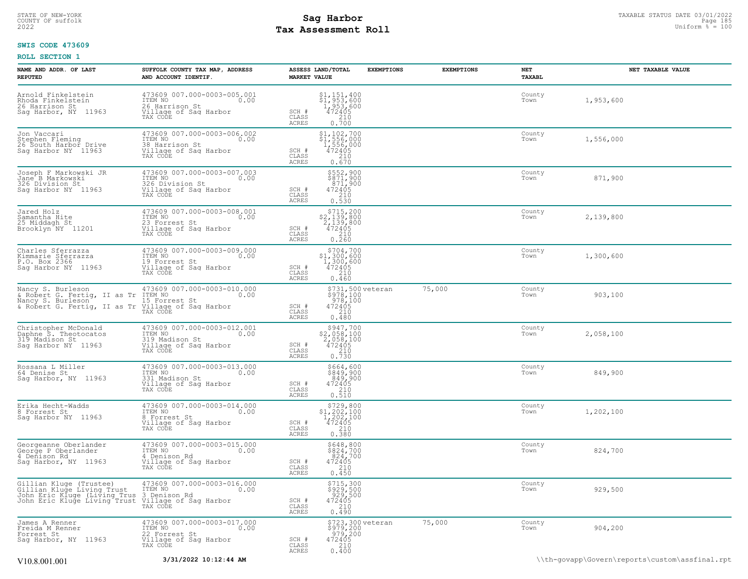STATE OF NEW-YORK
COUNTY OF suffolk
2022

# Sag Harbor
## Tax Assessment Roll

TAXABLE STATUS DATE 03/01/2022
Uniform % = 100

**SWIS CODE 473609**

**ROLL SECTION 1**

| NAME AND ADDR. OF LAST REPUTED | SUFFOLK COUNTY TAX MAP, ADDRESS AND ACCOUNT IDENTIF. | ASSESS LAND/TOTAL MARKET VALUE | EXEMPTIONS | EXEMPTIONS | NET TAXABL | NET TAXABLE VALUE |
|---|---|---|---|---|---|---|
| Arnold Finkelstein<br>Rhoda Finkelstein<br>26 Harrison St<br>Sag Harbor, NY 11963 | 473609 007.000-0003-005.001<br>ITEM NO 0.00<br>26 Harrison St<br>Village of Sag Harbor<br>TAX CODE | $1,151,400<br>$1,953,600<br>1,953,600<br>SCH # 472405<br>CLASS 210<br>ACRES 0.700 | | | County<br>Town | 1,953,600 |
| Jon Vaccari<br>Stephen Fleming<br>26 South Harbor Drive<br>Sag Harbor NY 11963 | 473609 007.000-0003-006.002<br>ITEM NO 0.00<br>38 Harrison St<br>Village of Sag Harbor<br>TAX CODE | $1,102,700<br>$1,556,000<br>1,556,000<br>SCH # 472405<br>CLASS 210<br>ACRES 0.670 | | | County<br>Town | 1,556,000 |
| Joseph F Markowski JR<br>Jane B Markowski<br>326 Division St<br>Sag Harbor NY 11963 | 473609 007.000-0003-007.003<br>ITEM NO 0.00<br>326 Division St<br>Village of Sag Harbor<br>TAX CODE | $552,900<br>$871,900<br>871,900<br>SCH # 472405<br>CLASS 210<br>ACRES 0.530 | | | County<br>Town | 871,900 |
| Jared Holz<br>Samantha Hite<br>25 Middagh St<br>Brooklyn NY 11201 | 473609 007.000-0003-008.001<br>ITEM NO 0.00<br>23 Forrest St<br>Village of Sag Harbor<br>TAX CODE | $715,200<br>$2,139,800<br>2,139,800<br>SCH # 472405<br>CLASS 210<br>ACRES 0.260 | | | County<br>Town | 2,139,800 |
| Charles Sferrazza<br>Kimmarie Sferrazza<br>P.O. Box 2366<br>Sag Harbor NY 11963 | 473609 007.000-0003-009.000<br>ITEM NO 0.00<br>19 Forrest St<br>Village of Sag Harbor<br>TAX CODE | $704,700<br>$1,300,600<br>1,300,600<br>SCH # 472405<br>CLASS 210<br>ACRES 0.460 | | | County<br>Town | 1,300,600 |
| Nancy S. Burleson<br>& Robert G. Fertig, II as Tr<br>Nancy S. Burleson<br>& Robert G. Fertig, II as Tr | 473609 007.000-0003-010.000<br>ITEM NO 0.00<br>15 Forrest St<br>Village of Sag Harbor<br>TAX CODE | $731,500<br>$978,100<br>978,100<br>SCH # 472405<br>CLASS 210<br>ACRES 0.480 | veteran | 75,000 | County<br>Town | 903,100 |
| Christopher McDonald<br>Daphne S. Theotocatos<br>319 Madison St<br>Sag Harbor NY 11963 | 473609 007.000-0003-012.001<br>ITEM NO 0.00<br>319 Madison St<br>Village of Sag Harbor<br>TAX CODE | $947,700<br>$2,058,100<br>2,058,100<br>SCH # 472405<br>CLASS 210<br>ACRES 0.730 | | | County<br>Town | 2,058,100 |
| Rossana L Miller<br>64 Denise St<br>Sag Harbor, NY 11963 | 473609 007.000-0003-013.000<br>ITEM NO 0.00<br>331 Madison St<br>Village of Sag Harbor<br>TAX CODE | $664,600<br>$849,900<br>849,900<br>SCH # 472405<br>CLASS 210<br>ACRES 0.510 | | | County<br>Town | 849,900 |
| Erika Hecht-Wadds<br>8 Forrest St<br>Sag Harbor NY 11963 | 473609 007.000-0003-014.000<br>ITEM NO 0.00<br>8 Forrest St<br>Village of Sag Harbor<br>TAX CODE | $729,800<br>$1,202,100<br>1,202,100<br>SCH # 472405<br>CLASS 210<br>ACRES 0.380 | | | County<br>Town | 1,202,100 |
| Georgeanne Oberlander<br>George P Oberlander<br>4 Denison Rd<br>Sag Harbor, NY 11963 | 473609 007.000-0003-015.000<br>ITEM NO 0.00<br>4 Denison Rd<br>Village of Sag Harbor<br>TAX CODE | $648,800<br>$824,700<br>824,700<br>SCH # 472405<br>CLASS 210<br>ACRES 0.450 | | | County<br>Town | 824,700 |
| Gillian Kluge (Trustee)<br>Gillian Kluge Living Trust<br>John Eric Kluge (Living Trus<br>John Eric Kluge Living Trust | 473609 007.000-0003-016.000<br>ITEM NO 0.00<br>3 Denison Rd<br>Village of Sag Harbor<br>TAX CODE | $715,300<br>$929,500<br>929,500<br>SCH # 472405<br>CLASS 210<br>ACRES 0.490 | | | County<br>Town | 929,500 |
| James A Renner<br>Freida M Renner<br>Forrest St<br>Sag Harbor, NY 11963 | 473609 007.000-0003-017.000<br>ITEM NO 0.00<br>22 Forrest St<br>Village of Sag Harbor<br>TAX CODE | $723,300<br>$979,200<br>979,200<br>SCH # 472405<br>CLASS 210<br>ACRES 0.400 | veteran | 75,000 | County<br>Town | 904,200 |

V10.8.001.001 3/31/2022 10:12:44 AM \\th-govapp\Govern\reports\custom\assfinal.rpt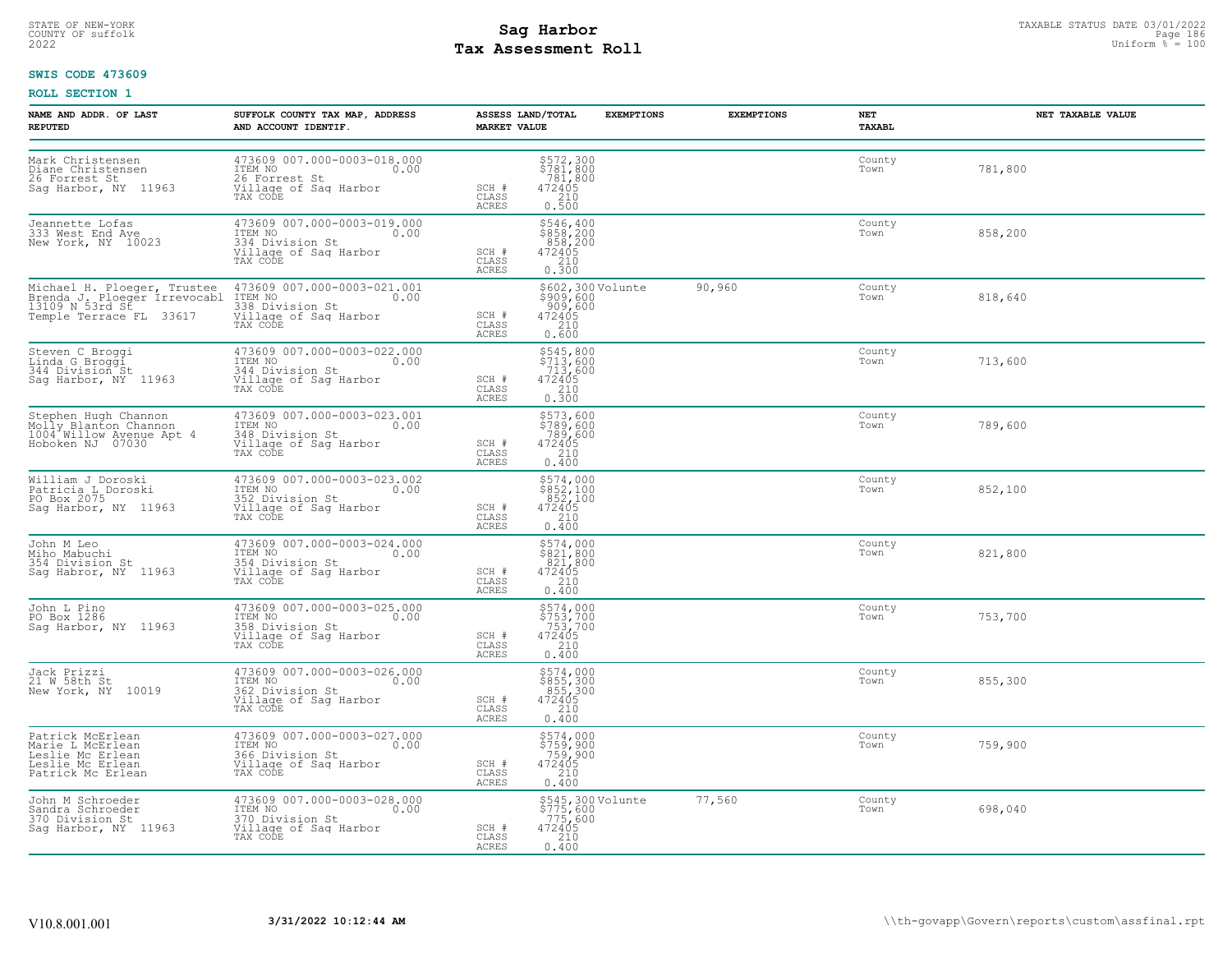STATE OF NEW-YORK
COUNTY OF suffolk
2022

# Sag Harbor
# Tax Assessment Roll

TAXABLE STATUS DATE 03/01/2022
Uniform % = 100

**SWIS CODE 473609**

**ROLL SECTION 1**

| NAME AND ADDR. OF LAST REPUTED | SUFFOLK COUNTY TAX MAP, ADDRESS AND ACCOUNT IDENTIF. | | ASSESS LAND/TOTAL MARKET VALUE | EXEMPTIONS | EXEMPTIONS | NET TAXABL | NET TAXABLE VALUE |
|---|---|---|---|---|---|---|---|
| Mark Christensen<br>Diane Christensen<br>26 Forrest St<br>Sag Harbor, NY 11963 | 473609 007.000-0003-018.000<br>ITEM NO 0.00<br>26 Forrest St<br>Village of Sag Harbor<br>TAX CODE | SCH #<br>CLASS<br>ACRES | $572,300<br>$781,800<br>781,800<br>472405<br>210<br>0.500 | | | County<br>Town | 781,800 |
| Jeannette Lofas<br>333 West End Ave<br>New York, NY 10023 | 473609 007.000-0003-019.000<br>ITEM NO 0.00<br>334 Division St<br>Village of Sag Harbor<br>TAX CODE | SCH #<br>CLASS<br>ACRES | $546,400<br>$858,200<br>858,200<br>472405<br>210<br>0.300 | | | County<br>Town | 858,200 |
| Michael H. Ploeger, Trustee<br>Brenda J. Ploeger Irrevocabl<br>13109 N 53rd St<br>Temple Terrace FL 33617 | 473609 007.000-0003-021.001<br>ITEM NO 0.00<br>338 Division St<br>Village of Sag Harbor<br>TAX CODE | SCH #<br>CLASS<br>ACRES | $602,300<br>$909,600<br>909,600<br>472405<br>210<br>0.600 | Volunte | 90,960 | County<br>Town | 818,640 |
| Steven C Broggi<br>Linda G Broggi<br>344 Division St<br>Sag Harbor, NY 11963 | 473609 007.000-0003-022.000<br>ITEM NO 0.00<br>344 Division St<br>Village of Sag Harbor<br>TAX CODE | SCH #<br>CLASS<br>ACRES | $545,800<br>$713,600<br>713,600<br>472405<br>210<br>0.300 | | | County<br>Town | 713,600 |
| Stephen Hugh Channon<br>Molly Blanton Channon<br>1004 Willow Avenue Apt 4<br>Hoboken NJ 07030 | 473609 007.000-0003-023.001<br>ITEM NO 0.00<br>348 Division St<br>Village of Sag Harbor<br>TAX CODE | SCH #<br>CLASS<br>ACRES | $573,600<br>$789,600<br>789,600<br>472405<br>210<br>0.400 | | | County<br>Town | 789,600 |
| William J Doroski<br>Patricia L Doroski<br>PO Box 2075<br>Sag Harbor, NY 11963 | 473609 007.000-0003-023.002<br>ITEM NO 0.00<br>352 Division St<br>Village of Sag Harbor<br>TAX CODE | SCH #<br>CLASS<br>ACRES | $574,000<br>$852,100<br>852,100<br>472405<br>210<br>0.400 | | | County<br>Town | 852,100 |
| John M Leo<br>Miho Mabuchi<br>354 Division St<br>Sag Habror, NY 11963 | 473609 007.000-0003-024.000<br>ITEM NO 0.00<br>354 Division St<br>Village of Sag Harbor<br>TAX CODE | SCH #<br>CLASS<br>ACRES | $574,000<br>$821,800<br>821,800<br>472405<br>210<br>0.400 | | | County<br>Town | 821,800 |
| John L Pino<br>PO Box 1286<br>Sag Harbor, NY 11963 | 473609 007.000-0003-025.000<br>ITEM NO 0.00<br>358 Division St<br>Village of Sag Harbor<br>TAX CODE | SCH #<br>CLASS<br>ACRES | $574,000<br>$753,700<br>753,700<br>472405<br>210<br>0.400 | | | County<br>Town | 753,700 |
| Jack Prizzi<br>21 W 58th St<br>New York, NY 10019 | 473609 007.000-0003-026.000<br>ITEM NO 0.00<br>362 Division St<br>Village of Sag Harbor<br>TAX CODE | SCH #<br>CLASS<br>ACRES | $574,000<br>$855,300<br>855,300<br>472405<br>210<br>0.400 | | | County<br>Town | 855,300 |
| Patrick McErlean<br>Marie L McErlean<br>Leslie Mc Erlean<br>Leslie Mc Erlean<br>Patrick Mc Erlean | 473609 007.000-0003-027.000<br>ITEM NO 0.00<br>366 Division St<br>Village of Sag Harbor<br>TAX CODE | SCH #<br>CLASS<br>ACRES | $574,000<br>$759,900<br>759,900<br>472405<br>210<br>0.400 | | | County<br>Town | 759,900 |
| John M Schroeder<br>Sandra Schroeder<br>370 Division St<br>Sag Harbor, NY 11963 | 473609 007.000-0003-028.000<br>ITEM NO 0.00<br>370 Division St<br>Village of Sag Harbor<br>TAX CODE | SCH #<br>CLASS<br>ACRES | $545,300<br>$775,600<br>775,600<br>472405<br>210<br>0.400 | Volunte | 77,560 | County<br>Town | 698,040 |

V10.8.001.001 3/31/2022 10:12:44 AM \\th-govapp\Govern\reports\custom\assfinal.rpt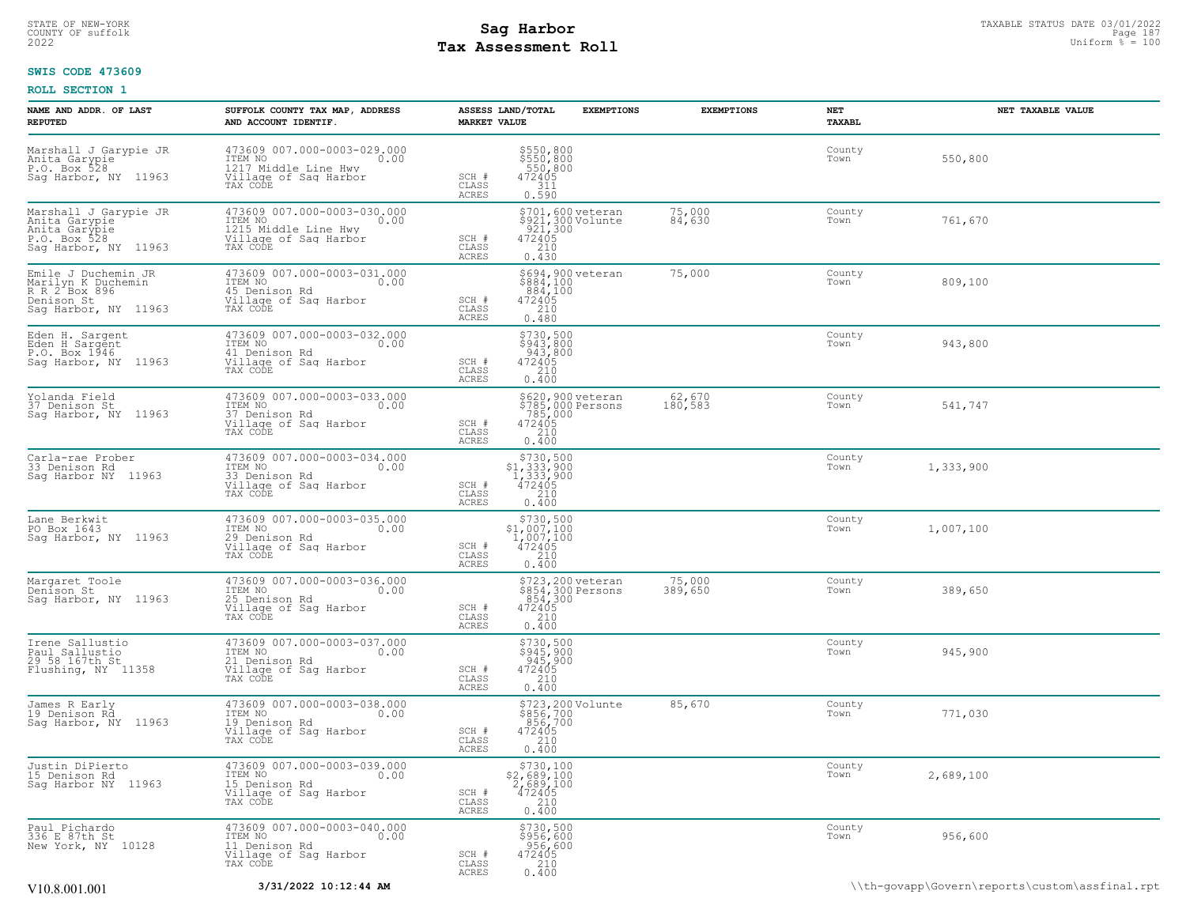STATE OF NEW-YORK
COUNTY OF suffolk
2022

# Sag Harbor
## Tax Assessment Roll

TAXABLE STATUS DATE 03/01/2022
Uniform % = 100

**SWIS CODE 473609**

**ROLL SECTION 1**

| NAME AND ADDR. OF LAST REPUTED | SUFFOLK COUNTY TAX MAP, ADDRESS AND ACCOUNT IDENTIF. | ASSESS LAND/TOTAL MARKET VALUE | EXEMPTIONS | EXEMPTIONS | NET TAXABL | NET TAXABLE VALUE |
|---|---|---|---|---|---|---|
| Marshall J Garypie JR<br>Anita Garypie<br>P.O. Box 528<br>Sag Harbor, NY 11963 | 473609 007.000-0003-029.000<br>ITEM NO 0.00<br>1217 Middle Line Hwy<br>Village of Sag Harbor<br>TAX CODE | $550,800<br>$550,800<br>550,800<br>SCH # 472405<br>CLASS 311<br>ACRES 0.590 | | | County<br>Town | 550,800 |
| Marshall J Garypie JR<br>Anita Garypie<br>Anita Garypie<br>P.O. Box 528<br>Sag Harbor, NY 11963 | 473609 007.000-0003-030.000<br>ITEM NO 0.00<br>1215 Middle Line Hwy<br>Village of Sag Harbor<br>TAX CODE | $701,600<br>$921,300<br>921,300<br>SCH # 472405<br>CLASS 210<br>ACRES 0.430 | veteran<br>Volunte | 75,000<br>84,630 | County<br>Town | 761,670 |
| Emile J Duchemin JR<br>Marilyn K Duchemin<br>R R 2 Box 896<br>Denison St<br>Sag Harbor, NY 11963 | 473609 007.000-0003-031.000<br>ITEM NO 0.00<br>45 Denison Rd<br>Village of Sag Harbor<br>TAX CODE | $694,900<br>$884,100<br>884,100<br>SCH # 472405<br>CLASS 210<br>ACRES 0.480 | veteran | 75,000 | County<br>Town | 809,100 |
| Eden H. Sargent<br>Eden H Sargent<br>P.O. Box 1946<br>Sag Harbor, NY 11963 | 473609 007.000-0003-032.000<br>ITEM NO 0.00<br>41 Denison Rd<br>Village of Sag Harbor<br>TAX CODE | $730,500<br>$943,800<br>943,800<br>SCH # 472405<br>CLASS 210<br>ACRES 0.400 | | | County<br>Town | 943,800 |
| Yolanda Field<br>37 Denison St<br>Sag Harbor, NY 11963 | 473609 007.000-0003-033.000<br>ITEM NO 0.00<br>37 Denison Rd<br>Village of Sag Harbor<br>TAX CODE | $620,900<br>$785,000<br>785,000<br>SCH # 472405<br>CLASS 210<br>ACRES 0.400 | veteran<br>Persons | 62,670<br>180,583 | County<br>Town | 541,747 |
| Carla-rae Prober<br>33 Denison Rd<br>Sag Harbor NY 11963 | 473609 007.000-0003-034.000<br>ITEM NO 0.00<br>33 Denison Rd<br>Village of Sag Harbor<br>TAX CODE | $730,500<br>$1,333,900<br>1,333,900<br>SCH # 472405<br>CLASS 210<br>ACRES 0.400 | | | County<br>Town | 1,333,900 |
| Lane Berkwit<br>PO Box 1643<br>Sag Harbor, NY 11963 | 473609 007.000-0003-035.000<br>ITEM NO 0.00<br>29 Denison Rd<br>Village of Sag Harbor<br>TAX CODE | $730,500<br>$1,007,100<br>1,007,100<br>SCH # 472405<br>CLASS 210<br>ACRES 0.400 | | | County<br>Town | 1,007,100 |
| Margaret Toole<br>Denison St<br>Sag Harbor, NY 11963 | 473609 007.000-0003-036.000<br>ITEM NO 0.00<br>25 Denison Rd<br>Village of Sag Harbor<br>TAX CODE | $723,200<br>$854,300<br>854,300<br>SCH # 472405<br>CLASS 210<br>ACRES 0.400 | veteran<br>Persons | 75,000<br>389,650 | County<br>Town | 389,650 |
| Irene Sallustio<br>Paul Sallustio<br>29 58 167th St<br>Flushing, NY 11358 | 473609 007.000-0003-037.000<br>ITEM NO 0.00<br>21 Denison Rd<br>Village of Sag Harbor<br>TAX CODE | $730,500<br>$945,900<br>945,900<br>SCH # 472405<br>CLASS 210<br>ACRES 0.400 | | | County<br>Town | 945,900 |
| James R Early<br>19 Denison Rd<br>Sag Harbor, NY 11963 | 473609 007.000-0003-038.000<br>ITEM NO 0.00<br>19 Denison Rd<br>Village of Sag Harbor<br>TAX CODE | $723,200<br>$856,700<br>856,700<br>SCH # 472405<br>CLASS 210<br>ACRES 0.400 | Volunte | 85,670 | County<br>Town | 771,030 |
| Justin DiPierto<br>15 Denison Rd<br>Sag Harbor NY 11963 | 473609 007.000-0003-039.000<br>ITEM NO 0.00<br>15 Denison Rd<br>Village of Sag Harbor<br>TAX CODE | $730,100<br>$2,689,100<br>2,689,100<br>SCH # 472405<br>CLASS 210<br>ACRES 0.400 | | | County<br>Town | 2,689,100 |
| Paul Pichardo<br>336 E 87th St<br>New York, NY 10128 | 473609 007.000-0003-040.000<br>ITEM NO 0.00<br>11 Denison Rd<br>Village of Sag Harbor<br>TAX CODE | $730,500<br>$956,600<br>956,600<br>SCH # 472405<br>CLASS 210<br>ACRES 0.400 | | | County<br>Town | 956,600 |

V10.8.001.001 **3/31/2022 10:12:44 AM** \\th-govapp\Govern\reports\custom\assfinal.rpt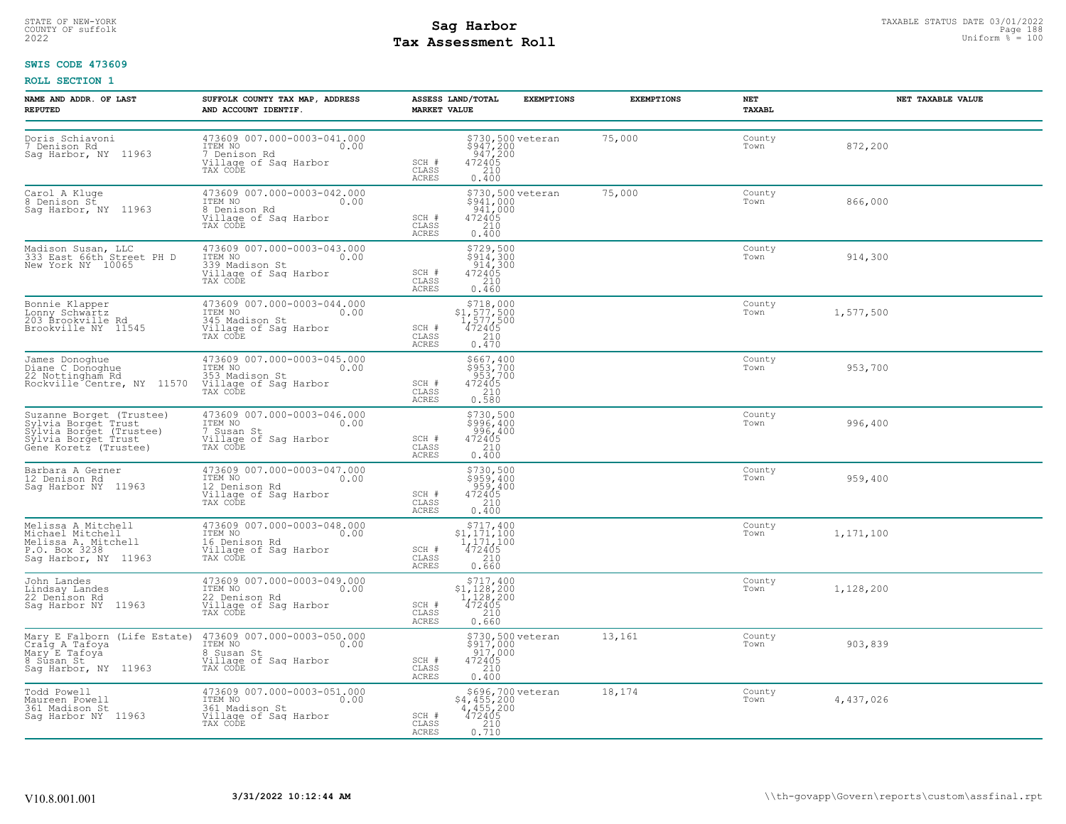STATE OF NEW-YORK
COUNTY OF suffolk
2022

# Sag Harbor
## Tax Assessment Roll

TAXABLE STATUS DATE 03/01/2022
Uniform % = 100

**SWIS CODE 473609**

**ROLL SECTION 1**

| NAME AND ADDR. OF LAST REPUTED | SUFFOLK COUNTY TAX MAP, ADDRESS AND ACCOUNT IDENTIF. | ASSESS LAND/TOTAL MARKET VALUE | EXEMPTIONS | EXEMPTIONS | NET TAXABL | NET TAXABLE VALUE |
|---|---|---|---|---|---|---|
| Doris Schiavoni<br>7 Denison Rd<br>Sag Harbor, NY 11963 | 473609 007.000-0003-041.000<br>ITEM NO 0.00<br>7 Denison Rd<br>Village of Sag Harbor<br>TAX CODE | $730,500<br>$947,200<br>947,200<br>SCH # 472405<br>CLASS 210<br>ACRES 0.400 | veteran | 75,000 | County<br>Town | 872,200 |
| Carol A Kluge<br>8 Denison St<br>Sag Harbor, NY 11963 | 473609 007.000-0003-042.000<br>ITEM NO 0.00<br>8 Denison Rd<br>Village of Sag Harbor<br>TAX CODE | $730,500<br>$941,000<br>941,000<br>SCH # 472405<br>CLASS 210<br>ACRES 0.400 | veteran | 75,000 | County<br>Town | 866,000 |
| Madison Susan, LLC<br>333 East 66th Street PH D<br>New York NY 10065 | 473609 007.000-0003-043.000<br>ITEM NO 0.00<br>339 Madison St<br>Village of Sag Harbor<br>TAX CODE | $729,500<br>$914,300<br>914,300<br>SCH # 472405<br>CLASS 210<br>ACRES 0.460 | | | County<br>Town | 914,300 |
| Bonnie Klapper<br>Lonny Schwartz<br>203 Brookville Rd<br>Brookville NY 11545 | 473609 007.000-0003-044.000<br>ITEM NO 0.00<br>345 Madison St<br>Village of Sag Harbor<br>TAX CODE | $718,000<br>$1,577,500<br>1,577,500<br>SCH # 472405<br>CLASS 210<br>ACRES 0.470 | | | County<br>Town | 1,577,500 |
| James Donoghue<br>Diane C Donoghue<br>22 Nottingham Rd<br>Rockville Centre, NY 11570 | 473609 007.000-0003-045.000<br>ITEM NO 0.00<br>353 Madison St<br>Village of Sag Harbor<br>TAX CODE | $667,400<br>$953,700<br>953,700<br>SCH # 472405<br>CLASS 210<br>ACRES 0.580 | | | County<br>Town | 953,700 |
| Suzanne Borget (Trustee)<br>Sylvia Borget Trust<br>Sylvia Borget (Trustee)<br>Sylvia Borget Trust<br>Gene Koretz (Trustee) | 473609 007.000-0003-046.000<br>ITEM NO 0.00<br>7 Susan St<br>Village of Sag Harbor<br>TAX CODE | $730,500<br>$996,400<br>996,400<br>SCH # 472405<br>CLASS 210<br>ACRES 0.400 | | | County<br>Town | 996,400 |
| Barbara A Gerner<br>12 Denison Rd<br>Sag Harbor NY 11963 | 473609 007.000-0003-047.000<br>ITEM NO 0.00<br>12 Denison Rd<br>Village of Sag Harbor<br>TAX CODE | $730,500<br>$959,400<br>959,400<br>SCH # 472405<br>CLASS 210<br>ACRES 0.400 | | | County<br>Town | 959,400 |
| Melissa A Mitchell<br>Michael Mitchell<br>Melissa A. Mitchell<br>P.O. Box 3238<br>Sag Harbor, NY 11963 | 473609 007.000-0003-048.000<br>ITEM NO 0.00<br>16 Denison Rd<br>Village of Sag Harbor<br>TAX CODE | $717,400<br>$1,171,100<br>1,171,100<br>SCH # 472405<br>CLASS 210<br>ACRES 0.660 | | | County<br>Town | 1,171,100 |
| John Landes<br>Lindsay Landes<br>22 Denison Rd<br>Sag Harbor NY 11963 | 473609 007.000-0003-049.000<br>ITEM NO 0.00<br>22 Denison Rd<br>Village of Sag Harbor<br>TAX CODE | $717,400<br>$1,128,200<br>1,128,200<br>SCH # 472405<br>CLASS 210<br>ACRES 0.660 | | | County<br>Town | 1,128,200 |
| Mary E Falborn (Life Estate)<br>Craig A Tafoya<br>Mary E Tafoya<br>8 Susan St<br>Sag Harbor, NY 11963 | 473609 007.000-0003-050.000<br>ITEM NO 0.00<br>8 Susan St<br>Village of Sag Harbor<br>TAX CODE | $730,500<br>$917,000<br>917,000<br>SCH # 472405<br>CLASS 210<br>ACRES 0.400 | veteran | 13,161 | County<br>Town | 903,839 |
| Todd Powell<br>Maureen Powell<br>361 Madison St<br>Sag Harbor NY 11963 | 473609 007.000-0003-051.000<br>ITEM NO 0.00<br>361 Madison St<br>Village of Sag Harbor<br>TAX CODE | $696,700<br>$4,455,200<br>4,455,200<br>SCH # 472405<br>CLASS 210<br>ACRES 0.710 | veteran | 18,174 | County<br>Town | 4,437,026 |

V10.8.001.001 3/31/2022 10:12:44 AM \\th-govapp\Govern\reports\custom\assfinal.rpt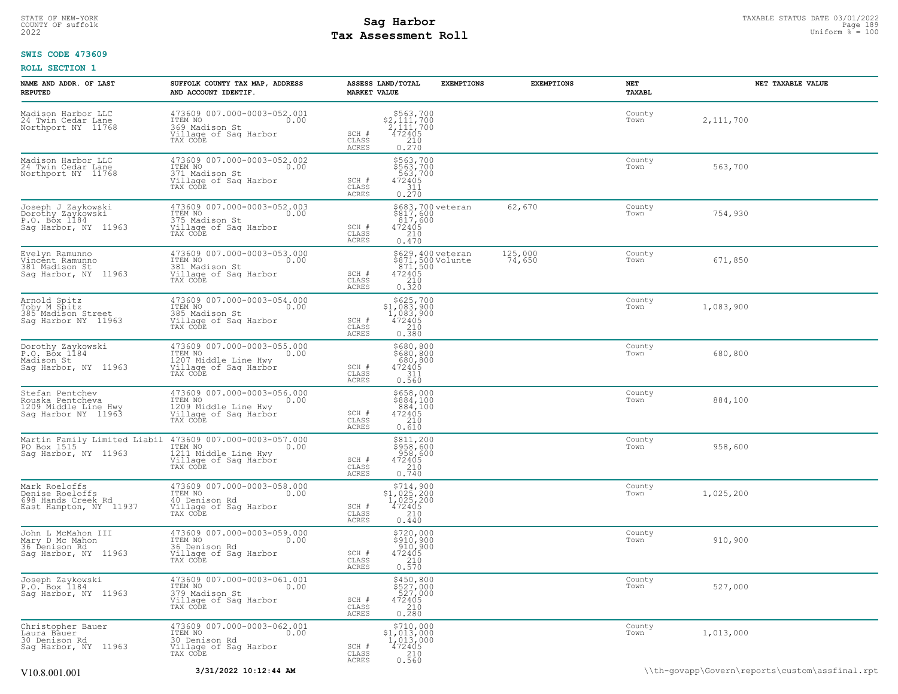STATE OF NEW-YORK
COUNTY OF suffolk
2022

# Sag Harbor
# Tax Assessment Roll

TAXABLE STATUS DATE 03/01/2022
Uniform % = 100

**SWIS CODE 473609**

**ROLL SECTION 1**

| NAME AND ADDR. OF LAST REPUTED | SUFFOLK COUNTY TAX MAP, ADDRESS AND ACCOUNT IDENTIF. | ASSESS LAND/TOTAL MARKET VALUE | EXEMPTIONS | EXEMPTIONS | NET TAXABL | NET TAXABLE VALUE |
|---|---|---|---|---|---|---|
| Madison Harbor LLC<br>24 Twin Cedar Lane<br>Northport NY 11768 | 473609 007.000-0003-052.001<br>ITEM NO 0.00<br>369 Madison St<br>Village of Sag Harbor<br>TAX CODE | $563,700<br>$2,111,700<br>2,111,700<br>SCH # 472405<br>CLASS 210<br>ACRES 0.270 | | | County<br>Town | 2,111,700 |
| Madison Harbor LLC<br>24 Twin Cedar Lane<br>Northport NY 11768 | 473609 007.000-0003-052.002<br>ITEM NO 0.00<br>371 Madison St<br>Village of Sag Harbor<br>TAX CODE | $563,700<br>$563,700<br>563,700<br>SCH # 472405<br>CLASS 311<br>ACRES 0.270 | | | County<br>Town | 563,700 |
| Joseph J Zaykowski<br>Dorothy Zaykowski<br>P.O. Box 1184<br>Sag Harbor, NY 11963 | 473609 007.000-0003-052.003<br>ITEM NO 0.00<br>375 Madison St<br>Village of Sag Harbor<br>TAX CODE | $683,700<br>$817,600<br>817,600<br>SCH # 472405<br>CLASS 210<br>ACRES 0.470 | veteran | 62,670 | County<br>Town | 754,930 |
| Evelyn Ramunno<br>Vincent Ramunno<br>381 Madison St<br>Sag Harbor, NY 11963 | 473609 007.000-0003-053.000<br>ITEM NO 0.00<br>381 Madison St<br>Village of Sag Harbor<br>TAX CODE | $629,400<br>$871,500<br>871,500<br>SCH # 472405<br>CLASS 210<br>ACRES 0.320 | veteran<br>Volunte | 125,000<br>74,650 | County<br>Town | 671,850 |
| Arnold Spitz<br>Toby M Spitz<br>385 Madison Street<br>Sag Harbor NY 11963 | 473609 007.000-0003-054.000<br>ITEM NO 0.00<br>385 Madison St<br>Village of Sag Harbor<br>TAX CODE | $625,700<br>$1,083,900<br>1,083,900<br>SCH # 472405<br>CLASS 210<br>ACRES 0.380 | | | County<br>Town | 1,083,900 |
| Dorothy Zaykowski<br>P.O. Box 1184<br>Madison St<br>Sag Harbor, NY 11963 | 473609 007.000-0003-055.000<br>ITEM NO 0.00<br>1207 Middle Line Hwy<br>Village of Sag Harbor<br>TAX CODE | $680,800<br>$680,800<br>680,800<br>SCH # 472405<br>CLASS 311<br>ACRES 0.560 | | | County<br>Town | 680,800 |
| Stefan Pentchev<br>Rouska Pentcheva<br>1209 Middle Line Hwy<br>Sag Harbor NY 11963 | 473609 007.000-0003-056.000<br>ITEM NO 0.00<br>1209 Middle Line Hwy<br>Village of Sag Harbor<br>TAX CODE | $658,000<br>$884,100<br>884,100<br>SCH # 472405<br>CLASS 210<br>ACRES 0.610 | | | County<br>Town | 884,100 |
| Martin Family Limited Liabil<br>PO Box 1515<br>Sag Harbor, NY 11963 | 473609 007.000-0003-057.000<br>ITEM NO 0.00<br>1211 Middle Line Hwy<br>Village of Sag Harbor<br>TAX CODE | $811,200<br>$958,600<br>958,600<br>SCH # 472405<br>CLASS 210<br>ACRES 0.740 | | | County<br>Town | 958,600 |
| Mark Roeloffs<br>Denise Roeloffs<br>698 Hands Creek Rd<br>East Hampton, NY 11937 | 473609 007.000-0003-058.000<br>ITEM NO 0.00<br>40 Denison Rd<br>Village of Sag Harbor<br>TAX CODE | $714,900<br>$1,025,200<br>1,025,200<br>SCH # 472405<br>CLASS 210<br>ACRES 0.440 | | | County<br>Town | 1,025,200 |
| John L McMahon III<br>Mary D Mc Mahon<br>36 Denison Rd<br>Sag Harbor, NY 11963 | 473609 007.000-0003-059.000<br>ITEM NO 0.00<br>36 Denison Rd<br>Village of Sag Harbor<br>TAX CODE | $720,000<br>$910,900<br>910,900<br>SCH # 472405<br>CLASS 210<br>ACRES 0.570 | | | County<br>Town | 910,900 |
| Joseph Zaykowski<br>P.O. Box 1184<br>Sag Harbor, NY 11963 | 473609 007.000-0003-061.001<br>ITEM NO 0.00<br>379 Madison St<br>Village of Sag Harbor<br>TAX CODE | $450,800<br>$527,000<br>527,000<br>SCH # 472405<br>CLASS 210<br>ACRES 0.280 | | | County<br>Town | 527,000 |
| Christopher Bauer<br>Laura Bauer<br>30 Denison Rd<br>Sag Harbor, NY 11963 | 473609 007.000-0003-062.001<br>ITEM NO 0.00<br>30 Denison Rd<br>Village of Sag Harbor<br>TAX CODE | $710,000<br>$1,013,000<br>1,013,000<br>SCH # 472405<br>CLASS 210<br>ACRES 0.560 | | | County<br>Town | 1,013,000 |

V10.8.001.001 3/31/2022 10:12:44 AM \\th-govapp\Govern\reports\custom\assfinal.rpt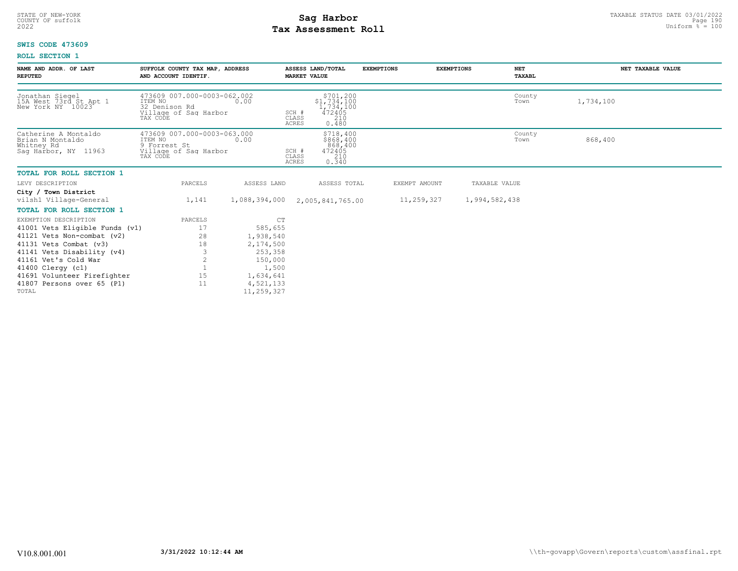**SWIS CODE 473609**

**ROLL SECTION 1**

| NAME AND ADDR. OF LAST REPUTED | SUFFOLK COUNTY TAX MAP, ADDRESS AND ACCOUNT IDENTIF. | ASSESS LAND/TOTAL MARKET VALUE | EXEMPTIONS | EXEMPTIONS | NET TAXABL | NET TAXABLE VALUE |
|---|---|---|---|---|---|---|
| Jonathan Siegel<br>15A West 73rd St Apt 1<br>New York NY 10023 | 473609 007.000-0003-062.002<br>ITEM NO 0.00<br>32 Denison Rd<br>Village of Sag Harbor<br>TAX CODE | $701,200<br>$1,734,100<br>1,734,100<br>SCH # 472405<br>CLASS 210<br>ACRES 0.480 | | | County<br>Town | 1,734,100 |
| Catherine A Montaldo<br>Brian N Montaldo<br>Whitney Rd<br>Sag Harbor, NY 11963 | 473609 007.000-0003-063.000<br>ITEM NO 0.00<br>9 Forrest St<br>Village of Sag Harbor<br>TAX CODE | $718,400<br>$868,400<br>868,400<br>SCH # 472405<br>CLASS 210<br>ACRES 0.340 | | | County<br>Town | 868,400 |

**TOTAL FOR ROLL SECTION 1**

| LEVY DESCRIPTION | PARCELS | ASSESS LAND | ASSESS TOTAL | EXEMPT AMOUNT | TAXABLE VALUE |
|---|---|---|---|---|---|
| **City / Town District** | | | | | |
| vilsh1 Village-General | 1,141 | 1,088,394,000 | 2,005,841,765.00 | 11,259,327 | 1,994,582,438 |

**TOTAL FOR ROLL SECTION 1**

| EXEMPTION DESCRIPTION | PARCELS | CT |
|---|---|---|
| 41001 Vets Eligible Funds (v1) | 17 | 585,655 |
| 41121 Vets Non-combat (v2) | 28 | 1,938,540 |
| 41131 Vets Combat (v3) | 18 | 2,174,500 |
| 41141 Vets Disability (v4) | 3 | 253,358 |
| 41161 Vet's Cold War | 2 | 150,000 |
| 41400 Clergy (c1) | 1 | 1,500 |
| 41691 Volunteer Firefighter | 15 | 1,634,641 |
| 41807 Persons over 65 (P1) | 11 | 4,521,133 |
| TOTAL | | 11,259,327 |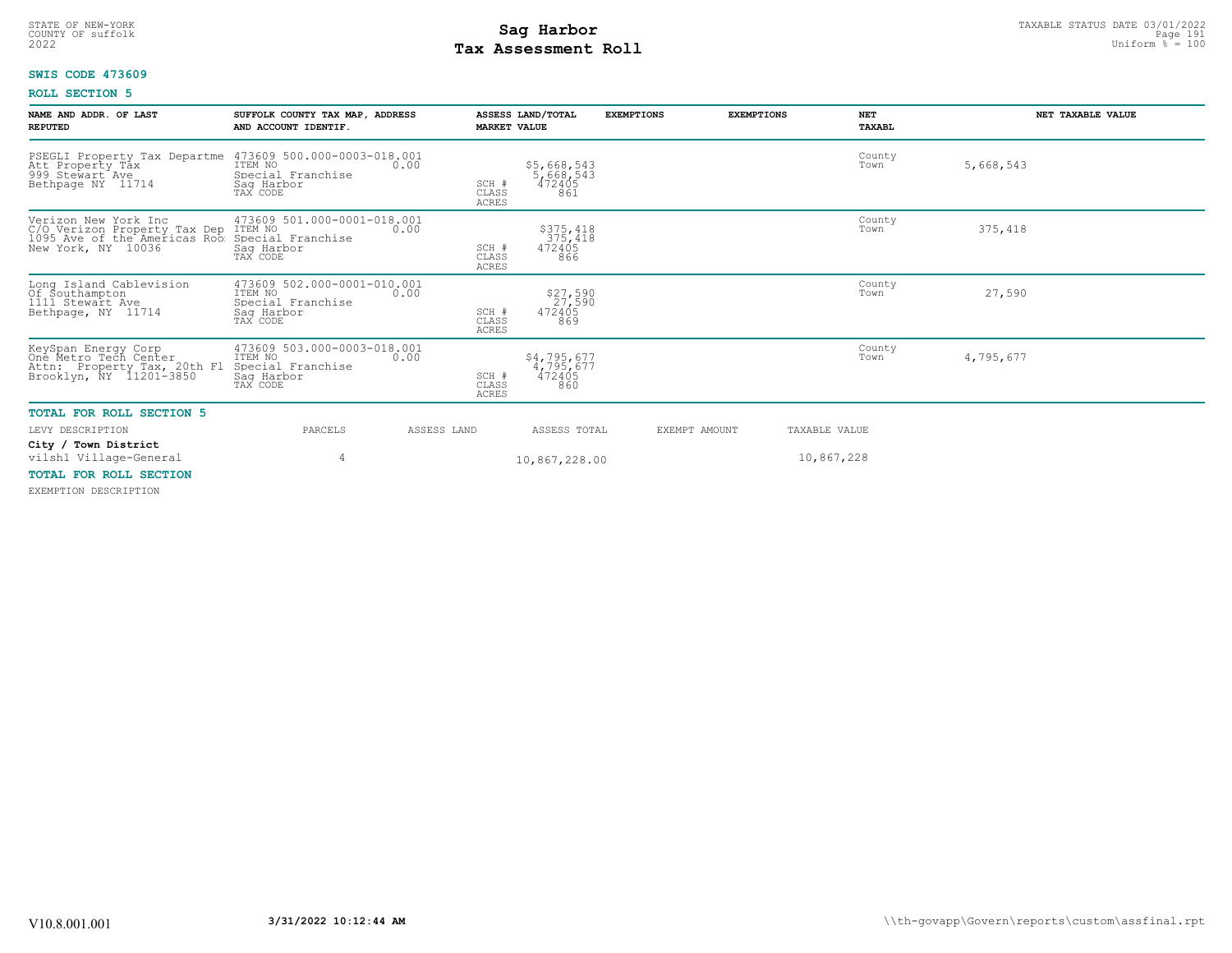STATE OF NEW-YORK
COUNTY OF suffolk
2022

# Sag Harbor
# Tax Assessment Roll

TAXABLE STATUS DATE 03/01/2022
Uniform % = 100

**SWIS CODE 473609**

**ROLL SECTION 5**

| NAME AND ADDR. OF LAST REPUTED | SUFFOLK COUNTY TAX MAP, ADDRESS AND ACCOUNT IDENTIF. | ASSESS LAND/TOTAL MARKET VALUE | EXEMPTIONS | EXEMPTIONS | NET TAXABL | NET TAXABLE VALUE |
|---|---|---|---|---|---|---|
| PSEGLI Property Tax Departme<br>Att Property Tax<br>999 Stewart Ave<br>Bethpage NY 11714 | 473609 500.000-0003-018.001<br>ITEM NO 0.00<br>Special Franchise<br>Sag Harbor<br>TAX CODE | $5,668,543<br>5,668,543<br>SCH # 472405<br>CLASS 861<br>ACRES | | | County<br>Town | 5,668,543 |
| Verizon New York Inc<br>C/O Verizon Property Tax Dep<br>1095 Ave of the Americas Roo<br>New York, NY 10036 | 473609 501.000-0001-018.001<br>ITEM NO 0.00<br>Special Franchise<br>Sag Harbor<br>TAX CODE | $375,418<br>375,418<br>SCH # 472405<br>CLASS 866<br>ACRES | | | County<br>Town | 375,418 |
| Long Island Cablevision<br>Of Southampton<br>1111 Stewart Ave<br>Bethpage, NY 11714 | 473609 502.000-0001-010.001<br>ITEM NO 0.00<br>Special Franchise<br>Sag Harbor<br>TAX CODE | $27,590<br>27,590<br>SCH # 472405<br>CLASS 869<br>ACRES | | | County<br>Town | 27,590 |
| KeySpan Energy Corp<br>One Metro Tech Center<br>Attn: Property Tax, 20th Fl<br>Brooklyn, NY 11201-3850 | 473609 503.000-0003-018.001<br>ITEM NO 0.00<br>Special Franchise<br>Sag Harbor<br>TAX CODE | $4,795,677<br>4,795,677<br>SCH # 472405<br>CLASS 860<br>ACRES | | | County<br>Town | 4,795,677 |

**TOTAL FOR ROLL SECTION 5**

| LEVY DESCRIPTION | PARCELS | ASSESS LAND | ASSESS TOTAL | EXEMPT AMOUNT | TAXABLE VALUE |
|---|---|---|---|---|---|
| **City / Town District** | | | | | |
| vilsh1 Village-General | 4 | | 10,867,228.00 | | 10,867,228 |

**TOTAL FOR ROLL SECTION**

EXEMPTION DESCRIPTION

V10.8.001.001 3/31/2022 10:12:44 AM \\th-govapp\Govern\reports\custom\assfinal.rpt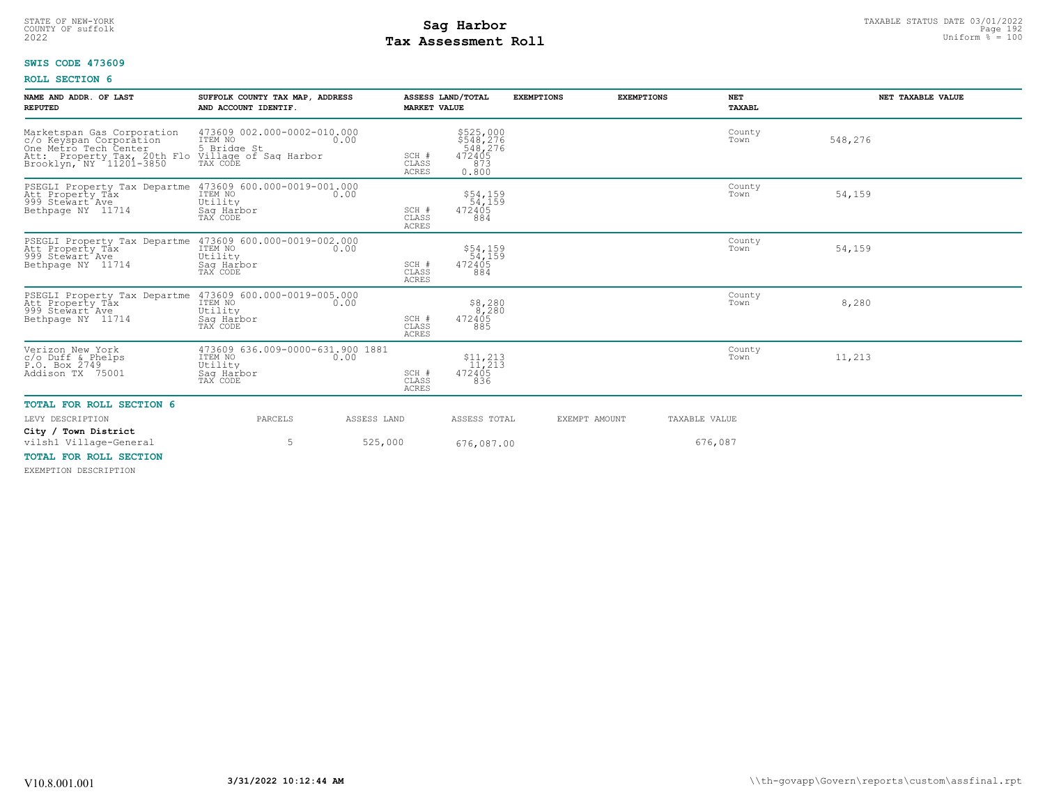STATE OF NEW-YORK
COUNTY OF suffolk
2022

# Sag Harbor
# Tax Assessment Roll

TAXABLE STATUS DATE 03/01/2022
Uniform % = 100

**SWIS CODE 473609**

**ROLL SECTION 6**

| NAME AND ADDR. OF LAST REPUTED | SUFFOLK COUNTY TAX MAP, ADDRESS AND ACCOUNT IDENTIF. | | ASSESS LAND/TOTAL MARKET VALUE | EXEMPTIONS | EXEMPTIONS | NET TAXABL | NET TAXABLE VALUE |
|---|---|---|---|---|---|---|---|
| Marketspan Gas Corporation<br>c/o Keyspan Corporation<br>One Metro Tech Center<br>Att: Property Tax, 20th Flo<br>Brooklyn, NY 11201-3850 | 473609 002.000-0002-010.000<br>ITEM NO 0.00<br>5 Bridge St<br>Village of Sag Harbor<br>TAX CODE | SCH #<br>CLASS<br>ACRES | $525,000<br>$548,276<br>548,276<br>472405<br>873<br>0.800 | | | County<br>Town | 548,276 |
| PSEGLI Property Tax Departme<br>Att Property Tax<br>999 Stewart Ave<br>Bethpage NY 11714 | 473609 600.000-0019-001.000<br>ITEM NO 0.00<br>Utility<br>Sag Harbor<br>TAX CODE | SCH #<br>CLASS<br>ACRES | $54,159<br>54,159<br>472405<br>884 | | | County<br>Town | 54,159 |
| PSEGLI Property Tax Departme<br>Att Property Tax<br>999 Stewart Ave<br>Bethpage NY 11714 | 473609 600.000-0019-002.000<br>ITEM NO 0.00<br>Utility<br>Sag Harbor<br>TAX CODE | SCH #<br>CLASS<br>ACRES | $54,159<br>54,159<br>472405<br>884 | | | County<br>Town | 54,159 |
| PSEGLI Property Tax Departme<br>Att Property Tax<br>999 Stewart Ave<br>Bethpage NY 11714 | 473609 600.000-0019-005.000<br>ITEM NO 0.00<br>Utility<br>Sag Harbor<br>TAX CODE | SCH #<br>CLASS<br>ACRES | $8,280<br>8,280<br>472405<br>885 | | | County<br>Town | 8,280 |
| Verizon New York<br>c/o Duff & Phelps<br>P.O. Box 2749<br>Addison TX 75001 | 473609 636.009-0000-631.900 1881<br>ITEM NO 0.00<br>Utility<br>Sag Harbor<br>TAX CODE | SCH #<br>CLASS<br>ACRES | $11,213<br>11,213<br>472405<br>836 | | | County<br>Town | 11,213 |

**TOTAL FOR ROLL SECTION 6**

| LEVY DESCRIPTION | PARCELS | ASSESS LAND | ASSESS TOTAL | EXEMPT AMOUNT | TAXABLE VALUE |
|---|---|---|---|---|---|
| **City / Town District** | | | | | |
| vilsh1 Village-General | 5 | 525,000 | 676,087.00 | | 676,087 |

**TOTAL FOR ROLL SECTION**

EXEMPTION DESCRIPTION

V10.8.001.001 3/31/2022 10:12:44 AM \\th-govapp\Govern\reports\custom\assfinal.rpt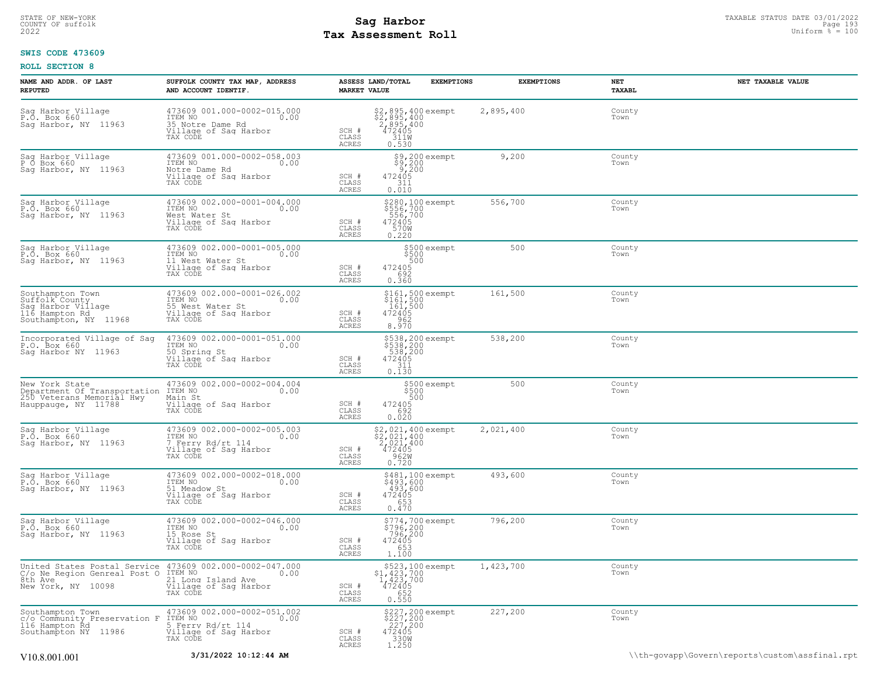STATE OF NEW-YORK
COUNTY OF suffolk
2022

# Sag Harbor
# Tax Assessment Roll

TAXABLE STATUS DATE 03/01/2022
Uniform % = 100

**SWIS CODE 473609**

**ROLL SECTION 8**

| NAME AND ADDR. OF LAST REPUTED | SUFFOLK COUNTY TAX MAP, ADDRESS AND ACCOUNT IDENTIF. | | ASSESS LAND/TOTAL MARKET VALUE | EXEMPTIONS | EXEMPTIONS | NET TAXABL | NET TAXABLE VALUE |
|---|---|---|---|---|---|---|---|
| Sag Harbor Village<br>P.O. Box 660<br>Sag Harbor, NY 11963 | 473609 001.000-0002-015.000<br>ITEM NO 0.00<br>35 Notre Dame Rd<br>Village of Sag Harbor<br>TAX CODE | SCH #<br>CLASS<br>ACRES | $2,895,400<br>$2,895,400<br>2,895,400<br>472405<br>311W<br>0.530 | exempt | 2,895,400 | County<br>Town | |
| Sag Harbor Village<br>P O Box 660<br>Sag Harbor, NY 11963 | 473609 001.000-0002-058.003<br>ITEM NO 0.00<br>Notre Dame Rd<br>Village of Sag Harbor<br>TAX CODE | SCH #<br>CLASS<br>ACRES | $9,200<br>$9,200<br>9,200<br>472405<br>311<br>0.010 | exempt | 9,200 | County<br>Town | |
| Sag Harbor Village<br>P.O. Box 660<br>Sag Harbor, NY 11963 | 473609 002.000-0001-004.000<br>ITEM NO 0.00<br>West Water St<br>Village of Sag Harbor<br>TAX CODE | SCH #<br>CLASS<br>ACRES | $280,100<br>$556,700<br>556,700<br>472405<br>570W<br>0.220 | exempt | 556,700 | County<br>Town | |
| Sag Harbor Village<br>P.O. Box 660<br>Sag Harbor, NY 11963 | 473609 002.000-0001-005.000<br>ITEM NO 0.00<br>11 West Water St<br>Village of Sag Harbor<br>TAX CODE | SCH #<br>CLASS<br>ACRES | $500<br>$500<br>500<br>472405<br>692<br>0.360 | exempt | 500 | County<br>Town | |
| Southampton Town<br>Suffolk County<br>Sag Harbor Village<br>116 Hampton Rd<br>Southampton, NY 11968 | 473609 002.000-0001-026.002<br>ITEM NO 0.00<br>55 West Water St<br>Village of Sag Harbor<br>TAX CODE | SCH #<br>CLASS<br>ACRES | $161,500<br>$161,500<br>161,500<br>472405<br>962<br>8.970 | exempt | 161,500 | County<br>Town | |
| Incorporated Village of Sag<br>P.O. Box 660<br>Sag Harbor NY 11963 | 473609 002.000-0001-051.000<br>ITEM NO 0.00<br>50 Spring St<br>Village of Sag Harbor<br>TAX CODE | SCH #<br>CLASS<br>ACRES | $538,200<br>$538,200<br>538,200<br>472405<br>311<br>0.130 | exempt | 538,200 | County<br>Town | |
| New York State<br>Department Of Transportation<br>250 Veterans Memorial Hwy<br>Hauppauge, NY 11788 | 473609 002.000-0002-004.004<br>ITEM NO 0.00<br>Main St<br>Village of Sag Harbor<br>TAX CODE | SCH #<br>CLASS<br>ACRES | $500<br>$500<br>500<br>472405<br>692<br>0.020 | exempt | 500 | County<br>Town | |
| Sag Harbor Village<br>P.O. Box 660<br>Sag Harbor, NY 11963 | 473609 002.000-0002-005.003<br>ITEM NO 0.00<br>7 Ferry Rd/rt 114<br>Village of Sag Harbor<br>TAX CODE | SCH #<br>CLASS<br>ACRES | $2,021,400<br>$2,021,400<br>2,021,400<br>472405<br>962W<br>0.720 | exempt | 2,021,400 | County<br>Town | |
| Sag Harbor Village<br>P.O. Box 660<br>Sag Harbor, NY 11963 | 473609 002.000-0002-018.000<br>ITEM NO 0.00<br>51 Meadow St<br>Village of Sag Harbor<br>TAX CODE | SCH #<br>CLASS<br>ACRES | $481,100<br>$493,600<br>493,600<br>472405<br>653<br>0.470 | exempt | 493,600 | County<br>Town | |
| Sag Harbor Village<br>P.O. Box 660<br>Sag Harbor, NY 11963 | 473609 002.000-0002-046.000<br>ITEM NO 0.00<br>15 Rose St<br>Village of Sag Harbor<br>TAX CODE | SCH #<br>CLASS<br>ACRES | $774,700<br>$796,200<br>796,200<br>472405<br>653<br>1.100 | exempt | 796,200 | County<br>Town | |
| United States Postal Service<br>C/o Ne Region Genreal Post O<br>8th Ave<br>New York, NY 10098 | 473609 002.000-0002-047.000<br>ITEM NO 0.00<br>21 Long Island Ave<br>Village of Sag Harbor<br>TAX CODE | SCH #<br>CLASS<br>ACRES | $523,100<br>$1,423,700<br>1,423,700<br>472405<br>652<br>0.550 | exempt | 1,423,700 | County<br>Town | |
| Southampton Town<br>c/o Community Preservation F<br>116 Hampton Rd<br>Southampton NY 11986 | 473609 002.000-0002-051.002<br>ITEM NO 0.00<br>5 Ferry Rd/rt 114<br>Village of Sag Harbor<br>TAX CODE | SCH #<br>CLASS<br>ACRES | $227,200<br>$227,200<br>227,200<br>472405<br>330W<br>1.250 | exempt | 227,200 | County<br>Town | |

V10.8.001.001 3/31/2022 10:12:44 AM \\th-govapp\Govern\reports\custom\assfinal.rpt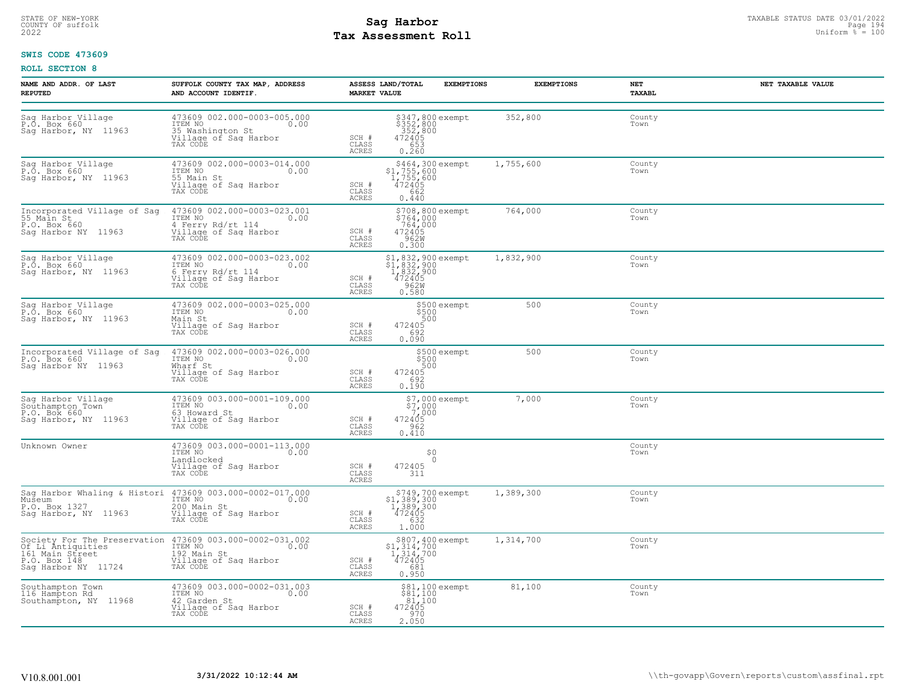STATE OF NEW-YORK
COUNTY OF suffolk
2022

# Sag Harbor
# Tax Assessment Roll

TAXABLE STATUS DATE 03/01/2022
Uniform % = 100

**SWIS CODE 473609**

**ROLL SECTION 8**

| NAME AND ADDR. OF LAST REPUTED | SUFFOLK COUNTY TAX MAP, ADDRESS AND ACCOUNT IDENTIF. | ASSESS LAND/TOTAL MARKET VALUE | EXEMPTIONS | EXEMPTIONS | NET TAXABL | NET TAXABLE VALUE |
|---|---|---|---|---|---|---|
| Sag Harbor Village<br>P.O. Box 660<br>Sag Harbor, NY 11963 | 473609 002.000-0003-005.000<br>ITEM NO 0.00<br>35 Washington St<br>Village of Sag Harbor<br>TAX CODE | $347,800<br>$352,800<br>352,800<br>SCH # 472405<br>CLASS 653<br>ACRES 0.260 | exempt | 352,800 | County<br>Town | |
| Sag Harbor Village<br>P.O. Box 660<br>Sag Harbor, NY 11963 | 473609 002.000-0003-014.000<br>ITEM NO 0.00<br>55 Main St<br>Village of Sag Harbor<br>TAX CODE | $464,300<br>$1,755,600<br>1,755,600<br>SCH # 472405<br>CLASS 662<br>ACRES 0.440 | exempt | 1,755,600 | County<br>Town | |
| Incorporated Village of Sag<br>55 Main St<br>P.O. Box 660<br>Sag Harbor NY 11963 | 473609 002.000-0003-023.001<br>ITEM NO 0.00<br>4 Ferry Rd/rt 114<br>Village of Sag Harbor<br>TAX CODE | $708,800<br>$764,000<br>764,000<br>SCH # 472405<br>CLASS 962W<br>ACRES 0.300 | exempt | 764,000 | County<br>Town | |
| Sag Harbor Village<br>P.O. Box 660<br>Sag Harbor, NY 11963 | 473609 002.000-0003-023.002<br>ITEM NO 0.00<br>6 Ferry Rd/rt 114<br>Village of Sag Harbor<br>TAX CODE | $1,832,900<br>$1,832,900<br>1,832,900<br>SCH # 472405<br>CLASS 962W<br>ACRES 0.580 | exempt | 1,832,900 | County<br>Town | |
| Sag Harbor Village<br>P.O. Box 660<br>Sag Harbor, NY 11963 | 473609 002.000-0003-025.000<br>ITEM NO 0.00<br>Main St<br>Village of Sag Harbor<br>TAX CODE | $500<br>$500<br>500<br>SCH # 472405<br>CLASS 692<br>ACRES 0.090 | exempt | 500 | County<br>Town | |
| Incorporated Village of Sag<br>P.O. Box 660<br>Sag Harbor NY 11963 | 473609 002.000-0003-026.000<br>ITEM NO 0.00<br>Wharf St<br>Village of Sag Harbor<br>TAX CODE | $500<br>$500<br>500<br>SCH # 472405<br>CLASS 692<br>ACRES 0.190 | exempt | 500 | County<br>Town | |
| Sag Harbor Village<br>Southampton Town<br>P.O. Box 660<br>Sag Harbor, NY 11963 | 473609 003.000-0001-109.000<br>ITEM NO 0.00<br>63 Howard St<br>Village of Sag Harbor<br>TAX CODE | $7,000<br>$7,000<br>7,000<br>SCH # 472405<br>CLASS 962<br>ACRES 0.410 | exempt | 7,000 | County<br>Town | |
| Unknown Owner | 473609 003.000-0001-113.000<br>ITEM NO 0.00<br>Landlocked<br>Village of Sag Harbor<br>TAX CODE | $0<br>0<br>SCH # 472405<br>CLASS 311<br>ACRES | | | County<br>Town | |
| Sag Harbor Whaling & Histori<br>Museum<br>P.O. Box 1327<br>Sag Harbor, NY 11963 | 473609 003.000-0002-017.000<br>ITEM NO 0.00<br>200 Main St<br>Village of Sag Harbor<br>TAX CODE | $749,700<br>$1,389,300<br>1,389,300<br>SCH # 472405<br>CLASS 632<br>ACRES 1.000 | exempt | 1,389,300 | County<br>Town | |
| Society For The Preservation<br>Of Li Antiquities<br>161 Main Street<br>P.O. Box 148<br>Sag Harbor NY 11724 | 473609 003.000-0002-031.002<br>ITEM NO 0.00<br>192 Main St<br>Village of Sag Harbor<br>TAX CODE | $807,400<br>$1,314,700<br>1,314,700<br>SCH # 472405<br>CLASS 681<br>ACRES 0.950 | exempt | 1,314,700 | County<br>Town | |
| Southampton Town<br>116 Hampton Rd<br>Southampton, NY 11968 | 473609 003.000-0002-031.003<br>ITEM NO 0.00<br>42 Garden St<br>Village of Sag Harbor<br>TAX CODE | $81,100<br>$81,100<br>81,100<br>SCH # 472405<br>CLASS 970<br>ACRES 2.050 | exempt | 81,100 | County<br>Town | |

V10.8.001.001 &nbsp;&nbsp; 3/31/2022 10:12:44 AM &nbsp;&nbsp; \\th-govapp\Govern\reports\custom\assfinal.rpt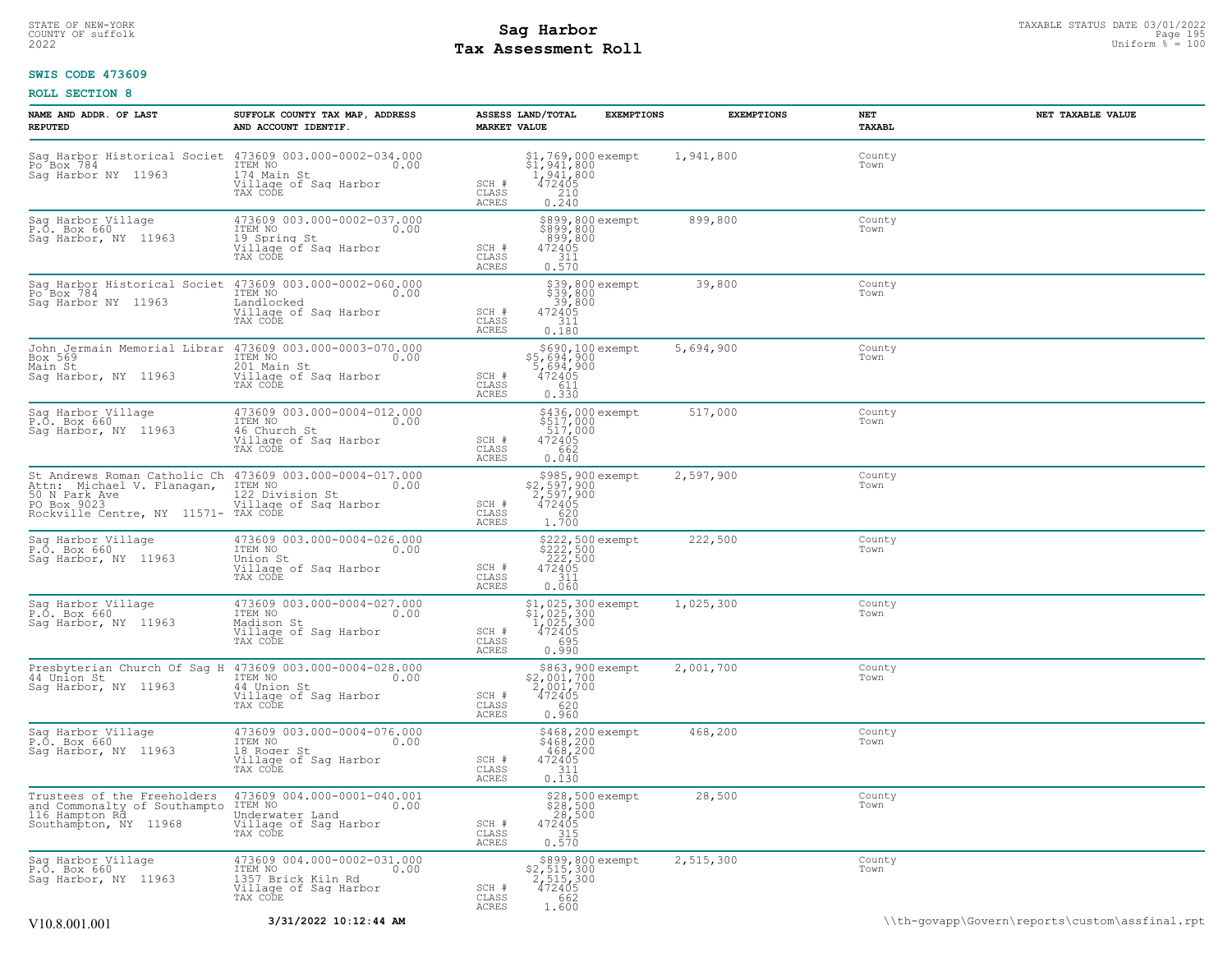STATE OF NEW-YORK
COUNTY OF suffolk
2022

# Sag Harbor
# Tax Assessment Roll

TAXABLE STATUS DATE 03/01/2022
Uniform % = 100

**SWIS CODE 473609**

**ROLL SECTION 8**

| NAME AND ADDR. OF LAST REPUTED | SUFFOLK COUNTY TAX MAP, ADDRESS AND ACCOUNT IDENTIF. | ASSESS LAND/TOTAL MARKET VALUE | EXEMPTIONS | EXEMPTIONS | NET TAXABL | NET TAXABLE VALUE |
|---|---|---|---|---|---|---|
| Sag Harbor Historical Societ<br>Po Box 784<br>Sag Harbor NY 11963 | 473609 003.000-0002-034.000<br>ITEM NO 0.00<br>174 Main St<br>Village of Sag Harbor<br>TAX CODE | $1,769,000<br>$1,941,800<br>1,941,800<br>SCH # 472405<br>CLASS 210<br>ACRES 0.240 | exempt | 1,941,800 | County<br>Town | |
| Sag Harbor Village<br>P.O. Box 660<br>Sag Harbor, NY 11963 | 473609 003.000-0002-037.000<br>ITEM NO 0.00<br>19 Spring St<br>Village of Sag Harbor<br>TAX CODE | $899,800<br>$899,800<br>899,800<br>SCH # 472405<br>CLASS 311<br>ACRES 0.570 | exempt | 899,800 | County<br>Town | |
| Sag Harbor Historical Societ<br>Po Box 784<br>Sag Harbor NY 11963 | 473609 003.000-0002-060.000<br>ITEM NO 0.00<br>Landlocked<br>Village of Sag Harbor<br>TAX CODE | $39,800<br>$39,800<br>39,800<br>SCH # 472405<br>CLASS 311<br>ACRES 0.180 | exempt | 39,800 | County<br>Town | |
| John Jermain Memorial Librar<br>Box 569<br>Main St<br>Sag Harbor, NY 11963 | 473609 003.000-0003-070.000<br>ITEM NO 0.00<br>201 Main St<br>Village of Sag Harbor<br>TAX CODE | $690,100<br>$5,694,900<br>5,694,900<br>SCH # 472405<br>CLASS 611<br>ACRES 0.330 | exempt | 5,694,900 | County<br>Town | |
| Sag Harbor Village<br>P.O. Box 660<br>Sag Harbor, NY 11963 | 473609 003.000-0004-012.000<br>ITEM NO 0.00<br>46 Church St<br>Village of Sag Harbor<br>TAX CODE | $436,000<br>$517,000<br>517,000<br>SCH # 472405<br>CLASS 662<br>ACRES 0.040 | exempt | 517,000 | County<br>Town | |
| St Andrews Roman Catholic Ch<br>Attn: Michael V. Flanagan,<br>50 N Park Ave<br>PO Box 9023<br>Rockville Centre, NY 11571- | 473609 003.000-0004-017.000<br>ITEM NO 0.00<br>122 Division St<br>Village of Sag Harbor<br>TAX CODE | $985,900<br>$2,597,900<br>2,597,900<br>SCH # 472405<br>CLASS 620<br>ACRES 1.700 | exempt | 2,597,900 | County<br>Town | |
| Sag Harbor Village<br>P.O. Box 660<br>Sag Harbor, NY 11963 | 473609 003.000-0004-026.000<br>ITEM NO 0.00<br>Union St<br>Village of Sag Harbor<br>TAX CODE | $222,500<br>$222,500<br>222,500<br>SCH # 472405<br>CLASS 311<br>ACRES 0.060 | exempt | 222,500 | County<br>Town | |
| Sag Harbor Village<br>P.O. Box 660<br>Sag Harbor, NY 11963 | 473609 003.000-0004-027.000<br>ITEM NO 0.00<br>Madison St<br>Village of Sag Harbor<br>TAX CODE | $1,025,300<br>$1,025,300<br>1,025,300<br>SCH # 472405<br>CLASS 695<br>ACRES 0.990 | exempt | 1,025,300 | County<br>Town | |
| Presbyterian Church Of Sag H<br>44 Union St<br>Sag Harbor, NY 11963 | 473609 003.000-0004-028.000<br>ITEM NO 0.00<br>44 Union St<br>Village of Sag Harbor<br>TAX CODE | $863,900<br>$2,001,700<br>2,001,700<br>SCH # 472405<br>CLASS 620<br>ACRES 0.960 | exempt | 2,001,700 | County<br>Town | |
| Sag Harbor Village<br>P.O. Box 660<br>Sag Harbor, NY 11963 | 473609 003.000-0004-076.000<br>ITEM NO 0.00<br>18 Roger St<br>Village of Sag Harbor<br>TAX CODE | $468,200<br>$468,200<br>468,200<br>SCH # 472405<br>CLASS 311<br>ACRES 0.130 | exempt | 468,200 | County<br>Town | |
| Trustees of the Freeholders<br>and Commonalty of Southampto<br>116 Hampton Rd<br>Southampton, NY 11968 | 473609 004.000-0001-040.001<br>ITEM NO 0.00<br>Underwater Land<br>Village of Sag Harbor<br>TAX CODE | $28,500<br>$28,500<br>28,500<br>SCH # 472405<br>CLASS 315<br>ACRES 0.570 | exempt | 28,500 | County<br>Town | |
| Sag Harbor Village<br>P.O. Box 660<br>Sag Harbor, NY 11963 | 473609 004.000-0002-031.000<br>ITEM NO 0.00<br>1357 Brick Kiln Rd<br>Village of Sag Harbor<br>TAX CODE | $899,800<br>$2,515,300<br>2,515,300<br>SCH # 472405<br>CLASS 662<br>ACRES 1.600 | exempt | 2,515,300 | County<br>Town | |

V10.8.001.001 &nbsp;&nbsp; 3/31/2022 10:12:44 AM &nbsp;&nbsp; \\th-govapp\Govern\reports\custom\assfinal.rpt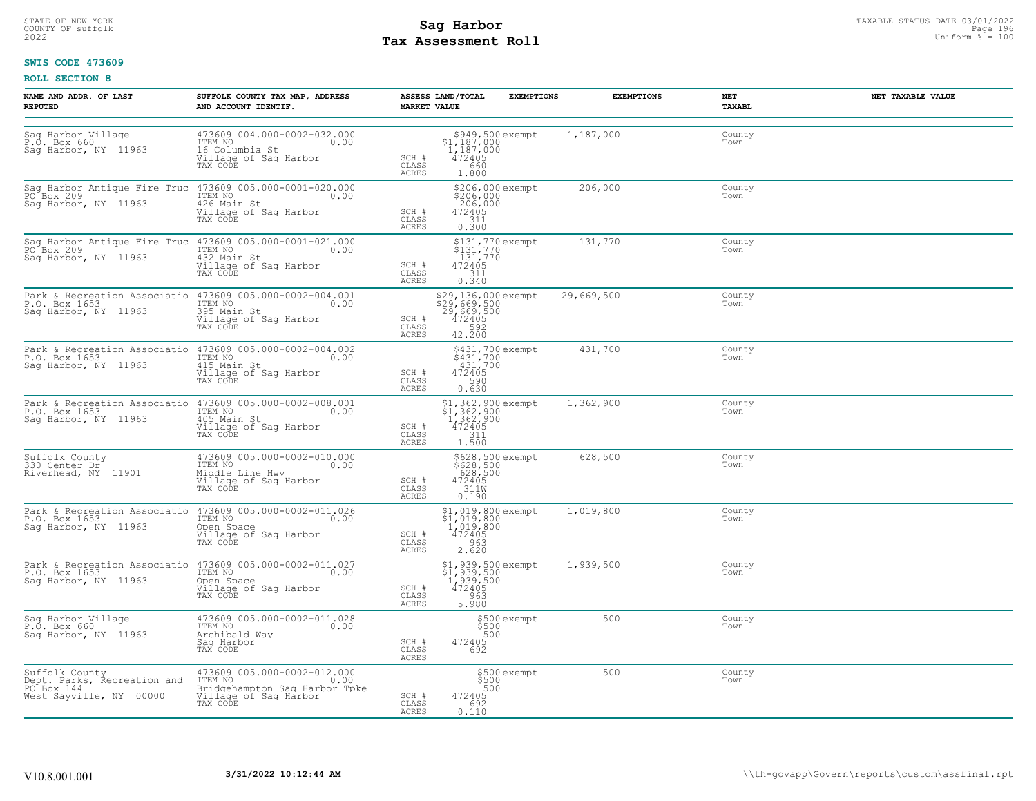STATE OF NEW-YORK
COUNTY OF suffolk
2022

# Sag Harbor
# Tax Assessment Roll

TAXABLE STATUS DATE 03/01/2022
Uniform % = 100

**SWIS CODE 473609**

**ROLL SECTION 8**

| NAME AND ADDR. OF LAST REPUTED | SUFFOLK COUNTY TAX MAP, ADDRESS AND ACCOUNT IDENTIF. | ASSESS LAND/TOTAL MARKET VALUE | EXEMPTIONS | EXEMPTIONS | NET TAXABL | NET TAXABLE VALUE |
|---|---|---|---|---|---|---|
| Sag Harbor Village<br>P.O. Box 660<br>Sag Harbor, NY 11963 | 473609 004.000-0002-032.000<br>ITEM NO 0.00<br>16 Columbia St<br>Village of Sag Harbor<br>TAX CODE | $949,500<br>$1,187,000<br>1,187,000<br>SCH # 472405<br>CLASS 660<br>ACRES 1.800 | exempt | 1,187,000 | County<br>Town | |
| Sag Harbor Antique Fire Truc<br>PO Box 209<br>Sag Harbor, NY 11963 | 473609 005.000-0001-020.000<br>ITEM NO 0.00<br>426 Main St<br>Village of Sag Harbor<br>TAX CODE | $206,000<br>$206,000<br>206,000<br>SCH # 472405<br>CLASS 311<br>ACRES 0.300 | exempt | 206,000 | County<br>Town | |
| Sag Harbor Antique Fire Truc<br>PO Box 209<br>Sag Harbor, NY 11963 | 473609 005.000-0001-021.000<br>ITEM NO 0.00<br>432 Main St<br>Village of Sag Harbor<br>TAX CODE | $131,770<br>$131,770<br>131,770<br>SCH # 472405<br>CLASS 311<br>ACRES 0.340 | exempt | 131,770 | County<br>Town | |
| Park & Recreation Associatio<br>P.O. Box 1653<br>Sag Harbor, NY 11963 | 473609 005.000-0002-004.001<br>ITEM NO 0.00<br>395 Main St<br>Village of Sag Harbor<br>TAX CODE | $29,136,000<br>$29,669,500<br>29,669,500<br>SCH # 472405<br>CLASS 592<br>ACRES 42.200 | exempt | 29,669,500 | County<br>Town | |
| Park & Recreation Associatio<br>P.O. Box 1653<br>Sag Harbor, NY 11963 | 473609 005.000-0002-004.002<br>ITEM NO 0.00<br>415 Main St<br>Village of Sag Harbor<br>TAX CODE | $431,700<br>$431,700<br>431,700<br>SCH # 472405<br>CLASS 590<br>ACRES 0.630 | exempt | 431,700 | County<br>Town | |
| Park & Recreation Associatio<br>P.O. Box 1653<br>Sag Harbor, NY 11963 | 473609 005.000-0002-008.001<br>ITEM NO 0.00<br>405 Main St<br>Village of Sag Harbor<br>TAX CODE | $1,362,900<br>$1,362,900<br>1,362,900<br>SCH # 472405<br>CLASS 311<br>ACRES 1.500 | exempt | 1,362,900 | County<br>Town | |
| Suffolk County<br>330 Center Dr<br>Riverhead, NY 11901 | 473609 005.000-0002-010.000<br>ITEM NO 0.00<br>Middle Line Hwy<br>Village of Sag Harbor<br>TAX CODE | $628,500<br>$628,500<br>628,500<br>SCH # 472405<br>CLASS 311W<br>ACRES 0.190 | exempt | 628,500 | County<br>Town | |
| Park & Recreation Associatio<br>P.O. Box 1653<br>Sag Harbor, NY 11963 | 473609 005.000-0002-011.026<br>ITEM NO 0.00<br>Open Space<br>Village of Sag Harbor<br>TAX CODE | $1,019,800<br>$1,019,800<br>1,019,800<br>SCH # 472405<br>CLASS 963<br>ACRES 2.620 | exempt | 1,019,800 | County<br>Town | |
| Park & Recreation Associatio<br>P.O. Box 1653<br>Sag Harbor, NY 11963 | 473609 005.000-0002-011.027<br>ITEM NO 0.00<br>Open Space<br>Village of Sag Harbor<br>TAX CODE | $1,939,500<br>$1,939,500<br>1,939,500<br>SCH # 472405<br>CLASS 963<br>ACRES 5.980 | exempt | 1,939,500 | County<br>Town | |
| Sag Harbor Village<br>P.O. Box 660<br>Sag Harbor, NY 11963 | 473609 005.000-0002-011.028<br>ITEM NO 0.00<br>Archibald Way<br>Sag Harbor<br>TAX CODE | $500<br>$500<br>500<br>SCH # 472405<br>CLASS 692<br>ACRES | exempt | 500 | County<br>Town | |
| Suffolk County<br>Dept. Parks, Recreation and<br>PO Box 144<br>West Sayville, NY 00000 | 473609 005.000-0002-012.000<br>ITEM NO 0.00<br>Bridgehampton Sag Harbor Tpke<br>Village of Sag Harbor<br>TAX CODE | $500<br>$500<br>500<br>SCH # 472405<br>CLASS 692<br>ACRES 0.110 | exempt | 500 | County<br>Town | |

V10.8.001.001 3/31/2022 10:12:44 AM \\th-govapp\Govern\reports\custom\assfinal.rpt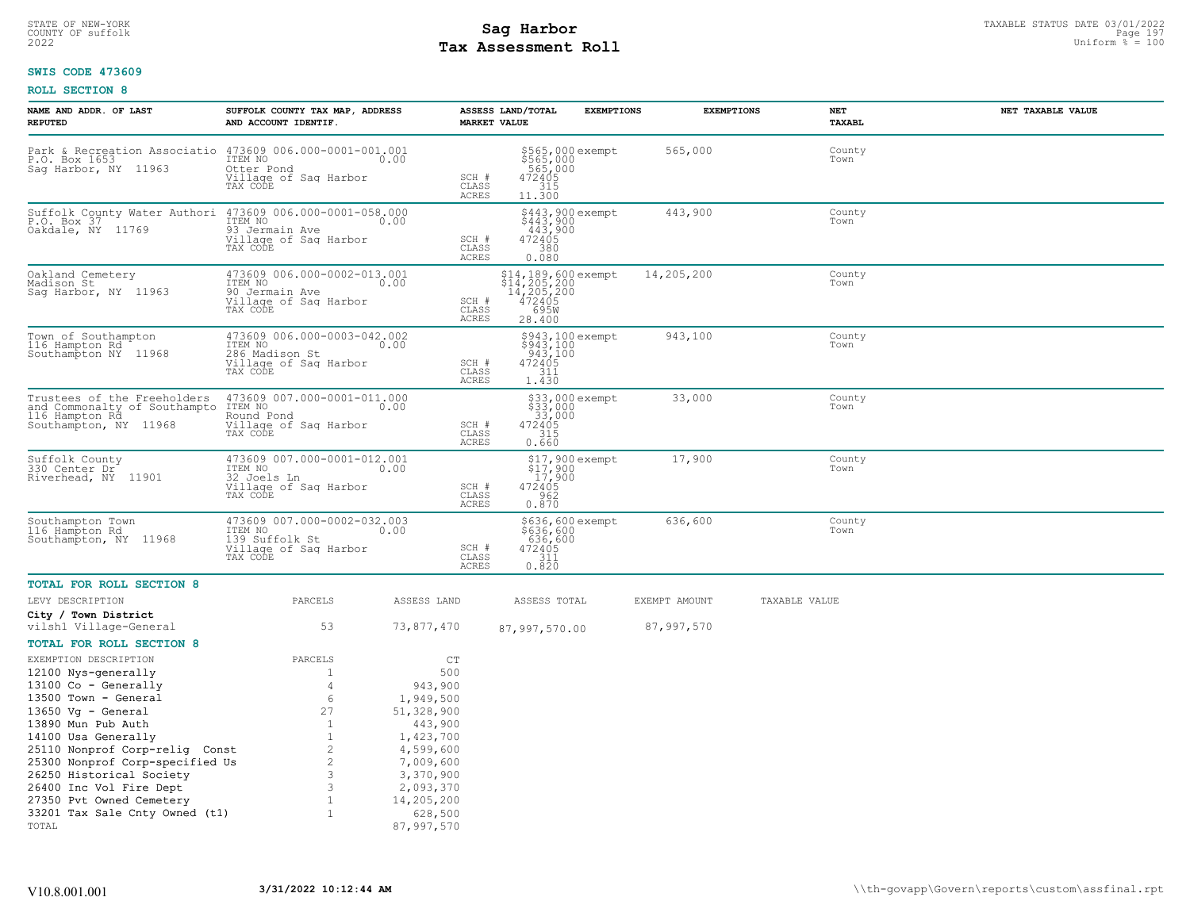STATE OF NEW-YORK
COUNTY OF suffolk
2022

# Sag Harbor
# Tax Assessment Roll

TAXABLE STATUS DATE 03/01/2022
Uniform % = 100

**SWIS CODE 473609**

**ROLL SECTION 8**

| NAME AND ADDR. OF LAST REPUTED | SUFFOLK COUNTY TAX MAP, ADDRESS AND ACCOUNT IDENTIF. | ASSESS LAND/TOTAL MARKET VALUE | EXEMPTIONS | EXEMPTIONS | NET TAXABL | NET TAXABLE VALUE |
|---|---|---|---|---|---|---|
| Park & Recreation Associatio<br>P.O. Box 1653<br>Sag Harbor, NY 11963 | 473609 006.000-0001-001.001<br>ITEM NO 0.00<br>Otter Pond<br>Village of Sag Harbor<br>TAX CODE | $565,000<br>$565,000<br>565,000<br>SCH # 472405<br>CLASS 315<br>ACRES 11.300 | exempt | 565,000 | County<br>Town | |
| Suffolk County Water Authori<br>P.O. Box 37<br>Oakdale, NY 11769 | 473609 006.000-0001-058.000<br>ITEM NO 0.00<br>93 Jermain Ave<br>Village of Sag Harbor<br>TAX CODE | $443,900<br>$443,900<br>443,900<br>SCH # 472405<br>CLASS 380<br>ACRES 0.080 | exempt | 443,900 | County<br>Town | |
| Oakland Cemetery<br>Madison St<br>Sag Harbor, NY 11963 | 473609 006.000-0002-013.001<br>ITEM NO 0.00<br>90 Jermain Ave<br>Village of Sag Harbor<br>TAX CODE | $14,189,600<br>$14,205,200<br>14,205,200<br>SCH # 472405<br>CLASS 695W<br>ACRES 28.400 | exempt | 14,205,200 | County<br>Town | |
| Town of Southampton<br>116 Hampton Rd<br>Southampton NY 11968 | 473609 006.000-0003-042.002<br>ITEM NO 0.00<br>286 Madison St<br>Village of Sag Harbor<br>TAX CODE | $943,100<br>$943,100<br>943,100<br>SCH # 472405<br>CLASS 311<br>ACRES 1.430 | exempt | 943,100 | County<br>Town | |
| Trustees of the Freeholders<br>and Commonalty of Southampto<br>116 Hampton Rd<br>Southampton, NY 11968 | 473609 007.000-0001-011.000<br>ITEM NO 0.00<br>Round Pond<br>Village of Sag Harbor<br>TAX CODE | $33,000<br>$33,000<br>33,000<br>SCH # 472405<br>CLASS 315<br>ACRES 0.660 | exempt | 33,000 | County<br>Town | |
| Suffolk County<br>330 Center Dr<br>Riverhead, NY 11901 | 473609 007.000-0001-012.001<br>ITEM NO 0.00<br>32 Joels Ln<br>Village of Sag Harbor<br>TAX CODE | $17,900<br>$17,900<br>17,900<br>SCH # 472405<br>CLASS 962<br>ACRES 0.870 | exempt | 17,900 | County<br>Town | |
| Southampton Town<br>116 Hampton Rd<br>Southampton, NY 11968 | 473609 007.000-0002-032.003<br>ITEM NO 0.00<br>139 Suffolk St<br>Village of Sag Harbor<br>TAX CODE | $636,600<br>$636,600<br>636,600<br>SCH # 472405<br>CLASS 311<br>ACRES 0.820 | exempt | 636,600 | County<br>Town | |

**TOTAL FOR ROLL SECTION 8**

| LEVY DESCRIPTION | PARCELS | ASSESS LAND | ASSESS TOTAL | EXEMPT AMOUNT | TAXABLE VALUE |
|---|---|---|---|---|---|
| **City / Town District** | | | | | |
| vilsh1 Village-General | 53 | 73,877,470 | 87,997,570.00 | 87,997,570 | |

**TOTAL FOR ROLL SECTION 8**

| EXEMPTION DESCRIPTION | PARCELS | CT |
|---|---|---|
| 12100 Nys-generally | 1 | 500 |
| 13100 Co - Generally | 4 | 943,900 |
| 13500 Town - General | 6 | 1,949,500 |
| 13650 Vg - General | 27 | 51,328,900 |
| 13890 Mun Pub Auth | 1 | 443,900 |
| 14100 Usa Generally | 1 | 1,423,700 |
| 25110 Nonprof Corp-relig Const | 2 | 4,599,600 |
| 25300 Nonprof Corp-specified Us | 2 | 7,009,600 |
| 26250 Historical Society | 3 | 3,370,900 |
| 26400 Inc Vol Fire Dept | 3 | 2,093,370 |
| 27350 Pvt Owned Cemetery | 1 | 14,205,200 |
| 33201 Tax Sale Cnty Owned (t1) | 1 | 628,500 |
| TOTAL | | 87,997,570 |

V10.8.001.001 3/31/2022 10:12:44 AM \\th-govapp\Govern\reports\custom\assfinal.rpt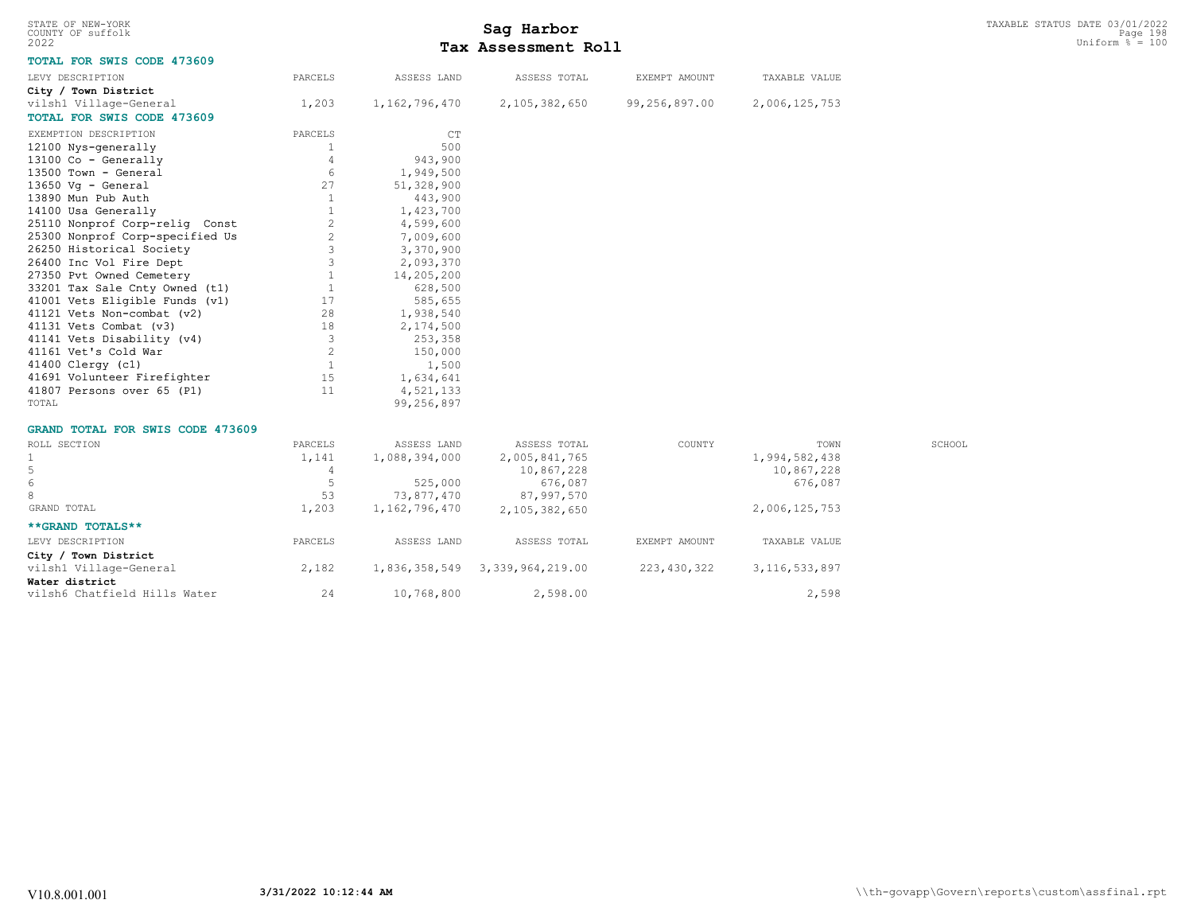STATE OF NEW-YORK
COUNTY OF suffolk
2022

# Sag Harbor
# Tax Assessment Roll

TAXABLE STATUS DATE 03/01/2022
Uniform % = 100

## TOTAL FOR SWIS CODE 473609

| LEVY DESCRIPTION | PARCELS | ASSESS LAND | ASSESS TOTAL | EXEMPT AMOUNT | TAXABLE VALUE |
|---|---|---|---|---|---|
| **City / Town District** | | | | | |
| vilsh1 Village-General | 1,203 | 1,162,796,470 | 2,105,382,650 | 99,256,897.00 | 2,006,125,753 |

## TOTAL FOR SWIS CODE 473609

| EXEMPTION DESCRIPTION | PARCELS | CT |
|---|---|---|
| 12100 Nys-generally | 1 | 500 |
| 13100 Co - Generally | 4 | 943,900 |
| 13500 Town - General | 6 | 1,949,500 |
| 13650 Vg - General | 27 | 51,328,900 |
| 13890 Mun Pub Auth | 1 | 443,900 |
| 14100 Usa Generally | 1 | 1,423,700 |
| 25110 Nonprof Corp-relig Const | 2 | 4,599,600 |
| 25300 Nonprof Corp-specified Us | 2 | 7,009,600 |
| 26250 Historical Society | 3 | 3,370,900 |
| 26400 Inc Vol Fire Dept | 3 | 2,093,370 |
| 27350 Pvt Owned Cemetery | 1 | 14,205,200 |
| 33201 Tax Sale Cnty Owned (t1) | 1 | 628,500 |
| 41001 Vets Eligible Funds (v1) | 17 | 585,655 |
| 41121 Vets Non-combat (v2) | 28 | 1,938,540 |
| 41131 Vets Combat (v3) | 18 | 2,174,500 |
| 41141 Vets Disability (v4) | 3 | 253,358 |
| 41161 Vet's Cold War | 2 | 150,000 |
| 41400 Clergy (c1) | 1 | 1,500 |
| 41691 Volunteer Firefighter | 15 | 1,634,641 |
| 41807 Persons over 65 (P1) | 11 | 4,521,133 |
| TOTAL | | 99,256,897 |

## GRAND TOTAL FOR SWIS CODE 473609

| ROLL SECTION | PARCELS | ASSESS LAND | ASSESS TOTAL | COUNTY | TOWN | SCHOOL |
|---|---|---|---|---|---|---|
| 1 | 1,141 | 1,088,394,000 | 2,005,841,765 | | 1,994,582,438 | |
| 5 | 4 | | 10,867,228 | | 10,867,228 | |
| 6 | 5 | 525,000 | 676,087 | | 676,087 | |
| 8 | 53 | 73,877,470 | 87,997,570 | | | |
| GRAND TOTAL | 1,203 | 1,162,796,470 | 2,105,382,650 | | 2,006,125,753 | |

## **GRAND TOTALS**

| LEVY DESCRIPTION | PARCELS | ASSESS LAND | ASSESS TOTAL | EXEMPT AMOUNT | TAXABLE VALUE |
|---|---|---|---|---|---|
| **City / Town District** | | | | | |
| vilsh1 Village-General | 2,182 | 1,836,358,549 | 3,339,964,219.00 | 223,430,322 | 3,116,533,897 |
| **Water district** | | | | | |
| vilsh6 Chatfield Hills Water | 24 | 10,768,800 | 2,598.00 | | 2,598 |

V10.8.001.001 **3/31/2022 10:12:44 AM** \\th-govapp\Govern\reports\custom\assfinal.rpt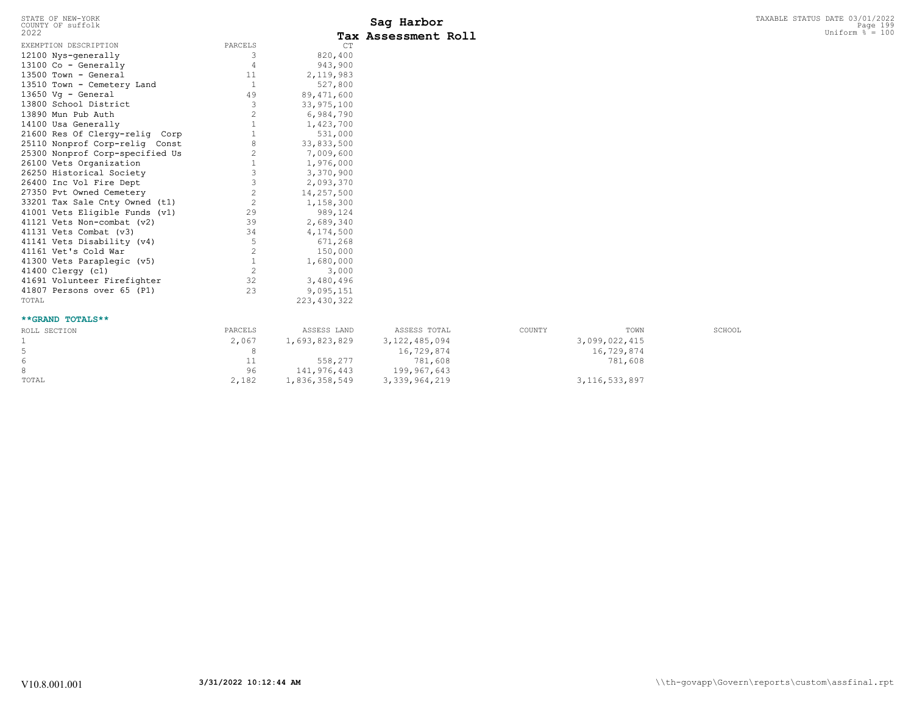STATE OF NEW-YORK
COUNTY OF suffolk
2022

# Sag Harbor
## Tax Assessment Roll

TAXABLE STATUS DATE 03/01/2022
Uniform % = 100

| EXEMPTION DESCRIPTION | PARCELS | CT |
|---|---|---|
| 12100 Nys-generally | 3 | 820,400 |
| 13100 Co - Generally | 4 | 943,900 |
| 13500 Town - General | 11 | 2,119,983 |
| 13510 Town - Cemetery Land | 1 | 527,800 |
| 13650 Vg - General | 49 | 89,471,600 |
| 13800 School District | 3 | 33,975,100 |
| 13890 Mun Pub Auth | 2 | 6,984,790 |
| 14100 Usa Generally | 1 | 1,423,700 |
| 21600 Res Of Clergy-relig Corp | 1 | 531,000 |
| 25110 Nonprof Corp-relig Const | 8 | 33,833,500 |
| 25300 Nonprof Corp-specified Us | 2 | 7,009,600 |
| 26100 Vets Organization | 1 | 1,976,000 |
| 26250 Historical Society | 3 | 3,370,900 |
| 26400 Inc Vol Fire Dept | 3 | 2,093,370 |
| 27350 Pvt Owned Cemetery | 2 | 14,257,500 |
| 33201 Tax Sale Cnty Owned (t1) | 2 | 1,158,300 |
| 41001 Vets Eligible Funds (v1) | 29 | 989,124 |
| 41121 Vets Non-combat (v2) | 39 | 2,689,340 |
| 41131 Vets Combat (v3) | 34 | 4,174,500 |
| 41141 Vets Disability (v4) | 5 | 671,268 |
| 41161 Vet's Cold War | 2 | 150,000 |
| 41300 Vets Paraplegic (v5) | 1 | 1,680,000 |
| 41400 Clergy (c1) | 2 | 3,000 |
| 41691 Volunteer Firefighter | 32 | 3,480,496 |
| 41807 Persons over 65 (P1) | 23 | 9,095,151 |
| TOTAL | | 223,430,322 |

**\*\*GRAND TOTALS\*\***

| ROLL SECTION | PARCELS | ASSESS LAND | ASSESS TOTAL | COUNTY | TOWN | SCHOOL |
|---|---|---|---|---|---|---|
| 1 | 2,067 | 1,693,823,829 | 3,122,485,094 | | 3,099,022,415 | |
| 5 | 8 | | 16,729,874 | | 16,729,874 | |
| 6 | 11 | 558,277 | 781,608 | | 781,608 | |
| 8 | 96 | 141,976,443 | 199,967,643 | | | |
| TOTAL | 2,182 | 1,836,358,549 | 3,339,964,219 | | 3,116,533,897 | |

V10.8.001.001 3/31/2022 10:12:44 AM \\th-govapp\Govern\reports\custom\assfinal.rpt